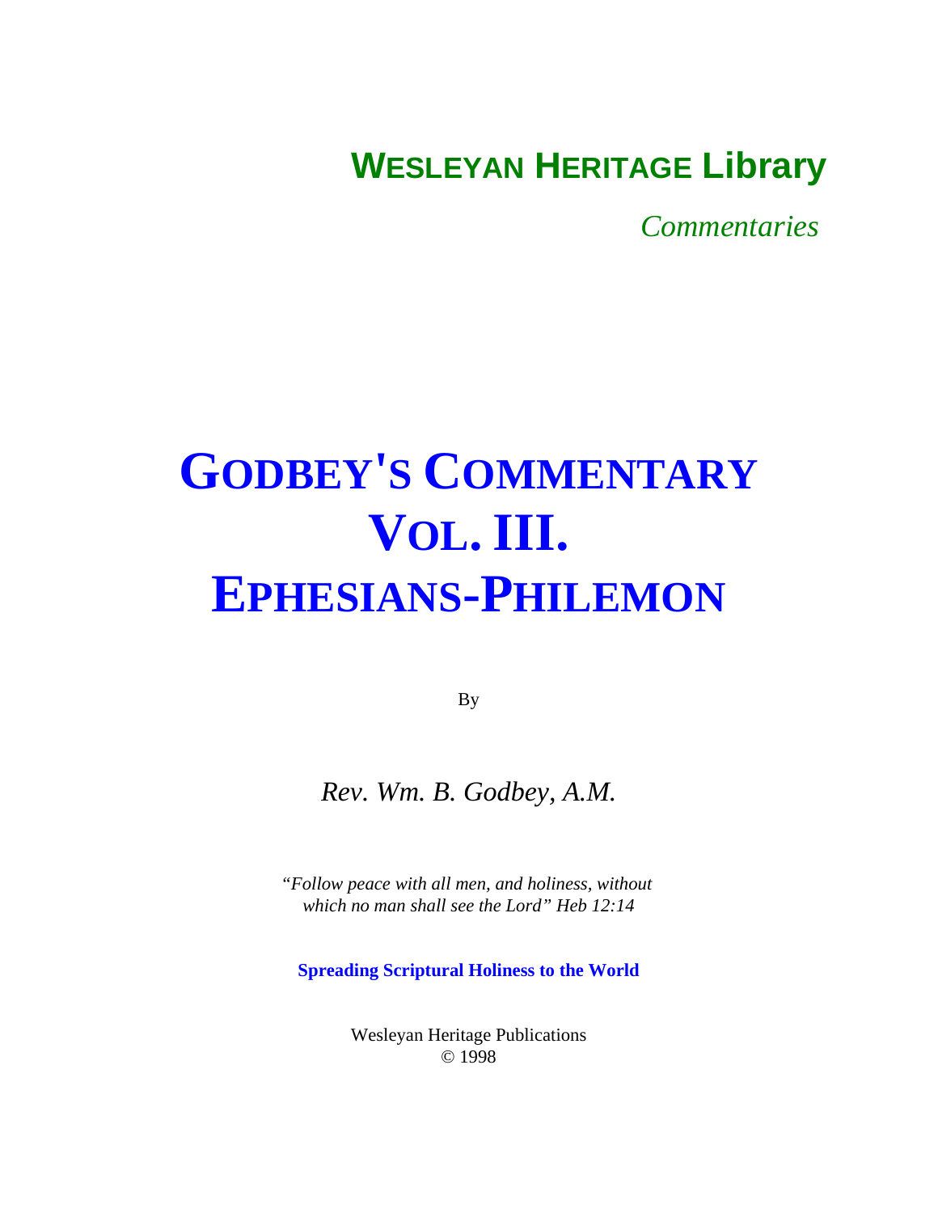**WESLEYAN HERITAGE Library**

*Commentaries*

# GODBEY'S COMMENTARY
# VOL. III.
# EPHESIANS-PHILEMON

By

*Rev. Wm. B. Godbey, A.M.*

*"Follow peace with all men, and holiness, without which no man shall see the Lord" Heb 12:14*

**Spreading Scriptural Holiness to the World**

Wesleyan Heritage Publications
© 1998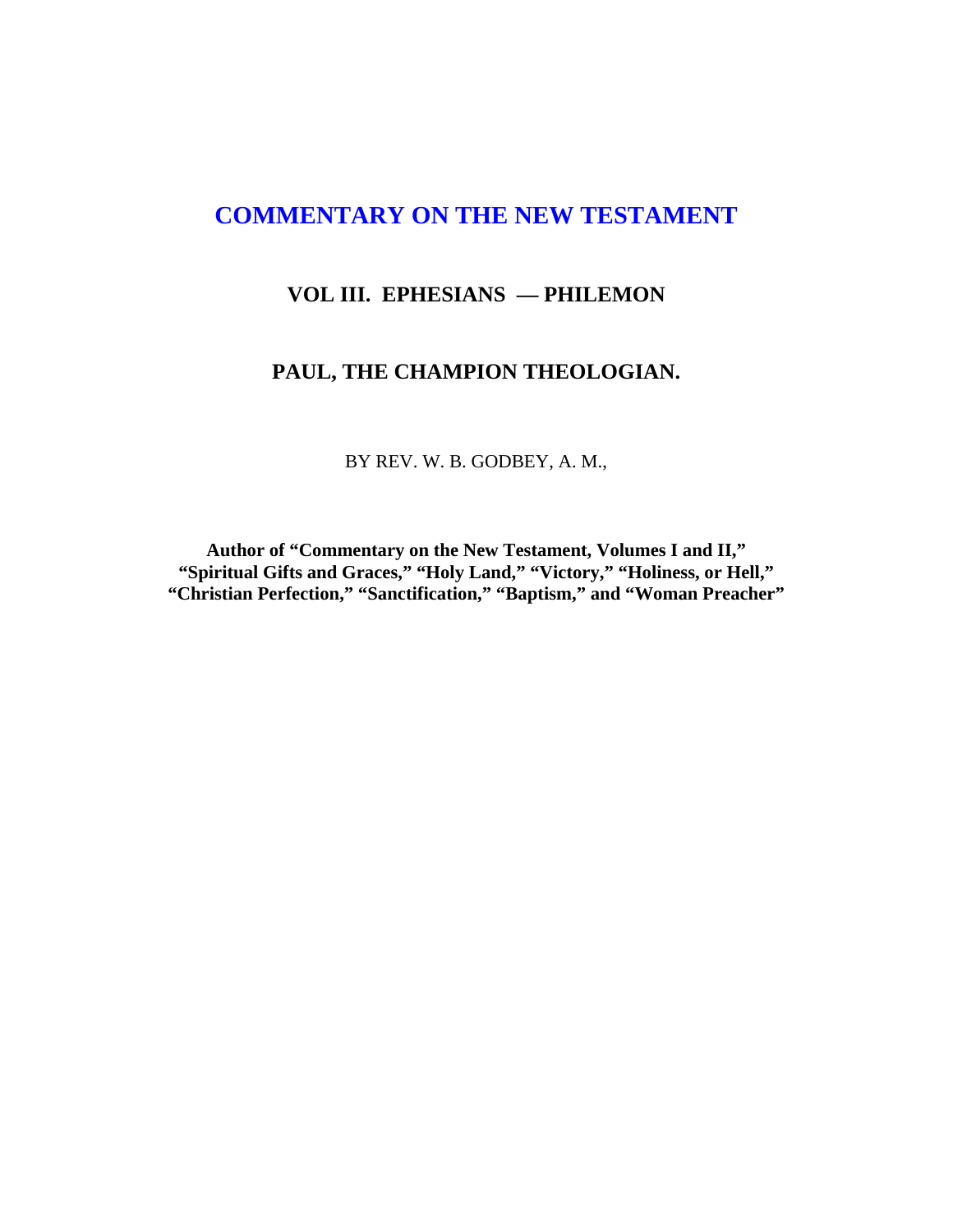# COMMENTARY ON THE NEW TESTAMENT

## VOL III. EPHESIANS — PHILEMON

## PAUL, THE CHAMPION THEOLOGIAN.

BY REV. W. B. GODBEY, A. M.,

**Author of "Commentary on the New Testament, Volumes I and II," "Spiritual Gifts and Graces," "Holy Land," "Victory," "Holiness, or Hell," "Christian Perfection," "Sanctification," "Baptism," and "Woman Preacher"**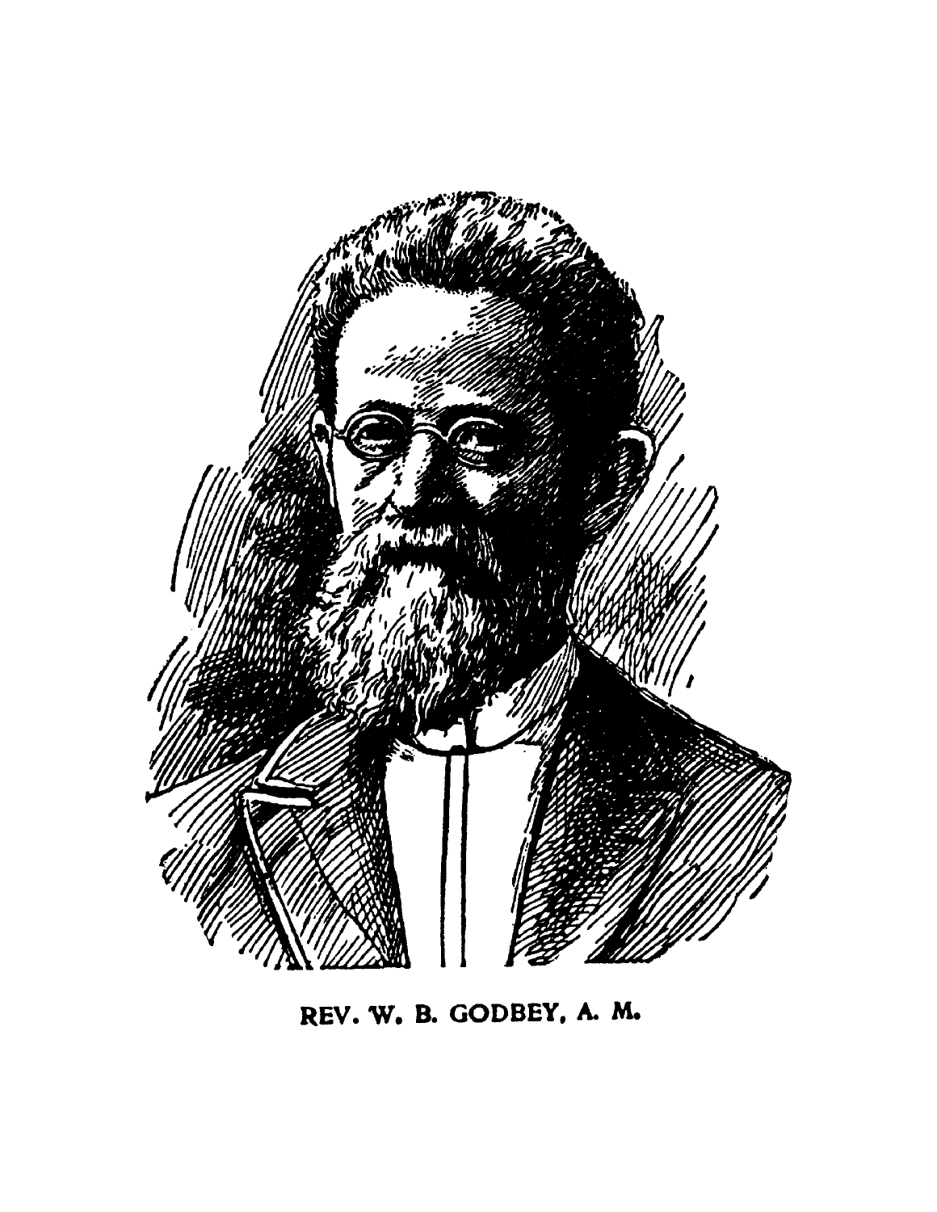REV. W. B. GODBEY, A. M.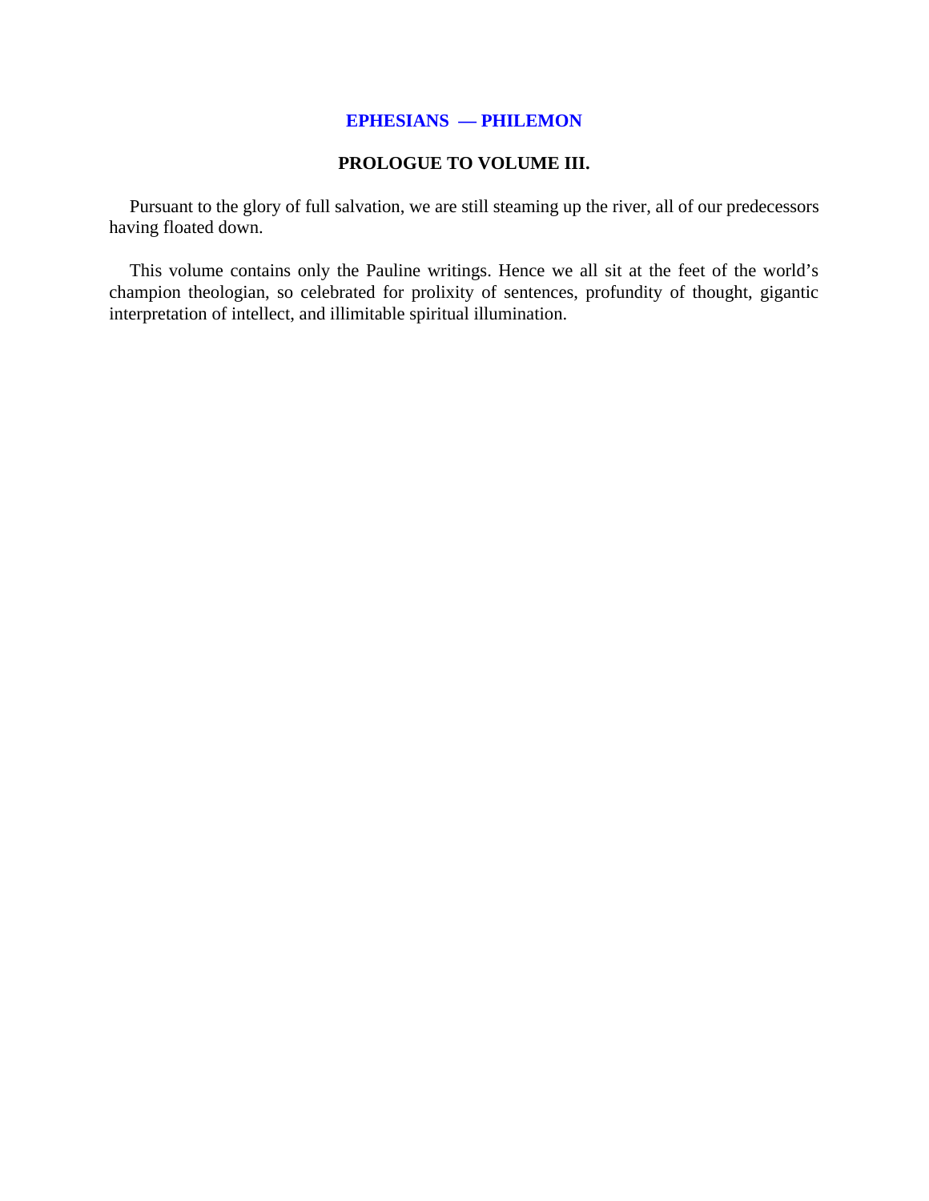## EPHESIANS — PHILEMON

### PROLOGUE TO VOLUME III.

Pursuant to the glory of full salvation, we are still steaming up the river, all of our predecessors having floated down.

This volume contains only the Pauline writings. Hence we all sit at the feet of the world's champion theologian, so celebrated for prolixity of sentences, profundity of thought, gigantic interpretation of intellect, and illimitable spiritual illumination.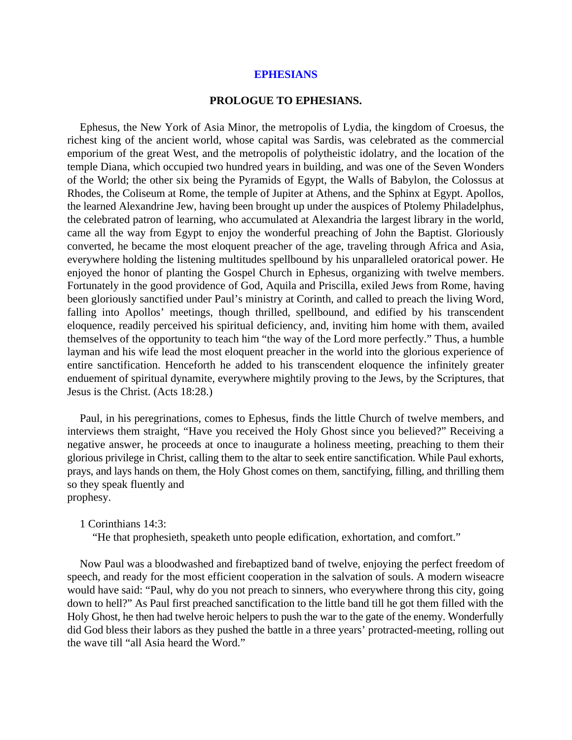# EPHESIANS

## PROLOGUE TO EPHESIANS.

Ephesus, the New York of Asia Minor, the metropolis of Lydia, the kingdom of Croesus, the richest king of the ancient world, whose capital was Sardis, was celebrated as the commercial emporium of the great West, and the metropolis of polytheistic idolatry, and the location of the temple Diana, which occupied two hundred years in building, and was one of the Seven Wonders of the World; the other six being the Pyramids of Egypt, the Walls of Babylon, the Colossus at Rhodes, the Coliseum at Rome, the temple of Jupiter at Athens, and the Sphinx at Egypt. Apollos, the learned Alexandrine Jew, having been brought up under the auspices of Ptolemy Philadelphus, the celebrated patron of learning, who accumulated at Alexandria the largest library in the world, came all the way from Egypt to enjoy the wonderful preaching of John the Baptist. Gloriously converted, he became the most eloquent preacher of the age, traveling through Africa and Asia, everywhere holding the listening multitudes spellbound by his unparalleled oratorical power. He enjoyed the honor of planting the Gospel Church in Ephesus, organizing with twelve members. Fortunately in the good providence of God, Aquila and Priscilla, exiled Jews from Rome, having been gloriously sanctified under Paul's ministry at Corinth, and called to preach the living Word, falling into Apollos' meetings, though thrilled, spellbound, and edified by his transcendent eloquence, readily perceived his spiritual deficiency, and, inviting him home with them, availed themselves of the opportunity to teach him "the way of the Lord more perfectly." Thus, a humble layman and his wife lead the most eloquent preacher in the world into the glorious experience of entire sanctification. Henceforth he added to his transcendent eloquence the infinitely greater enduement of spiritual dynamite, everywhere mightily proving to the Jews, by the Scriptures, that Jesus is the Christ. (Acts 18:28.)

Paul, in his peregrinations, comes to Ephesus, finds the little Church of twelve members, and interviews them straight, "Have you received the Holy Ghost since you believed?" Receiving a negative answer, he proceeds at once to inaugurate a holiness meeting, preaching to them their glorious privilege in Christ, calling them to the altar to seek entire sanctification. While Paul exhorts, prays, and lays hands on them, the Holy Ghost comes on them, sanctifying, filling, and thrilling them so they speak fluently and prophesy.

1 Corinthians 14:3:

> "He that prophesieth, speaketh unto people edification, exhortation, and comfort."

Now Paul was a bloodwashed and firebaptized band of twelve, enjoying the perfect freedom of speech, and ready for the most efficient cooperation in the salvation of souls. A modern wiseacre would have said: "Paul, why do you not preach to sinners, who everywhere throng this city, going down to hell?" As Paul first preached sanctification to the little band till he got them filled with the Holy Ghost, he then had twelve heroic helpers to push the war to the gate of the enemy. Wonderfully did God bless their labors as they pushed the battle in a three years' protracted-meeting, rolling out the wave till "all Asia heard the Word."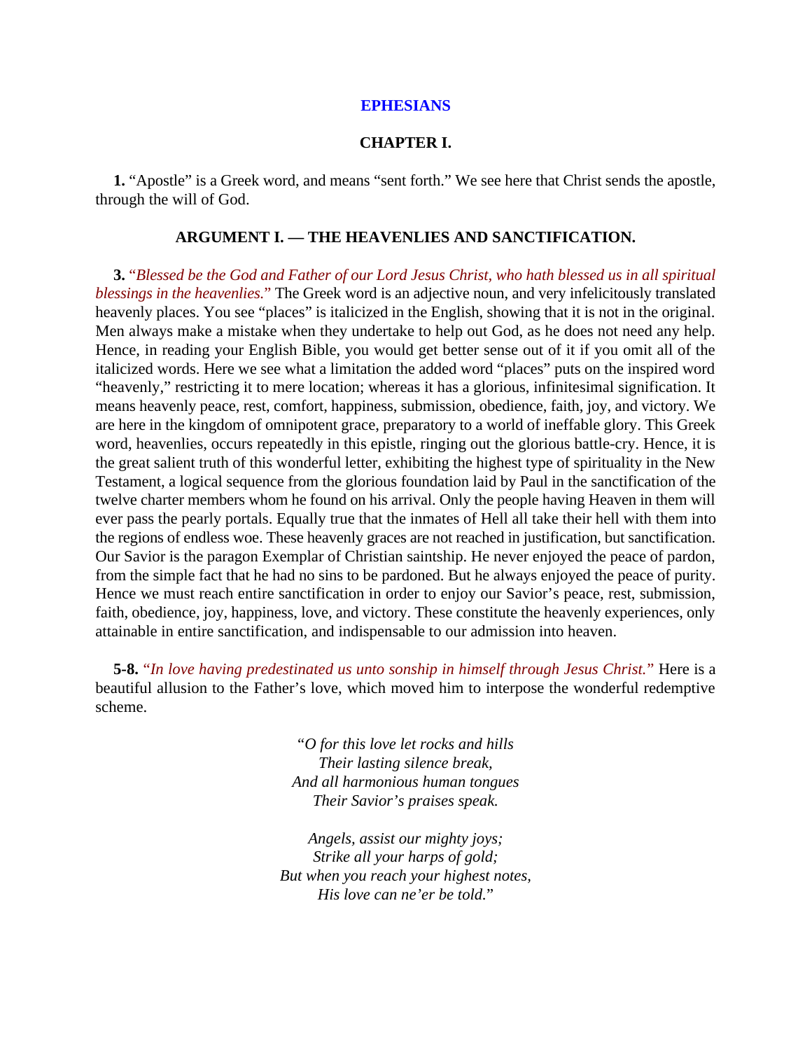# EPHESIANS

## CHAPTER I.

**1.** “Apostle” is a Greek word, and means “sent forth.” We see here that Christ sends the apostle, through the will of God.

### ARGUMENT I. — THE HEAVENLIES AND SANCTIFICATION.

**3.** “*Blessed be the God and Father of our Lord Jesus Christ, who hath blessed us in all spiritual blessings in the heavenlies.*” The Greek word is an adjective noun, and very infelicitously translated heavenly places. You see “places” is italicized in the English, showing that it is not in the original. Men always make a mistake when they undertake to help out God, as he does not need any help. Hence, in reading your English Bible, you would get better sense out of it if you omit all of the italicized words. Here we see what a limitation the added word “places” puts on the inspired word “heavenly,” restricting it to mere location; whereas it has a glorious, infinitesimal signification. It means heavenly peace, rest, comfort, happiness, submission, obedience, faith, joy, and victory. We are here in the kingdom of omnipotent grace, preparatory to a world of ineffable glory. This Greek word, heavenlies, occurs repeatedly in this epistle, ringing out the glorious battle-cry. Hence, it is the great salient truth of this wonderful letter, exhibiting the highest type of spirituality in the New Testament, a logical sequence from the glorious foundation laid by Paul in the sanctification of the twelve charter members whom he found on his arrival. Only the people having Heaven in them will ever pass the pearly portals. Equally true that the inmates of Hell all take their hell with them into the regions of endless woe. These heavenly graces are not reached in justification, but sanctification. Our Savior is the paragon Exemplar of Christian saintship. He never enjoyed the peace of pardon, from the simple fact that he had no sins to be pardoned. But he always enjoyed the peace of purity. Hence we must reach entire sanctification in order to enjoy our Savior’s peace, rest, submission, faith, obedience, joy, happiness, love, and victory. These constitute the heavenly experiences, only attainable in entire sanctification, and indispensable to our admission into heaven.

**5-8.** “*In love having predestinated us unto sonship in himself through Jesus Christ.*” Here is a beautiful allusion to the Father’s love, which moved him to interpose the wonderful redemptive scheme.

*“O for this love let rocks and hills*  
*Their lasting silence break,*  
*And all harmonious human tongues*  
*Their Savior’s praises speak.*

*Angels, assist our mighty joys;*  
*Strike all your harps of gold;*  
*But when you reach your highest notes,*  
*His love can ne’er be told.”*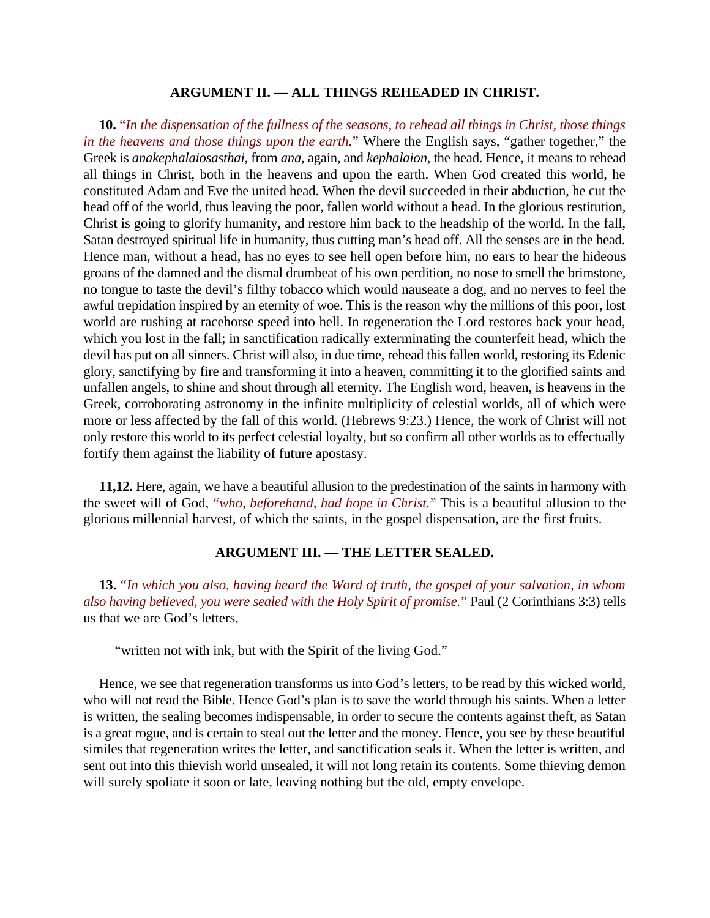### ARGUMENT II. — ALL THINGS REHEADED IN CHRIST.

**10.** *"In the dispensation of the fullness of the seasons, to rehead all things in Christ, those things in the heavens and those things upon the earth."* Where the English says, "gather together," the Greek is *anakephalaiosasthai*, from *ana*, again, and *kephalaion*, the head. Hence, it means to rehead all things in Christ, both in the heavens and upon the earth. When God created this world, he constituted Adam and Eve the united head. When the devil succeeded in their abduction, he cut the head off of the world, thus leaving the poor, fallen world without a head. In the glorious restitution, Christ is going to glorify humanity, and restore him back to the headship of the world. In the fall, Satan destroyed spiritual life in humanity, thus cutting man's head off. All the senses are in the head. Hence man, without a head, has no eyes to see hell open before him, no ears to hear the hideous groans of the damned and the dismal drumbeat of his own perdition, no nose to smell the brimstone, no tongue to taste the devil's filthy tobacco which would nauseate a dog, and no nerves to feel the awful trepidation inspired by an eternity of woe. This is the reason why the millions of this poor, lost world are rushing at racehorse speed into hell. In regeneration the Lord restores back your head, which you lost in the fall; in sanctification radically exterminating the counterfeit head, which the devil has put on all sinners. Christ will also, in due time, rehead this fallen world, restoring its Edenic glory, sanctifying by fire and transforming it into a heaven, committing it to the glorified saints and unfallen angels, to shine and shout through all eternity. The English word, heaven, is heavens in the Greek, corroborating astronomy in the infinite multiplicity of celestial worlds, all of which were more or less affected by the fall of this world. (Hebrews 9:23.) Hence, the work of Christ will not only restore this world to its perfect celestial loyalty, but so confirm all other worlds as to effectually fortify them against the liability of future apostasy.

**11,12.** Here, again, we have a beautiful allusion to the predestination of the saints in harmony with the sweet will of God, *"who, beforehand, had hope in Christ."* This is a beautiful allusion to the glorious millennial harvest, of which the saints, in the gospel dispensation, are the first fruits.

### ARGUMENT III. — THE LETTER SEALED.

**13.** *"In which you also, having heard the Word of truth, the gospel of your salvation, in whom also having believed, you were sealed with the Holy Spirit of promise."* Paul (2 Corinthians 3:3) tells us that we are God's letters,

> "written not with ink, but with the Spirit of the living God."

Hence, we see that regeneration transforms us into God's letters, to be read by this wicked world, who will not read the Bible. Hence God's plan is to save the world through his saints. When a letter is written, the sealing becomes indispensable, in order to secure the contents against theft, as Satan is a great rogue, and is certain to steal out the letter and the money. Hence, you see by these beautiful similes that regeneration writes the letter, and sanctification seals it. When the letter is written, and sent out into this thievish world unsealed, it will not long retain its contents. Some thieving demon will surely spoliate it soon or late, leaving nothing but the old, empty envelope.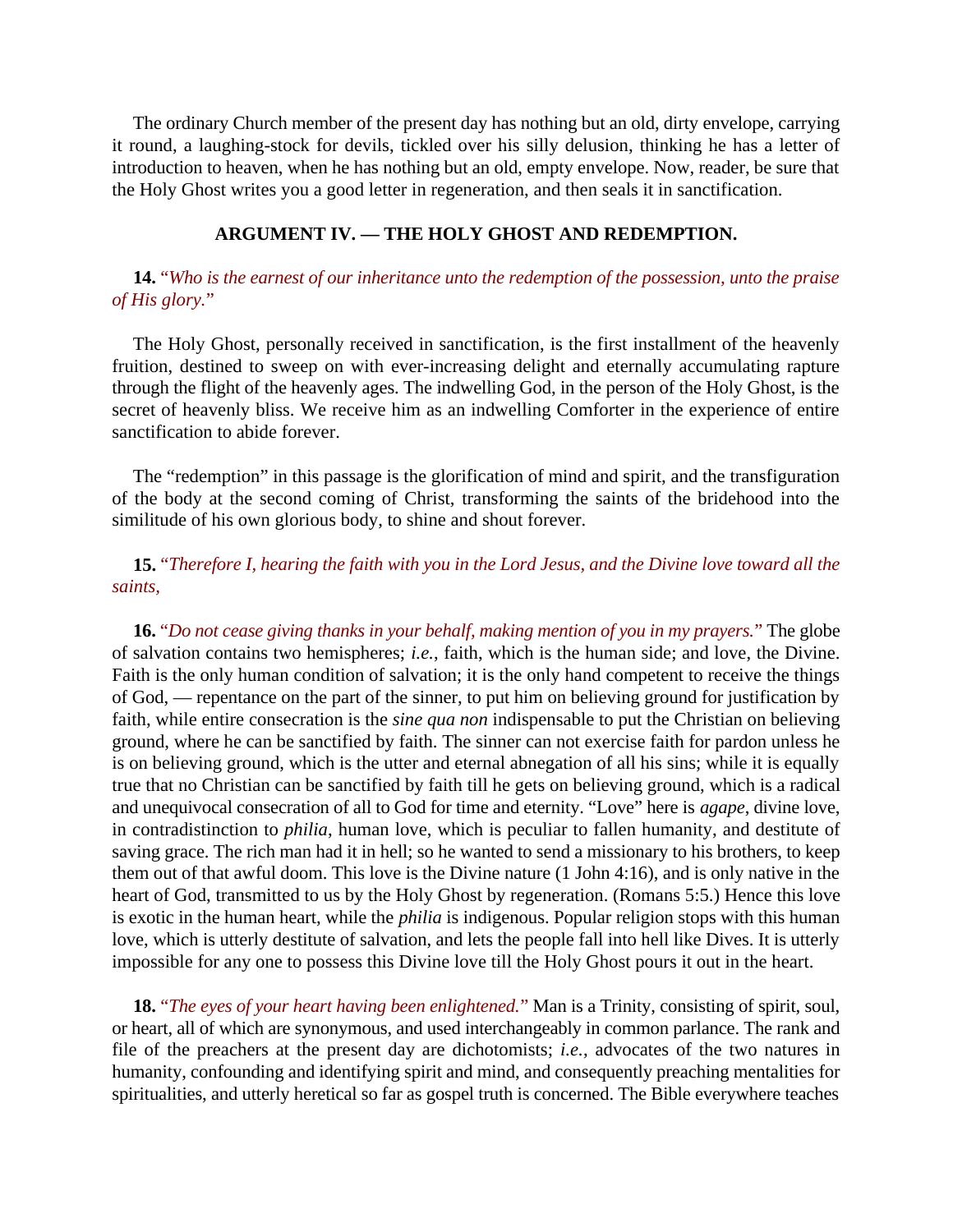The ordinary Church member of the present day has nothing but an old, dirty envelope, carrying it round, a laughing-stock for devils, tickled over his silly delusion, thinking he has a letter of introduction to heaven, when he has nothing but an old, empty envelope. Now, reader, be sure that the Holy Ghost writes you a good letter in regeneration, and then seals it in sanctification.

### ARGUMENT IV. — THE HOLY GHOST AND REDEMPTION.

**14.** "*Who is the earnest of our inheritance unto the redemption of the possession, unto the praise of His glory.*"

The Holy Ghost, personally received in sanctification, is the first installment of the heavenly fruition, destined to sweep on with ever-increasing delight and eternally accumulating rapture through the flight of the heavenly ages. The indwelling God, in the person of the Holy Ghost, is the secret of heavenly bliss. We receive him as an indwelling Comforter in the experience of entire sanctification to abide forever.

The "redemption" in this passage is the glorification of mind and spirit, and the transfiguration of the body at the second coming of Christ, transforming the saints of the bridehood into the similitude of his own glorious body, to shine and shout forever.

**15.** "*Therefore I, hearing the faith with you in the Lord Jesus, and the Divine love toward all the saints,*

**16.** "*Do not cease giving thanks in your behalf, making mention of you in my prayers.*" The globe of salvation contains two hemispheres; *i.e.*, faith, which is the human side; and love, the Divine. Faith is the only human condition of salvation; it is the only hand competent to receive the things of God, — repentance on the part of the sinner, to put him on believing ground for justification by faith, while entire consecration is the *sine qua non* indispensable to put the Christian on believing ground, where he can be sanctified by faith. The sinner can not exercise faith for pardon unless he is on believing ground, which is the utter and eternal abnegation of all his sins; while it is equally true that no Christian can be sanctified by faith till he gets on believing ground, which is a radical and unequivocal consecration of all to God for time and eternity. "Love" here is *agape*, divine love, in contradistinction to *philia*, human love, which is peculiar to fallen humanity, and destitute of saving grace. The rich man had it in hell; so he wanted to send a missionary to his brothers, to keep them out of that awful doom. This love is the Divine nature (1 John 4:16), and is only native in the heart of God, transmitted to us by the Holy Ghost by regeneration. (Romans 5:5.) Hence this love is exotic in the human heart, while the *philia* is indigenous. Popular religion stops with this human love, which is utterly destitute of salvation, and lets the people fall into hell like Dives. It is utterly impossible for any one to possess this Divine love till the Holy Ghost pours it out in the heart.

**18.** "*The eyes of your heart having been enlightened.*" Man is a Trinity, consisting of spirit, soul, or heart, all of which are synonymous, and used interchangeably in common parlance. The rank and file of the preachers at the present day are dichotomists; *i.e.*, advocates of the two natures in humanity, confounding and identifying spirit and mind, and consequently preaching mentalities for spiritualities, and utterly heretical so far as gospel truth is concerned. The Bible everywhere teaches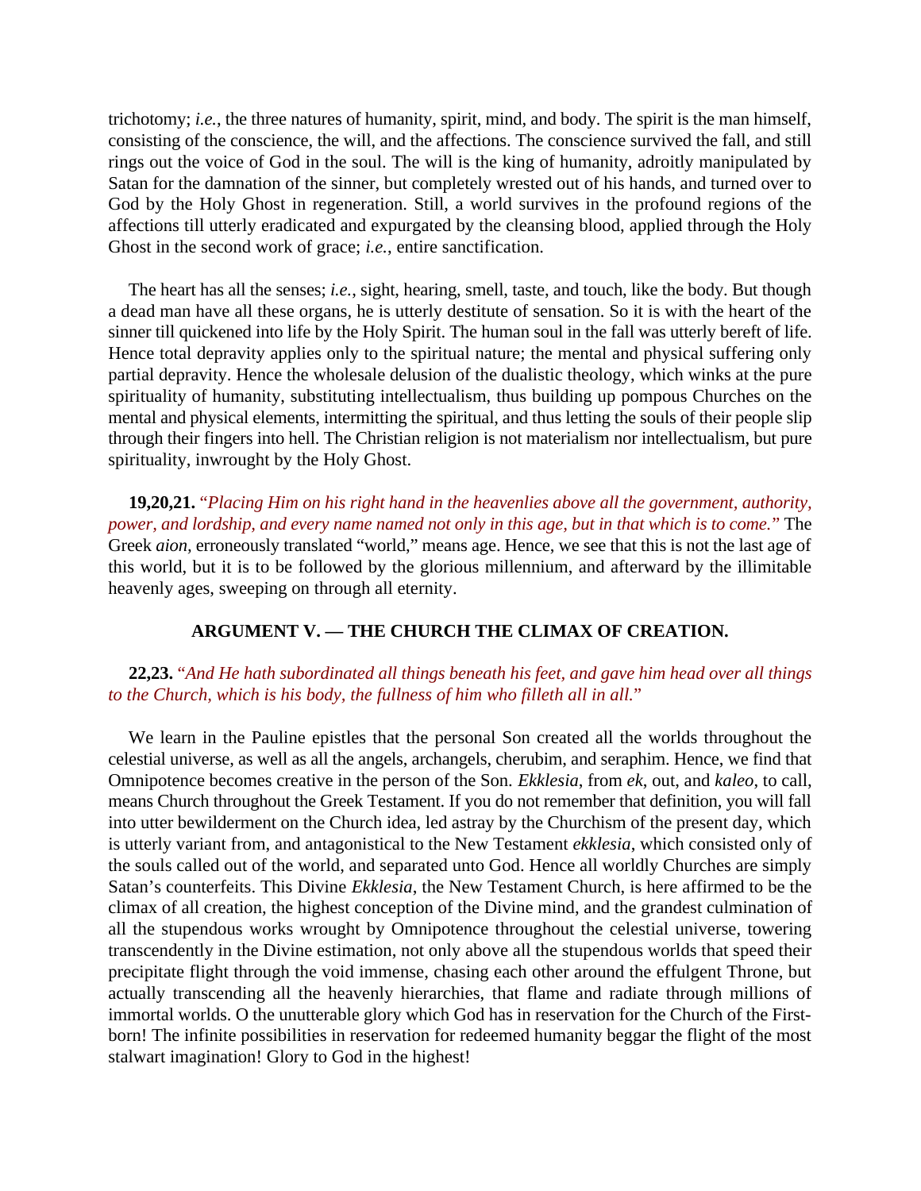trichotomy; *i.e.*, the three natures of humanity, spirit, mind, and body. The spirit is the man himself, consisting of the conscience, the will, and the affections. The conscience survived the fall, and still rings out the voice of God in the soul. The will is the king of humanity, adroitly manipulated by Satan for the damnation of the sinner, but completely wrested out of his hands, and turned over to God by the Holy Ghost in regeneration. Still, a world survives in the profound regions of the affections till utterly eradicated and expurgated by the cleansing blood, applied through the Holy Ghost in the second work of grace; *i.e.*, entire sanctification.

The heart has all the senses; *i.e.*, sight, hearing, smell, taste, and touch, like the body. But though a dead man have all these organs, he is utterly destitute of sensation. So it is with the heart of the sinner till quickened into life by the Holy Spirit. The human soul in the fall was utterly bereft of life. Hence total depravity applies only to the spiritual nature; the mental and physical suffering only partial depravity. Hence the wholesale delusion of the dualistic theology, which winks at the pure spirituality of humanity, substituting intellectualism, thus building up pompous Churches on the mental and physical elements, intermitting the spiritual, and thus letting the souls of their people slip through their fingers into hell. The Christian religion is not materialism nor intellectualism, but pure spirituality, inwrought by the Holy Ghost.

**19,20,21.** "*Placing Him on his right hand in the heavenlies above all the government, authority, power, and lordship, and every name named not only in this age, but in that which is to come.*" The Greek *aion*, erroneously translated "world," means age. Hence, we see that this is not the last age of this world, but it is to be followed by the glorious millennium, and afterward by the illimitable heavenly ages, sweeping on through all eternity.

### ARGUMENT V. — THE CHURCH THE CLIMAX OF CREATION.

**22,23.** "*And He hath subordinated all things beneath his feet, and gave him head over all things to the Church, which is his body, the fullness of him who filleth all in all.*"

We learn in the Pauline epistles that the personal Son created all the worlds throughout the celestial universe, as well as all the angels, archangels, cherubim, and seraphim. Hence, we find that Omnipotence becomes creative in the person of the Son. *Ekklesia*, from *ek*, out, and *kaleo*, to call, means Church throughout the Greek Testament. If you do not remember that definition, you will fall into utter bewilderment on the Church idea, led astray by the Churchism of the present day, which is utterly variant from, and antagonistical to the New Testament *ekklesia*, which consisted only of the souls called out of the world, and separated unto God. Hence all worldly Churches are simply Satan's counterfeits. This Divine *Ekklesia*, the New Testament Church, is here affirmed to be the climax of all creation, the highest conception of the Divine mind, and the grandest culmination of all the stupendous works wrought by Omnipotence throughout the celestial universe, towering transcendently in the Divine estimation, not only above all the stupendous worlds that speed their precipitate flight through the void immense, chasing each other around the effulgent Throne, but actually transcending all the heavenly hierarchies, that flame and radiate through millions of immortal worlds. O the unutterable glory which God has in reservation for the Church of the First-born! The infinite possibilities in reservation for redeemed humanity beggar the flight of the most stalwart imagination! Glory to God in the highest!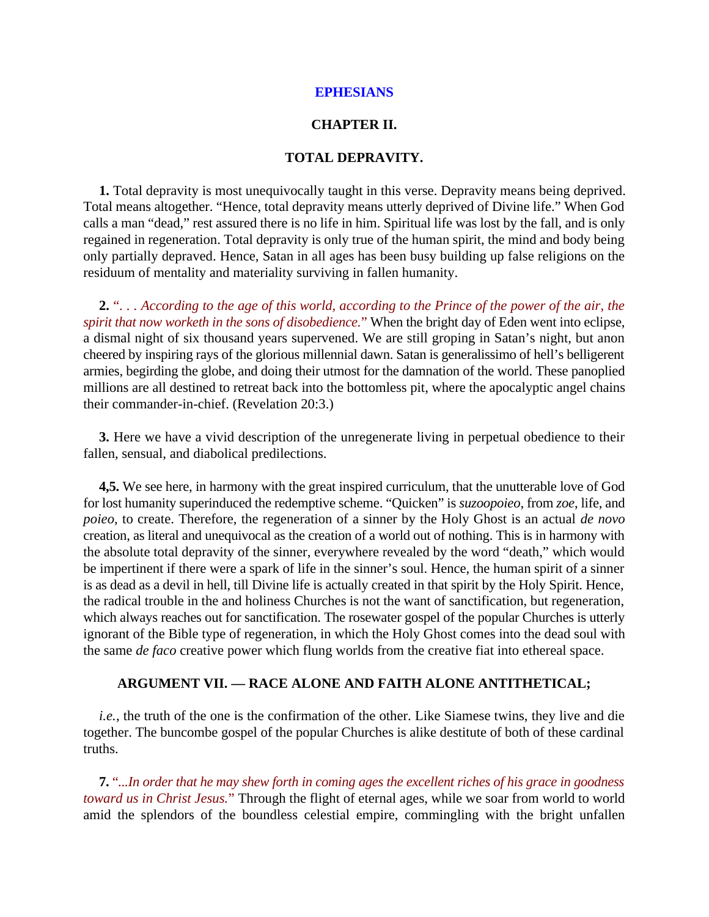# EPHESIANS

## CHAPTER II.

### TOTAL DEPRAVITY.

**1.** Total depravity is most unequivocally taught in this verse. Depravity means being deprived. Total means altogether. "Hence, total depravity means utterly deprived of Divine life." When God calls a man "dead," rest assured there is no life in him. Spiritual life was lost by the fall, and is only regained in regeneration. Total depravity is only true of the human spirit, the mind and body being only partially depraved. Hence, Satan in all ages has been busy building up false religions on the residuum of mentality and materiality surviving in fallen humanity.

**2.** *". . . According to the age of this world, according to the Prince of the power of the air, the spirit that now worketh in the sons of disobedience."* When the bright day of Eden went into eclipse, a dismal night of six thousand years supervened. We are still groping in Satan's night, but anon cheered by inspiring rays of the glorious millennial dawn. Satan is generalissimo of hell's belligerent armies, begirding the globe, and doing their utmost for the damnation of the world. These panoplied millions are all destined to retreat back into the bottomless pit, where the apocalyptic angel chains their commander-in-chief. (Revelation 20:3.)

**3.** Here we have a vivid description of the unregenerate living in perpetual obedience to their fallen, sensual, and diabolical predilections.

**4,5.** We see here, in harmony with the great inspired curriculum, that the unutterable love of God for lost humanity superinduced the redemptive scheme. "Quicken" is *suzoopoieo*, from *zoe*, life, and *poieo*, to create. Therefore, the regeneration of a sinner by the Holy Ghost is an actual *de novo* creation, as literal and unequivocal as the creation of a world out of nothing. This is in harmony with the absolute total depravity of the sinner, everywhere revealed by the word "death," which would be impertinent if there were a spark of life in the sinner's soul. Hence, the human spirit of a sinner is as dead as a devil in hell, till Divine life is actually created in that spirit by the Holy Spirit. Hence, the radical trouble in the and holiness Churches is not the want of sanctification, but regeneration, which always reaches out for sanctification. The rosewater gospel of the popular Churches is utterly ignorant of the Bible type of regeneration, in which the Holy Ghost comes into the dead soul with the same *de faco* creative power which flung worlds from the creative fiat into ethereal space.

### ARGUMENT VII. — RACE ALONE AND FAITH ALONE ANTITHETICAL;

*i.e.*, the truth of the one is the confirmation of the other. Like Siamese twins, they live and die together. The buncombe gospel of the popular Churches is alike destitute of both of these cardinal truths.

**7.** *"...In order that he may shew forth in coming ages the excellent riches of his grace in goodness toward us in Christ Jesus."* Through the flight of eternal ages, while we soar from world to world amid the splendors of the boundless celestial empire, commingling with the bright unfallen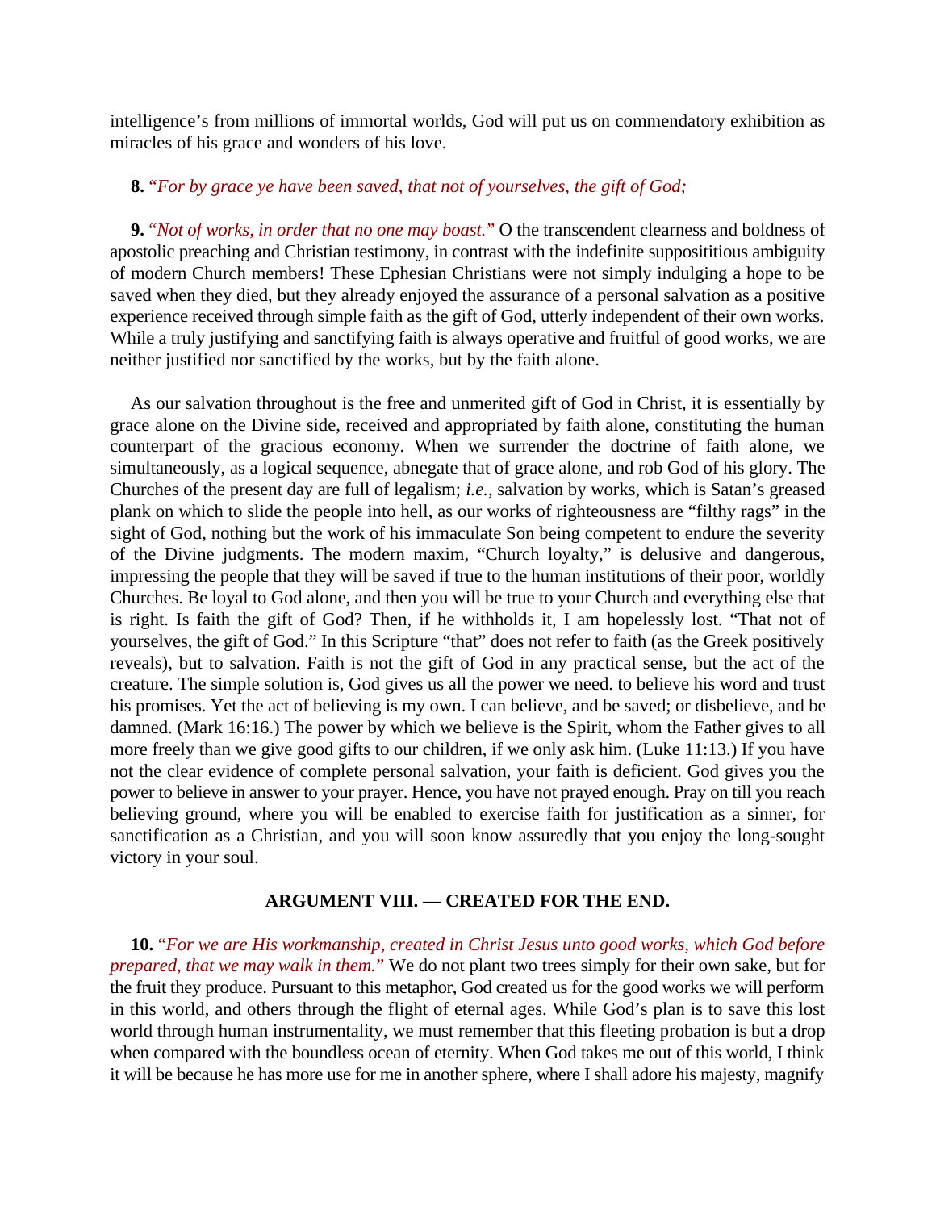intelligence's from millions of immortal worlds, God will put us on commendatory exhibition as miracles of his grace and wonders of his love.

**8.** "*For by grace ye have been saved, that not of yourselves, the gift of God;*

**9.** "*Not of works, in order that no one may boast.*" O the transcendent clearness and boldness of apostolic preaching and Christian testimony, in contrast with the indefinite supposititious ambiguity of modern Church members! These Ephesian Christians were not simply indulging a hope to be saved when they died, but they already enjoyed the assurance of a personal salvation as a positive experience received through simple faith as the gift of God, utterly independent of their own works. While a truly justifying and sanctifying faith is always operative and fruitful of good works, we are neither justified nor sanctified by the works, but by the faith alone.

As our salvation throughout is the free and unmerited gift of God in Christ, it is essentially by grace alone on the Divine side, received and appropriated by faith alone, constituting the human counterpart of the gracious economy. When we surrender the doctrine of faith alone, we simultaneously, as a logical sequence, abnegate that of grace alone, and rob God of his glory. The Churches of the present day are full of legalism; *i.e.*, salvation by works, which is Satan's greased plank on which to slide the people into hell, as our works of righteousness are "filthy rags" in the sight of God, nothing but the work of his immaculate Son being competent to endure the severity of the Divine judgments. The modern maxim, "Church loyalty," is delusive and dangerous, impressing the people that they will be saved if true to the human institutions of their poor, worldly Churches. Be loyal to God alone, and then you will be true to your Church and everything else that is right. Is faith the gift of God? Then, if he withholds it, I am hopelessly lost. "That not of yourselves, the gift of God." In this Scripture "that" does not refer to faith (as the Greek positively reveals), but to salvation. Faith is not the gift of God in any practical sense, but the act of the creature. The simple solution is, God gives us all the power we need. to believe his word and trust his promises. Yet the act of believing is my own. I can believe, and be saved; or disbelieve, and be damned. (Mark 16:16.) The power by which we believe is the Spirit, whom the Father gives to all more freely than we give good gifts to our children, if we only ask him. (Luke 11:13.) If you have not the clear evidence of complete personal salvation, your faith is deficient. God gives you the power to believe in answer to your prayer. Hence, you have not prayed enough. Pray on till you reach believing ground, where you will be enabled to exercise faith for justification as a sinner, for sanctification as a Christian, and you will soon know assuredly that you enjoy the long-sought victory in your soul.

## ARGUMENT VIII. — CREATED FOR THE END.

**10.** "*For we are His workmanship, created in Christ Jesus unto good works, which God before prepared, that we may walk in them.*" We do not plant two trees simply for their own sake, but for the fruit they produce. Pursuant to this metaphor, God created us for the good works we will perform in this world, and others through the flight of eternal ages. While God's plan is to save this lost world through human instrumentality, we must remember that this fleeting probation is but a drop when compared with the boundless ocean of eternity. When God takes me out of this world, I think it will be because he has more use for me in another sphere, where I shall adore his majesty, magnify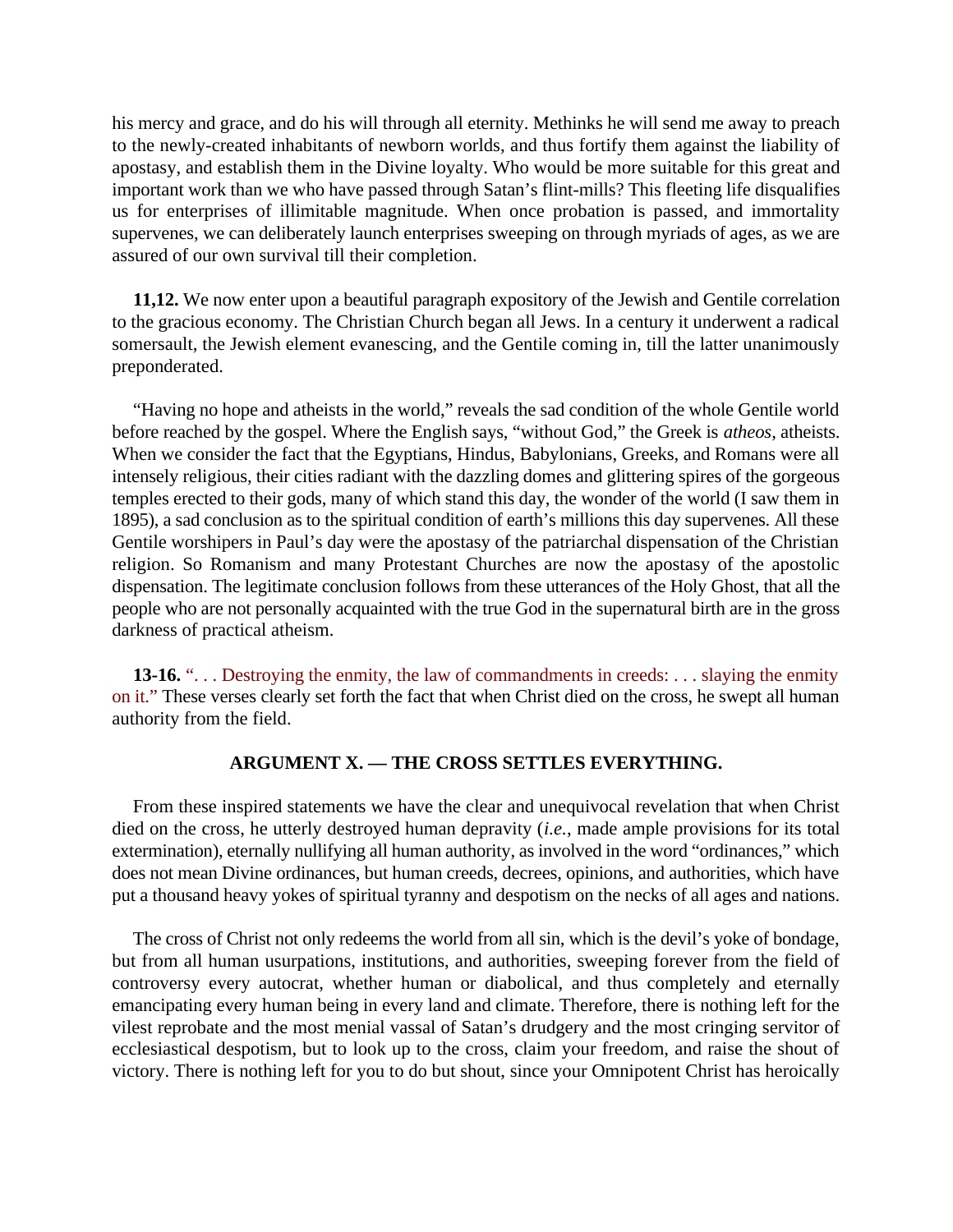his mercy and grace, and do his will through all eternity. Methinks he will send me away to preach to the newly-created inhabitants of newborn worlds, and thus fortify them against the liability of apostasy, and establish them in the Divine loyalty. Who would be more suitable for this great and important work than we who have passed through Satan's flint-mills? This fleeting life disqualifies us for enterprises of illimitable magnitude. When once probation is passed, and immortality supervenes, we can deliberately launch enterprises sweeping on through myriads of ages, as we are assured of our own survival till their completion.

**11,12.** We now enter upon a beautiful paragraph expository of the Jewish and Gentile correlation to the gracious economy. The Christian Church began all Jews. In a century it underwent a radical somersault, the Jewish element evanescing, and the Gentile coming in, till the latter unanimously preponderated.

"Having no hope and atheists in the world," reveals the sad condition of the whole Gentile world before reached by the gospel. Where the English says, "without God," the Greek is *atheos*, atheists. When we consider the fact that the Egyptians, Hindus, Babylonians, Greeks, and Romans were all intensely religious, their cities radiant with the dazzling domes and glittering spires of the gorgeous temples erected to their gods, many of which stand this day, the wonder of the world (I saw them in 1895), a sad conclusion as to the spiritual condition of earth's millions this day supervenes. All these Gentile worshipers in Paul's day were the apostasy of the patriarchal dispensation of the Christian religion. So Romanism and many Protestant Churches are now the apostasy of the apostolic dispensation. The legitimate conclusion follows from these utterances of the Holy Ghost, that all the people who are not personally acquainted with the true God in the supernatural birth are in the gross darkness of practical atheism.

**13-16.** ". . . Destroying the enmity, the law of commandments in creeds: . . . slaying the enmity on it." These verses clearly set forth the fact that when Christ died on the cross, he swept all human authority from the field.

### ARGUMENT X. — THE CROSS SETTLES EVERYTHING.

From these inspired statements we have the clear and unequivocal revelation that when Christ died on the cross, he utterly destroyed human depravity (*i.e.*, made ample provisions for its total extermination), eternally nullifying all human authority, as involved in the word "ordinances," which does not mean Divine ordinances, but human creeds, decrees, opinions, and authorities, which have put a thousand heavy yokes of spiritual tyranny and despotism on the necks of all ages and nations.

The cross of Christ not only redeems the world from all sin, which is the devil's yoke of bondage, but from all human usurpations, institutions, and authorities, sweeping forever from the field of controversy every autocrat, whether human or diabolical, and thus completely and eternally emancipating every human being in every land and climate. Therefore, there is nothing left for the vilest reprobate and the most menial vassal of Satan's drudgery and the most cringing servitor of ecclesiastical despotism, but to look up to the cross, claim your freedom, and raise the shout of victory. There is nothing left for you to do but shout, since your Omnipotent Christ has heroically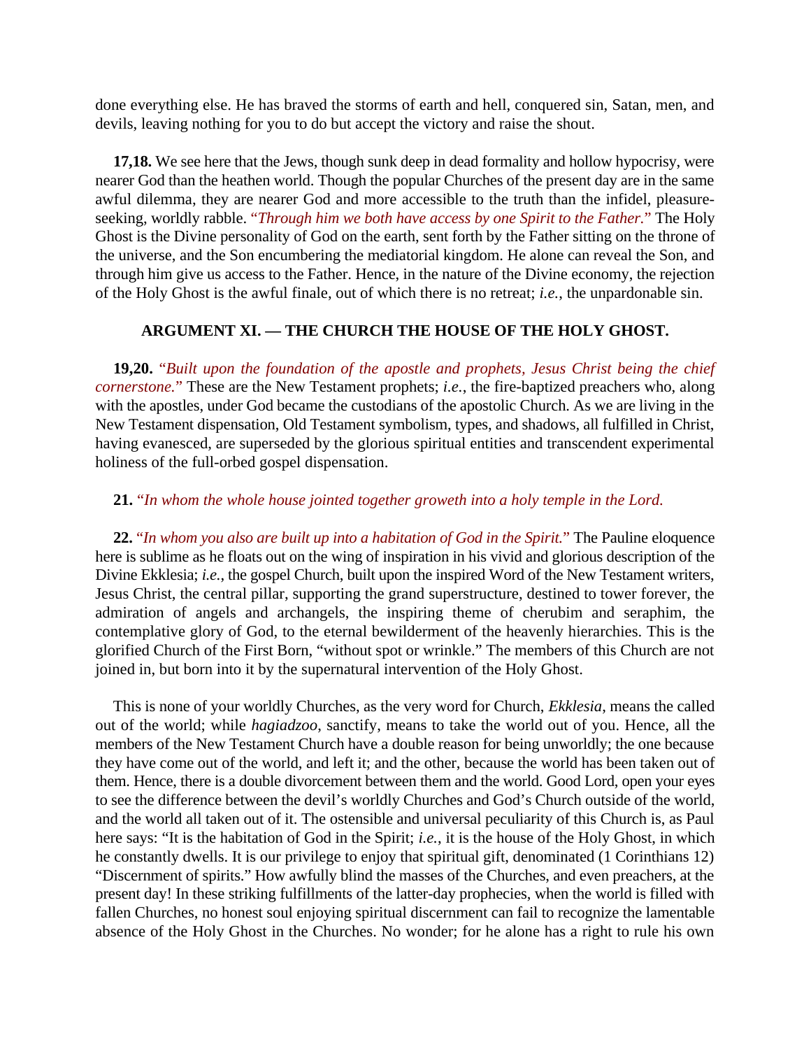done everything else. He has braved the storms of earth and hell, conquered sin, Satan, men, and devils, leaving nothing for you to do but accept the victory and raise the shout.

**17,18.** We see here that the Jews, though sunk deep in dead formality and hollow hypocrisy, were nearer God than the heathen world. Though the popular Churches of the present day are in the same awful dilemma, they are nearer God and more accessible to the truth than the infidel, pleasure-seeking, worldly rabble. "*Through him we both have access by one Spirit to the Father.*" The Holy Ghost is the Divine personality of God on the earth, sent forth by the Father sitting on the throne of the universe, and the Son encumbering the mediatorial kingdom. He alone can reveal the Son, and through him give us access to the Father. Hence, in the nature of the Divine economy, the rejection of the Holy Ghost is the awful finale, out of which there is no retreat; *i.e.*, the unpardonable sin.

### ARGUMENT XI. — THE CHURCH THE HOUSE OF THE HOLY GHOST.

**19,20.** "*Built upon the foundation of the apostle and prophets, Jesus Christ being the chief cornerstone.*" These are the New Testament prophets; *i.e.*, the fire-baptized preachers who, along with the apostles, under God became the custodians of the apostolic Church. As we are living in the New Testament dispensation, Old Testament symbolism, types, and shadows, all fulfilled in Christ, having evanesced, are superseded by the glorious spiritual entities and transcendent experimental holiness of the full-orbed gospel dispensation.

**21.** "*In whom the whole house jointed together groweth into a holy temple in the Lord.*

**22.** "*In whom you also are built up into a habitation of God in the Spirit.*" The Pauline eloquence here is sublime as he floats out on the wing of inspiration in his vivid and glorious description of the Divine Ekklesia; *i.e.*, the gospel Church, built upon the inspired Word of the New Testament writers, Jesus Christ, the central pillar, supporting the grand superstructure, destined to tower forever, the admiration of angels and archangels, the inspiring theme of cherubim and seraphim, the contemplative glory of God, to the eternal bewilderment of the heavenly hierarchies. This is the glorified Church of the First Born, "without spot or wrinkle." The members of this Church are not joined in, but born into it by the supernatural intervention of the Holy Ghost.

This is none of your worldly Churches, as the very word for Church, *Ekklesia*, means the called out of the world; while *hagiadzoo*, sanctify, means to take the world out of you. Hence, all the members of the New Testament Church have a double reason for being unworldly; the one because they have come out of the world, and left it; and the other, because the world has been taken out of them. Hence, there is a double divorcement between them and the world. Good Lord, open your eyes to see the difference between the devil's worldly Churches and God's Church outside of the world, and the world all taken out of it. The ostensible and universal peculiarity of this Church is, as Paul here says: "It is the habitation of God in the Spirit; *i.e.*, it is the house of the Holy Ghost, in which he constantly dwells. It is our privilege to enjoy that spiritual gift, denominated (1 Corinthians 12) "Discernment of spirits." How awfully blind the masses of the Churches, and even preachers, at the present day! In these striking fulfillments of the latter-day prophecies, when the world is filled with fallen Churches, no honest soul enjoying spiritual discernment can fail to recognize the lamentable absence of the Holy Ghost in the Churches. No wonder; for he alone has a right to rule his own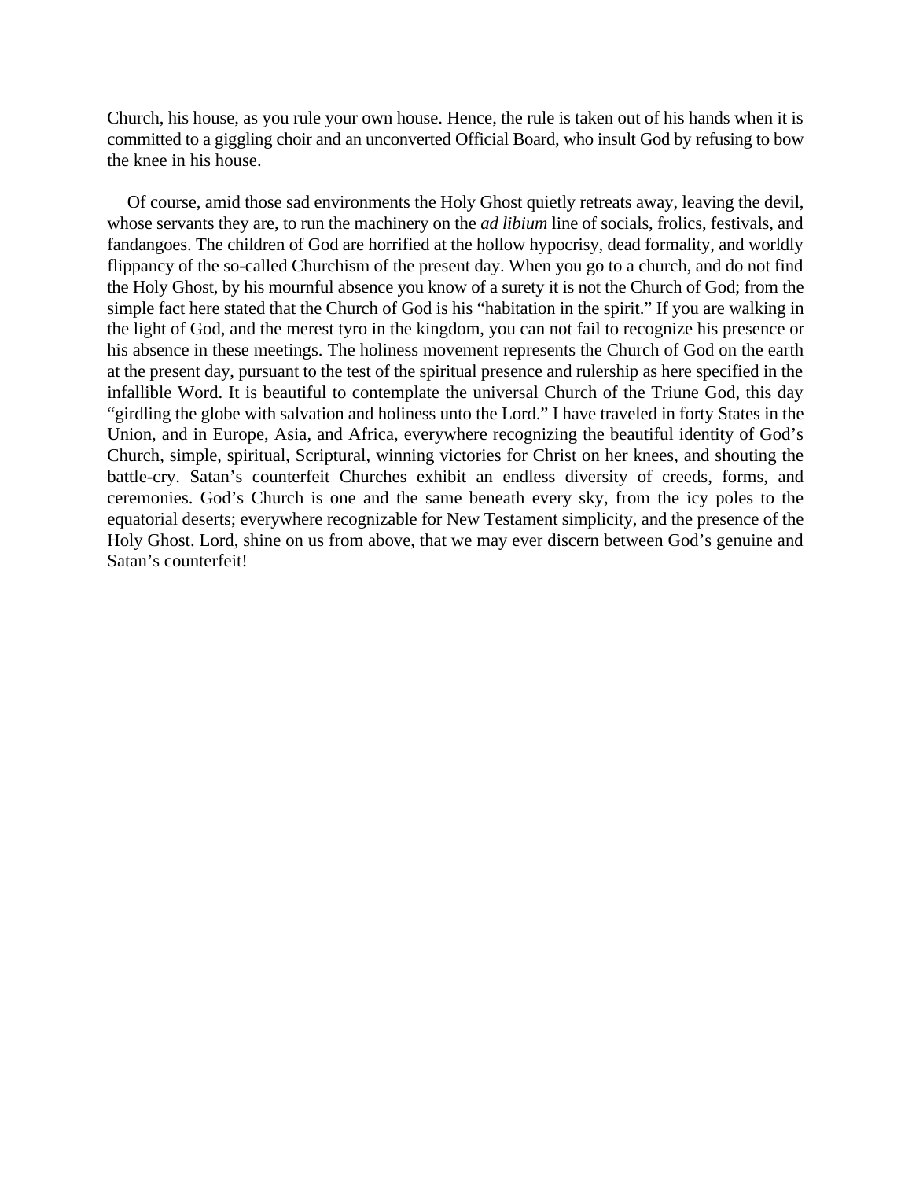Church, his house, as you rule your own house. Hence, the rule is taken out of his hands when it is committed to a giggling choir and an unconverted Official Board, who insult God by refusing to bow the knee in his house.

Of course, amid those sad environments the Holy Ghost quietly retreats away, leaving the devil, whose servants they are, to run the machinery on the *ad libium* line of socials, frolics, festivals, and fandangoes. The children of God are horrified at the hollow hypocrisy, dead formality, and worldly flippancy of the so-called Churchism of the present day. When you go to a church, and do not find the Holy Ghost, by his mournful absence you know of a surety it is not the Church of God; from the simple fact here stated that the Church of God is his "habitation in the spirit." If you are walking in the light of God, and the merest tyro in the kingdom, you can not fail to recognize his presence or his absence in these meetings. The holiness movement represents the Church of God on the earth at the present day, pursuant to the test of the spiritual presence and rulership as here specified in the infallible Word. It is beautiful to contemplate the universal Church of the Triune God, this day "girdling the globe with salvation and holiness unto the Lord." I have traveled in forty States in the Union, and in Europe, Asia, and Africa, everywhere recognizing the beautiful identity of God's Church, simple, spiritual, Scriptural, winning victories for Christ on her knees, and shouting the battle-cry. Satan's counterfeit Churches exhibit an endless diversity of creeds, forms, and ceremonies. God's Church is one and the same beneath every sky, from the icy poles to the equatorial deserts; everywhere recognizable for New Testament simplicity, and the presence of the Holy Ghost. Lord, shine on us from above, that we may ever discern between God's genuine and Satan's counterfeit!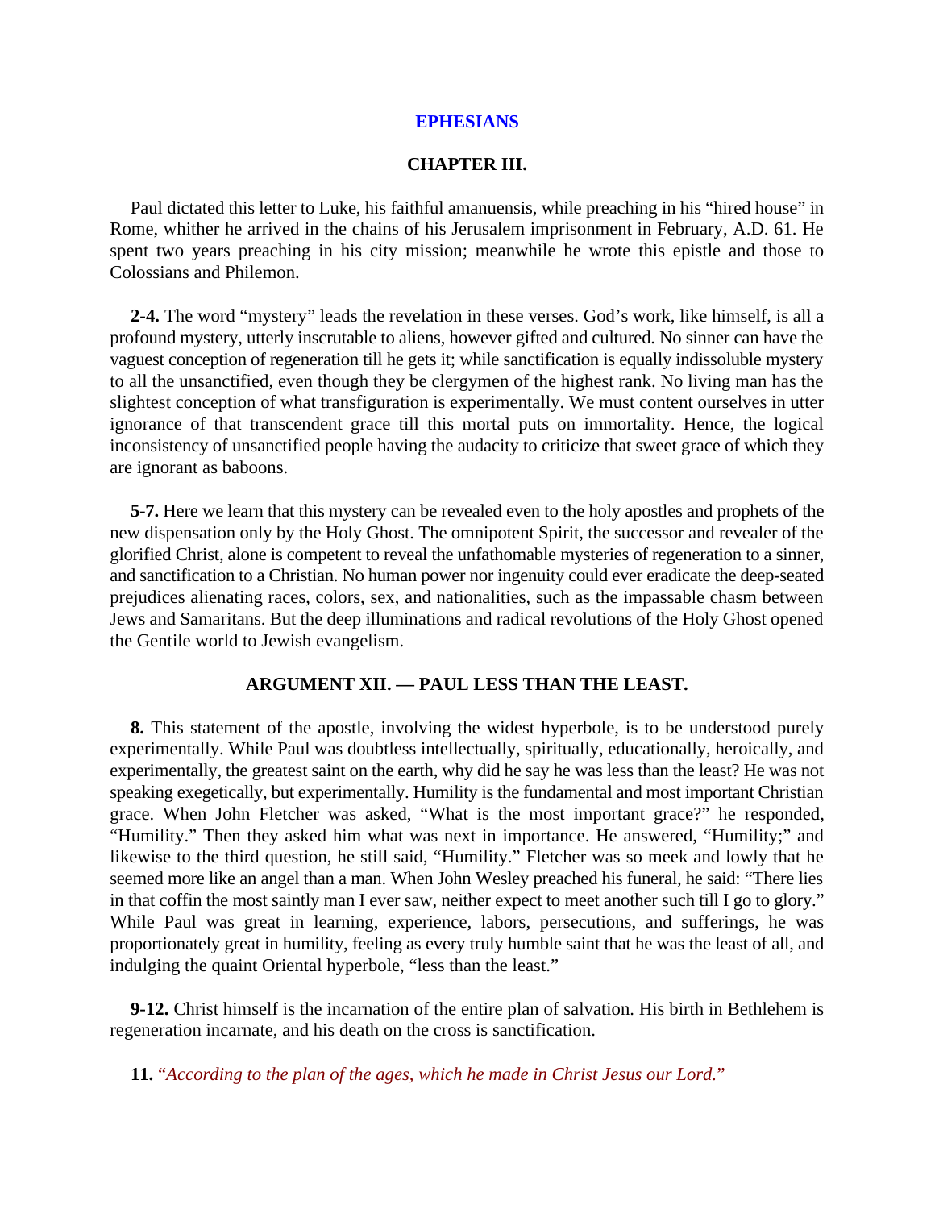# EPHESIANS

## CHAPTER III.

Paul dictated this letter to Luke, his faithful amanuensis, while preaching in his "hired house" in Rome, whither he arrived in the chains of his Jerusalem imprisonment in February, A.D. 61. He spent two years preaching in his city mission; meanwhile he wrote this epistle and those to Colossians and Philemon.

**2-4.** The word "mystery" leads the revelation in these verses. God's work, like himself, is all a profound mystery, utterly inscrutable to aliens, however gifted and cultured. No sinner can have the vaguest conception of regeneration till he gets it; while sanctification is equally indissoluble mystery to all the unsanctified, even though they be clergymen of the highest rank. No living man has the slightest conception of what transfiguration is experimentally. We must content ourselves in utter ignorance of that transcendent grace till this mortal puts on immortality. Hence, the logical inconsistency of unsanctified people having the audacity to criticize that sweet grace of which they are ignorant as baboons.

**5-7.** Here we learn that this mystery can be revealed even to the holy apostles and prophets of the new dispensation only by the Holy Ghost. The omnipotent Spirit, the successor and revealer of the glorified Christ, alone is competent to reveal the unfathomable mysteries of regeneration to a sinner, and sanctification to a Christian. No human power nor ingenuity could ever eradicate the deep-seated prejudices alienating races, colors, sex, and nationalities, such as the impassable chasm between Jews and Samaritans. But the deep illuminations and radical revolutions of the Holy Ghost opened the Gentile world to Jewish evangelism.

### ARGUMENT XII. — PAUL LESS THAN THE LEAST.

**8.** This statement of the apostle, involving the widest hyperbole, is to be understood purely experimentally. While Paul was doubtless intellectually, spiritually, educationally, heroically, and experimentally, the greatest saint on the earth, why did he say he was less than the least? He was not speaking exegetically, but experimentally. Humility is the fundamental and most important Christian grace. When John Fletcher was asked, "What is the most important grace?" he responded, "Humility." Then they asked him what was next in importance. He answered, "Humility;" and likewise to the third question, he still said, "Humility." Fletcher was so meek and lowly that he seemed more like an angel than a man. When John Wesley preached his funeral, he said: "There lies in that coffin the most saintly man I ever saw, neither expect to meet another such till I go to glory." While Paul was great in learning, experience, labors, persecutions, and sufferings, he was proportionately great in humility, feeling as every truly humble saint that he was the least of all, and indulging the quaint Oriental hyperbole, "less than the least."

**9-12.** Christ himself is the incarnation of the entire plan of salvation. His birth in Bethlehem is regeneration incarnate, and his death on the cross is sanctification.

**11.** *"According to the plan of the ages, which he made in Christ Jesus our Lord."*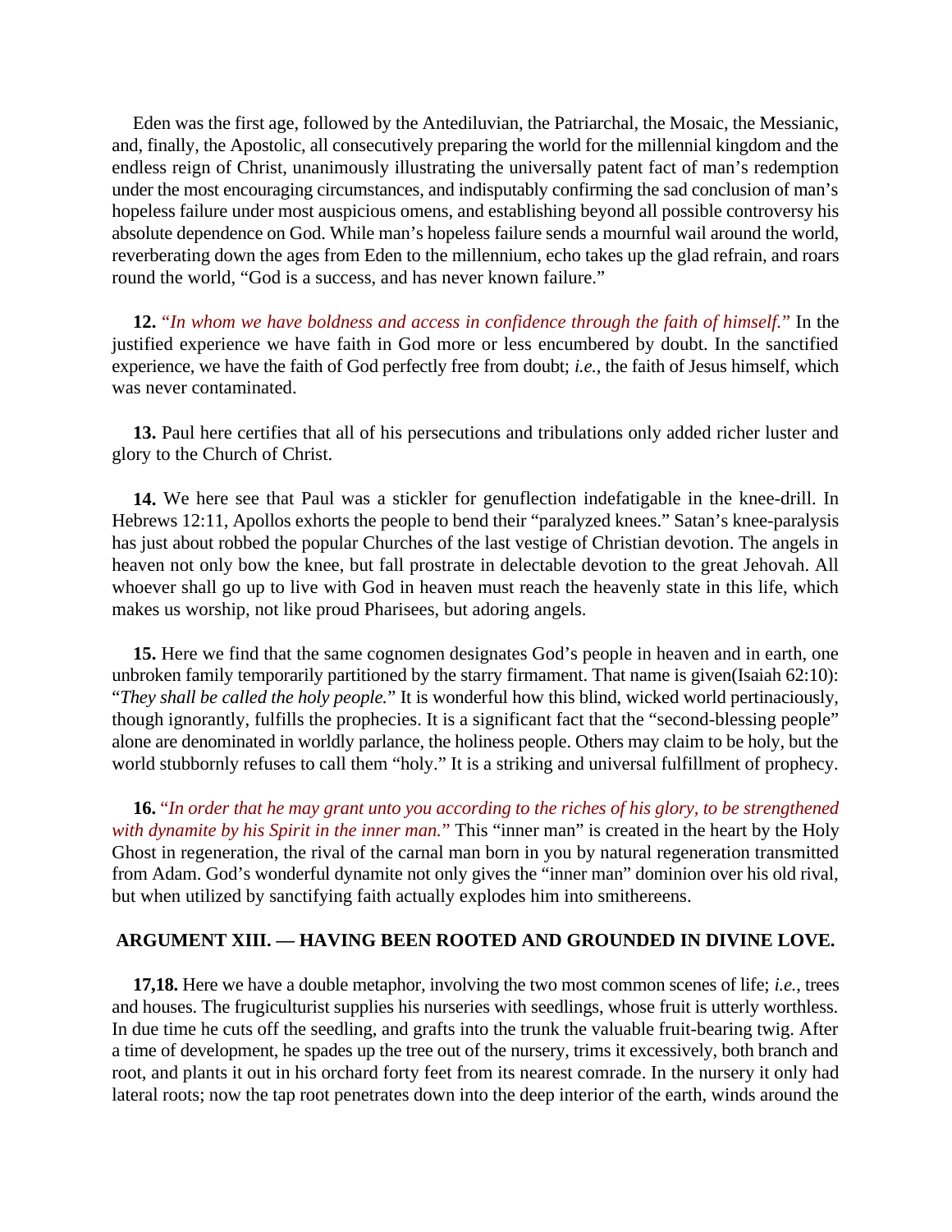Eden was the first age, followed by the Antediluvian, the Patriarchal, the Mosaic, the Messianic, and, finally, the Apostolic, all consecutively preparing the world for the millennial kingdom and the endless reign of Christ, unanimously illustrating the universally patent fact of man's redemption under the most encouraging circumstances, and indisputably confirming the sad conclusion of man's hopeless failure under most auspicious omens, and establishing beyond all possible controversy his absolute dependence on God. While man's hopeless failure sends a mournful wail around the world, reverberating down the ages from Eden to the millennium, echo takes up the glad refrain, and roars round the world, "God is a success, and has never known failure."

**12.** "*In whom we have boldness and access in confidence through the faith of himself.*" In the justified experience we have faith in God more or less encumbered by doubt. In the sanctified experience, we have the faith of God perfectly free from doubt; *i.e.*, the faith of Jesus himself, which was never contaminated.

**13.** Paul here certifies that all of his persecutions and tribulations only added richer luster and glory to the Church of Christ.

**14.** We here see that Paul was a stickler for genuflection indefatigable in the knee-drill. In Hebrews 12:11, Apollos exhorts the people to bend their "paralyzed knees." Satan's knee-paralysis has just about robbed the popular Churches of the last vestige of Christian devotion. The angels in heaven not only bow the knee, but fall prostrate in delectable devotion to the great Jehovah. All whoever shall go up to live with God in heaven must reach the heavenly state in this life, which makes us worship, not like proud Pharisees, but adoring angels.

**15.** Here we find that the same cognomen designates God's people in heaven and in earth, one unbroken family temporarily partitioned by the starry firmament. That name is given(Isaiah 62:10): "*They shall be called the holy people.*" It is wonderful how this blind, wicked world pertinaciously, though ignorantly, fulfills the prophecies. It is a significant fact that the "second-blessing people" alone are denominated in worldly parlance, the holiness people. Others may claim to be holy, but the world stubbornly refuses to call them "holy." It is a striking and universal fulfillment of prophecy.

**16.** "*In order that he may grant unto you according to the riches of his glory, to be strengthened with dynamite by his Spirit in the inner man.*" This "inner man" is created in the heart by the Holy Ghost in regeneration, the rival of the carnal man born in you by natural regeneration transmitted from Adam. God's wonderful dynamite not only gives the "inner man" dominion over his old rival, but when utilized by sanctifying faith actually explodes him into smithereens.

### ARGUMENT XIII. — HAVING BEEN ROOTED AND GROUNDED IN DIVINE LOVE.

**17,18.** Here we have a double metaphor, involving the two most common scenes of life; *i.e.*, trees and houses. The frugiculturist supplies his nurseries with seedlings, whose fruit is utterly worthless. In due time he cuts off the seedling, and grafts into the trunk the valuable fruit-bearing twig. After a time of development, he spades up the tree out of the nursery, trims it excessively, both branch and root, and plants it out in his orchard forty feet from its nearest comrade. In the nursery it only had lateral roots; now the tap root penetrates down into the deep interior of the earth, winds around the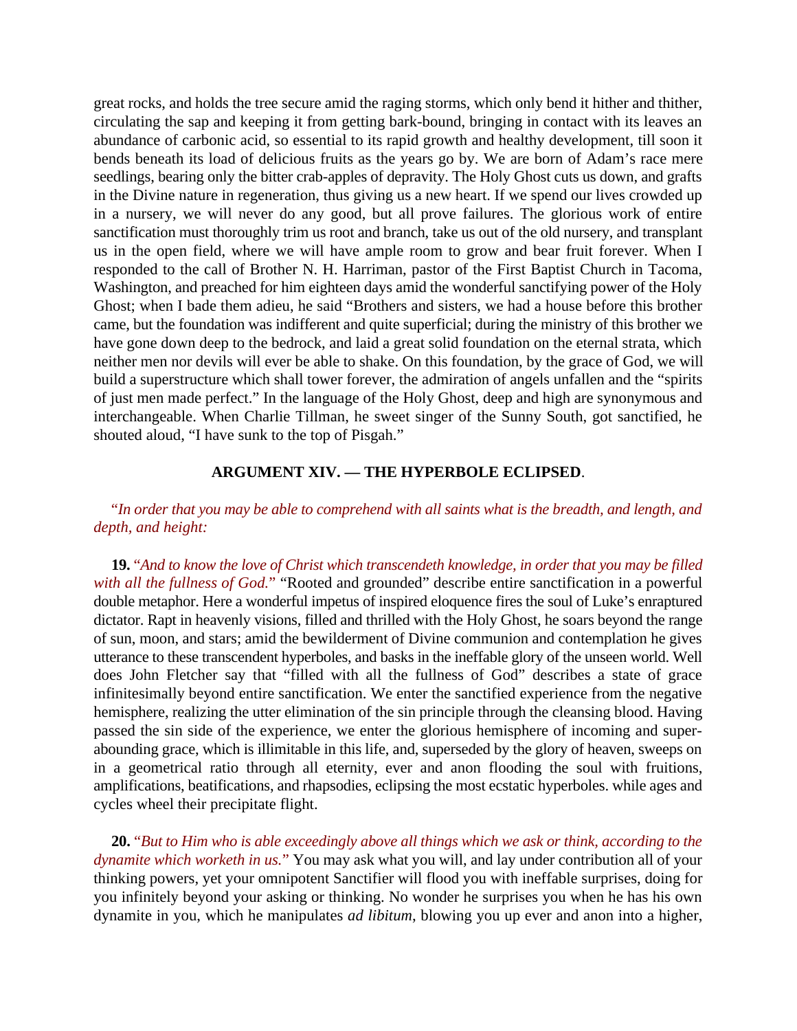great rocks, and holds the tree secure amid the raging storms, which only bend it hither and thither, circulating the sap and keeping it from getting bark-bound, bringing in contact with its leaves an abundance of carbonic acid, so essential to its rapid growth and healthy development, till soon it bends beneath its load of delicious fruits as the years go by. We are born of Adam's race mere seedlings, bearing only the bitter crab-apples of depravity. The Holy Ghost cuts us down, and grafts in the Divine nature in regeneration, thus giving us a new heart. If we spend our lives crowded up in a nursery, we will never do any good, but all prove failures. The glorious work of entire sanctification must thoroughly trim us root and branch, take us out of the old nursery, and transplant us in the open field, where we will have ample room to grow and bear fruit forever. When I responded to the call of Brother N. H. Harriman, pastor of the First Baptist Church in Tacoma, Washington, and preached for him eighteen days amid the wonderful sanctifying power of the Holy Ghost; when I bade them adieu, he said "Brothers and sisters, we had a house before this brother came, but the foundation was indifferent and quite superficial; during the ministry of this brother we have gone down deep to the bedrock, and laid a great solid foundation on the eternal strata, which neither men nor devils will ever be able to shake. On this foundation, by the grace of God, we will build a superstructure which shall tower forever, the admiration of angels unfallen and the "spirits of just men made perfect." In the language of the Holy Ghost, deep and high are synonymous and interchangeable. When Charlie Tillman, he sweet singer of the Sunny South, got sanctified, he shouted aloud, "I have sunk to the top of Pisgah."

## ARGUMENT XIV. — THE HYPERBOLE ECLIPSED.

"*In order that you may be able to comprehend with all saints what is the breadth, and length, and depth, and height:*

**19.** "*And to know the love of Christ which transcendeth knowledge, in order that you may be filled with all the fullness of God.*" "Rooted and grounded" describe entire sanctification in a powerful double metaphor. Here a wonderful impetus of inspired eloquence fires the soul of Luke's enraptured dictator. Rapt in heavenly visions, filled and thrilled with the Holy Ghost, he soars beyond the range of sun, moon, and stars; amid the bewilderment of Divine communion and contemplation he gives utterance to these transcendent hyperboles, and basks in the ineffable glory of the unseen world. Well does John Fletcher say that "filled with all the fullness of God" describes a state of grace infinitesimally beyond entire sanctification. We enter the sanctified experience from the negative hemisphere, realizing the utter elimination of the sin principle through the cleansing blood. Having passed the sin side of the experience, we enter the glorious hemisphere of incoming and super-abounding grace, which is illimitable in this life, and, superseded by the glory of heaven, sweeps on in a geometrical ratio through all eternity, ever and anon flooding the soul with fruitions, amplifications, beatifications, and rhapsodies, eclipsing the most ecstatic hyperboles. while ages and cycles wheel their precipitate flight.

**20.** "*But to Him who is able exceedingly above all things which we ask or think, according to the dynamite which worketh in us.*" You may ask what you will, and lay under contribution all of your thinking powers, yet your omnipotent Sanctifier will flood you with ineffable surprises, doing for you infinitely beyond your asking or thinking. No wonder he surprises you when he has his own dynamite in you, which he manipulates *ad libitum*, blowing you up ever and anon into a higher,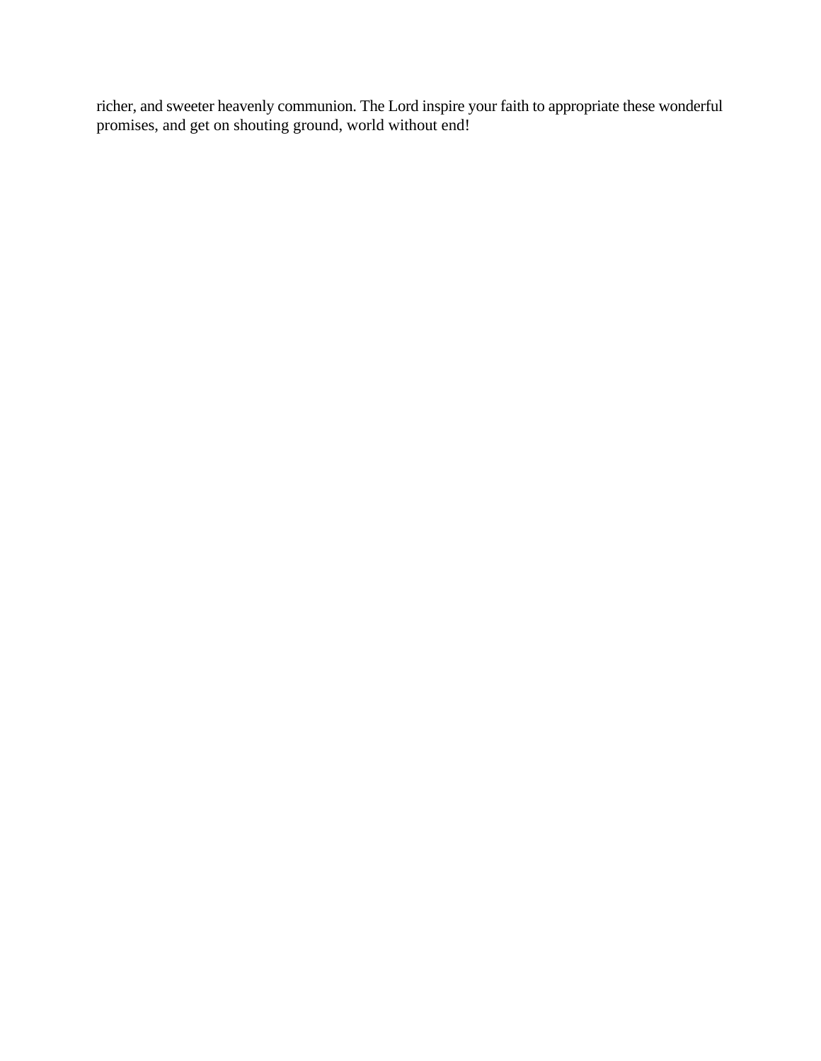richer, and sweeter heavenly communion. The Lord inspire your faith to appropriate these wonderful promises, and get on shouting ground, world without end!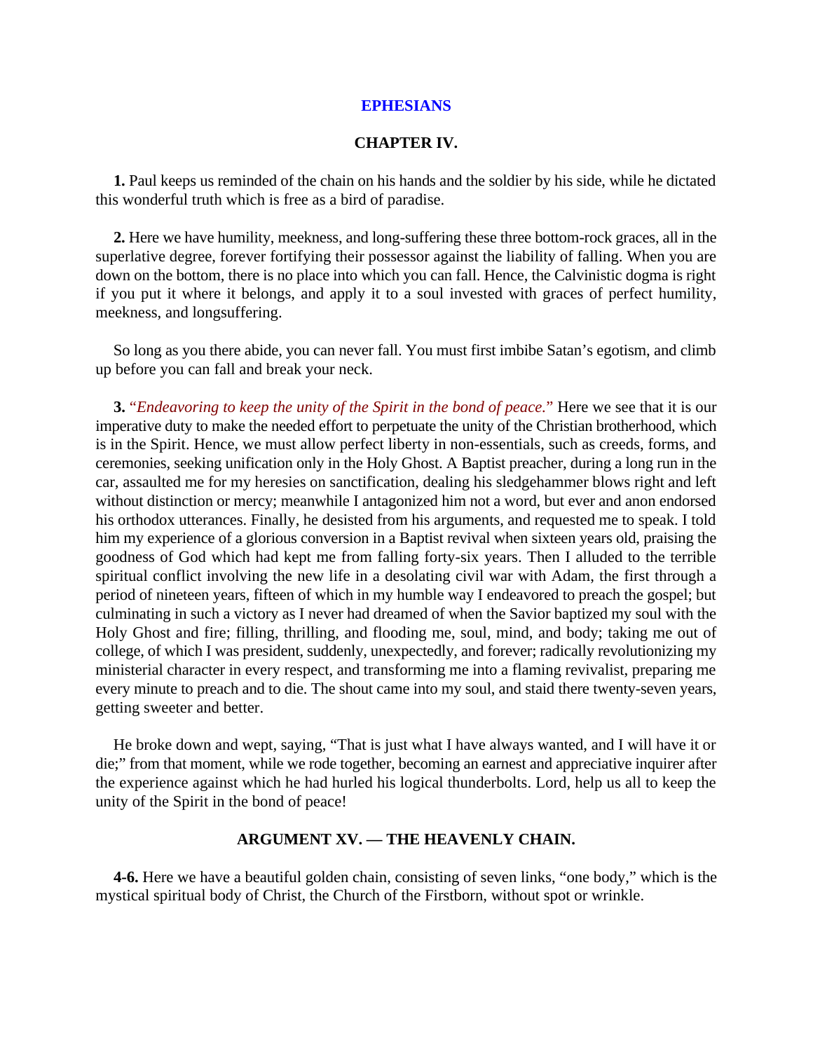## EPHESIANS

### CHAPTER IV.

**1.** Paul keeps us reminded of the chain on his hands and the soldier by his side, while he dictated this wonderful truth which is free as a bird of paradise.

**2.** Here we have humility, meekness, and long-suffering these three bottom-rock graces, all in the superlative degree, forever fortifying their possessor against the liability of falling. When you are down on the bottom, there is no place into which you can fall. Hence, the Calvinistic dogma is right if you put it where it belongs, and apply it to a soul invested with graces of perfect humility, meekness, and longsuffering.

So long as you there abide, you can never fall. You must first imbibe Satan's egotism, and climb up before you can fall and break your neck.

**3.** "*Endeavoring to keep the unity of the Spirit in the bond of peace.*" Here we see that it is our imperative duty to make the needed effort to perpetuate the unity of the Christian brotherhood, which is in the Spirit. Hence, we must allow perfect liberty in non-essentials, such as creeds, forms, and ceremonies, seeking unification only in the Holy Ghost. A Baptist preacher, during a long run in the car, assaulted me for my heresies on sanctification, dealing his sledgehammer blows right and left without distinction or mercy; meanwhile I antagonized him not a word, but ever and anon endorsed his orthodox utterances. Finally, he desisted from his arguments, and requested me to speak. I told him my experience of a glorious conversion in a Baptist revival when sixteen years old, praising the goodness of God which had kept me from falling forty-six years. Then I alluded to the terrible spiritual conflict involving the new life in a desolating civil war with Adam, the first through a period of nineteen years, fifteen of which in my humble way I endeavored to preach the gospel; but culminating in such a victory as I never had dreamed of when the Savior baptized my soul with the Holy Ghost and fire; filling, thrilling, and flooding me, soul, mind, and body; taking me out of college, of which I was president, suddenly, unexpectedly, and forever; radically revolutionizing my ministerial character in every respect, and transforming me into a flaming revivalist, preparing me every minute to preach and to die. The shout came into my soul, and staid there twenty-seven years, getting sweeter and better.

He broke down and wept, saying, "That is just what I have always wanted, and I will have it or die;" from that moment, while we rode together, becoming an earnest and appreciative inquirer after the experience against which he had hurled his logical thunderbolts. Lord, help us all to keep the unity of the Spirit in the bond of peace!

### ARGUMENT XV. — THE HEAVENLY CHAIN.

**4-6.** Here we have a beautiful golden chain, consisting of seven links, "one body," which is the mystical spiritual body of Christ, the Church of the Firstborn, without spot or wrinkle.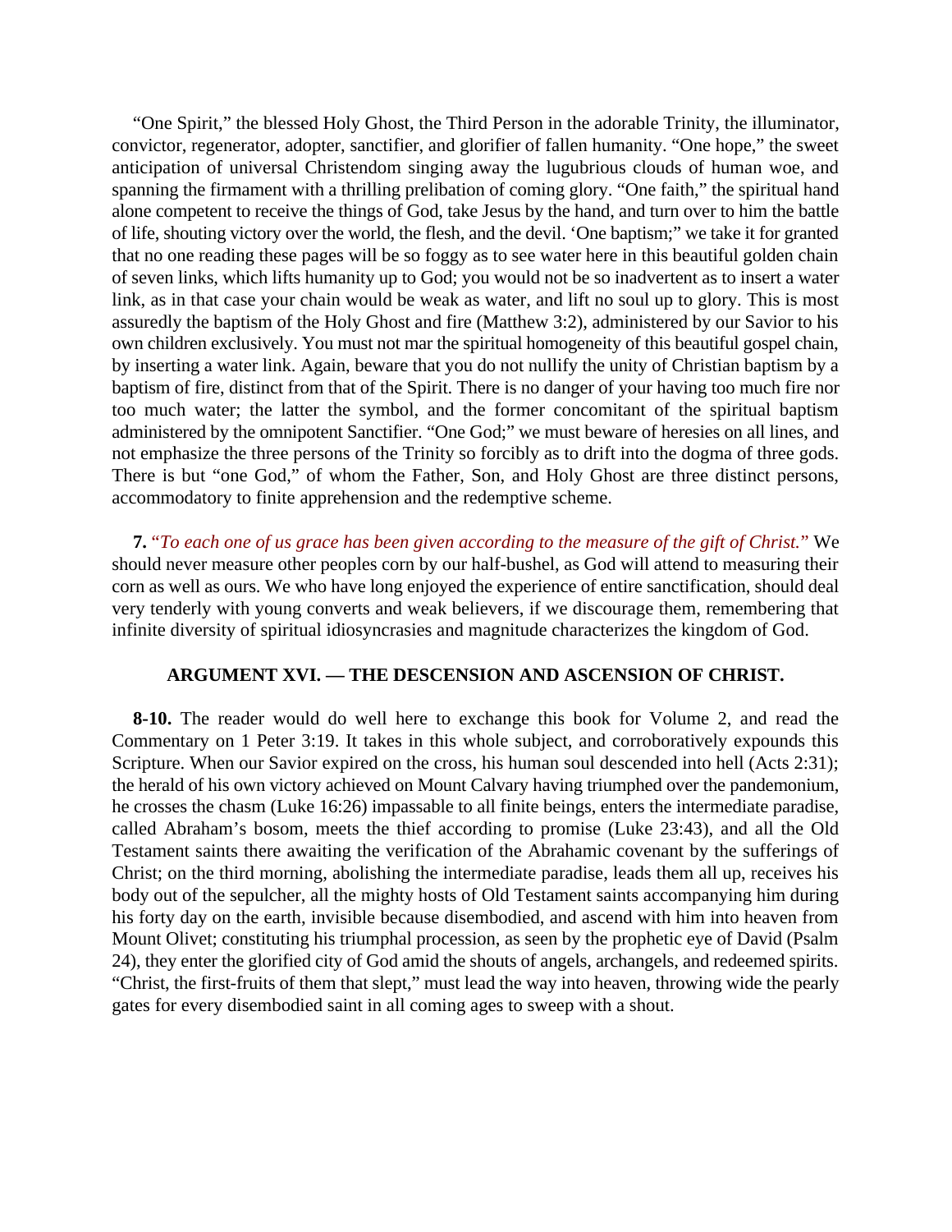"One Spirit," the blessed Holy Ghost, the Third Person in the adorable Trinity, the illuminator, convictor, regenerator, adopter, sanctifier, and glorifier of fallen humanity. "One hope," the sweet anticipation of universal Christendom singing away the lugubrious clouds of human woe, and spanning the firmament with a thrilling prelibation of coming glory. "One faith," the spiritual hand alone competent to receive the things of God, take Jesus by the hand, and turn over to him the battle of life, shouting victory over the world, the flesh, and the devil. 'One baptism;" we take it for granted that no one reading these pages will be so foggy as to see water here in this beautiful golden chain of seven links, which lifts humanity up to God; you would not be so inadvertent as to insert a water link, as in that case your chain would be weak as water, and lift no soul up to glory. This is most assuredly the baptism of the Holy Ghost and fire (Matthew 3:2), administered by our Savior to his own children exclusively. You must not mar the spiritual homogeneity of this beautiful gospel chain, by inserting a water link. Again, beware that you do not nullify the unity of Christian baptism by a baptism of fire, distinct from that of the Spirit. There is no danger of your having too much fire nor too much water; the latter the symbol, and the former concomitant of the spiritual baptism administered by the omnipotent Sanctifier. "One God;" we must beware of heresies on all lines, and not emphasize the three persons of the Trinity so forcibly as to drift into the dogma of three gods. There is but "one God," of whom the Father, Son, and Holy Ghost are three distinct persons, accommodatory to finite apprehension and the redemptive scheme.

**7.** *"To each one of us grace has been given according to the measure of the gift of Christ."* We should never measure other peoples corn by our half-bushel, as God will attend to measuring their corn as well as ours. We who have long enjoyed the experience of entire sanctification, should deal very tenderly with young converts and weak believers, if we discourage them, remembering that infinite diversity of spiritual idiosyncrasies and magnitude characterizes the kingdom of God.

## ARGUMENT XVI. — THE DESCENSION AND ASCENSION OF CHRIST.

**8-10.** The reader would do well here to exchange this book for Volume 2, and read the Commentary on 1 Peter 3:19. It takes in this whole subject, and corroboratively expounds this Scripture. When our Savior expired on the cross, his human soul descended into hell (Acts 2:31); the herald of his own victory achieved on Mount Calvary having triumphed over the pandemonium, he crosses the chasm (Luke 16:26) impassable to all finite beings, enters the intermediate paradise, called Abraham's bosom, meets the thief according to promise (Luke 23:43), and all the Old Testament saints there awaiting the verification of the Abrahamic covenant by the sufferings of Christ; on the third morning, abolishing the intermediate paradise, leads them all up, receives his body out of the sepulcher, all the mighty hosts of Old Testament saints accompanying him during his forty day on the earth, invisible because disembodied, and ascend with him into heaven from Mount Olivet; constituting his triumphal procession, as seen by the prophetic eye of David (Psalm 24), they enter the glorified city of God amid the shouts of angels, archangels, and redeemed spirits. "Christ, the first-fruits of them that slept," must lead the way into heaven, throwing wide the pearly gates for every disembodied saint in all coming ages to sweep with a shout.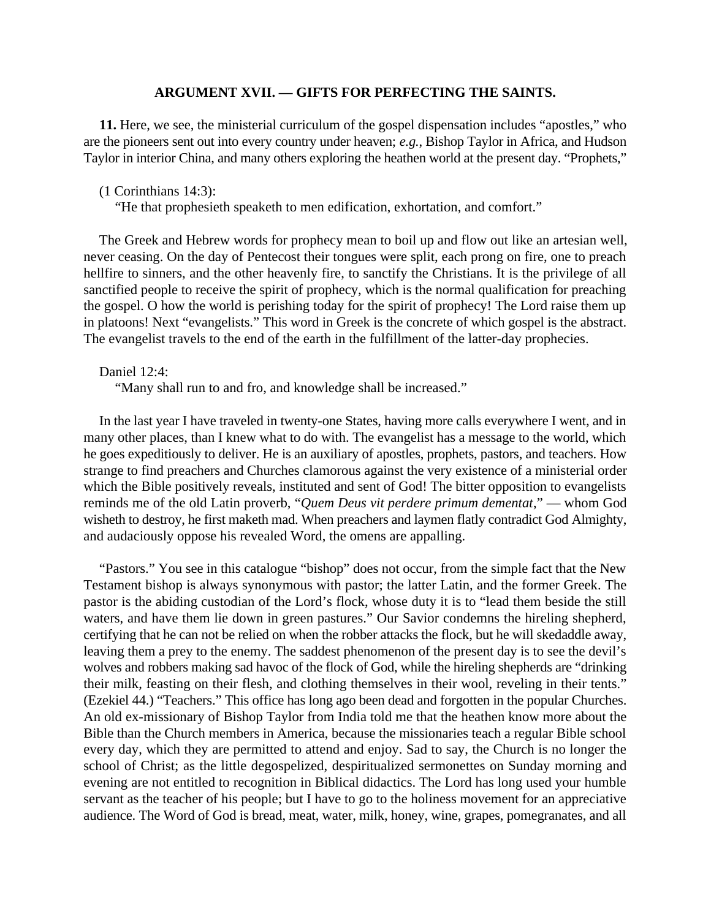### ARGUMENT XVII. — GIFTS FOR PERFECTING THE SAINTS.

**11.** Here, we see, the ministerial curriculum of the gospel dispensation includes "apostles," who are the pioneers sent out into every country under heaven; *e.g.*, Bishop Taylor in Africa, and Hudson Taylor in interior China, and many others exploring the heathen world at the present day. "Prophets,"

(1 Corinthians 14:3):

> "He that prophesieth speaketh to men edification, exhortation, and comfort."

The Greek and Hebrew words for prophecy mean to boil up and flow out like an artesian well, never ceasing. On the day of Pentecost their tongues were split, each prong on fire, one to preach hellfire to sinners, and the other heavenly fire, to sanctify the Christians. It is the privilege of all sanctified people to receive the spirit of prophecy, which is the normal qualification for preaching the gospel. O how the world is perishing today for the spirit of prophecy! The Lord raise them up in platoons! Next "evangelists." This word in Greek is the concrete of which gospel is the abstract. The evangelist travels to the end of the earth in the fulfillment of the latter-day prophecies.

Daniel 12:4:

> "Many shall run to and fro, and knowledge shall be increased."

In the last year I have traveled in twenty-one States, having more calls everywhere I went, and in many other places, than I knew what to do with. The evangelist has a message to the world, which he goes expeditiously to deliver. He is an auxiliary of apostles, prophets, pastors, and teachers. How strange to find preachers and Churches clamorous against the very existence of a ministerial order which the Bible positively reveals, instituted and sent of God! The bitter opposition to evangelists reminds me of the old Latin proverb, "*Quem Deus vit perdere primum dementat*," — whom God wisheth to destroy, he first maketh mad. When preachers and laymen flatly contradict God Almighty, and audaciously oppose his revealed Word, the omens are appalling.

"Pastors." You see in this catalogue "bishop" does not occur, from the simple fact that the New Testament bishop is always synonymous with pastor; the latter Latin, and the former Greek. The pastor is the abiding custodian of the Lord's flock, whose duty it is to "lead them beside the still waters, and have them lie down in green pastures." Our Savior condemns the hireling shepherd, certifying that he can not be relied on when the robber attacks the flock, but he will skedaddle away, leaving them a prey to the enemy. The saddest phenomenon of the present day is to see the devil's wolves and robbers making sad havoc of the flock of God, while the hireling shepherds are "drinking their milk, feasting on their flesh, and clothing themselves in their wool, reveling in their tents." (Ezekiel 44.) "Teachers." This office has long ago been dead and forgotten in the popular Churches. An old ex-missionary of Bishop Taylor from India told me that the heathen know more about the Bible than the Church members in America, because the missionaries teach a regular Bible school every day, which they are permitted to attend and enjoy. Sad to say, the Church is no longer the school of Christ; as the little degospelized, despiritualized sermonettes on Sunday morning and evening are not entitled to recognition in Biblical didactics. The Lord has long used your humble servant as the teacher of his people; but I have to go to the holiness movement for an appreciative audience. The Word of God is bread, meat, water, milk, honey, wine, grapes, pomegranates, and all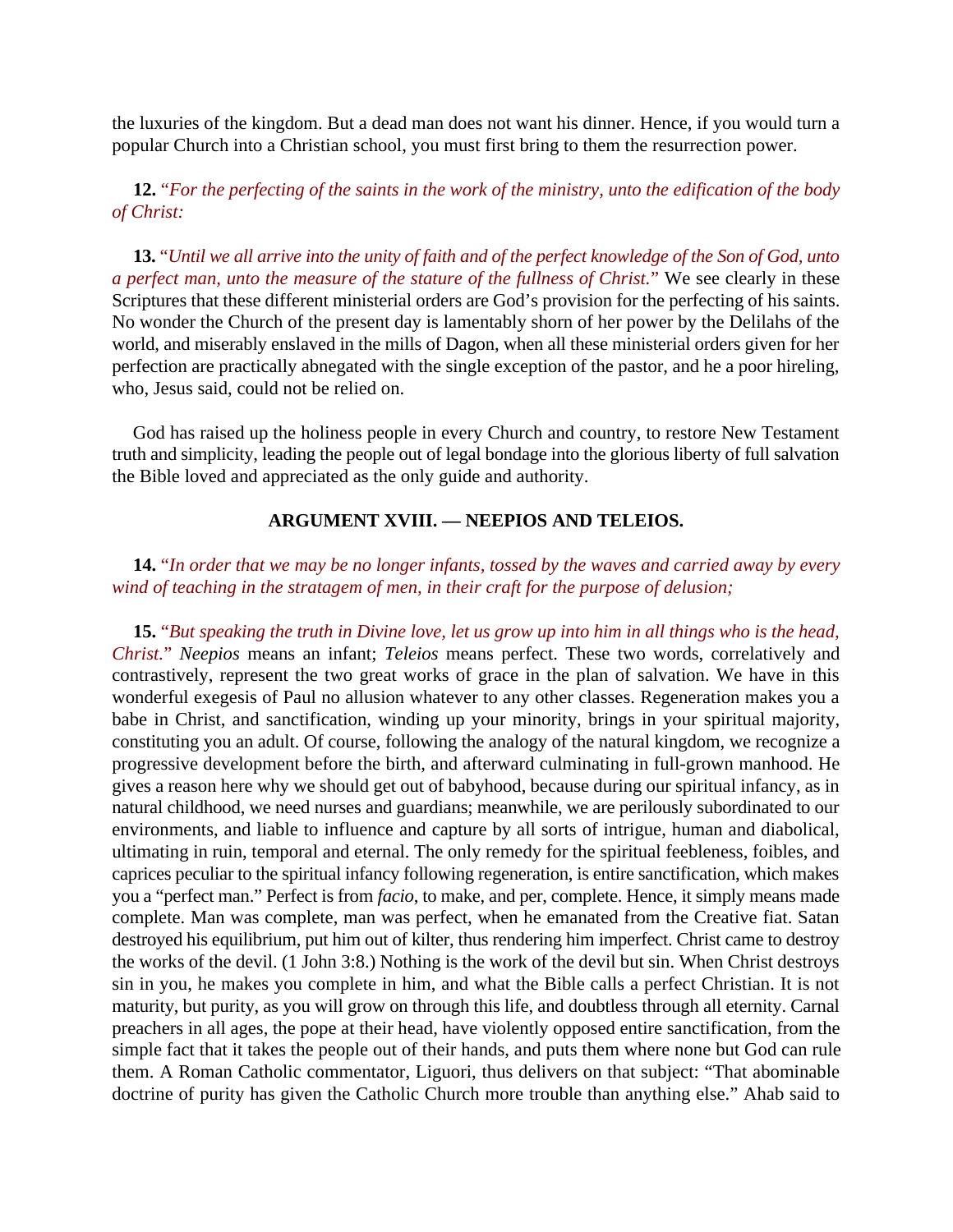the luxuries of the kingdom. But a dead man does not want his dinner. Hence, if you would turn a popular Church into a Christian school, you must first bring to them the resurrection power.

**12.** "*For the perfecting of the saints in the work of the ministry, unto the edification of the body of Christ:*

**13.** "*Until we all arrive into the unity of faith and of the perfect knowledge of the Son of God, unto a perfect man, unto the measure of the stature of the fullness of Christ.*" We see clearly in these Scriptures that these different ministerial orders are God's provision for the perfecting of his saints. No wonder the Church of the present day is lamentably shorn of her power by the Delilahs of the world, and miserably enslaved in the mills of Dagon, when all these ministerial orders given for her perfection are practically abnegated with the single exception of the pastor, and he a poor hireling, who, Jesus said, could not be relied on.

God has raised up the holiness people in every Church and country, to restore New Testament truth and simplicity, leading the people out of legal bondage into the glorious liberty of full salvation the Bible loved and appreciated as the only guide and authority.

### ARGUMENT XVIII. — NEEPIOS AND TELEIOS.

**14.** "*In order that we may be no longer infants, tossed by the waves and carried away by every wind of teaching in the stratagem of men, in their craft for the purpose of delusion;*

**15.** "*But speaking the truth in Divine love, let us grow up into him in all things who is the head, Christ.*" *Neepios* means an infant; *Teleios* means perfect. These two words, correlatively and contrastively, represent the two great works of grace in the plan of salvation. We have in this wonderful exegesis of Paul no allusion whatever to any other classes. Regeneration makes you a babe in Christ, and sanctification, winding up your minority, brings in your spiritual majority, constituting you an adult. Of course, following the analogy of the natural kingdom, we recognize a progressive development before the birth, and afterward culminating in full-grown manhood. He gives a reason here why we should get out of babyhood, because during our spiritual infancy, as in natural childhood, we need nurses and guardians; meanwhile, we are perilously subordinated to our environments, and liable to influence and capture by all sorts of intrigue, human and diabolical, ultimating in ruin, temporal and eternal. The only remedy for the spiritual feebleness, foibles, and caprices peculiar to the spiritual infancy following regeneration, is entire sanctification, which makes you a "perfect man." Perfect is from *facio*, to make, and per, complete. Hence, it simply means made complete. Man was complete, man was perfect, when he emanated from the Creative fiat. Satan destroyed his equilibrium, put him out of kilter, thus rendering him imperfect. Christ came to destroy the works of the devil. (1 John 3:8.) Nothing is the work of the devil but sin. When Christ destroys sin in you, he makes you complete in him, and what the Bible calls a perfect Christian. It is not maturity, but purity, as you will grow on through this life, and doubtless through all eternity. Carnal preachers in all ages, the pope at their head, have violently opposed entire sanctification, from the simple fact that it takes the people out of their hands, and puts them where none but God can rule them. A Roman Catholic commentator, Liguori, thus delivers on that subject: "That abominable doctrine of purity has given the Catholic Church more trouble than anything else." Ahab said to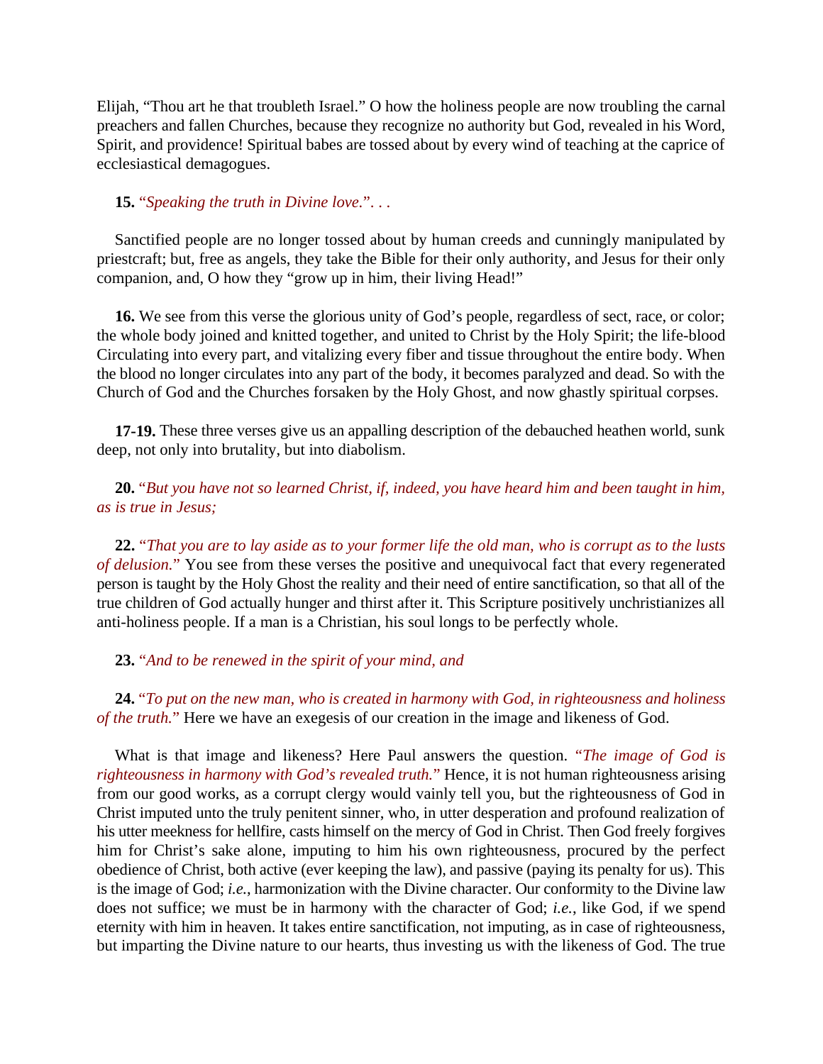Elijah, “Thou art he that troubleth Israel.” O how the holiness people are now troubling the carnal preachers and fallen Churches, because they recognize no authority but God, revealed in his Word, Spirit, and providence! Spiritual babes are tossed about by every wind of teaching at the caprice of ecclesiastical demagogues.

**15.** “*Speaking the truth in Divine love*.”. . .

Sanctified people are no longer tossed about by human creeds and cunningly manipulated by priestcraft; but, free as angels, they take the Bible for their only authority, and Jesus for their only companion, and, O how they “grow up in him, their living Head!”

**16.** We see from this verse the glorious unity of God’s people, regardless of sect, race, or color; the whole body joined and knitted together, and united to Christ by the Holy Spirit; the life-blood Circulating into every part, and vitalizing every fiber and tissue throughout the entire body. When the blood no longer circulates into any part of the body, it becomes paralyzed and dead. So with the Church of God and the Churches forsaken by the Holy Ghost, and now ghastly spiritual corpses.

**17-19.** These three verses give us an appalling description of the debauched heathen world, sunk deep, not only into brutality, but into diabolism.

**20.** “*But you have not so learned Christ, if, indeed, you have heard him and been taught in him, as is true in Jesus;*

**22.** “*That you are to lay aside as to your former life the old man, who is corrupt as to the lusts of delusion.*” You see from these verses the positive and unequivocal fact that every regenerated person is taught by the Holy Ghost the reality and their need of entire sanctification, so that all of the true children of God actually hunger and thirst after it. This Scripture positively unchristianizes all anti-holiness people. If a man is a Christian, his soul longs to be perfectly whole.

**23.** “*And to be renewed in the spirit of your mind, and*

**24.** “*To put on the new man, who is created in harmony with God, in righteousness and holiness of the truth.*” Here we have an exegesis of our creation in the image and likeness of God.

What is that image and likeness? Here Paul answers the question. “*The image of God is righteousness in harmony with God’s revealed truth.*” Hence, it is not human righteousness arising from our good works, as a corrupt clergy would vainly tell you, but the righteousness of God in Christ imputed unto the truly penitent sinner, who, in utter desperation and profound realization of his utter meekness for hellfire, casts himself on the mercy of God in Christ. Then God freely forgives him for Christ’s sake alone, imputing to him his own righteousness, procured by the perfect obedience of Christ, both active (ever keeping the law), and passive (paying its penalty for us). This is the image of God; *i.e.*, harmonization with the Divine character. Our conformity to the Divine law does not suffice; we must be in harmony with the character of God; *i.e.*, like God, if we spend eternity with him in heaven. It takes entire sanctification, not imputing, as in case of righteousness, but imparting the Divine nature to our hearts, thus investing us with the likeness of God. The true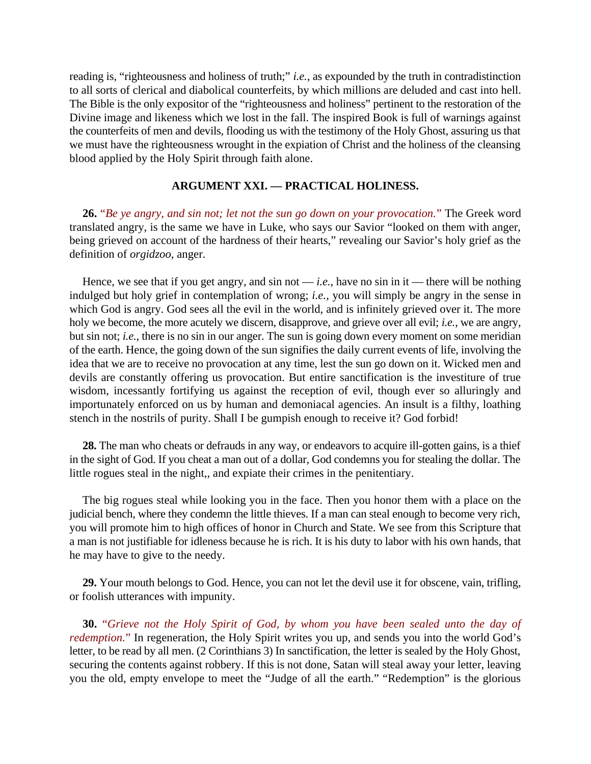reading is, "righteousness and holiness of truth;" *i.e.*, as expounded by the truth in contradistinction to all sorts of clerical and diabolical counterfeits, by which millions are deluded and cast into hell. The Bible is the only expositor of the "righteousness and holiness" pertinent to the restoration of the Divine image and likeness which we lost in the fall. The inspired Book is full of warnings against the counterfeits of men and devils, flooding us with the testimony of the Holy Ghost, assuring us that we must have the righteousness wrought in the expiation of Christ and the holiness of the cleansing blood applied by the Holy Spirit through faith alone.

## ARGUMENT XXI. — PRACTICAL HOLINESS.

**26.** "*Be ye angry, and sin not; let not the sun go down on your provocation.*" The Greek word translated angry, is the same we have in Luke, who says our Savior "looked on them with anger, being grieved on account of the hardness of their hearts," revealing our Savior's holy grief as the definition of *orgidzoo*, anger.

Hence, we see that if you get angry, and sin not — *i.e.*, have no sin in it — there will be nothing indulged but holy grief in contemplation of wrong; *i.e.*, you will simply be angry in the sense in which God is angry. God sees all the evil in the world, and is infinitely grieved over it. The more holy we become, the more acutely we discern, disapprove, and grieve over all evil; *i.e.*, we are angry, but sin not; *i.e.*, there is no sin in our anger. The sun is going down every moment on some meridian of the earth. Hence, the going down of the sun signifies the daily current events of life, involving the idea that we are to receive no provocation at any time, lest the sun go down on it. Wicked men and devils are constantly offering us provocation. But entire sanctification is the investiture of true wisdom, incessantly fortifying us against the reception of evil, though ever so alluringly and importunately enforced on us by human and demoniacal agencies. An insult is a filthy, loathing stench in the nostrils of purity. Shall I be gumpish enough to receive it? God forbid!

**28.** The man who cheats or defrauds in any way, or endeavors to acquire ill-gotten gains, is a thief in the sight of God. If you cheat a man out of a dollar, God condemns you for stealing the dollar. The little rogues steal in the night,, and expiate their crimes in the penitentiary.

The big rogues steal while looking you in the face. Then you honor them with a place on the judicial bench, where they condemn the little thieves. If a man can steal enough to become very rich, you will promote him to high offices of honor in Church and State. We see from this Scripture that a man is not justifiable for idleness because he is rich. It is his duty to labor with his own hands, that he may have to give to the needy.

**29.** Your mouth belongs to God. Hence, you can not let the devil use it for obscene, vain, trifling, or foolish utterances with impunity.

**30.** "*Grieve not the Holy Spirit of God, by whom you have been sealed unto the day of redemption.*" In regeneration, the Holy Spirit writes you up, and sends you into the world God's letter, to be read by all men. (2 Corinthians 3) In sanctification, the letter is sealed by the Holy Ghost, securing the contents against robbery. If this is not done, Satan will steal away your letter, leaving you the old, empty envelope to meet the "Judge of all the earth." "Redemption" is the glorious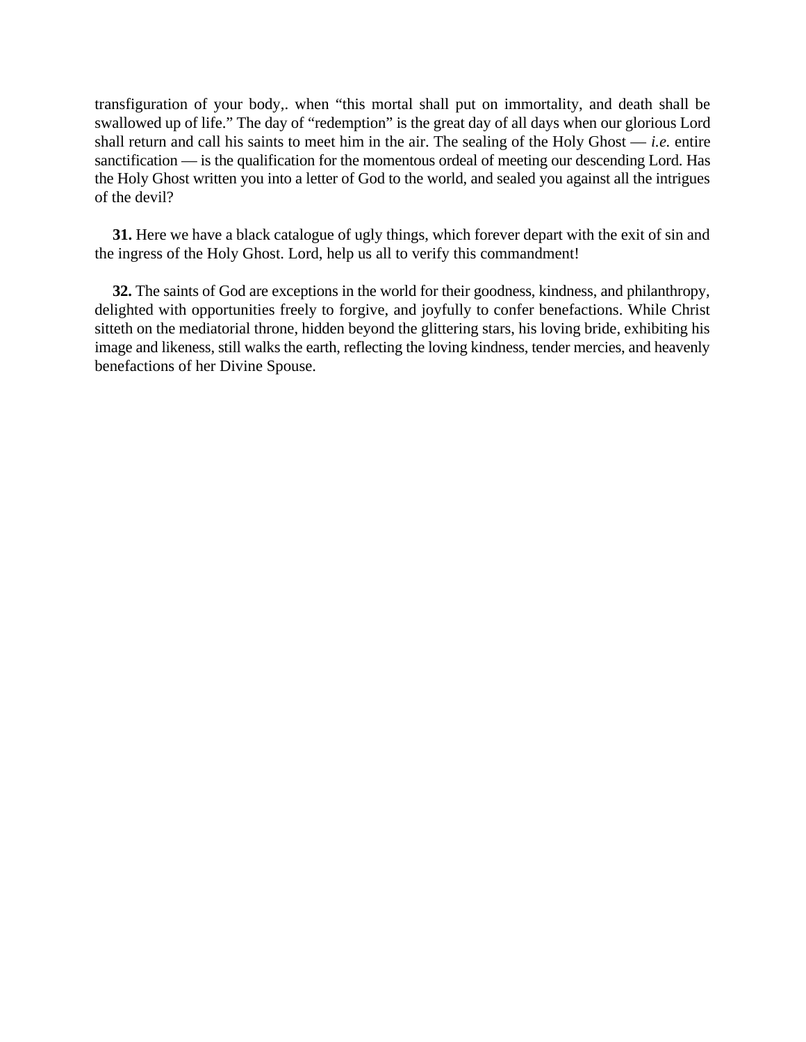transfiguration of your body,. when "this mortal shall put on immortality, and death shall be swallowed up of life." The day of "redemption" is the great day of all days when our glorious Lord shall return and call his saints to meet him in the air. The sealing of the Holy Ghost — *i.e.* entire sanctification — is the qualification for the momentous ordeal of meeting our descending Lord. Has the Holy Ghost written you into a letter of God to the world, and sealed you against all the intrigues of the devil?

**31.** Here we have a black catalogue of ugly things, which forever depart with the exit of sin and the ingress of the Holy Ghost. Lord, help us all to verify this commandment!

**32.** The saints of God are exceptions in the world for their goodness, kindness, and philanthropy, delighted with opportunities freely to forgive, and joyfully to confer benefactions. While Christ sitteth on the mediatorial throne, hidden beyond the glittering stars, his loving bride, exhibiting his image and likeness, still walks the earth, reflecting the loving kindness, tender mercies, and heavenly benefactions of her Divine Spouse.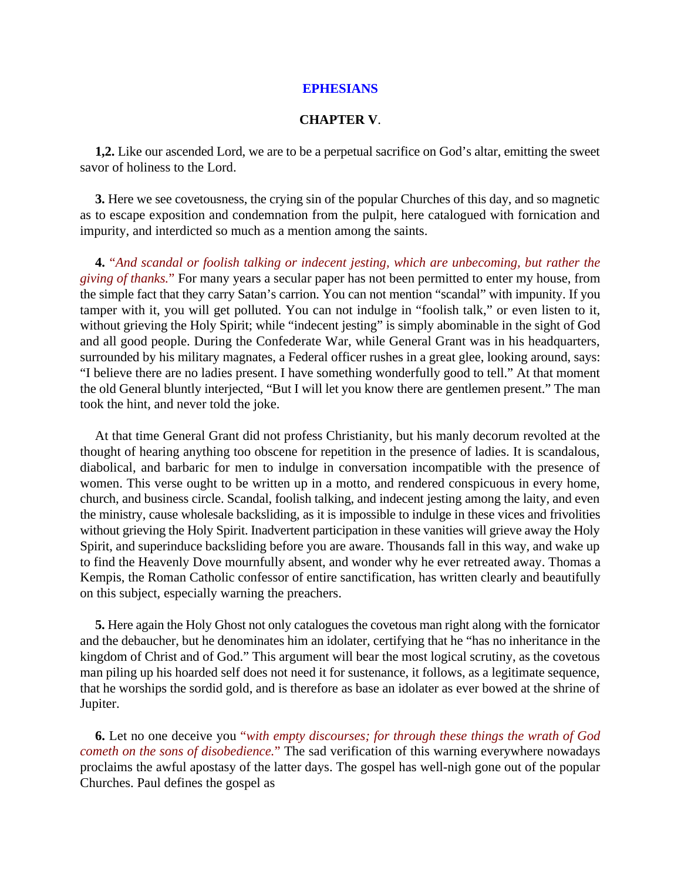# EPHESIANS

## CHAPTER V.

**1,2.** Like our ascended Lord, we are to be a perpetual sacrifice on God's altar, emitting the sweet savor of holiness to the Lord.

**3.** Here we see covetousness, the crying sin of the popular Churches of this day, and so magnetic as to escape exposition and condemnation from the pulpit, here catalogued with fornication and impurity, and interdicted so much as a mention among the saints.

**4.** *"And scandal or foolish talking or indecent jesting, which are unbecoming, but rather the giving of thanks."* For many years a secular paper has not been permitted to enter my house, from the simple fact that they carry Satan's carrion. You can not mention "scandal" with impunity. If you tamper with it, you will get polluted. You can not indulge in "foolish talk," or even listen to it, without grieving the Holy Spirit; while "indecent jesting" is simply abominable in the sight of God and all good people. During the Confederate War, while General Grant was in his headquarters, surrounded by his military magnates, a Federal officer rushes in a great glee, looking around, says: "I believe there are no ladies present. I have something wonderfully good to tell." At that moment the old General bluntly interjected, "But I will let you know there are gentlemen present." The man took the hint, and never told the joke.

At that time General Grant did not profess Christianity, but his manly decorum revolted at the thought of hearing anything too obscene for repetition in the presence of ladies. It is scandalous, diabolical, and barbaric for men to indulge in conversation incompatible with the presence of women. This verse ought to be written up in a motto, and rendered conspicuous in every home, church, and business circle. Scandal, foolish talking, and indecent jesting among the laity, and even the ministry, cause wholesale backsliding, as it is impossible to indulge in these vices and frivolities without grieving the Holy Spirit. Inadvertent participation in these vanities will grieve away the Holy Spirit, and superinduce backsliding before you are aware. Thousands fall in this way, and wake up to find the Heavenly Dove mournfully absent, and wonder why he ever retreated away. Thomas a Kempis, the Roman Catholic confessor of entire sanctification, has written clearly and beautifully on this subject, especially warning the preachers.

**5.** Here again the Holy Ghost not only catalogues the covetous man right along with the fornicator and the debaucher, but he denominates him an idolater, certifying that he "has no inheritance in the kingdom of Christ and of God." This argument will bear the most logical scrutiny, as the covetous man piling up his hoarded self does not need it for sustenance, it follows, as a legitimate sequence, that he worships the sordid gold, and is therefore as base an idolater as ever bowed at the shrine of Jupiter.

**6.** Let no one deceive you *"with empty discourses; for through these things the wrath of God cometh on the sons of disobedience."* The sad verification of this warning everywhere nowadays proclaims the awful apostasy of the latter days. The gospel has well-nigh gone out of the popular Churches. Paul defines the gospel as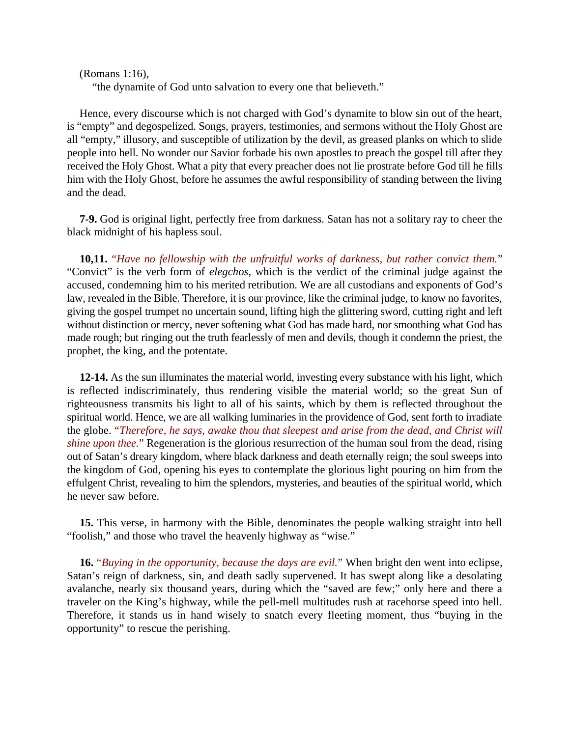(Romans 1:16),

"the dynamite of God unto salvation to every one that believeth."

Hence, every discourse which is not charged with God's dynamite to blow sin out of the heart, is "empty" and degospelized. Songs, prayers, testimonies, and sermons without the Holy Ghost are all "empty," illusory, and susceptible of utilization by the devil, as greased planks on which to slide people into hell. No wonder our Savior forbade his own apostles to preach the gospel till after they received the Holy Ghost. What a pity that every preacher does not lie prostrate before God till he fills him with the Holy Ghost, before he assumes the awful responsibility of standing between the living and the dead.

**7-9.** God is original light, perfectly free from darkness. Satan has not a solitary ray to cheer the black midnight of his hapless soul.

**10,11.** "*Have no fellowship with the unfruitful works of darkness, but rather convict them.*" "Convict" is the verb form of *elegchos,* which is the verdict of the criminal judge against the accused, condemning him to his merited retribution. We are all custodians and exponents of God's law, revealed in the Bible. Therefore, it is our province, like the criminal judge, to know no favorites, giving the gospel trumpet no uncertain sound, lifting high the glittering sword, cutting right and left without distinction or mercy, never softening what God has made hard, nor smoothing what God has made rough; but ringing out the truth fearlessly of men and devils, though it condemn the priest, the prophet, the king, and the potentate.

**12-14.** As the sun illuminates the material world, investing every substance with his light, which is reflected indiscriminately, thus rendering visible the material world; so the great Sun of righteousness transmits his light to all of his saints, which by them is reflected throughout the spiritual world. Hence, we are all walking luminaries in the providence of God, sent forth to irradiate the globe. "*Therefore, he says, awake thou that sleepest and arise from the dead, and Christ will shine upon thee.*" Regeneration is the glorious resurrection of the human soul from the dead, rising out of Satan's dreary kingdom, where black darkness and death eternally reign; the soul sweeps into the kingdom of God, opening his eyes to contemplate the glorious light pouring on him from the effulgent Christ, revealing to him the splendors, mysteries, and beauties of the spiritual world, which he never saw before.

**15.** This verse, in harmony with the Bible, denominates the people walking straight into hell "foolish," and those who travel the heavenly highway as "wise."

**16.** "*Buying in the opportunity, because the days are evil.*" When bright den went into eclipse, Satan's reign of darkness, sin, and death sadly supervened. It has swept along like a desolating avalanche, nearly six thousand years, during which the "saved are few;" only here and there a traveler on the King's highway, while the pell-mell multitudes rush at racehorse speed into hell. Therefore, it stands us in hand wisely to snatch every fleeting moment, thus "buying in the opportunity" to rescue the perishing.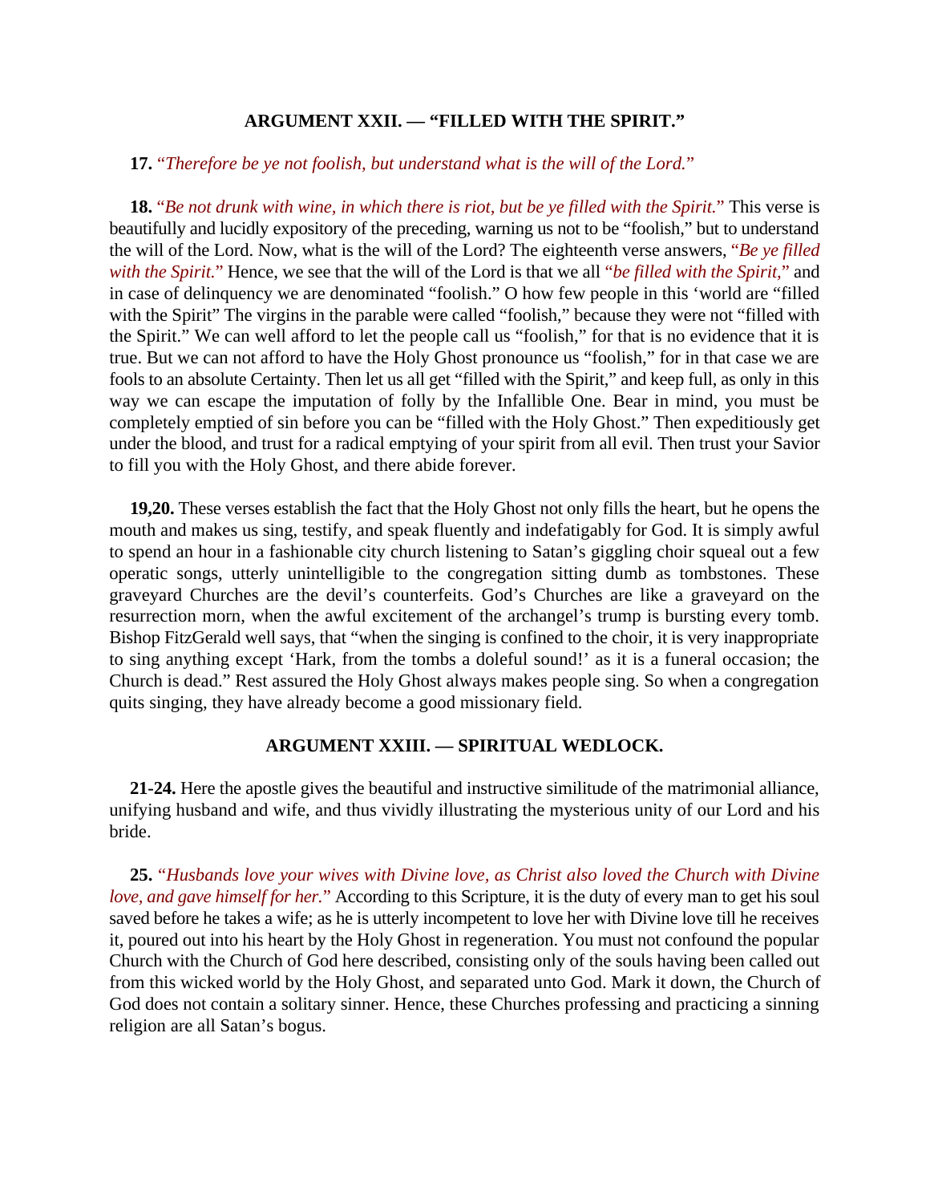### ARGUMENT XXII. — "FILLED WITH THE SPIRIT."

**17.** *"Therefore be ye not foolish, but understand what is the will of the Lord."*

**18.** *"Be not drunk with wine, in which there is riot, but be ye filled with the Spirit."* This verse is beautifully and lucidly expository of the preceding, warning us not to be "foolish," but to understand the will of the Lord. Now, what is the will of the Lord? The eighteenth verse answers, *"Be ye filled with the Spirit."* Hence, we see that the will of the Lord is that we all *"be filled with the Spirit,"* and in case of delinquency we are denominated "foolish." O how few people in this 'world are "filled with the Spirit" The virgins in the parable were called "foolish," because they were not "filled with the Spirit." We can well afford to let the people call us "foolish," for that is no evidence that it is true. But we can not afford to have the Holy Ghost pronounce us "foolish," for in that case we are fools to an absolute Certainty. Then let us all get "filled with the Spirit," and keep full, as only in this way we can escape the imputation of folly by the Infallible One. Bear in mind, you must be completely emptied of sin before you can be "filled with the Holy Ghost." Then expeditiously get under the blood, and trust for a radical emptying of your spirit from all evil. Then trust your Savior to fill you with the Holy Ghost, and there abide forever.

**19,20.** These verses establish the fact that the Holy Ghost not only fills the heart, but he opens the mouth and makes us sing, testify, and speak fluently and indefatigably for God. It is simply awful to spend an hour in a fashionable city church listening to Satan's giggling choir squeal out a few operatic songs, utterly unintelligible to the congregation sitting dumb as tombstones. These graveyard Churches are the devil's counterfeits. God's Churches are like a graveyard on the resurrection morn, when the awful excitement of the archangel's trump is bursting every tomb. Bishop FitzGerald well says, that "when the singing is confined to the choir, it is very inappropriate to sing anything except 'Hark, from the tombs a doleful sound!' as it is a funeral occasion; the Church is dead." Rest assured the Holy Ghost always makes people sing. So when a congregation quits singing, they have already become a good missionary field.

### ARGUMENT XXIII. — SPIRITUAL WEDLOCK.

**21-24.** Here the apostle gives the beautiful and instructive similitude of the matrimonial alliance, unifying husband and wife, and thus vividly illustrating the mysterious unity of our Lord and his bride.

**25.** *"Husbands love your wives with Divine love, as Christ also loved the Church with Divine love, and gave himself for her."* According to this Scripture, it is the duty of every man to get his soul saved before he takes a wife; as he is utterly incompetent to love her with Divine love till he receives it, poured out into his heart by the Holy Ghost in regeneration. You must not confound the popular Church with the Church of God here described, consisting only of the souls having been called out from this wicked world by the Holy Ghost, and separated unto God. Mark it down, the Church of God does not contain a solitary sinner. Hence, these Churches professing and practicing a sinning religion are all Satan's bogus.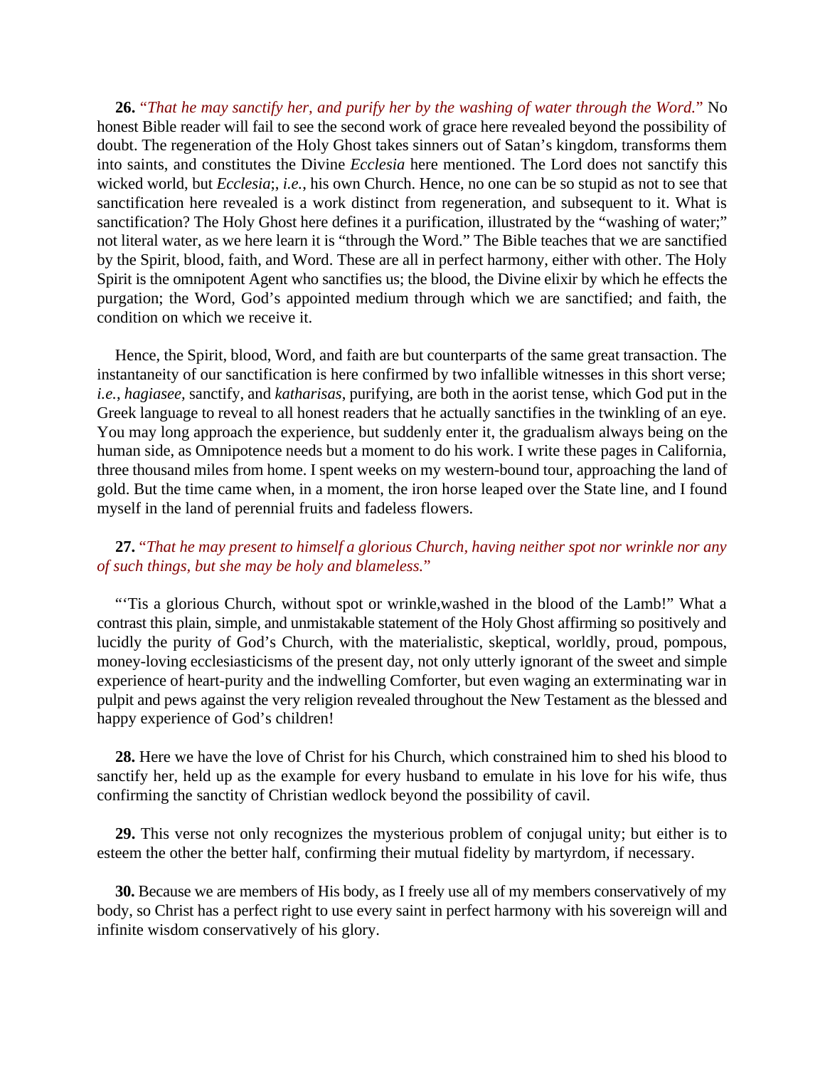**26.** *“That he may sanctify her, and purify her by the washing of water through the Word.”* No honest Bible reader will fail to see the second work of grace here revealed beyond the possibility of doubt. The regeneration of the Holy Ghost takes sinners out of Satan’s kingdom, transforms them into saints, and constitutes the Divine *Ecclesia* here mentioned. The Lord does not sanctify this wicked world, but *Ecclesia*;, *i.e.*, his own Church. Hence, no one can be so stupid as not to see that sanctification here revealed is a work distinct from regeneration, and subsequent to it. What is sanctification? The Holy Ghost here defines it a purification, illustrated by the “washing of water;” not literal water, as we here learn it is “through the Word.” The Bible teaches that we are sanctified by the Spirit, blood, faith, and Word. These are all in perfect harmony, either with other. The Holy Spirit is the omnipotent Agent who sanctifies us; the blood, the Divine elixir by which he effects the purgation; the Word, God’s appointed medium through which we are sanctified; and faith, the condition on which we receive it.

Hence, the Spirit, blood, Word, and faith are but counterparts of the same great transaction. The instantaneity of our sanctification is here confirmed by two infallible witnesses in this short verse; *i.e.*, *hagiasee*, sanctify, and *katharisas*, purifying, are both in the aorist tense, which God put in the Greek language to reveal to all honest readers that he actually sanctifies in the twinkling of an eye. You may long approach the experience, but suddenly enter it, the gradualism always being on the human side, as Omnipotence needs but a moment to do his work. I write these pages in California, three thousand miles from home. I spent weeks on my western-bound tour, approaching the land of gold. But the time came when, in a moment, the iron horse leaped over the State line, and I found myself in the land of perennial fruits and fadeless flowers.

**27.** *“That he may present to himself a glorious Church, having neither spot nor wrinkle nor any of such things, but she may be holy and blameless.”*

“‘Tis a glorious Church, without spot or wrinkle,washed in the blood of the Lamb!” What a contrast this plain, simple, and unmistakable statement of the Holy Ghost affirming so positively and lucidly the purity of God’s Church, with the materialistic, skeptical, worldly, proud, pompous, money-loving ecclesiasticisms of the present day, not only utterly ignorant of the sweet and simple experience of heart-purity and the indwelling Comforter, but even waging an exterminating war in pulpit and pews against the very religion revealed throughout the New Testament as the blessed and happy experience of God’s children!

**28.** Here we have the love of Christ for his Church, which constrained him to shed his blood to sanctify her, held up as the example for every husband to emulate in his love for his wife, thus confirming the sanctity of Christian wedlock beyond the possibility of cavil.

**29.** This verse not only recognizes the mysterious problem of conjugal unity; but either is to esteem the other the better half, confirming their mutual fidelity by martyrdom, if necessary.

**30.** Because we are members of His body, as I freely use all of my members conservatively of my body, so Christ has a perfect right to use every saint in perfect harmony with his sovereign will and infinite wisdom conservatively of his glory.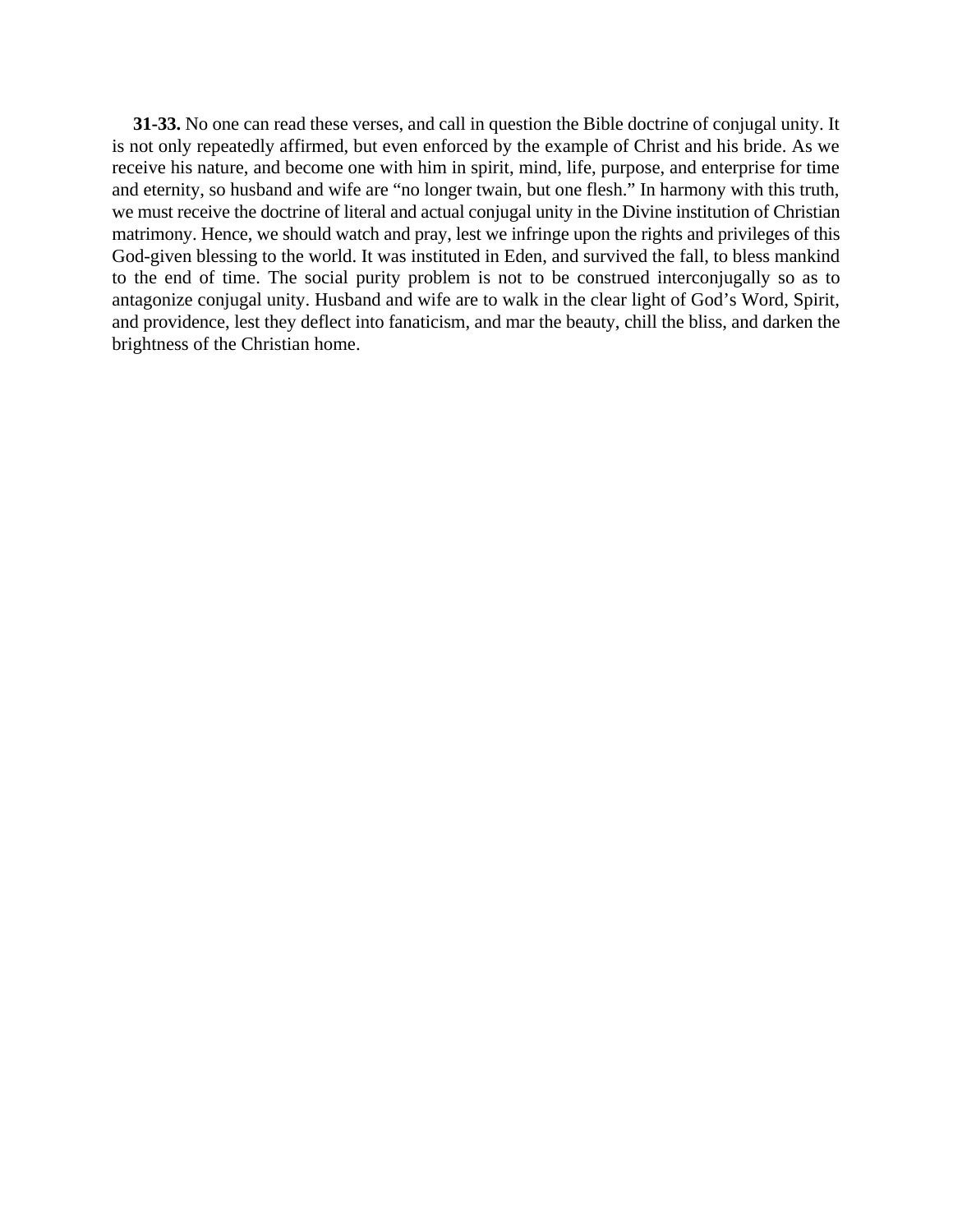**31-33.** No one can read these verses, and call in question the Bible doctrine of conjugal unity. It is not only repeatedly affirmed, but even enforced by the example of Christ and his bride. As we receive his nature, and become one with him in spirit, mind, life, purpose, and enterprise for time and eternity, so husband and wife are "no longer twain, but one flesh." In harmony with this truth, we must receive the doctrine of literal and actual conjugal unity in the Divine institution of Christian matrimony. Hence, we should watch and pray, lest we infringe upon the rights and privileges of this God-given blessing to the world. It was instituted in Eden, and survived the fall, to bless mankind to the end of time. The social purity problem is not to be construed interconjugally so as to antagonize conjugal unity. Husband and wife are to walk in the clear light of God's Word, Spirit, and providence, lest they deflect into fanaticism, and mar the beauty, chill the bliss, and darken the brightness of the Christian home.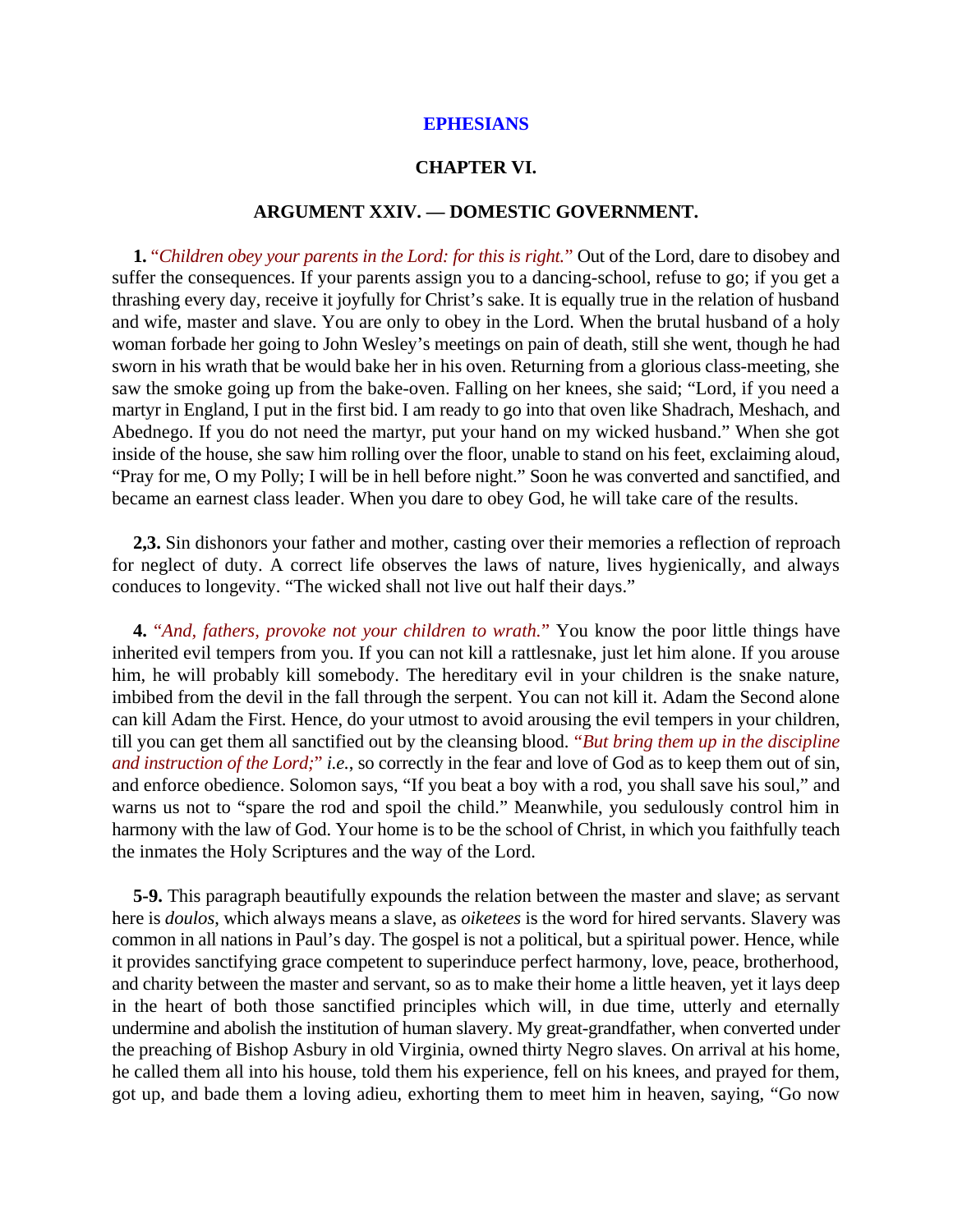# EPHESIANS

## CHAPTER VI.

### ARGUMENT XXIV. — DOMESTIC GOVERNMENT.

**1.** *"Children obey your parents in the Lord: for this is right."* Out of the Lord, dare to disobey and suffer the consequences. If your parents assign you to a dancing-school, refuse to go; if you get a thrashing every day, receive it joyfully for Christ's sake. It is equally true in the relation of husband and wife, master and slave. You are only to obey in the Lord. When the brutal husband of a holy woman forbade her going to John Wesley's meetings on pain of death, still she went, though he had sworn in his wrath that be would bake her in his oven. Returning from a glorious class-meeting, she saw the smoke going up from the bake-oven. Falling on her knees, she said; "Lord, if you need a martyr in England, I put in the first bid. I am ready to go into that oven like Shadrach, Meshach, and Abednego. If you do not need the martyr, put your hand on my wicked husband." When she got inside of the house, she saw him rolling over the floor, unable to stand on his feet, exclaiming aloud, "Pray for me, O my Polly; I will be in hell before night." Soon he was converted and sanctified, and became an earnest class leader. When you dare to obey God, he will take care of the results.

**2,3.** Sin dishonors your father and mother, casting over their memories a reflection of reproach for neglect of duty. A correct life observes the laws of nature, lives hygienically, and always conduces to longevity. "The wicked shall not live out half their days."

**4.** *"And, fathers, provoke not your children to wrath."* You know the poor little things have inherited evil tempers from you. If you can not kill a rattlesnake, just let him alone. If you arouse him, he will probably kill somebody. The hereditary evil in your children is the snake nature, imbibed from the devil in the fall through the serpent. You can not kill it. Adam the Second alone can kill Adam the First. Hence, do your utmost to avoid arousing the evil tempers in your children, till you can get them all sanctified out by the cleansing blood. *"But bring them up in the discipline and instruction of the Lord;" i.e.*, so correctly in the fear and love of God as to keep them out of sin, and enforce obedience. Solomon says, "If you beat a boy with a rod, you shall save his soul," and warns us not to "spare the rod and spoil the child." Meanwhile, you sedulously control him in harmony with the law of God. Your home is to be the school of Christ, in which you faithfully teach the inmates the Holy Scriptures and the way of the Lord.

**5-9.** This paragraph beautifully expounds the relation between the master and slave; as servant here is *doulos*, which always means a slave, as *oiketees* is the word for hired servants. Slavery was common in all nations in Paul's day. The gospel is not a political, but a spiritual power. Hence, while it provides sanctifying grace competent to superinduce perfect harmony, love, peace, brotherhood, and charity between the master and servant, so as to make their home a little heaven, yet it lays deep in the heart of both those sanctified principles which will, in due time, utterly and eternally undermine and abolish the institution of human slavery. My great-grandfather, when converted under the preaching of Bishop Asbury in old Virginia, owned thirty Negro slaves. On arrival at his home, he called them all into his house, told them his experience, fell on his knees, and prayed for them, got up, and bade them a loving adieu, exhorting them to meet him in heaven, saying, "Go now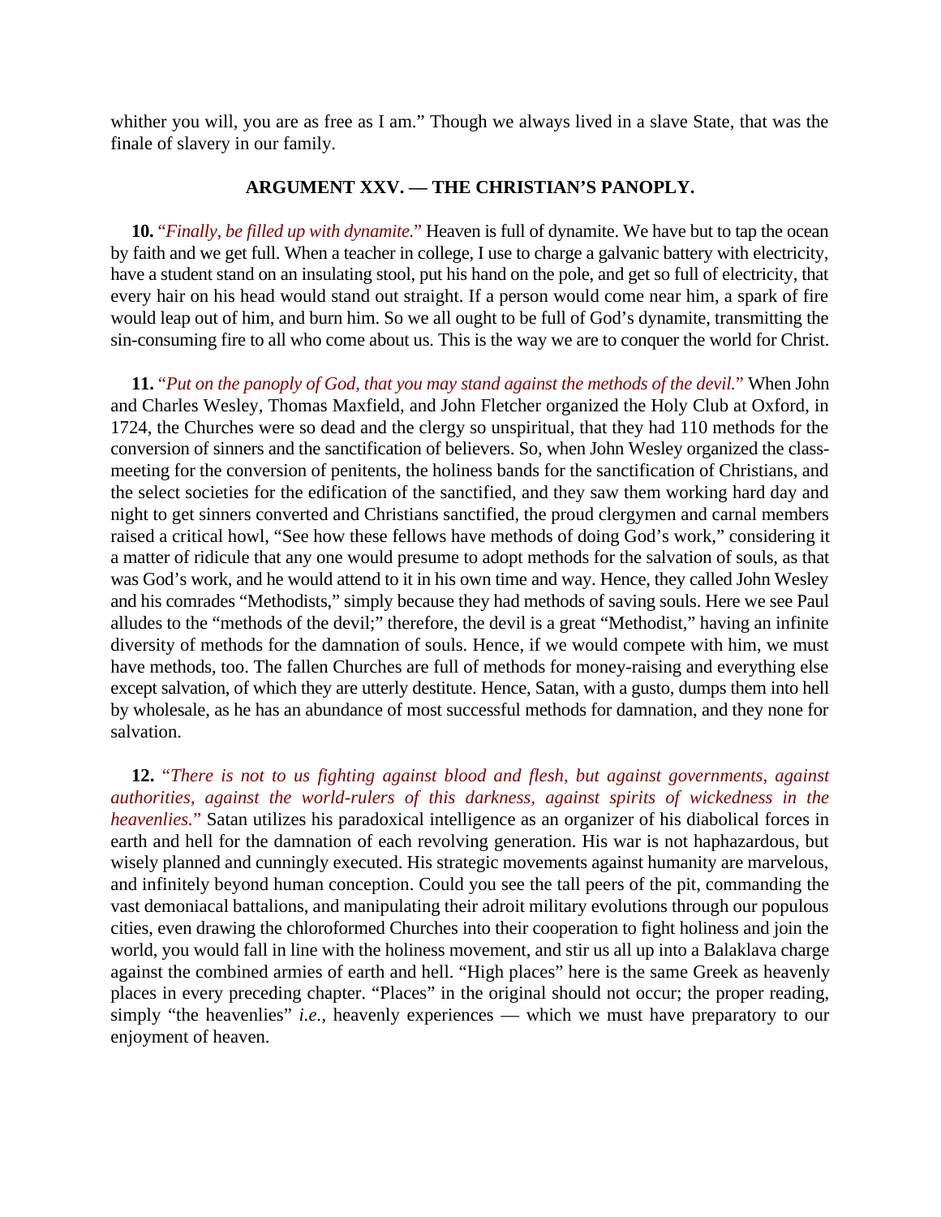whither you will, you are as free as I am." Though we always lived in a slave State, that was the finale of slavery in our family.

### ARGUMENT XXV. — THE CHRISTIAN'S PANOPLY.

**10.** "*Finally, be filled up with dynamite.*" Heaven is full of dynamite. We have but to tap the ocean by faith and we get full. When a teacher in college, I use to charge a galvanic battery with electricity, have a student stand on an insulating stool, put his hand on the pole, and get so full of electricity, that every hair on his head would stand out straight. If a person would come near him, a spark of fire would leap out of him, and burn him. So we all ought to be full of God's dynamite, transmitting the sin-consuming fire to all who come about us. This is the way we are to conquer the world for Christ.

**11.** "*Put on the panoply of God, that you may stand against the methods of the devil.*" When John and Charles Wesley, Thomas Maxfield, and John Fletcher organized the Holy Club at Oxford, in 1724, the Churches were so dead and the clergy so unspiritual, that they had 110 methods for the conversion of sinners and the sanctification of believers. So, when John Wesley organized the class-meeting for the conversion of penitents, the holiness bands for the sanctification of Christians, and the select societies for the edification of the sanctified, and they saw them working hard day and night to get sinners converted and Christians sanctified, the proud clergymen and carnal members raised a critical howl, "See how these fellows have methods of doing God's work," considering it a matter of ridicule that any one would presume to adopt methods for the salvation of souls, as that was God's work, and he would attend to it in his own time and way. Hence, they called John Wesley and his comrades "Methodists," simply because they had methods of saving souls. Here we see Paul alludes to the "methods of the devil;" therefore, the devil is a great "Methodist," having an infinite diversity of methods for the damnation of souls. Hence, if we would compete with him, we must have methods, too. The fallen Churches are full of methods for money-raising and everything else except salvation, of which they are utterly destitute. Hence, Satan, with a gusto, dumps them into hell by wholesale, as he has an abundance of most successful methods for damnation, and they none for salvation.

**12.** "*There is not to us fighting against blood and flesh, but against governments, against authorities, against the world-rulers of this darkness, against spirits of wickedness in the heavenlies.*" Satan utilizes his paradoxical intelligence as an organizer of his diabolical forces in earth and hell for the damnation of each revolving generation. His war is not haphazardous, but wisely planned and cunningly executed. His strategic movements against humanity are marvelous, and infinitely beyond human conception. Could you see the tall peers of the pit, commanding the vast demoniacal battalions, and manipulating their adroit military evolutions through our populous cities, even drawing the chloroformed Churches into their cooperation to fight holiness and join the world, you would fall in line with the holiness movement, and stir us all up into a Balaklava charge against the combined armies of earth and hell. "High places" here is the same Greek as heavenly places in every preceding chapter. "Places" in the original should not occur; the proper reading, simply "the heavenlies" *i.e.*, heavenly experiences — which we must have preparatory to our enjoyment of heaven.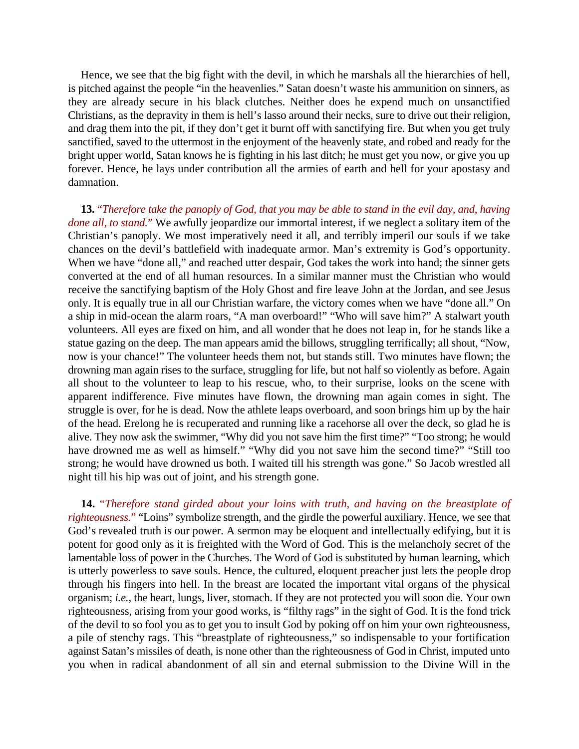Hence, we see that the big fight with the devil, in which he marshals all the hierarchies of hell, is pitched against the people "in the heavenlies." Satan doesn't waste his ammunition on sinners, as they are already secure in his black clutches. Neither does he expend much on unsanctified Christians, as the depravity in them is hell's lasso around their necks, sure to drive out their religion, and drag them into the pit, if they don't get it burnt off with sanctifying fire. But when you get truly sanctified, saved to the uttermost in the enjoyment of the heavenly state, and robed and ready for the bright upper world, Satan knows he is fighting in his last ditch; he must get you now, or give you up forever. Hence, he lays under contribution all the armies of earth and hell for your apostasy and damnation.

**13.** *"Therefore take the panoply of God, that you may be able to stand in the evil day, and, having done all, to stand."* We awfully jeopardize our immortal interest, if we neglect a solitary item of the Christian's panoply. We most imperatively need it all, and terribly imperil our souls if we take chances on the devil's battlefield with inadequate armor. Man's extremity is God's opportunity. When we have "done all," and reached utter despair, God takes the work into hand; the sinner gets converted at the end of all human resources. In a similar manner must the Christian who would receive the sanctifying baptism of the Holy Ghost and fire leave John at the Jordan, and see Jesus only. It is equally true in all our Christian warfare, the victory comes when we have "done all." On a ship in mid-ocean the alarm roars, "A man overboard!" "Who will save him?" A stalwart youth volunteers. All eyes are fixed on him, and all wonder that he does not leap in, for he stands like a statue gazing on the deep. The man appears amid the billows, struggling terrifically; all shout, "Now, now is your chance!" The volunteer heeds them not, but stands still. Two minutes have flown; the drowning man again rises to the surface, struggling for life, but not half so violently as before. Again all shout to the volunteer to leap to his rescue, who, to their surprise, looks on the scene with apparent indifference. Five minutes have flown, the drowning man again comes in sight. The struggle is over, for he is dead. Now the athlete leaps overboard, and soon brings him up by the hair of the head. Erelong he is recuperated and running like a racehorse all over the deck, so glad he is alive. They now ask the swimmer, "Why did you not save him the first time?" "Too strong; he would have drowned me as well as himself." "Why did you not save him the second time?" "Still too strong; he would have drowned us both. I waited till his strength was gone." So Jacob wrestled all night till his hip was out of joint, and his strength gone.

**14.** *"Therefore stand girded about your loins with truth, and having on the breastplate of righteousness."* "Loins" symbolize strength, and the girdle the powerful auxiliary. Hence, we see that God's revealed truth is our power. A sermon may be eloquent and intellectually edifying, but it is potent for good only as it is freighted with the Word of God. This is the melancholy secret of the lamentable loss of power in the Churches. The Word of God is substituted by human learning, which is utterly powerless to save souls. Hence, the cultured, eloquent preacher just lets the people drop through his fingers into hell. In the breast are located the important vital organs of the physical organism; *i.e.*, the heart, lungs, liver, stomach. If they are not protected you will soon die. Your own righteousness, arising from your good works, is "filthy rags" in the sight of God. It is the fond trick of the devil to so fool you as to get you to insult God by poking off on him your own righteousness, a pile of stenchy rags. This "breastplate of righteousness," so indispensable to your fortification against Satan's missiles of death, is none other than the righteousness of God in Christ, imputed unto you when in radical abandonment of all sin and eternal submission to the Divine Will in the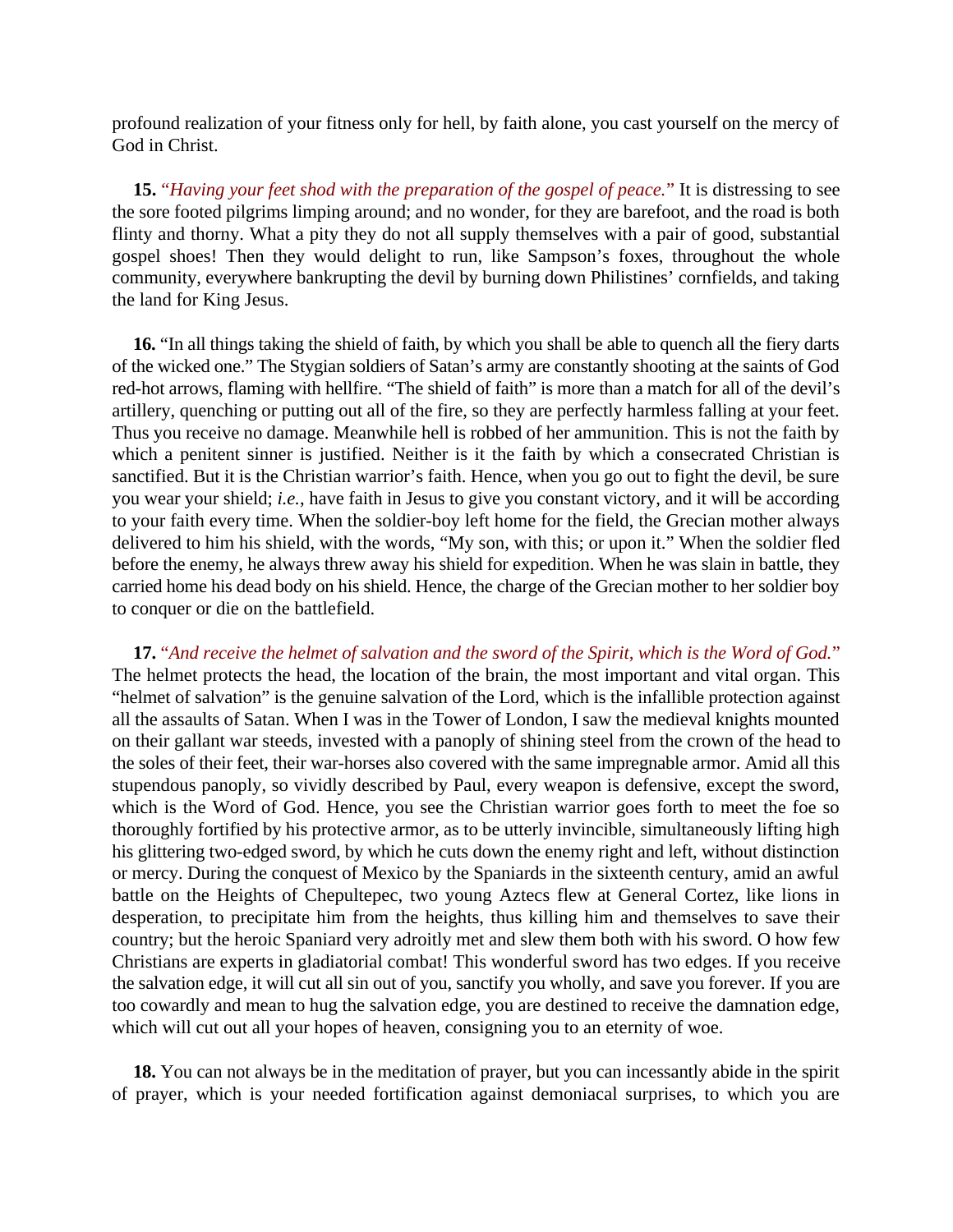profound realization of your fitness only for hell, by faith alone, you cast yourself on the mercy of God in Christ.

**15.** "*Having your feet shod with the preparation of the gospel of peace.*" It is distressing to see the sore footed pilgrims limping around; and no wonder, for they are barefoot, and the road is both flinty and thorny. What a pity they do not all supply themselves with a pair of good, substantial gospel shoes! Then they would delight to run, like Sampson's foxes, throughout the whole community, everywhere bankrupting the devil by burning down Philistines' cornfields, and taking the land for King Jesus.

**16.** "In all things taking the shield of faith, by which you shall be able to quench all the fiery darts of the wicked one." The Stygian soldiers of Satan's army are constantly shooting at the saints of God red-hot arrows, flaming with hellfire. "The shield of faith" is more than a match for all of the devil's artillery, quenching or putting out all of the fire, so they are perfectly harmless falling at your feet. Thus you receive no damage. Meanwhile hell is robbed of her ammunition. This is not the faith by which a penitent sinner is justified. Neither is it the faith by which a consecrated Christian is sanctified. But it is the Christian warrior's faith. Hence, when you go out to fight the devil, be sure you wear your shield; *i.e.*, have faith in Jesus to give you constant victory, and it will be according to your faith every time. When the soldier-boy left home for the field, the Grecian mother always delivered to him his shield, with the words, "My son, with this; or upon it." When the soldier fled before the enemy, he always threw away his shield for expedition. When he was slain in battle, they carried home his dead body on his shield. Hence, the charge of the Grecian mother to her soldier boy to conquer or die on the battlefield.

**17.** "*And receive the helmet of salvation and the sword of the Spirit, which is the Word of God.*" The helmet protects the head, the location of the brain, the most important and vital organ. This "helmet of salvation" is the genuine salvation of the Lord, which is the infallible protection against all the assaults of Satan. When I was in the Tower of London, I saw the medieval knights mounted on their gallant war steeds, invested with a panoply of shining steel from the crown of the head to the soles of their feet, their war-horses also covered with the same impregnable armor. Amid all this stupendous panoply, so vividly described by Paul, every weapon is defensive, except the sword, which is the Word of God. Hence, you see the Christian warrior goes forth to meet the foe so thoroughly fortified by his protective armor, as to be utterly invincible, simultaneously lifting high his glittering two-edged sword, by which he cuts down the enemy right and left, without distinction or mercy. During the conquest of Mexico by the Spaniards in the sixteenth century, amid an awful battle on the Heights of Chepultepec, two young Aztecs flew at General Cortez, like lions in desperation, to precipitate him from the heights, thus killing him and themselves to save their country; but the heroic Spaniard very adroitly met and slew them both with his sword. O how few Christians are experts in gladiatorial combat! This wonderful sword has two edges. If you receive the salvation edge, it will cut all sin out of you, sanctify you wholly, and save you forever. If you are too cowardly and mean to hug the salvation edge, you are destined to receive the damnation edge, which will cut out all your hopes of heaven, consigning you to an eternity of woe.

**18.** You can not always be in the meditation of prayer, but you can incessantly abide in the spirit of prayer, which is your needed fortification against demoniacal surprises, to which you are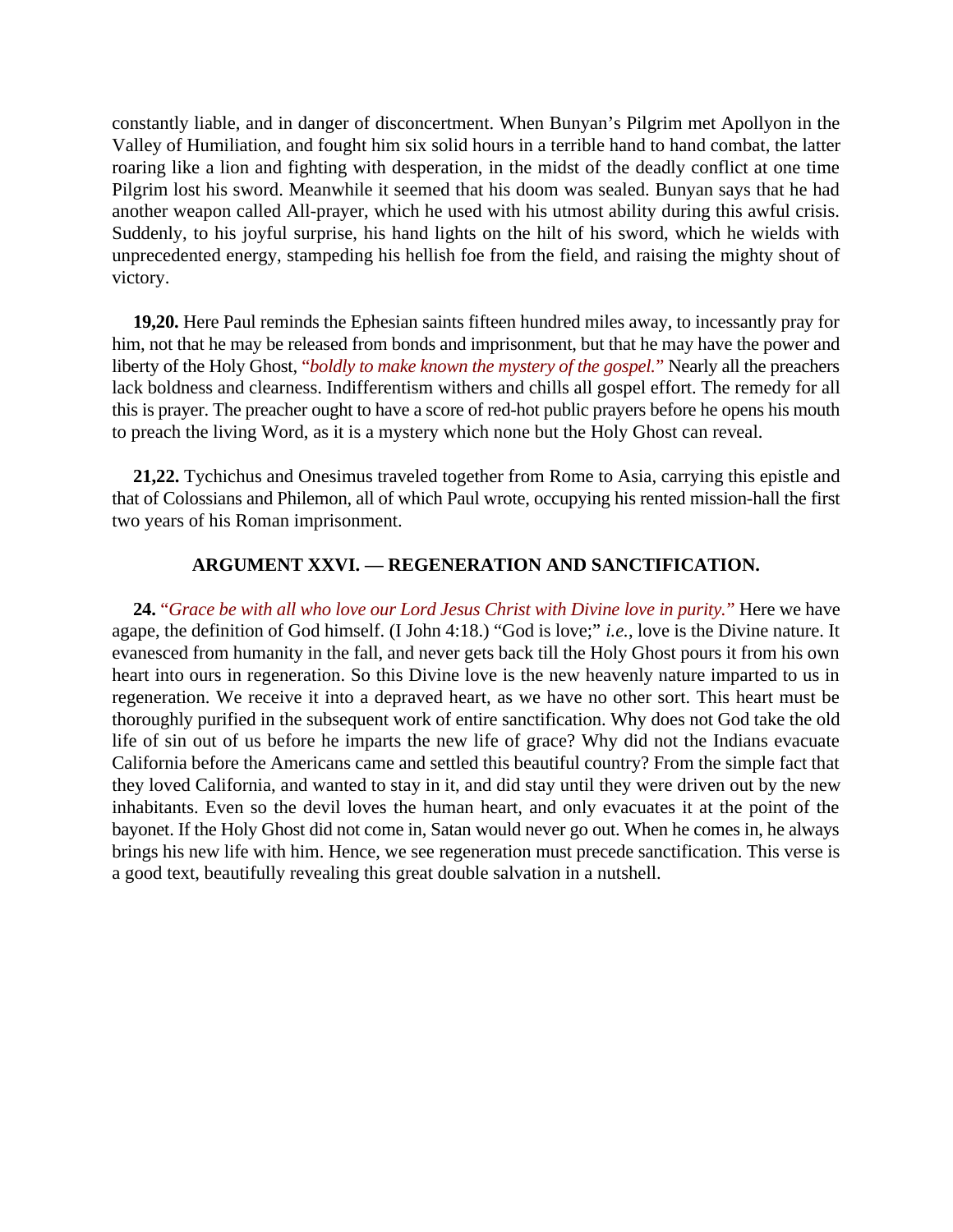constantly liable, and in danger of disconcertment. When Bunyan's Pilgrim met Apollyon in the Valley of Humiliation, and fought him six solid hours in a terrible hand to hand combat, the latter roaring like a lion and fighting with desperation, in the midst of the deadly conflict at one time Pilgrim lost his sword. Meanwhile it seemed that his doom was sealed. Bunyan says that he had another weapon called All-prayer, which he used with his utmost ability during this awful crisis. Suddenly, to his joyful surprise, his hand lights on the hilt of his sword, which he wields with unprecedented energy, stampeding his hellish foe from the field, and raising the mighty shout of victory.

**19,20.** Here Paul reminds the Ephesian saints fifteen hundred miles away, to incessantly pray for him, not that he may be released from bonds and imprisonment, but that he may have the power and liberty of the Holy Ghost, *"boldly to make known the mystery of the gospel."* Nearly all the preachers lack boldness and clearness. Indifferentism withers and chills all gospel effort. The remedy for all this is prayer. The preacher ought to have a score of red-hot public prayers before he opens his mouth to preach the living Word, as it is a mystery which none but the Holy Ghost can reveal.

**21,22.** Tychichus and Onesimus traveled together from Rome to Asia, carrying this epistle and that of Colossians and Philemon, all of which Paul wrote, occupying his rented mission-hall the first two years of his Roman imprisonment.

### ARGUMENT XXVI. — REGENERATION AND SANCTIFICATION.

**24.** *"Grace be with all who love our Lord Jesus Christ with Divine love in purity."* Here we have agape, the definition of God himself. (I John 4:18.) "God is love;" *i.e.*, love is the Divine nature. It evanesced from humanity in the fall, and never gets back till the Holy Ghost pours it from his own heart into ours in regeneration. So this Divine love is the new heavenly nature imparted to us in regeneration. We receive it into a depraved heart, as we have no other sort. This heart must be thoroughly purified in the subsequent work of entire sanctification. Why does not God take the old life of sin out of us before he imparts the new life of grace? Why did not the Indians evacuate California before the Americans came and settled this beautiful country? From the simple fact that they loved California, and wanted to stay in it, and did stay until they were driven out by the new inhabitants. Even so the devil loves the human heart, and only evacuates it at the point of the bayonet. If the Holy Ghost did not come in, Satan would never go out. When he comes in, he always brings his new life with him. Hence, we see regeneration must precede sanctification. This verse is a good text, beautifully revealing this great double salvation in a nutshell.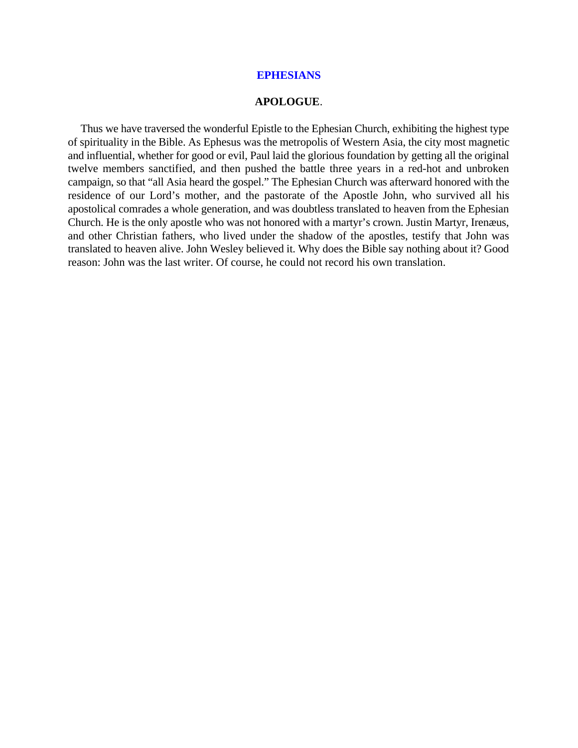# EPHESIANS

## APOLOGUE.

Thus we have traversed the wonderful Epistle to the Ephesian Church, exhibiting the highest type of spirituality in the Bible. As Ephesus was the metropolis of Western Asia, the city most magnetic and influential, whether for good or evil, Paul laid the glorious foundation by getting all the original twelve members sanctified, and then pushed the battle three years in a red-hot and unbroken campaign, so that "all Asia heard the gospel." The Ephesian Church was afterward honored with the residence of our Lord's mother, and the pastorate of the Apostle John, who survived all his apostolical comrades a whole generation, and was doubtless translated to heaven from the Ephesian Church. He is the only apostle who was not honored with a martyr's crown. Justin Martyr, Irenæus, and other Christian fathers, who lived under the shadow of the apostles, testify that John was translated to heaven alive. John Wesley believed it. Why does the Bible say nothing about it? Good reason: John was the last writer. Of course, he could not record his own translation.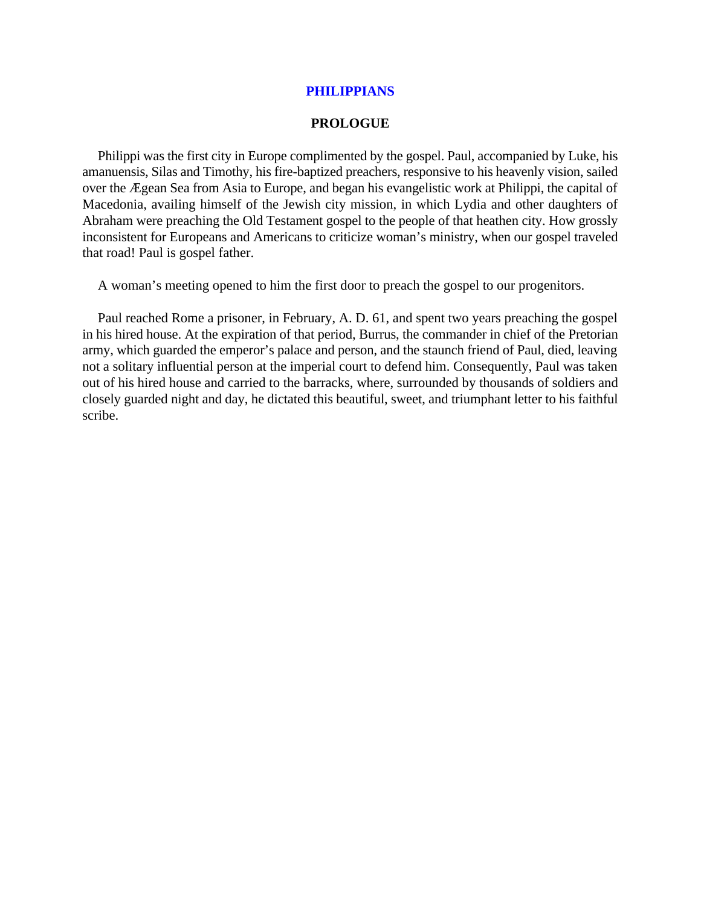# PHILIPPIANS

## PROLOGUE

Philippi was the first city in Europe complimented by the gospel. Paul, accompanied by Luke, his amanuensis, Silas and Timothy, his fire-baptized preachers, responsive to his heavenly vision, sailed over the Ægean Sea from Asia to Europe, and began his evangelistic work at Philippi, the capital of Macedonia, availing himself of the Jewish city mission, in which Lydia and other daughters of Abraham were preaching the Old Testament gospel to the people of that heathen city. How grossly inconsistent for Europeans and Americans to criticize woman's ministry, when our gospel traveled that road! Paul is gospel father.

A woman's meeting opened to him the first door to preach the gospel to our progenitors.

Paul reached Rome a prisoner, in February, A. D. 61, and spent two years preaching the gospel in his hired house. At the expiration of that period, Burrus, the commander in chief of the Pretorian army, which guarded the emperor's palace and person, and the staunch friend of Paul, died, leaving not a solitary influential person at the imperial court to defend him. Consequently, Paul was taken out of his hired house and carried to the barracks, where, surrounded by thousands of soldiers and closely guarded night and day, he dictated this beautiful, sweet, and triumphant letter to his faithful scribe.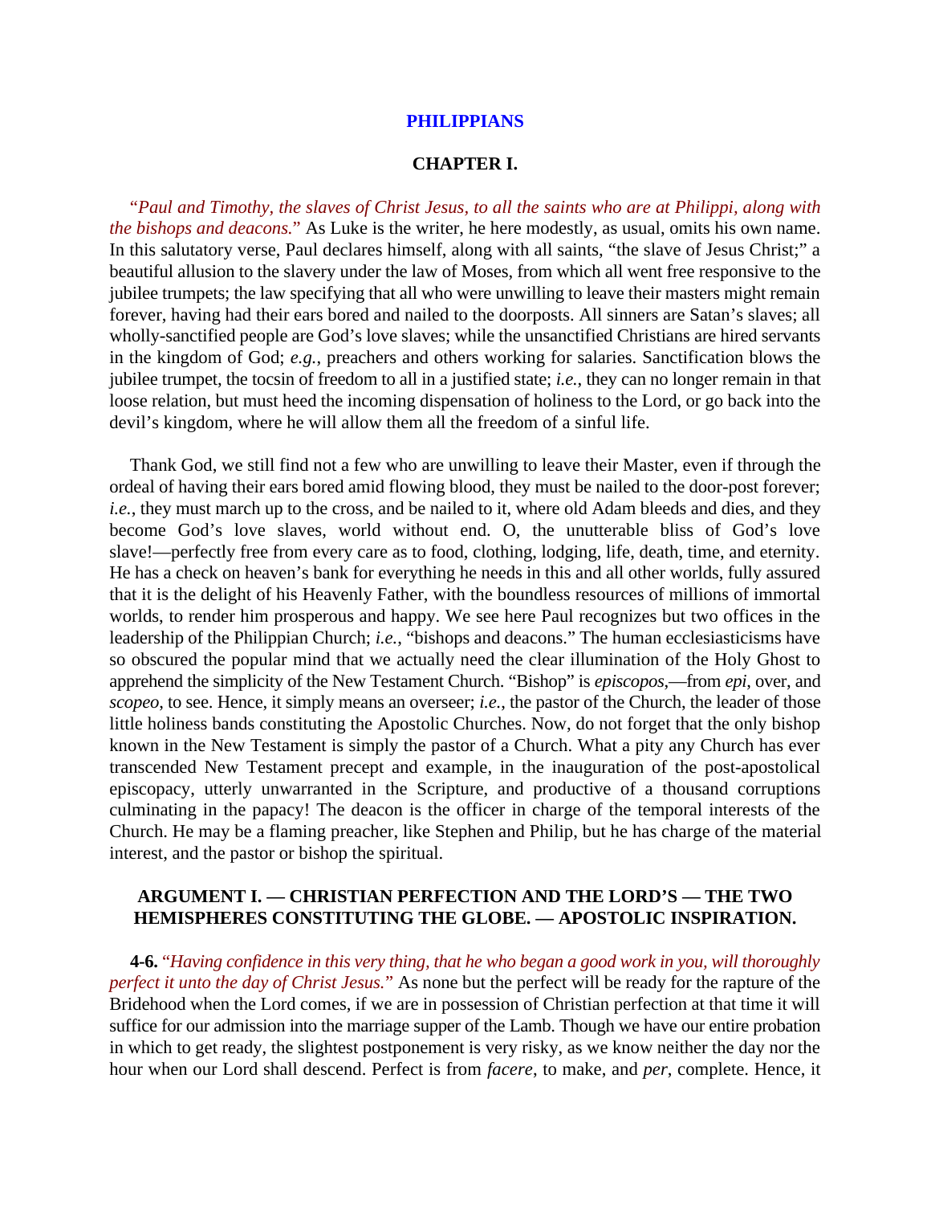# PHILIPPIANS

## CHAPTER I.

"*Paul and Timothy, the slaves of Christ Jesus, to all the saints who are at Philippi, along with the bishops and deacons.*" As Luke is the writer, he here modestly, as usual, omits his own name. In this salutatory verse, Paul declares himself, along with all saints, "the slave of Jesus Christ;" a beautiful allusion to the slavery under the law of Moses, from which all went free responsive to the jubilee trumpets; the law specifying that all who were unwilling to leave their masters might remain forever, having had their ears bored and nailed to the doorposts. All sinners are Satan's slaves; all wholly-sanctified people are God's love slaves; while the unsanctified Christians are hired servants in the kingdom of God; *e.g.*, preachers and others working for salaries. Sanctification blows the jubilee trumpet, the tocsin of freedom to all in a justified state; *i.e.*, they can no longer remain in that loose relation, but must heed the incoming dispensation of holiness to the Lord, or go back into the devil's kingdom, where he will allow them all the freedom of a sinful life.

Thank God, we still find not a few who are unwilling to leave their Master, even if through the ordeal of having their ears bored amid flowing blood, they must be nailed to the door-post forever; *i.e.*, they must march up to the cross, and be nailed to it, where old Adam bleeds and dies, and they become God's love slaves, world without end. O, the unutterable bliss of God's love slave!—perfectly free from every care as to food, clothing, lodging, life, death, time, and eternity. He has a check on heaven's bank for everything he needs in this and all other worlds, fully assured that it is the delight of his Heavenly Father, with the boundless resources of millions of immortal worlds, to render him prosperous and happy. We see here Paul recognizes but two offices in the leadership of the Philippian Church; *i.e.*, "bishops and deacons." The human ecclesiasticisms have so obscured the popular mind that we actually need the clear illumination of the Holy Ghost to apprehend the simplicity of the New Testament Church. "Bishop" is *episcopos*,—from *epi*, over, and *scopeo*, to see. Hence, it simply means an overseer; *i.e.*, the pastor of the Church, the leader of those little holiness bands constituting the Apostolic Churches. Now, do not forget that the only bishop known in the New Testament is simply the pastor of a Church. What a pity any Church has ever transcended New Testament precept and example, in the inauguration of the post-apostolical episcopacy, utterly unwarranted in the Scripture, and productive of a thousand corruptions culminating in the papacy! The deacon is the officer in charge of the temporal interests of the Church. He may be a flaming preacher, like Stephen and Philip, but he has charge of the material interest, and the pastor or bishop the spiritual.

### ARGUMENT I. — CHRISTIAN PERFECTION AND THE LORD'S — THE TWO HEMISPHERES CONSTITUTING THE GLOBE. — APOSTOLIC INSPIRATION.

**4-6.** "*Having confidence in this very thing, that he who began a good work in you, will thoroughly perfect it unto the day of Christ Jesus.*" As none but the perfect will be ready for the rapture of the Bridehood when the Lord comes, if we are in possession of Christian perfection at that time it will suffice for our admission into the marriage supper of the Lamb. Though we have our entire probation in which to get ready, the slightest postponement is very risky, as we know neither the day nor the hour when our Lord shall descend. Perfect is from *facere*, to make, and *per*, complete. Hence, it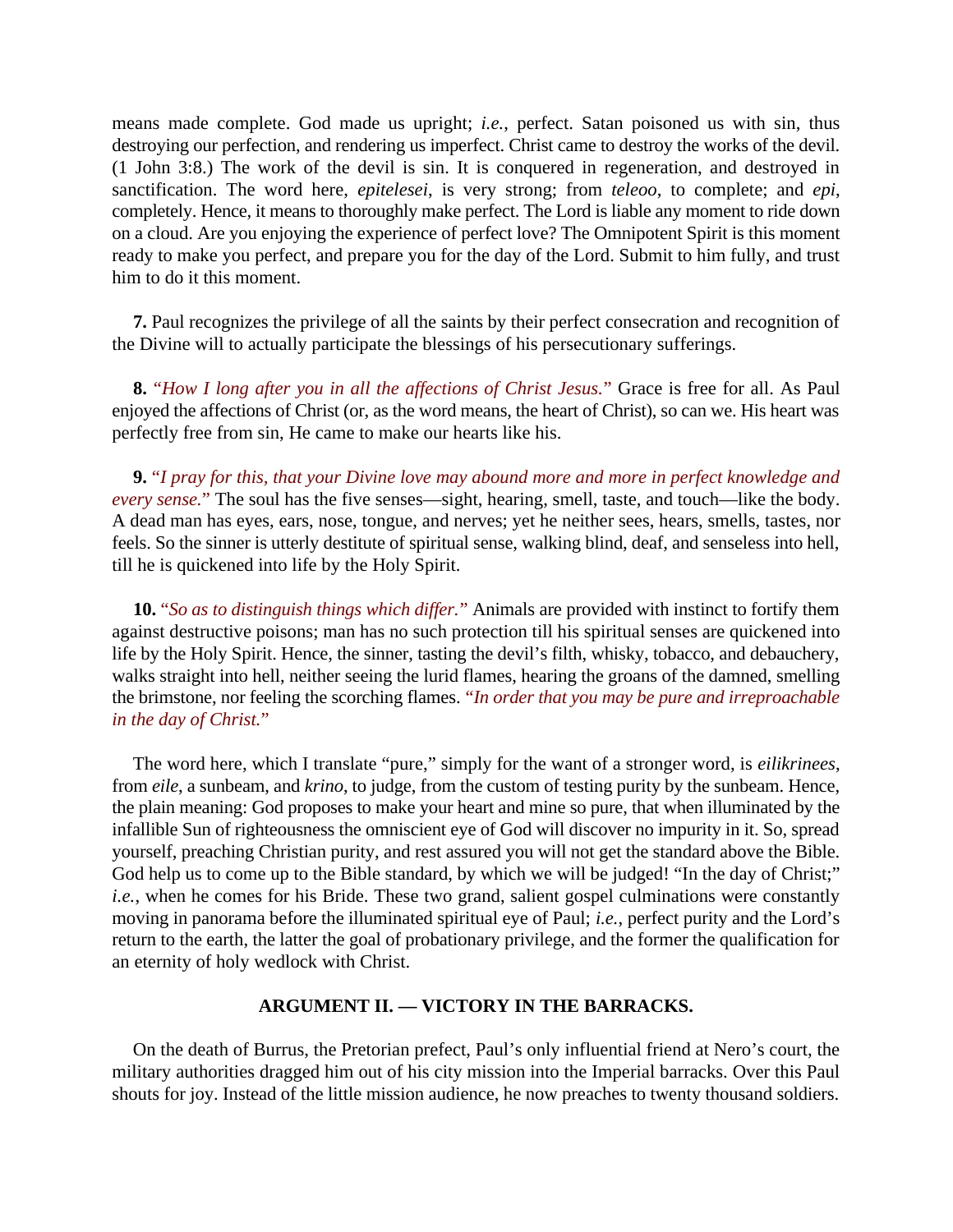means made complete. God made us upright; *i.e.*, perfect. Satan poisoned us with sin, thus destroying our perfection, and rendering us imperfect. Christ came to destroy the works of the devil. (1 John 3:8.) The work of the devil is sin. It is conquered in regeneration, and destroyed in sanctification. The word here, *epitelesei*, is very strong; from *teleoo*, to complete; and *epi*, completely. Hence, it means to thoroughly make perfect. The Lord is liable any moment to ride down on a cloud. Are you enjoying the experience of perfect love? The Omnipotent Spirit is this moment ready to make you perfect, and prepare you for the day of the Lord. Submit to him fully, and trust him to do it this moment.

**7.** Paul recognizes the privilege of all the saints by their perfect consecration and recognition of the Divine will to actually participate the blessings of his persecutionary sufferings.

**8.** "*How I long after you in all the affections of Christ Jesus.*" Grace is free for all. As Paul enjoyed the affections of Christ (or, as the word means, the heart of Christ), so can we. His heart was perfectly free from sin, He came to make our hearts like his.

**9.** "*I pray for this, that your Divine love may abound more and more in perfect knowledge and every sense.*" The soul has the five senses—sight, hearing, smell, taste, and touch—like the body. A dead man has eyes, ears, nose, tongue, and nerves; yet he neither sees, hears, smells, tastes, nor feels. So the sinner is utterly destitute of spiritual sense, walking blind, deaf, and senseless into hell, till he is quickened into life by the Holy Spirit.

**10.** "*So as to distinguish things which differ.*" Animals are provided with instinct to fortify them against destructive poisons; man has no such protection till his spiritual senses are quickened into life by the Holy Spirit. Hence, the sinner, tasting the devil's filth, whisky, tobacco, and debauchery, walks straight into hell, neither seeing the lurid flames, hearing the groans of the damned, smelling the brimstone, nor feeling the scorching flames. "*In order that you may be pure and irreproachable in the day of Christ.*"

The word here, which I translate "pure," simply for the want of a stronger word, is *eilikrinees*, from *eile*, a sunbeam, and *krino*, to judge, from the custom of testing purity by the sunbeam. Hence, the plain meaning: God proposes to make your heart and mine so pure, that when illuminated by the infallible Sun of righteousness the omniscient eye of God will discover no impurity in it. So, spread yourself, preaching Christian purity, and rest assured you will not get the standard above the Bible. God help us to come up to the Bible standard, by which we will be judged! "In the day of Christ;" *i.e.*, when he comes for his Bride. These two grand, salient gospel culminations were constantly moving in panorama before the illuminated spiritual eye of Paul; *i.e.*, perfect purity and the Lord's return to the earth, the latter the goal of probationary privilege, and the former the qualification for an eternity of holy wedlock with Christ.

## ARGUMENT II. — VICTORY IN THE BARRACKS.

On the death of Burrus, the Pretorian prefect, Paul's only influential friend at Nero's court, the military authorities dragged him out of his city mission into the Imperial barracks. Over this Paul shouts for joy. Instead of the little mission audience, he now preaches to twenty thousand soldiers.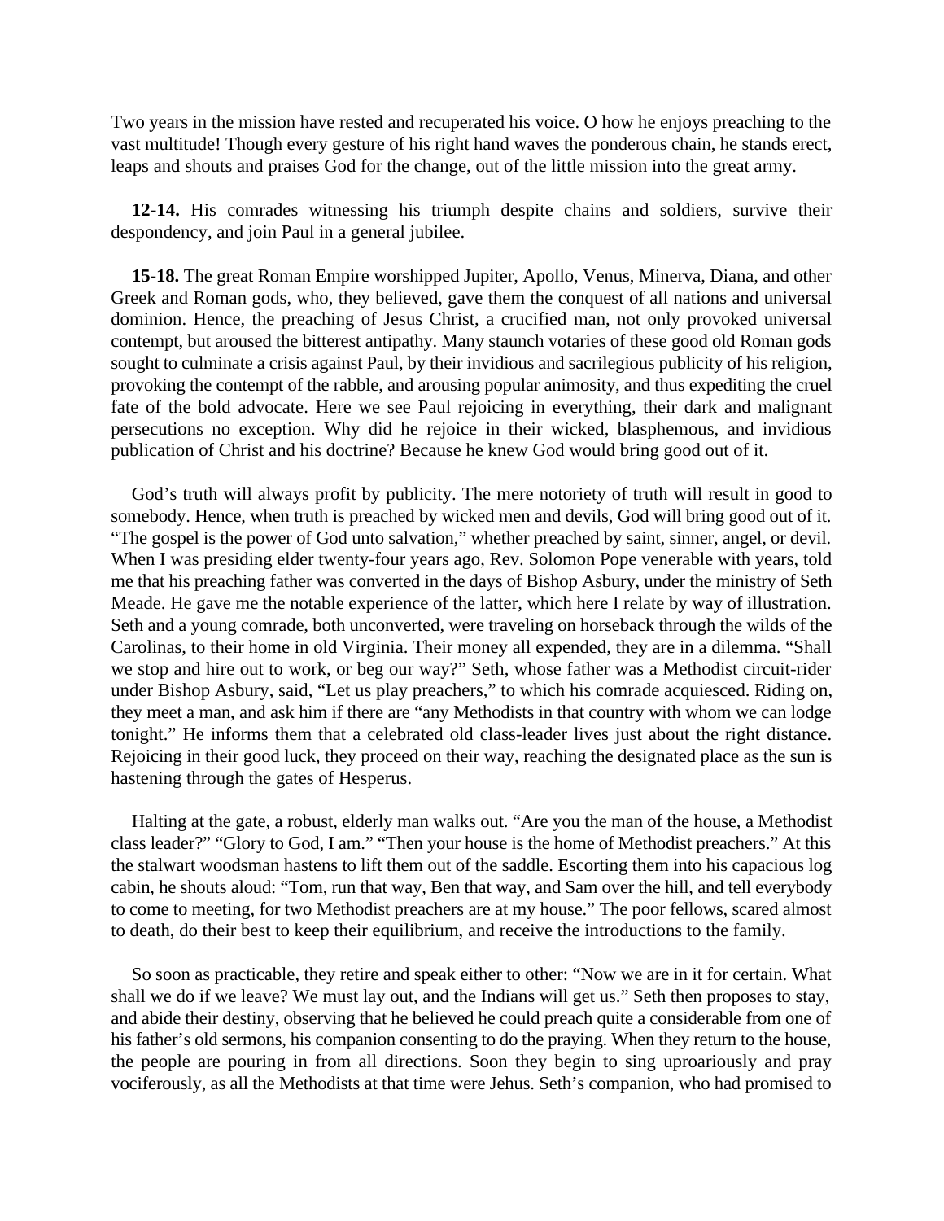Two years in the mission have rested and recuperated his voice. O how he enjoys preaching to the vast multitude! Though every gesture of his right hand waves the ponderous chain, he stands erect, leaps and shouts and praises God for the change, out of the little mission into the great army.

**12-14.** His comrades witnessing his triumph despite chains and soldiers, survive their despondency, and join Paul in a general jubilee.

**15-18.** The great Roman Empire worshipped Jupiter, Apollo, Venus, Minerva, Diana, and other Greek and Roman gods, who, they believed, gave them the conquest of all nations and universal dominion. Hence, the preaching of Jesus Christ, a crucified man, not only provoked universal contempt, but aroused the bitterest antipathy. Many staunch votaries of these good old Roman gods sought to culminate a crisis against Paul, by their invidious and sacrilegious publicity of his religion, provoking the contempt of the rabble, and arousing popular animosity, and thus expediting the cruel fate of the bold advocate. Here we see Paul rejoicing in everything, their dark and malignant persecutions no exception. Why did he rejoice in their wicked, blasphemous, and invidious publication of Christ and his doctrine? Because he knew God would bring good out of it.

God's truth will always profit by publicity. The mere notoriety of truth will result in good to somebody. Hence, when truth is preached by wicked men and devils, God will bring good out of it. "The gospel is the power of God unto salvation," whether preached by saint, sinner, angel, or devil. When I was presiding elder twenty-four years ago, Rev. Solomon Pope venerable with years, told me that his preaching father was converted in the days of Bishop Asbury, under the ministry of Seth Meade. He gave me the notable experience of the latter, which here I relate by way of illustration. Seth and a young comrade, both unconverted, were traveling on horseback through the wilds of the Carolinas, to their home in old Virginia. Their money all expended, they are in a dilemma. "Shall we stop and hire out to work, or beg our way?" Seth, whose father was a Methodist circuit-rider under Bishop Asbury, said, "Let us play preachers," to which his comrade acquiesced. Riding on, they meet a man, and ask him if there are "any Methodists in that country with whom we can lodge tonight." He informs them that a celebrated old class-leader lives just about the right distance. Rejoicing in their good luck, they proceed on their way, reaching the designated place as the sun is hastening through the gates of Hesperus.

Halting at the gate, a robust, elderly man walks out. "Are you the man of the house, a Methodist class leader?" "Glory to God, I am." "Then your house is the home of Methodist preachers." At this the stalwart woodsman hastens to lift them out of the saddle. Escorting them into his capacious log cabin, he shouts aloud: "Tom, run that way, Ben that way, and Sam over the hill, and tell everybody to come to meeting, for two Methodist preachers are at my house." The poor fellows, scared almost to death, do their best to keep their equilibrium, and receive the introductions to the family.

So soon as practicable, they retire and speak either to other: "Now we are in it for certain. What shall we do if we leave? We must lay out, and the Indians will get us." Seth then proposes to stay, and abide their destiny, observing that he believed he could preach quite a considerable from one of his father's old sermons, his companion consenting to do the praying. When they return to the house, the people are pouring in from all directions. Soon they begin to sing uproariously and pray vociferously, as all the Methodists at that time were Jehus. Seth's companion, who had promised to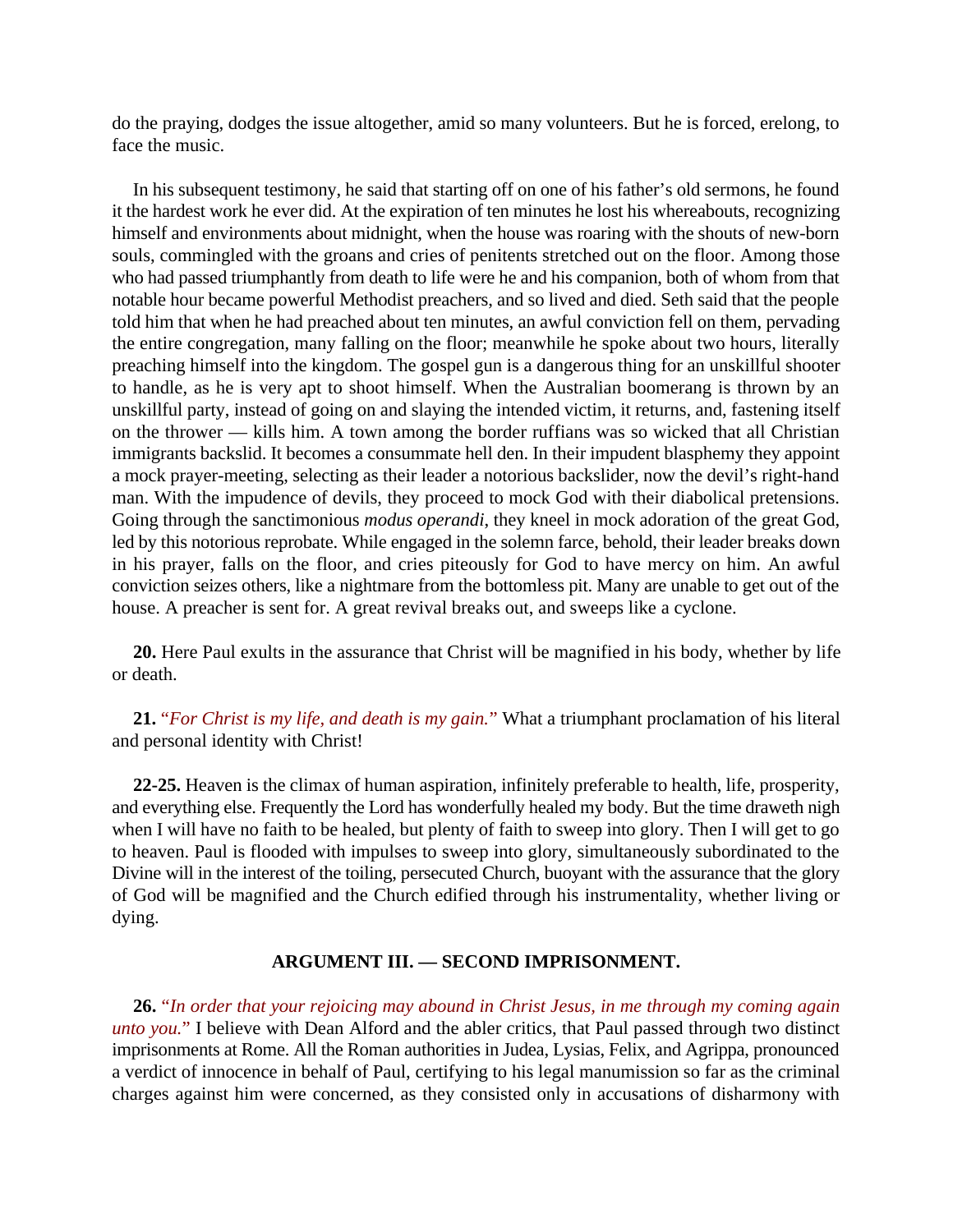do the praying, dodges the issue altogether, amid so many volunteers. But he is forced, erelong, to face the music.

In his subsequent testimony, he said that starting off on one of his father's old sermons, he found it the hardest work he ever did. At the expiration of ten minutes he lost his whereabouts, recognizing himself and environments about midnight, when the house was roaring with the shouts of new-born souls, commingled with the groans and cries of penitents stretched out on the floor. Among those who had passed triumphantly from death to life were he and his companion, both of whom from that notable hour became powerful Methodist preachers, and so lived and died. Seth said that the people told him that when he had preached about ten minutes, an awful conviction fell on them, pervading the entire congregation, many falling on the floor; meanwhile he spoke about two hours, literally preaching himself into the kingdom. The gospel gun is a dangerous thing for an unskillful shooter to handle, as he is very apt to shoot himself. When the Australian boomerang is thrown by an unskillful party, instead of going on and slaying the intended victim, it returns, and, fastening itself on the thrower — kills him. A town among the border ruffians was so wicked that all Christian immigrants backslid. It becomes a consummate hell den. In their impudent blasphemy they appoint a mock prayer-meeting, selecting as their leader a notorious backslider, now the devil's right-hand man. With the impudence of devils, they proceed to mock God with their diabolical pretensions. Going through the sanctimonious *modus operandi*, they kneel in mock adoration of the great God, led by this notorious reprobate. While engaged in the solemn farce, behold, their leader breaks down in his prayer, falls on the floor, and cries piteously for God to have mercy on him. An awful conviction seizes others, like a nightmare from the bottomless pit. Many are unable to get out of the house. A preacher is sent for. A great revival breaks out, and sweeps like a cyclone.

**20.** Here Paul exults in the assurance that Christ will be magnified in his body, whether by life or death.

**21.** "*For Christ is my life, and death is my gain.*" What a triumphant proclamation of his literal and personal identity with Christ!

**22-25.** Heaven is the climax of human aspiration, infinitely preferable to health, life, prosperity, and everything else. Frequently the Lord has wonderfully healed my body. But the time draweth nigh when I will have no faith to be healed, but plenty of faith to sweep into glory. Then I will get to go to heaven. Paul is flooded with impulses to sweep into glory, simultaneously subordinated to the Divine will in the interest of the toiling, persecuted Church, buoyant with the assurance that the glory of God will be magnified and the Church edified through his instrumentality, whether living or dying.

### ARGUMENT III. — SECOND IMPRISONMENT.

**26.** "*In order that your rejoicing may abound in Christ Jesus, in me through my coming again unto you.*" I believe with Dean Alford and the abler critics, that Paul passed through two distinct imprisonments at Rome. All the Roman authorities in Judea, Lysias, Felix, and Agrippa, pronounced a verdict of innocence in behalf of Paul, certifying to his legal manumission so far as the criminal charges against him were concerned, as they consisted only in accusations of disharmony with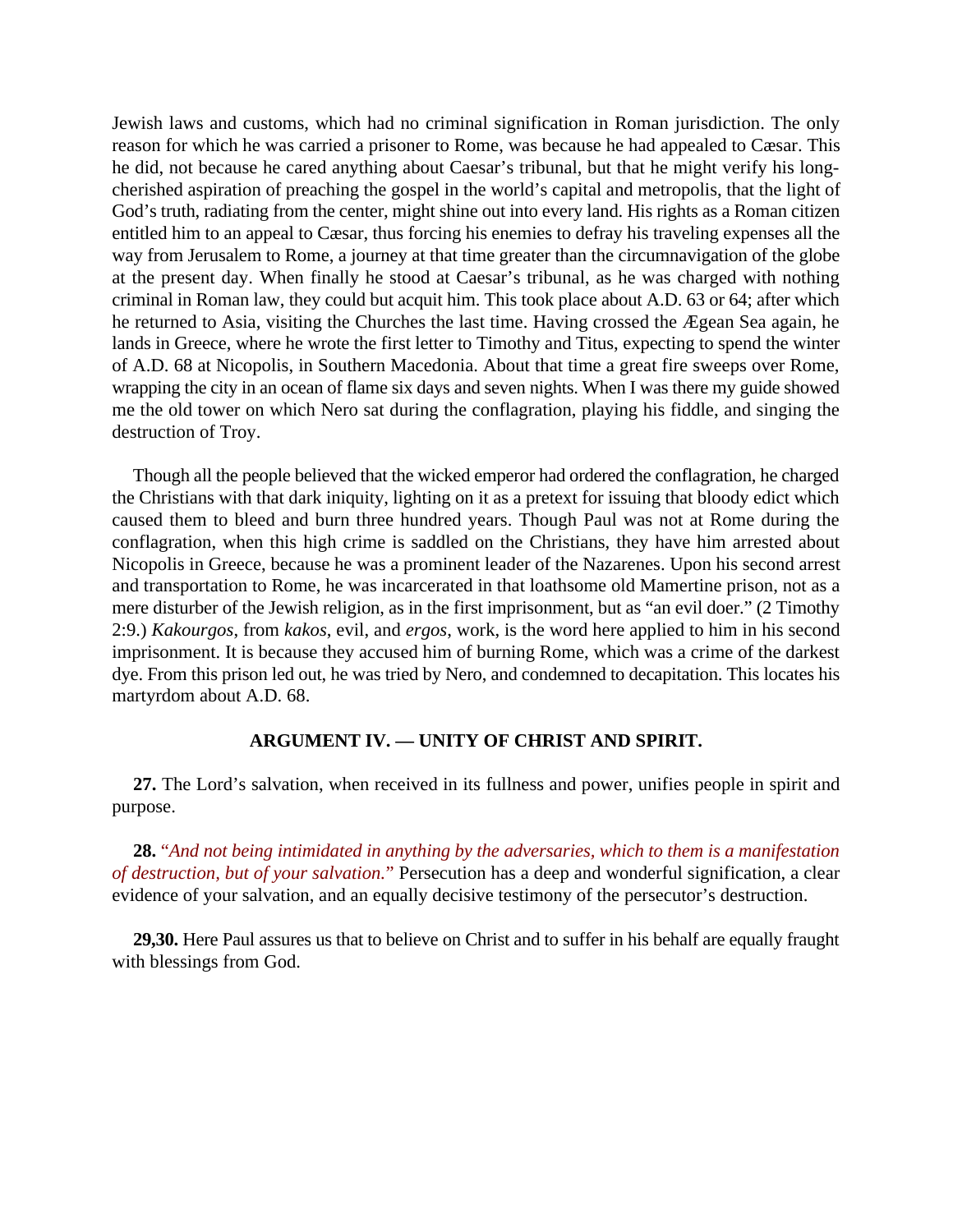Jewish laws and customs, which had no criminal signification in Roman jurisdiction. The only reason for which he was carried a prisoner to Rome, was because he had appealed to Cæsar. This he did, not because he cared anything about Caesar's tribunal, but that he might verify his long-cherished aspiration of preaching the gospel in the world's capital and metropolis, that the light of God's truth, radiating from the center, might shine out into every land. His rights as a Roman citizen entitled him to an appeal to Cæsar, thus forcing his enemies to defray his traveling expenses all the way from Jerusalem to Rome, a journey at that time greater than the circumnavigation of the globe at the present day. When finally he stood at Caesar's tribunal, as he was charged with nothing criminal in Roman law, they could but acquit him. This took place about A.D. 63 or 64; after which he returned to Asia, visiting the Churches the last time. Having crossed the Ægean Sea again, he lands in Greece, where he wrote the first letter to Timothy and Titus, expecting to spend the winter of A.D. 68 at Nicopolis, in Southern Macedonia. About that time a great fire sweeps over Rome, wrapping the city in an ocean of flame six days and seven nights. When I was there my guide showed me the old tower on which Nero sat during the conflagration, playing his fiddle, and singing the destruction of Troy.

Though all the people believed that the wicked emperor had ordered the conflagration, he charged the Christians with that dark iniquity, lighting on it as a pretext for issuing that bloody edict which caused them to bleed and burn three hundred years. Though Paul was not at Rome during the conflagration, when this high crime is saddled on the Christians, they have him arrested about Nicopolis in Greece, because he was a prominent leader of the Nazarenes. Upon his second arrest and transportation to Rome, he was incarcerated in that loathsome old Mamertine prison, not as a mere disturber of the Jewish religion, as in the first imprisonment, but as "an evil doer." (2 Timothy 2:9.) *Kakourgos*, from *kakos*, evil, and *ergos*, work, is the word here applied to him in his second imprisonment. It is because they accused him of burning Rome, which was a crime of the darkest dye. From this prison led out, he was tried by Nero, and condemned to decapitation. This locates his martyrdom about A.D. 68.

### ARGUMENT IV. — UNITY OF CHRIST AND SPIRIT.

**27.** The Lord's salvation, when received in its fullness and power, unifies people in spirit and purpose.

**28.** "*And not being intimidated in anything by the adversaries, which to them is a manifestation of destruction, but of your salvation.*" Persecution has a deep and wonderful signification, a clear evidence of your salvation, and an equally decisive testimony of the persecutor's destruction.

**29,30.** Here Paul assures us that to believe on Christ and to suffer in his behalf are equally fraught with blessings from God.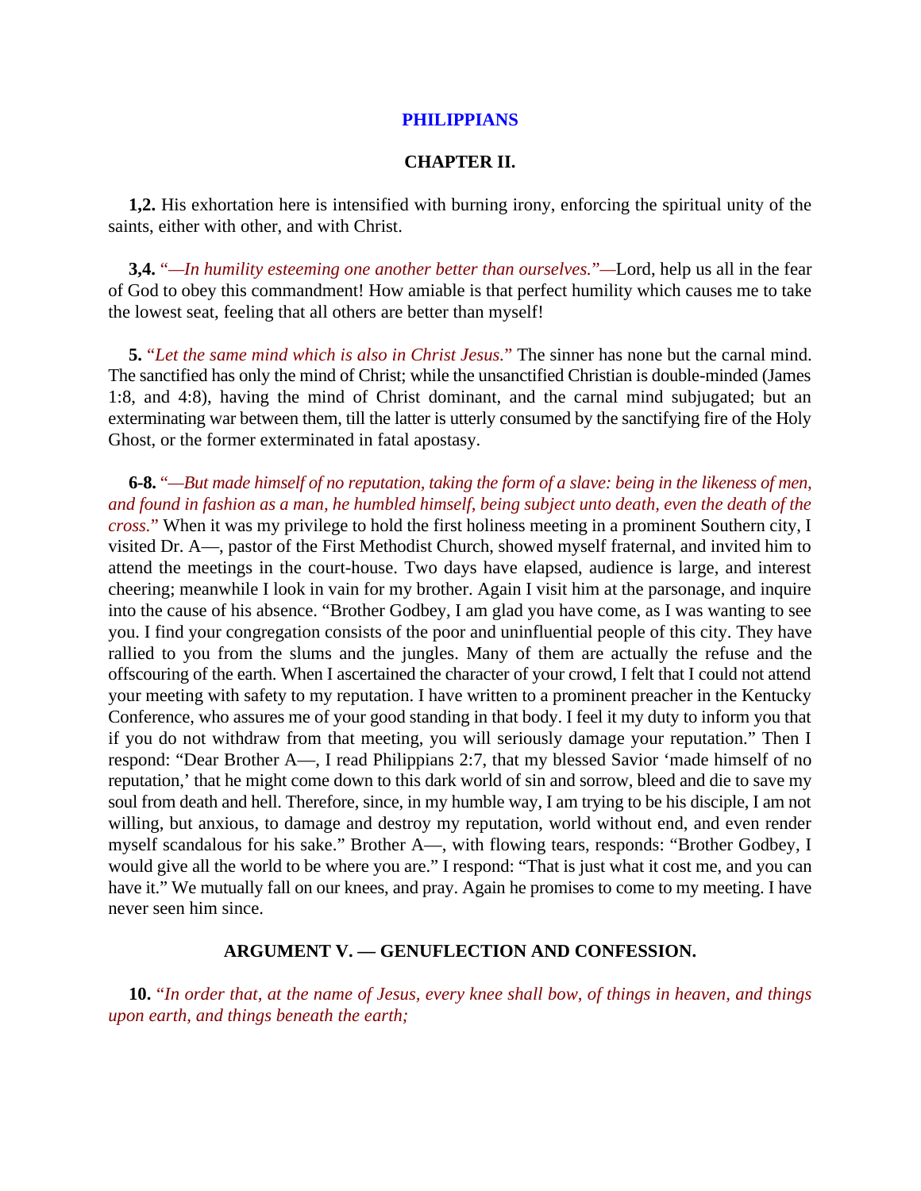## PHILIPPIANS

### CHAPTER II.

**1,2.** His exhortation here is intensified with burning irony, enforcing the spiritual unity of the saints, either with other, and with Christ.

**3,4.** *"—In humility esteeming one another better than ourselves."—*Lord, help us all in the fear of God to obey this commandment! How amiable is that perfect humility which causes me to take the lowest seat, feeling that all others are better than myself!

**5.** *"Let the same mind which is also in Christ Jesus."* The sinner has none but the carnal mind. The sanctified has only the mind of Christ; while the unsanctified Christian is double-minded (James 1:8, and 4:8), having the mind of Christ dominant, and the carnal mind subjugated; but an exterminating war between them, till the latter is utterly consumed by the sanctifying fire of the Holy Ghost, or the former exterminated in fatal apostasy.

**6-8.** *"—But made himself of no reputation, taking the form of a slave: being in the likeness of men, and found in fashion as a man, he humbled himself, being subject unto death, even the death of the cross."* When it was my privilege to hold the first holiness meeting in a prominent Southern city, I visited Dr. A—, pastor of the First Methodist Church, showed myself fraternal, and invited him to attend the meetings in the court-house. Two days have elapsed, audience is large, and interest cheering; meanwhile I look in vain for my brother. Again I visit him at the parsonage, and inquire into the cause of his absence. "Brother Godbey, I am glad you have come, as I was wanting to see you. I find your congregation consists of the poor and uninfluential people of this city. They have rallied to you from the slums and the jungles. Many of them are actually the refuse and the offscouring of the earth. When I ascertained the character of your crowd, I felt that I could not attend your meeting with safety to my reputation. I have written to a prominent preacher in the Kentucky Conference, who assures me of your good standing in that body. I feel it my duty to inform you that if you do not withdraw from that meeting, you will seriously damage your reputation." Then I respond: "Dear Brother A—, I read Philippians 2:7, that my blessed Savior 'made himself of no reputation,' that he might come down to this dark world of sin and sorrow, bleed and die to save my soul from death and hell. Therefore, since, in my humble way, I am trying to be his disciple, I am not willing, but anxious, to damage and destroy my reputation, world without end, and even render myself scandalous for his sake." Brother A—, with flowing tears, responds: "Brother Godbey, I would give all the world to be where you are." I respond: "That is just what it cost me, and you can have it." We mutually fall on our knees, and pray. Again he promises to come to my meeting. I have never seen him since.

### ARGUMENT V. — GENUFLECTION AND CONFESSION.

**10.** *"In order that, at the name of Jesus, every knee shall bow, of things in heaven, and things upon earth, and things beneath the earth;*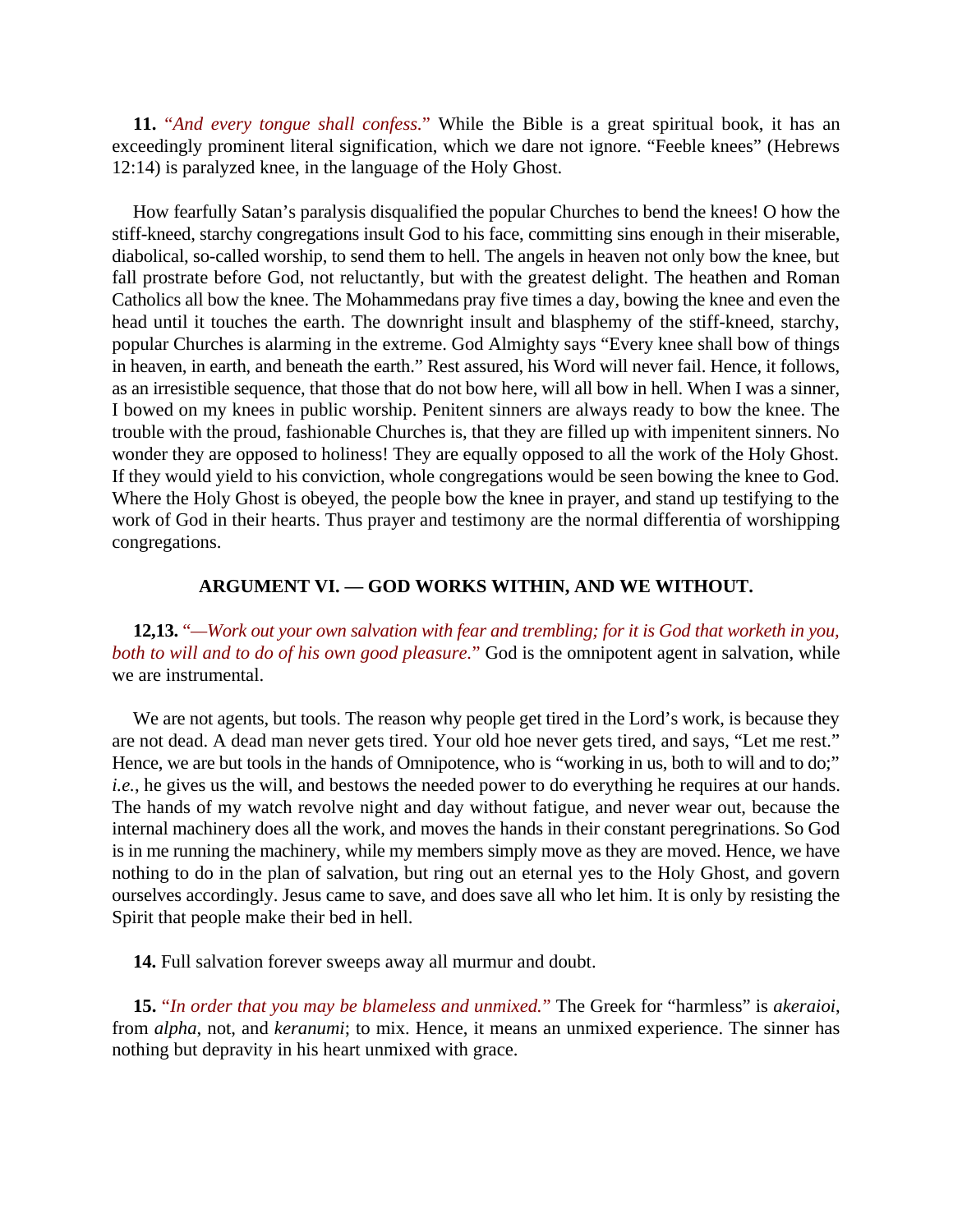**11.** "*And every tongue shall confess.*" While the Bible is a great spiritual book, it has an exceedingly prominent literal signification, which we dare not ignore. "Feeble knees" (Hebrews 12:14) is paralyzed knee, in the language of the Holy Ghost.

How fearfully Satan's paralysis disqualified the popular Churches to bend the knees! O how the stiff-kneed, starchy congregations insult God to his face, committing sins enough in their miserable, diabolical, so-called worship, to send them to hell. The angels in heaven not only bow the knee, but fall prostrate before God, not reluctantly, but with the greatest delight. The heathen and Roman Catholics all bow the knee. The Mohammedans pray five times a day, bowing the knee and even the head until it touches the earth. The downright insult and blasphemy of the stiff-kneed, starchy, popular Churches is alarming in the extreme. God Almighty says "Every knee shall bow of things in heaven, in earth, and beneath the earth." Rest assured, his Word will never fail. Hence, it follows, as an irresistible sequence, that those that do not bow here, will all bow in hell. When I was a sinner, I bowed on my knees in public worship. Penitent sinners are always ready to bow the knee. The trouble with the proud, fashionable Churches is, that they are filled up with impenitent sinners. No wonder they are opposed to holiness! They are equally opposed to all the work of the Holy Ghost. If they would yield to his conviction, whole congregations would be seen bowing the knee to God. Where the Holy Ghost is obeyed, the people bow the knee in prayer, and stand up testifying to the work of God in their hearts. Thus prayer and testimony are the normal differentia of worshipping congregations.

### ARGUMENT VI. — GOD WORKS WITHIN, AND WE WITHOUT.

**12,13.** "*—Work out your own salvation with fear and trembling; for it is God that worketh in you, both to will and to do of his own good pleasure.*" God is the omnipotent agent in salvation, while we are instrumental.

We are not agents, but tools. The reason why people get tired in the Lord's work, is because they are not dead. A dead man never gets tired. Your old hoe never gets tired, and says, "Let me rest." Hence, we are but tools in the hands of Omnipotence, who is "working in us, both to will and to do;" *i.e.*, he gives us the will, and bestows the needed power to do everything he requires at our hands. The hands of my watch revolve night and day without fatigue, and never wear out, because the internal machinery does all the work, and moves the hands in their constant peregrinations. So God is in me running the machinery, while my members simply move as they are moved. Hence, we have nothing to do in the plan of salvation, but ring out an eternal yes to the Holy Ghost, and govern ourselves accordingly. Jesus came to save, and does save all who let him. It is only by resisting the Spirit that people make their bed in hell.

**14.** Full salvation forever sweeps away all murmur and doubt.

**15.** "*In order that you may be blameless and unmixed.*" The Greek for "harmless" is *akeraioi*, from *alpha*, not, and *keranumi*; to mix. Hence, it means an unmixed experience. The sinner has nothing but depravity in his heart unmixed with grace.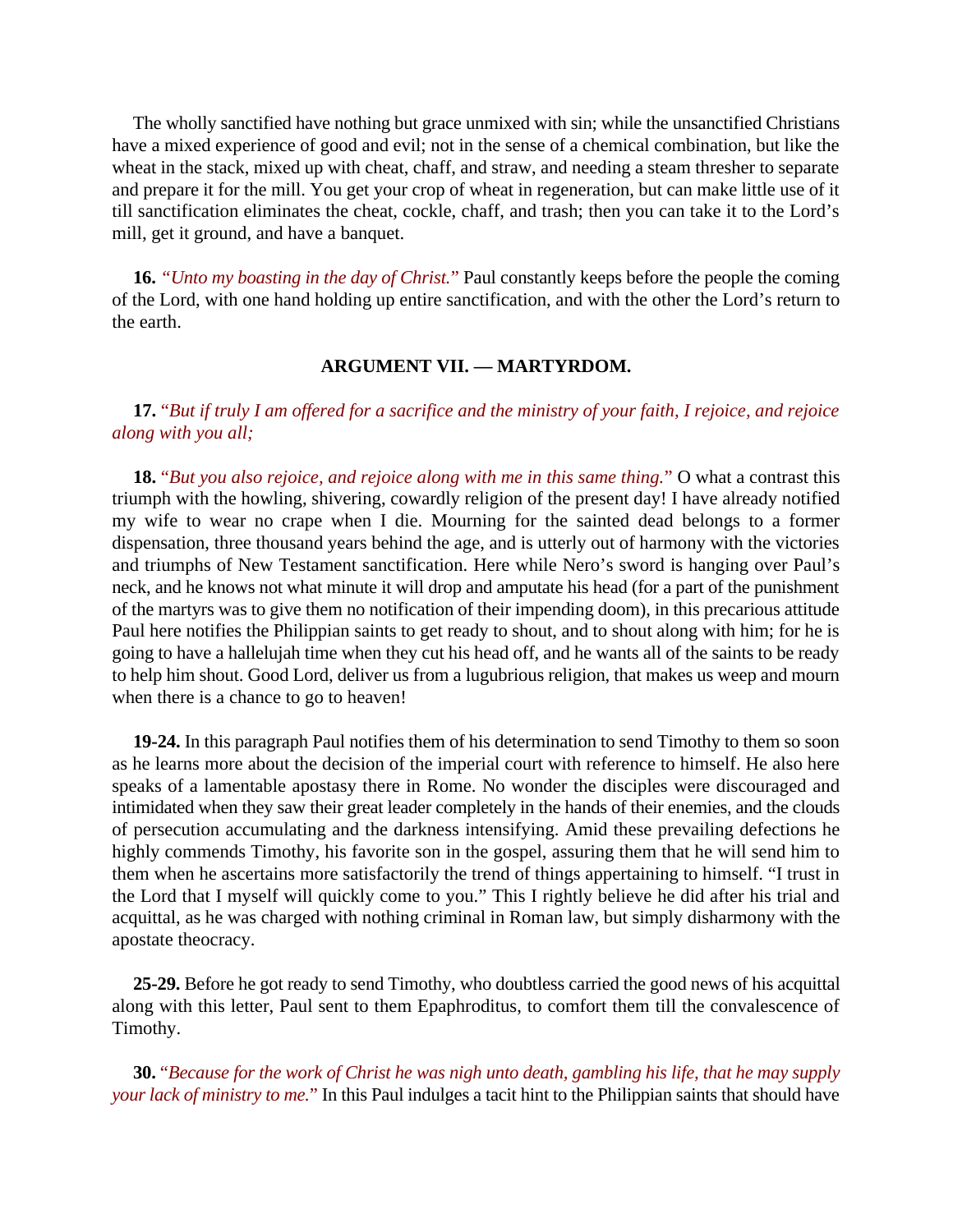The wholly sanctified have nothing but grace unmixed with sin; while the unsanctified Christians have a mixed experience of good and evil; not in the sense of a chemical combination, but like the wheat in the stack, mixed up with cheat, chaff, and straw, and needing a steam thresher to separate and prepare it for the mill. You get your crop of wheat in regeneration, but can make little use of it till sanctification eliminates the cheat, cockle, chaff, and trash; then you can take it to the Lord's mill, get it ground, and have a banquet.

**16.** *"Unto my boasting in the day of Christ."* Paul constantly keeps before the people the coming of the Lord, with one hand holding up entire sanctification, and with the other the Lord's return to the earth.

### ARGUMENT VII. — MARTYRDOM.

**17.** *"But if truly I am offered for a sacrifice and the ministry of your faith, I rejoice, and rejoice along with you all;*

**18.** *"But you also rejoice, and rejoice along with me in this same thing."* O what a contrast this triumph with the howling, shivering, cowardly religion of the present day! I have already notified my wife to wear no crape when I die. Mourning for the sainted dead belongs to a former dispensation, three thousand years behind the age, and is utterly out of harmony with the victories and triumphs of New Testament sanctification. Here while Nero's sword is hanging over Paul's neck, and he knows not what minute it will drop and amputate his head (for a part of the punishment of the martyrs was to give them no notification of their impending doom), in this precarious attitude Paul here notifies the Philippian saints to get ready to shout, and to shout along with him; for he is going to have a hallelujah time when they cut his head off, and he wants all of the saints to be ready to help him shout. Good Lord, deliver us from a lugubrious religion, that makes us weep and mourn when there is a chance to go to heaven!

**19-24.** In this paragraph Paul notifies them of his determination to send Timothy to them so soon as he learns more about the decision of the imperial court with reference to himself. He also here speaks of a lamentable apostasy there in Rome. No wonder the disciples were discouraged and intimidated when they saw their great leader completely in the hands of their enemies, and the clouds of persecution accumulating and the darkness intensifying. Amid these prevailing defections he highly commends Timothy, his favorite son in the gospel, assuring them that he will send him to them when he ascertains more satisfactorily the trend of things appertaining to himself. "I trust in the Lord that I myself will quickly come to you." This I rightly believe he did after his trial and acquittal, as he was charged with nothing criminal in Roman law, but simply disharmony with the apostate theocracy.

**25-29.** Before he got ready to send Timothy, who doubtless carried the good news of his acquittal along with this letter, Paul sent to them Epaphroditus, to comfort them till the convalescence of Timothy.

**30.** *"Because for the work of Christ he was nigh unto death, gambling his life, that he may supply your lack of ministry to me."* In this Paul indulges a tacit hint to the Philippian saints that should have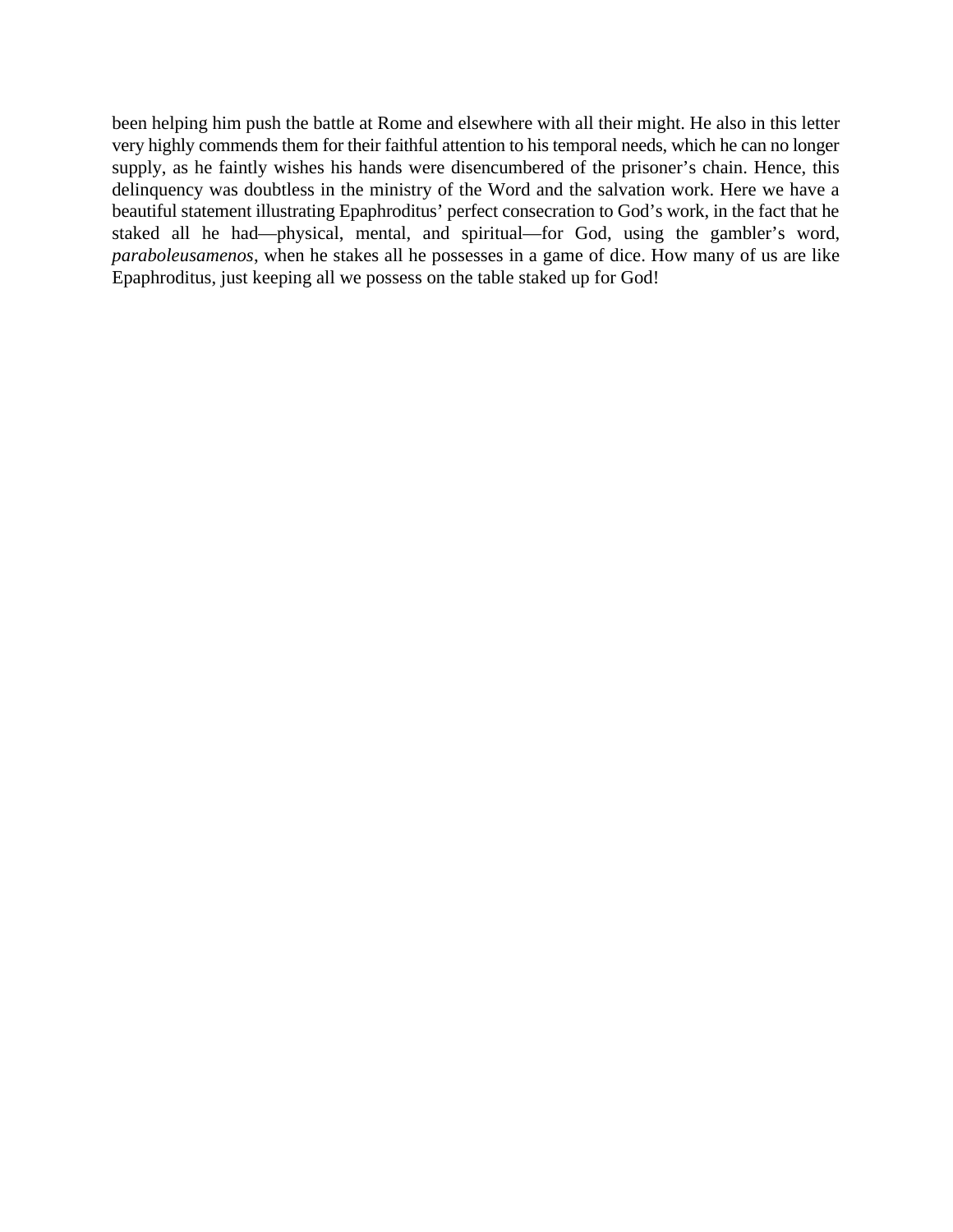been helping him push the battle at Rome and elsewhere with all their might. He also in this letter very highly commends them for their faithful attention to his temporal needs, which he can no longer supply, as he faintly wishes his hands were disencumbered of the prisoner's chain. Hence, this delinquency was doubtless in the ministry of the Word and the salvation work. Here we have a beautiful statement illustrating Epaphroditus' perfect consecration to God's work, in the fact that he staked all he had—physical, mental, and spiritual—for God, using the gambler's word, *paraboleusamenos*, when he stakes all he possesses in a game of dice. How many of us are like Epaphroditus, just keeping all we possess on the table staked up for God!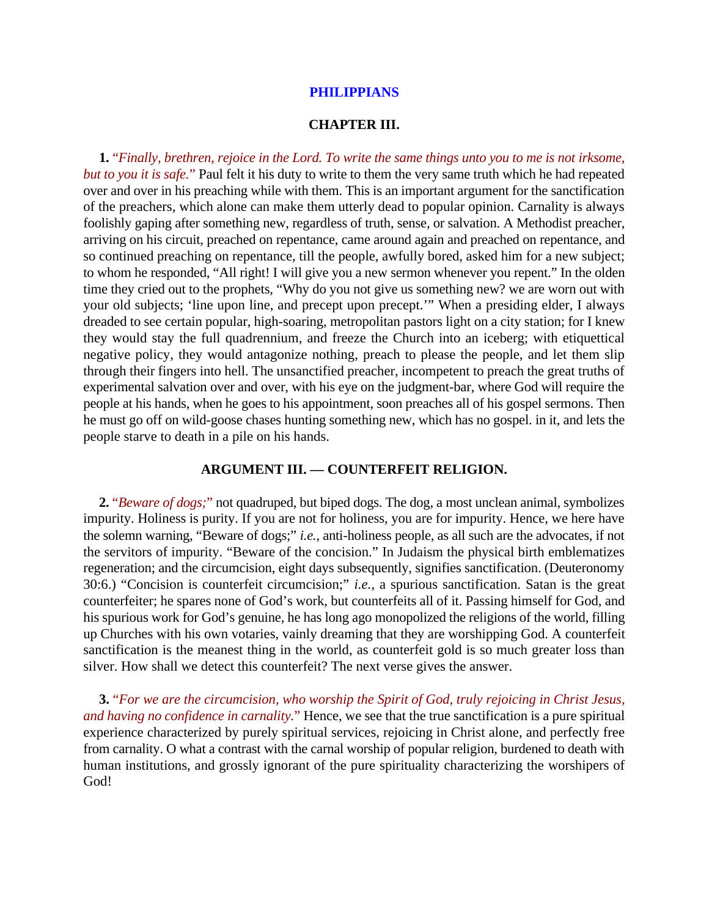# PHILIPPIANS

## CHAPTER III.

**1.** *"Finally, brethren, rejoice in the Lord. To write the same things unto you to me is not irksome, but to you it is safe."* Paul felt it his duty to write to them the very same truth which he had repeated over and over in his preaching while with them. This is an important argument for the sanctification of the preachers, which alone can make them utterly dead to popular opinion. Carnality is always foolishly gaping after something new, regardless of truth, sense, or salvation. A Methodist preacher, arriving on his circuit, preached on repentance, came around again and preached on repentance, and so continued preaching on repentance, till the people, awfully bored, asked him for a new subject; to whom he responded, "All right! I will give you a new sermon whenever you repent." In the olden time they cried out to the prophets, "Why do you not give us something new? we are worn out with your old subjects; 'line upon line, and precept upon precept.'" When a presiding elder, I always dreaded to see certain popular, high-soaring, metropolitan pastors light on a city station; for I knew they would stay the full quadrennium, and freeze the Church into an iceberg; with etiquettical negative policy, they would antagonize nothing, preach to please the people, and let them slip through their fingers into hell. The unsanctified preacher, incompetent to preach the great truths of experimental salvation over and over, with his eye on the judgment-bar, where God will require the people at his hands, when he goes to his appointment, soon preaches all of his gospel sermons. Then he must go off on wild-goose chases hunting something new, which has no gospel. in it, and lets the people starve to death in a pile on his hands.

### ARGUMENT III. — COUNTERFEIT RELIGION.

**2.** "*Beware of dogs;*" not quadruped, but biped dogs. The dog, a most unclean animal, symbolizes impurity. Holiness is purity. If you are not for holiness, you are for impurity. Hence, we here have the solemn warning, "Beware of dogs;" *i.e.*, anti-holiness people, as all such are the advocates, if not the servitors of impurity. "Beware of the concision." In Judaism the physical birth emblematizes regeneration; and the circumcision, eight days subsequently, signifies sanctification. (Deuteronomy 30:6.) "Concision is counterfeit circumcision;" *i.e.*, a spurious sanctification. Satan is the great counterfeiter; he spares none of God's work, but counterfeits all of it. Passing himself for God, and his spurious work for God's genuine, he has long ago monopolized the religions of the world, filling up Churches with his own votaries, vainly dreaming that they are worshipping God. A counterfeit sanctification is the meanest thing in the world, as counterfeit gold is so much greater loss than silver. How shall we detect this counterfeit? The next verse gives the answer.

**3.** "*For we are the circumcision, who worship the Spirit of God, truly rejoicing in Christ Jesus, and having no confidence in carnality.*" Hence, we see that the true sanctification is a pure spiritual experience characterized by purely spiritual services, rejoicing in Christ alone, and perfectly free from carnality. O what a contrast with the carnal worship of popular religion, burdened to death with human institutions, and grossly ignorant of the pure spirituality characterizing the worshipers of God!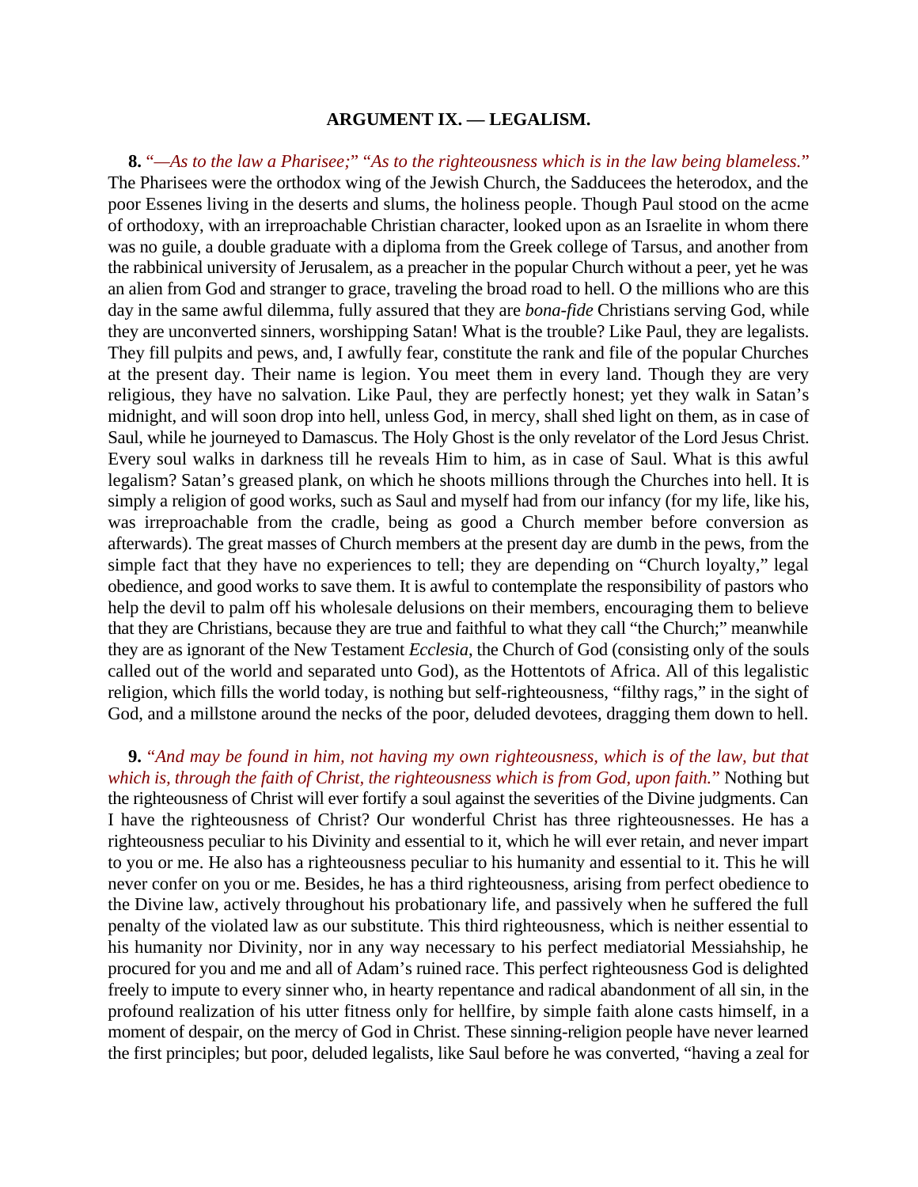## ARGUMENT IX. — LEGALISM.

**8.** *"—As to the law a Pharisee;" "As to the righteousness which is in the law being blameless."* The Pharisees were the orthodox wing of the Jewish Church, the Sadducees the heterodox, and the poor Essenes living in the deserts and slums, the holiness people. Though Paul stood on the acme of orthodoxy, with an irreproachable Christian character, looked upon as an Israelite in whom there was no guile, a double graduate with a diploma from the Greek college of Tarsus, and another from the rabbinical university of Jerusalem, as a preacher in the popular Church without a peer, yet he was an alien from God and stranger to grace, traveling the broad road to hell. O the millions who are this day in the same awful dilemma, fully assured that they are *bona-fide* Christians serving God, while they are unconverted sinners, worshipping Satan! What is the trouble? Like Paul, they are legalists. They fill pulpits and pews, and, I awfully fear, constitute the rank and file of the popular Churches at the present day. Their name is legion. You meet them in every land. Though they are very religious, they have no salvation. Like Paul, they are perfectly honest; yet they walk in Satan's midnight, and will soon drop into hell, unless God, in mercy, shall shed light on them, as in case of Saul, while he journeyed to Damascus. The Holy Ghost is the only revelator of the Lord Jesus Christ. Every soul walks in darkness till he reveals Him to him, as in case of Saul. What is this awful legalism? Satan's greased plank, on which he shoots millions through the Churches into hell. It is simply a religion of good works, such as Saul and myself had from our infancy (for my life, like his, was irreproachable from the cradle, being as good a Church member before conversion as afterwards). The great masses of Church members at the present day are dumb in the pews, from the simple fact that they have no experiences to tell; they are depending on "Church loyalty," legal obedience, and good works to save them. It is awful to contemplate the responsibility of pastors who help the devil to palm off his wholesale delusions on their members, encouraging them to believe that they are Christians, because they are true and faithful to what they call "the Church;" meanwhile they are as ignorant of the New Testament *Ecclesia*, the Church of God (consisting only of the souls called out of the world and separated unto God), as the Hottentots of Africa. All of this legalistic religion, which fills the world today, is nothing but self-righteousness, "filthy rags," in the sight of God, and a millstone around the necks of the poor, deluded devotees, dragging them down to hell.

**9.** *"And may be found in him, not having my own righteousness, which is of the law, but that which is, through the faith of Christ, the righteousness which is from God, upon faith."* Nothing but the righteousness of Christ will ever fortify a soul against the severities of the Divine judgments. Can I have the righteousness of Christ? Our wonderful Christ has three righteousnesses. He has a righteousness peculiar to his Divinity and essential to it, which he will ever retain, and never impart to you or me. He also has a righteousness peculiar to his humanity and essential to it. This he will never confer on you or me. Besides, he has a third righteousness, arising from perfect obedience to the Divine law, actively throughout his probationary life, and passively when he suffered the full penalty of the violated law as our substitute. This third righteousness, which is neither essential to his humanity nor Divinity, nor in any way necessary to his perfect mediatorial Messiahship, he procured for you and me and all of Adam's ruined race. This perfect righteousness God is delighted freely to impute to every sinner who, in hearty repentance and radical abandonment of all sin, in the profound realization of his utter fitness only for hellfire, by simple faith alone casts himself, in a moment of despair, on the mercy of God in Christ. These sinning-religion people have never learned the first principles; but poor, deluded legalists, like Saul before he was converted, "having a zeal for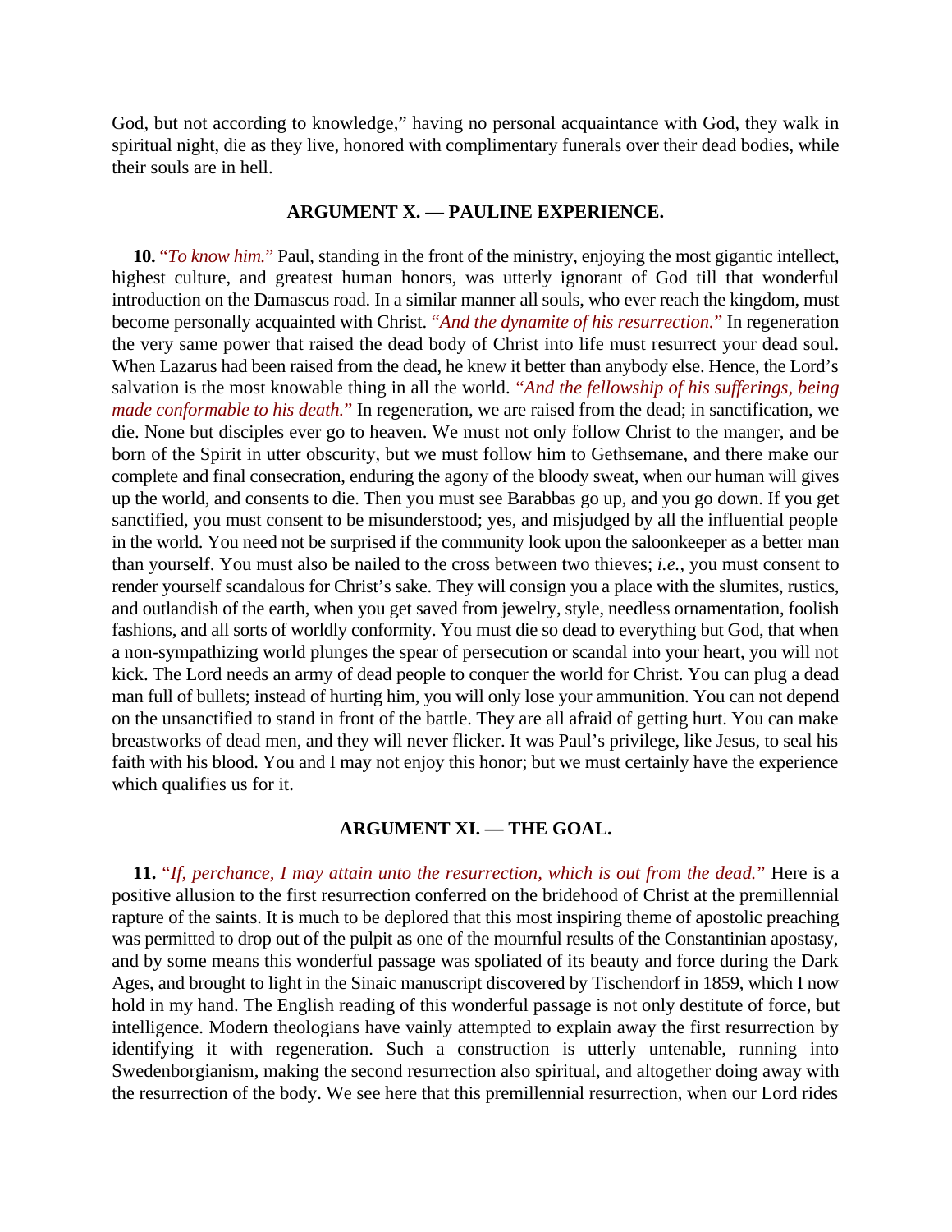God, but not according to knowledge," having no personal acquaintance with God, they walk in spiritual night, die as they live, honored with complimentary funerals over their dead bodies, while their souls are in hell.

### ARGUMENT X. — PAULINE EXPERIENCE.

**10.** "*To know him.*" Paul, standing in the front of the ministry, enjoying the most gigantic intellect, highest culture, and greatest human honors, was utterly ignorant of God till that wonderful introduction on the Damascus road. In a similar manner all souls, who ever reach the kingdom, must become personally acquainted with Christ. "*And the dynamite of his resurrection.*" In regeneration the very same power that raised the dead body of Christ into life must resurrect your dead soul. When Lazarus had been raised from the dead, he knew it better than anybody else. Hence, the Lord's salvation is the most knowable thing in all the world. "*And the fellowship of his sufferings, being made conformable to his death.*" In regeneration, we are raised from the dead; in sanctification, we die. None but disciples ever go to heaven. We must not only follow Christ to the manger, and be born of the Spirit in utter obscurity, but we must follow him to Gethsemane, and there make our complete and final consecration, enduring the agony of the bloody sweat, when our human will gives up the world, and consents to die. Then you must see Barabbas go up, and you go down. If you get sanctified, you must consent to be misunderstood; yes, and misjudged by all the influential people in the world. You need not be surprised if the community look upon the saloonkeeper as a better man than yourself. You must also be nailed to the cross between two thieves; *i.e.*, you must consent to render yourself scandalous for Christ's sake. They will consign you a place with the slumites, rustics, and outlandish of the earth, when you get saved from jewelry, style, needless ornamentation, foolish fashions, and all sorts of worldly conformity. You must die so dead to everything but God, that when a non-sympathizing world plunges the spear of persecution or scandal into your heart, you will not kick. The Lord needs an army of dead people to conquer the world for Christ. You can plug a dead man full of bullets; instead of hurting him, you will only lose your ammunition. You can not depend on the unsanctified to stand in front of the battle. They are all afraid of getting hurt. You can make breastworks of dead men, and they will never flicker. It was Paul's privilege, like Jesus, to seal his faith with his blood. You and I may not enjoy this honor; but we must certainly have the experience which qualifies us for it.

### ARGUMENT XI. — THE GOAL.

**11.** "*If, perchance, I may attain unto the resurrection, which is out from the dead.*" Here is a positive allusion to the first resurrection conferred on the bridehood of Christ at the premillennial rapture of the saints. It is much to be deplored that this most inspiring theme of apostolic preaching was permitted to drop out of the pulpit as one of the mournful results of the Constantinian apostasy, and by some means this wonderful passage was spoliated of its beauty and force during the Dark Ages, and brought to light in the Sinaic manuscript discovered by Tischendorf in 1859, which I now hold in my hand. The English reading of this wonderful passage is not only destitute of force, but intelligence. Modern theologians have vainly attempted to explain away the first resurrection by identifying it with regeneration. Such a construction is utterly untenable, running into Swedenborgianism, making the second resurrection also spiritual, and altogether doing away with the resurrection of the body. We see here that this premillennial resurrection, when our Lord rides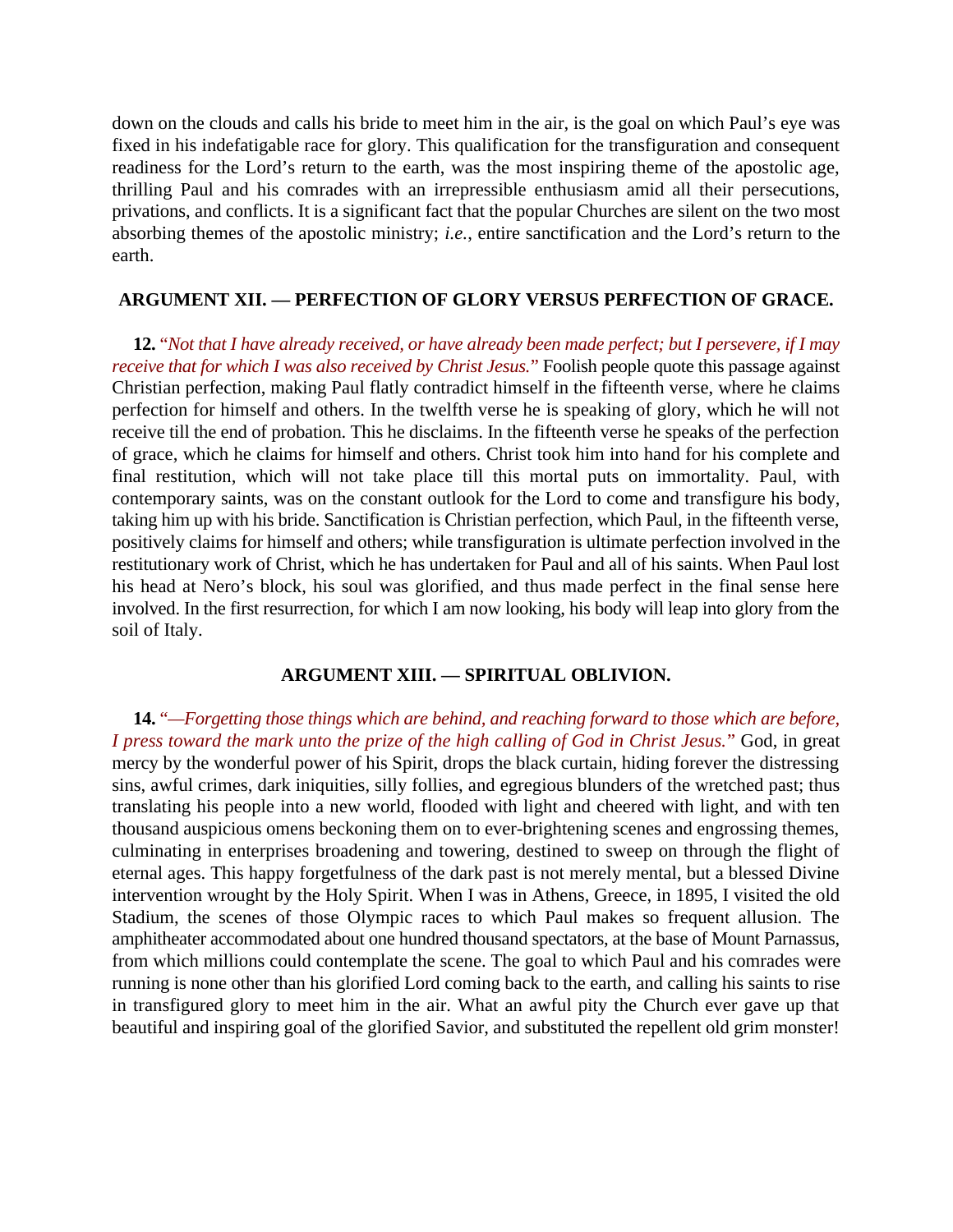down on the clouds and calls his bride to meet him in the air, is the goal on which Paul's eye was fixed in his indefatigable race for glory. This qualification for the transfiguration and consequent readiness for the Lord's return to the earth, was the most inspiring theme of the apostolic age, thrilling Paul and his comrades with an irrepressible enthusiasm amid all their persecutions, privations, and conflicts. It is a significant fact that the popular Churches are silent on the two most absorbing themes of the apostolic ministry; *i.e.*, entire sanctification and the Lord's return to the earth.

### ARGUMENT XII. — PERFECTION OF GLORY VERSUS PERFECTION OF GRACE.

**12.** *"Not that I have already received, or have already been made perfect; but I persevere, if I may receive that for which I was also received by Christ Jesus."* Foolish people quote this passage against Christian perfection, making Paul flatly contradict himself in the fifteenth verse, where he claims perfection for himself and others. In the twelfth verse he is speaking of glory, which he will not receive till the end of probation. This he disclaims. In the fifteenth verse he speaks of the perfection of grace, which he claims for himself and others. Christ took him into hand for his complete and final restitution, which will not take place till this mortal puts on immortality. Paul, with contemporary saints, was on the constant outlook for the Lord to come and transfigure his body, taking him up with his bride. Sanctification is Christian perfection, which Paul, in the fifteenth verse, positively claims for himself and others; while transfiguration is ultimate perfection involved in the restitutionary work of Christ, which he has undertaken for Paul and all of his saints. When Paul lost his head at Nero's block, his soul was glorified, and thus made perfect in the final sense here involved. In the first resurrection, for which I am now looking, his body will leap into glory from the soil of Italy.

### ARGUMENT XIII. — SPIRITUAL OBLIVION.

**14.** *"—Forgetting those things which are behind, and reaching forward to those which are before, I press toward the mark unto the prize of the high calling of God in Christ Jesus."* God, in great mercy by the wonderful power of his Spirit, drops the black curtain, hiding forever the distressing sins, awful crimes, dark iniquities, silly follies, and egregious blunders of the wretched past; thus translating his people into a new world, flooded with light and cheered with light, and with ten thousand auspicious omens beckoning them on to ever-brightening scenes and engrossing themes, culminating in enterprises broadening and towering, destined to sweep on through the flight of eternal ages. This happy forgetfulness of the dark past is not merely mental, but a blessed Divine intervention wrought by the Holy Spirit. When I was in Athens, Greece, in 1895, I visited the old Stadium, the scenes of those Olympic races to which Paul makes so frequent allusion. The amphitheater accommodated about one hundred thousand spectators, at the base of Mount Parnassus, from which millions could contemplate the scene. The goal to which Paul and his comrades were running is none other than his glorified Lord coming back to the earth, and calling his saints to rise in transfigured glory to meet him in the air. What an awful pity the Church ever gave up that beautiful and inspiring goal of the glorified Savior, and substituted the repellent old grim monster!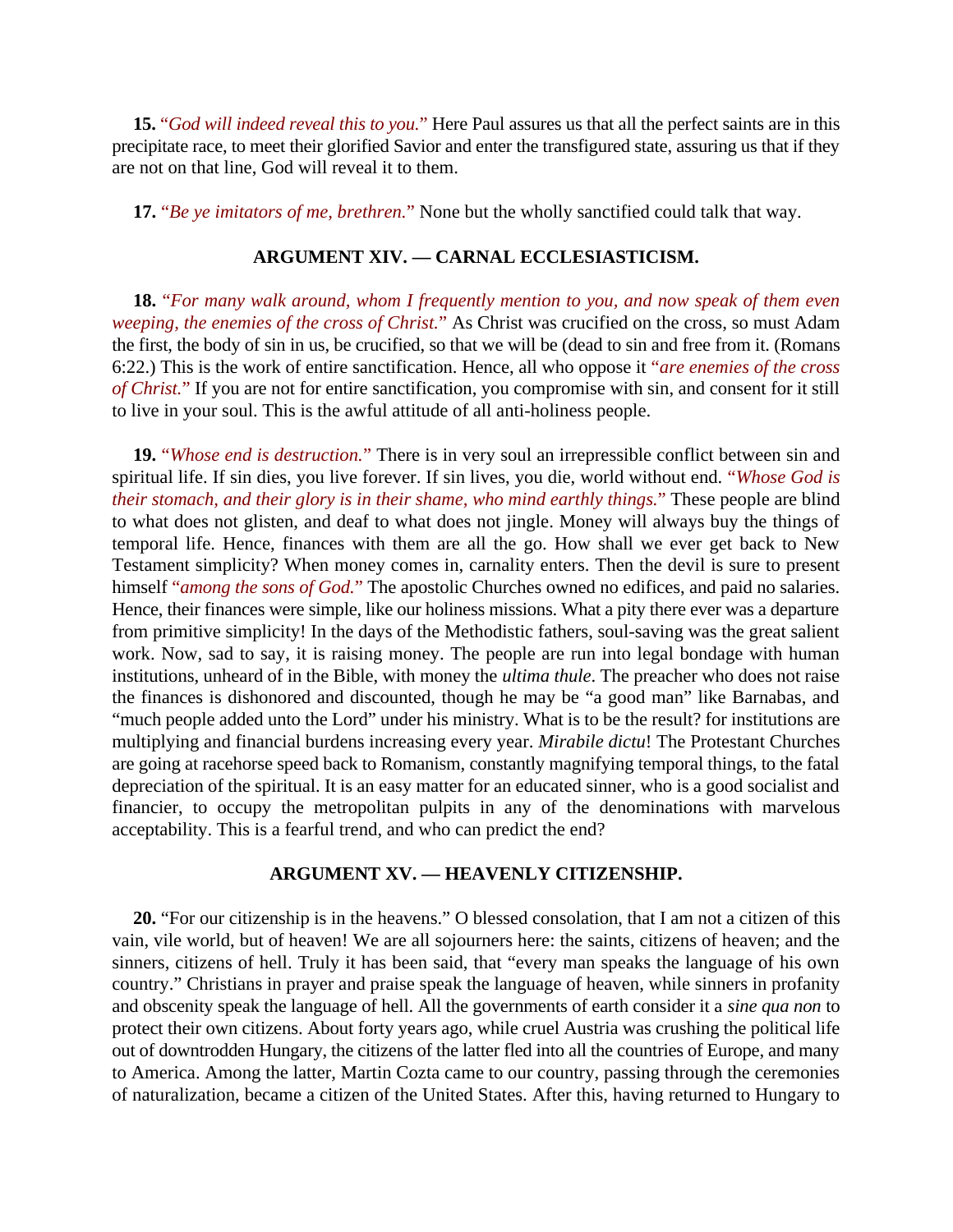**15.** "*God will indeed reveal this to you.*" Here Paul assures us that all the perfect saints are in this precipitate race, to meet their glorified Savior and enter the transfigured state, assuring us that if they are not on that line, God will reveal it to them.

**17.** "*Be ye imitators of me, brethren.*" None but the wholly sanctified could talk that way.

### ARGUMENT XIV. — CARNAL ECCLESIASTICISM.

**18.** "*For many walk around, whom I frequently mention to you, and now speak of them even weeping, the enemies of the cross of Christ.*" As Christ was crucified on the cross, so must Adam the first, the body of sin in us, be crucified, so that we will be (dead to sin and free from it. (Romans 6:22.) This is the work of entire sanctification. Hence, all who oppose it "*are enemies of the cross of Christ.*" If you are not for entire sanctification, you compromise with sin, and consent for it still to live in your soul. This is the awful attitude of all anti-holiness people.

**19.** "*Whose end is destruction.*" There is in very soul an irrepressible conflict between sin and spiritual life. If sin dies, you live forever. If sin lives, you die, world without end. "*Whose God is their stomach, and their glory is in their shame, who mind earthly things.*" These people are blind to what does not glisten, and deaf to what does not jingle. Money will always buy the things of temporal life. Hence, finances with them are all the go. How shall we ever get back to New Testament simplicity? When money comes in, carnality enters. Then the devil is sure to present himself "*among the sons of God.*" The apostolic Churches owned no edifices, and paid no salaries. Hence, their finances were simple, like our holiness missions. What a pity there ever was a departure from primitive simplicity! In the days of the Methodistic fathers, soul-saving was the great salient work. Now, sad to say, it is raising money. The people are run into legal bondage with human institutions, unheard of in the Bible, with money the *ultima thule*. The preacher who does not raise the finances is dishonored and discounted, though he may be "a good man" like Barnabas, and "much people added unto the Lord" under his ministry. What is to be the result? for institutions are multiplying and financial burdens increasing every year. *Mirabile dictu*! The Protestant Churches are going at racehorse speed back to Romanism, constantly magnifying temporal things, to the fatal depreciation of the spiritual. It is an easy matter for an educated sinner, who is a good socialist and financier, to occupy the metropolitan pulpits in any of the denominations with marvelous acceptability. This is a fearful trend, and who can predict the end?

### ARGUMENT XV. — HEAVENLY CITIZENSHIP.

**20.** "For our citizenship is in the heavens." O blessed consolation, that I am not a citizen of this vain, vile world, but of heaven! We are all sojourners here: the saints, citizens of heaven; and the sinners, citizens of hell. Truly it has been said, that "every man speaks the language of his own country." Christians in prayer and praise speak the language of heaven, while sinners in profanity and obscenity speak the language of hell. All the governments of earth consider it a *sine qua non* to protect their own citizens. About forty years ago, while cruel Austria was crushing the political life out of downtrodden Hungary, the citizens of the latter fled into all the countries of Europe, and many to America. Among the latter, Martin Cozta came to our country, passing through the ceremonies of naturalization, became a citizen of the United States. After this, having returned to Hungary to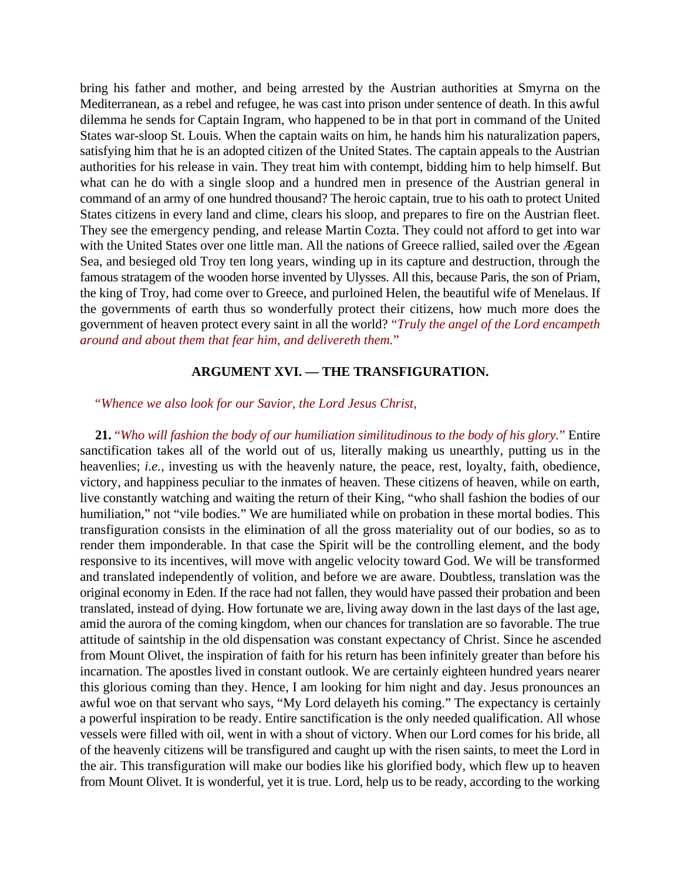bring his father and mother, and being arrested by the Austrian authorities at Smyrna on the Mediterranean, as a rebel and refugee, he was cast into prison under sentence of death. In this awful dilemma he sends for Captain Ingram, who happened to be in that port in command of the United States war-sloop St. Louis. When the captain waits on him, he hands him his naturalization papers, satisfying him that he is an adopted citizen of the United States. The captain appeals to the Austrian authorities for his release in vain. They treat him with contempt, bidding him to help himself. But what can he do with a single sloop and a hundred men in presence of the Austrian general in command of an army of one hundred thousand? The heroic captain, true to his oath to protect United States citizens in every land and clime, clears his sloop, and prepares to fire on the Austrian fleet. They see the emergency pending, and release Martin Cozta. They could not afford to get into war with the United States over one little man. All the nations of Greece rallied, sailed over the Ægean Sea, and besieged old Troy ten long years, winding up in its capture and destruction, through the famous stratagem of the wooden horse invented by Ulysses. All this, because Paris, the son of Priam, the king of Troy, had come over to Greece, and purloined Helen, the beautiful wife of Menelaus. If the governments of earth thus so wonderfully protect their citizens, how much more does the government of heaven protect every saint in all the world? "*Truly the angel of the Lord encampeth around and about them that fear him, and delivereth them.*"

### ARGUMENT XVI. — THE TRANSFIGURATION.

"*Whence we also look for our Savior, the Lord Jesus Christ,*

**21.** "*Who will fashion the body of our humiliation similitudinous to the body of his glory.*" Entire sanctification takes all of the world out of us, literally making us unearthly, putting us in the heavenlies; *i.e.*, investing us with the heavenly nature, the peace, rest, loyalty, faith, obedience, victory, and happiness peculiar to the inmates of heaven. These citizens of heaven, while on earth, live constantly watching and waiting the return of their King, "who shall fashion the bodies of our humiliation," not "vile bodies." We are humiliated while on probation in these mortal bodies. This transfiguration consists in the elimination of all the gross materiality out of our bodies, so as to render them imponderable. In that case the Spirit will be the controlling element, and the body responsive to its incentives, will move with angelic velocity toward God. We will be transformed and translated independently of volition, and before we are aware. Doubtless, translation was the original economy in Eden. If the race had not fallen, they would have passed their probation and been translated, instead of dying. How fortunate we are, living away down in the last days of the last age, amid the aurora of the coming kingdom, when our chances for translation are so favorable. The true attitude of saintship in the old dispensation was constant expectancy of Christ. Since he ascended from Mount Olivet, the inspiration of faith for his return has been infinitely greater than before his incarnation. The apostles lived in constant outlook. We are certainly eighteen hundred years nearer this glorious coming than they. Hence, I am looking for him night and day. Jesus pronounces an awful woe on that servant who says, "My Lord delayeth his coming." The expectancy is certainly a powerful inspiration to be ready. Entire sanctification is the only needed qualification. All whose vessels were filled with oil, went in with a shout of victory. When our Lord comes for his bride, all of the heavenly citizens will be transfigured and caught up with the risen saints, to meet the Lord in the air. This transfiguration will make our bodies like his glorified body, which flew up to heaven from Mount Olivet. It is wonderful, yet it is true. Lord, help us to be ready, according to the working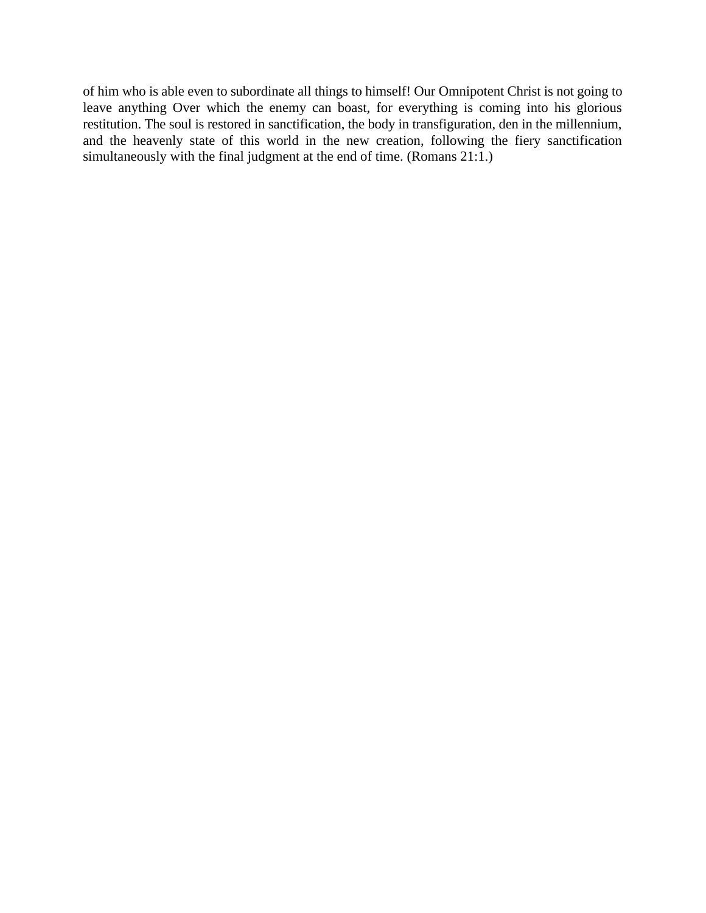of him who is able even to subordinate all things to himself! Our Omnipotent Christ is not going to leave anything Over which the enemy can boast, for everything is coming into his glorious restitution. The soul is restored in sanctification, the body in transfiguration, den in the millennium, and the heavenly state of this world in the new creation, following the fiery sanctification simultaneously with the final judgment at the end of time. (Romans 21:1.)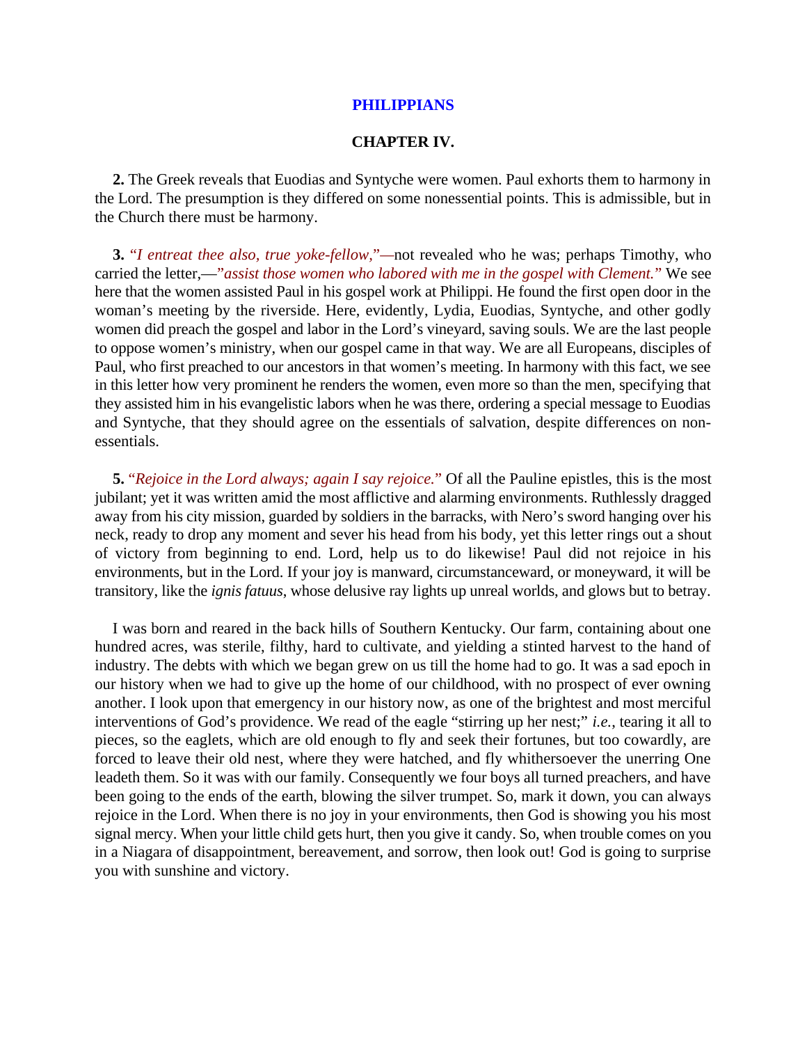## PHILIPPIANS

### CHAPTER IV.

**2.** The Greek reveals that Euodias and Syntyche were women. Paul exhorts them to harmony in the Lord. The presumption is they differed on some nonessential points. This is admissible, but in the Church there must be harmony.

**3.** *"I entreat thee also, true yoke-fellow,"*—not revealed who he was; perhaps Timothy, who carried the letter,—"*assist those women who labored with me in the gospel with Clement."* We see here that the women assisted Paul in his gospel work at Philippi. He found the first open door in the woman's meeting by the riverside. Here, evidently, Lydia, Euodias, Syntyche, and other godly women did preach the gospel and labor in the Lord's vineyard, saving souls. We are the last people to oppose women's ministry, when our gospel came in that way. We are all Europeans, disciples of Paul, who first preached to our ancestors in that women's meeting. In harmony with this fact, we see in this letter how very prominent he renders the women, even more so than the men, specifying that they assisted him in his evangelistic labors when he was there, ordering a special message to Euodias and Syntyche, that they should agree on the essentials of salvation, despite differences on non-essentials.

**5.** "*Rejoice in the Lord always; again I say rejoice.*" Of all the Pauline epistles, this is the most jubilant; yet it was written amid the most afflictive and alarming environments. Ruthlessly dragged away from his city mission, guarded by soldiers in the barracks, with Nero's sword hanging over his neck, ready to drop any moment and sever his head from his body, yet this letter rings out a shout of victory from beginning to end. Lord, help us to do likewise! Paul did not rejoice in his environments, but in the Lord. If your joy is manward, circumstanceward, or moneyward, it will be transitory, like the *ignis fatuus*, whose delusive ray lights up unreal worlds, and glows but to betray.

I was born and reared in the back hills of Southern Kentucky. Our farm, containing about one hundred acres, was sterile, filthy, hard to cultivate, and yielding a stinted harvest to the hand of industry. The debts with which we began grew on us till the home had to go. It was a sad epoch in our history when we had to give up the home of our childhood, with no prospect of ever owning another. I look upon that emergency in our history now, as one of the brightest and most merciful interventions of God's providence. We read of the eagle "stirring up her nest;" *i.e.,* tearing it all to pieces, so the eaglets, which are old enough to fly and seek their fortunes, but too cowardly, are forced to leave their old nest, where they were hatched, and fly whithersoever the unerring One leadeth them. So it was with our family. Consequently we four boys all turned preachers, and have been going to the ends of the earth, blowing the silver trumpet. So, mark it down, you can always rejoice in the Lord. When there is no joy in your environments, then God is showing you his most signal mercy. When your little child gets hurt, then you give it candy. So, when trouble comes on you in a Niagara of disappointment, bereavement, and sorrow, then look out! God is going to surprise you with sunshine and victory.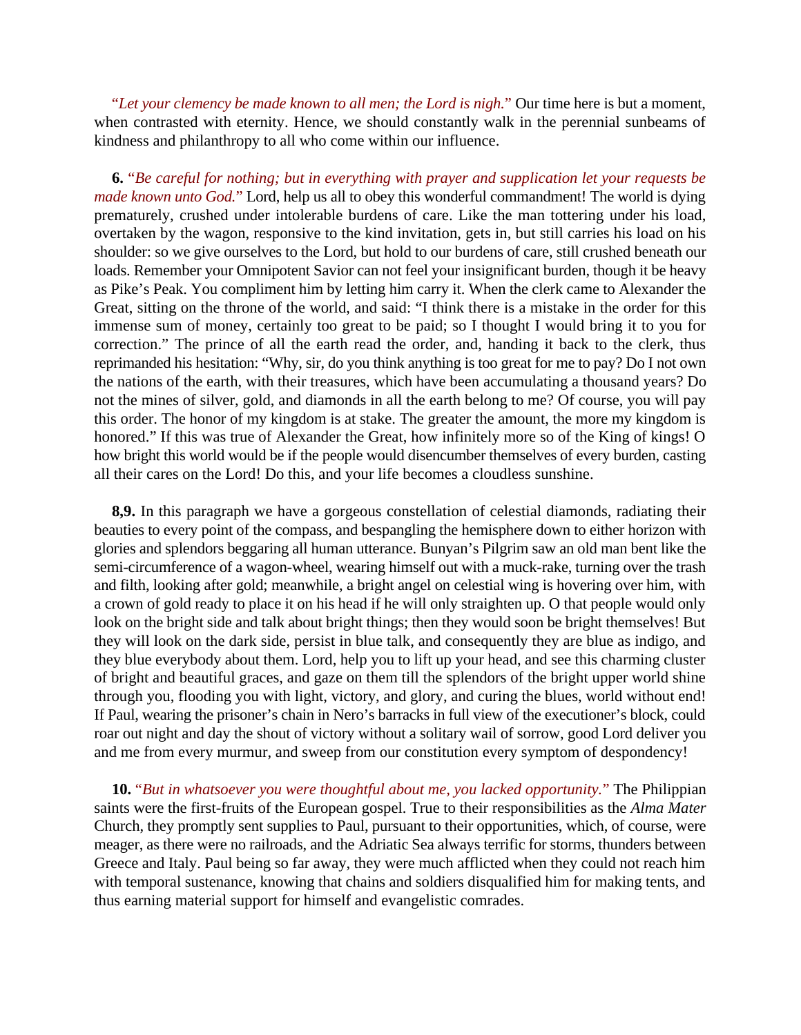"*Let your clemency be made known to all men; the Lord is nigh.*" Our time here is but a moment, when contrasted with eternity. Hence, we should constantly walk in the perennial sunbeams of kindness and philanthropy to all who come within our influence.

**6.** "*Be careful for nothing; but in everything with prayer and supplication let your requests be made known unto God.*" Lord, help us all to obey this wonderful commandment! The world is dying prematurely, crushed under intolerable burdens of care. Like the man tottering under his load, overtaken by the wagon, responsive to the kind invitation, gets in, but still carries his load on his shoulder: so we give ourselves to the Lord, but hold to our burdens of care, still crushed beneath our loads. Remember your Omnipotent Savior can not feel your insignificant burden, though it be heavy as Pike's Peak. You compliment him by letting him carry it. When the clerk came to Alexander the Great, sitting on the throne of the world, and said: "I think there is a mistake in the order for this immense sum of money, certainly too great to be paid; so I thought I would bring it to you for correction." The prince of all the earth read the order, and, handing it back to the clerk, thus reprimanded his hesitation: "Why, sir, do you think anything is too great for me to pay? Do I not own the nations of the earth, with their treasures, which have been accumulating a thousand years? Do not the mines of silver, gold, and diamonds in all the earth belong to me? Of course, you will pay this order. The honor of my kingdom is at stake. The greater the amount, the more my kingdom is honored." If this was true of Alexander the Great, how infinitely more so of the King of kings! O how bright this world would be if the people would disencumber themselves of every burden, casting all their cares on the Lord! Do this, and your life becomes a cloudless sunshine.

**8,9.** In this paragraph we have a gorgeous constellation of celestial diamonds, radiating their beauties to every point of the compass, and bespangling the hemisphere down to either horizon with glories and splendors beggaring all human utterance. Bunyan's Pilgrim saw an old man bent like the semi-circumference of a wagon-wheel, wearing himself out with a muck-rake, turning over the trash and filth, looking after gold; meanwhile, a bright angel on celestial wing is hovering over him, with a crown of gold ready to place it on his head if he will only straighten up. O that people would only look on the bright side and talk about bright things; then they would soon be bright themselves! But they will look on the dark side, persist in blue talk, and consequently they are blue as indigo, and they blue everybody about them. Lord, help you to lift up your head, and see this charming cluster of bright and beautiful graces, and gaze on them till the splendors of the bright upper world shine through you, flooding you with light, victory, and glory, and curing the blues, world without end! If Paul, wearing the prisoner's chain in Nero's barracks in full view of the executioner's block, could roar out night and day the shout of victory without a solitary wail of sorrow, good Lord deliver you and me from every murmur, and sweep from our constitution every symptom of despondency!

**10.** "*But in whatsoever you were thoughtful about me, you lacked opportunity.*" The Philippian saints were the first-fruits of the European gospel. True to their responsibilities as the *Alma Mater* Church, they promptly sent supplies to Paul, pursuant to their opportunities, which, of course, were meager, as there were no railroads, and the Adriatic Sea always terrific for storms, thunders between Greece and Italy. Paul being so far away, they were much afflicted when they could not reach him with temporal sustenance, knowing that chains and soldiers disqualified him for making tents, and thus earning material support for himself and evangelistic comrades.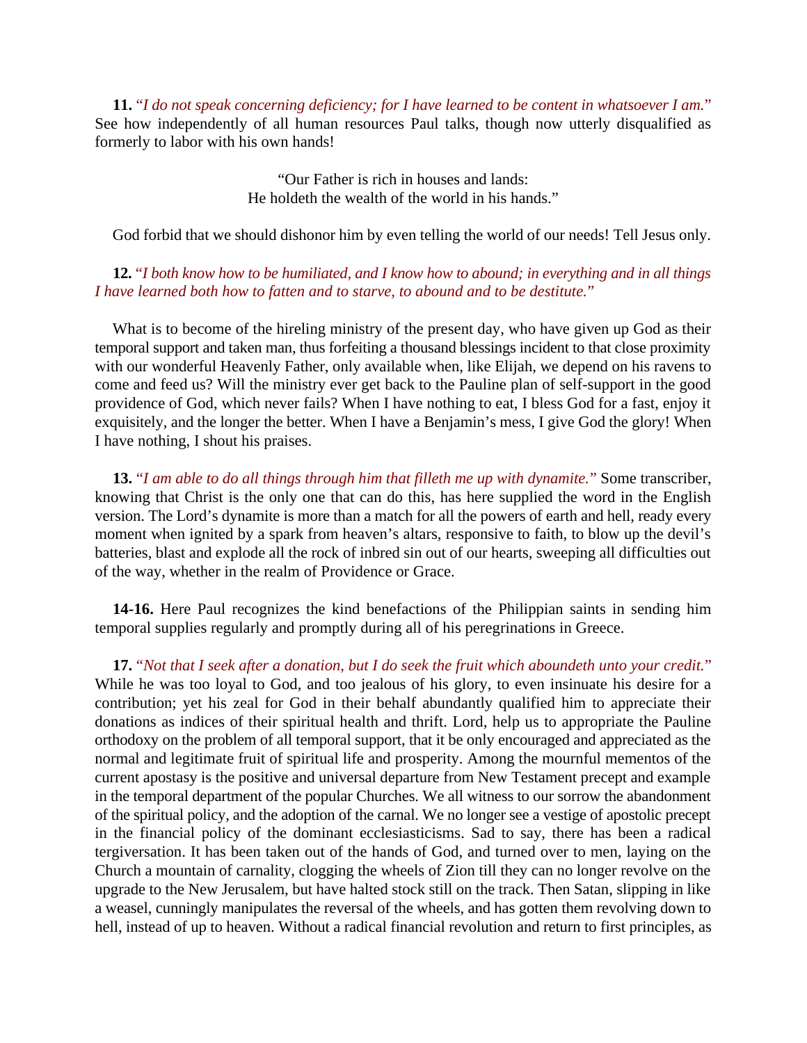**11.** "*I do not speak concerning deficiency; for I have learned to be content in whatsoever I am.*" See how independently of all human resources Paul talks, though now utterly disqualified as formerly to labor with his own hands!

> "Our Father is rich in houses and lands:
> He holdeth the wealth of the world in his hands."

God forbid that we should dishonor him by even telling the world of our needs! Tell Jesus only.

**12.** "*I both know how to be humiliated, and I know how to abound; in everything and in all things I have learned both how to fatten and to starve, to abound and to be destitute.*"

What is to become of the hireling ministry of the present day, who have given up God as their temporal support and taken man, thus forfeiting a thousand blessings incident to that close proximity with our wonderful Heavenly Father, only available when, like Elijah, we depend on his ravens to come and feed us? Will the ministry ever get back to the Pauline plan of self-support in the good providence of God, which never fails? When I have nothing to eat, I bless God for a fast, enjoy it exquisitely, and the longer the better. When I have a Benjamin's mess, I give God the glory! When I have nothing, I shout his praises.

**13.** "*I am able to do all things through him that filleth me up with dynamite.*" Some transcriber, knowing that Christ is the only one that can do this, has here supplied the word in the English version. The Lord's dynamite is more than a match for all the powers of earth and hell, ready every moment when ignited by a spark from heaven's altars, responsive to faith, to blow up the devil's batteries, blast and explode all the rock of inbred sin out of our hearts, sweeping all difficulties out of the way, whether in the realm of Providence or Grace.

**14-16.** Here Paul recognizes the kind benefactions of the Philippian saints in sending him temporal supplies regularly and promptly during all of his peregrinations in Greece.

**17.** "*Not that I seek after a donation, but I do seek the fruit which aboundeth unto your credit.*" While he was too loyal to God, and too jealous of his glory, to even insinuate his desire for a contribution; yet his zeal for God in their behalf abundantly qualified him to appreciate their donations as indices of their spiritual health and thrift. Lord, help us to appropriate the Pauline orthodoxy on the problem of all temporal support, that it be only encouraged and appreciated as the normal and legitimate fruit of spiritual life and prosperity. Among the mournful mementos of the current apostasy is the positive and universal departure from New Testament precept and example in the temporal department of the popular Churches. We all witness to our sorrow the abandonment of the spiritual policy, and the adoption of the carnal. We no longer see a vestige of apostolic precept in the financial policy of the dominant ecclesiasticisms. Sad to say, there has been a radical tergiversation. It has been taken out of the hands of God, and turned over to men, laying on the Church a mountain of carnality, clogging the wheels of Zion till they can no longer revolve on the upgrade to the New Jerusalem, but have halted stock still on the track. Then Satan, slipping in like a weasel, cunningly manipulates the reversal of the wheels, and has gotten them revolving down to hell, instead of up to heaven. Without a radical financial revolution and return to first principles, as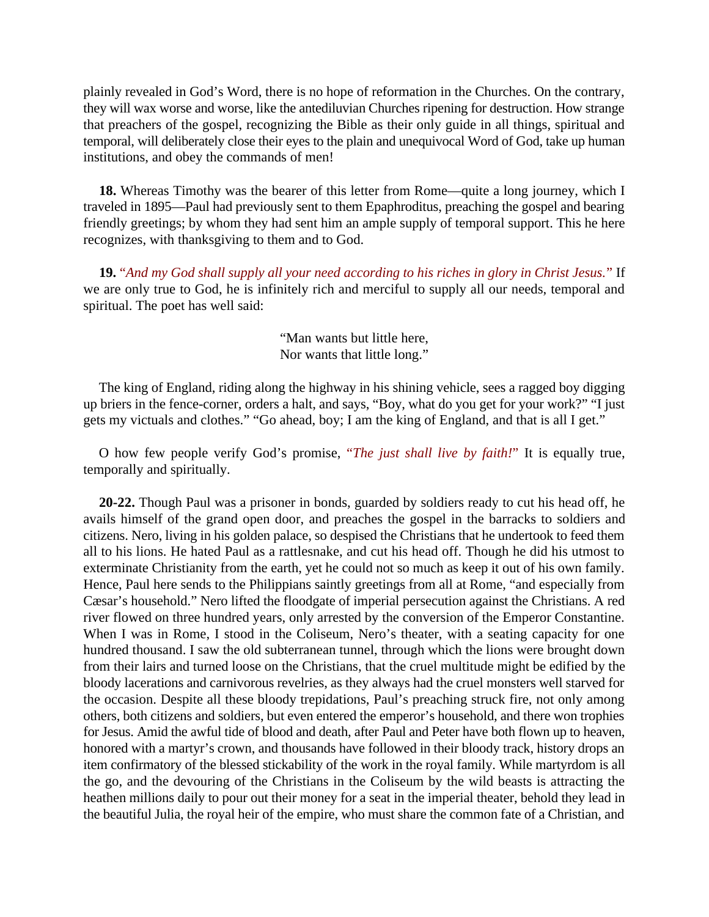plainly revealed in God's Word, there is no hope of reformation in the Churches. On the contrary, they will wax worse and worse, like the antediluvian Churches ripening for destruction. How strange that preachers of the gospel, recognizing the Bible as their only guide in all things, spiritual and temporal, will deliberately close their eyes to the plain and unequivocal Word of God, take up human institutions, and obey the commands of men!

**18.** Whereas Timothy was the bearer of this letter from Rome—quite a long journey, which I traveled in 1895—Paul had previously sent to them Epaphroditus, preaching the gospel and bearing friendly greetings; by whom they had sent him an ample supply of temporal support. This he here recognizes, with thanksgiving to them and to God.

**19.** *"And my God shall supply all your need according to his riches in glory in Christ Jesus."* If we are only true to God, he is infinitely rich and merciful to supply all our needs, temporal and spiritual. The poet has well said:

> "Man wants but little here,
> Nor wants that little long."

The king of England, riding along the highway in his shining vehicle, sees a ragged boy digging up briers in the fence-corner, orders a halt, and says, "Boy, what do you get for your work?" "I just gets my victuals and clothes." "Go ahead, boy; I am the king of England, and that is all I get."

O how few people verify God's promise, *"The just shall live by faith!"* It is equally true, temporally and spiritually.

**20-22.** Though Paul was a prisoner in bonds, guarded by soldiers ready to cut his head off, he avails himself of the grand open door, and preaches the gospel in the barracks to soldiers and citizens. Nero, living in his golden palace, so despised the Christians that he undertook to feed them all to his lions. He hated Paul as a rattlesnake, and cut his head off. Though he did his utmost to exterminate Christianity from the earth, yet he could not so much as keep it out of his own family. Hence, Paul here sends to the Philippians saintly greetings from all at Rome, "and especially from Cæsar's household." Nero lifted the floodgate of imperial persecution against the Christians. A red river flowed on three hundred years, only arrested by the conversion of the Emperor Constantine. When I was in Rome, I stood in the Coliseum, Nero's theater, with a seating capacity for one hundred thousand. I saw the old subterranean tunnel, through which the lions were brought down from their lairs and turned loose on the Christians, that the cruel multitude might be edified by the bloody lacerations and carnivorous revelries, as they always had the cruel monsters well starved for the occasion. Despite all these bloody trepidations, Paul's preaching struck fire, not only among others, both citizens and soldiers, but even entered the emperor's household, and there won trophies for Jesus. Amid the awful tide of blood and death, after Paul and Peter have both flown up to heaven, honored with a martyr's crown, and thousands have followed in their bloody track, history drops an item confirmatory of the blessed stickability of the work in the royal family. While martyrdom is all the go, and the devouring of the Christians in the Coliseum by the wild beasts is attracting the heathen millions daily to pour out their money for a seat in the imperial theater, behold they lead in the beautiful Julia, the royal heir of the empire, who must share the common fate of a Christian, and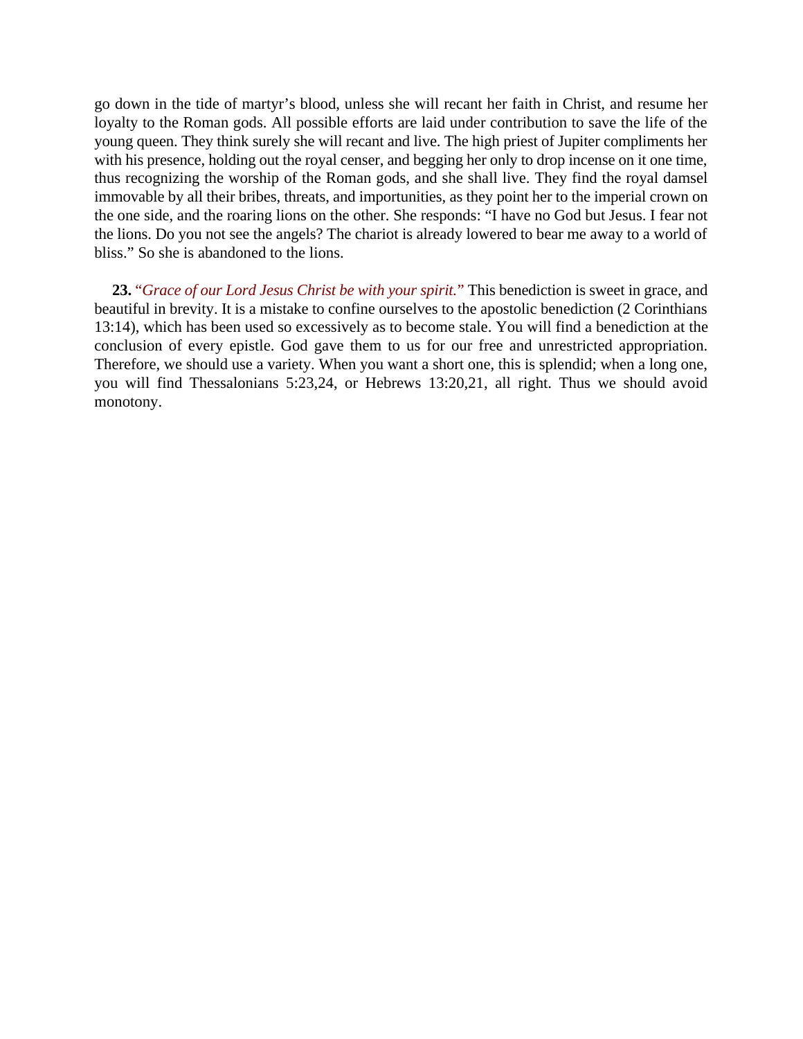go down in the tide of martyr's blood, unless she will recant her faith in Christ, and resume her loyalty to the Roman gods. All possible efforts are laid under contribution to save the life of the young queen. They think surely she will recant and live. The high priest of Jupiter compliments her with his presence, holding out the royal censer, and begging her only to drop incense on it one time, thus recognizing the worship of the Roman gods, and she shall live. They find the royal damsel immovable by all their bribes, threats, and importunities, as they point her to the imperial crown on the one side, and the roaring lions on the other. She responds: "I have no God but Jesus. I fear not the lions. Do you not see the angels? The chariot is already lowered to bear me away to a world of bliss." So she is abandoned to the lions.

**23.** *"Grace of our Lord Jesus Christ be with your spirit."* This benediction is sweet in grace, and beautiful in brevity. It is a mistake to confine ourselves to the apostolic benediction (2 Corinthians 13:14), which has been used so excessively as to become stale. You will find a benediction at the conclusion of every epistle. God gave them to us for our free and unrestricted appropriation. Therefore, we should use a variety. When you want a short one, this is splendid; when a long one, you will find Thessalonians 5:23,24, or Hebrews 13:20,21, all right. Thus we should avoid monotony.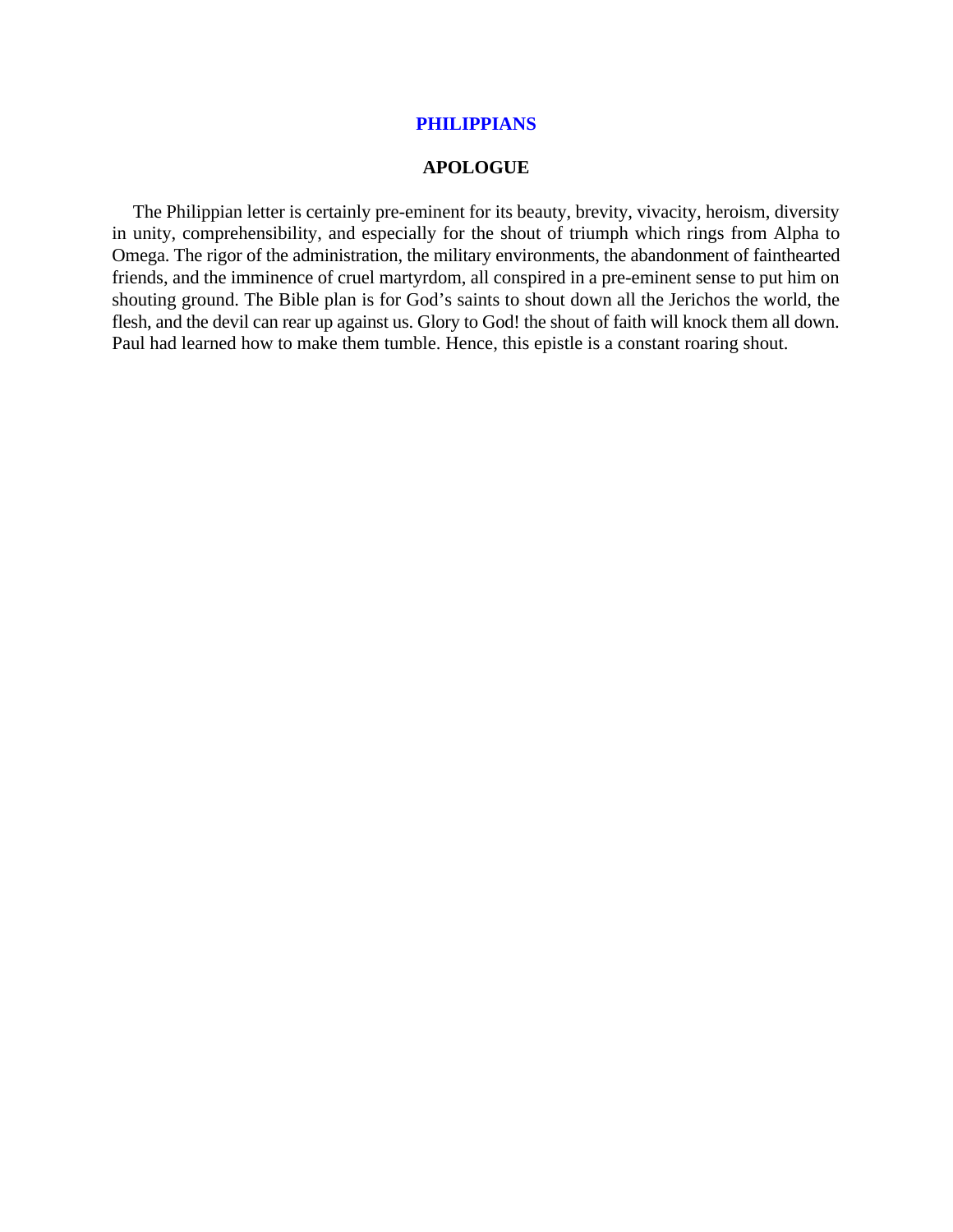# PHILIPPIANS

## APOLOGUE

The Philippian letter is certainly pre-eminent for its beauty, brevity, vivacity, heroism, diversity in unity, comprehensibility, and especially for the shout of triumph which rings from Alpha to Omega. The rigor of the administration, the military environments, the abandonment of fainthearted friends, and the imminence of cruel martyrdom, all conspired in a pre-eminent sense to put him on shouting ground. The Bible plan is for God's saints to shout down all the Jerichos the world, the flesh, and the devil can rear up against us. Glory to God! the shout of faith will knock them all down. Paul had learned how to make them tumble. Hence, this epistle is a constant roaring shout.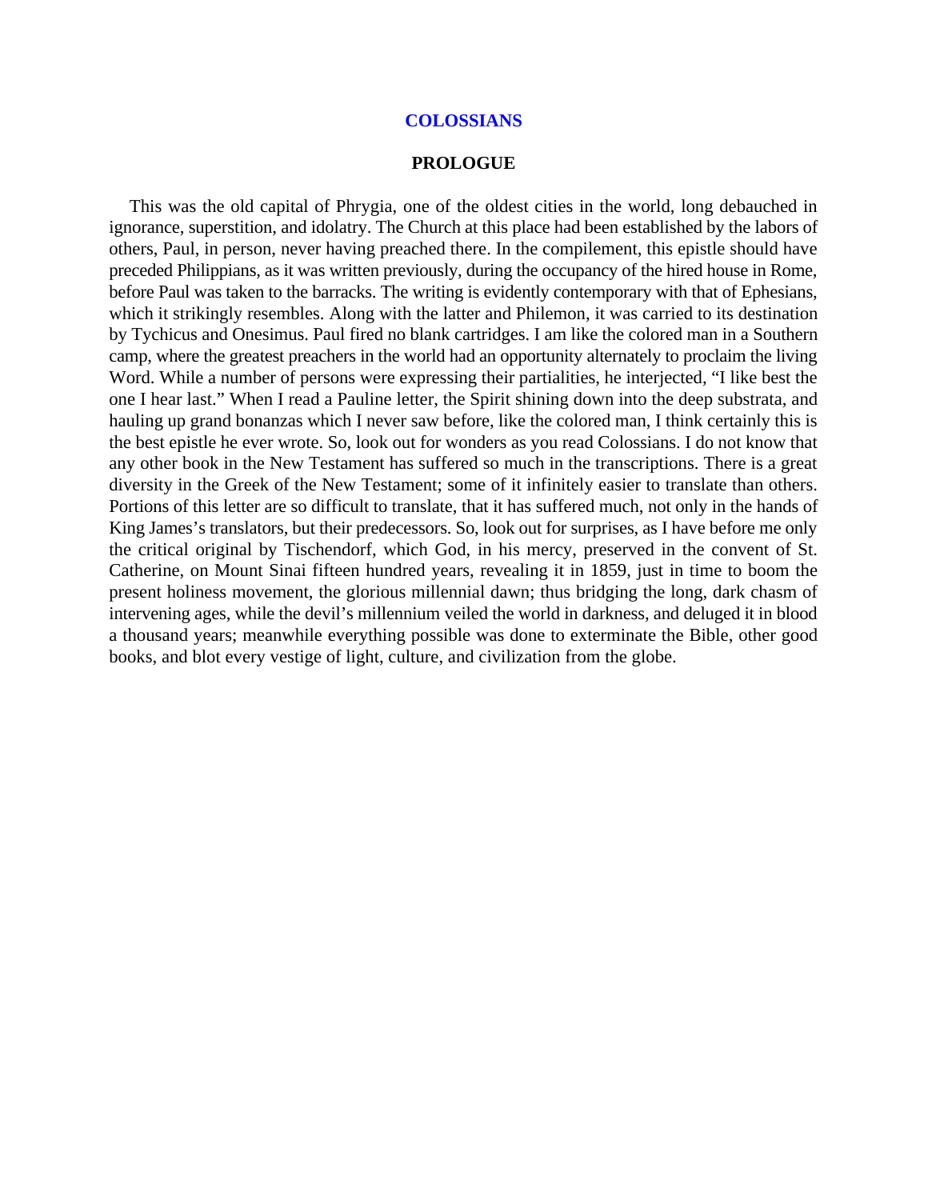# COLOSSIANS

## PROLOGUE

This was the old capital of Phrygia, one of the oldest cities in the world, long debauched in ignorance, superstition, and idolatry. The Church at this place had been established by the labors of others, Paul, in person, never having preached there. In the compilement, this epistle should have preceded Philippians, as it was written previously, during the occupancy of the hired house in Rome, before Paul was taken to the barracks. The writing is evidently contemporary with that of Ephesians, which it strikingly resembles. Along with the latter and Philemon, it was carried to its destination by Tychicus and Onesimus. Paul fired no blank cartridges. I am like the colored man in a Southern camp, where the greatest preachers in the world had an opportunity alternately to proclaim the living Word. While a number of persons were expressing their partialities, he interjected, "I like best the one I hear last." When I read a Pauline letter, the Spirit shining down into the deep substrata, and hauling up grand bonanzas which I never saw before, like the colored man, I think certainly this is the best epistle he ever wrote. So, look out for wonders as you read Colossians. I do not know that any other book in the New Testament has suffered so much in the transcriptions. There is a great diversity in the Greek of the New Testament; some of it infinitely easier to translate than others. Portions of this letter are so difficult to translate, that it has suffered much, not only in the hands of King James's translators, but their predecessors. So, look out for surprises, as I have before me only the critical original by Tischendorf, which God, in his mercy, preserved in the convent of St. Catherine, on Mount Sinai fifteen hundred years, revealing it in 1859, just in time to boom the present holiness movement, the glorious millennial dawn; thus bridging the long, dark chasm of intervening ages, while the devil's millennium veiled the world in darkness, and deluged it in blood a thousand years; meanwhile everything possible was done to exterminate the Bible, other good books, and blot every vestige of light, culture, and civilization from the globe.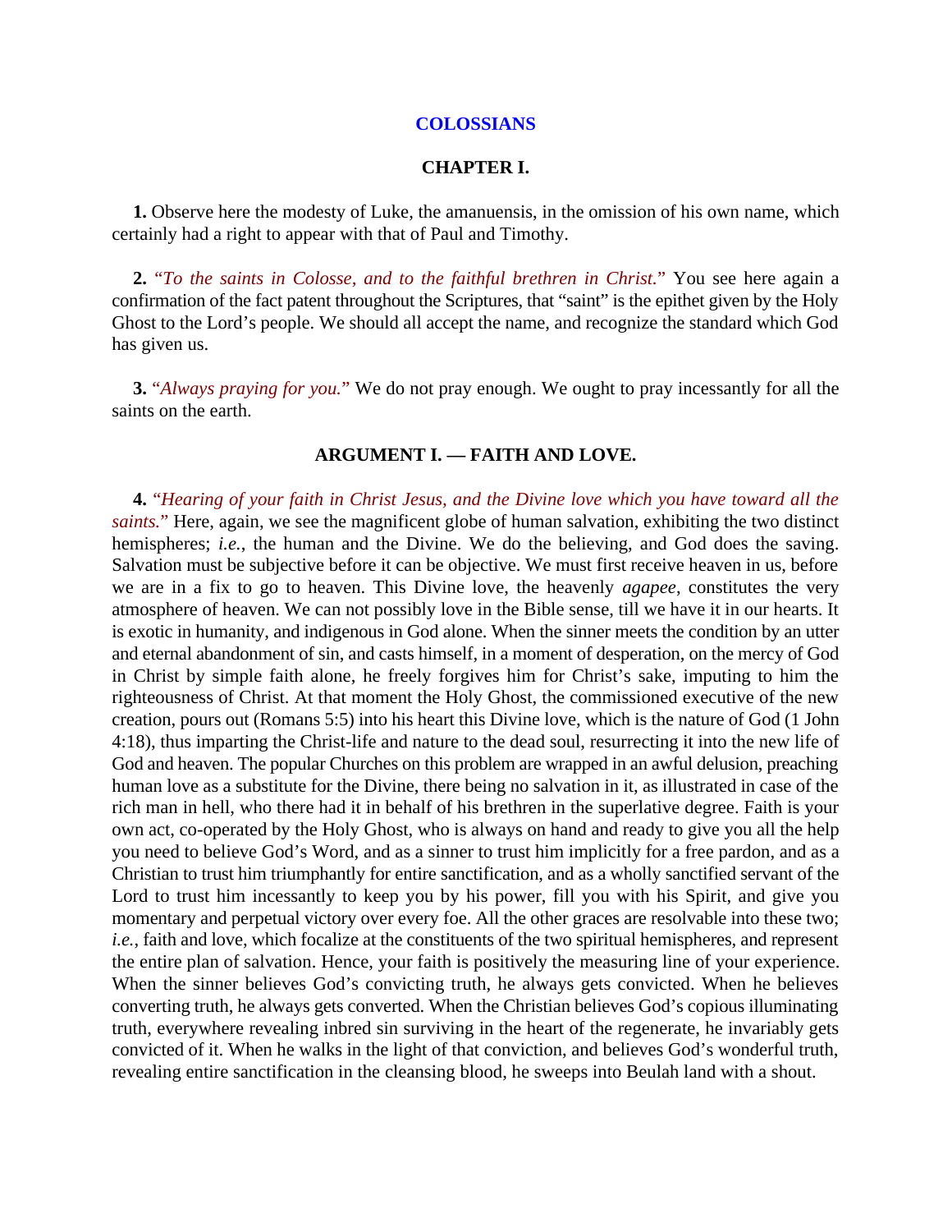# COLOSSIANS

## CHAPTER I.

**1.** Observe here the modesty of Luke, the amanuensis, in the omission of his own name, which certainly had a right to appear with that of Paul and Timothy.

**2.** "*To the saints in Colosse, and to the faithful brethren in Christ.*" You see here again a confirmation of the fact patent throughout the Scriptures, that "saint" is the epithet given by the Holy Ghost to the Lord's people. We should all accept the name, and recognize the standard which God has given us.

**3.** "*Always praying for you.*" We do not pray enough. We ought to pray incessantly for all the saints on the earth.

### ARGUMENT I. — FAITH AND LOVE.

**4.** "*Hearing of your faith in Christ Jesus, and the Divine love which you have toward all the saints.*" Here, again, we see the magnificent globe of human salvation, exhibiting the two distinct hemispheres; *i.e.*, the human and the Divine. We do the believing, and God does the saving. Salvation must be subjective before it can be objective. We must first receive heaven in us, before we are in a fix to go to heaven. This Divine love, the heavenly *agapee*, constitutes the very atmosphere of heaven. We can not possibly love in the Bible sense, till we have it in our hearts. It is exotic in humanity, and indigenous in God alone. When the sinner meets the condition by an utter and eternal abandonment of sin, and casts himself, in a moment of desperation, on the mercy of God in Christ by simple faith alone, he freely forgives him for Christ's sake, imputing to him the righteousness of Christ. At that moment the Holy Ghost, the commissioned executive of the new creation, pours out (Romans 5:5) into his heart this Divine love, which is the nature of God (1 John 4:18), thus imparting the Christ-life and nature to the dead soul, resurrecting it into the new life of God and heaven. The popular Churches on this problem are wrapped in an awful delusion, preaching human love as a substitute for the Divine, there being no salvation in it, as illustrated in case of the rich man in hell, who there had it in behalf of his brethren in the superlative degree. Faith is your own act, co-operated by the Holy Ghost, who is always on hand and ready to give you all the help you need to believe God's Word, and as a sinner to trust him implicitly for a free pardon, and as a Christian to trust him triumphantly for entire sanctification, and as a wholly sanctified servant of the Lord to trust him incessantly to keep you by his power, fill you with his Spirit, and give you momentary and perpetual victory over every foe. All the other graces are resolvable into these two; *i.e.*, faith and love, which focalize at the constituents of the two spiritual hemispheres, and represent the entire plan of salvation. Hence, your faith is positively the measuring line of your experience. When the sinner believes God's convicting truth, he always gets convicted. When he believes converting truth, he always gets converted. When the Christian believes God's copious illuminating truth, everywhere revealing inbred sin surviving in the heart of the regenerate, he invariably gets convicted of it. When he walks in the light of that conviction, and believes God's wonderful truth, revealing entire sanctification in the cleansing blood, he sweeps into Beulah land with a shout.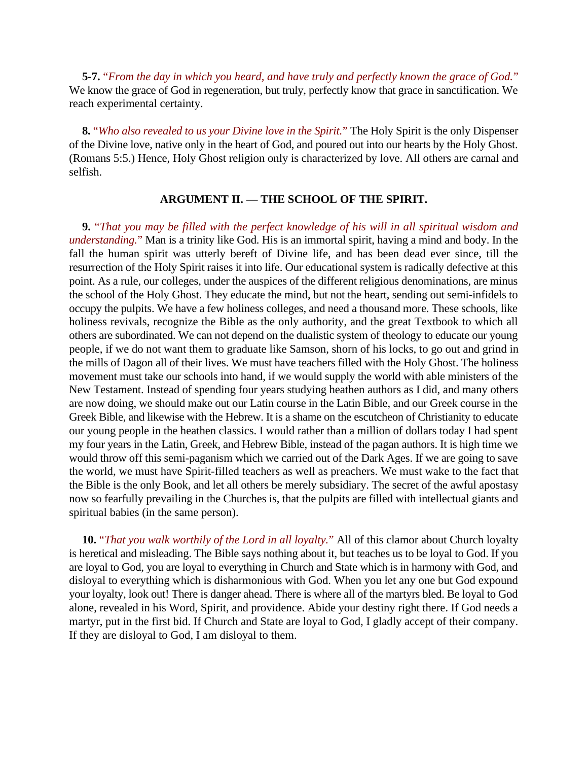**5-7.** "*From the day in which you heard, and have truly and perfectly known the grace of God.*" We know the grace of God in regeneration, but truly, perfectly know that grace in sanctification. We reach experimental certainty.

**8.** "*Who also revealed to us your Divine love in the Spirit.*" The Holy Spirit is the only Dispenser of the Divine love, native only in the heart of God, and poured out into our hearts by the Holy Ghost. (Romans 5:5.) Hence, Holy Ghost religion only is characterized by love. All others are carnal and selfish.

### ARGUMENT II. — THE SCHOOL OF THE SPIRIT.

**9.** "*That you may be filled with the perfect knowledge of his will in all spiritual wisdom and understanding.*" Man is a trinity like God. His is an immortal spirit, having a mind and body. In the fall the human spirit was utterly bereft of Divine life, and has been dead ever since, till the resurrection of the Holy Spirit raises it into life. Our educational system is radically defective at this point. As a rule, our colleges, under the auspices of the different religious denominations, are minus the school of the Holy Ghost. They educate the mind, but not the heart, sending out semi-infidels to occupy the pulpits. We have a few holiness colleges, and need a thousand more. These schools, like holiness revivals, recognize the Bible as the only authority, and the great Textbook to which all others are subordinated. We can not depend on the dualistic system of theology to educate our young people, if we do not want them to graduate like Samson, shorn of his locks, to go out and grind in the mills of Dagon all of their lives. We must have teachers filled with the Holy Ghost. The holiness movement must take our schools into hand, if we would supply the world with able ministers of the New Testament. Instead of spending four years studying heathen authors as I did, and many others are now doing, we should make out our Latin course in the Latin Bible, and our Greek course in the Greek Bible, and likewise with the Hebrew. It is a shame on the escutcheon of Christianity to educate our young people in the heathen classics. I would rather than a million of dollars today I had spent my four years in the Latin, Greek, and Hebrew Bible, instead of the pagan authors. It is high time we would throw off this semi-paganism which we carried out of the Dark Ages. If we are going to save the world, we must have Spirit-filled teachers as well as preachers. We must wake to the fact that the Bible is the only Book, and let all others be merely subsidiary. The secret of the awful apostasy now so fearfully prevailing in the Churches is, that the pulpits are filled with intellectual giants and spiritual babies (in the same person).

**10.** "*That you walk worthily of the Lord in all loyalty.*" All of this clamor about Church loyalty is heretical and misleading. The Bible says nothing about it, but teaches us to be loyal to God. If you are loyal to God, you are loyal to everything in Church and State which is in harmony with God, and disloyal to everything which is disharmonious with God. When you let any one but God expound your loyalty, look out! There is danger ahead. There is where all of the martyrs bled. Be loyal to God alone, revealed in his Word, Spirit, and providence. Abide your destiny right there. If God needs a martyr, put in the first bid. If Church and State are loyal to God, I gladly accept of their company. If they are disloyal to God, I am disloyal to them.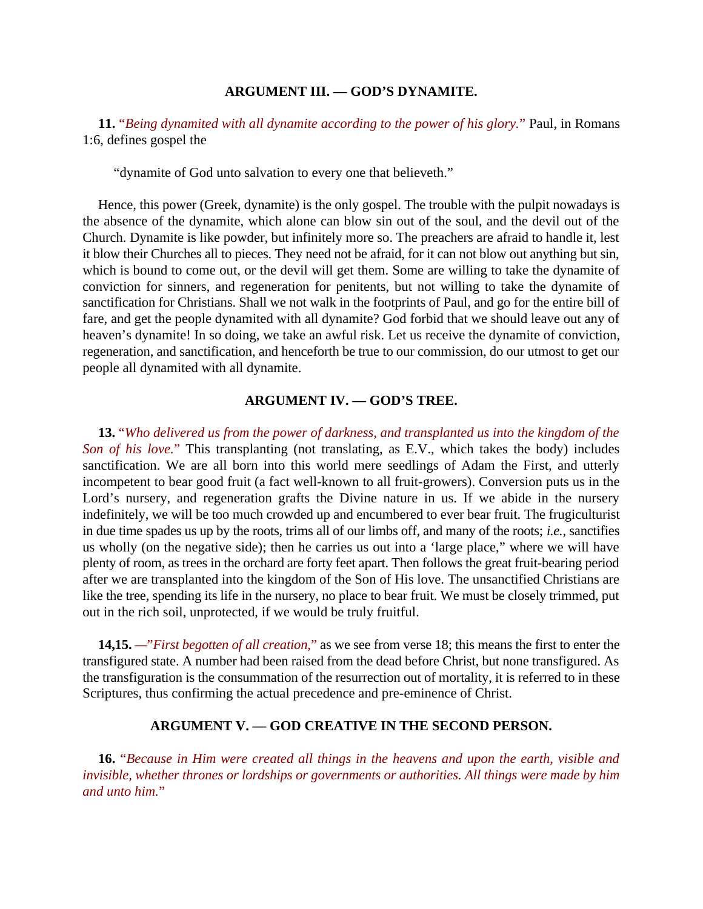### ARGUMENT III. — GOD'S DYNAMITE.

**11.** *"Being dynamited with all dynamite according to the power of his glory."* Paul, in Romans 1:6, defines gospel the

> "dynamite of God unto salvation to every one that believeth."

Hence, this power (Greek, dynamite) is the only gospel. The trouble with the pulpit nowadays is the absence of the dynamite, which alone can blow sin out of the soul, and the devil out of the Church. Dynamite is like powder, but infinitely more so. The preachers are afraid to handle it, lest it blow their Churches all to pieces. They need not be afraid, for it can not blow out anything but sin, which is bound to come out, or the devil will get them. Some are willing to take the dynamite of conviction for sinners, and regeneration for penitents, but not willing to take the dynamite of sanctification for Christians. Shall we not walk in the footprints of Paul, and go for the entire bill of fare, and get the people dynamited with all dynamite? God forbid that we should leave out any of heaven's dynamite! In so doing, we take an awful risk. Let us receive the dynamite of conviction, regeneration, and sanctification, and henceforth be true to our commission, do our utmost to get our people all dynamited with all dynamite.

### ARGUMENT IV. — GOD'S TREE.

**13.** *"Who delivered us from the power of darkness, and transplanted us into the kingdom of the Son of his love."* This transplanting (not translating, as E.V., which takes the body) includes sanctification. We are all born into this world mere seedlings of Adam the First, and utterly incompetent to bear good fruit (a fact well-known to all fruit-growers). Conversion puts us in the Lord's nursery, and regeneration grafts the Divine nature in us. If we abide in the nursery indefinitely, we will be too much crowded up and encumbered to ever bear fruit. The frugiculturist in due time spades us up by the roots, trims all of our limbs off, and many of the roots; *i.e.*, sanctifies us wholly (on the negative side); then he carries us out into a 'large place," where we will have plenty of room, as trees in the orchard are forty feet apart. Then follows the great fruit-bearing period after we are transplanted into the kingdom of the Son of His love. The unsanctified Christians are like the tree, spending its life in the nursery, no place to bear fruit. We must be closely trimmed, put out in the rich soil, unprotected, if we would be truly fruitful.

**14,15.** *—"First begotten of all creation,"* as we see from verse 18; this means the first to enter the transfigured state. A number had been raised from the dead before Christ, but none transfigured. As the transfiguration is the consummation of the resurrection out of mortality, it is referred to in these Scriptures, thus confirming the actual precedence and pre-eminence of Christ.

### ARGUMENT V. — GOD CREATIVE IN THE SECOND PERSON.

**16.** *"Because in Him were created all things in the heavens and upon the earth, visible and invisible, whether thrones or lordships or governments or authorities. All things were made by him and unto him."*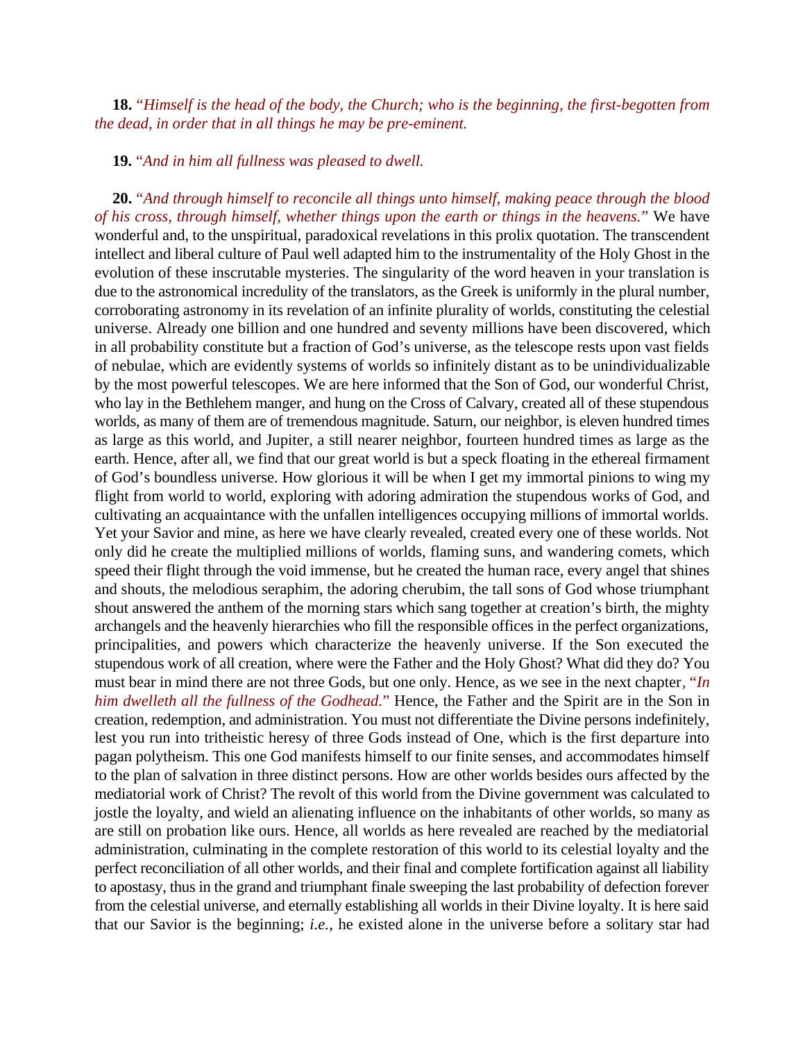**18.** "*Himself is the head of the body, the Church; who is the beginning, the first-begotten from the dead, in order that in all things he may be pre-eminent.*

**19.** "*And in him all fullness was pleased to dwell.*

**20.** "*And through himself to reconcile all things unto himself, making peace through the blood of his cross, through himself, whether things upon the earth or things in the heavens.*" We have wonderful and, to the unspiritual, paradoxical revelations in this prolix quotation. The transcendent intellect and liberal culture of Paul well adapted him to the instrumentality of the Holy Ghost in the evolution of these inscrutable mysteries. The singularity of the word heaven in your translation is due to the astronomical incredulity of the translators, as the Greek is uniformly in the plural number, corroborating astronomy in its revelation of an infinite plurality of worlds, constituting the celestial universe. Already one billion and one hundred and seventy millions have been discovered, which in all probability constitute but a fraction of God's universe, as the telescope rests upon vast fields of nebulae, which are evidently systems of worlds so infinitely distant as to be unindividualizable by the most powerful telescopes. We are here informed that the Son of God, our wonderful Christ, who lay in the Bethlehem manger, and hung on the Cross of Calvary, created all of these stupendous worlds, as many of them are of tremendous magnitude. Saturn, our neighbor, is eleven hundred times as large as this world, and Jupiter, a still nearer neighbor, fourteen hundred times as large as the earth. Hence, after all, we find that our great world is but a speck floating in the ethereal firmament of God's boundless universe. How glorious it will be when I get my immortal pinions to wing my flight from world to world, exploring with adoring admiration the stupendous works of God, and cultivating an acquaintance with the unfallen intelligences occupying millions of immortal worlds. Yet your Savior and mine, as here we have clearly revealed, created every one of these worlds. Not only did he create the multiplied millions of worlds, flaming suns, and wandering comets, which speed their flight through the void immense, but he created the human race, every angel that shines and shouts, the melodious seraphim, the adoring cherubim, the tall sons of God whose triumphant shout answered the anthem of the morning stars which sang together at creation's birth, the mighty archangels and the heavenly hierarchies who fill the responsible offices in the perfect organizations, principalities, and powers which characterize the heavenly universe. If the Son executed the stupendous work of all creation, where were the Father and the Holy Ghost? What did they do? You must bear in mind there are not three Gods, but one only. Hence, as we see in the next chapter, "*In him dwelleth all the fullness of the Godhead.*" Hence, the Father and the Spirit are in the Son in creation, redemption, and administration. You must not differentiate the Divine persons indefinitely, lest you run into tritheistic heresy of three Gods instead of One, which is the first departure into pagan polytheism. This one God manifests himself to our finite senses, and accommodates himself to the plan of salvation in three distinct persons. How are other worlds besides ours affected by the mediatorial work of Christ? The revolt of this world from the Divine government was calculated to jostle the loyalty, and wield an alienating influence on the inhabitants of other worlds, so many as are still on probation like ours. Hence, all worlds as here revealed are reached by the mediatorial administration, culminating in the complete restoration of this world to its celestial loyalty and the perfect reconciliation of all other worlds, and their final and complete fortification against all liability to apostasy, thus in the grand and triumphant finale sweeping the last probability of defection forever from the celestial universe, and eternally establishing all worlds in their Divine loyalty. It is here said that our Savior is the beginning; *i.e.*, he existed alone in the universe before a solitary star had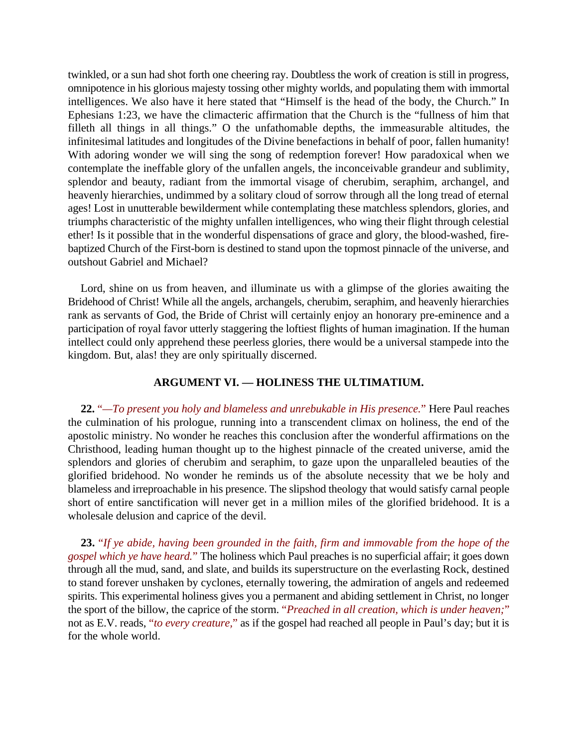twinkled, or a sun had shot forth one cheering ray. Doubtless the work of creation is still in progress, omnipotence in his glorious majesty tossing other mighty worlds, and populating them with immortal intelligences. We also have it here stated that "Himself is the head of the body, the Church." In Ephesians 1:23, we have the climacteric affirmation that the Church is the "fullness of him that filleth all things in all things." O the unfathomable depths, the immeasurable altitudes, the infinitesimal latitudes and longitudes of the Divine benefactions in behalf of poor, fallen humanity! With adoring wonder we will sing the song of redemption forever! How paradoxical when we contemplate the ineffable glory of the unfallen angels, the inconceivable grandeur and sublimity, splendor and beauty, radiant from the immortal visage of cherubim, seraphim, archangel, and heavenly hierarchies, undimmed by a solitary cloud of sorrow through all the long tread of eternal ages! Lost in unutterable bewilderment while contemplating these matchless splendors, glories, and triumphs characteristic of the mighty unfallen intelligences, who wing their flight through celestial ether! Is it possible that in the wonderful dispensations of grace and glory, the blood-washed, fire-baptized Church of the First-born is destined to stand upon the topmost pinnacle of the universe, and outshout Gabriel and Michael?

Lord, shine on us from heaven, and illuminate us with a glimpse of the glories awaiting the Bridehood of Christ! While all the angels, archangels, cherubim, seraphim, and heavenly hierarchies rank as servants of God, the Bride of Christ will certainly enjoy an honorary pre-eminence and a participation of royal favor utterly staggering the loftiest flights of human imagination. If the human intellect could only apprehend these peerless glories, there would be a universal stampede into the kingdom. But, alas! they are only spiritually discerned.

### ARGUMENT VI. — HOLINESS THE ULTIMATIUM.

**22.** "*—To present you holy and blameless and unrebukable in His presence.*" Here Paul reaches the culmination of his prologue, running into a transcendent climax on holiness, the end of the apostolic ministry. No wonder he reaches this conclusion after the wonderful affirmations on the Christhood, leading human thought up to the highest pinnacle of the created universe, amid the splendors and glories of cherubim and seraphim, to gaze upon the unparalleled beauties of the glorified bridehood. No wonder he reminds us of the absolute necessity that we be holy and blameless and irreproachable in his presence. The slipshod theology that would satisfy carnal people short of entire sanctification will never get in a million miles of the glorified bridehood. It is a wholesale delusion and caprice of the devil.

**23.** "*If ye abide, having been grounded in the faith, firm and immovable from the hope of the gospel which ye have heard.*" The holiness which Paul preaches is no superficial affair; it goes down through all the mud, sand, and slate, and builds its superstructure on the everlasting Rock, destined to stand forever unshaken by cyclones, eternally towering, the admiration of angels and redeemed spirits. This experimental holiness gives you a permanent and abiding settlement in Christ, no longer the sport of the billow, the caprice of the storm. "*Preached in all creation, which is under heaven;*" not as E.V. reads, "*to every creature,*" as if the gospel had reached all people in Paul's day; but it is for the whole world.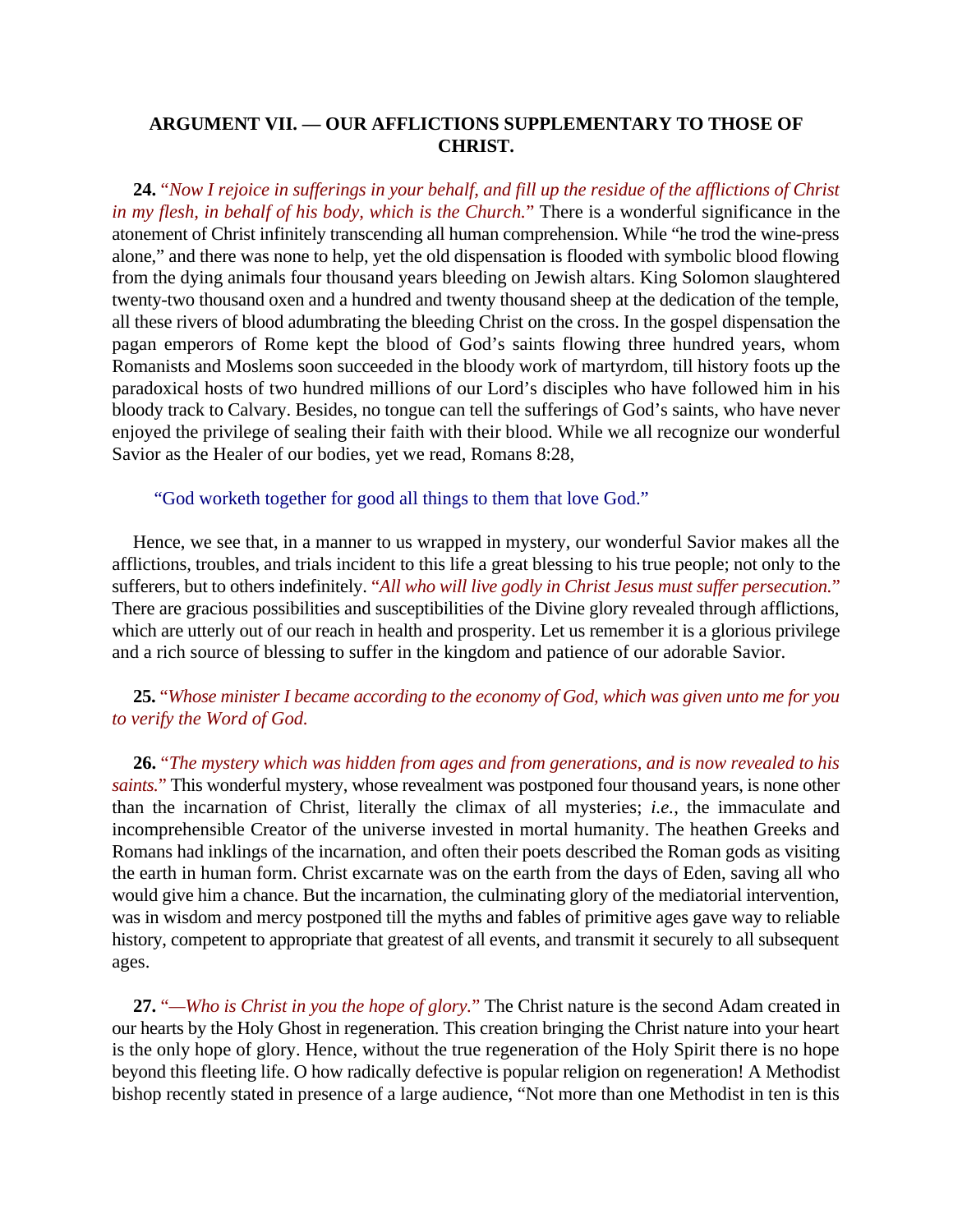## ARGUMENT VII. — OUR AFFLICTIONS SUPPLEMENTARY TO THOSE OF CHRIST.

**24.** "*Now I rejoice in sufferings in your behalf, and fill up the residue of the afflictions of Christ in my flesh, in behalf of his body, which is the Church.*" There is a wonderful significance in the atonement of Christ infinitely transcending all human comprehension. While "he trod the wine-press alone," and there was none to help, yet the old dispensation is flooded with symbolic blood flowing from the dying animals four thousand years bleeding on Jewish altars. King Solomon slaughtered twenty-two thousand oxen and a hundred and twenty thousand sheep at the dedication of the temple, all these rivers of blood adumbrating the bleeding Christ on the cross. In the gospel dispensation the pagan emperors of Rome kept the blood of God's saints flowing three hundred years, whom Romanists and Moslems soon succeeded in the bloody work of martyrdom, till history foots up the paradoxical hosts of two hundred millions of our Lord's disciples who have followed him in his bloody track to Calvary. Besides, no tongue can tell the sufferings of God's saints, who have never enjoyed the privilege of sealing their faith with their blood. While we all recognize our wonderful Savior as the Healer of our bodies, yet we read, Romans 8:28,

> "God worketh together for good all things to them that love God."

Hence, we see that, in a manner to us wrapped in mystery, our wonderful Savior makes all the afflictions, troubles, and trials incident to this life a great blessing to his true people; not only to the sufferers, but to others indefinitely. "*All who will live godly in Christ Jesus must suffer persecution.*" There are gracious possibilities and susceptibilities of the Divine glory revealed through afflictions, which are utterly out of our reach in health and prosperity. Let us remember it is a glorious privilege and a rich source of blessing to suffer in the kingdom and patience of our adorable Savior.

**25.** "*Whose minister I became according to the economy of God, which was given unto me for you to verify the Word of God.*

**26.** "*The mystery which was hidden from ages and from generations, and is now revealed to his saints.*" This wonderful mystery, whose revealment was postponed four thousand years, is none other than the incarnation of Christ, literally the climax of all mysteries; *i.e.*, the immaculate and incomprehensible Creator of the universe invested in mortal humanity. The heathen Greeks and Romans had inklings of the incarnation, and often their poets described the Roman gods as visiting the earth in human form. Christ excarnate was on the earth from the days of Eden, saving all who would give him a chance. But the incarnation, the culminating glory of the mediatorial intervention, was in wisdom and mercy postponed till the myths and fables of primitive ages gave way to reliable history, competent to appropriate that greatest of all events, and transmit it securely to all subsequent ages.

**27.** "*—Who is Christ in you the hope of glory.*" The Christ nature is the second Adam created in our hearts by the Holy Ghost in regeneration. This creation bringing the Christ nature into your heart is the only hope of glory. Hence, without the true regeneration of the Holy Spirit there is no hope beyond this fleeting life. O how radically defective is popular religion on regeneration! A Methodist bishop recently stated in presence of a large audience, "Not more than one Methodist in ten is this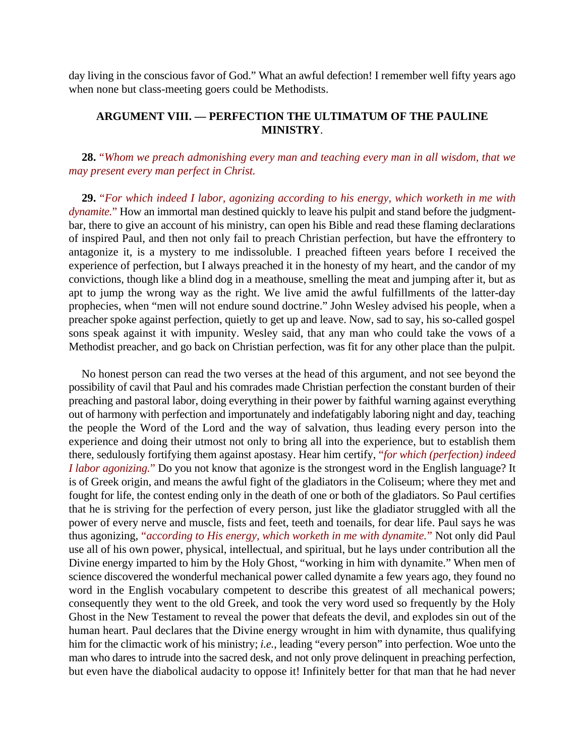day living in the conscious favor of God." What an awful defection! I remember well fifty years ago when none but class-meeting goers could be Methodists.

### ARGUMENT VIII. — PERFECTION THE ULTIMATUM OF THE PAULINE MINISTRY.

**28.** "*Whom we preach admonishing every man and teaching every man in all wisdom, that we may present every man perfect in Christ.*

**29.** "*For which indeed I labor, agonizing according to his energy, which worketh in me with dynamite.*" How an immortal man destined quickly to leave his pulpit and stand before the judgment-bar, there to give an account of his ministry, can open his Bible and read these flaming declarations of inspired Paul, and then not only fail to preach Christian perfection, but have the effrontery to antagonize it, is a mystery to me indissoluble. I preached fifteen years before I received the experience of perfection, but I always preached it in the honesty of my heart, and the candor of my convictions, though like a blind dog in a meathouse, smelling the meat and jumping after it, but as apt to jump the wrong way as the right. We live amid the awful fulfillments of the latter-day prophecies, when "men will not endure sound doctrine." John Wesley advised his people, when a preacher spoke against perfection, quietly to get up and leave. Now, sad to say, his so-called gospel sons speak against it with impunity. Wesley said, that any man who could take the vows of a Methodist preacher, and go back on Christian perfection, was fit for any other place than the pulpit.

No honest person can read the two verses at the head of this argument, and not see beyond the possibility of cavil that Paul and his comrades made Christian perfection the constant burden of their preaching and pastoral labor, doing everything in their power by faithful warning against everything out of harmony with perfection and importunately and indefatigably laboring night and day, teaching the people the Word of the Lord and the way of salvation, thus leading every person into the experience and doing their utmost not only to bring all into the experience, but to establish them there, sedulously fortifying them against apostasy. Hear him certify, "*for which (perfection) indeed I labor agonizing.*" Do you not know that agonize is the strongest word in the English language? It is of Greek origin, and means the awful fight of the gladiators in the Coliseum; where they met and fought for life, the contest ending only in the death of one or both of the gladiators. So Paul certifies that he is striving for the perfection of every person, just like the gladiator struggled with all the power of every nerve and muscle, fists and feet, teeth and toenails, for dear life. Paul says he was thus agonizing, "*according to His energy, which worketh in me with dynamite.*" Not only did Paul use all of his own power, physical, intellectual, and spiritual, but he lays under contribution all the Divine energy imparted to him by the Holy Ghost, "working in him with dynamite." When men of science discovered the wonderful mechanical power called dynamite a few years ago, they found no word in the English vocabulary competent to describe this greatest of all mechanical powers; consequently they went to the old Greek, and took the very word used so frequently by the Holy Ghost in the New Testament to reveal the power that defeats the devil, and explodes sin out of the human heart. Paul declares that the Divine energy wrought in him with dynamite, thus qualifying him for the climactic work of his ministry; *i.e.*, leading "every person" into perfection. Woe unto the man who dares to intrude into the sacred desk, and not only prove delinquent in preaching perfection, but even have the diabolical audacity to oppose it! Infinitely better for that man that he had never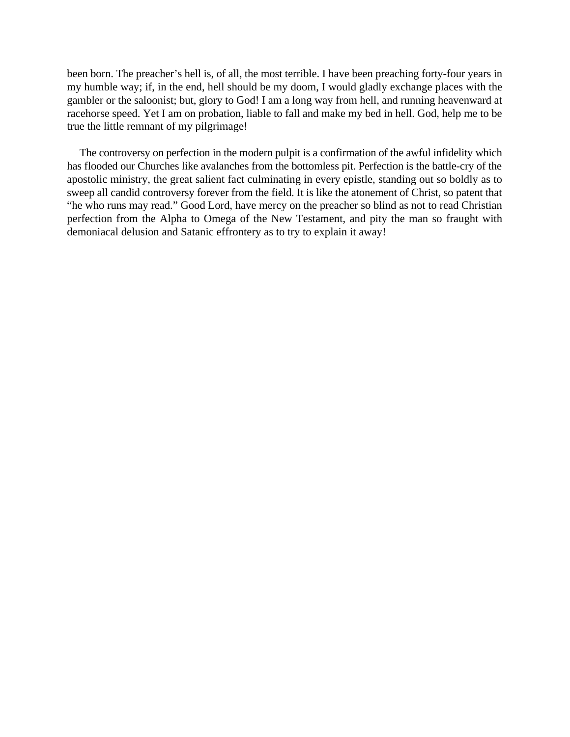been born. The preacher's hell is, of all, the most terrible. I have been preaching forty-four years in my humble way; if, in the end, hell should be my doom, I would gladly exchange places with the gambler or the saloonist; but, glory to God! I am a long way from hell, and running heavenward at racehorse speed. Yet I am on probation, liable to fall and make my bed in hell. God, help me to be true the little remnant of my pilgrimage!

The controversy on perfection in the modern pulpit is a confirmation of the awful infidelity which has flooded our Churches like avalanches from the bottomless pit. Perfection is the battle-cry of the apostolic ministry, the great salient fact culminating in every epistle, standing out so boldly as to sweep all candid controversy forever from the field. It is like the atonement of Christ, so patent that "he who runs may read." Good Lord, have mercy on the preacher so blind as not to read Christian perfection from the Alpha to Omega of the New Testament, and pity the man so fraught with demoniacal delusion and Satanic effrontery as to try to explain it away!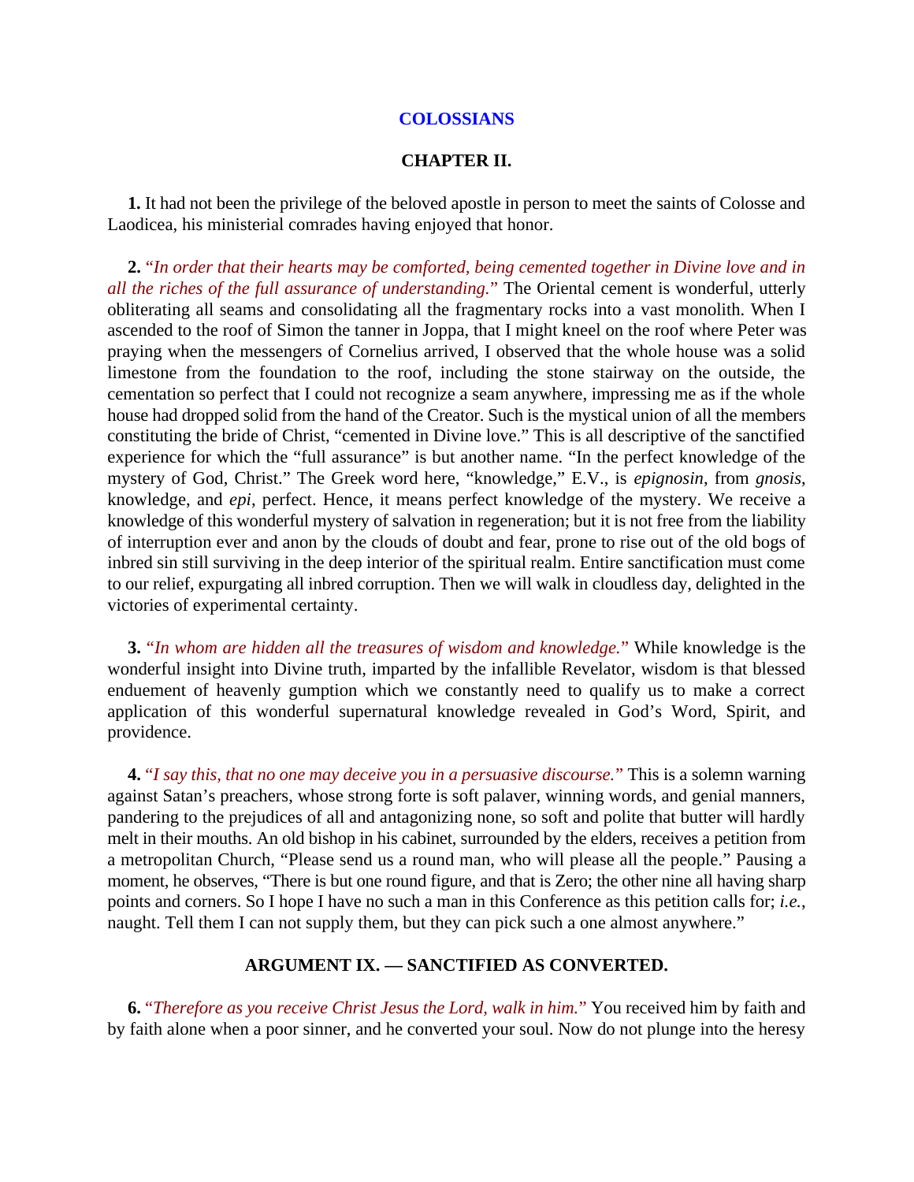## COLOSSIANS

### CHAPTER II.

**1.** It had not been the privilege of the beloved apostle in person to meet the saints of Colosse and Laodicea, his ministerial comrades having enjoyed that honor.

**2.** "*In order that their hearts may be comforted, being cemented together in Divine love and in all the riches of the full assurance of understanding.*" The Oriental cement is wonderful, utterly obliterating all seams and consolidating all the fragmentary rocks into a vast monolith. When I ascended to the roof of Simon the tanner in Joppa, that I might kneel on the roof where Peter was praying when the messengers of Cornelius arrived, I observed that the whole house was a solid limestone from the foundation to the roof, including the stone stairway on the outside, the cementation so perfect that I could not recognize a seam anywhere, impressing me as if the whole house had dropped solid from the hand of the Creator. Such is the mystical union of all the members constituting the bride of Christ, "cemented in Divine love." This is all descriptive of the sanctified experience for which the "full assurance" is but another name. "In the perfect knowledge of the mystery of God, Christ." The Greek word here, "knowledge," E.V., is *epignosin*, from *gnosis*, knowledge, and *epi*, perfect. Hence, it means perfect knowledge of the mystery. We receive a knowledge of this wonderful mystery of salvation in regeneration; but it is not free from the liability of interruption ever and anon by the clouds of doubt and fear, prone to rise out of the old bogs of inbred sin still surviving in the deep interior of the spiritual realm. Entire sanctification must come to our relief, expurgating all inbred corruption. Then we will walk in cloudless day, delighted in the victories of experimental certainty.

**3.** "*In whom are hidden all the treasures of wisdom and knowledge.*" While knowledge is the wonderful insight into Divine truth, imparted by the infallible Revelator, wisdom is that blessed enduement of heavenly gumption which we constantly need to qualify us to make a correct application of this wonderful supernatural knowledge revealed in God's Word, Spirit, and providence.

**4.** "*I say this, that no one may deceive you in a persuasive discourse.*" This is a solemn warning against Satan's preachers, whose strong forte is soft palaver, winning words, and genial manners, pandering to the prejudices of all and antagonizing none, so soft and polite that butter will hardly melt in their mouths. An old bishop in his cabinet, surrounded by the elders, receives a petition from a metropolitan Church, "Please send us a round man, who will please all the people." Pausing a moment, he observes, "There is but one round figure, and that is Zero; the other nine all having sharp points and corners. So I hope I have no such a man in this Conference as this petition calls for; *i.e.*, naught. Tell them I can not supply them, but they can pick such a one almost anywhere."

### ARGUMENT IX. — SANCTIFIED AS CONVERTED.

**6.** "*Therefore as you receive Christ Jesus the Lord, walk in him.*" You received him by faith and by faith alone when a poor sinner, and he converted your soul. Now do not plunge into the heresy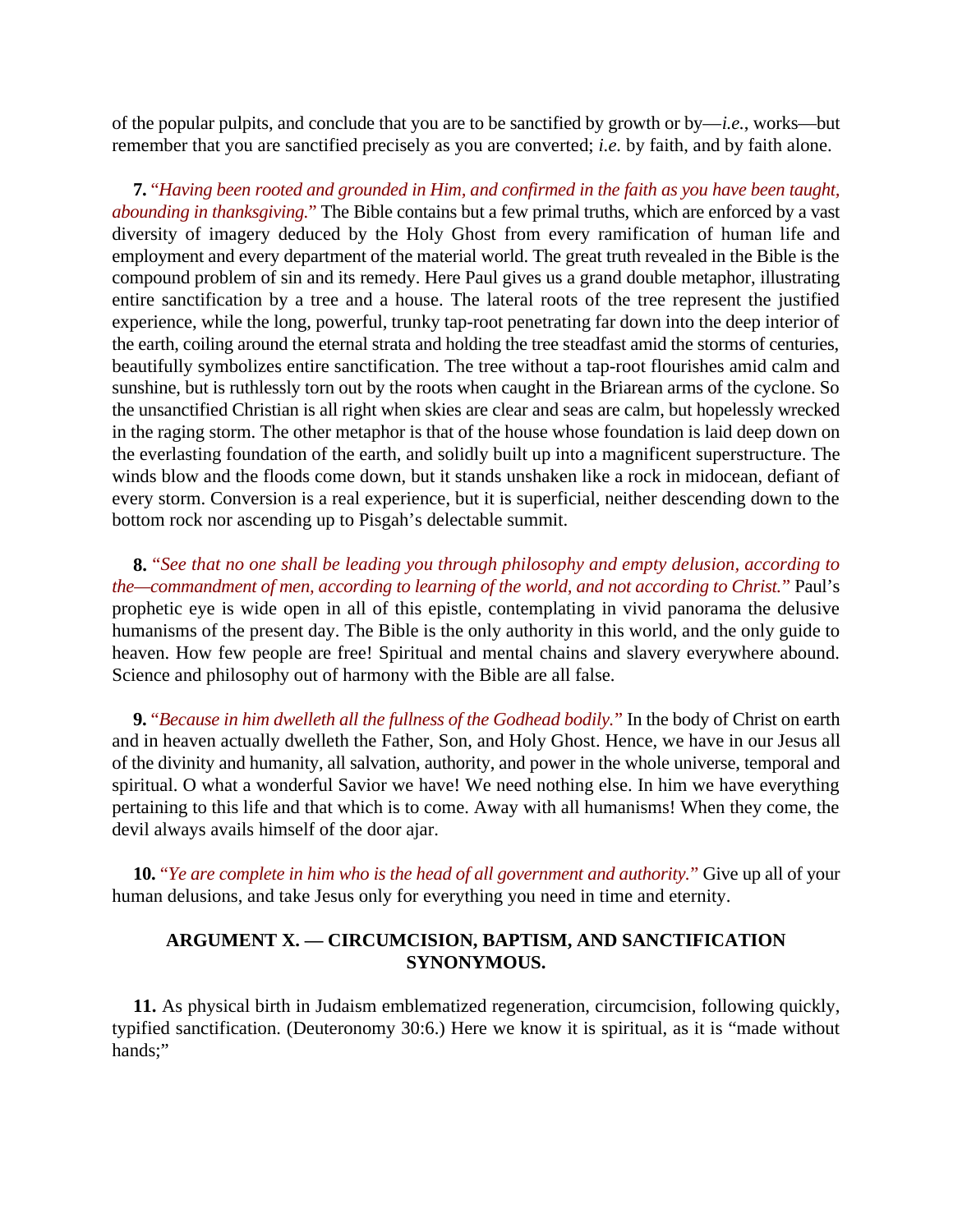of the popular pulpits, and conclude that you are to be sanctified by growth or by—*i.e.*, works—but remember that you are sanctified precisely as you are converted; *i.e.* by faith, and by faith alone.

**7.** "*Having been rooted and grounded in Him, and confirmed in the faith as you have been taught, abounding in thanksgiving.*" The Bible contains but a few primal truths, which are enforced by a vast diversity of imagery deduced by the Holy Ghost from every ramification of human life and employment and every department of the material world. The great truth revealed in the Bible is the compound problem of sin and its remedy. Here Paul gives us a grand double metaphor, illustrating entire sanctification by a tree and a house. The lateral roots of the tree represent the justified experience, while the long, powerful, trunky tap-root penetrating far down into the deep interior of the earth, coiling around the eternal strata and holding the tree steadfast amid the storms of centuries, beautifully symbolizes entire sanctification. The tree without a tap-root flourishes amid calm and sunshine, but is ruthlessly torn out by the roots when caught in the Briarean arms of the cyclone. So the unsanctified Christian is all right when skies are clear and seas are calm, but hopelessly wrecked in the raging storm. The other metaphor is that of the house whose foundation is laid deep down on the everlasting foundation of the earth, and solidly built up into a magnificent superstructure. The winds blow and the floods come down, but it stands unshaken like a rock in midocean, defiant of every storm. Conversion is a real experience, but it is superficial, neither descending down to the bottom rock nor ascending up to Pisgah's delectable summit.

**8.** "*See that no one shall be leading you through philosophy and empty delusion, according to the—commandment of men, according to learning of the world, and not according to Christ.*" Paul's prophetic eye is wide open in all of this epistle, contemplating in vivid panorama the delusive humanisms of the present day. The Bible is the only authority in this world, and the only guide to heaven. How few people are free! Spiritual and mental chains and slavery everywhere abound. Science and philosophy out of harmony with the Bible are all false.

**9.** "*Because in him dwelleth all the fullness of the Godhead bodily.*" In the body of Christ on earth and in heaven actually dwelleth the Father, Son, and Holy Ghost. Hence, we have in our Jesus all of the divinity and humanity, all salvation, authority, and power in the whole universe, temporal and spiritual. O what a wonderful Savior we have! We need nothing else. In him we have everything pertaining to this life and that which is to come. Away with all humanisms! When they come, the devil always avails himself of the door ajar.

**10.** "*Ye are complete in him who is the head of all government and authority.*" Give up all of your human delusions, and take Jesus only for everything you need in time and eternity.

### ARGUMENT X. — CIRCUMCISION, BAPTISM, AND SANCTIFICATION SYNONYMOUS.

**11.** As physical birth in Judaism emblematized regeneration, circumcision, following quickly, typified sanctification. (Deuteronomy 30:6.) Here we know it is spiritual, as it is "made without hands;"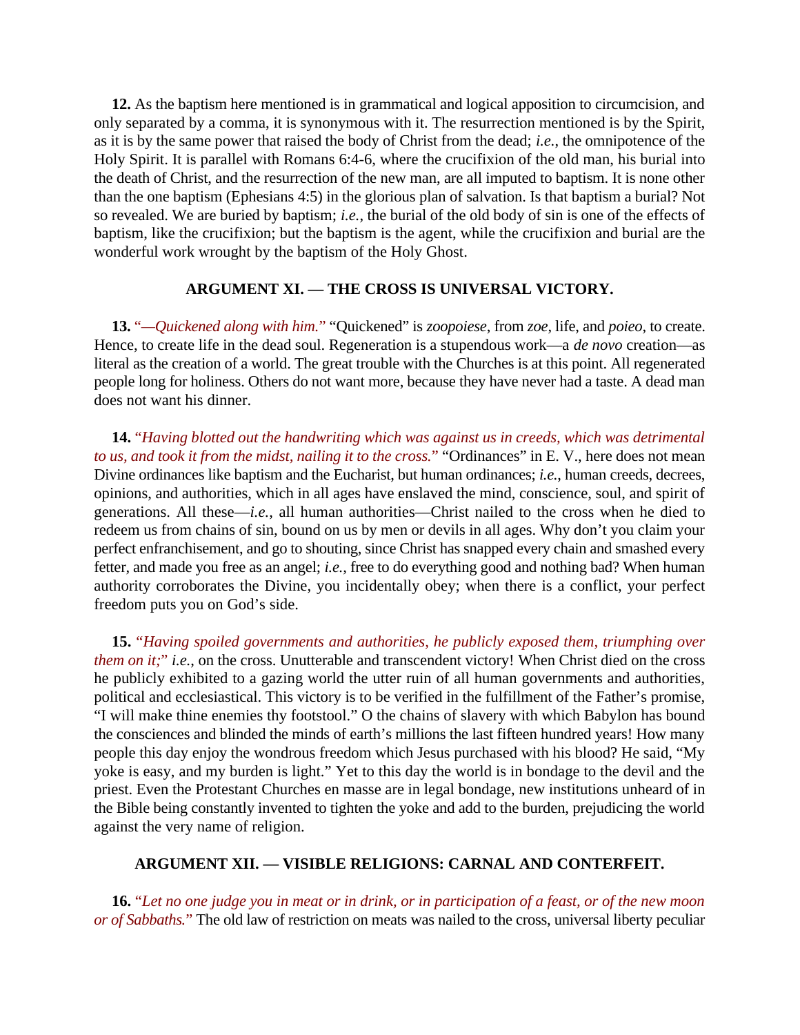**12.** As the baptism here mentioned is in grammatical and logical apposition to circumcision, and only separated by a comma, it is synonymous with it. The resurrection mentioned is by the Spirit, as it is by the same power that raised the body of Christ from the dead; *i.e.*, the omnipotence of the Holy Spirit. It is parallel with Romans 6:4-6, where the crucifixion of the old man, his burial into the death of Christ, and the resurrection of the new man, are all imputed to baptism. It is none other than the one baptism (Ephesians 4:5) in the glorious plan of salvation. Is that baptism a burial? Not so revealed. We are buried by baptism; *i.e.*, the burial of the old body of sin is one of the effects of baptism, like the crucifixion; but the baptism is the agent, while the crucifixion and burial are the wonderful work wrought by the baptism of the Holy Ghost.

### ARGUMENT XI. — THE CROSS IS UNIVERSAL VICTORY.

**13.** *"—Quickened along with him."* "Quickened" is *zoopoiese*, from *zoe*, life, and *poieo*, to create. Hence, to create life in the dead soul. Regeneration is a stupendous work—a *de novo* creation—as literal as the creation of a world. The great trouble with the Churches is at this point. All regenerated people long for holiness. Others do not want more, because they have never had a taste. A dead man does not want his dinner.

**14.** *"Having blotted out the handwriting which was against us in creeds, which was detrimental to us, and took it from the midst, nailing it to the cross."* "Ordinances" in E. V., here does not mean Divine ordinances like baptism and the Eucharist, but human ordinances; *i.e.*, human creeds, decrees, opinions, and authorities, which in all ages have enslaved the mind, conscience, soul, and spirit of generations. All these—*i.e.*, all human authorities—Christ nailed to the cross when he died to redeem us from chains of sin, bound on us by men or devils in all ages. Why don't you claim your perfect enfranchisement, and go to shouting, since Christ has snapped every chain and smashed every fetter, and made you free as an angel; *i.e.*, free to do everything good and nothing bad? When human authority corroborates the Divine, you incidentally obey; when there is a conflict, your perfect freedom puts you on God's side.

**15.** *"Having spoiled governments and authorities, he publicly exposed them, triumphing over them on it;" i.e.*, on the cross. Unutterable and transcendent victory! When Christ died on the cross he publicly exhibited to a gazing world the utter ruin of all human governments and authorities, political and ecclesiastical. This victory is to be verified in the fulfillment of the Father's promise, "I will make thine enemies thy footstool." O the chains of slavery with which Babylon has bound the consciences and blinded the minds of earth's millions the last fifteen hundred years! How many people this day enjoy the wondrous freedom which Jesus purchased with his blood? He said, "My yoke is easy, and my burden is light." Yet to this day the world is in bondage to the devil and the priest. Even the Protestant Churches en masse are in legal bondage, new institutions unheard of in the Bible being constantly invented to tighten the yoke and add to the burden, prejudicing the world against the very name of religion.

### ARGUMENT XII. — VISIBLE RELIGIONS: CARNAL AND CONTERFEIT.

**16.** *"Let no one judge you in meat or in drink, or in participation of a feast, or of the new moon or of Sabbaths."* The old law of restriction on meats was nailed to the cross, universal liberty peculiar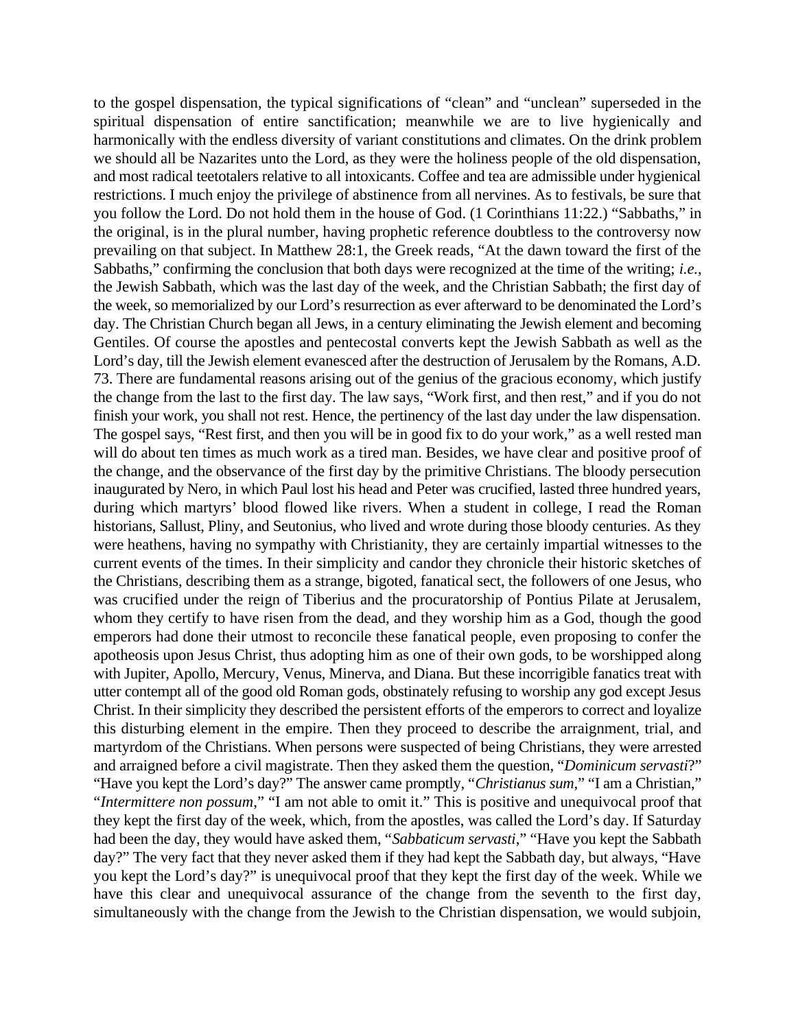to the gospel dispensation, the typical significations of “clean” and “unclean” superseded in the spiritual dispensation of entire sanctification; meanwhile we are to live hygienically and harmonically with the endless diversity of variant constitutions and climates. On the drink problem we should all be Nazarites unto the Lord, as they were the holiness people of the old dispensation, and most radical teetotalers relative to all intoxicants. Coffee and tea are admissible under hygienical restrictions. I much enjoy the privilege of abstinence from all nervines. As to festivals, be sure that you follow the Lord. Do not hold them in the house of God. (1 Corinthians 11:22.) “Sabbaths,” in the original, is in the plural number, having prophetic reference doubtless to the controversy now prevailing on that subject. In Matthew 28:1, the Greek reads, “At the dawn toward the first of the Sabbaths,” confirming the conclusion that both days were recognized at the time of the writing; *i.e.*, the Jewish Sabbath, which was the last day of the week, and the Christian Sabbath; the first day of the week, so memorialized by our Lord’s resurrection as ever afterward to be denominated the Lord’s day. The Christian Church began all Jews, in a century eliminating the Jewish element and becoming Gentiles. Of course the apostles and pentecostal converts kept the Jewish Sabbath as well as the Lord’s day, till the Jewish element evanesced after the destruction of Jerusalem by the Romans, A.D. 73. There are fundamental reasons arising out of the genius of the gracious economy, which justify the change from the last to the first day. The law says, “Work first, and then rest,” and if you do not finish your work, you shall not rest. Hence, the pertinency of the last day under the law dispensation. The gospel says, “Rest first, and then you will be in good fix to do your work,” as a well rested man will do about ten times as much work as a tired man. Besides, we have clear and positive proof of the change, and the observance of the first day by the primitive Christians. The bloody persecution inaugurated by Nero, in which Paul lost his head and Peter was crucified, lasted three hundred years, during which martyrs’ blood flowed like rivers. When a student in college, I read the Roman historians, Sallust, Pliny, and Seutonius, who lived and wrote during those bloody centuries. As they were heathens, having no sympathy with Christianity, they are certainly impartial witnesses to the current events of the times. In their simplicity and candor they chronicle their historic sketches of the Christians, describing them as a strange, bigoted, fanatical sect, the followers of one Jesus, who was crucified under the reign of Tiberius and the procuratorship of Pontius Pilate at Jerusalem, whom they certify to have risen from the dead, and they worship him as a God, though the good emperors had done their utmost to reconcile these fanatical people, even proposing to confer the apotheosis upon Jesus Christ, thus adopting him as one of their own gods, to be worshipped along with Jupiter, Apollo, Mercury, Venus, Minerva, and Diana. But these incorrigible fanatics treat with utter contempt all of the good old Roman gods, obstinately refusing to worship any god except Jesus Christ. In their simplicity they described the persistent efforts of the emperors to correct and loyalize this disturbing element in the empire. Then they proceed to describe the arraignment, trial, and martyrdom of the Christians. When persons were suspected of being Christians, they were arrested and arraigned before a civil magistrate. Then they asked them the question, “*Dominicum servasti*?” “Have you kept the Lord’s day?” The answer came promptly, “*Christianus sum*,” “I am a Christian,” “*Intermittere non possum*,” “I am not able to omit it.” This is positive and unequivocal proof that they kept the first day of the week, which, from the apostles, was called the Lord’s day. If Saturday had been the day, they would have asked them, “*Sabbaticum servasti*,” “Have you kept the Sabbath day?” The very fact that they never asked them if they had kept the Sabbath day, but always, “Have you kept the Lord’s day?” is unequivocal proof that they kept the first day of the week. While we have this clear and unequivocal assurance of the change from the seventh to the first day, simultaneously with the change from the Jewish to the Christian dispensation, we would subjoin,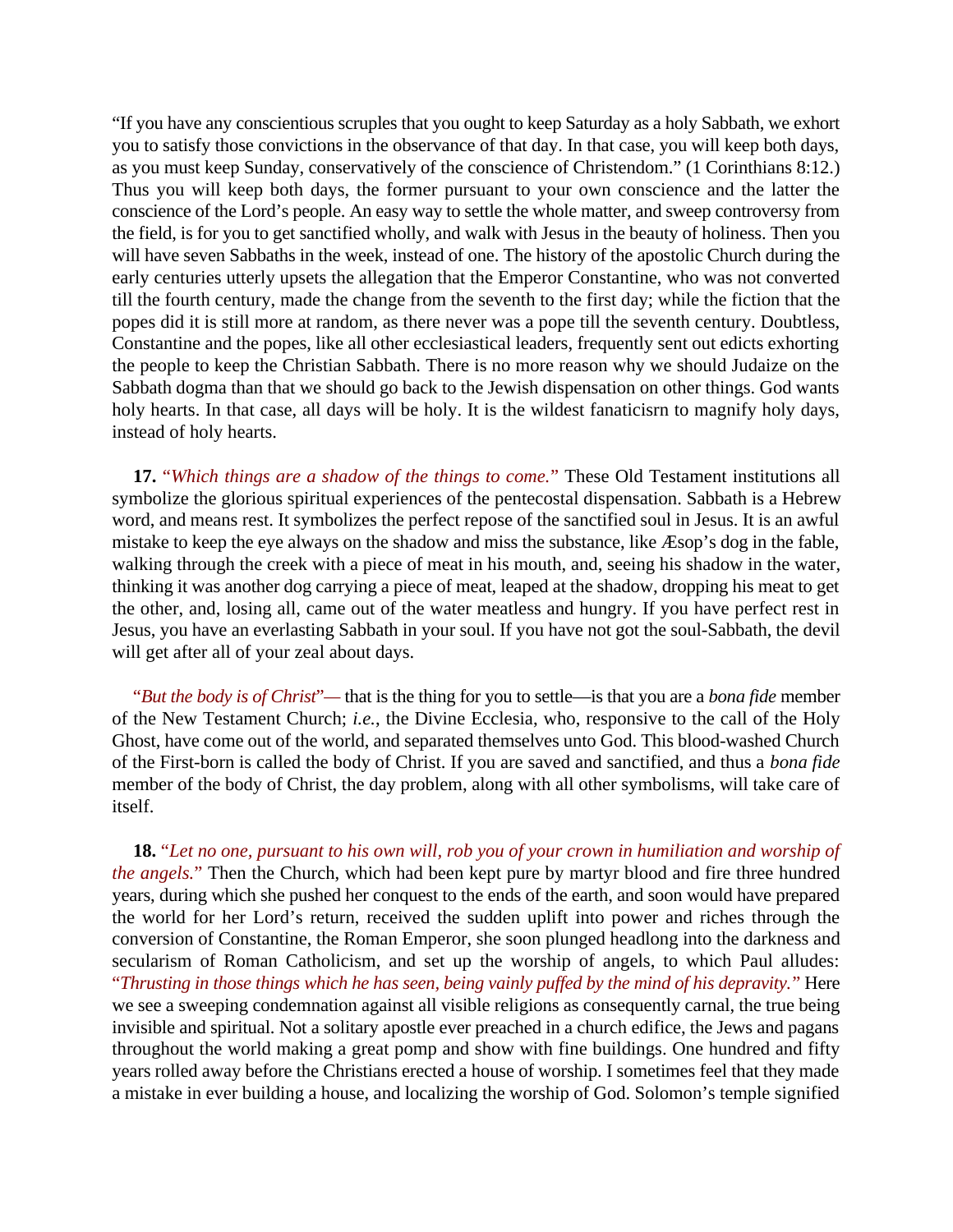"If you have any conscientious scruples that you ought to keep Saturday as a holy Sabbath, we exhort you to satisfy those convictions in the observance of that day. In that case, you will keep both days, as you must keep Sunday, conservatively of the conscience of Christendom." (1 Corinthians 8:12.) Thus you will keep both days, the former pursuant to your own conscience and the latter the conscience of the Lord's people. An easy way to settle the whole matter, and sweep controversy from the field, is for you to get sanctified wholly, and walk with Jesus in the beauty of holiness. Then you will have seven Sabbaths in the week, instead of one. The history of the apostolic Church during the early centuries utterly upsets the allegation that the Emperor Constantine, who was not converted till the fourth century, made the change from the seventh to the first day; while the fiction that the popes did it is still more at random, as there never was a pope till the seventh century. Doubtless, Constantine and the popes, like all other ecclesiastical leaders, frequently sent out edicts exhorting the people to keep the Christian Sabbath. There is no more reason why we should Judaize on the Sabbath dogma than that we should go back to the Jewish dispensation on other things. God wants holy hearts. In that case, all days will be holy. It is the wildest fanaticisrn to magnify holy days, instead of holy hearts.

**17.** "*Which things are a shadow of the things to come.*" These Old Testament institutions all symbolize the glorious spiritual experiences of the pentecostal dispensation. Sabbath is a Hebrew word, and means rest. It symbolizes the perfect repose of the sanctified soul in Jesus. It is an awful mistake to keep the eye always on the shadow and miss the substance, like Æsop's dog in the fable, walking through the creek with a piece of meat in his mouth, and, seeing his shadow in the water, thinking it was another dog carrying a piece of meat, leaped at the shadow, dropping his meat to get the other, and, losing all, came out of the water meatless and hungry. If you have perfect rest in Jesus, you have an everlasting Sabbath in your soul. If you have not got the soul-Sabbath, the devil will get after all of your zeal about days.

"*But the body is of Christ*"— that is the thing for you to settle—is that you are a *bona fide* member of the New Testament Church; *i.e.*, the Divine Ecclesia, who, responsive to the call of the Holy Ghost, have come out of the world, and separated themselves unto God. This blood-washed Church of the First-born is called the body of Christ. If you are saved and sanctified, and thus a *bona fide* member of the body of Christ, the day problem, along with all other symbolisms, will take care of itself.

**18.** "*Let no one, pursuant to his own will, rob you of your crown in humiliation and worship of the angels.*" Then the Church, which had been kept pure by martyr blood and fire three hundred years, during which she pushed her conquest to the ends of the earth, and soon would have prepared the world for her Lord's return, received the sudden uplift into power and riches through the conversion of Constantine, the Roman Emperor, she soon plunged headlong into the darkness and secularism of Roman Catholicism, and set up the worship of angels, to which Paul alludes: "*Thrusting in those things which he has seen, being vainly puffed by the mind of his depravity.*" Here we see a sweeping condemnation against all visible religions as consequently carnal, the true being invisible and spiritual. Not a solitary apostle ever preached in a church edifice, the Jews and pagans throughout the world making a great pomp and show with fine buildings. One hundred and fifty years rolled away before the Christians erected a house of worship. I sometimes feel that they made a mistake in ever building a house, and localizing the worship of God. Solomon's temple signified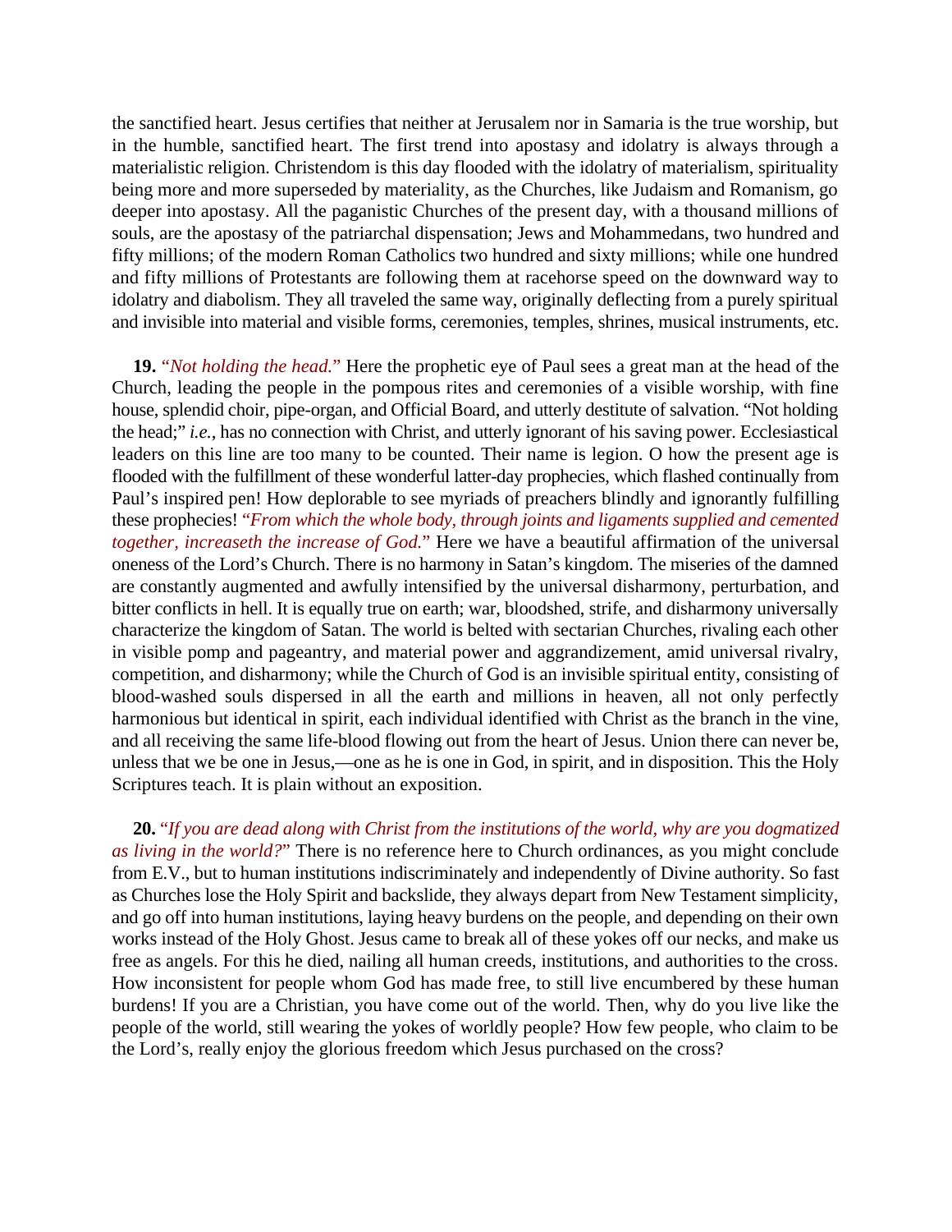the sanctified heart. Jesus certifies that neither at Jerusalem nor in Samaria is the true worship, but in the humble, sanctified heart. The first trend into apostasy and idolatry is always through a materialistic religion. Christendom is this day flooded with the idolatry of materialism, spirituality being more and more superseded by materiality, as the Churches, like Judaism and Romanism, go deeper into apostasy. All the paganistic Churches of the present day, with a thousand millions of souls, are the apostasy of the patriarchal dispensation; Jews and Mohammedans, two hundred and fifty millions; of the modern Roman Catholics two hundred and sixty millions; while one hundred and fifty millions of Protestants are following them at racehorse speed on the downward way to idolatry and diabolism. They all traveled the same way, originally deflecting from a purely spiritual and invisible into material and visible forms, ceremonies, temples, shrines, musical instruments, etc.

**19.** "*Not holding the head.*" Here the prophetic eye of Paul sees a great man at the head of the Church, leading the people in the pompous rites and ceremonies of a visible worship, with fine house, splendid choir, pipe-organ, and Official Board, and utterly destitute of salvation. "Not holding the head;" *i.e.*, has no connection with Christ, and utterly ignorant of his saving power. Ecclesiastical leaders on this line are too many to be counted. Their name is legion. O how the present age is flooded with the fulfillment of these wonderful latter-day prophecies, which flashed continually from Paul's inspired pen! How deplorable to see myriads of preachers blindly and ignorantly fulfilling these prophecies! "*From which the whole body, through joints and ligaments supplied and cemented together, increaseth the increase of God.*" Here we have a beautiful affirmation of the universal oneness of the Lord's Church. There is no harmony in Satan's kingdom. The miseries of the damned are constantly augmented and awfully intensified by the universal disharmony, perturbation, and bitter conflicts in hell. It is equally true on earth; war, bloodshed, strife, and disharmony universally characterize the kingdom of Satan. The world is belted with sectarian Churches, rivaling each other in visible pomp and pageantry, and material power and aggrandizement, amid universal rivalry, competition, and disharmony; while the Church of God is an invisible spiritual entity, consisting of blood-washed souls dispersed in all the earth and millions in heaven, all not only perfectly harmonious but identical in spirit, each individual identified with Christ as the branch in the vine, and all receiving the same life-blood flowing out from the heart of Jesus. Union there can never be, unless that we be one in Jesus,—one as he is one in God, in spirit, and in disposition. This the Holy Scriptures teach. It is plain without an exposition.

**20.** "*If you are dead along with Christ from the institutions of the world, why are you dogmatized as living in the world?*" There is no reference here to Church ordinances, as you might conclude from E.V., but to human institutions indiscriminately and independently of Divine authority. So fast as Churches lose the Holy Spirit and backslide, they always depart from New Testament simplicity, and go off into human institutions, laying heavy burdens on the people, and depending on their own works instead of the Holy Ghost. Jesus came to break all of these yokes off our necks, and make us free as angels. For this he died, nailing all human creeds, institutions, and authorities to the cross. How inconsistent for people whom God has made free, to still live encumbered by these human burdens! If you are a Christian, you have come out of the world. Then, why do you live like the people of the world, still wearing the yokes of worldly people? How few people, who claim to be the Lord's, really enjoy the glorious freedom which Jesus purchased on the cross?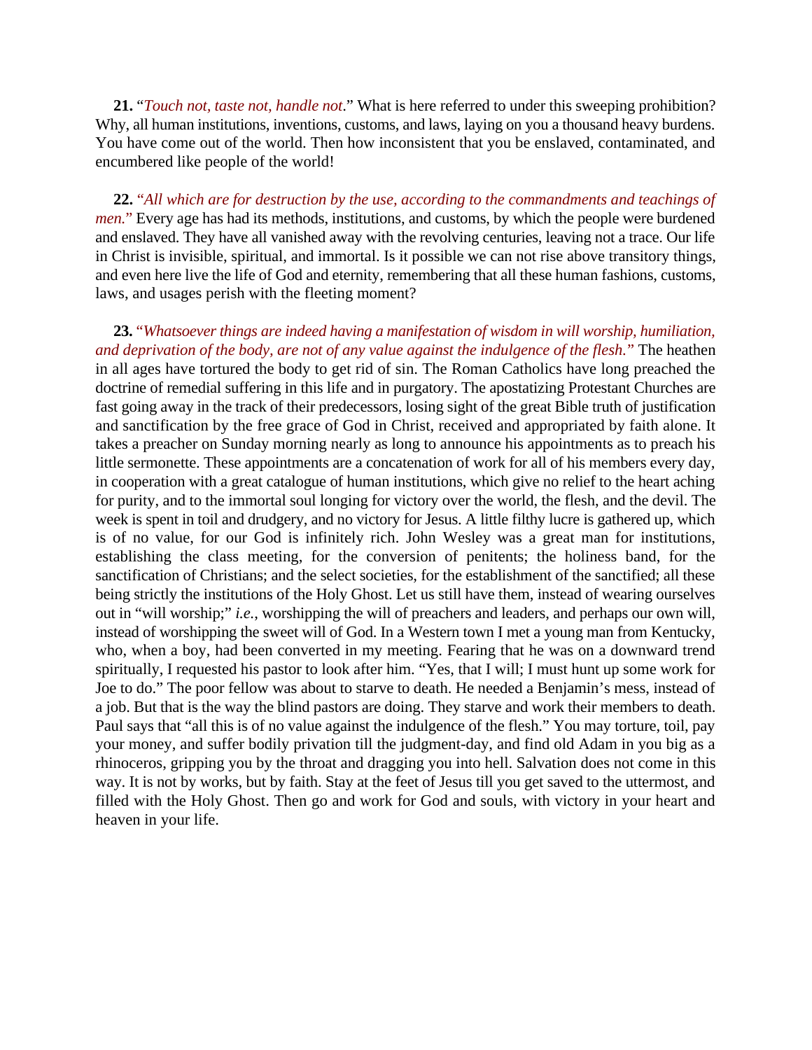**21.** “*Touch not, taste not, handle not*.” What is here referred to under this sweeping prohibition? Why, all human institutions, inventions, customs, and laws, laying on you a thousand heavy burdens. You have come out of the world. Then how inconsistent that you be enslaved, contaminated, and encumbered like people of the world!

**22.** “*All which are for destruction by the use, according to the commandments and teachings of men.*” Every age has had its methods, institutions, and customs, by which the people were burdened and enslaved. They have all vanished away with the revolving centuries, leaving not a trace. Our life in Christ is invisible, spiritual, and immortal. Is it possible we can not rise above transitory things, and even here live the life of God and eternity, remembering that all these human fashions, customs, laws, and usages perish with the fleeting moment?

**23.** “*Whatsoever things are indeed having a manifestation of wisdom in will worship, humiliation, and deprivation of the body, are not of any value against the indulgence of the flesh.*” The heathen in all ages have tortured the body to get rid of sin. The Roman Catholics have long preached the doctrine of remedial suffering in this life and in purgatory. The apostatizing Protestant Churches are fast going away in the track of their predecessors, losing sight of the great Bible truth of justification and sanctification by the free grace of God in Christ, received and appropriated by faith alone. It takes a preacher on Sunday morning nearly as long to announce his appointments as to preach his little sermonette. These appointments are a concatenation of work for all of his members every day, in cooperation with a great catalogue of human institutions, which give no relief to the heart aching for purity, and to the immortal soul longing for victory over the world, the flesh, and the devil. The week is spent in toil and drudgery, and no victory for Jesus. A little filthy lucre is gathered up, which is of no value, for our God is infinitely rich. John Wesley was a great man for institutions, establishing the class meeting, for the conversion of penitents; the holiness band, for the sanctification of Christians; and the select societies, for the establishment of the sanctified; all these being strictly the institutions of the Holy Ghost. Let us still have them, instead of wearing ourselves out in “will worship;” *i.e.*, worshipping the will of preachers and leaders, and perhaps our own will, instead of worshipping the sweet will of God. In a Western town I met a young man from Kentucky, who, when a boy, had been converted in my meeting. Fearing that he was on a downward trend spiritually, I requested his pastor to look after him. “Yes, that I will; I must hunt up some work for Joe to do.” The poor fellow was about to starve to death. He needed a Benjamin’s mess, instead of a job. But that is the way the blind pastors are doing. They starve and work their members to death. Paul says that “all this is of no value against the indulgence of the flesh.” You may torture, toil, pay your money, and suffer bodily privation till the judgment-day, and find old Adam in you big as a rhinoceros, gripping you by the throat and dragging you into hell. Salvation does not come in this way. It is not by works, but by faith. Stay at the feet of Jesus till you get saved to the uttermost, and filled with the Holy Ghost. Then go and work for God and souls, with victory in your heart and heaven in your life.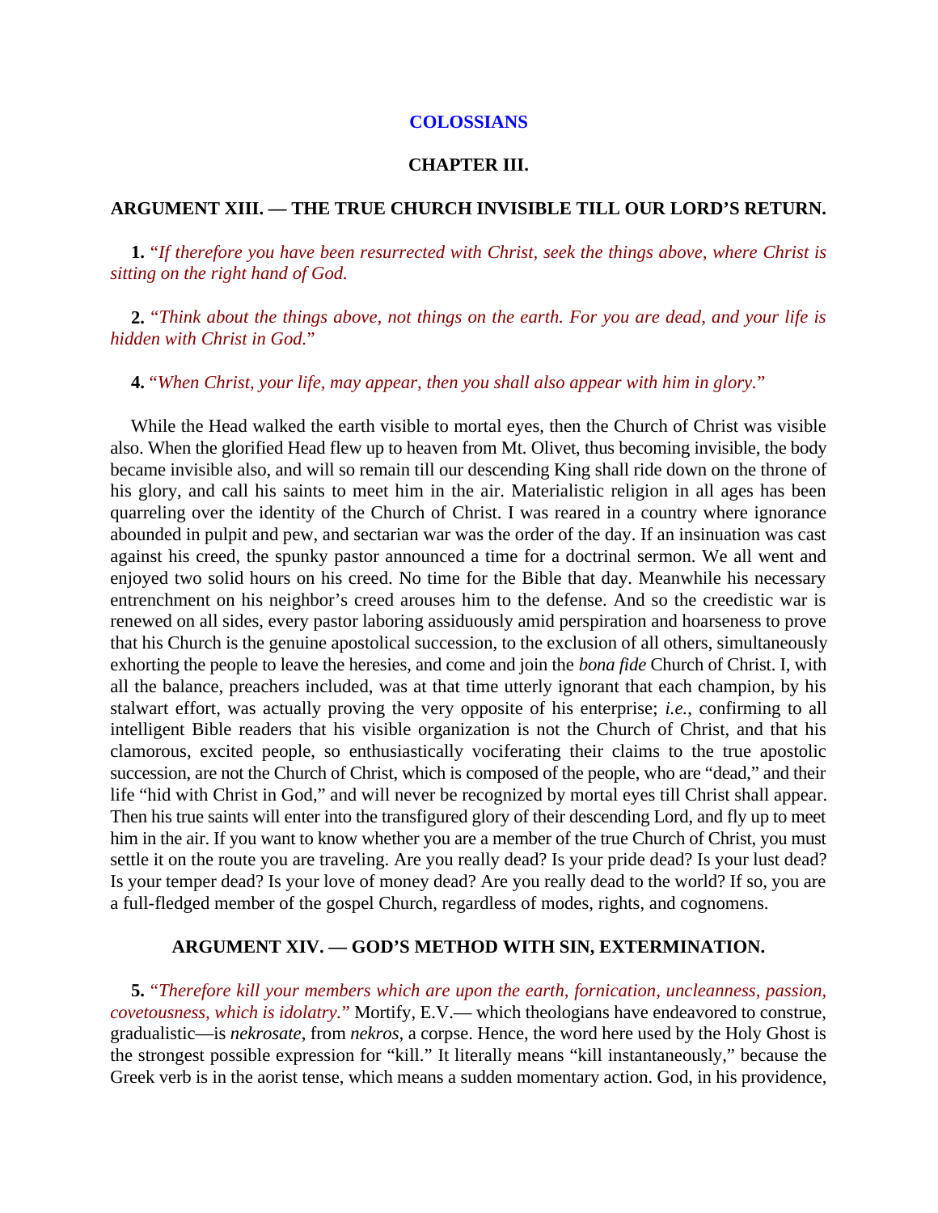## COLOSSIANS

### CHAPTER III.

### ARGUMENT XIII. — THE TRUE CHURCH INVISIBLE TILL OUR LORD'S RETURN.

**1.** "*If therefore you have been resurrected with Christ, seek the things above, where Christ is sitting on the right hand of God.*

**2.** "*Think about the things above, not things on the earth. For you are dead, and your life is hidden with Christ in God.*"

**4.** "*When Christ, your life, may appear, then you shall also appear with him in glory.*"

While the Head walked the earth visible to mortal eyes, then the Church of Christ was visible also. When the glorified Head flew up to heaven from Mt. Olivet, thus becoming invisible, the body became invisible also, and will so remain till our descending King shall ride down on the throne of his glory, and call his saints to meet him in the air. Materialistic religion in all ages has been quarreling over the identity of the Church of Christ. I was reared in a country where ignorance abounded in pulpit and pew, and sectarian war was the order of the day. If an insinuation was cast against his creed, the spunky pastor announced a time for a doctrinal sermon. We all went and enjoyed two solid hours on his creed. No time for the Bible that day. Meanwhile his necessary entrenchment on his neighbor's creed arouses him to the defense. And so the creedistic war is renewed on all sides, every pastor laboring assiduously amid perspiration and hoarseness to prove that his Church is the genuine apostolical succession, to the exclusion of all others, simultaneously exhorting the people to leave the heresies, and come and join the *bona fide* Church of Christ. I, with all the balance, preachers included, was at that time utterly ignorant that each champion, by his stalwart effort, was actually proving the very opposite of his enterprise; *i.e.,* confirming to all intelligent Bible readers that his visible organization is not the Church of Christ, and that his clamorous, excited people, so enthusiastically vociferating their claims to the true apostolic succession, are not the Church of Christ, which is composed of the people, who are "dead," and their life "hid with Christ in God," and will never be recognized by mortal eyes till Christ shall appear. Then his true saints will enter into the transfigured glory of their descending Lord, and fly up to meet him in the air. If you want to know whether you are a member of the true Church of Christ, you must settle it on the route you are traveling. Are you really dead? Is your pride dead? Is your lust dead? Is your temper dead? Is your love of money dead? Are you really dead to the world? If so, you are a full-fledged member of the gospel Church, regardless of modes, rights, and cognomens.

### ARGUMENT XIV. — GOD'S METHOD WITH SIN, EXTERMINATION.

**5.** "*Therefore kill your members which are upon the earth, fornication, uncleanness, passion, covetousness, which is idolatry.*" Mortify, E.V.— which theologians have endeavored to construe, gradualistic—is *nekrosate*, from *nekros*, a corpse. Hence, the word here used by the Holy Ghost is the strongest possible expression for "kill." It literally means "kill instantaneously," because the Greek verb is in the aorist tense, which means a sudden momentary action. God, in his providence,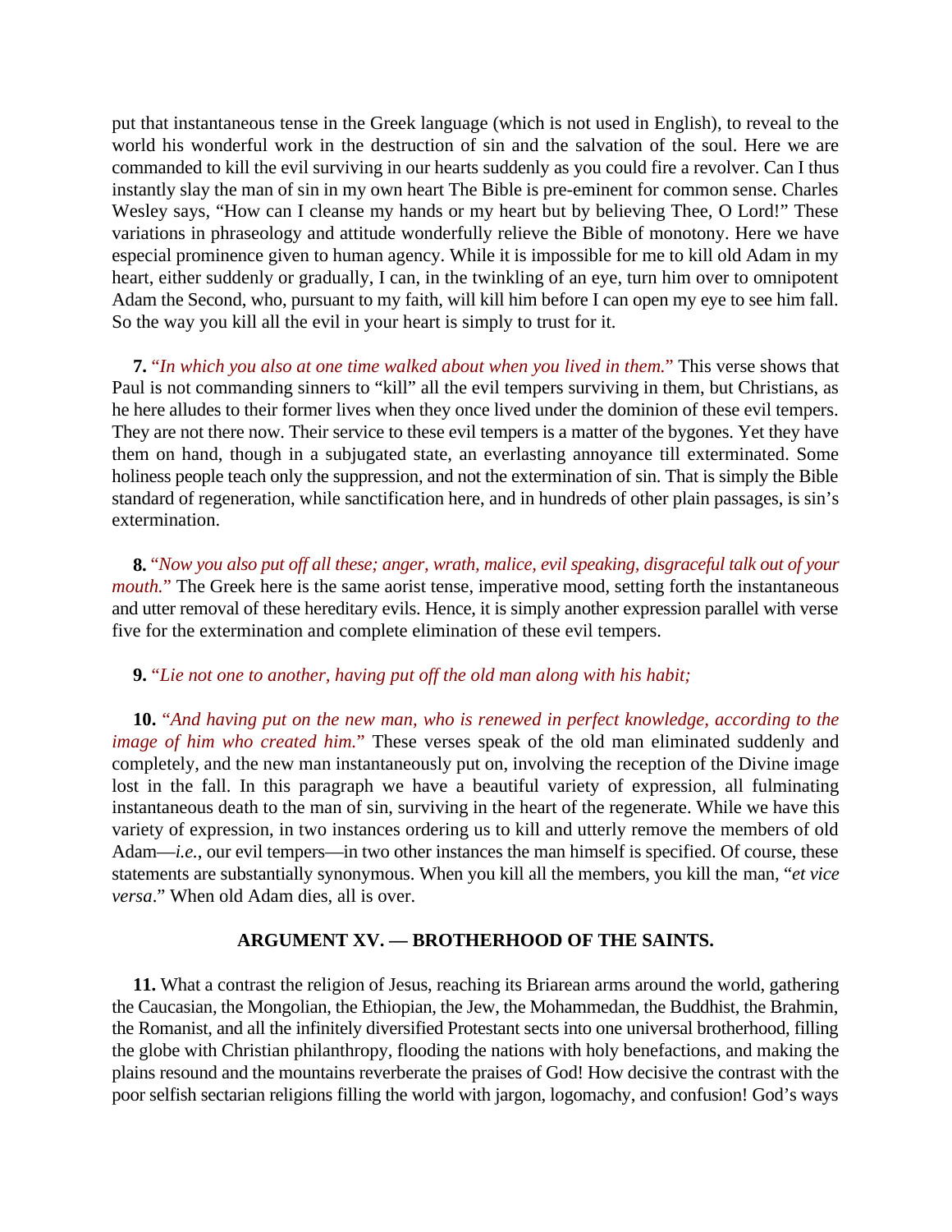put that instantaneous tense in the Greek language (which is not used in English), to reveal to the world his wonderful work in the destruction of sin and the salvation of the soul. Here we are commanded to kill the evil surviving in our hearts suddenly as you could fire a revolver. Can I thus instantly slay the man of sin in my own heart The Bible is pre-eminent for common sense. Charles Wesley says, "How can I cleanse my hands or my heart but by believing Thee, O Lord!" These variations in phraseology and attitude wonderfully relieve the Bible of monotony. Here we have especial prominence given to human agency. While it is impossible for me to kill old Adam in my heart, either suddenly or gradually, I can, in the twinkling of an eye, turn him over to omnipotent Adam the Second, who, pursuant to my faith, will kill him before I can open my eye to see him fall. So the way you kill all the evil in your heart is simply to trust for it.

**7.** "*In which you also at one time walked about when you lived in them.*" This verse shows that Paul is not commanding sinners to "kill" all the evil tempers surviving in them, but Christians, as he here alludes to their former lives when they once lived under the dominion of these evil tempers. They are not there now. Their service to these evil tempers is a matter of the bygones. Yet they have them on hand, though in a subjugated state, an everlasting annoyance till exterminated. Some holiness people teach only the suppression, and not the extermination of sin. That is simply the Bible standard of regeneration, while sanctification here, and in hundreds of other plain passages, is sin's extermination.

**8.** "*Now you also put off all these; anger, wrath, malice, evil speaking, disgraceful talk out of your mouth.*" The Greek here is the same aorist tense, imperative mood, setting forth the instantaneous and utter removal of these hereditary evils. Hence, it is simply another expression parallel with verse five for the extermination and complete elimination of these evil tempers.

**9.** "*Lie not one to another, having put off the old man along with his habit;*

**10.** "*And having put on the new man, who is renewed in perfect knowledge, according to the image of him who created him.*" These verses speak of the old man eliminated suddenly and completely, and the new man instantaneously put on, involving the reception of the Divine image lost in the fall. In this paragraph we have a beautiful variety of expression, all fulminating instantaneous death to the man of sin, surviving in the heart of the regenerate. While we have this variety of expression, in two instances ordering us to kill and utterly remove the members of old Adam—*i.e.*, our evil tempers—in two other instances the man himself is specified. Of course, these statements are substantially synonymous. When you kill all the members, you kill the man, "*et vice versa*." When old Adam dies, all is over.

### ARGUMENT XV. — BROTHERHOOD OF THE SAINTS.

**11.** What a contrast the religion of Jesus, reaching its Briarean arms around the world, gathering the Caucasian, the Mongolian, the Ethiopian, the Jew, the Mohammedan, the Buddhist, the Brahmin, the Romanist, and all the infinitely diversified Protestant sects into one universal brotherhood, filling the globe with Christian philanthropy, flooding the nations with holy benefactions, and making the plains resound and the mountains reverberate the praises of God! How decisive the contrast with the poor selfish sectarian religions filling the world with jargon, logomachy, and confusion! God's ways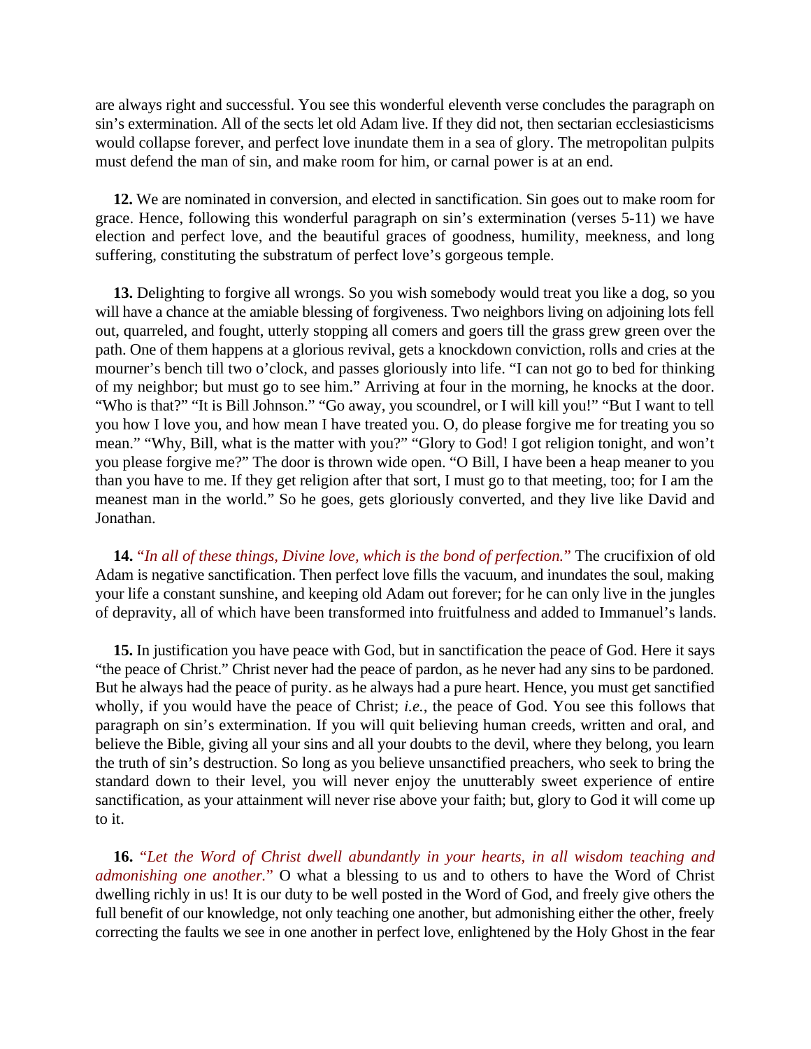are always right and successful. You see this wonderful eleventh verse concludes the paragraph on sin's extermination. All of the sects let old Adam live. If they did not, then sectarian ecclesiasticisms would collapse forever, and perfect love inundate them in a sea of glory. The metropolitan pulpits must defend the man of sin, and make room for him, or carnal power is at an end.

**12.** We are nominated in conversion, and elected in sanctification. Sin goes out to make room for grace. Hence, following this wonderful paragraph on sin's extermination (verses 5-11) we have election and perfect love, and the beautiful graces of goodness, humility, meekness, and long suffering, constituting the substratum of perfect love's gorgeous temple.

**13.** Delighting to forgive all wrongs. So you wish somebody would treat you like a dog, so you will have a chance at the amiable blessing of forgiveness. Two neighbors living on adjoining lots fell out, quarreled, and fought, utterly stopping all comers and goers till the grass grew green over the path. One of them happens at a glorious revival, gets a knockdown conviction, rolls and cries at the mourner's bench till two o'clock, and passes gloriously into life. "I can not go to bed for thinking of my neighbor; but must go to see him." Arriving at four in the morning, he knocks at the door. "Who is that?" "It is Bill Johnson." "Go away, you scoundrel, or I will kill you!" "But I want to tell you how I love you, and how mean I have treated you. O, do please forgive me for treating you so mean." "Why, Bill, what is the matter with you?" "Glory to God! I got religion tonight, and won't you please forgive me?" The door is thrown wide open. "O Bill, I have been a heap meaner to you than you have to me. If they get religion after that sort, I must go to that meeting, too; for I am the meanest man in the world." So he goes, gets gloriously converted, and they live like David and Jonathan.

**14.** "*In all of these things, Divine love, which is the bond of perfection.*" The crucifixion of old Adam is negative sanctification. Then perfect love fills the vacuum, and inundates the soul, making your life a constant sunshine, and keeping old Adam out forever; for he can only live in the jungles of depravity, all of which have been transformed into fruitfulness and added to Immanuel's lands.

**15.** In justification you have peace with God, but in sanctification the peace of God. Here it says "the peace of Christ." Christ never had the peace of pardon, as he never had any sins to be pardoned. But he always had the peace of purity. as he always had a pure heart. Hence, you must get sanctified wholly, if you would have the peace of Christ; *i.e.*, the peace of God. You see this follows that paragraph on sin's extermination. If you will quit believing human creeds, written and oral, and believe the Bible, giving all your sins and all your doubts to the devil, where they belong, you learn the truth of sin's destruction. So long as you believe unsanctified preachers, who seek to bring the standard down to their level, you will never enjoy the unutterably sweet experience of entire sanctification, as your attainment will never rise above your faith; but, glory to God it will come up to it.

**16.** "*Let the Word of Christ dwell abundantly in your hearts, in all wisdom teaching and admonishing one another.*" O what a blessing to us and to others to have the Word of Christ dwelling richly in us! It is our duty to be well posted in the Word of God, and freely give others the full benefit of our knowledge, not only teaching one another, but admonishing either the other, freely correcting the faults we see in one another in perfect love, enlightened by the Holy Ghost in the fear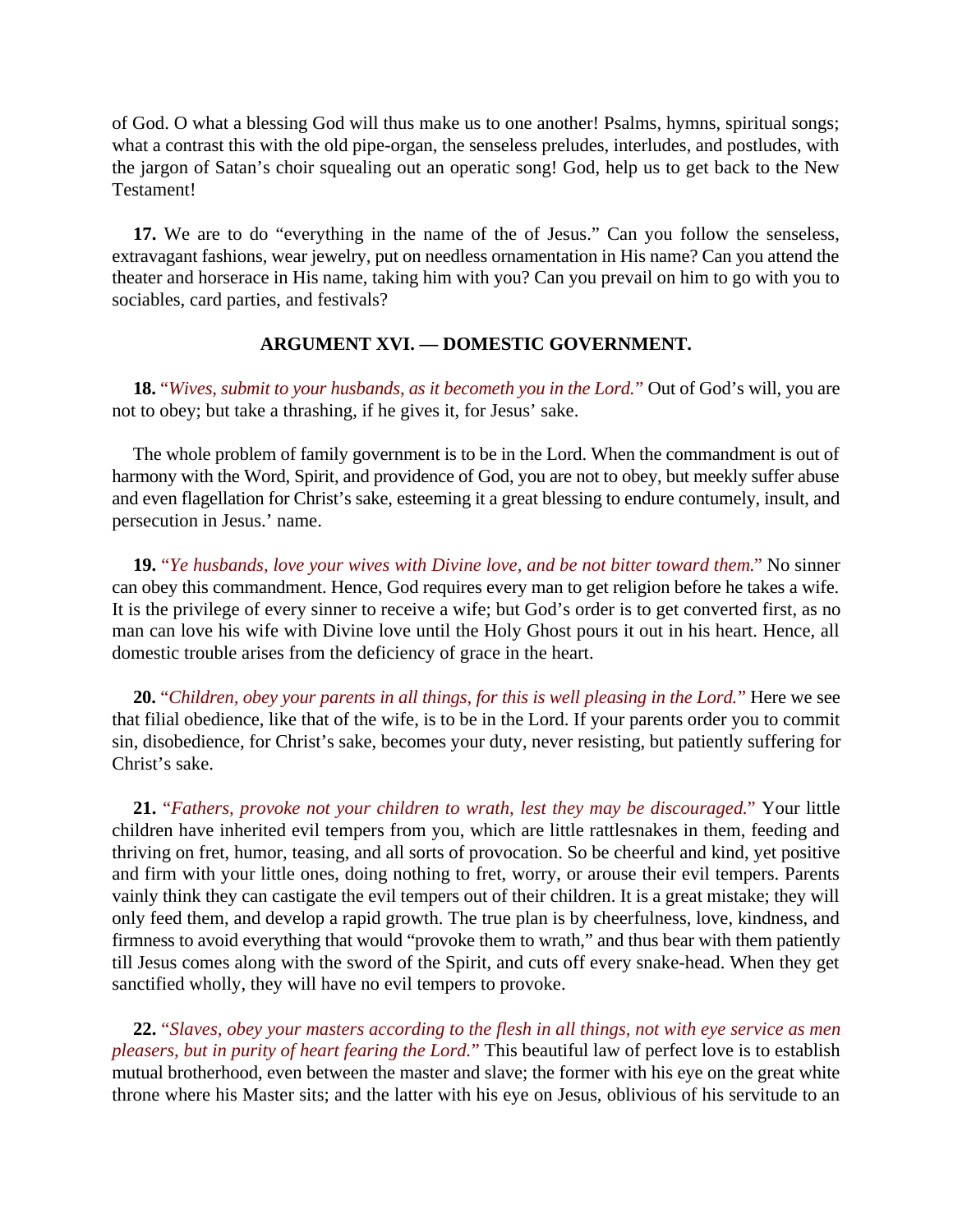of God. O what a blessing God will thus make us to one another! Psalms, hymns, spiritual songs; what a contrast this with the old pipe-organ, the senseless preludes, interludes, and postludes, with the jargon of Satan's choir squealing out an operatic song! God, help us to get back to the New Testament!

**17.** We are to do "everything in the name of the of Jesus." Can you follow the senseless, extravagant fashions, wear jewelry, put on needless ornamentation in His name? Can you attend the theater and horserace in His name, taking him with you? Can you prevail on him to go with you to sociables, card parties, and festivals?

### ARGUMENT XVI. — DOMESTIC GOVERNMENT.

**18.** "*Wives, submit to your husbands, as it becometh you in the Lord.*" Out of God's will, you are not to obey; but take a thrashing, if he gives it, for Jesus' sake.

The whole problem of family government is to be in the Lord. When the commandment is out of harmony with the Word, Spirit, and providence of God, you are not to obey, but meekly suffer abuse and even flagellation for Christ's sake, esteeming it a great blessing to endure contumely, insult, and persecution in Jesus.' name.

**19.** "*Ye husbands, love your wives with Divine love, and be not bitter toward them.*" No sinner can obey this commandment. Hence, God requires every man to get religion before he takes a wife. It is the privilege of every sinner to receive a wife; but God's order is to get converted first, as no man can love his wife with Divine love until the Holy Ghost pours it out in his heart. Hence, all domestic trouble arises from the deficiency of grace in the heart.

**20.** "*Children, obey your parents in all things, for this is well pleasing in the Lord.*" Here we see that filial obedience, like that of the wife, is to be in the Lord. If your parents order you to commit sin, disobedience, for Christ's sake, becomes your duty, never resisting, but patiently suffering for Christ's sake.

**21.** "*Fathers, provoke not your children to wrath, lest they may be discouraged.*" Your little children have inherited evil tempers from you, which are little rattlesnakes in them, feeding and thriving on fret, humor, teasing, and all sorts of provocation. So be cheerful and kind, yet positive and firm with your little ones, doing nothing to fret, worry, or arouse their evil tempers. Parents vainly think they can castigate the evil tempers out of their children. It is a great mistake; they will only feed them, and develop a rapid growth. The true plan is by cheerfulness, love, kindness, and firmness to avoid everything that would "provoke them to wrath," and thus bear with them patiently till Jesus comes along with the sword of the Spirit, and cuts off every snake-head. When they get sanctified wholly, they will have no evil tempers to provoke.

**22.** "*Slaves, obey your masters according to the flesh in all things, not with eye service as men pleasers, but in purity of heart fearing the Lord.*" This beautiful law of perfect love is to establish mutual brotherhood, even between the master and slave; the former with his eye on the great white throne where his Master sits; and the latter with his eye on Jesus, oblivious of his servitude to an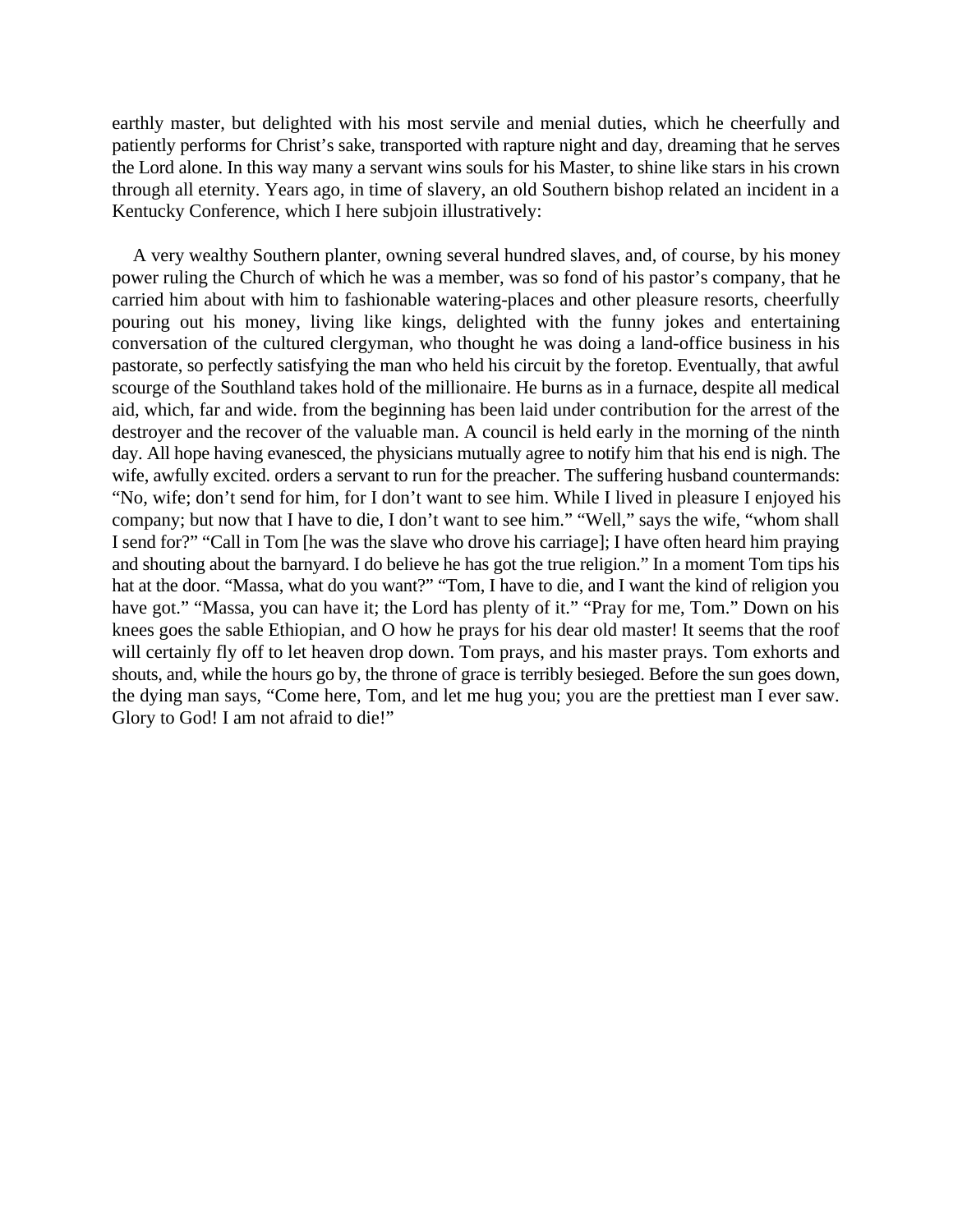earthly master, but delighted with his most servile and menial duties, which he cheerfully and patiently performs for Christ's sake, transported with rapture night and day, dreaming that he serves the Lord alone. In this way many a servant wins souls for his Master, to shine like stars in his crown through all eternity. Years ago, in time of slavery, an old Southern bishop related an incident in a Kentucky Conference, which I here subjoin illustratively:

A very wealthy Southern planter, owning several hundred slaves, and, of course, by his money power ruling the Church of which he was a member, was so fond of his pastor's company, that he carried him about with him to fashionable watering-places and other pleasure resorts, cheerfully pouring out his money, living like kings, delighted with the funny jokes and entertaining conversation of the cultured clergyman, who thought he was doing a land-office business in his pastorate, so perfectly satisfying the man who held his circuit by the foretop. Eventually, that awful scourge of the Southland takes hold of the millionaire. He burns as in a furnace, despite all medical aid, which, far and wide. from the beginning has been laid under contribution for the arrest of the destroyer and the recover of the valuable man. A council is held early in the morning of the ninth day. All hope having evanesced, the physicians mutually agree to notify him that his end is nigh. The wife, awfully excited. orders a servant to run for the preacher. The suffering husband countermands: "No, wife; don't send for him, for I don't want to see him. While I lived in pleasure I enjoyed his company; but now that I have to die, I don't want to see him." "Well," says the wife, "whom shall I send for?" "Call in Tom [he was the slave who drove his carriage]; I have often heard him praying and shouting about the barnyard. I do believe he has got the true religion." In a moment Tom tips his hat at the door. "Massa, what do you want?" "Tom, I have to die, and I want the kind of religion you have got." "Massa, you can have it; the Lord has plenty of it." "Pray for me, Tom." Down on his knees goes the sable Ethiopian, and O how he prays for his dear old master! It seems that the roof will certainly fly off to let heaven drop down. Tom prays, and his master prays. Tom exhorts and shouts, and, while the hours go by, the throne of grace is terribly besieged. Before the sun goes down, the dying man says, "Come here, Tom, and let me hug you; you are the prettiest man I ever saw. Glory to God! I am not afraid to die!"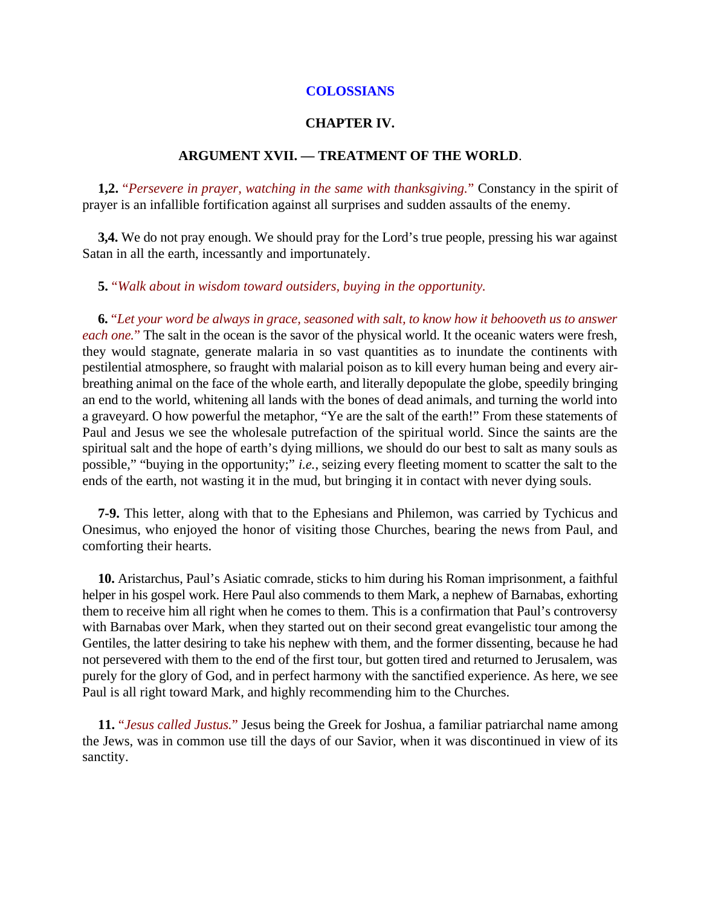## COLOSSIANS

### CHAPTER IV.

### ARGUMENT XVII. — TREATMENT OF THE WORLD.

**1,2.** "*Persevere in prayer, watching in the same with thanksgiving.*" Constancy in the spirit of prayer is an infallible fortification against all surprises and sudden assaults of the enemy.

**3,4.** We do not pray enough. We should pray for the Lord's true people, pressing his war against Satan in all the earth, incessantly and importunately.

**5.** "*Walk about in wisdom toward outsiders, buying in the opportunity.*

**6.** "*Let your word be always in grace, seasoned with salt, to know how it behooveth us to answer each one.*" The salt in the ocean is the savor of the physical world. It the oceanic waters were fresh, they would stagnate, generate malaria in so vast quantities as to inundate the continents with pestilential atmosphere, so fraught with malarial poison as to kill every human being and every air-breathing animal on the face of the whole earth, and literally depopulate the globe, speedily bringing an end to the world, whitening all lands with the bones of dead animals, and turning the world into a graveyard. O how powerful the metaphor, "Ye are the salt of the earth!" From these statements of Paul and Jesus we see the wholesale putrefaction of the spiritual world. Since the saints are the spiritual salt and the hope of earth's dying millions, we should do our best to salt as many souls as possible," "buying in the opportunity;" *i.e.*, seizing every fleeting moment to scatter the salt to the ends of the earth, not wasting it in the mud, but bringing it in contact with never dying souls.

**7-9.** This letter, along with that to the Ephesians and Philemon, was carried by Tychicus and Onesimus, who enjoyed the honor of visiting those Churches, bearing the news from Paul, and comforting their hearts.

**10.** Aristarchus, Paul's Asiatic comrade, sticks to him during his Roman imprisonment, a faithful helper in his gospel work. Here Paul also commends to them Mark, a nephew of Barnabas, exhorting them to receive him all right when he comes to them. This is a confirmation that Paul's controversy with Barnabas over Mark, when they started out on their second great evangelistic tour among the Gentiles, the latter desiring to take his nephew with them, and the former dissenting, because he had not persevered with them to the end of the first tour, but gotten tired and returned to Jerusalem, was purely for the glory of God, and in perfect harmony with the sanctified experience. As here, we see Paul is all right toward Mark, and highly recommending him to the Churches.

**11.** "*Jesus called Justus.*" Jesus being the Greek for Joshua, a familiar patriarchal name among the Jews, was in common use till the days of our Savior, when it was discontinued in view of its sanctity.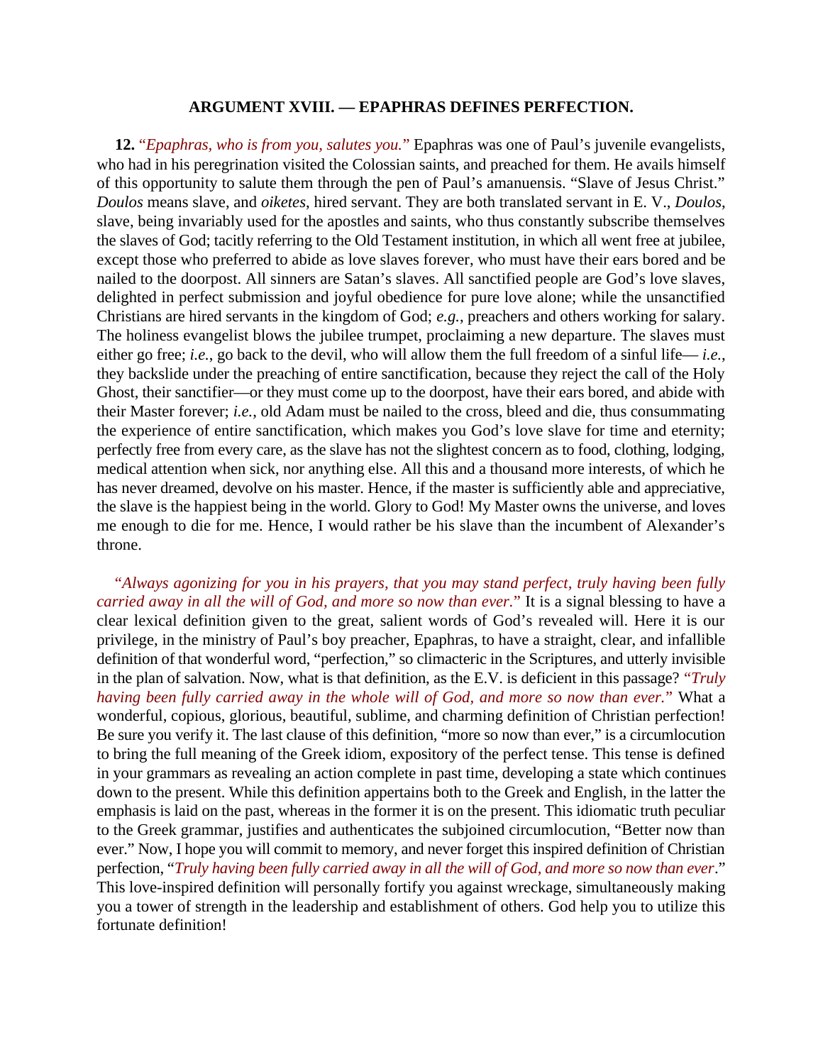### ARGUMENT XVIII. — EPAPHRAS DEFINES PERFECTION.

**12.** *"Epaphras, who is from you, salutes you."* Epaphras was one of Paul's juvenile evangelists, who had in his peregrination visited the Colossian saints, and preached for them. He avails himself of this opportunity to salute them through the pen of Paul's amanuensis. "Slave of Jesus Christ." *Doulos* means slave, and *oiketes*, hired servant. They are both translated servant in E. V., *Doulos*, slave, being invariably used for the apostles and saints, who thus constantly subscribe themselves the slaves of God; tacitly referring to the Old Testament institution, in which all went free at jubilee, except those who preferred to abide as love slaves forever, who must have their ears bored and be nailed to the doorpost. All sinners are Satan's slaves. All sanctified people are God's love slaves, delighted in perfect submission and joyful obedience for pure love alone; while the unsanctified Christians are hired servants in the kingdom of God; *e.g.*, preachers and others working for salary. The holiness evangelist blows the jubilee trumpet, proclaiming a new departure. The slaves must either go free; *i.e.*, go back to the devil, who will allow them the full freedom of a sinful life— *i.e.*, they backslide under the preaching of entire sanctification, because they reject the call of the Holy Ghost, their sanctifier—or they must come up to the doorpost, have their ears bored, and abide with their Master forever; *i.e.*, old Adam must be nailed to the cross, bleed and die, thus consummating the experience of entire sanctification, which makes you God's love slave for time and eternity; perfectly free from every care, as the slave has not the slightest concern as to food, clothing, lodging, medical attention when sick, nor anything else. All this and a thousand more interests, of which he has never dreamed, devolve on his master. Hence, if the master is sufficiently able and appreciative, the slave is the happiest being in the world. Glory to God! My Master owns the universe, and loves me enough to die for me. Hence, I would rather be his slave than the incumbent of Alexander's throne.

*"Always agonizing for you in his prayers, that you may stand perfect, truly having been fully carried away in all the will of God, and more so now than ever."* It is a signal blessing to have a clear lexical definition given to the great, salient words of God's revealed will. Here it is our privilege, in the ministry of Paul's boy preacher, Epaphras, to have a straight, clear, and infallible definition of that wonderful word, "perfection," so climacteric in the Scriptures, and utterly invisible in the plan of salvation. Now, what is that definition, as the E.V. is deficient in this passage? *"Truly having been fully carried away in the whole will of God, and more so now than ever."* What a wonderful, copious, glorious, beautiful, sublime, and charming definition of Christian perfection! Be sure you verify it. The last clause of this definition, "more so now than ever," is a circumlocution to bring the full meaning of the Greek idiom, expository of the perfect tense. This tense is defined in your grammars as revealing an action complete in past time, developing a state which continues down to the present. While this definition appertains both to the Greek and English, in the latter the emphasis is laid on the past, whereas in the former it is on the present. This idiomatic truth peculiar to the Greek grammar, justifies and authenticates the subjoined circumlocution, "Better now than ever." Now, I hope you will commit to memory, and never forget this inspired definition of Christian perfection, "*Truly having been fully carried away in all the will of God, and more so now than ever*." This love-inspired definition will personally fortify you against wreckage, simultaneously making you a tower of strength in the leadership and establishment of others. God help you to utilize this fortunate definition!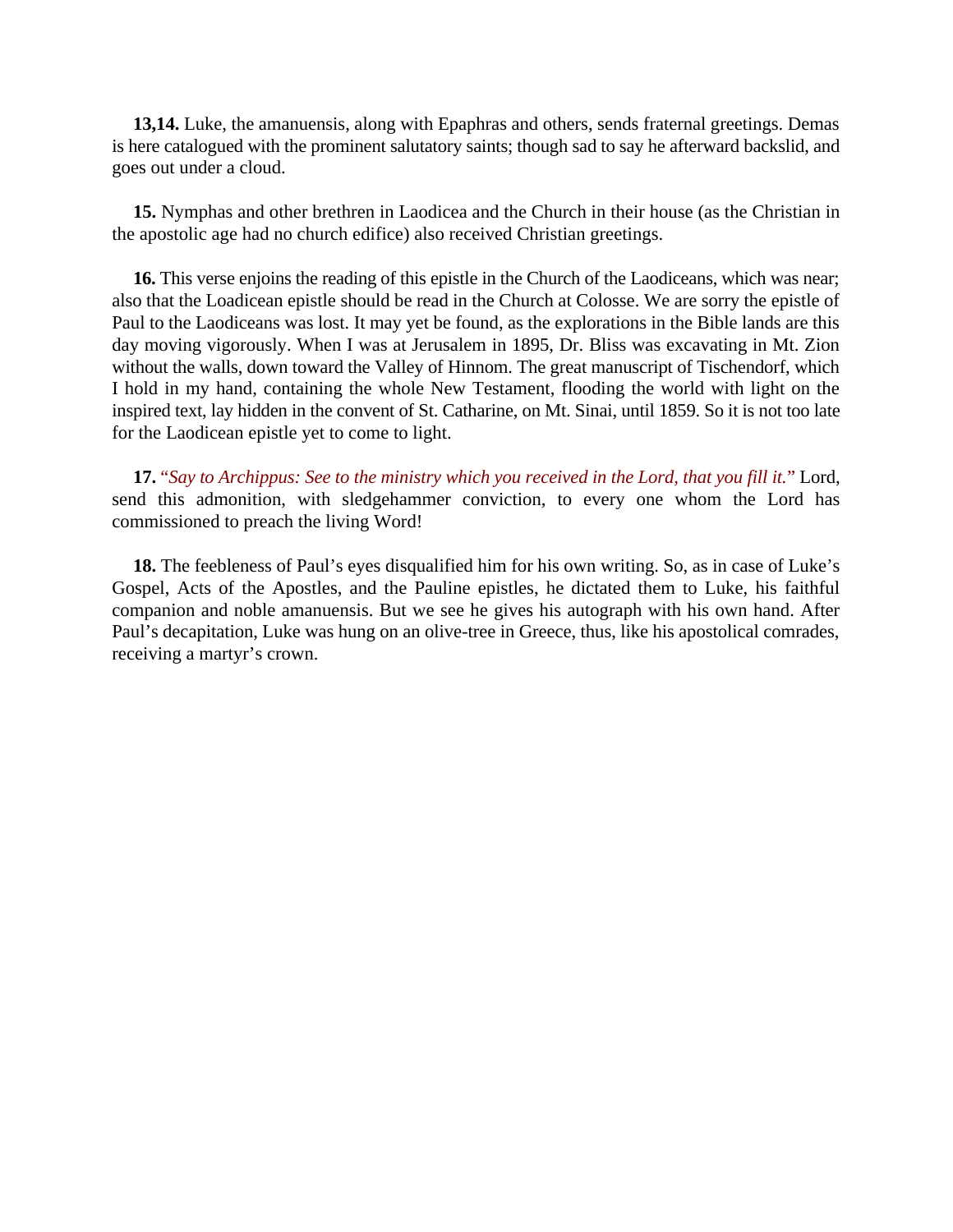**13,14.** Luke, the amanuensis, along with Epaphras and others, sends fraternal greetings. Demas is here catalogued with the prominent salutatory saints; though sad to say he afterward backslid, and goes out under a cloud.

**15.** Nymphas and other brethren in Laodicea and the Church in their house (as the Christian in the apostolic age had no church edifice) also received Christian greetings.

**16.** This verse enjoins the reading of this epistle in the Church of the Laodiceans, which was near; also that the Loadicean epistle should be read in the Church at Colosse. We are sorry the epistle of Paul to the Laodiceans was lost. It may yet be found, as the explorations in the Bible lands are this day moving vigorously. When I was at Jerusalem in 1895, Dr. Bliss was excavating in Mt. Zion without the walls, down toward the Valley of Hinnom. The great manuscript of Tischendorf, which I hold in my hand, containing the whole New Testament, flooding the world with light on the inspired text, lay hidden in the convent of St. Catharine, on Mt. Sinai, until 1859. So it is not too late for the Laodicean epistle yet to come to light.

**17.** *"Say to Archippus: See to the ministry which you received in the Lord, that you fill it."* Lord, send this admonition, with sledgehammer conviction, to every one whom the Lord has commissioned to preach the living Word!

**18.** The feebleness of Paul's eyes disqualified him for his own writing. So, as in case of Luke's Gospel, Acts of the Apostles, and the Pauline epistles, he dictated them to Luke, his faithful companion and noble amanuensis. But we see he gives his autograph with his own hand. After Paul's decapitation, Luke was hung on an olive-tree in Greece, thus, like his apostolical comrades, receiving a martyr's crown.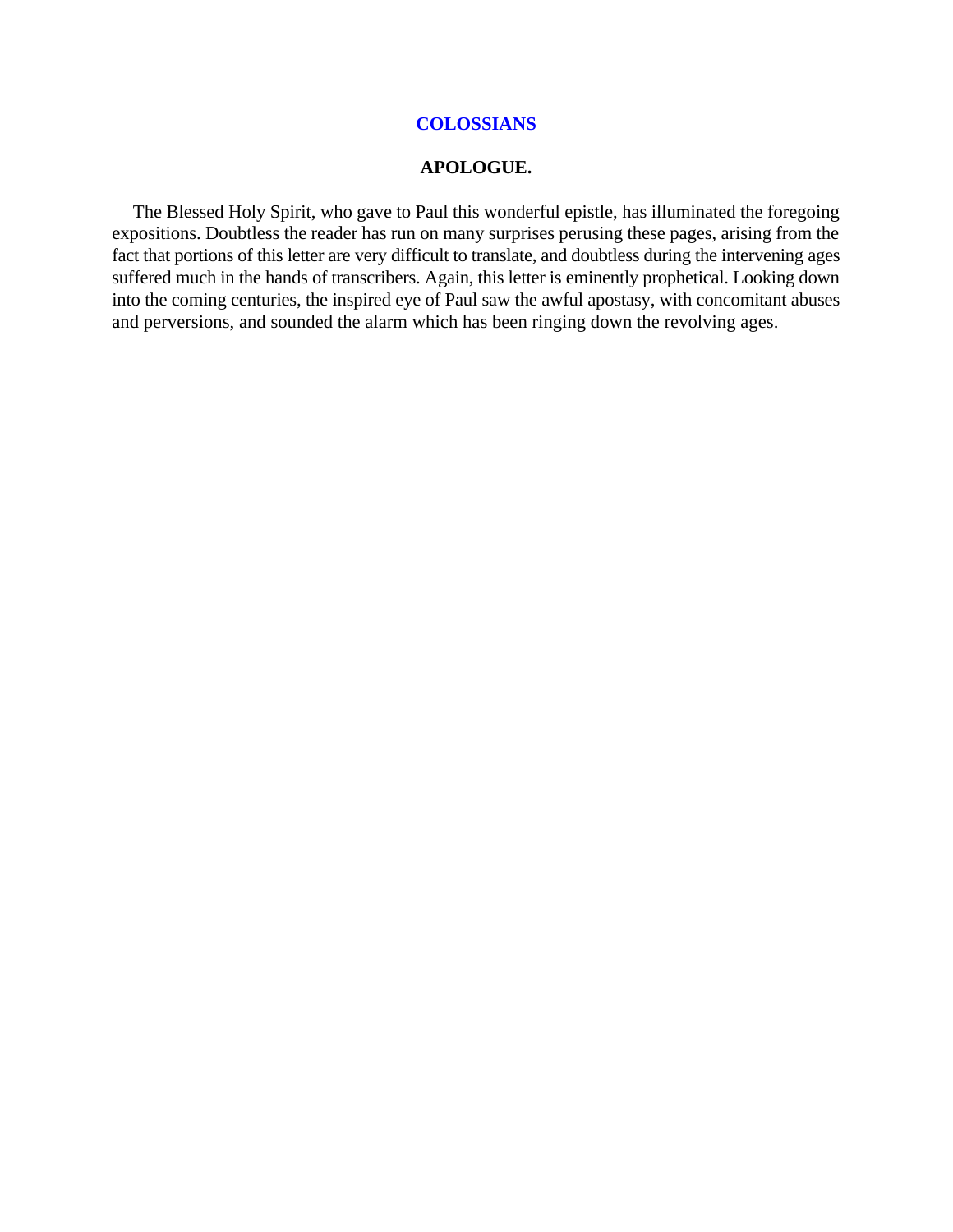## COLOSSIANS

### APOLOGUE.

The Blessed Holy Spirit, who gave to Paul this wonderful epistle, has illuminated the foregoing expositions. Doubtless the reader has run on many surprises perusing these pages, arising from the fact that portions of this letter are very difficult to translate, and doubtless during the intervening ages suffered much in the hands of transcribers. Again, this letter is eminently prophetical. Looking down into the coming centuries, the inspired eye of Paul saw the awful apostasy, with concomitant abuses and perversions, and sounded the alarm which has been ringing down the revolving ages.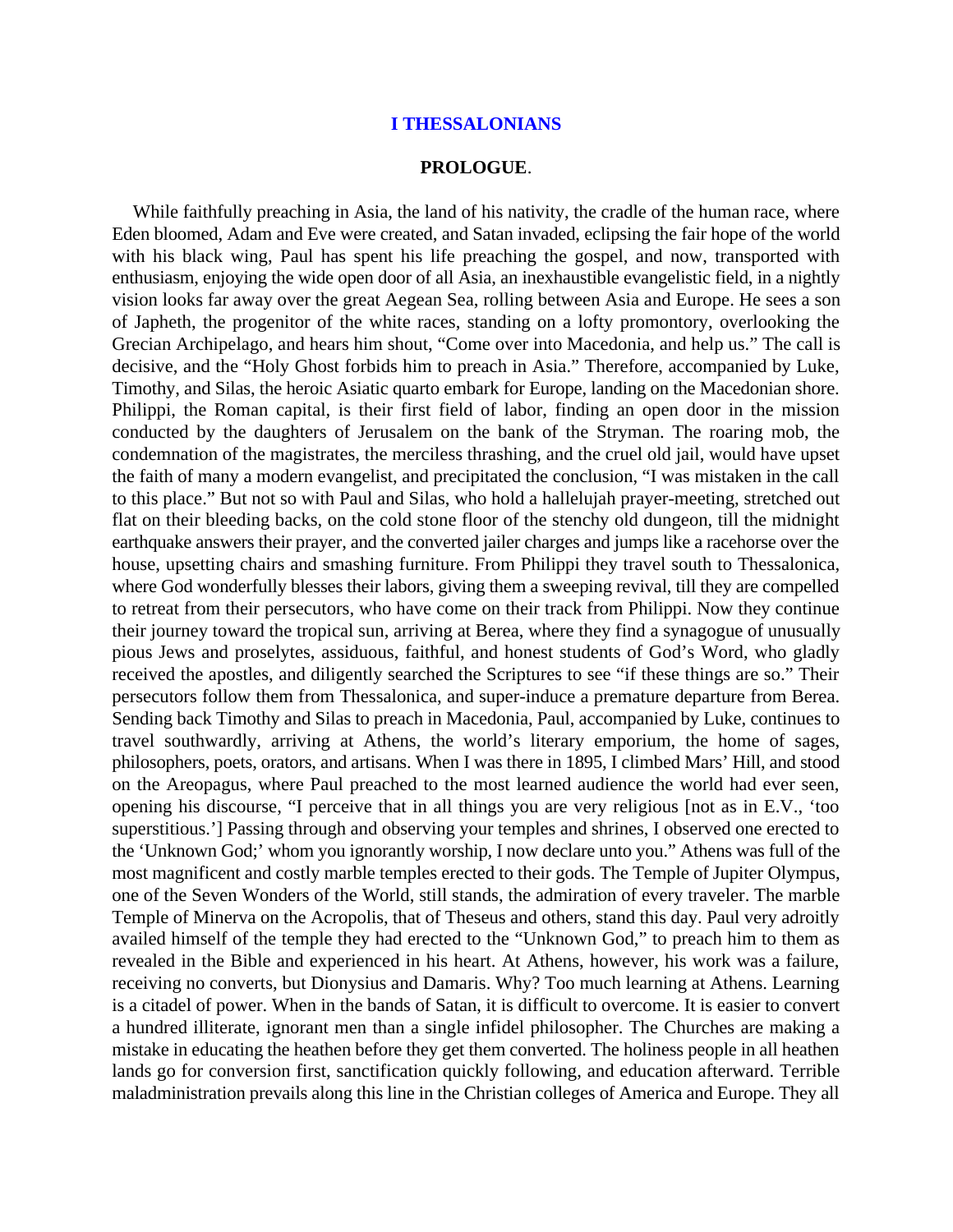# I THESSALONIANS

## PROLOGUE.

While faithfully preaching in Asia, the land of his nativity, the cradle of the human race, where Eden bloomed, Adam and Eve were created, and Satan invaded, eclipsing the fair hope of the world with his black wing, Paul has spent his life preaching the gospel, and now, transported with enthusiasm, enjoying the wide open door of all Asia, an inexhaustible evangelistic field, in a nightly vision looks far away over the great Aegean Sea, rolling between Asia and Europe. He sees a son of Japheth, the progenitor of the white races, standing on a lofty promontory, overlooking the Grecian Archipelago, and hears him shout, "Come over into Macedonia, and help us." The call is decisive, and the "Holy Ghost forbids him to preach in Asia." Therefore, accompanied by Luke, Timothy, and Silas, the heroic Asiatic quarto embark for Europe, landing on the Macedonian shore. Philippi, the Roman capital, is their first field of labor, finding an open door in the mission conducted by the daughters of Jerusalem on the bank of the Stryman. The roaring mob, the condemnation of the magistrates, the merciless thrashing, and the cruel old jail, would have upset the faith of many a modern evangelist, and precipitated the conclusion, "I was mistaken in the call to this place." But not so with Paul and Silas, who hold a hallelujah prayer-meeting, stretched out flat on their bleeding backs, on the cold stone floor of the stenchy old dungeon, till the midnight earthquake answers their prayer, and the converted jailer charges and jumps like a racehorse over the house, upsetting chairs and smashing furniture. From Philippi they travel south to Thessalonica, where God wonderfully blesses their labors, giving them a sweeping revival, till they are compelled to retreat from their persecutors, who have come on their track from Philippi. Now they continue their journey toward the tropical sun, arriving at Berea, where they find a synagogue of unusually pious Jews and proselytes, assiduous, faithful, and honest students of God's Word, who gladly received the apostles, and diligently searched the Scriptures to see "if these things are so." Their persecutors follow them from Thessalonica, and super-induce a premature departure from Berea. Sending back Timothy and Silas to preach in Macedonia, Paul, accompanied by Luke, continues to travel southwardly, arriving at Athens, the world's literary emporium, the home of sages, philosophers, poets, orators, and artisans. When I was there in 1895, I climbed Mars' Hill, and stood on the Areopagus, where Paul preached to the most learned audience the world had ever seen, opening his discourse, "I perceive that in all things you are very religious [not as in E.V., 'too superstitious.'] Passing through and observing your temples and shrines, I observed one erected to the 'Unknown God;' whom you ignorantly worship, I now declare unto you." Athens was full of the most magnificent and costly marble temples erected to their gods. The Temple of Jupiter Olympus, one of the Seven Wonders of the World, still stands, the admiration of every traveler. The marble Temple of Minerva on the Acropolis, that of Theseus and others, stand this day. Paul very adroitly availed himself of the temple they had erected to the "Unknown God," to preach him to them as revealed in the Bible and experienced in his heart. At Athens, however, his work was a failure, receiving no converts, but Dionysius and Damaris. Why? Too much learning at Athens. Learning is a citadel of power. When in the bands of Satan, it is difficult to overcome. It is easier to convert a hundred illiterate, ignorant men than a single infidel philosopher. The Churches are making a mistake in educating the heathen before they get them converted. The holiness people in all heathen lands go for conversion first, sanctification quickly following, and education afterward. Terrible maladministration prevails along this line in the Christian colleges of America and Europe. They all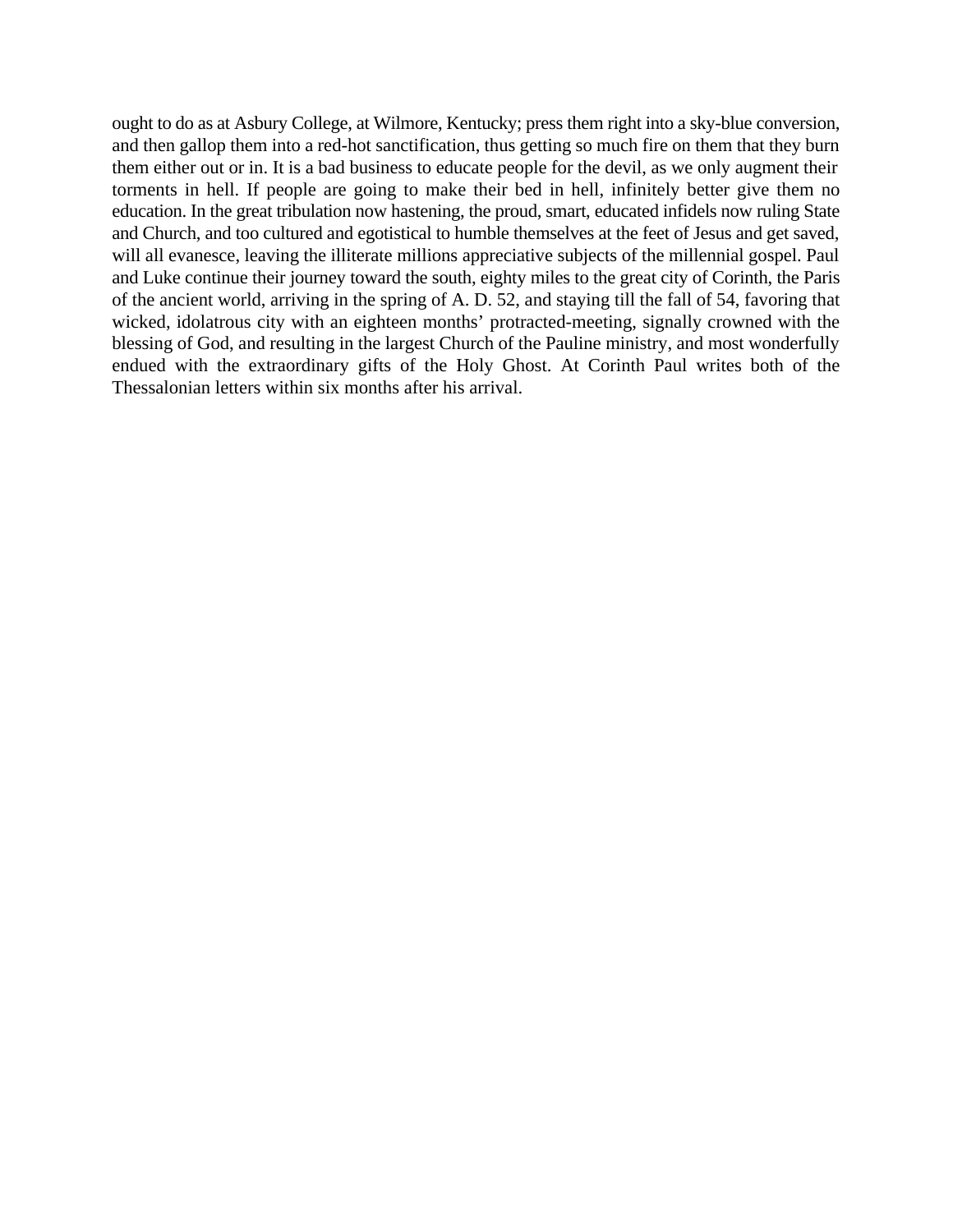ought to do as at Asbury College, at Wilmore, Kentucky; press them right into a sky-blue conversion, and then gallop them into a red-hot sanctification, thus getting so much fire on them that they burn them either out or in. It is a bad business to educate people for the devil, as we only augment their torments in hell. If people are going to make their bed in hell, infinitely better give them no education. In the great tribulation now hastening, the proud, smart, educated infidels now ruling State and Church, and too cultured and egotistical to humble themselves at the feet of Jesus and get saved, will all evanesce, leaving the illiterate millions appreciative subjects of the millennial gospel. Paul and Luke continue their journey toward the south, eighty miles to the great city of Corinth, the Paris of the ancient world, arriving in the spring of A. D. 52, and staying till the fall of 54, favoring that wicked, idolatrous city with an eighteen months' protracted-meeting, signally crowned with the blessing of God, and resulting in the largest Church of the Pauline ministry, and most wonderfully endued with the extraordinary gifts of the Holy Ghost. At Corinth Paul writes both of the Thessalonian letters within six months after his arrival.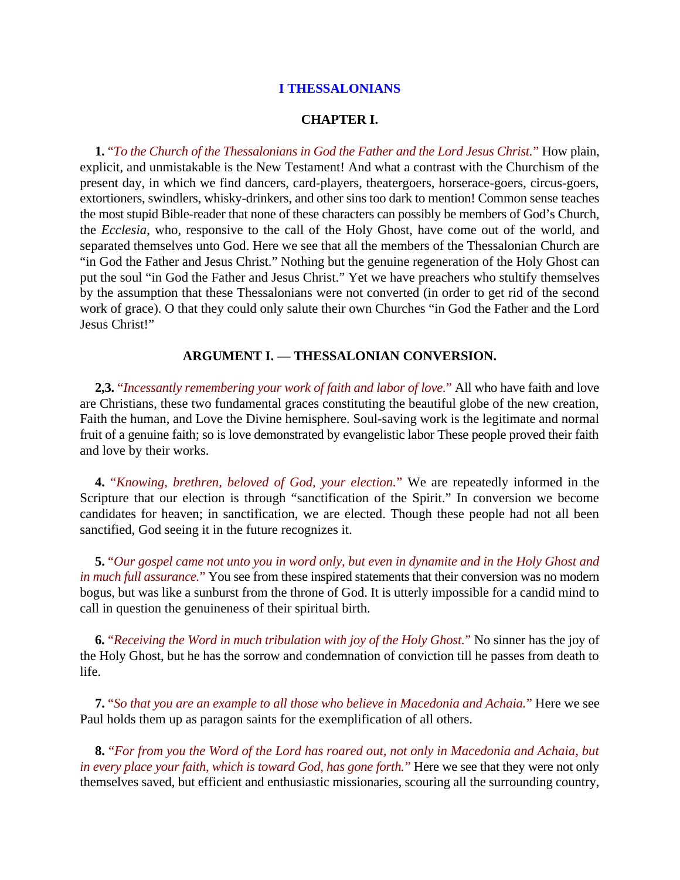# I THESSALONIANS

## CHAPTER I.

**1.** "*To the Church of the Thessalonians in God the Father and the Lord Jesus Christ.*" How plain, explicit, and unmistakable is the New Testament! And what a contrast with the Churchism of the present day, in which we find dancers, card-players, theatergoers, horserace-goers, circus-goers, extortioners, swindlers, whisky-drinkers, and other sins too dark to mention! Common sense teaches the most stupid Bible-reader that none of these characters can possibly be members of God's Church, the *Ecclesia*, who, responsive to the call of the Holy Ghost, have come out of the world, and separated themselves unto God. Here we see that all the members of the Thessalonian Church are "in God the Father and Jesus Christ." Nothing but the genuine regeneration of the Holy Ghost can put the soul "in God the Father and Jesus Christ." Yet we have preachers who stultify themselves by the assumption that these Thessalonians were not converted (in order to get rid of the second work of grace). O that they could only salute their own Churches "in God the Father and the Lord Jesus Christ!"

### ARGUMENT I. — THESSALONIAN CONVERSION.

**2,3.** "*Incessantly remembering your work of faith and labor of love.*" All who have faith and love are Christians, these two fundamental graces constituting the beautiful globe of the new creation, Faith the human, and Love the Divine hemisphere. Soul-saving work is the legitimate and normal fruit of a genuine faith; so is love demonstrated by evangelistic labor These people proved their faith and love by their works.

**4.** "*Knowing, brethren, beloved of God, your election.*" We are repeatedly informed in the Scripture that our election is through "sanctification of the Spirit." In conversion we become candidates for heaven; in sanctification, we are elected. Though these people had not all been sanctified, God seeing it in the future recognizes it.

**5.** "*Our gospel came not unto you in word only, but even in dynamite and in the Holy Ghost and in much full assurance.*" You see from these inspired statements that their conversion was no modern bogus, but was like a sunburst from the throne of God. It is utterly impossible for a candid mind to call in question the genuineness of their spiritual birth.

**6.** "*Receiving the Word in much tribulation with joy of the Holy Ghost.*" No sinner has the joy of the Holy Ghost, but he has the sorrow and condemnation of conviction till he passes from death to life.

**7.** "*So that you are an example to all those who believe in Macedonia and Achaia.*" Here we see Paul holds them up as paragon saints for the exemplification of all others.

**8.** "*For from you the Word of the Lord has roared out, not only in Macedonia and Achaia, but in every place your faith, which is toward God, has gone forth.*" Here we see that they were not only themselves saved, but efficient and enthusiastic missionaries, scouring all the surrounding country,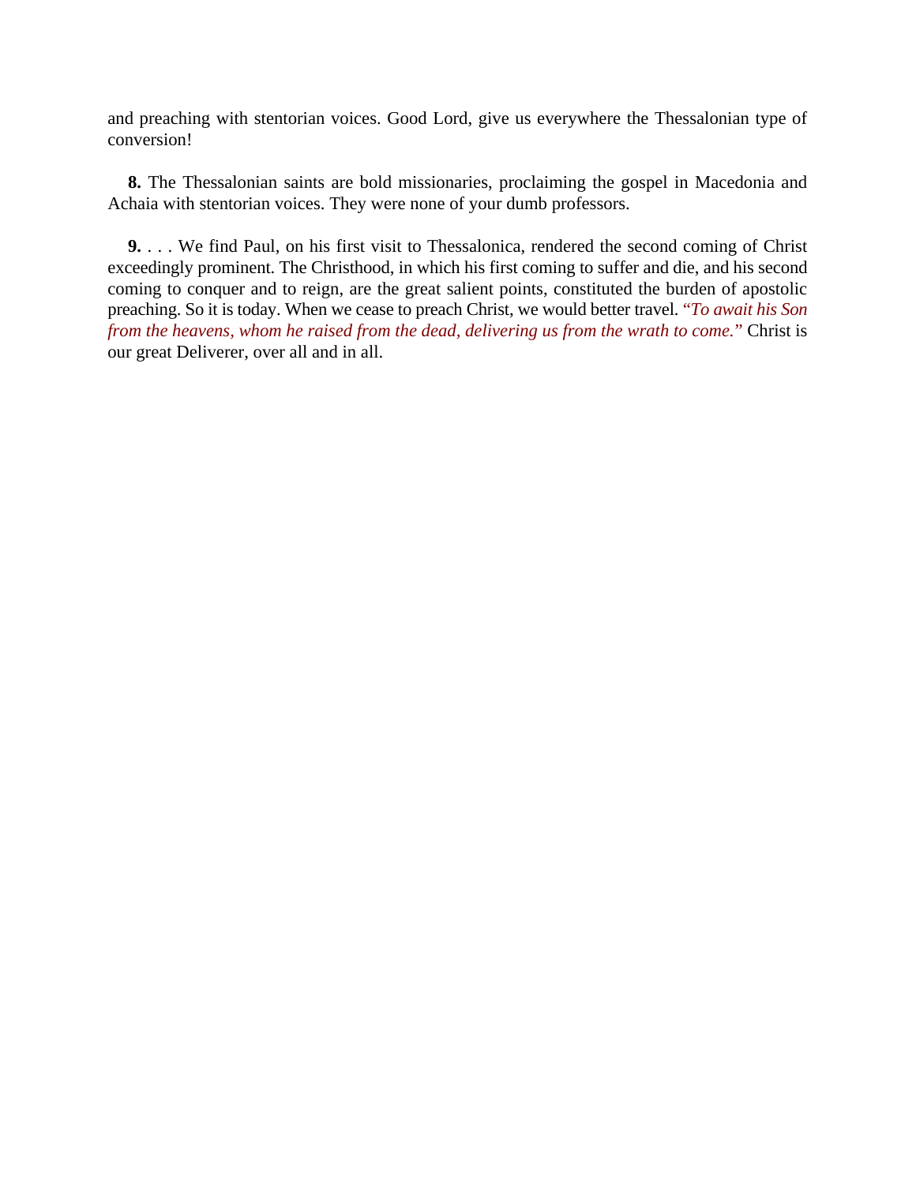and preaching with stentorian voices. Good Lord, give us everywhere the Thessalonian type of conversion!

**8.** The Thessalonian saints are bold missionaries, proclaiming the gospel in Macedonia and Achaia with stentorian voices. They were none of your dumb professors.

**9.** . . . We find Paul, on his first visit to Thessalonica, rendered the second coming of Christ exceedingly prominent. The Christhood, in which his first coming to suffer and die, and his second coming to conquer and to reign, are the great salient points, constituted the burden of apostolic preaching. So it is today. When we cease to preach Christ, we would better travel. *"To await his Son from the heavens, whom he raised from the dead, delivering us from the wrath to come."* Christ is our great Deliverer, over all and in all.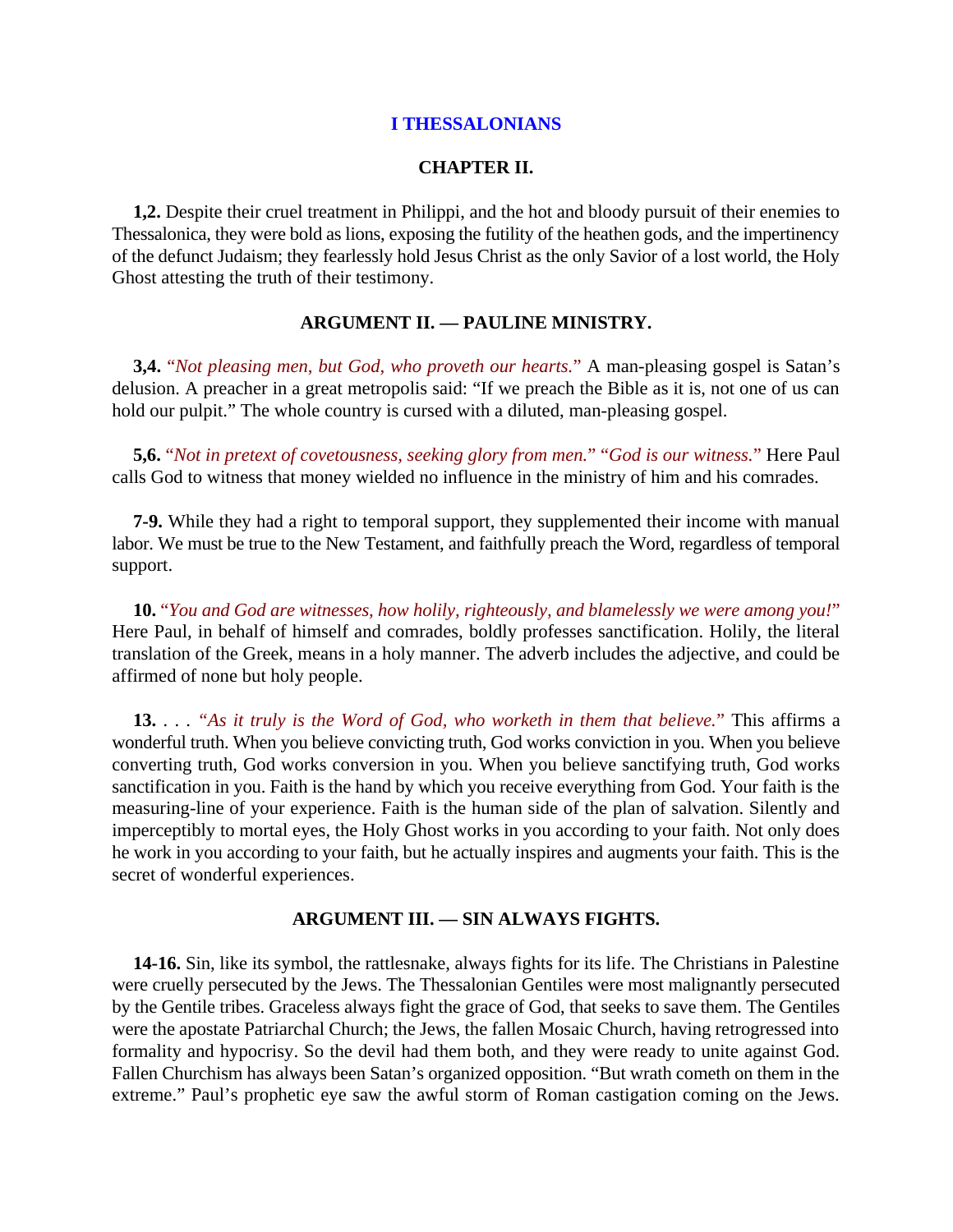## I THESSALONIANS

### CHAPTER II.

**1,2.** Despite their cruel treatment in Philippi, and the hot and bloody pursuit of their enemies to Thessalonica, they were bold as lions, exposing the futility of the heathen gods, and the impertinency of the defunct Judaism; they fearlessly hold Jesus Christ as the only Savior of a lost world, the Holy Ghost attesting the truth of their testimony.

### ARGUMENT II. — PAULINE MINISTRY.

**3,4.** *"Not pleasing men, but God, who proveth our hearts."* A man-pleasing gospel is Satan's delusion. A preacher in a great metropolis said: "If we preach the Bible as it is, not one of us can hold our pulpit." The whole country is cursed with a diluted, man-pleasing gospel.

**5,6.** "*Not in pretext of covetousness, seeking glory from men.*" "*God is our witness.*" Here Paul calls God to witness that money wielded no influence in the ministry of him and his comrades.

**7-9.** While they had a right to temporal support, they supplemented their income with manual labor. We must be true to the New Testament, and faithfully preach the Word, regardless of temporal support.

**10.** "*You and God are witnesses, how holily, righteously, and blamelessly we were among you!*" Here Paul, in behalf of himself and comrades, boldly professes sanctification. Holily, the literal translation of the Greek, means in a holy manner. The adverb includes the adjective, and could be affirmed of none but holy people.

**13.** . . . "*As it truly is the Word of God, who worketh in them that believe.*" This affirms a wonderful truth. When you believe convicting truth, God works conviction in you. When you believe converting truth, God works conversion in you. When you believe sanctifying truth, God works sanctification in you. Faith is the hand by which you receive everything from God. Your faith is the measuring-line of your experience. Faith is the human side of the plan of salvation. Silently and imperceptibly to mortal eyes, the Holy Ghost works in you according to your faith. Not only does he work in you according to your faith, but he actually inspires and augments your faith. This is the secret of wonderful experiences.

### ARGUMENT III. — SIN ALWAYS FIGHTS.

**14-16.** Sin, like its symbol, the rattlesnake, always fights for its life. The Christians in Palestine were cruelly persecuted by the Jews. The Thessalonian Gentiles were most malignantly persecuted by the Gentile tribes. Graceless always fight the grace of God, that seeks to save them. The Gentiles were the apostate Patriarchal Church; the Jews, the fallen Mosaic Church, having retrogressed into formality and hypocrisy. So the devil had them both, and they were ready to unite against God. Fallen Churchism has always been Satan's organized opposition. "But wrath cometh on them in the extreme." Paul's prophetic eye saw the awful storm of Roman castigation coming on the Jews.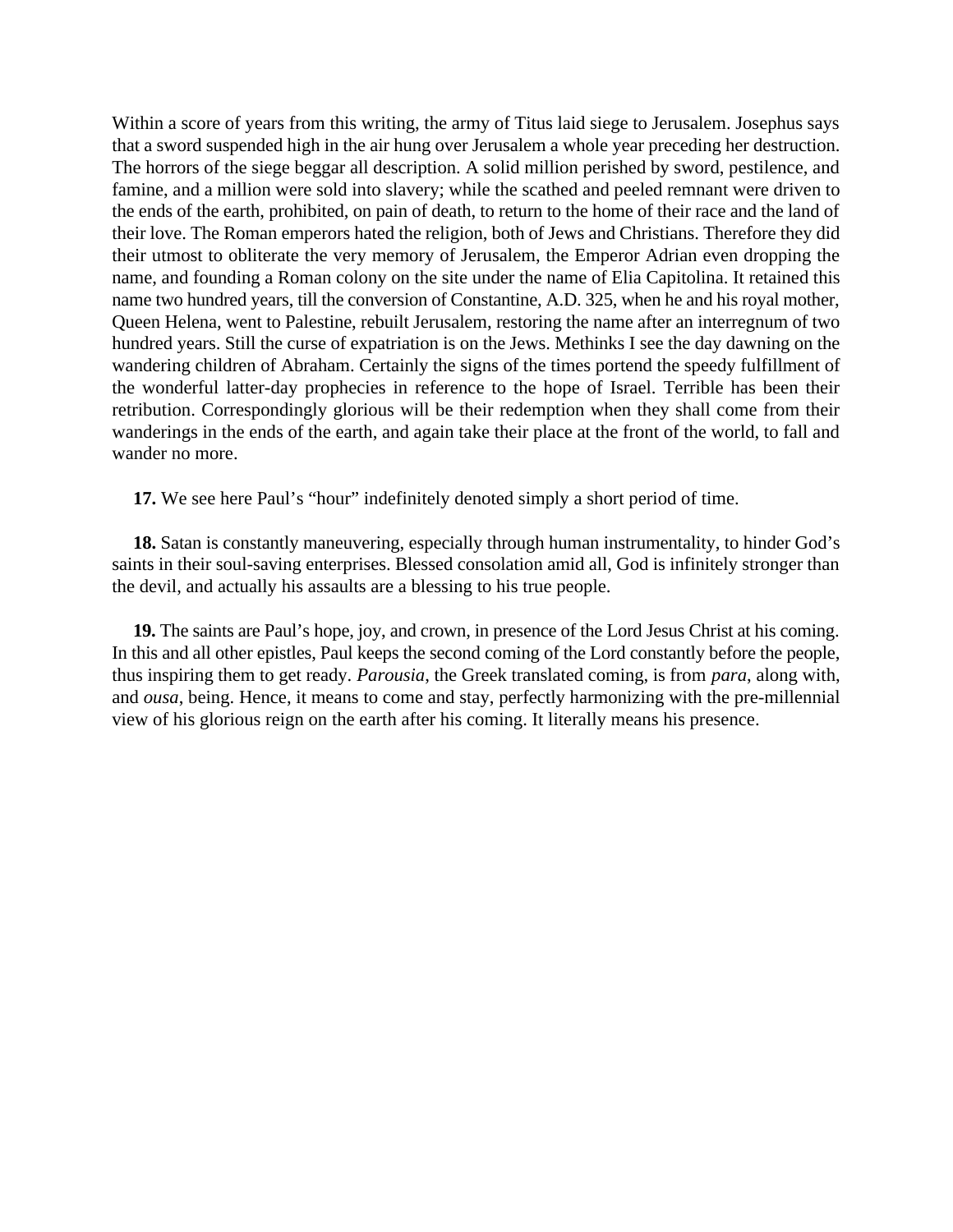Within a score of years from this writing, the army of Titus laid siege to Jerusalem. Josephus says that a sword suspended high in the air hung over Jerusalem a whole year preceding her destruction. The horrors of the siege beggar all description. A solid million perished by sword, pestilence, and famine, and a million were sold into slavery; while the scathed and peeled remnant were driven to the ends of the earth, prohibited, on pain of death, to return to the home of their race and the land of their love. The Roman emperors hated the religion, both of Jews and Christians. Therefore they did their utmost to obliterate the very memory of Jerusalem, the Emperor Adrian even dropping the name, and founding a Roman colony on the site under the name of Elia Capitolina. It retained this name two hundred years, till the conversion of Constantine, A.D. 325, when he and his royal mother, Queen Helena, went to Palestine, rebuilt Jerusalem, restoring the name after an interregnum of two hundred years. Still the curse of expatriation is on the Jews. Methinks I see the day dawning on the wandering children of Abraham. Certainly the signs of the times portend the speedy fulfillment of the wonderful latter-day prophecies in reference to the hope of Israel. Terrible has been their retribution. Correspondingly glorious will be their redemption when they shall come from their wanderings in the ends of the earth, and again take their place at the front of the world, to fall and wander no more.

**17.** We see here Paul's "hour" indefinitely denoted simply a short period of time.

**18.** Satan is constantly maneuvering, especially through human instrumentality, to hinder God's saints in their soul-saving enterprises. Blessed consolation amid all, God is infinitely stronger than the devil, and actually his assaults are a blessing to his true people.

**19.** The saints are Paul's hope, joy, and crown, in presence of the Lord Jesus Christ at his coming. In this and all other epistles, Paul keeps the second coming of the Lord constantly before the people, thus inspiring them to get ready. *Parousia*, the Greek translated coming, is from *para*, along with, and *ousa*, being. Hence, it means to come and stay, perfectly harmonizing with the pre-millennial view of his glorious reign on the earth after his coming. It literally means his presence.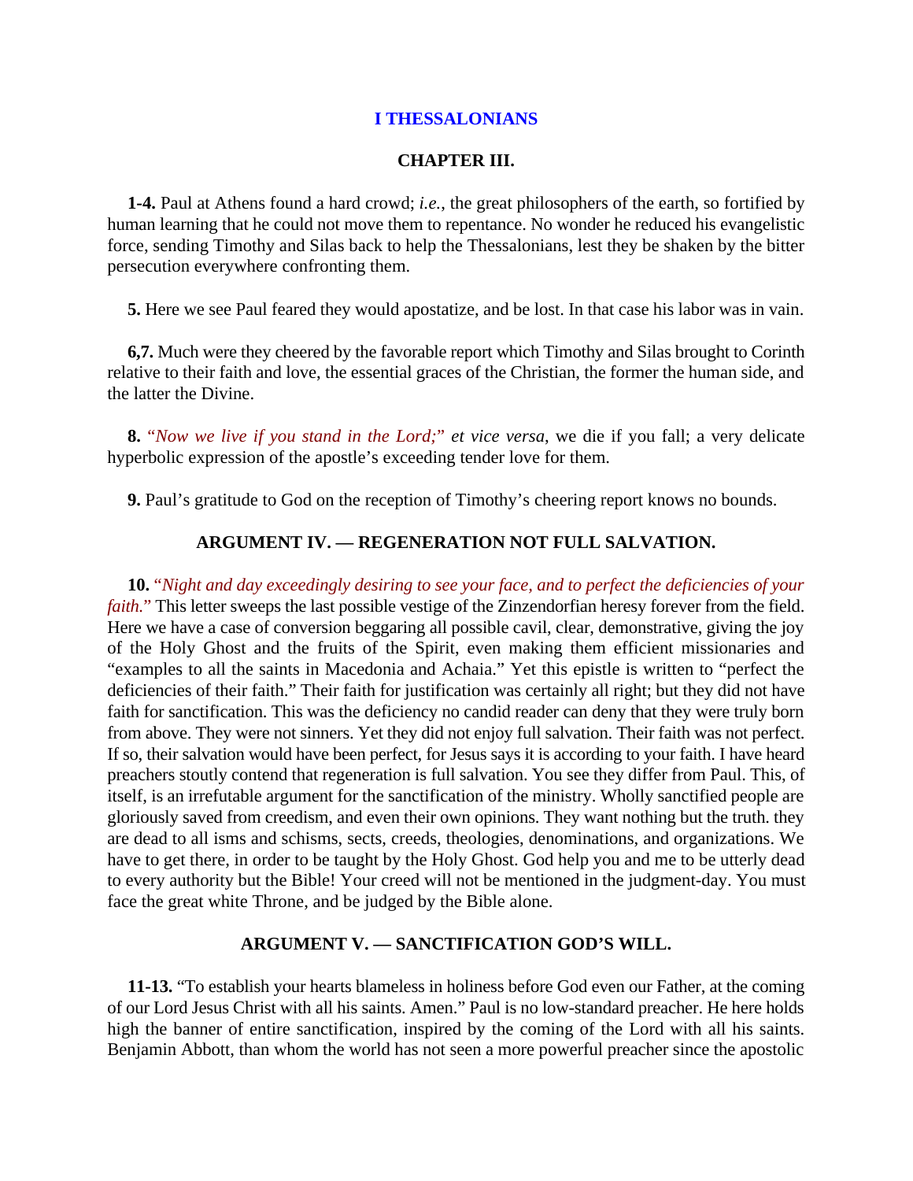## I THESSALONIANS

### CHAPTER III.

**1-4.** Paul at Athens found a hard crowd; *i.e.*, the great philosophers of the earth, so fortified by human learning that he could not move them to repentance. No wonder he reduced his evangelistic force, sending Timothy and Silas back to help the Thessalonians, lest they be shaken by the bitter persecution everywhere confronting them.

**5.** Here we see Paul feared they would apostatize, and be lost. In that case his labor was in vain.

**6,7.** Much were they cheered by the favorable report which Timothy and Silas brought to Corinth relative to their faith and love, the essential graces of the Christian, the former the human side, and the latter the Divine.

**8.** "*Now we live if you stand in the Lord;*" *et vice versa*, we die if you fall; a very delicate hyperbolic expression of the apostle's exceeding tender love for them.

**9.** Paul's gratitude to God on the reception of Timothy's cheering report knows no bounds.

### ARGUMENT IV. — REGENERATION NOT FULL SALVATION.

**10.** "*Night and day exceedingly desiring to see your face, and to perfect the deficiencies of your faith.*" This letter sweeps the last possible vestige of the Zinzendorfian heresy forever from the field. Here we have a case of conversion beggaring all possible cavil, clear, demonstrative, giving the joy of the Holy Ghost and the fruits of the Spirit, even making them efficient missionaries and "examples to all the saints in Macedonia and Achaia." Yet this epistle is written to "perfect the deficiencies of their faith." Their faith for justification was certainly all right; but they did not have faith for sanctification. This was the deficiency no candid reader can deny that they were truly born from above. They were not sinners. Yet they did not enjoy full salvation. Their faith was not perfect. If so, their salvation would have been perfect, for Jesus says it is according to your faith. I have heard preachers stoutly contend that regeneration is full salvation. You see they differ from Paul. This, of itself, is an irrefutable argument for the sanctification of the ministry. Wholly sanctified people are gloriously saved from creedism, and even their own opinions. They want nothing but the truth. they are dead to all isms and schisms, sects, creeds, theologies, denominations, and organizations. We have to get there, in order to be taught by the Holy Ghost. God help you and me to be utterly dead to every authority but the Bible! Your creed will not be mentioned in the judgment-day. You must face the great white Throne, and be judged by the Bible alone.

### ARGUMENT V. — SANCTIFICATION GOD'S WILL.

**11-13.** "To establish your hearts blameless in holiness before God even our Father, at the coming of our Lord Jesus Christ with all his saints. Amen." Paul is no low-standard preacher. He here holds high the banner of entire sanctification, inspired by the coming of the Lord with all his saints. Benjamin Abbott, than whom the world has not seen a more powerful preacher since the apostolic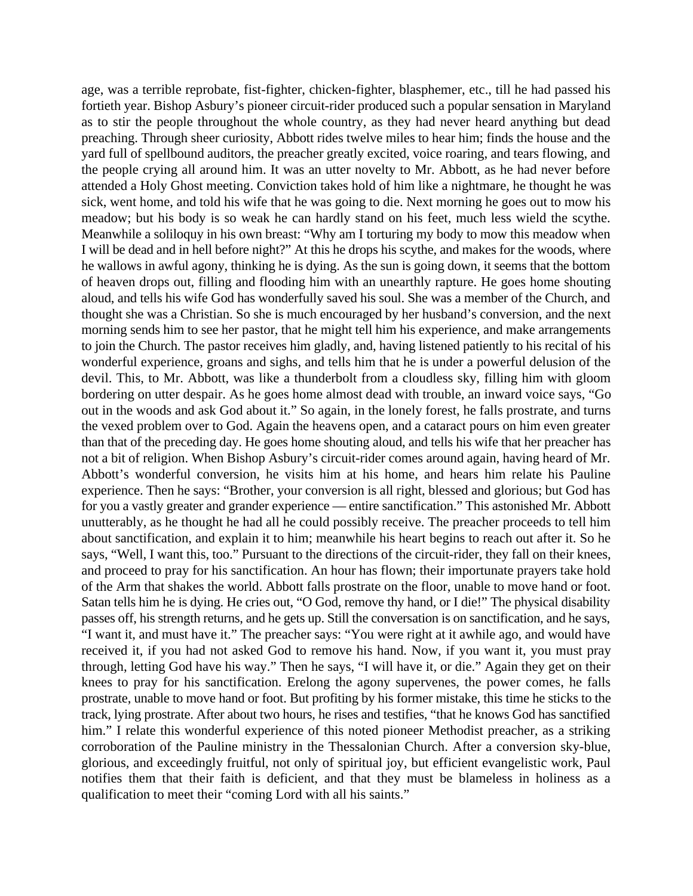age, was a terrible reprobate, fist-fighter, chicken-fighter, blasphemer, etc., till he had passed his fortieth year. Bishop Asbury's pioneer circuit-rider produced such a popular sensation in Maryland as to stir the people throughout the whole country, as they had never heard anything but dead preaching. Through sheer curiosity, Abbott rides twelve miles to hear him; finds the house and the yard full of spellbound auditors, the preacher greatly excited, voice roaring, and tears flowing, and the people crying all around him. It was an utter novelty to Mr. Abbott, as he had never before attended a Holy Ghost meeting. Conviction takes hold of him like a nightmare, he thought he was sick, went home, and told his wife that he was going to die. Next morning he goes out to mow his meadow; but his body is so weak he can hardly stand on his feet, much less wield the scythe. Meanwhile a soliloquy in his own breast: "Why am I torturing my body to mow this meadow when I will be dead and in hell before night?" At this he drops his scythe, and makes for the woods, where he wallows in awful agony, thinking he is dying. As the sun is going down, it seems that the bottom of heaven drops out, filling and flooding him with an unearthly rapture. He goes home shouting aloud, and tells his wife God has wonderfully saved his soul. She was a member of the Church, and thought she was a Christian. So she is much encouraged by her husband's conversion, and the next morning sends him to see her pastor, that he might tell him his experience, and make arrangements to join the Church. The pastor receives him gladly, and, having listened patiently to his recital of his wonderful experience, groans and sighs, and tells him that he is under a powerful delusion of the devil. This, to Mr. Abbott, was like a thunderbolt from a cloudless sky, filling him with gloom bordering on utter despair. As he goes home almost dead with trouble, an inward voice says, "Go out in the woods and ask God about it." So again, in the lonely forest, he falls prostrate, and turns the vexed problem over to God. Again the heavens open, and a cataract pours on him even greater than that of the preceding day. He goes home shouting aloud, and tells his wife that her preacher has not a bit of religion. When Bishop Asbury's circuit-rider comes around again, having heard of Mr. Abbott's wonderful conversion, he visits him at his home, and hears him relate his Pauline experience. Then he says: "Brother, your conversion is all right, blessed and glorious; but God has for you a vastly greater and grander experience — entire sanctification." This astonished Mr. Abbott unutterably, as he thought he had all he could possibly receive. The preacher proceeds to tell him about sanctification, and explain it to him; meanwhile his heart begins to reach out after it. So he says, "Well, I want this, too." Pursuant to the directions of the circuit-rider, they fall on their knees, and proceed to pray for his sanctification. An hour has flown; their importunate prayers take hold of the Arm that shakes the world. Abbott falls prostrate on the floor, unable to move hand or foot. Satan tells him he is dying. He cries out, "O God, remove thy hand, or I die!" The physical disability passes off, his strength returns, and he gets up. Still the conversation is on sanctification, and he says, "I want it, and must have it." The preacher says: "You were right at it awhile ago, and would have received it, if you had not asked God to remove his hand. Now, if you want it, you must pray through, letting God have his way." Then he says, "I will have it, or die." Again they get on their knees to pray for his sanctification. Erelong the agony supervenes, the power comes, he falls prostrate, unable to move hand or foot. But profiting by his former mistake, this time he sticks to the track, lying prostrate. After about two hours, he rises and testifies, "that he knows God has sanctified him." I relate this wonderful experience of this noted pioneer Methodist preacher, as a striking corroboration of the Pauline ministry in the Thessalonian Church. After a conversion sky-blue, glorious, and exceedingly fruitful, not only of spiritual joy, but efficient evangelistic work, Paul notifies them that their faith is deficient, and that they must be blameless in holiness as a qualification to meet their "coming Lord with all his saints."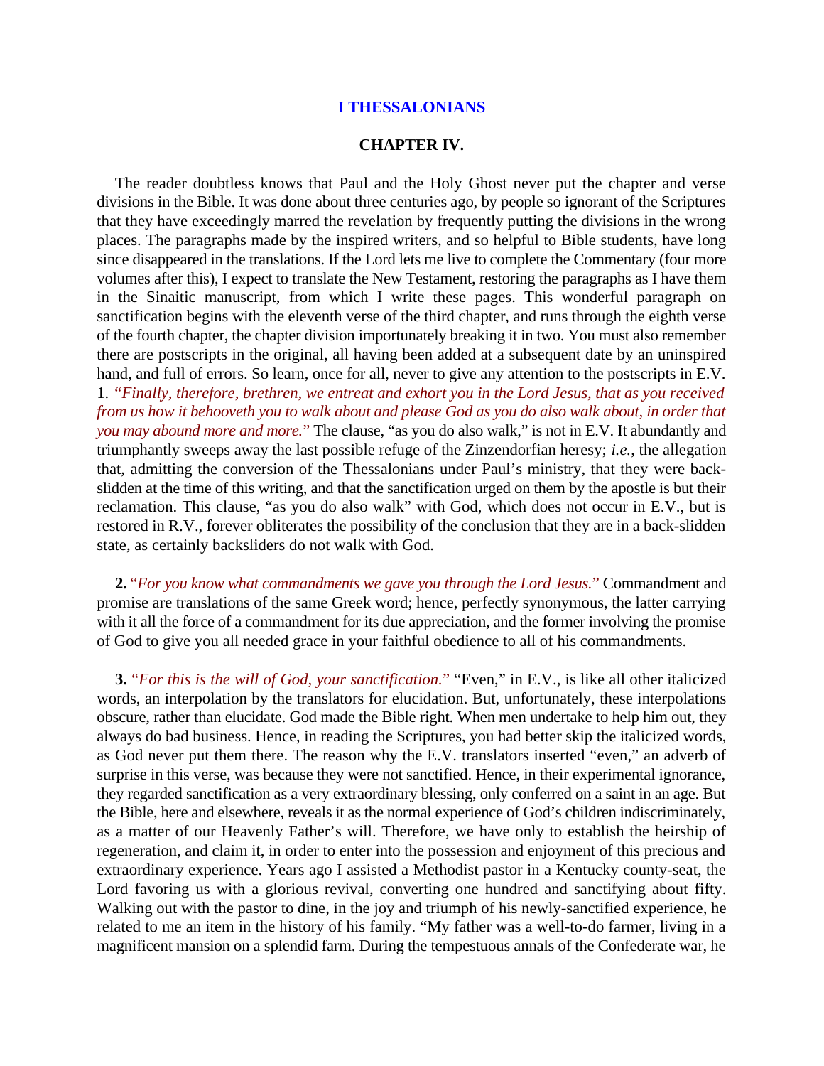## I THESSALONIANS

### CHAPTER IV.

The reader doubtless knows that Paul and the Holy Ghost never put the chapter and verse divisions in the Bible. It was done about three centuries ago, by people so ignorant of the Scriptures that they have exceedingly marred the revelation by frequently putting the divisions in the wrong places. The paragraphs made by the inspired writers, and so helpful to Bible students, have long since disappeared in the translations. If the Lord lets me live to complete the Commentary (four more volumes after this), I expect to translate the New Testament, restoring the paragraphs as I have them in the Sinaitic manuscript, from which I write these pages. This wonderful paragraph on sanctification begins with the eleventh verse of the third chapter, and runs through the eighth verse of the fourth chapter, the chapter division importunately breaking it in two. You must also remember there are postscripts in the original, all having been added at a subsequent date by an uninspired hand, and full of errors. So learn, once for all, never to give any attention to the postscripts in E.V. 1. *"Finally, therefore, brethren, we entreat and exhort you in the Lord Jesus, that as you received from us how it behooveth you to walk about and please God as you do also walk about, in order that you may abound more and more."* The clause, "as you do also walk," is not in E.V. It abundantly and triumphantly sweeps away the last possible refuge of the Zinzendorfian heresy; *i.e.*, the allegation that, admitting the conversion of the Thessalonians under Paul's ministry, that they were back-slidden at the time of this writing, and that the sanctification urged on them by the apostle is but their reclamation. This clause, "as you do also walk" with God, which does not occur in E.V., but is restored in R.V., forever obliterates the possibility of the conclusion that they are in a back-slidden state, as certainly backsliders do not walk with God.

**2.** *"For you know what commandments we gave you through the Lord Jesus."* Commandment and promise are translations of the same Greek word; hence, perfectly synonymous, the latter carrying with it all the force of a commandment for its due appreciation, and the former involving the promise of God to give you all needed grace in your faithful obedience to all of his commandments.

**3.** *"For this is the will of God, your sanctification."* "Even," in E.V., is like all other italicized words, an interpolation by the translators for elucidation. But, unfortunately, these interpolations obscure, rather than elucidate. God made the Bible right. When men undertake to help him out, they always do bad business. Hence, in reading the Scriptures, you had better skip the italicized words, as God never put them there. The reason why the E.V. translators inserted "even," an adverb of surprise in this verse, was because they were not sanctified. Hence, in their experimental ignorance, they regarded sanctification as a very extraordinary blessing, only conferred on a saint in an age. But the Bible, here and elsewhere, reveals it as the normal experience of God's children indiscriminately, as a matter of our Heavenly Father's will. Therefore, we have only to establish the heirship of regeneration, and claim it, in order to enter into the possession and enjoyment of this precious and extraordinary experience. Years ago I assisted a Methodist pastor in a Kentucky county-seat, the Lord favoring us with a glorious revival, converting one hundred and sanctifying about fifty. Walking out with the pastor to dine, in the joy and triumph of his newly-sanctified experience, he related to me an item in the history of his family. "My father was a well-to-do farmer, living in a magnificent mansion on a splendid farm. During the tempestuous annals of the Confederate war, he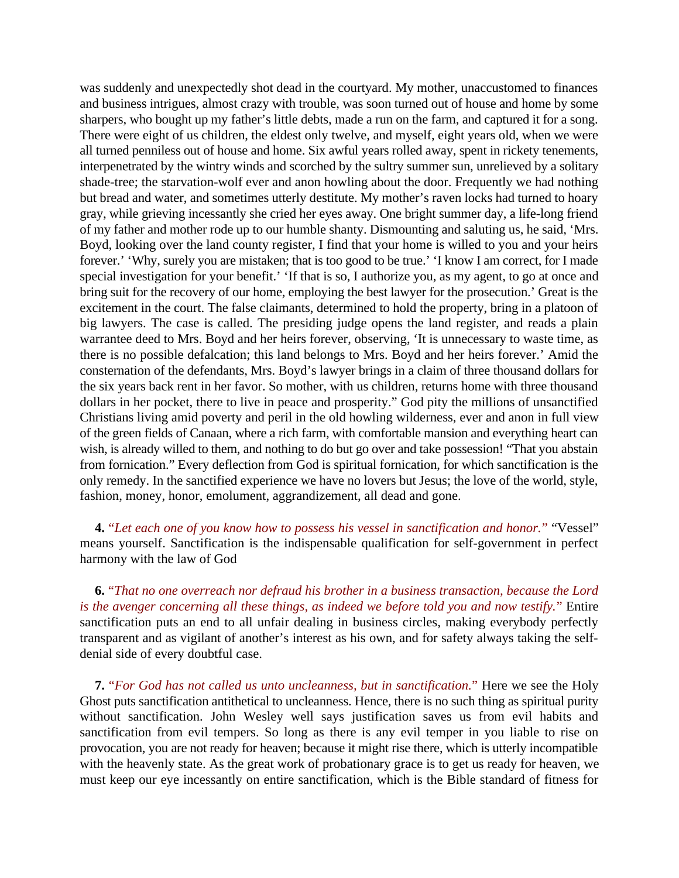was suddenly and unexpectedly shot dead in the courtyard. My mother, unaccustomed to finances and business intrigues, almost crazy with trouble, was soon turned out of house and home by some sharpers, who bought up my father's little debts, made a run on the farm, and captured it for a song. There were eight of us children, the eldest only twelve, and myself, eight years old, when we were all turned penniless out of house and home. Six awful years rolled away, spent in rickety tenements, interpenetrated by the wintry winds and scorched by the sultry summer sun, unrelieved by a solitary shade-tree; the starvation-wolf ever and anon howling about the door. Frequently we had nothing but bread and water, and sometimes utterly destitute. My mother's raven locks had turned to hoary gray, while grieving incessantly she cried her eyes away. One bright summer day, a life-long friend of my father and mother rode up to our humble shanty. Dismounting and saluting us, he said, 'Mrs. Boyd, looking over the land county register, I find that your home is willed to you and your heirs forever.' 'Why, surely you are mistaken; that is too good to be true.' 'I know I am correct, for I made special investigation for your benefit.' 'If that is so, I authorize you, as my agent, to go at once and bring suit for the recovery of our home, employing the best lawyer for the prosecution.' Great is the excitement in the court. The false claimants, determined to hold the property, bring in a platoon of big lawyers. The case is called. The presiding judge opens the land register, and reads a plain warrantee deed to Mrs. Boyd and her heirs forever, observing, 'It is unnecessary to waste time, as there is no possible defalcation; this land belongs to Mrs. Boyd and her heirs forever.' Amid the consternation of the defendants, Mrs. Boyd's lawyer brings in a claim of three thousand dollars for the six years back rent in her favor. So mother, with us children, returns home with three thousand dollars in her pocket, there to live in peace and prosperity." God pity the millions of unsanctified Christians living amid poverty and peril in the old howling wilderness, ever and anon in full view of the green fields of Canaan, where a rich farm, with comfortable mansion and everything heart can wish, is already willed to them, and nothing to do but go over and take possession! "That you abstain from fornication." Every deflection from God is spiritual fornication, for which sanctification is the only remedy. In the sanctified experience we have no lovers but Jesus; the love of the world, style, fashion, money, honor, emolument, aggrandizement, all dead and gone.

**4.** "*Let each one of you know how to possess his vessel in sanctification and honor.*" "Vessel" means yourself. Sanctification is the indispensable qualification for self-government in perfect harmony with the law of God

**6.** "*That no one overreach nor defraud his brother in a business transaction, because the Lord is the avenger concerning all these things, as indeed we before told you and now testify.*" Entire sanctification puts an end to all unfair dealing in business circles, making everybody perfectly transparent and as vigilant of another's interest as his own, and for safety always taking the self-denial side of every doubtful case.

**7.** "*For God has not called us unto uncleanness, but in sanctification.*" Here we see the Holy Ghost puts sanctification antithetical to uncleanness. Hence, there is no such thing as spiritual purity without sanctification. John Wesley well says justification saves us from evil habits and sanctification from evil tempers. So long as there is any evil temper in you liable to rise on provocation, you are not ready for heaven; because it might rise there, which is utterly incompatible with the heavenly state. As the great work of probationary grace is to get us ready for heaven, we must keep our eye incessantly on entire sanctification, which is the Bible standard of fitness for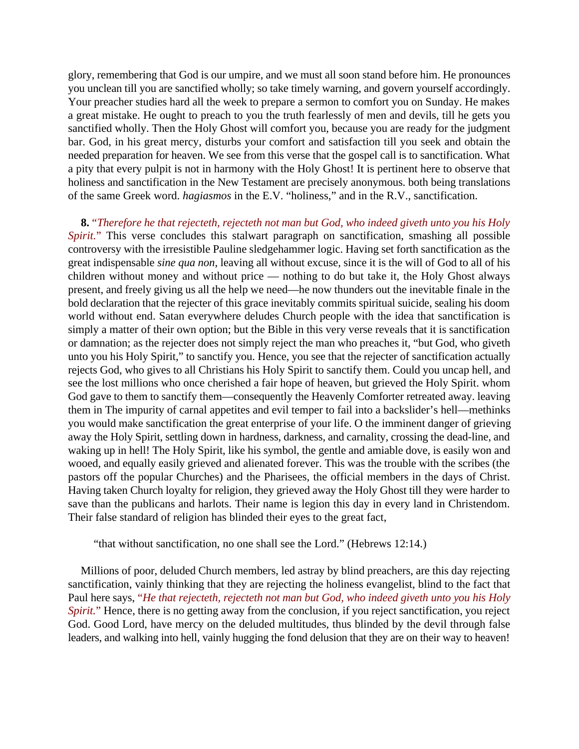glory, remembering that God is our umpire, and we must all soon stand before him. He pronounces you unclean till you are sanctified wholly; so take timely warning, and govern yourself accordingly. Your preacher studies hard all the week to prepare a sermon to comfort you on Sunday. He makes a great mistake. He ought to preach to you the truth fearlessly of men and devils, till he gets you sanctified wholly. Then the Holy Ghost will comfort you, because you are ready for the judgment bar. God, in his great mercy, disturbs your comfort and satisfaction till you seek and obtain the needed preparation for heaven. We see from this verse that the gospel call is to sanctification. What a pity that every pulpit is not in harmony with the Holy Ghost! It is pertinent here to observe that holiness and sanctification in the New Testament are precisely anonymous. both being translations of the same Greek word. *hagiasmos* in the E.V. "holiness," and in the R.V., sanctification.

**8.** "*Therefore he that rejecteth, rejecteth not man but God, who indeed giveth unto you his Holy Spirit.*" This verse concludes this stalwart paragraph on sanctification, smashing all possible controversy with the irresistible Pauline sledgehammer logic. Having set forth sanctification as the great indispensable *sine qua non*, leaving all without excuse, since it is the will of God to all of his children without money and without price — nothing to do but take it, the Holy Ghost always present, and freely giving us all the help we need—he now thunders out the inevitable finale in the bold declaration that the rejecter of this grace inevitably commits spiritual suicide, sealing his doom world without end. Satan everywhere deludes Church people with the idea that sanctification is simply a matter of their own option; but the Bible in this very verse reveals that it is sanctification or damnation; as the rejecter does not simply reject the man who preaches it, "but God, who giveth unto you his Holy Spirit," to sanctify you. Hence, you see that the rejecter of sanctification actually rejects God, who gives to all Christians his Holy Spirit to sanctify them. Could you uncap hell, and see the lost millions who once cherished a fair hope of heaven, but grieved the Holy Spirit. whom God gave to them to sanctify them—consequently the Heavenly Comforter retreated away. leaving them in The impurity of carnal appetites and evil temper to fail into a backslider's hell—methinks you would make sanctification the great enterprise of your life. O the imminent danger of grieving away the Holy Spirit, settling down in hardness, darkness, and carnality, crossing the dead-line, and waking up in hell! The Holy Spirit, like his symbol, the gentle and amiable dove, is easily won and wooed, and equally easily grieved and alienated forever. This was the trouble with the scribes (the pastors off the popular Churches) and the Pharisees, the official members in the days of Christ. Having taken Church loyalty for religion, they grieved away the Holy Ghost till they were harder to save than the publicans and harlots. Their name is legion this day in every land in Christendom. Their false standard of religion has blinded their eyes to the great fact,

> "that without sanctification, no one shall see the Lord." (Hebrews 12:14.)

Millions of poor, deluded Church members, led astray by blind preachers, are this day rejecting sanctification, vainly thinking that they are rejecting the holiness evangelist, blind to the fact that Paul here says, "*He that rejecteth, rejecteth not man but God, who indeed giveth unto you his Holy Spirit.*" Hence, there is no getting away from the conclusion, if you reject sanctification, you reject God. Good Lord, have mercy on the deluded multitudes, thus blinded by the devil through false leaders, and walking into hell, vainly hugging the fond delusion that they are on their way to heaven!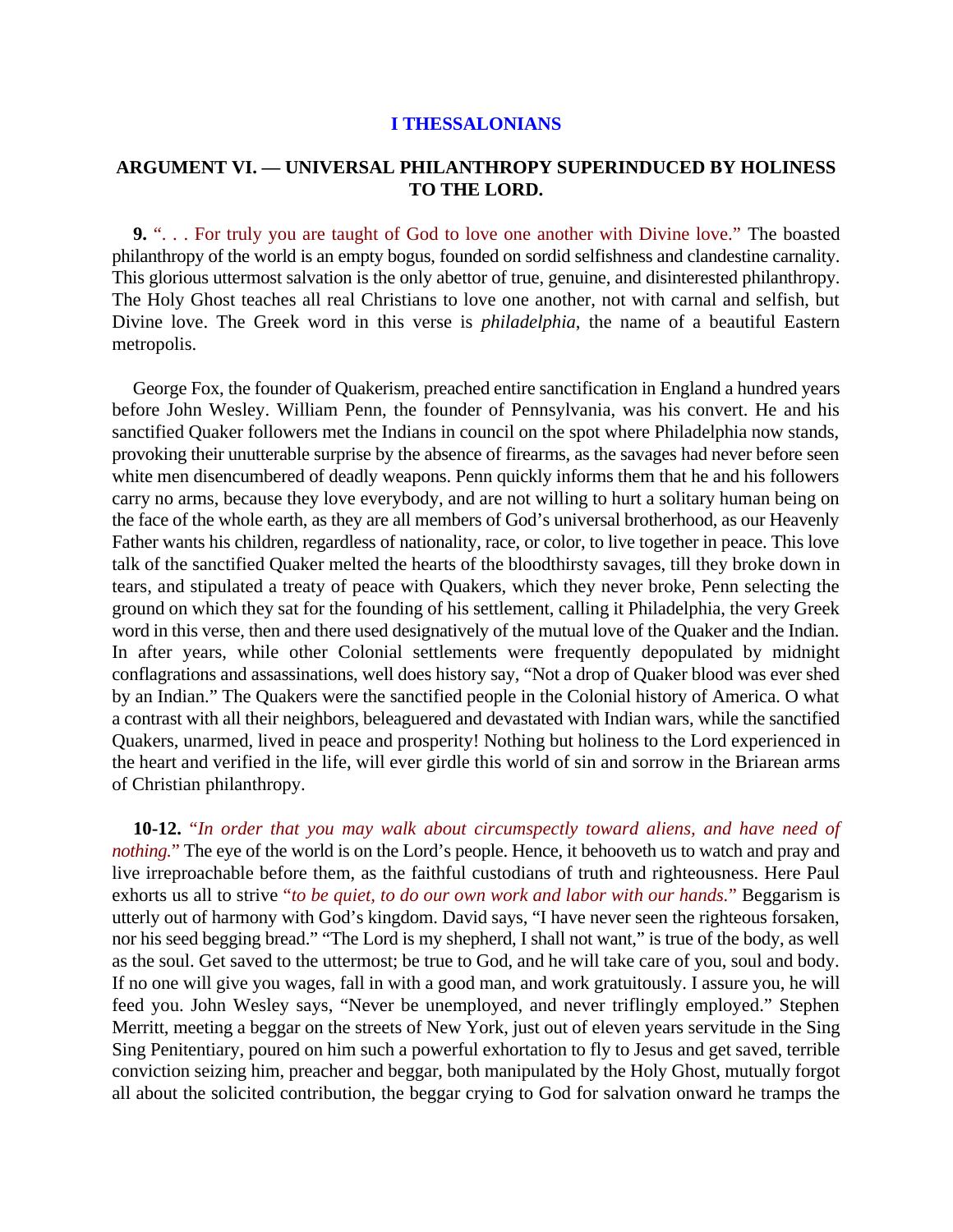## I THESSALONIANS

### ARGUMENT VI. — UNIVERSAL PHILANTHROPY SUPERINDUCED BY HOLINESS TO THE LORD.

**9.** ". . . For truly you are taught of God to love one another with Divine love." The boasted philanthropy of the world is an empty bogus, founded on sordid selfishness and clandestine carnality. This glorious uttermost salvation is the only abettor of true, genuine, and disinterested philanthropy. The Holy Ghost teaches all real Christians to love one another, not with carnal and selfish, but Divine love. The Greek word in this verse is *philadelphia*, the name of a beautiful Eastern metropolis.

George Fox, the founder of Quakerism, preached entire sanctification in England a hundred years before John Wesley. William Penn, the founder of Pennsylvania, was his convert. He and his sanctified Quaker followers met the Indians in council on the spot where Philadelphia now stands, provoking their unutterable surprise by the absence of firearms, as the savages had never before seen white men disencumbered of deadly weapons. Penn quickly informs them that he and his followers carry no arms, because they love everybody, and are not willing to hurt a solitary human being on the face of the whole earth, as they are all members of God's universal brotherhood, as our Heavenly Father wants his children, regardless of nationality, race, or color, to live together in peace. This love talk of the sanctified Quaker melted the hearts of the bloodthirsty savages, till they broke down in tears, and stipulated a treaty of peace with Quakers, which they never broke, Penn selecting the ground on which they sat for the founding of his settlement, calling it Philadelphia, the very Greek word in this verse, then and there used designatively of the mutual love of the Quaker and the Indian. In after years, while other Colonial settlements were frequently depopulated by midnight conflagrations and assassinations, well does history say, "Not a drop of Quaker blood was ever shed by an Indian." The Quakers were the sanctified people in the Colonial history of America. O what a contrast with all their neighbors, beleaguered and devastated with Indian wars, while the sanctified Quakers, unarmed, lived in peace and prosperity! Nothing but holiness to the Lord experienced in the heart and verified in the life, will ever girdle this world of sin and sorrow in the Briarean arms of Christian philanthropy.

**10-12.** "*In order that you may walk about circumspectly toward aliens, and have need of nothing.*" The eye of the world is on the Lord's people. Hence, it behooveth us to watch and pray and live irreproachable before them, as the faithful custodians of truth and righteousness. Here Paul exhorts us all to strive "*to be quiet, to do our own work and labor with our hands.*" Beggarism is utterly out of harmony with God's kingdom. David says, "I have never seen the righteous forsaken, nor his seed begging bread." "The Lord is my shepherd, I shall not want," is true of the body, as well as the soul. Get saved to the uttermost; be true to God, and he will take care of you, soul and body. If no one will give you wages, fall in with a good man, and work gratuitously. I assure you, he will feed you. John Wesley says, "Never be unemployed, and never triflingly employed." Stephen Merritt, meeting a beggar on the streets of New York, just out of eleven years servitude in the Sing Sing Penitentiary, poured on him such a powerful exhortation to fly to Jesus and get saved, terrible conviction seizing him, preacher and beggar, both manipulated by the Holy Ghost, mutually forgot all about the solicited contribution, the beggar crying to God for salvation onward he tramps the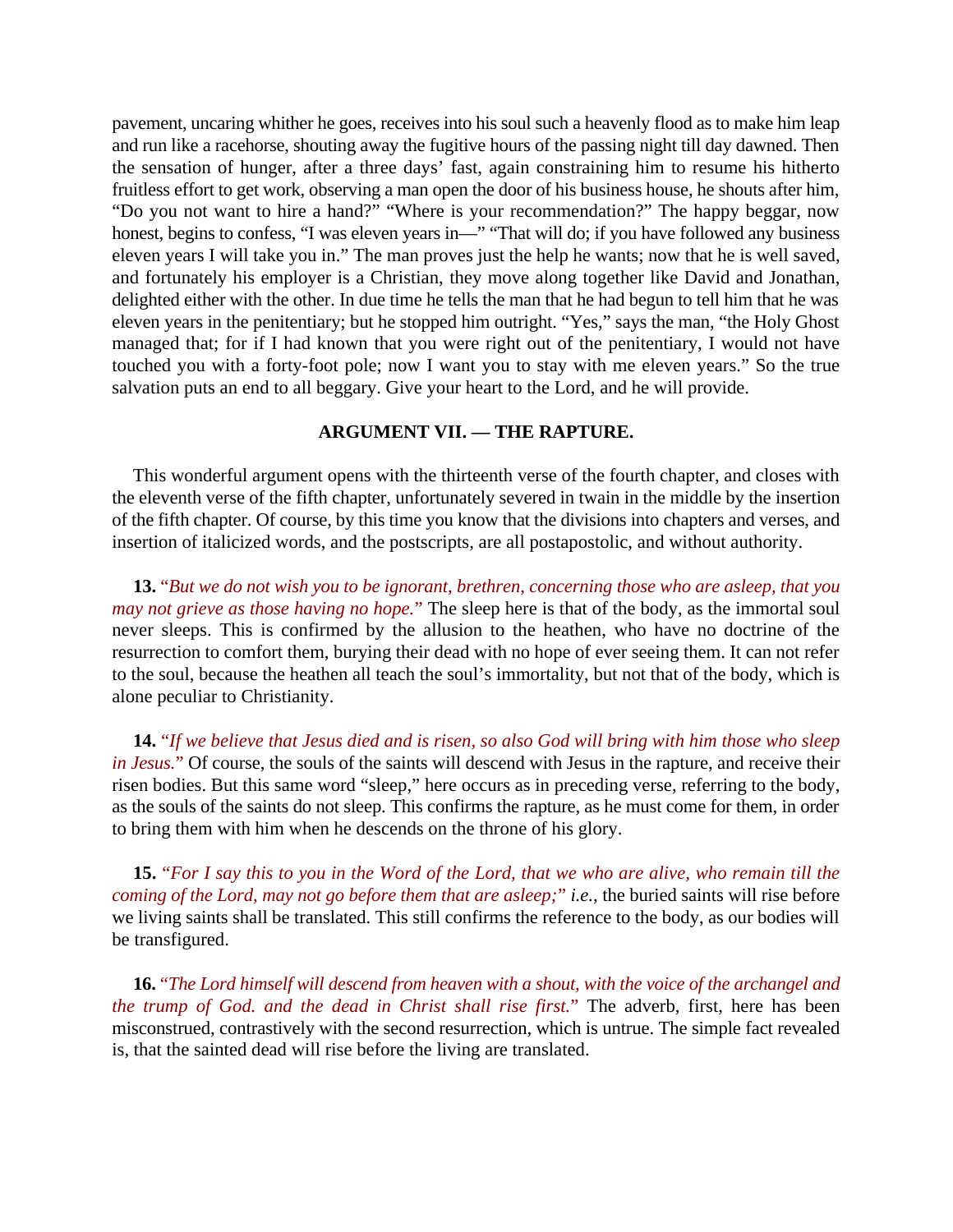pavement, uncaring whither he goes, receives into his soul such a heavenly flood as to make him leap and run like a racehorse, shouting away the fugitive hours of the passing night till day dawned. Then the sensation of hunger, after a three days' fast, again constraining him to resume his hitherto fruitless effort to get work, observing a man open the door of his business house, he shouts after him, "Do you not want to hire a hand?" "Where is your recommendation?" The happy beggar, now honest, begins to confess, "I was eleven years in—" "That will do; if you have followed any business eleven years I will take you in." The man proves just the help he wants; now that he is well saved, and fortunately his employer is a Christian, they move along together like David and Jonathan, delighted either with the other. In due time he tells the man that he had begun to tell him that he was eleven years in the penitentiary; but he stopped him outright. "Yes," says the man, "the Holy Ghost managed that; for if I had known that you were right out of the penitentiary, I would not have touched you with a forty-foot pole; now I want you to stay with me eleven years." So the true salvation puts an end to all beggary. Give your heart to the Lord, and he will provide.

## ARGUMENT VII. — THE RAPTURE.

This wonderful argument opens with the thirteenth verse of the fourth chapter, and closes with the eleventh verse of the fifth chapter, unfortunately severed in twain in the middle by the insertion of the fifth chapter. Of course, by this time you know that the divisions into chapters and verses, and insertion of italicized words, and the postscripts, are all postapostolic, and without authority.

**13.** "*But we do not wish you to be ignorant, brethren, concerning those who are asleep, that you may not grieve as those having no hope.*" The sleep here is that of the body, as the immortal soul never sleeps. This is confirmed by the allusion to the heathen, who have no doctrine of the resurrection to comfort them, burying their dead with no hope of ever seeing them. It can not refer to the soul, because the heathen all teach the soul's immortality, but not that of the body, which is alone peculiar to Christianity.

**14.** "*If we believe that Jesus died and is risen, so also God will bring with him those who sleep in Jesus.*" Of course, the souls of the saints will descend with Jesus in the rapture, and receive their risen bodies. But this same word "sleep," here occurs as in preceding verse, referring to the body, as the souls of the saints do not sleep. This confirms the rapture, as he must come for them, in order to bring them with him when he descends on the throne of his glory.

**15.** "*For I say this to you in the Word of the Lord, that we who are alive, who remain till the coming of the Lord, may not go before them that are asleep;*" *i.e.*, the buried saints will rise before we living saints shall be translated. This still confirms the reference to the body, as our bodies will be transfigured.

**16.** "*The Lord himself will descend from heaven with a shout, with the voice of the archangel and the trump of God. and the dead in Christ shall rise first.*" The adverb, first, here has been misconstrued, contrastively with the second resurrection, which is untrue. The simple fact revealed is, that the sainted dead will rise before the living are translated.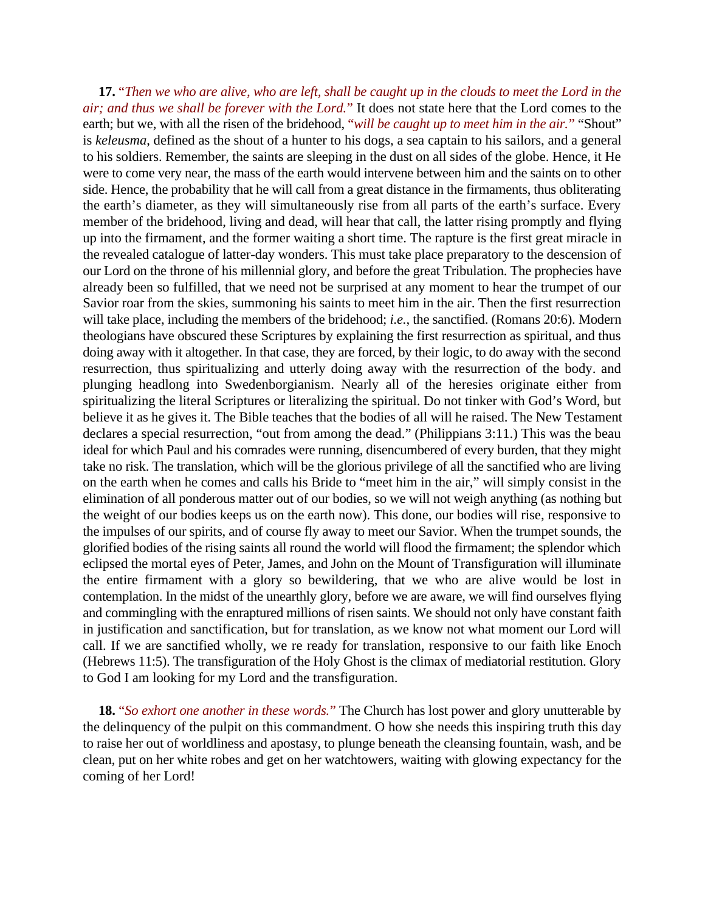**17.** *"Then we who are alive, who are left, shall be caught up in the clouds to meet the Lord in the air; and thus we shall be forever with the Lord."* It does not state here that the Lord comes to the earth; but we, with all the risen of the bridehood, *"will be caught up to meet him in the air."* "Shout" is *keleusma*, defined as the shout of a hunter to his dogs, a sea captain to his sailors, and a general to his soldiers. Remember, the saints are sleeping in the dust on all sides of the globe. Hence, it He were to come very near, the mass of the earth would intervene between him and the saints on to other side. Hence, the probability that he will call from a great distance in the firmaments, thus obliterating the earth's diameter, as they will simultaneously rise from all parts of the earth's surface. Every member of the bridehood, living and dead, will hear that call, the latter rising promptly and flying up into the firmament, and the former waiting a short time. The rapture is the first great miracle in the revealed catalogue of latter-day wonders. This must take place preparatory to the descension of our Lord on the throne of his millennial glory, and before the great Tribulation. The prophecies have already been so fulfilled, that we need not be surprised at any moment to hear the trumpet of our Savior roar from the skies, summoning his saints to meet him in the air. Then the first resurrection will take place, including the members of the bridehood; *i.e.*, the sanctified. (Romans 20:6). Modern theologians have obscured these Scriptures by explaining the first resurrection as spiritual, and thus doing away with it altogether. In that case, they are forced, by their logic, to do away with the second resurrection, thus spiritualizing and utterly doing away with the resurrection of the body. and plunging headlong into Swedenborgianism. Nearly all of the heresies originate either from spiritualizing the literal Scriptures or literalizing the spiritual. Do not tinker with God's Word, but believe it as he gives it. The Bible teaches that the bodies of all will he raised. The New Testament declares a special resurrection, "out from among the dead." (Philippians 3:11.) This was the beau ideal for which Paul and his comrades were running, disencumbered of every burden, that they might take no risk. The translation, which will be the glorious privilege of all the sanctified who are living on the earth when he comes and calls his Bride to "meet him in the air," will simply consist in the elimination of all ponderous matter out of our bodies, so we will not weigh anything (as nothing but the weight of our bodies keeps us on the earth now). This done, our bodies will rise, responsive to the impulses of our spirits, and of course fly away to meet our Savior. When the trumpet sounds, the glorified bodies of the rising saints all round the world will flood the firmament; the splendor which eclipsed the mortal eyes of Peter, James, and John on the Mount of Transfiguration will illuminate the entire firmament with a glory so bewildering, that we who are alive would be lost in contemplation. In the midst of the unearthly glory, before we are aware, we will find ourselves flying and commingling with the enraptured millions of risen saints. We should not only have constant faith in justification and sanctification, but for translation, as we know not what moment our Lord will call. If we are sanctified wholly, we re ready for translation, responsive to our faith like Enoch (Hebrews 11:5). The transfiguration of the Holy Ghost is the climax of mediatorial restitution. Glory to God I am looking for my Lord and the transfiguration.

**18.** *"So exhort one another in these words."* The Church has lost power and glory unutterable by the delinquency of the pulpit on this commandment. O how she needs this inspiring truth this day to raise her out of worldliness and apostasy, to plunge beneath the cleansing fountain, wash, and be clean, put on her white robes and get on her watchtowers, waiting with glowing expectancy for the coming of her Lord!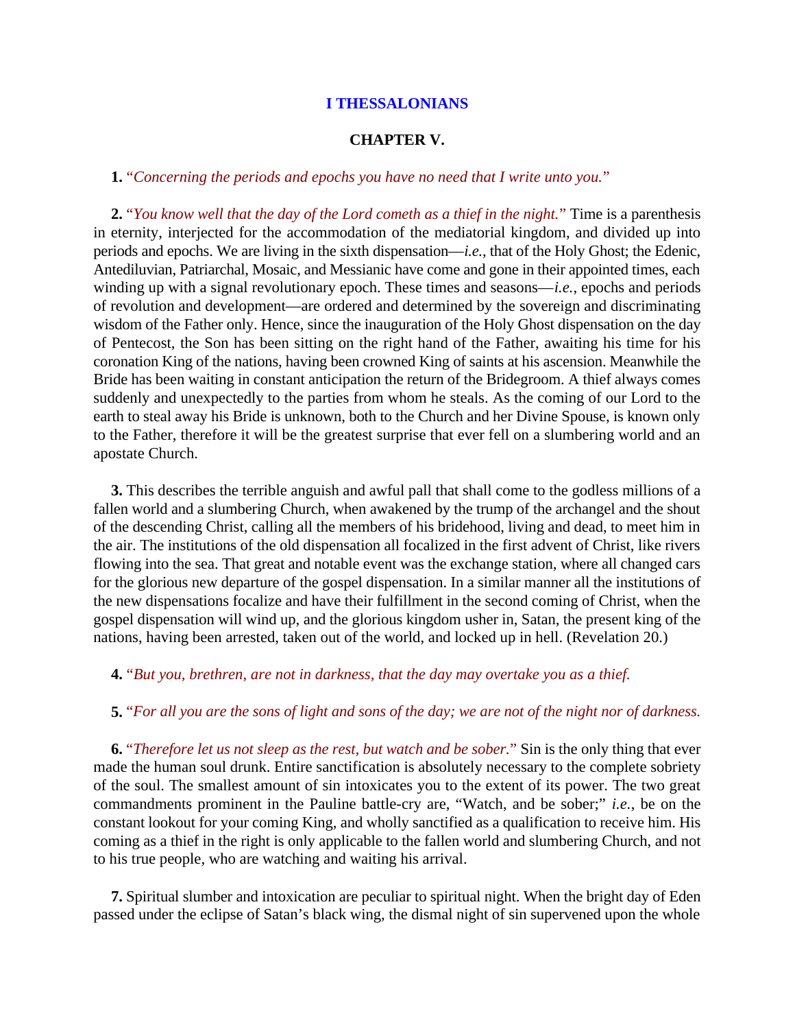## I THESSALONIANS

### CHAPTER V.

**1.** "*Concerning the periods and epochs you have no need that I write unto you.*"

**2.** "*You know well that the day of the Lord cometh as a thief in the night.*" Time is a parenthesis in eternity, interjected for the accommodation of the mediatorial kingdom, and divided up into periods and epochs. We are living in the sixth dispensation—*i.e.*, that of the Holy Ghost; the Edenic, Antediluvian, Patriarchal, Mosaic, and Messianic have come and gone in their appointed times, each winding up with a signal revolutionary epoch. These times and seasons—*i.e.*, epochs and periods of revolution and development—are ordered and determined by the sovereign and discriminating wisdom of the Father only. Hence, since the inauguration of the Holy Ghost dispensation on the day of Pentecost, the Son has been sitting on the right hand of the Father, awaiting his time for his coronation King of the nations, having been crowned King of saints at his ascension. Meanwhile the Bride has been waiting in constant anticipation the return of the Bridegroom. A thief always comes suddenly and unexpectedly to the parties from whom he steals. As the coming of our Lord to the earth to steal away his Bride is unknown, both to the Church and her Divine Spouse, is known only to the Father, therefore it will be the greatest surprise that ever fell on a slumbering world and an apostate Church.

**3.** This describes the terrible anguish and awful pall that shall come to the godless millions of a fallen world and a slumbering Church, when awakened by the trump of the archangel and the shout of the descending Christ, calling all the members of his bridehood, living and dead, to meet him in the air. The institutions of the old dispensation all focalized in the first advent of Christ, like rivers flowing into the sea. That great and notable event was the exchange station, where all changed cars for the glorious new departure of the gospel dispensation. In a similar manner all the institutions of the new dispensations focalize and have their fulfillment in the second coming of Christ, when the gospel dispensation will wind up, and the glorious kingdom usher in, Satan, the present king of the nations, having been arrested, taken out of the world, and locked up in hell. (Revelation 20.)

**4.** "*But you, brethren, are not in darkness, that the day may overtake you as a thief.*

**5.** "*For all you are the sons of light and sons of the day; we are not of the night nor of darkness.*

**6.** "*Therefore let us not sleep as the rest, but watch and be sober.*" Sin is the only thing that ever made the human soul drunk. Entire sanctification is absolutely necessary to the complete sobriety of the soul. The smallest amount of sin intoxicates you to the extent of its power. The two great commandments prominent in the Pauline battle-cry are, "Watch, and be sober;" *i.e.*, be on the constant lookout for your coming King, and wholly sanctified as a qualification to receive him. His coming as a thief in the right is only applicable to the fallen world and slumbering Church, and not to his true people, who are watching and waiting his arrival.

**7.** Spiritual slumber and intoxication are peculiar to spiritual night. When the bright day of Eden passed under the eclipse of Satan's black wing, the dismal night of sin supervened upon the whole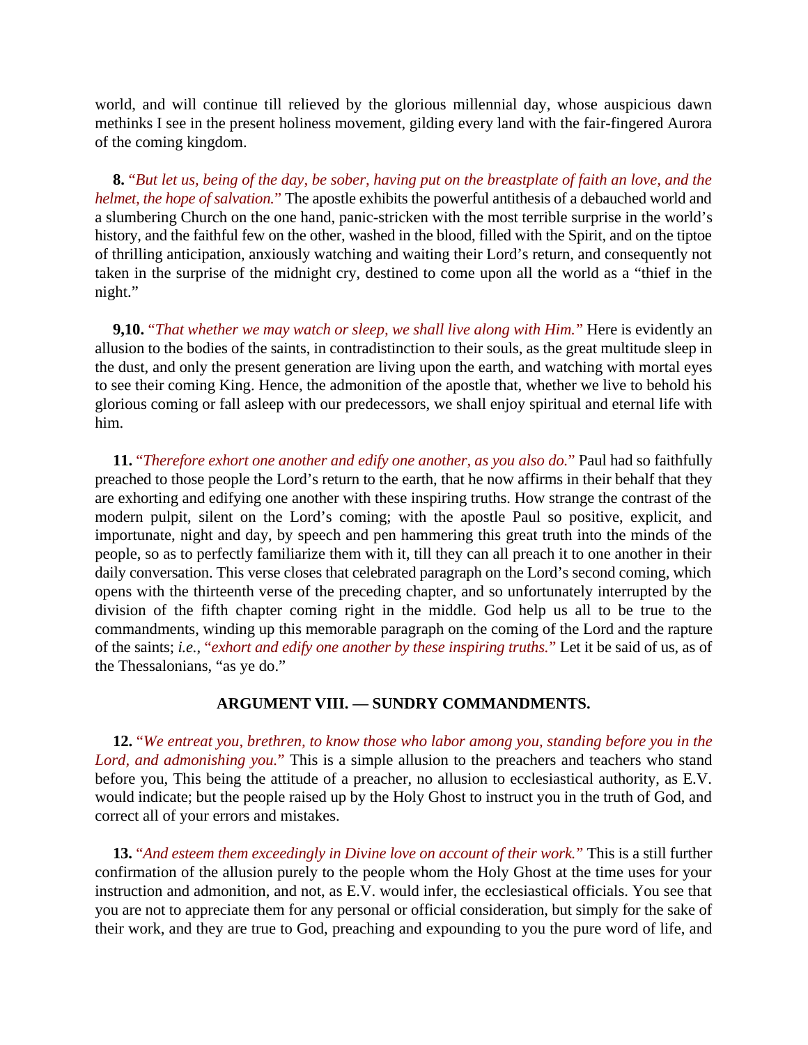world, and will continue till relieved by the glorious millennial day, whose auspicious dawn methinks I see in the present holiness movement, gilding every land with the fair-fingered Aurora of the coming kingdom.

**8.** "*But let us, being of the day, be sober, having put on the breastplate of faith an love, and the helmet, the hope of salvation.*" The apostle exhibits the powerful antithesis of a debauched world and a slumbering Church on the one hand, panic-stricken with the most terrible surprise in the world's history, and the faithful few on the other, washed in the blood, filled with the Spirit, and on the tiptoe of thrilling anticipation, anxiously watching and waiting their Lord's return, and consequently not taken in the surprise of the midnight cry, destined to come upon all the world as a "thief in the night."

**9,10.** "*That whether we may watch or sleep, we shall live along with Him.*" Here is evidently an allusion to the bodies of the saints, in contradistinction to their souls, as the great multitude sleep in the dust, and only the present generation are living upon the earth, and watching with mortal eyes to see their coming King. Hence, the admonition of the apostle that, whether we live to behold his glorious coming or fall asleep with our predecessors, we shall enjoy spiritual and eternal life with him.

**11.** "*Therefore exhort one another and edify one another, as you also do.*" Paul had so faithfully preached to those people the Lord's return to the earth, that he now affirms in their behalf that they are exhorting and edifying one another with these inspiring truths. How strange the contrast of the modern pulpit, silent on the Lord's coming; with the apostle Paul so positive, explicit, and importunate, night and day, by speech and pen hammering this great truth into the minds of the people, so as to perfectly familiarize them with it, till they can all preach it to one another in their daily conversation. This verse closes that celebrated paragraph on the Lord's second coming, which opens with the thirteenth verse of the preceding chapter, and so unfortunately interrupted by the division of the fifth chapter coming right in the middle. God help us all to be true to the commandments, winding up this memorable paragraph on the coming of the Lord and the rapture of the saints; *i.e.*, "*exhort and edify one another by these inspiring truths.*" Let it be said of us, as of the Thessalonians, "as ye do."

## ARGUMENT VIII. — SUNDRY COMMANDMENTS.

**12.** "*We entreat you, brethren, to know those who labor among you, standing before you in the Lord, and admonishing you.*" This is a simple allusion to the preachers and teachers who stand before you, This being the attitude of a preacher, no allusion to ecclesiastical authority, as E.V. would indicate; but the people raised up by the Holy Ghost to instruct you in the truth of God, and correct all of your errors and mistakes.

**13.** "*And esteem them exceedingly in Divine love on account of their work.*" This is a still further confirmation of the allusion purely to the people whom the Holy Ghost at the time uses for your instruction and admonition, and not, as E.V. would infer, the ecclesiastical officials. You see that you are not to appreciate them for any personal or official consideration, but simply for the sake of their work, and they are true to God, preaching and expounding to you the pure word of life, and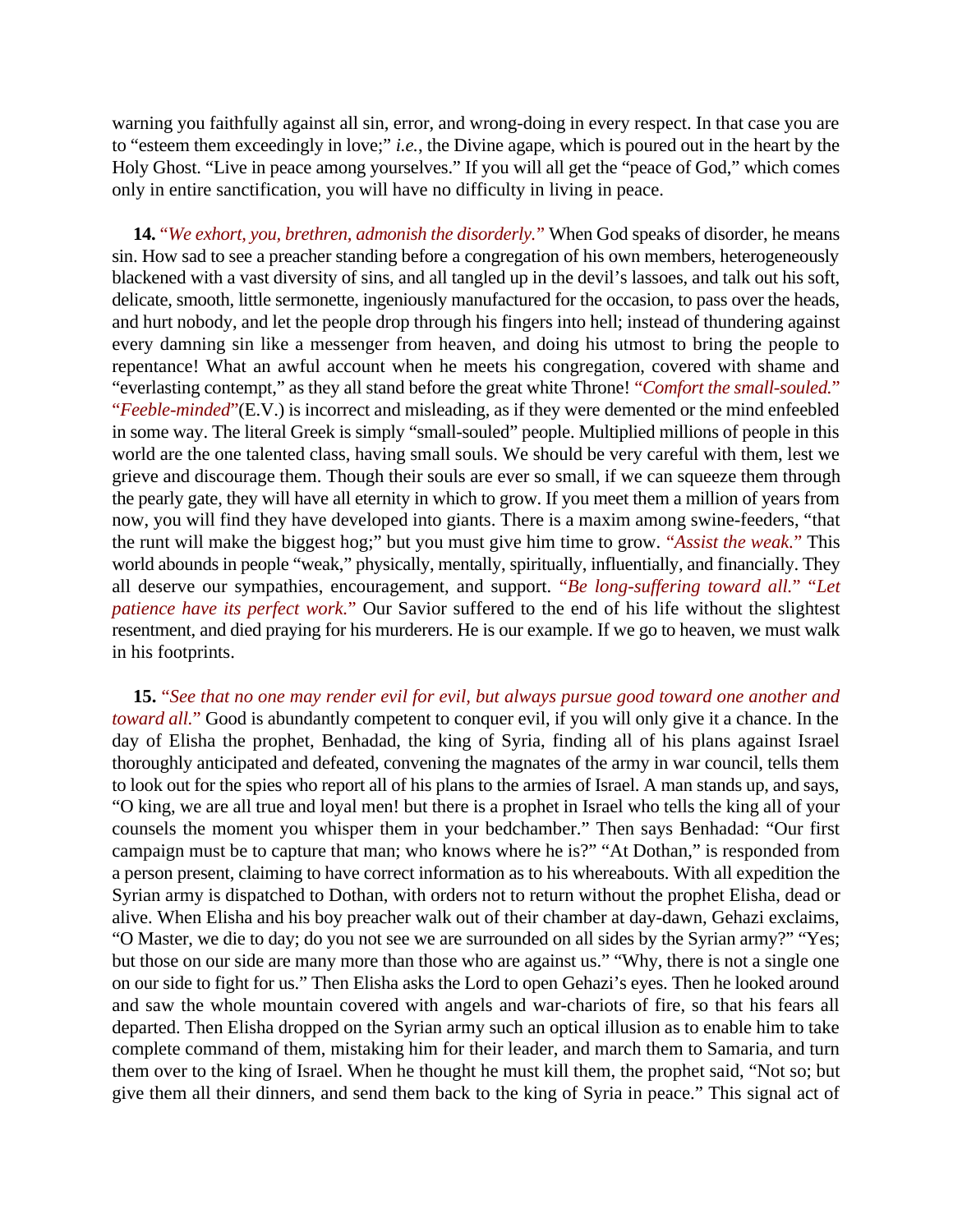warning you faithfully against all sin, error, and wrong-doing in every respect. In that case you are to "esteem them exceedingly in love;" *i.e.*, the Divine agape, which is poured out in the heart by the Holy Ghost. "Live in peace among yourselves." If you will all get the "peace of God," which comes only in entire sanctification, you will have no difficulty in living in peace.

**14.** "*We exhort, you, brethren, admonish the disorderly.*" When God speaks of disorder, he means sin. How sad to see a preacher standing before a congregation of his own members, heterogeneously blackened with a vast diversity of sins, and all tangled up in the devil's lassoes, and talk out his soft, delicate, smooth, little sermonette, ingeniously manufactured for the occasion, to pass over the heads, and hurt nobody, and let the people drop through his fingers into hell; instead of thundering against every damning sin like a messenger from heaven, and doing his utmost to bring the people to repentance! What an awful account when he meets his congregation, covered with shame and "everlasting contempt," as they all stand before the great white Throne! "*Comfort the small-souled.*" "*Feeble-minded*"(E.V.) is incorrect and misleading, as if they were demented or the mind enfeebled in some way. The literal Greek is simply "small-souled" people. Multiplied millions of people in this world are the one talented class, having small souls. We should be very careful with them, lest we grieve and discourage them. Though their souls are ever so small, if we can squeeze them through the pearly gate, they will have all eternity in which to grow. If you meet them a million of years from now, you will find they have developed into giants. There is a maxim among swine-feeders, "that the runt will make the biggest hog;" but you must give him time to grow. "*Assist the weak.*" This world abounds in people "weak," physically, mentally, spiritually, influentially, and financially. They all deserve our sympathies, encouragement, and support. "*Be long-suffering toward all.*" "*Let patience have its perfect work.*" Our Savior suffered to the end of his life without the slightest resentment, and died praying for his murderers. He is our example. If we go to heaven, we must walk in his footprints.

**15.** "*See that no one may render evil for evil, but always pursue good toward one another and toward all.*" Good is abundantly competent to conquer evil, if you will only give it a chance. In the day of Elisha the prophet, Benhadad, the king of Syria, finding all of his plans against Israel thoroughly anticipated and defeated, convening the magnates of the army in war council, tells them to look out for the spies who report all of his plans to the armies of Israel. A man stands up, and says, "O king, we are all true and loyal men! but there is a prophet in Israel who tells the king all of your counsels the moment you whisper them in your bedchamber." Then says Benhadad: "Our first campaign must be to capture that man; who knows where he is?" "At Dothan," is responded from a person present, claiming to have correct information as to his whereabouts. With all expedition the Syrian army is dispatched to Dothan, with orders not to return without the prophet Elisha, dead or alive. When Elisha and his boy preacher walk out of their chamber at day-dawn, Gehazi exclaims, "O Master, we die to day; do you not see we are surrounded on all sides by the Syrian army?" "Yes; but those on our side are many more than those who are against us." "Why, there is not a single one on our side to fight for us." Then Elisha asks the Lord to open Gehazi's eyes. Then he looked around and saw the whole mountain covered with angels and war-chariots of fire, so that his fears all departed. Then Elisha dropped on the Syrian army such an optical illusion as to enable him to take complete command of them, mistaking him for their leader, and march them to Samaria, and turn them over to the king of Israel. When he thought he must kill them, the prophet said, "Not so; but give them all their dinners, and send them back to the king of Syria in peace." This signal act of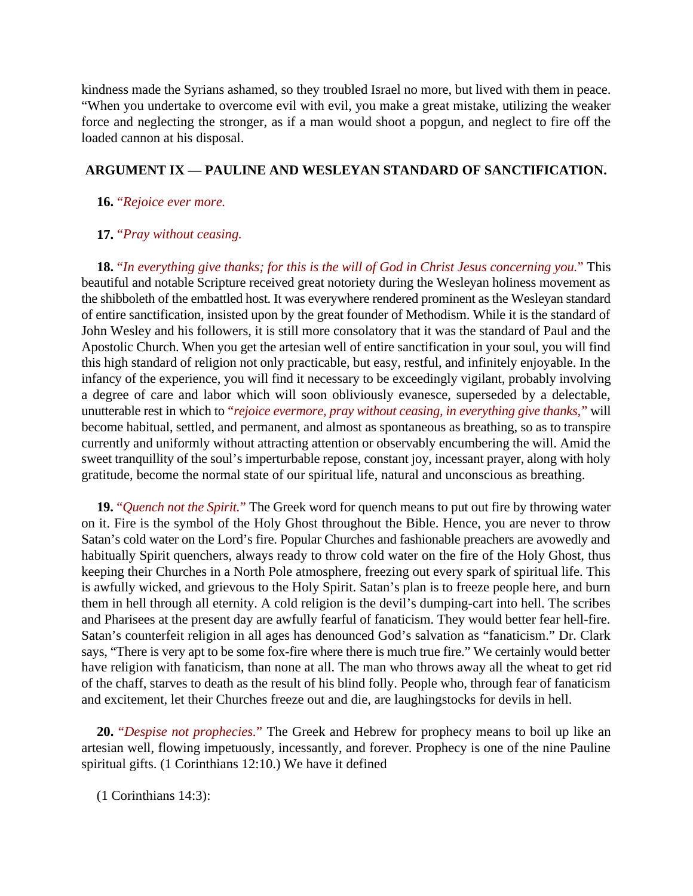kindness made the Syrians ashamed, so they troubled Israel no more, but lived with them in peace. "When you undertake to overcome evil with evil, you make a great mistake, utilizing the weaker force and neglecting the stronger, as if a man would shoot a popgun, and neglect to fire off the loaded cannon at his disposal.

### ARGUMENT IX — PAULINE AND WESLEYAN STANDARD OF SANCTIFICATION.

**16.** "*Rejoice ever more.*

**17.** "*Pray without ceasing.*

**18.** "*In everything give thanks; for this is the will of God in Christ Jesus concerning you.*" This beautiful and notable Scripture received great notoriety during the Wesleyan holiness movement as the shibboleth of the embattled host. It was everywhere rendered prominent as the Wesleyan standard of entire sanctification, insisted upon by the great founder of Methodism. While it is the standard of John Wesley and his followers, it is still more consolatory that it was the standard of Paul and the Apostolic Church. When you get the artesian well of entire sanctification in your soul, you will find this high standard of religion not only practicable, but easy, restful, and infinitely enjoyable. In the infancy of the experience, you will find it necessary to be exceedingly vigilant, probably involving a degree of care and labor which will soon obliviously evanesce, superseded by a delectable, unutterable rest in which to "*rejoice evermore, pray without ceasing, in everything give thanks,*" will become habitual, settled, and permanent, and almost as spontaneous as breathing, so as to transpire currently and uniformly without attracting attention or observably encumbering the will. Amid the sweet tranquillity of the soul's imperturbable repose, constant joy, incessant prayer, along with holy gratitude, become the normal state of our spiritual life, natural and unconscious as breathing.

**19.** "*Quench not the Spirit.*" The Greek word for quench means to put out fire by throwing water on it. Fire is the symbol of the Holy Ghost throughout the Bible. Hence, you are never to throw Satan's cold water on the Lord's fire. Popular Churches and fashionable preachers are avowedly and habitually Spirit quenchers, always ready to throw cold water on the fire of the Holy Ghost, thus keeping their Churches in a North Pole atmosphere, freezing out every spark of spiritual life. This is awfully wicked, and grievous to the Holy Spirit. Satan's plan is to freeze people here, and burn them in hell through all eternity. A cold religion is the devil's dumping-cart into hell. The scribes and Pharisees at the present day are awfully fearful of fanaticism. They would better fear hell-fire. Satan's counterfeit religion in all ages has denounced God's salvation as "fanaticism." Dr. Clark says, "There is very apt to be some fox-fire where there is much true fire." We certainly would better have religion with fanaticism, than none at all. The man who throws away all the wheat to get rid of the chaff, starves to death as the result of his blind folly. People who, through fear of fanaticism and excitement, let their Churches freeze out and die, are laughingstocks for devils in hell.

**20.** "*Despise not prophecies.*" The Greek and Hebrew for prophecy means to boil up like an artesian well, flowing impetuously, incessantly, and forever. Prophecy is one of the nine Pauline spiritual gifts. (1 Corinthians 12:10.) We have it defined

(1 Corinthians 14:3):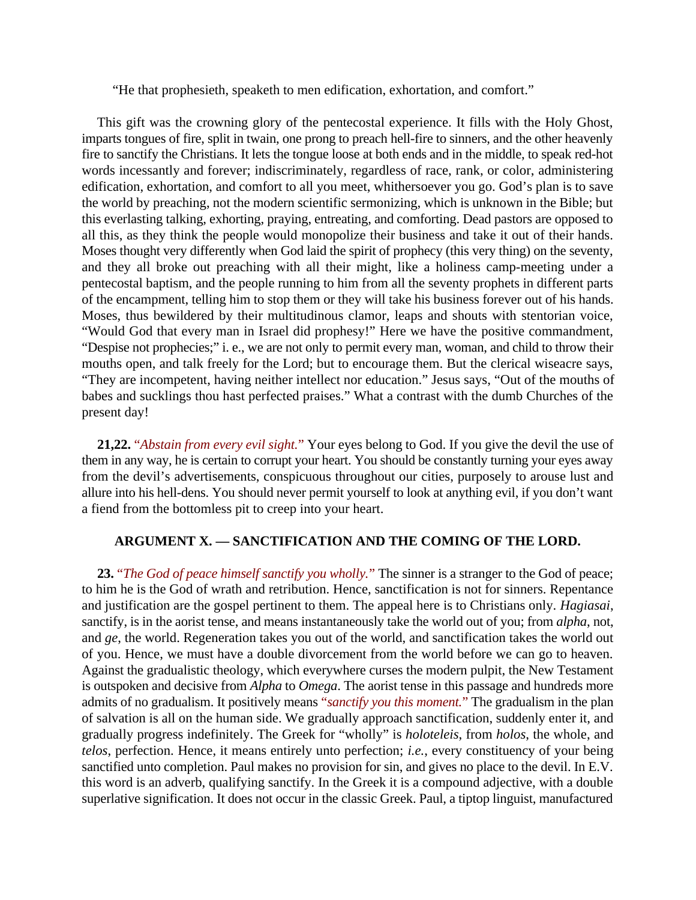"He that prophesieth, speaketh to men edification, exhortation, and comfort."

This gift was the crowning glory of the pentecostal experience. It fills with the Holy Ghost, imparts tongues of fire, split in twain, one prong to preach hell-fire to sinners, and the other heavenly fire to sanctify the Christians. It lets the tongue loose at both ends and in the middle, to speak red-hot words incessantly and forever; indiscriminately, regardless of race, rank, or color, administering edification, exhortation, and comfort to all you meet, whithersoever you go. God's plan is to save the world by preaching, not the modern scientific sermonizing, which is unknown in the Bible; but this everlasting talking, exhorting, praying, entreating, and comforting. Dead pastors are opposed to all this, as they think the people would monopolize their business and take it out of their hands. Moses thought very differently when God laid the spirit of prophecy (this very thing) on the seventy, and they all broke out preaching with all their might, like a holiness camp-meeting under a pentecostal baptism, and the people running to him from all the seventy prophets in different parts of the encampment, telling him to stop them or they will take his business forever out of his hands. Moses, thus bewildered by their multitudinous clamor, leaps and shouts with stentorian voice, "Would God that every man in Israel did prophesy!" Here we have the positive commandment, "Despise not prophecies;" i. e., we are not only to permit every man, woman, and child to throw their mouths open, and talk freely for the Lord; but to encourage them. But the clerical wiseacre says, "They are incompetent, having neither intellect nor education." Jesus says, "Out of the mouths of babes and sucklings thou hast perfected praises." What a contrast with the dumb Churches of the present day!

**21,22.** *"Abstain from every evil sight."* Your eyes belong to God. If you give the devil the use of them in any way, he is certain to corrupt your heart. You should be constantly turning your eyes away from the devil's advertisements, conspicuous throughout our cities, purposely to arouse lust and allure into his hell-dens. You should never permit yourself to look at anything evil, if you don't want a fiend from the bottomless pit to creep into your heart.

### ARGUMENT X. — SANCTIFICATION AND THE COMING OF THE LORD.

**23.** *"The God of peace himself sanctify you wholly."* The sinner is a stranger to the God of peace; to him he is the God of wrath and retribution. Hence, sanctification is not for sinners. Repentance and justification are the gospel pertinent to them. The appeal here is to Christians only. *Hagiasai*, sanctify, is in the aorist tense, and means instantaneously take the world out of you; from *alpha*, not, and *ge*, the world. Regeneration takes you out of the world, and sanctification takes the world out of you. Hence, we must have a double divorcement from the world before we can go to heaven. Against the gradualistic theology, which everywhere curses the modern pulpit, the New Testament is outspoken and decisive from *Alpha* to *Omega*. The aorist tense in this passage and hundreds more admits of no gradualism. It positively means *"sanctify you this moment."* The gradualism in the plan of salvation is all on the human side. We gradually approach sanctification, suddenly enter it, and gradually progress indefinitely. The Greek for "wholly" is *holoteleis*, from *holos*, the whole, and *telos*, perfection. Hence, it means entirely unto perfection; *i.e.*, every constituency of your being sanctified unto completion. Paul makes no provision for sin, and gives no place to the devil. In E.V. this word is an adverb, qualifying sanctify. In the Greek it is a compound adjective, with a double superlative signification. It does not occur in the classic Greek. Paul, a tiptop linguist, manufactured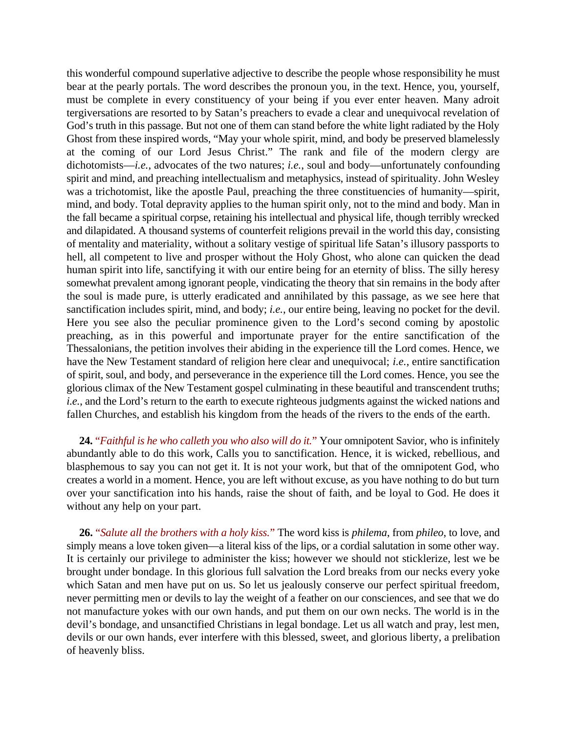this wonderful compound superlative adjective to describe the people whose responsibility he must bear at the pearly portals. The word describes the pronoun you, in the text. Hence, you, yourself, must be complete in every constituency of your being if you ever enter heaven. Many adroit tergiversations are resorted to by Satan's preachers to evade a clear and unequivocal revelation of God's truth in this passage. But not one of them can stand before the white light radiated by the Holy Ghost from these inspired words, "May your whole spirit, mind, and body be preserved blamelessly at the coming of our Lord Jesus Christ." The rank and file of the modern clergy are dichotomists—*i.e.*, advocates of the two natures; *i.e.*, soul and body—unfortunately confounding spirit and mind, and preaching intellectualism and metaphysics, instead of spirituality. John Wesley was a trichotomist, like the apostle Paul, preaching the three constituencies of humanity—spirit, mind, and body. Total depravity applies to the human spirit only, not to the mind and body. Man in the fall became a spiritual corpse, retaining his intellectual and physical life, though terribly wrecked and dilapidated. A thousand systems of counterfeit religions prevail in the world this day, consisting of mentality and materiality, without a solitary vestige of spiritual life Satan's illusory passports to hell, all competent to live and prosper without the Holy Ghost, who alone can quicken the dead human spirit into life, sanctifying it with our entire being for an eternity of bliss. The silly heresy somewhat prevalent among ignorant people, vindicating the theory that sin remains in the body after the soul is made pure, is utterly eradicated and annihilated by this passage, as we see here that sanctification includes spirit, mind, and body; *i.e.*, our entire being, leaving no pocket for the devil. Here you see also the peculiar prominence given to the Lord's second coming by apostolic preaching, as in this powerful and importunate prayer for the entire sanctification of the Thessalonians, the petition involves their abiding in the experience till the Lord comes. Hence, we have the New Testament standard of religion here clear and unequivocal; *i.e.*, entire sanctification of spirit, soul, and body, and perseverance in the experience till the Lord comes. Hence, you see the glorious climax of the New Testament gospel culminating in these beautiful and transcendent truths; *i.e.*, and the Lord's return to the earth to execute righteous judgments against the wicked nations and fallen Churches, and establish his kingdom from the heads of the rivers to the ends of the earth.

**24.** "*Faithful is he who calleth you who also will do it.*" Your omnipotent Savior, who is infinitely abundantly able to do this work, Calls you to sanctification. Hence, it is wicked, rebellious, and blasphemous to say you can not get it. It is not your work, but that of the omnipotent God, who creates a world in a moment. Hence, you are left without excuse, as you have nothing to do but turn over your sanctification into his hands, raise the shout of faith, and be loyal to God. He does it without any help on your part.

**26.** "*Salute all the brothers with a holy kiss.*" The word kiss is *philema*, from *phileo*, to love, and simply means a love token given—a literal kiss of the lips, or a cordial salutation in some other way. It is certainly our privilege to administer the kiss; however we should not sticklerize, lest we be brought under bondage. In this glorious full salvation the Lord breaks from our necks every yoke which Satan and men have put on us. So let us jealously conserve our perfect spiritual freedom, never permitting men or devils to lay the weight of a feather on our consciences, and see that we do not manufacture yokes with our own hands, and put them on our own necks. The world is in the devil's bondage, and unsanctified Christians in legal bondage. Let us all watch and pray, lest men, devils or our own hands, ever interfere with this blessed, sweet, and glorious liberty, a prelibation of heavenly bliss.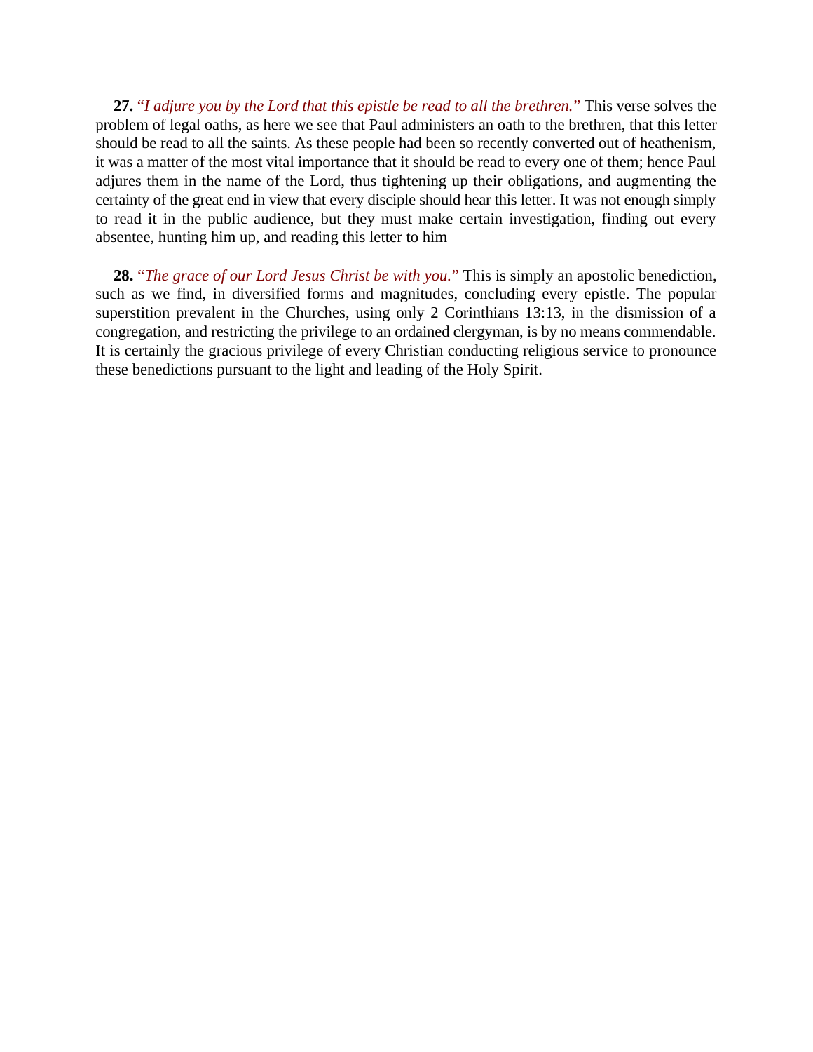**27.** *"I adjure you by the Lord that this epistle be read to all the brethren."* This verse solves the problem of legal oaths, as here we see that Paul administers an oath to the brethren, that this letter should be read to all the saints. As these people had been so recently converted out of heathenism, it was a matter of the most vital importance that it should be read to every one of them; hence Paul adjures them in the name of the Lord, thus tightening up their obligations, and augmenting the certainty of the great end in view that every disciple should hear this letter. It was not enough simply to read it in the public audience, but they must make certain investigation, finding out every absentee, hunting him up, and reading this letter to him

**28.** *"The grace of our Lord Jesus Christ be with you."* This is simply an apostolic benediction, such as we find, in diversified forms and magnitudes, concluding every epistle. The popular superstition prevalent in the Churches, using only 2 Corinthians 13:13, in the dismission of a congregation, and restricting the privilege to an ordained clergyman, is by no means commendable. It is certainly the gracious privilege of every Christian conducting religious service to pronounce these benedictions pursuant to the light and leading of the Holy Spirit.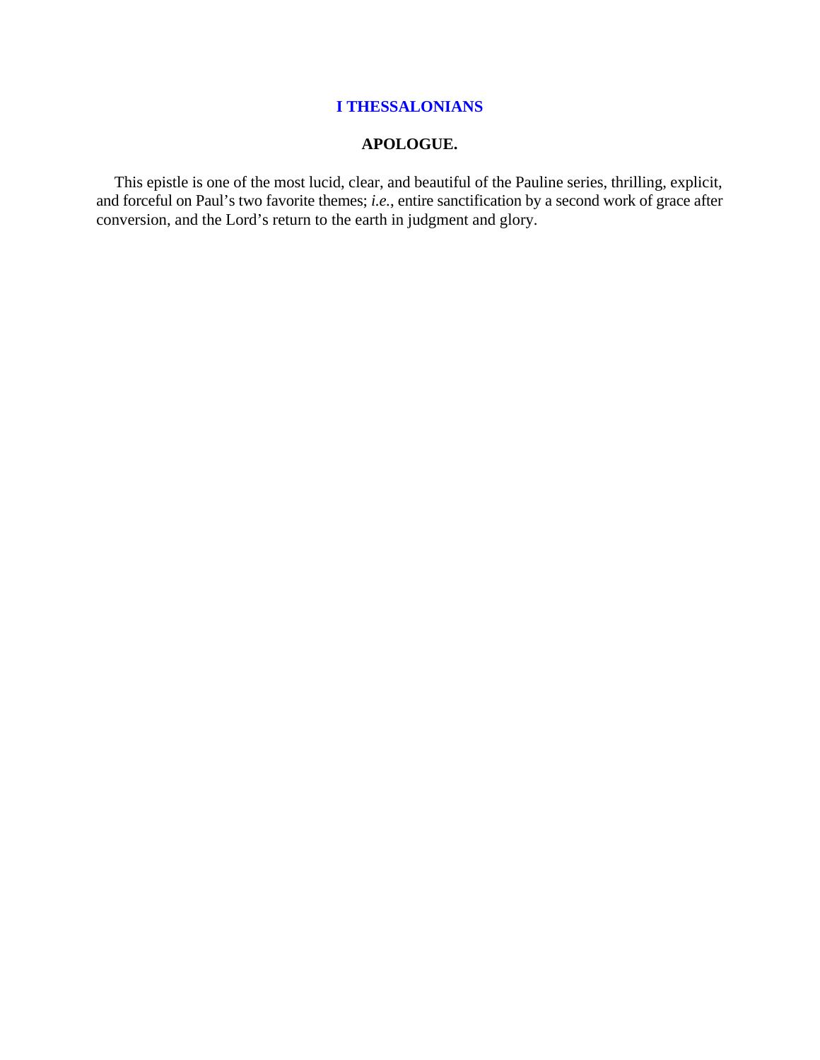# I THESSALONIANS

## APOLOGUE.

This epistle is one of the most lucid, clear, and beautiful of the Pauline series, thrilling, explicit, and forceful on Paul's two favorite themes; *i.e.*, entire sanctification by a second work of grace after conversion, and the Lord's return to the earth in judgment and glory.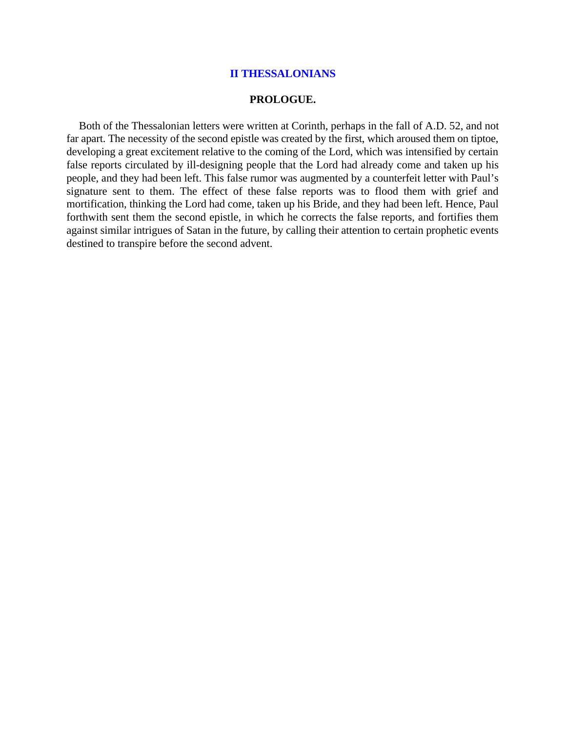## II THESSALONIANS

### PROLOGUE.

Both of the Thessalonian letters were written at Corinth, perhaps in the fall of A.D. 52, and not far apart. The necessity of the second epistle was created by the first, which aroused them on tiptoe, developing a great excitement relative to the coming of the Lord, which was intensified by certain false reports circulated by ill-designing people that the Lord had already come and taken up his people, and they had been left. This false rumor was augmented by a counterfeit letter with Paul's signature sent to them. The effect of these false reports was to flood them with grief and mortification, thinking the Lord had come, taken up his Bride, and they had been left. Hence, Paul forthwith sent them the second epistle, in which he corrects the false reports, and fortifies them against similar intrigues of Satan in the future, by calling their attention to certain prophetic events destined to transpire before the second advent.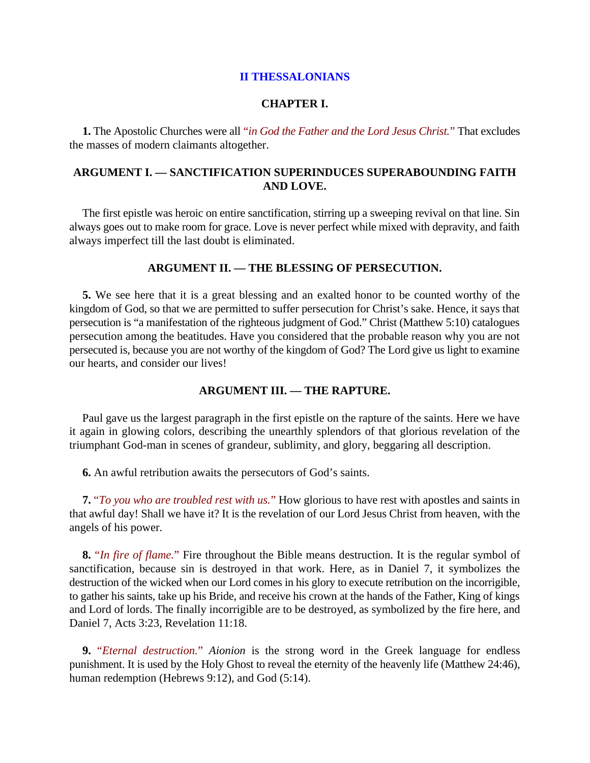# II THESSALONIANS

## CHAPTER I.

**1.** The Apostolic Churches were all *"in God the Father and the Lord Jesus Christ."* That excludes the masses of modern claimants altogether.

### ARGUMENT I. — SANCTIFICATION SUPERINDUCES SUPERABOUNDING FAITH AND LOVE.

The first epistle was heroic on entire sanctification, stirring up a sweeping revival on that line. Sin always goes out to make room for grace. Love is never perfect while mixed with depravity, and faith always imperfect till the last doubt is eliminated.

### ARGUMENT II. — THE BLESSING OF PERSECUTION.

**5.** We see here that it is a great blessing and an exalted honor to be counted worthy of the kingdom of God, so that we are permitted to suffer persecution for Christ's sake. Hence, it says that persecution is "a manifestation of the righteous judgment of God." Christ (Matthew 5:10) catalogues persecution among the beatitudes. Have you considered that the probable reason why you are not persecuted is, because you are not worthy of the kingdom of God? The Lord give us light to examine our hearts, and consider our lives!

### ARGUMENT III. — THE RAPTURE.

Paul gave us the largest paragraph in the first epistle on the rapture of the saints. Here we have it again in glowing colors, describing the unearthly splendors of that glorious revelation of the triumphant God-man in scenes of grandeur, sublimity, and glory, beggaring all description.

**6.** An awful retribution awaits the persecutors of God's saints.

**7.** "*To you who are troubled rest with us.*" How glorious to have rest with apostles and saints in that awful day! Shall we have it? It is the revelation of our Lord Jesus Christ from heaven, with the angels of his power.

**8.** "*In fire of flame.*" Fire throughout the Bible means destruction. It is the regular symbol of sanctification, because sin is destroyed in that work. Here, as in Daniel 7, it symbolizes the destruction of the wicked when our Lord comes in his glory to execute retribution on the incorrigible, to gather his saints, take up his Bride, and receive his crown at the hands of the Father, King of kings and Lord of lords. The finally incorrigible are to be destroyed, as symbolized by the fire here, and Daniel 7, Acts 3:23, Revelation 11:18.

**9.** "*Eternal destruction.*" *Aionion* is the strong word in the Greek language for endless punishment. It is used by the Holy Ghost to reveal the eternity of the heavenly life (Matthew 24:46), human redemption (Hebrews 9:12), and God (5:14).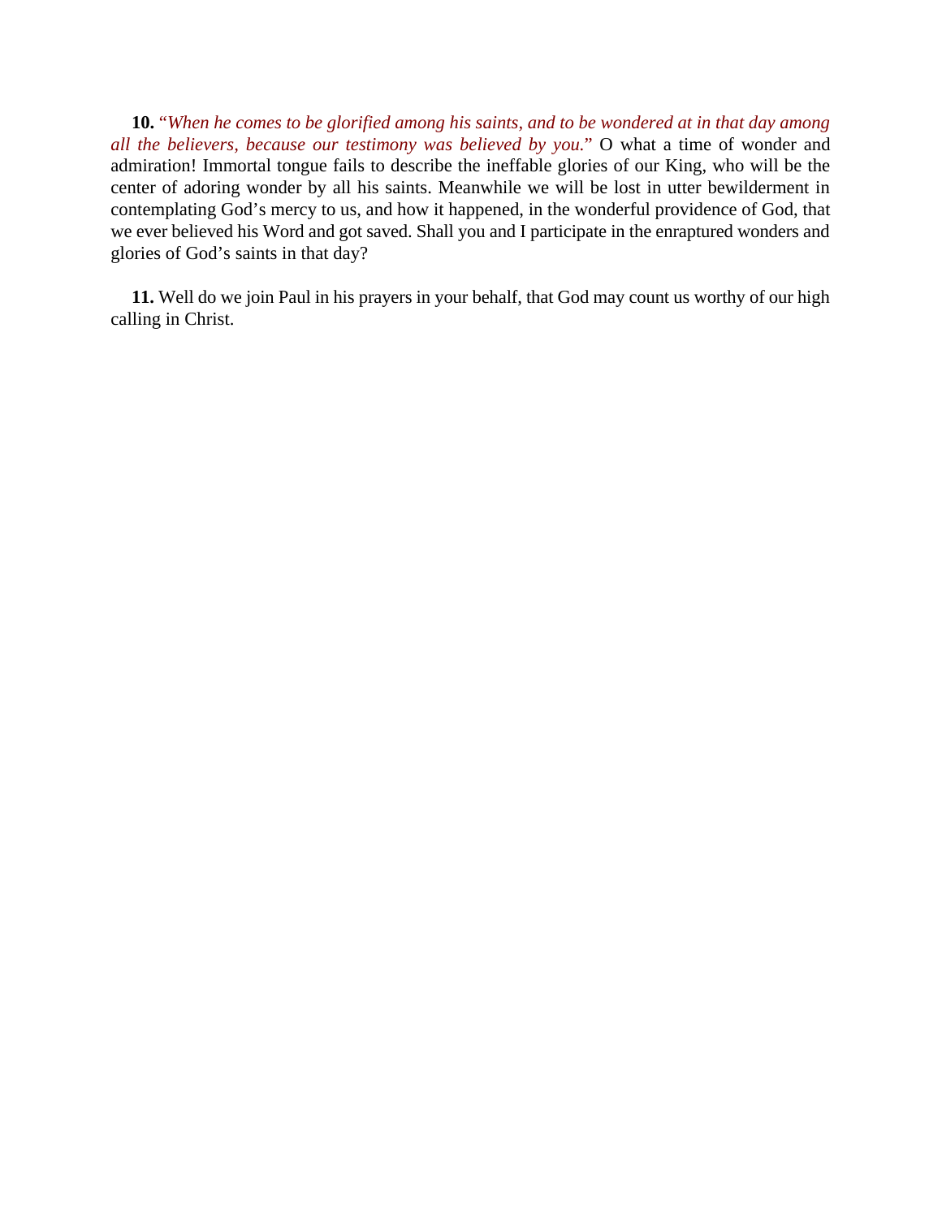**10.** "*When he comes to be glorified among his saints, and to be wondered at in that day among all the believers, because our testimony was believed by you.*" O what a time of wonder and admiration! Immortal tongue fails to describe the ineffable glories of our King, who will be the center of adoring wonder by all his saints. Meanwhile we will be lost in utter bewilderment in contemplating God's mercy to us, and how it happened, in the wonderful providence of God, that we ever believed his Word and got saved. Shall you and I participate in the enraptured wonders and glories of God's saints in that day?

**11.** Well do we join Paul in his prayers in your behalf, that God may count us worthy of our high calling in Christ.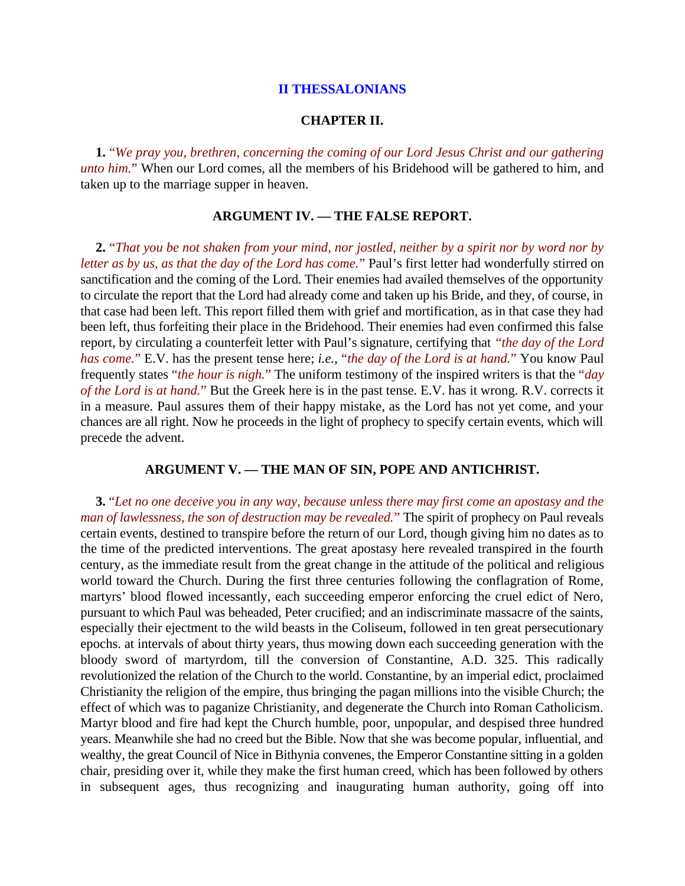## II THESSALONIANS

### CHAPTER II.

**1.** *"We pray you, brethren, concerning the coming of our Lord Jesus Christ and our gathering unto him."* When our Lord comes, all the members of his Bridehood will be gathered to him, and taken up to the marriage supper in heaven.

### ARGUMENT IV. — THE FALSE REPORT.

**2.** *"That you be not shaken from your mind, nor jostled, neither by a spirit nor by word nor by letter as by us, as that the day of the Lord has come."* Paul's first letter had wonderfully stirred on sanctification and the coming of the Lord. Their enemies had availed themselves of the opportunity to circulate the report that the Lord had already come and taken up his Bride, and they, of course, in that case had been left. This report filled them with grief and mortification, as in that case they had been left, thus forfeiting their place in the Bridehood. Their enemies had even confirmed this false report, by circulating a counterfeit letter with Paul's signature, certifying that *"the day of the Lord has come."* E.V. has the present tense here; *i.e.*, *"the day of the Lord is at hand."* You know Paul frequently states *"the hour is nigh."* The uniform testimony of the inspired writers is that the *"day of the Lord is at hand."* But the Greek here is in the past tense. E.V. has it wrong. R.V. corrects it in a measure. Paul assures them of their happy mistake, as the Lord has not yet come, and your chances are all right. Now he proceeds in the light of prophecy to specify certain events, which will precede the advent.

### ARGUMENT V. — THE MAN OF SIN, POPE AND ANTICHRIST.

**3.** *"Let no one deceive you in any way, because unless there may first come an apostasy and the man of lawlessness, the son of destruction may be revealed."* The spirit of prophecy on Paul reveals certain events, destined to transpire before the return of our Lord, though giving him no dates as to the time of the predicted interventions. The great apostasy here revealed transpired in the fourth century, as the immediate result from the great change in the attitude of the political and religious world toward the Church. During the first three centuries following the conflagration of Rome, martyrs' blood flowed incessantly, each succeeding emperor enforcing the cruel edict of Nero, pursuant to which Paul was beheaded, Peter crucified; and an indiscriminate massacre of the saints, especially their ejectment to the wild beasts in the Coliseum, followed in ten great persecutionary epochs. at intervals of about thirty years, thus mowing down each succeeding generation with the bloody sword of martyrdom, till the conversion of Constantine, A.D. 325. This radically revolutionized the relation of the Church to the world. Constantine, by an imperial edict, proclaimed Christianity the religion of the empire, thus bringing the pagan millions into the visible Church; the effect of which was to paganize Christianity, and degenerate the Church into Roman Catholicism. Martyr blood and fire had kept the Church humble, poor, unpopular, and despised three hundred years. Meanwhile she had no creed but the Bible. Now that she was become popular, influential, and wealthy, the great Council of Nice in Bithynia convenes, the Emperor Constantine sitting in a golden chair, presiding over it, while they make the first human creed, which has been followed by others in subsequent ages, thus recognizing and inaugurating human authority, going off into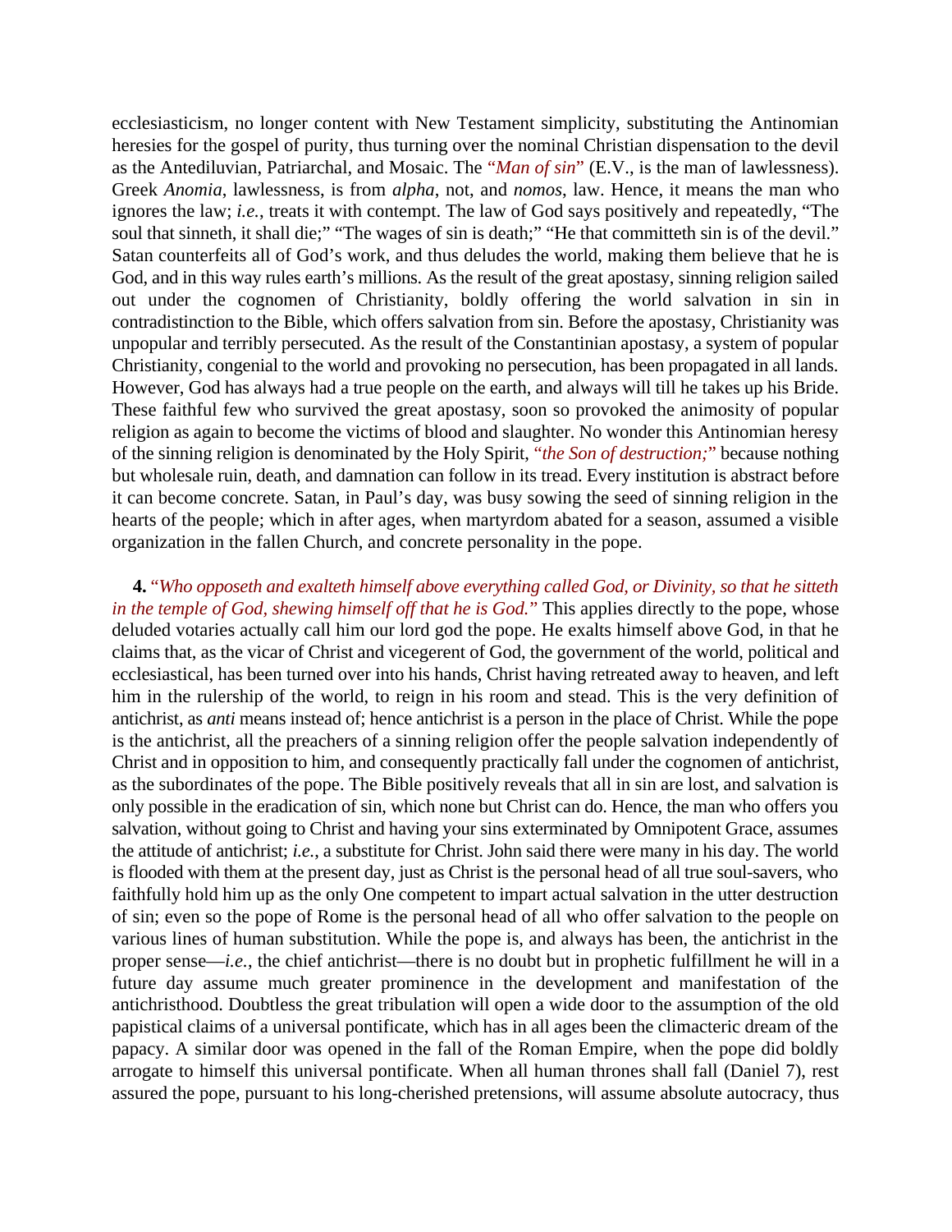ecclesiasticism, no longer content with New Testament simplicity, substituting the Antinomian heresies for the gospel of purity, thus turning over the nominal Christian dispensation to the devil as the Antediluvian, Patriarchal, and Mosaic. The "*Man of sin*" (E.V., is the man of lawlessness). Greek *Anomia*, lawlessness, is from *alpha*, not, and *nomos*, law. Hence, it means the man who ignores the law; *i.e.*, treats it with contempt. The law of God says positively and repeatedly, "The soul that sinneth, it shall die;" "The wages of sin is death;" "He that committeth sin is of the devil." Satan counterfeits all of God's work, and thus deludes the world, making them believe that he is God, and in this way rules earth's millions. As the result of the great apostasy, sinning religion sailed out under the cognomen of Christianity, boldly offering the world salvation in sin in contradistinction to the Bible, which offers salvation from sin. Before the apostasy, Christianity was unpopular and terribly persecuted. As the result of the Constantinian apostasy, a system of popular Christianity, congenial to the world and provoking no persecution, has been propagated in all lands. However, God has always had a true people on the earth, and always will till he takes up his Bride. These faithful few who survived the great apostasy, soon so provoked the animosity of popular religion as again to become the victims of blood and slaughter. No wonder this Antinomian heresy of the sinning religion is denominated by the Holy Spirit, "*the Son of destruction;*" because nothing but wholesale ruin, death, and damnation can follow in its tread. Every institution is abstract before it can become concrete. Satan, in Paul's day, was busy sowing the seed of sinning religion in the hearts of the people; which in after ages, when martyrdom abated for a season, assumed a visible organization in the fallen Church, and concrete personality in the pope.

**4.** "*Who opposeth and exalteth himself above everything called God, or Divinity, so that he sitteth in the temple of God, shewing himself off that he is God.*" This applies directly to the pope, whose deluded votaries actually call him our lord god the pope. He exalts himself above God, in that he claims that, as the vicar of Christ and vicegerent of God, the government of the world, political and ecclesiastical, has been turned over into his hands, Christ having retreated away to heaven, and left him in the rulership of the world, to reign in his room and stead. This is the very definition of antichrist, as *anti* means instead of; hence antichrist is a person in the place of Christ. While the pope is the antichrist, all the preachers of a sinning religion offer the people salvation independently of Christ and in opposition to him, and consequently practically fall under the cognomen of antichrist, as the subordinates of the pope. The Bible positively reveals that all in sin are lost, and salvation is only possible in the eradication of sin, which none but Christ can do. Hence, the man who offers you salvation, without going to Christ and having your sins exterminated by Omnipotent Grace, assumes the attitude of antichrist; *i.e.*, a substitute for Christ. John said there were many in his day. The world is flooded with them at the present day, just as Christ is the personal head of all true soul-savers, who faithfully hold him up as the only One competent to impart actual salvation in the utter destruction of sin; even so the pope of Rome is the personal head of all who offer salvation to the people on various lines of human substitution. While the pope is, and always has been, the antichrist in the proper sense—*i.e.*, the chief antichrist—there is no doubt but in prophetic fulfillment he will in a future day assume much greater prominence in the development and manifestation of the antichristhood. Doubtless the great tribulation will open a wide door to the assumption of the old papistical claims of a universal pontificate, which has in all ages been the climacteric dream of the papacy. A similar door was opened in the fall of the Roman Empire, when the pope did boldly arrogate to himself this universal pontificate. When all human thrones shall fall (Daniel 7), rest assured the pope, pursuant to his long-cherished pretensions, will assume absolute autocracy, thus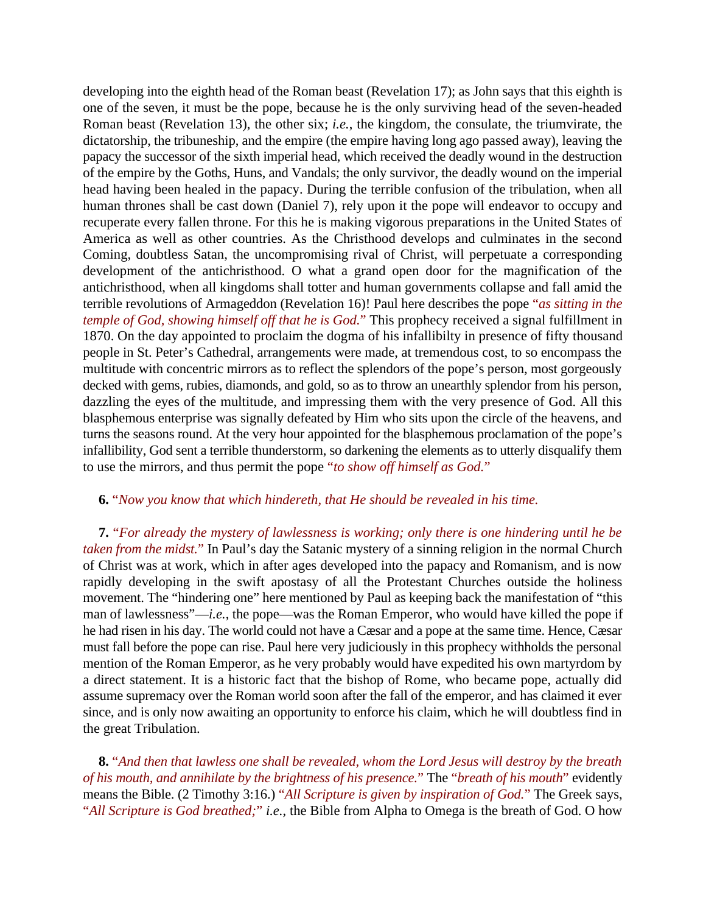developing into the eighth head of the Roman beast (Revelation 17); as John says that this eighth is one of the seven, it must be the pope, because he is the only surviving head of the seven-headed Roman beast (Revelation 13), the other six; *i.e.*, the kingdom, the consulate, the triumvirate, the dictatorship, the tribuneship, and the empire (the empire having long ago passed away), leaving the papacy the successor of the sixth imperial head, which received the deadly wound in the destruction of the empire by the Goths, Huns, and Vandals; the only survivor, the deadly wound on the imperial head having been healed in the papacy. During the terrible confusion of the tribulation, when all human thrones shall be cast down (Daniel 7), rely upon it the pope will endeavor to occupy and recuperate every fallen throne. For this he is making vigorous preparations in the United States of America as well as other countries. As the Christhood develops and culminates in the second Coming, doubtless Satan, the uncompromising rival of Christ, will perpetuate a corresponding development of the antichristhood. O what a grand open door for the magnification of the antichristhood, when all kingdoms shall totter and human governments collapse and fall amid the terrible revolutions of Armageddon (Revelation 16)! Paul here describes the pope "*as sitting in the temple of God, showing himself off that he is God.*" This prophecy received a signal fulfillment in 1870. On the day appointed to proclaim the dogma of his infallibilty in presence of fifty thousand people in St. Peter's Cathedral, arrangements were made, at tremendous cost, to so encompass the multitude with concentric mirrors as to reflect the splendors of the pope's person, most gorgeously decked with gems, rubies, diamonds, and gold, so as to throw an unearthly splendor from his person, dazzling the eyes of the multitude, and impressing them with the very presence of God. All this blasphemous enterprise was signally defeated by Him who sits upon the circle of the heavens, and turns the seasons round. At the very hour appointed for the blasphemous proclamation of the pope's infallibility, God sent a terrible thunderstorm, so darkening the elements as to utterly disqualify them to use the mirrors, and thus permit the pope "*to show off himself as God.*"

**6.** "*Now you know that which hindereth, that He should be revealed in his time.*

**7.** "*For already the mystery of lawlessness is working; only there is one hindering until he be taken from the midst.*" In Paul's day the Satanic mystery of a sinning religion in the normal Church of Christ was at work, which in after ages developed into the papacy and Romanism, and is now rapidly developing in the swift apostasy of all the Protestant Churches outside the holiness movement. The "hindering one" here mentioned by Paul as keeping back the manifestation of "this man of lawlessness"—*i.e.*, the pope—was the Roman Emperor, who would have killed the pope if he had risen in his day. The world could not have a Cæsar and a pope at the same time. Hence, Cæsar must fall before the pope can rise. Paul here very judiciously in this prophecy withholds the personal mention of the Roman Emperor, as he very probably would have expedited his own martyrdom by a direct statement. It is a historic fact that the bishop of Rome, who became pope, actually did assume supremacy over the Roman world soon after the fall of the emperor, and has claimed it ever since, and is only now awaiting an opportunity to enforce his claim, which he will doubtless find in the great Tribulation.

**8.** "*And then that lawless one shall be revealed, whom the Lord Jesus will destroy by the breath of his mouth, and annihilate by the brightness of his presence.*" The "*breath of his mouth*" evidently means the Bible. (2 Timothy 3:16.) "*All Scripture is given by inspiration of God.*" The Greek says, "*All Scripture is God breathed;*" *i.e.*, the Bible from Alpha to Omega is the breath of God. O how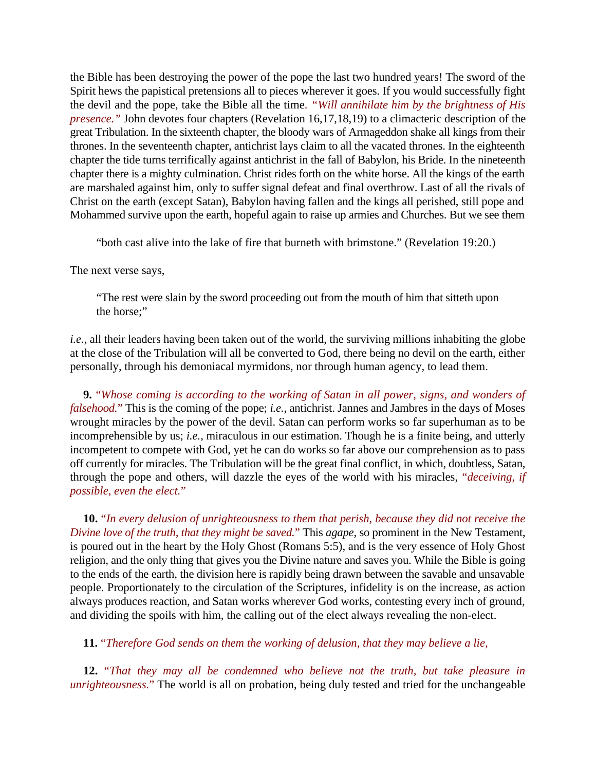the Bible has been destroying the power of the pope the last two hundred years! The sword of the Spirit hews the papistical pretensions all to pieces wherever it goes. If you would successfully fight the devil and the pope, take the Bible all the time. *"Will annihilate him by the brightness of His presence."* John devotes four chapters (Revelation 16,17,18,19) to a climacteric description of the great Tribulation. In the sixteenth chapter, the bloody wars of Armageddon shake all kings from their thrones. In the seventeenth chapter, antichrist lays claim to all the vacated thrones. In the eighteenth chapter the tide turns terrifically against antichrist in the fall of Babylon, his Bride. In the nineteenth chapter there is a mighty culmination. Christ rides forth on the white horse. All the kings of the earth are marshaled against him, only to suffer signal defeat and final overthrow. Last of all the rivals of Christ on the earth (except Satan), Babylon having fallen and the kings all perished, still pope and Mohammed survive upon the earth, hopeful again to raise up armies and Churches. But we see them

> "both cast alive into the lake of fire that burneth with brimstone." (Revelation 19:20.)

The next verse says,

> "The rest were slain by the sword proceeding out from the mouth of him that sitteth upon the horse;"

*i.e.*, all their leaders having been taken out of the world, the surviving millions inhabiting the globe at the close of the Tribulation will all be converted to God, there being no devil on the earth, either personally, through his demoniacal myrmidons, nor through human agency, to lead them.

**9.** "*Whose coming is according to the working of Satan in all power, signs, and wonders of falsehood.*" This is the coming of the pope; *i.e.*, antichrist. Jannes and Jambres in the days of Moses wrought miracles by the power of the devil. Satan can perform works so far superhuman as to be incomprehensible by us; *i.e.*, miraculous in our estimation. Though he is a finite being, and utterly incompetent to compete with God, yet he can do works so far above our comprehension as to pass off currently for miracles. The Tribulation will be the great final conflict, in which, doubtless, Satan, through the pope and others, will dazzle the eyes of the world with his miracles, "*deceiving, if possible, even the elect.*"

**10.** "*In every delusion of unrighteousness to them that perish, because they did not receive the Divine love of the truth, that they might be saved.*" This *agape*, so prominent in the New Testament, is poured out in the heart by the Holy Ghost (Romans 5:5), and is the very essence of Holy Ghost religion, and the only thing that gives you the Divine nature and saves you. While the Bible is going to the ends of the earth, the division here is rapidly being drawn between the savable and unsavable people. Proportionately to the circulation of the Scriptures, infidelity is on the increase, as action always produces reaction, and Satan works wherever God works, contesting every inch of ground, and dividing the spoils with him, the calling out of the elect always revealing the non-elect.

**11.** "*Therefore God sends on them the working of delusion, that they may believe a lie,*

**12.** "*That they may all be condemned who believe not the truth, but take pleasure in unrighteousness.*" The world is all on probation, being duly tested and tried for the unchangeable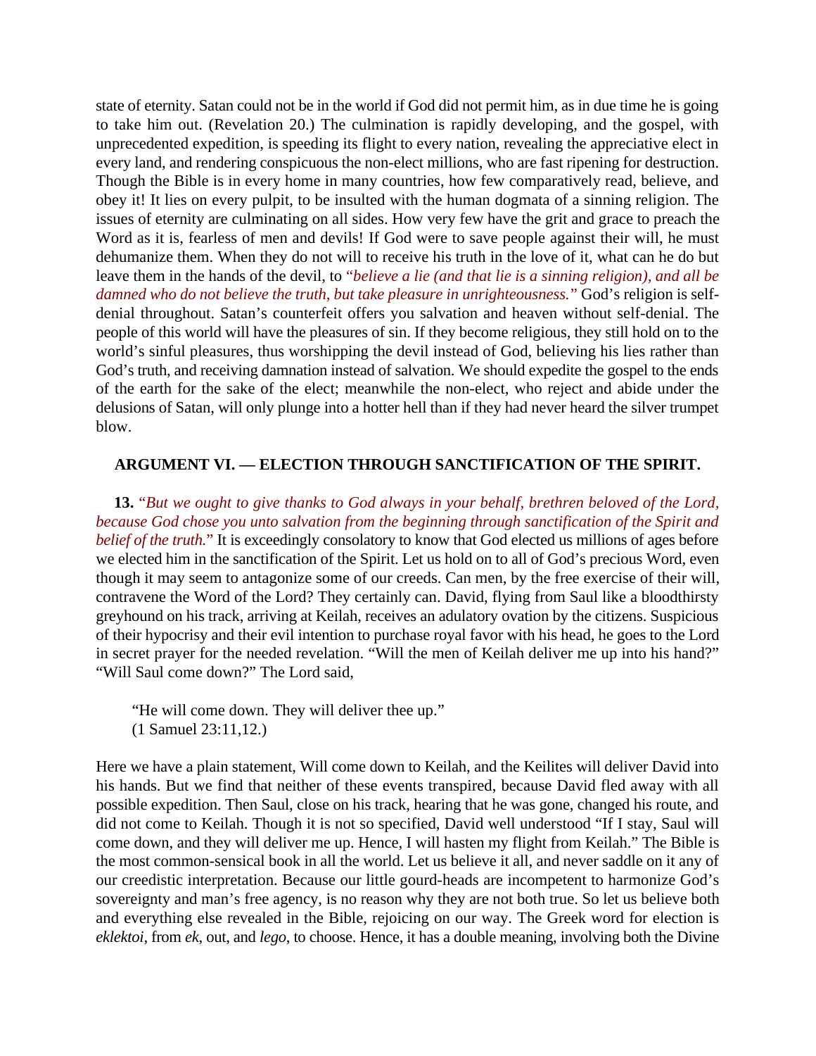state of eternity. Satan could not be in the world if God did not permit him, as in due time he is going to take him out. (Revelation 20.) The culmination is rapidly developing, and the gospel, with unprecedented expedition, is speeding its flight to every nation, revealing the appreciative elect in every land, and rendering conspicuous the non-elect millions, who are fast ripening for destruction. Though the Bible is in every home in many countries, how few comparatively read, believe, and obey it! It lies on every pulpit, to be insulted with the human dogmata of a sinning religion. The issues of eternity are culminating on all sides. How very few have the grit and grace to preach the Word as it is, fearless of men and devils! If God were to save people against their will, he must dehumanize them. When they do not will to receive his truth in the love of it, what can he do but leave them in the hands of the devil, to *"believe a lie (and that lie is a sinning religion), and all be damned who do not believe the truth, but take pleasure in unrighteousness."* God's religion is self-denial throughout. Satan's counterfeit offers you salvation and heaven without self-denial. The people of this world will have the pleasures of sin. If they become religious, they still hold on to the world's sinful pleasures, thus worshipping the devil instead of God, believing his lies rather than God's truth, and receiving damnation instead of salvation. We should expedite the gospel to the ends of the earth for the sake of the elect; meanwhile the non-elect, who reject and abide under the delusions of Satan, will only plunge into a hotter hell than if they had never heard the silver trumpet blow.

### ARGUMENT VI. — ELECTION THROUGH SANCTIFICATION OF THE SPIRIT.

**13.** *"But we ought to give thanks to God always in your behalf, brethren beloved of the Lord, because God chose you unto salvation from the beginning through sanctification of the Spirit and belief of the truth."* It is exceedingly consolatory to know that God elected us millions of ages before we elected him in the sanctification of the Spirit. Let us hold on to all of God's precious Word, even though it may seem to antagonize some of our creeds. Can men, by the free exercise of their will, contravene the Word of the Lord? They certainly can. David, flying from Saul like a bloodthirsty greyhound on his track, arriving at Keilah, receives an adulatory ovation by the citizens. Suspicious of their hypocrisy and their evil intention to purchase royal favor with his head, he goes to the Lord in secret prayer for the needed revelation. "Will the men of Keilah deliver me up into his hand?" "Will Saul come down?" The Lord said,

> "He will come down. They will deliver thee up."
> (1 Samuel 23:11,12.)

Here we have a plain statement, Will come down to Keilah, and the Keilites will deliver David into his hands. But we find that neither of these events transpired, because David fled away with all possible expedition. Then Saul, close on his track, hearing that he was gone, changed his route, and did not come to Keilah. Though it is not so specified, David well understood "If I stay, Saul will come down, and they will deliver me up. Hence, I will hasten my flight from Keilah." The Bible is the most common-sensical book in all the world. Let us believe it all, and never saddle on it any of our creedistic interpretation. Because our little gourd-heads are incompetent to harmonize God's sovereignty and man's free agency, is no reason why they are not both true. So let us believe both and everything else revealed in the Bible, rejoicing on our way. The Greek word for election is *eklektoi*, from *ek*, out, and *lego*, to choose. Hence, it has a double meaning, involving both the Divine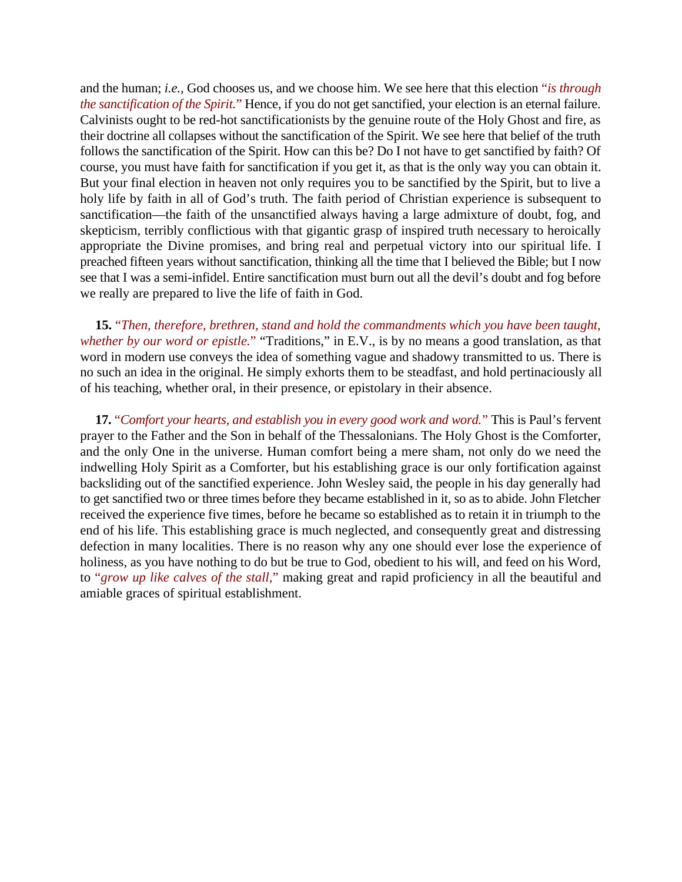and the human; *i.e.*, God chooses us, and we choose him. We see here that this election *"is through the sanctification of the Spirit."* Hence, if you do not get sanctified, your election is an eternal failure. Calvinists ought to be red-hot sanctificationists by the genuine route of the Holy Ghost and fire, as their doctrine all collapses without the sanctification of the Spirit. We see here that belief of the truth follows the sanctification of the Spirit. How can this be? Do I not have to get sanctified by faith? Of course, you must have faith for sanctification if you get it, as that is the only way you can obtain it. But your final election in heaven not only requires you to be sanctified by the Spirit, but to live a holy life by faith in all of God's truth. The faith period of Christian experience is subsequent to sanctification—the faith of the unsanctified always having a large admixture of doubt, fog, and skepticism, terribly conflictious with that gigantic grasp of inspired truth necessary to heroically appropriate the Divine promises, and bring real and perpetual victory into our spiritual life. I preached fifteen years without sanctification, thinking all the time that I believed the Bible; but I now see that I was a semi-infidel. Entire sanctification must burn out all the devil's doubt and fog before we really are prepared to live the life of faith in God.

**15.** *"Then, therefore, brethren, stand and hold the commandments which you have been taught, whether by our word or epistle."* "Traditions," in E.V., is by no means a good translation, as that word in modern use conveys the idea of something vague and shadowy transmitted to us. There is no such an idea in the original. He simply exhorts them to be steadfast, and hold pertinaciously all of his teaching, whether oral, in their presence, or epistolary in their absence.

**17.** *"Comfort your hearts, and establish you in every good work and word."* This is Paul's fervent prayer to the Father and the Son in behalf of the Thessalonians. The Holy Ghost is the Comforter, and the only One in the universe. Human comfort being a mere sham, not only do we need the indwelling Holy Spirit as a Comforter, but his establishing grace is our only fortification against backsliding out of the sanctified experience. John Wesley said, the people in his day generally had to get sanctified two or three times before they became established in it, so as to abide. John Fletcher received the experience five times, before he became so established as to retain it in triumph to the end of his life. This establishing grace is much neglected, and consequently great and distressing defection in many localities. There is no reason why any one should ever lose the experience of holiness, as you have nothing to do but be true to God, obedient to his will, and feed on his Word, to *"grow up like calves of the stall,"* making great and rapid proficiency in all the beautiful and amiable graces of spiritual establishment.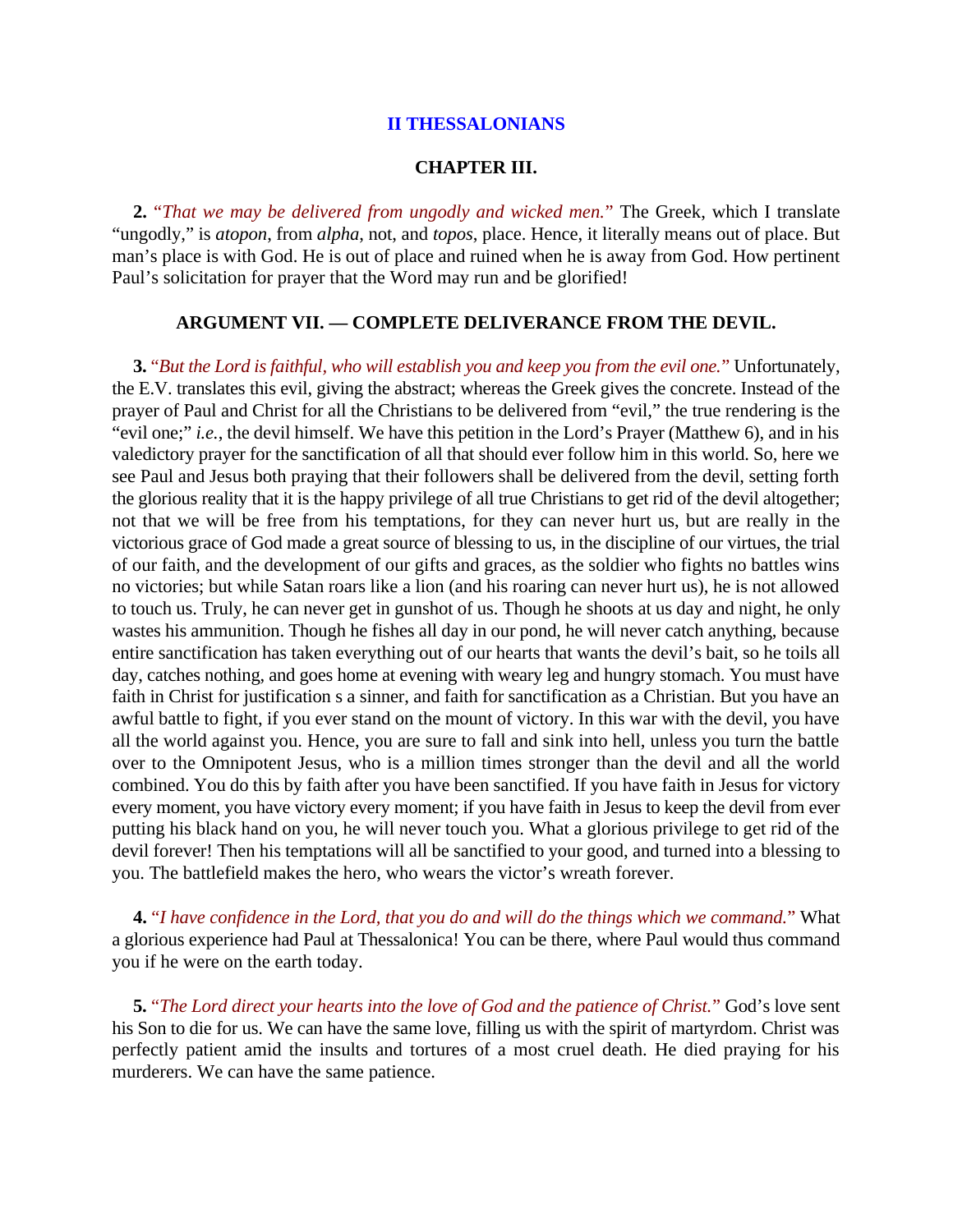## II THESSALONIANS

### CHAPTER III.

**2.** “*That we may be delivered from ungodly and wicked men.*” The Greek, which I translate “ungodly,” is *atopon*, from *alpha*, not, and *topos*, place. Hence, it literally means out of place. But man’s place is with God. He is out of place and ruined when he is away from God. How pertinent Paul’s solicitation for prayer that the Word may run and be glorified!

### ARGUMENT VII. — COMPLETE DELIVERANCE FROM THE DEVIL.

**3.** “*But the Lord is faithful, who will establish you and keep you from the evil one.*” Unfortunately, the E.V. translates this evil, giving the abstract; whereas the Greek gives the concrete. Instead of the prayer of Paul and Christ for all the Christians to be delivered from “evil,” the true rendering is the “evil one;” *i.e.*, the devil himself. We have this petition in the Lord’s Prayer (Matthew 6), and in his valedictory prayer for the sanctification of all that should ever follow him in this world. So, here we see Paul and Jesus both praying that their followers shall be delivered from the devil, setting forth the glorious reality that it is the happy privilege of all true Christians to get rid of the devil altogether; not that we will be free from his temptations, for they can never hurt us, but are really in the victorious grace of God made a great source of blessing to us, in the discipline of our virtues, the trial of our faith, and the development of our gifts and graces, as the soldier who fights no battles wins no victories; but while Satan roars like a lion (and his roaring can never hurt us), he is not allowed to touch us. Truly, he can never get in gunshot of us. Though he shoots at us day and night, he only wastes his ammunition. Though he fishes all day in our pond, he will never catch anything, because entire sanctification has taken everything out of our hearts that wants the devil’s bait, so he toils all day, catches nothing, and goes home at evening with weary leg and hungry stomach. You must have faith in Christ for justification s a sinner, and faith for sanctification as a Christian. But you have an awful battle to fight, if you ever stand on the mount of victory. In this war with the devil, you have all the world against you. Hence, you are sure to fall and sink into hell, unless you turn the battle over to the Omnipotent Jesus, who is a million times stronger than the devil and all the world combined. You do this by faith after you have been sanctified. If you have faith in Jesus for victory every moment, you have victory every moment; if you have faith in Jesus to keep the devil from ever putting his black hand on you, he will never touch you. What a glorious privilege to get rid of the devil forever! Then his temptations will all be sanctified to your good, and turned into a blessing to you. The battlefield makes the hero, who wears the victor’s wreath forever.

**4.** “*I have confidence in the Lord, that you do and will do the things which we command.*” What a glorious experience had Paul at Thessalonica! You can be there, where Paul would thus command you if he were on the earth today.

**5.** “*The Lord direct your hearts into the love of God and the patience of Christ.*” God’s love sent his Son to die for us. We can have the same love, filling us with the spirit of martyrdom. Christ was perfectly patient amid the insults and tortures of a most cruel death. He died praying for his murderers. We can have the same patience.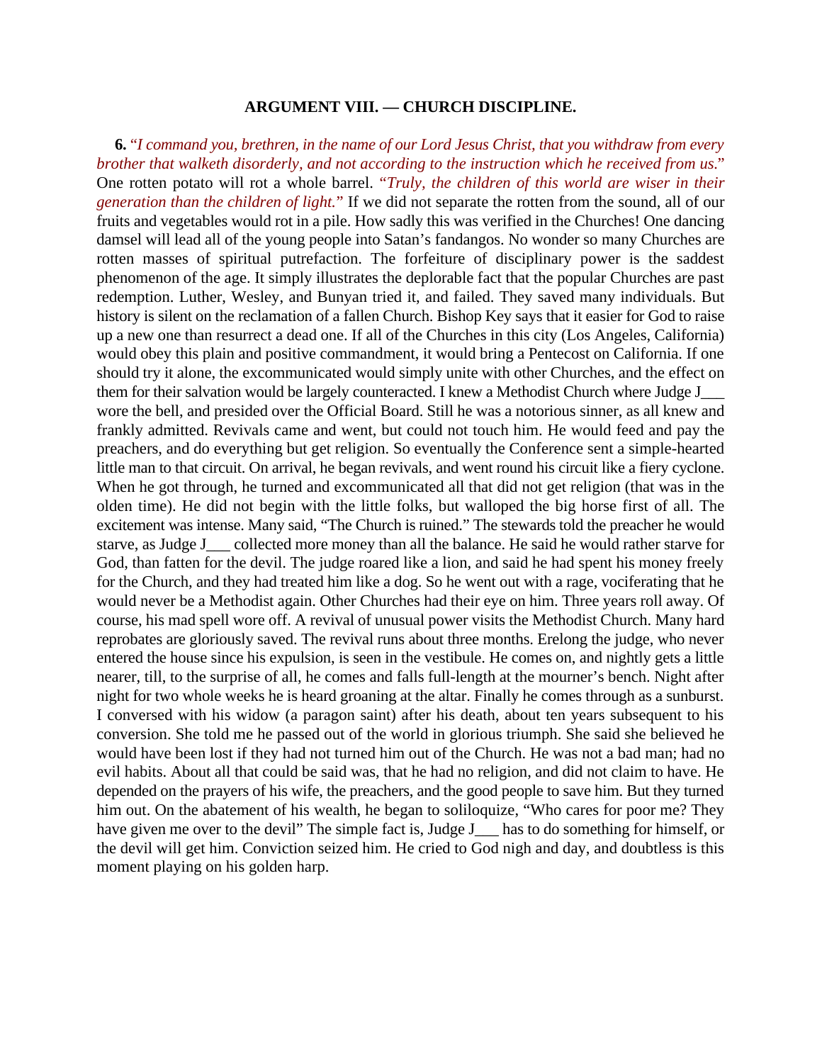### ARGUMENT VIII. — CHURCH DISCIPLINE.

**6.** "*I command you, brethren, in the name of our Lord Jesus Christ, that you withdraw from every brother that walketh disorderly, and not according to the instruction which he received from us.*" One rotten potato will rot a whole barrel. "*Truly, the children of this world are wiser in their generation than the children of light.*" If we did not separate the rotten from the sound, all of our fruits and vegetables would rot in a pile. How sadly this was verified in the Churches! One dancing damsel will lead all of the young people into Satan's fandangos. No wonder so many Churches are rotten masses of spiritual putrefaction. The forfeiture of disciplinary power is the saddest phenomenon of the age. It simply illustrates the deplorable fact that the popular Churches are past redemption. Luther, Wesley, and Bunyan tried it, and failed. They saved many individuals. But history is silent on the reclamation of a fallen Church. Bishop Key says that it easier for God to raise up a new one than resurrect a dead one. If all of the Churches in this city (Los Angeles, California) would obey this plain and positive commandment, it would bring a Pentecost on California. If one should try it alone, the excommunicated would simply unite with other Churches, and the effect on them for their salvation would be largely counteracted. I knew a Methodist Church where Judge J___ wore the bell, and presided over the Official Board. Still he was a notorious sinner, as all knew and frankly admitted. Revivals came and went, but could not touch him. He would feed and pay the preachers, and do everything but get religion. So eventually the Conference sent a simple-hearted little man to that circuit. On arrival, he began revivals, and went round his circuit like a fiery cyclone. When he got through, he turned and excommunicated all that did not get religion (that was in the olden time). He did not begin with the little folks, but walloped the big horse first of all. The excitement was intense. Many said, "The Church is ruined." The stewards told the preacher he would starve, as Judge J___ collected more money than all the balance. He said he would rather starve for God, than fatten for the devil. The judge roared like a lion, and said he had spent his money freely for the Church, and they had treated him like a dog. So he went out with a rage, vociferating that he would never be a Methodist again. Other Churches had their eye on him. Three years roll away. Of course, his mad spell wore off. A revival of unusual power visits the Methodist Church. Many hard reprobates are gloriously saved. The revival runs about three months. Erelong the judge, who never entered the house since his expulsion, is seen in the vestibule. He comes on, and nightly gets a little nearer, till, to the surprise of all, he comes and falls full-length at the mourner's bench. Night after night for two whole weeks he is heard groaning at the altar. Finally he comes through as a sunburst. I conversed with his widow (a paragon saint) after his death, about ten years subsequent to his conversion. She told me he passed out of the world in glorious triumph. She said she believed he would have been lost if they had not turned him out of the Church. He was not a bad man; had no evil habits. About all that could be said was, that he had no religion, and did not claim to have. He depended on the prayers of his wife, the preachers, and the good people to save him. But they turned him out. On the abatement of his wealth, he began to soliloquize, "Who cares for poor me? They have given me over to the devil" The simple fact is, Judge J___ has to do something for himself, or the devil will get him. Conviction seized him. He cried to God nigh and day, and doubtless is this moment playing on his golden harp.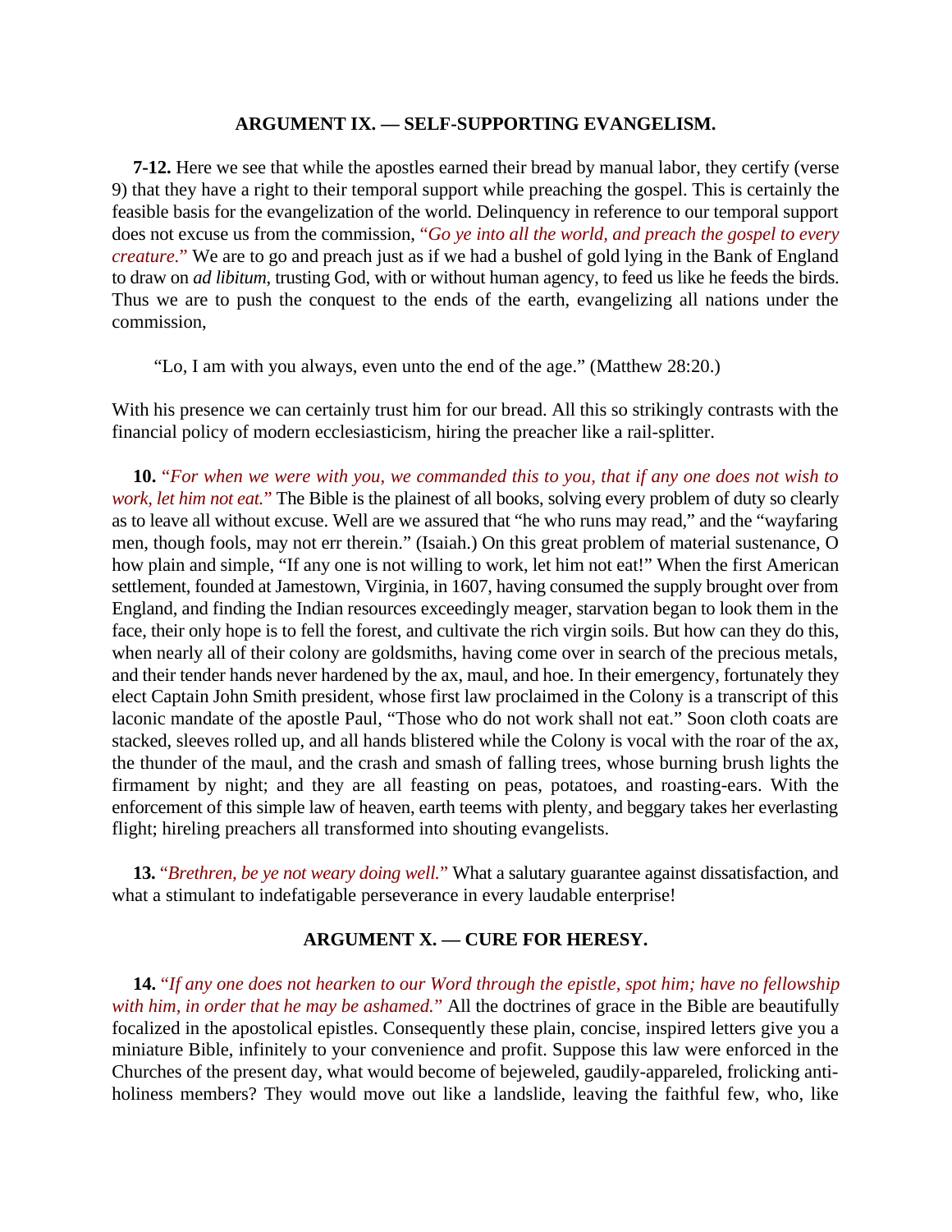### ARGUMENT IX. — SELF-SUPPORTING EVANGELISM.

**7-12.** Here we see that while the apostles earned their bread by manual labor, they certify (verse 9) that they have a right to their temporal support while preaching the gospel. This is certainly the feasible basis for the evangelization of the world. Delinquency in reference to our temporal support does not excuse us from the commission, "*Go ye into all the world, and preach the gospel to every creature.*" We are to go and preach just as if we had a bushel of gold lying in the Bank of England to draw on *ad libitum*, trusting God, with or without human agency, to feed us like he feeds the birds. Thus we are to push the conquest to the ends of the earth, evangelizing all nations under the commission,

> "Lo, I am with you always, even unto the end of the age." (Matthew 28:20.)

With his presence we can certainly trust him for our bread. All this so strikingly contrasts with the financial policy of modern ecclesiasticism, hiring the preacher like a rail-splitter.

**10.** "*For when we were with you, we commanded this to you, that if any one does not wish to work, let him not eat.*" The Bible is the plainest of all books, solving every problem of duty so clearly as to leave all without excuse. Well are we assured that "he who runs may read," and the "wayfaring men, though fools, may not err therein." (Isaiah.) On this great problem of material sustenance, O how plain and simple, "If any one is not willing to work, let him not eat!" When the first American settlement, founded at Jamestown, Virginia, in 1607, having consumed the supply brought over from England, and finding the Indian resources exceedingly meager, starvation began to look them in the face, their only hope is to fell the forest, and cultivate the rich virgin soils. But how can they do this, when nearly all of their colony are goldsmiths, having come over in search of the precious metals, and their tender hands never hardened by the ax, maul, and hoe. In their emergency, fortunately they elect Captain John Smith president, whose first law proclaimed in the Colony is a transcript of this laconic mandate of the apostle Paul, "Those who do not work shall not eat." Soon cloth coats are stacked, sleeves rolled up, and all hands blistered while the Colony is vocal with the roar of the ax, the thunder of the maul, and the crash and smash of falling trees, whose burning brush lights the firmament by night; and they are all feasting on peas, potatoes, and roasting-ears. With the enforcement of this simple law of heaven, earth teems with plenty, and beggary takes her everlasting flight; hireling preachers all transformed into shouting evangelists.

**13.** "*Brethren, be ye not weary doing well.*" What a salutary guarantee against dissatisfaction, and what a stimulant to indefatigable perseverance in every laudable enterprise!

### ARGUMENT X. — CURE FOR HERESY.

**14.** "*If any one does not hearken to our Word through the epistle, spot him; have no fellowship with him, in order that he may be ashamed.*" All the doctrines of grace in the Bible are beautifully focalized in the apostolical epistles. Consequently these plain, concise, inspired letters give you a miniature Bible, infinitely to your convenience and profit. Suppose this law were enforced in the Churches of the present day, what would become of bejeweled, gaudily-appareled, frolicking anti-holiness members? They would move out like a landslide, leaving the faithful few, who, like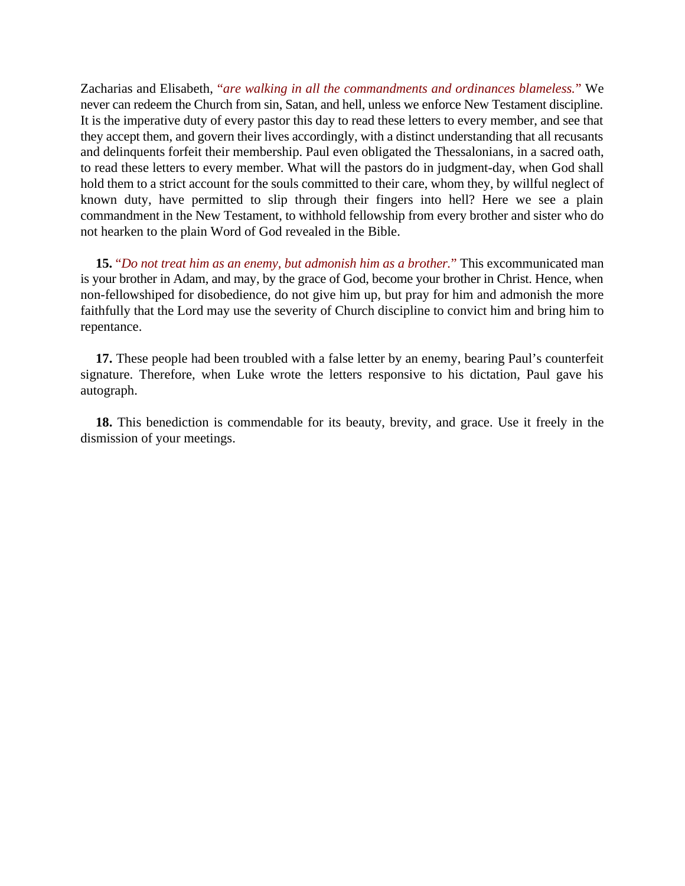Zacharias and Elisabeth, *"are walking in all the commandments and ordinances blameless."* We never can redeem the Church from sin, Satan, and hell, unless we enforce New Testament discipline. It is the imperative duty of every pastor this day to read these letters to every member, and see that they accept them, and govern their lives accordingly, with a distinct understanding that all recusants and delinquents forfeit their membership. Paul even obligated the Thessalonians, in a sacred oath, to read these letters to every member. What will the pastors do in judgment-day, when God shall hold them to a strict account for the souls committed to their care, whom they, by willful neglect of known duty, have permitted to slip through their fingers into hell? Here we see a plain commandment in the New Testament, to withhold fellowship from every brother and sister who do not hearken to the plain Word of God revealed in the Bible.

**15.** *"Do not treat him as an enemy, but admonish him as a brother."* This excommunicated man is your brother in Adam, and may, by the grace of God, become your brother in Christ. Hence, when non-fellowshiped for disobedience, do not give him up, but pray for him and admonish the more faithfully that the Lord may use the severity of Church discipline to convict him and bring him to repentance.

**17.** These people had been troubled with a false letter by an enemy, bearing Paul's counterfeit signature. Therefore, when Luke wrote the letters responsive to his dictation, Paul gave his autograph.

**18.** This benediction is commendable for its beauty, brevity, and grace. Use it freely in the dismission of your meetings.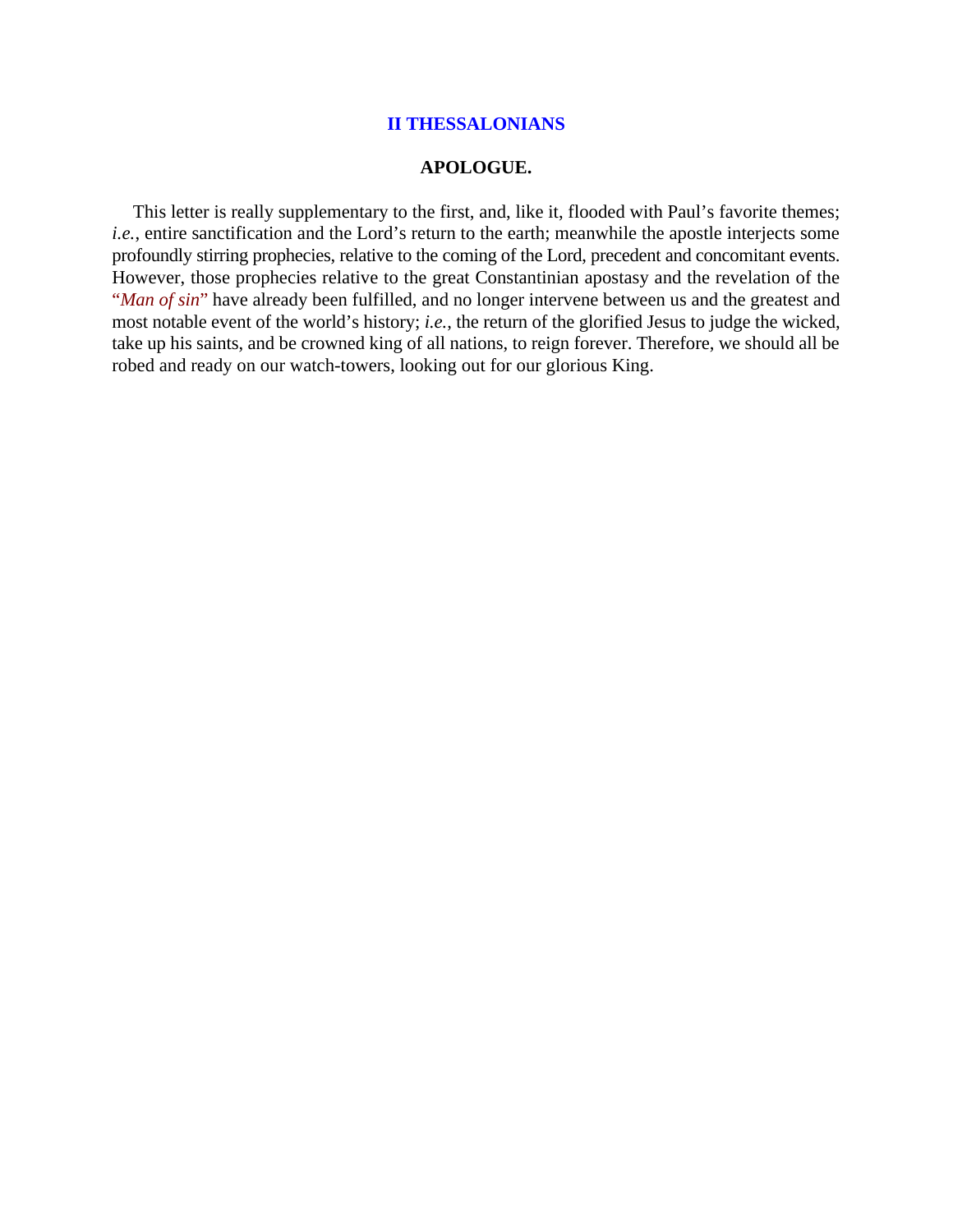# II THESSALONIANS

## APOLOGUE.

This letter is really supplementary to the first, and, like it, flooded with Paul's favorite themes; *i.e.*, entire sanctification and the Lord's return to the earth; meanwhile the apostle interjects some profoundly stirring prophecies, relative to the coming of the Lord, precedent and concomitant events. However, those prophecies relative to the great Constantinian apostasy and the revelation of the "*Man of sin*" have already been fulfilled, and no longer intervene between us and the greatest and most notable event of the world's history; *i.e.*, the return of the glorified Jesus to judge the wicked, take up his saints, and be crowned king of all nations, to reign forever. Therefore, we should all be robed and ready on our watch-towers, looking out for our glorious King.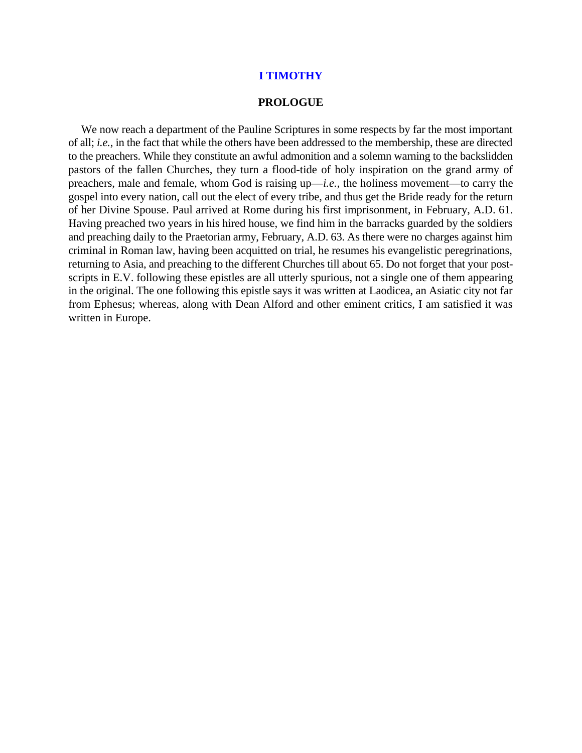# I TIMOTHY

## PROLOGUE

We now reach a department of the Pauline Scriptures in some respects by far the most important of all; *i.e.*, in the fact that while the others have been addressed to the membership, these are directed to the preachers. While they constitute an awful admonition and a solemn warning to the backslidden pastors of the fallen Churches, they turn a flood-tide of holy inspiration on the grand army of preachers, male and female, whom God is raising up—*i.e.*, the holiness movement—to carry the gospel into every nation, call out the elect of every tribe, and thus get the Bride ready for the return of her Divine Spouse. Paul arrived at Rome during his first imprisonment, in February, A.D. 61. Having preached two years in his hired house, we find him in the barracks guarded by the soldiers and preaching daily to the Praetorian army, February, A.D. 63. As there were no charges against him criminal in Roman law, having been acquitted on trial, he resumes his evangelistic peregrinations, returning to Asia, and preaching to the different Churches till about 65. Do not forget that your post-scripts in E.V. following these epistles are all utterly spurious, not a single one of them appearing in the original. The one following this epistle says it was written at Laodicea, an Asiatic city not far from Ephesus; whereas, along with Dean Alford and other eminent critics, I am satisfied it was written in Europe.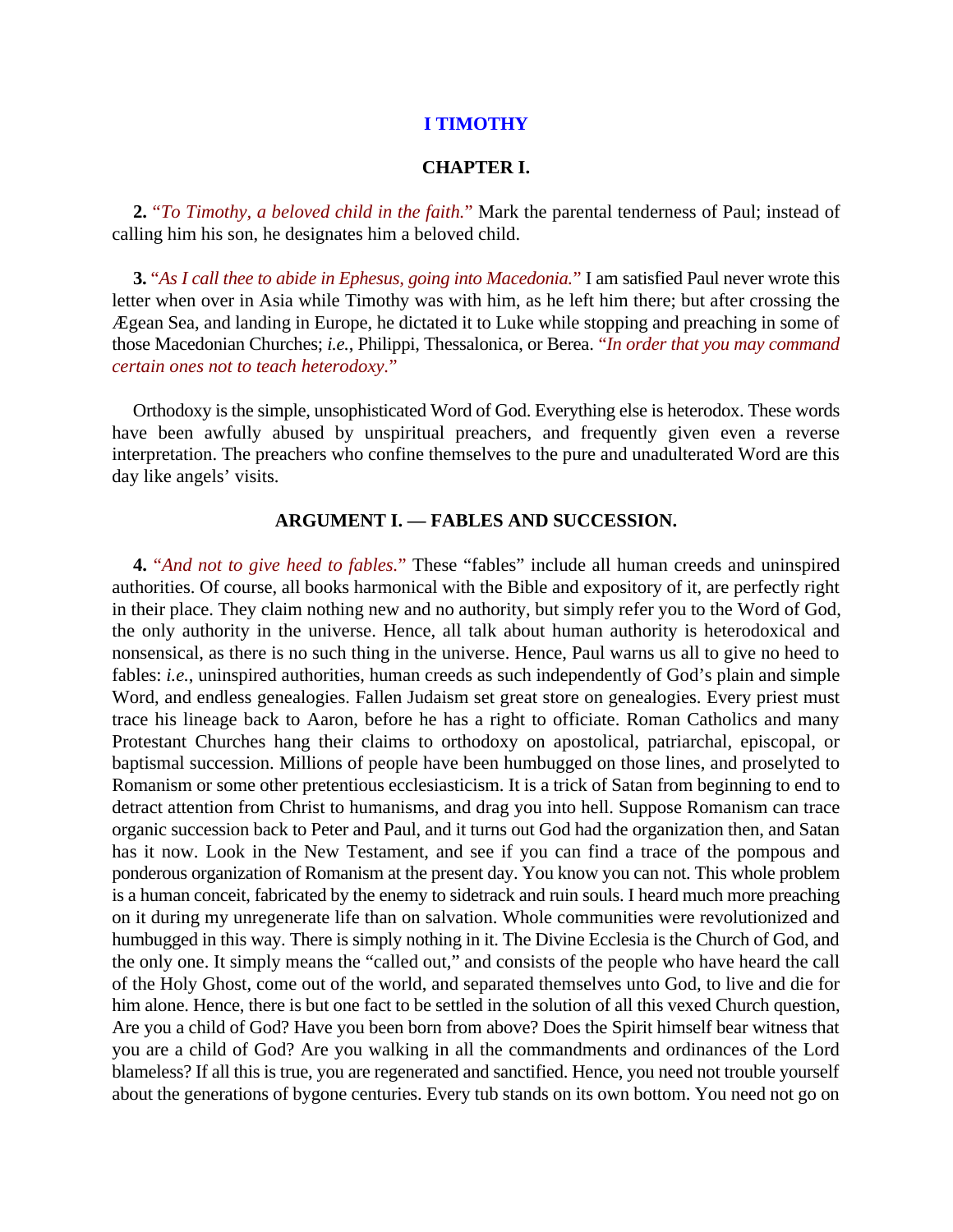# I TIMOTHY

## CHAPTER I.

**2.** "*To Timothy, a beloved child in the faith.*" Mark the parental tenderness of Paul; instead of calling him his son, he designates him a beloved child.

**3.** "*As I call thee to abide in Ephesus, going into Macedonia.*" I am satisfied Paul never wrote this letter when over in Asia while Timothy was with him, as he left him there; but after crossing the Ægean Sea, and landing in Europe, he dictated it to Luke while stopping and preaching in some of those Macedonian Churches; *i.e.*, Philippi, Thessalonica, or Berea. "*In order that you may command certain ones not to teach heterodoxy.*"

Orthodoxy is the simple, unsophisticated Word of God. Everything else is heterodox. These words have been awfully abused by unspiritual preachers, and frequently given even a reverse interpretation. The preachers who confine themselves to the pure and unadulterated Word are this day like angels' visits.

### ARGUMENT I. — FABLES AND SUCCESSION.

**4.** "*And not to give heed to fables.*" These "fables" include all human creeds and uninspired authorities. Of course, all books harmonical with the Bible and expository of it, are perfectly right in their place. They claim nothing new and no authority, but simply refer you to the Word of God, the only authority in the universe. Hence, all talk about human authority is heterodoxical and nonsensical, as there is no such thing in the universe. Hence, Paul warns us all to give no heed to fables: *i.e.*, uninspired authorities, human creeds as such independently of God's plain and simple Word, and endless genealogies. Fallen Judaism set great store on genealogies. Every priest must trace his lineage back to Aaron, before he has a right to officiate. Roman Catholics and many Protestant Churches hang their claims to orthodoxy on apostolical, patriarchal, episcopal, or baptismal succession. Millions of people have been humbugged on those lines, and proselyted to Romanism or some other pretentious ecclesiasticism. It is a trick of Satan from beginning to end to detract attention from Christ to humanisms, and drag you into hell. Suppose Romanism can trace organic succession back to Peter and Paul, and it turns out God had the organization then, and Satan has it now. Look in the New Testament, and see if you can find a trace of the pompous and ponderous organization of Romanism at the present day. You know you can not. This whole problem is a human conceit, fabricated by the enemy to sidetrack and ruin souls. I heard much more preaching on it during my unregenerate life than on salvation. Whole communities were revolutionized and humbugged in this way. There is simply nothing in it. The Divine Ecclesia is the Church of God, and the only one. It simply means the "called out," and consists of the people who have heard the call of the Holy Ghost, come out of the world, and separated themselves unto God, to live and die for him alone. Hence, there is but one fact to be settled in the solution of all this vexed Church question, Are you a child of God? Have you been born from above? Does the Spirit himself bear witness that you are a child of God? Are you walking in all the commandments and ordinances of the Lord blameless? If all this is true, you are regenerated and sanctified. Hence, you need not trouble yourself about the generations of bygone centuries. Every tub stands on its own bottom. You need not go on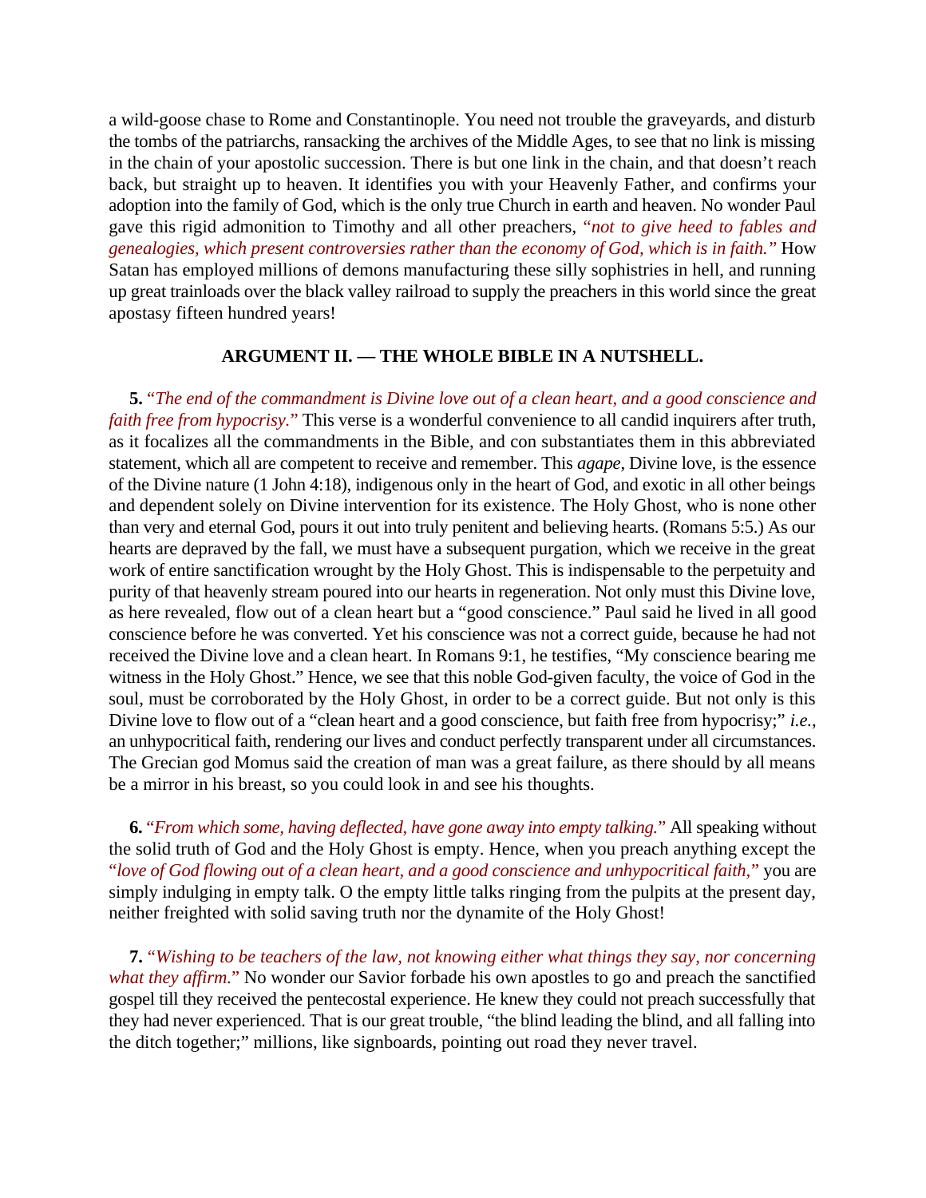a wild-goose chase to Rome and Constantinople. You need not trouble the graveyards, and disturb the tombs of the patriarchs, ransacking the archives of the Middle Ages, to see that no link is missing in the chain of your apostolic succession. There is but one link in the chain, and that doesn't reach back, but straight up to heaven. It identifies you with your Heavenly Father, and confirms your adoption into the family of God, which is the only true Church in earth and heaven. No wonder Paul gave this rigid admonition to Timothy and all other preachers, "*not to give heed to fables and genealogies, which present controversies rather than the economy of God, which is in faith.*" How Satan has employed millions of demons manufacturing these silly sophistries in hell, and running up great trainloads over the black valley railroad to supply the preachers in this world since the great apostasy fifteen hundred years!

### ARGUMENT II. — THE WHOLE BIBLE IN A NUTSHELL.

**5.** "*The end of the commandment is Divine love out of a clean heart, and a good conscience and faith free from hypocrisy.*" This verse is a wonderful convenience to all candid inquirers after truth, as it focalizes all the commandments in the Bible, and con substantiates them in this abbreviated statement, which all are competent to receive and remember. This *agape*, Divine love, is the essence of the Divine nature (1 John 4:18), indigenous only in the heart of God, and exotic in all other beings and dependent solely on Divine intervention for its existence. The Holy Ghost, who is none other than very and eternal God, pours it out into truly penitent and believing hearts. (Romans 5:5.) As our hearts are depraved by the fall, we must have a subsequent purgation, which we receive in the great work of entire sanctification wrought by the Holy Ghost. This is indispensable to the perpetuity and purity of that heavenly stream poured into our hearts in regeneration. Not only must this Divine love, as here revealed, flow out of a clean heart but a "good conscience." Paul said he lived in all good conscience before he was converted. Yet his conscience was not a correct guide, because he had not received the Divine love and a clean heart. In Romans 9:1, he testifies, "My conscience bearing me witness in the Holy Ghost." Hence, we see that this noble God-given faculty, the voice of God in the soul, must be corroborated by the Holy Ghost, in order to be a correct guide. But not only is this Divine love to flow out of a "clean heart and a good conscience, but faith free from hypocrisy;" *i.e.*, an unhypocritical faith, rendering our lives and conduct perfectly transparent under all circumstances. The Grecian god Momus said the creation of man was a great failure, as there should by all means be a mirror in his breast, so you could look in and see his thoughts.

**6.** "*From which some, having deflected, have gone away into empty talking.*" All speaking without the solid truth of God and the Holy Ghost is empty. Hence, when you preach anything except the "*love of God flowing out of a clean heart, and a good conscience and unhypocritical faith,*" you are simply indulging in empty talk. O the empty little talks ringing from the pulpits at the present day, neither freighted with solid saving truth nor the dynamite of the Holy Ghost!

**7.** "*Wishing to be teachers of the law, not knowing either what things they say, nor concerning what they affirm.*" No wonder our Savior forbade his own apostles to go and preach the sanctified gospel till they received the pentecostal experience. He knew they could not preach successfully that they had never experienced. That is our great trouble, "the blind leading the blind, and all falling into the ditch together;" millions, like signboards, pointing out road they never travel.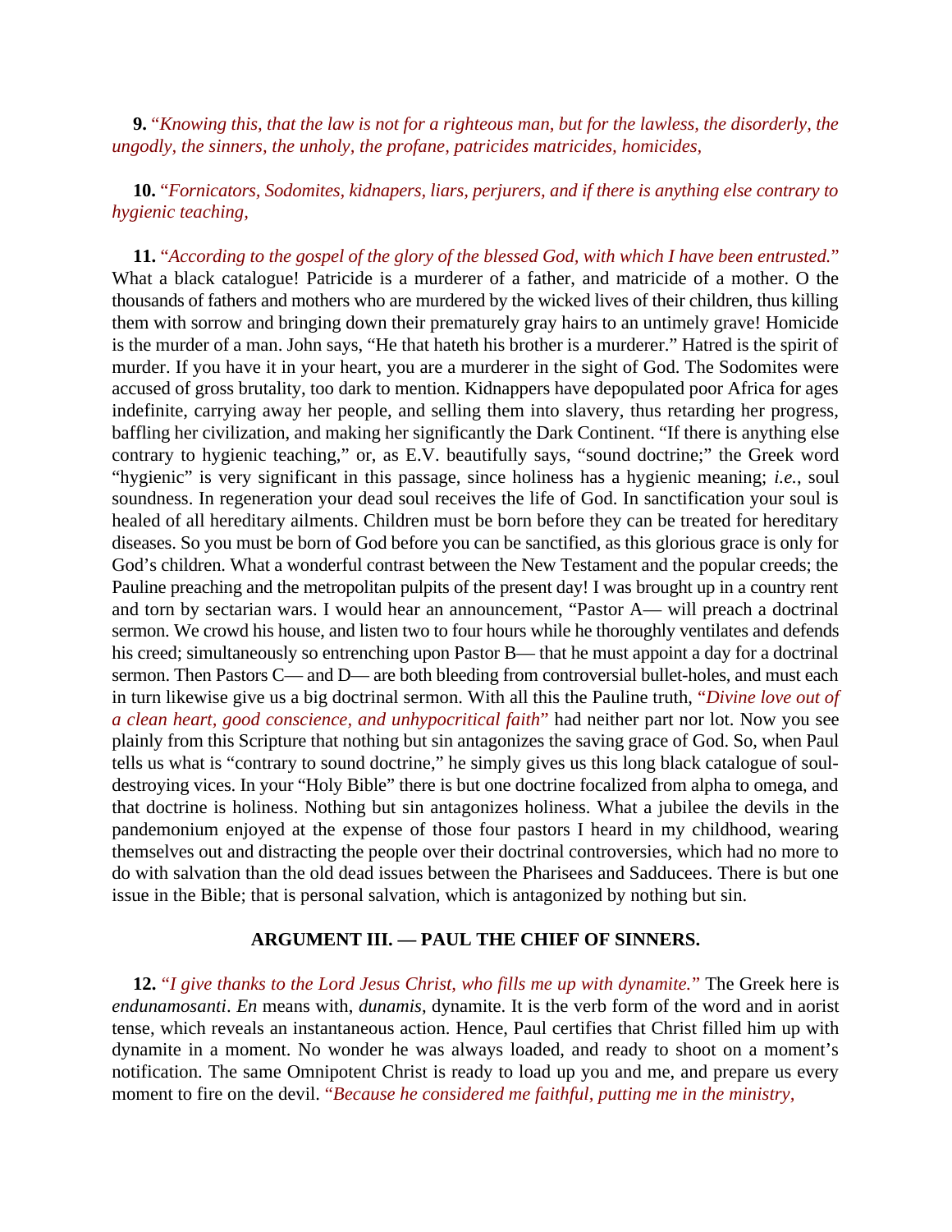**9.** "*Knowing this, that the law is not for a righteous man, but for the lawless, the disorderly, the ungodly, the sinners, the unholy, the profane, patricides matricides, homicides,*

**10.** "*Fornicators, Sodomites, kidnapers, liars, perjurers, and if there is anything else contrary to hygienic teaching,*

**11.** "*According to the gospel of the glory of the blessed God, with which I have been entrusted.*" What a black catalogue! Patricide is a murderer of a father, and matricide of a mother. O the thousands of fathers and mothers who are murdered by the wicked lives of their children, thus killing them with sorrow and bringing down their prematurely gray hairs to an untimely grave! Homicide is the murder of a man. John says, "He that hateth his brother is a murderer." Hatred is the spirit of murder. If you have it in your heart, you are a murderer in the sight of God. The Sodomites were accused of gross brutality, too dark to mention. Kidnappers have depopulated poor Africa for ages indefinite, carrying away her people, and selling them into slavery, thus retarding her progress, baffling her civilization, and making her significantly the Dark Continent. "If there is anything else contrary to hygienic teaching," or, as E.V. beautifully says, "sound doctrine;" the Greek word "hygienic" is very significant in this passage, since holiness has a hygienic meaning; *i.e.*, soul soundness. In regeneration your dead soul receives the life of God. In sanctification your soul is healed of all hereditary ailments. Children must be born before they can be treated for hereditary diseases. So you must be born of God before you can be sanctified, as this glorious grace is only for God's children. What a wonderful contrast between the New Testament and the popular creeds; the Pauline preaching and the metropolitan pulpits of the present day! I was brought up in a country rent and torn by sectarian wars. I would hear an announcement, "Pastor A— will preach a doctrinal sermon. We crowd his house, and listen two to four hours while he thoroughly ventilates and defends his creed; simultaneously so entrenching upon Pastor B— that he must appoint a day for a doctrinal sermon. Then Pastors C— and D— are both bleeding from controversial bullet-holes, and must each in turn likewise give us a big doctrinal sermon. With all this the Pauline truth, "*Divine love out of a clean heart, good conscience, and unhypocritical faith*" had neither part nor lot. Now you see plainly from this Scripture that nothing but sin antagonizes the saving grace of God. So, when Paul tells us what is "contrary to sound doctrine," he simply gives us this long black catalogue of soul-destroying vices. In your "Holy Bible" there is but one doctrine focalized from alpha to omega, and that doctrine is holiness. Nothing but sin antagonizes holiness. What a jubilee the devils in the pandemonium enjoyed at the expense of those four pastors I heard in my childhood, wearing themselves out and distracting the people over their doctrinal controversies, which had no more to do with salvation than the old dead issues between the Pharisees and Sadducees. There is but one issue in the Bible; that is personal salvation, which is antagonized by nothing but sin.

### ARGUMENT III. — PAUL THE CHIEF OF SINNERS.

**12.** "*I give thanks to the Lord Jesus Christ, who fills me up with dynamite.*" The Greek here is *endunamosanti*. *En* means with, *dunamis*, dynamite. It is the verb form of the word and in aorist tense, which reveals an instantaneous action. Hence, Paul certifies that Christ filled him up with dynamite in a moment. No wonder he was always loaded, and ready to shoot on a moment's notification. The same Omnipotent Christ is ready to load up you and me, and prepare us every moment to fire on the devil. "*Because he considered me faithful, putting me in the ministry,*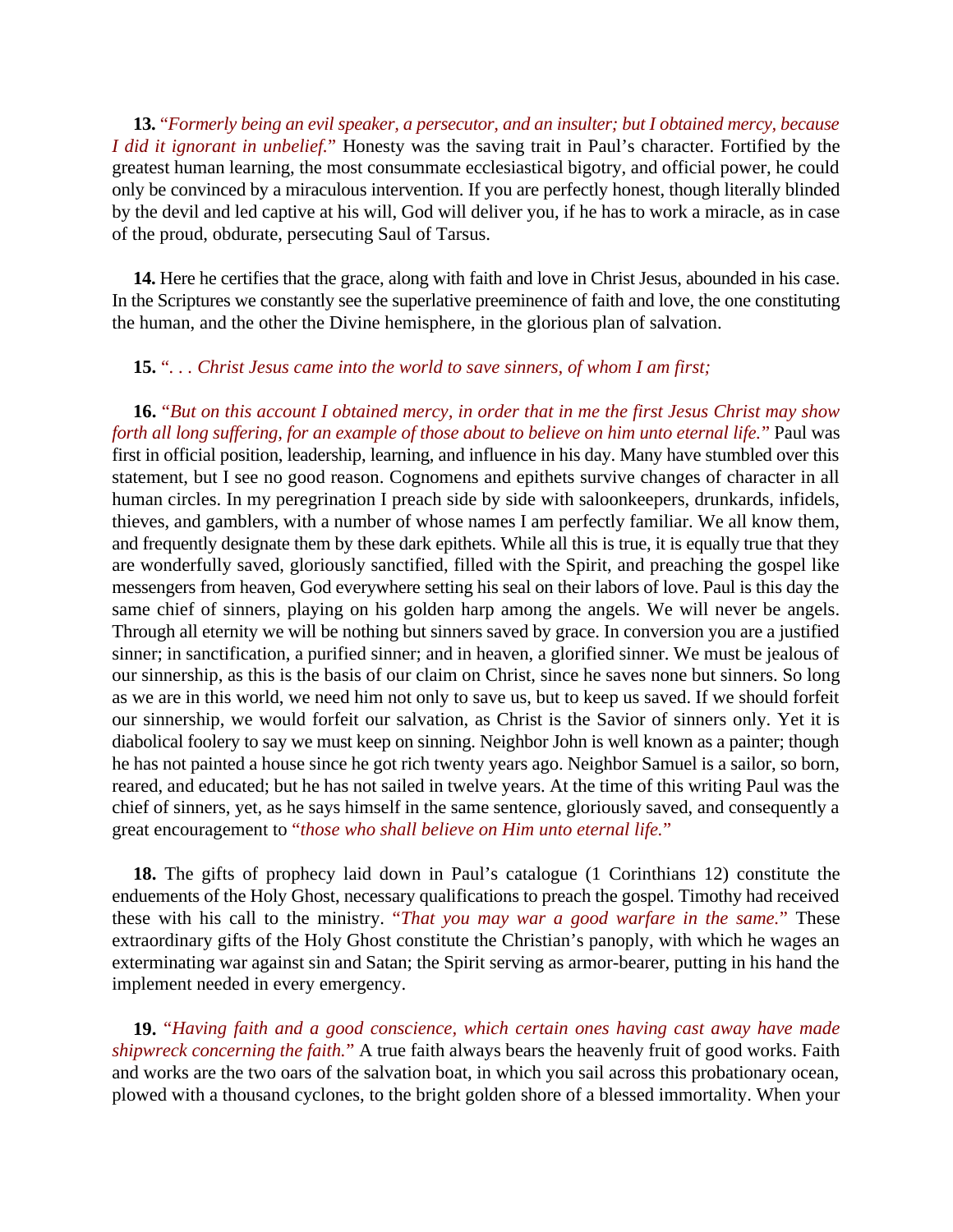**13.** *"Formerly being an evil speaker, a persecutor, and an insulter; but I obtained mercy, because I did it ignorant in unbelief."* Honesty was the saving trait in Paul's character. Fortified by the greatest human learning, the most consummate ecclesiastical bigotry, and official power, he could only be convinced by a miraculous intervention. If you are perfectly honest, though literally blinded by the devil and led captive at his will, God will deliver you, if he has to work a miracle, as in case of the proud, obdurate, persecuting Saul of Tarsus.

**14.** Here he certifies that the grace, along with faith and love in Christ Jesus, abounded in his case. In the Scriptures we constantly see the superlative preeminence of faith and love, the one constituting the human, and the other the Divine hemisphere, in the glorious plan of salvation.

**15.** *". . . Christ Jesus came into the world to save sinners, of whom I am first;*

**16.** *"But on this account I obtained mercy, in order that in me the first Jesus Christ may show forth all long suffering, for an example of those about to believe on him unto eternal life."* Paul was first in official position, leadership, learning, and influence in his day. Many have stumbled over this statement, but I see no good reason. Cognomens and epithets survive changes of character in all human circles. In my peregrination I preach side by side with saloonkeepers, drunkards, infidels, thieves, and gamblers, with a number of whose names I am perfectly familiar. We all know them, and frequently designate them by these dark epithets. While all this is true, it is equally true that they are wonderfully saved, gloriously sanctified, filled with the Spirit, and preaching the gospel like messengers from heaven, God everywhere setting his seal on their labors of love. Paul is this day the same chief of sinners, playing on his golden harp among the angels. We will never be angels. Through all eternity we will be nothing but sinners saved by grace. In conversion you are a justified sinner; in sanctification, a purified sinner; and in heaven, a glorified sinner. We must be jealous of our sinnership, as this is the basis of our claim on Christ, since he saves none but sinners. So long as we are in this world, we need him not only to save us, but to keep us saved. If we should forfeit our sinnership, we would forfeit our salvation, as Christ is the Savior of sinners only. Yet it is diabolical foolery to say we must keep on sinning. Neighbor John is well known as a painter; though he has not painted a house since he got rich twenty years ago. Neighbor Samuel is a sailor, so born, reared, and educated; but he has not sailed in twelve years. At the time of this writing Paul was the chief of sinners, yet, as he says himself in the same sentence, gloriously saved, and consequently a great encouragement to *"those who shall believe on Him unto eternal life."*

**18.** The gifts of prophecy laid down in Paul's catalogue (1 Corinthians 12) constitute the enduements of the Holy Ghost, necessary qualifications to preach the gospel. Timothy had received these with his call to the ministry. *"That you may war a good warfare in the same."* These extraordinary gifts of the Holy Ghost constitute the Christian's panoply, with which he wages an exterminating war against sin and Satan; the Spirit serving as armor-bearer, putting in his hand the implement needed in every emergency.

**19.** *"Having faith and a good conscience, which certain ones having cast away have made shipwreck concerning the faith."* A true faith always bears the heavenly fruit of good works. Faith and works are the two oars of the salvation boat, in which you sail across this probationary ocean, plowed with a thousand cyclones, to the bright golden shore of a blessed immortality. When your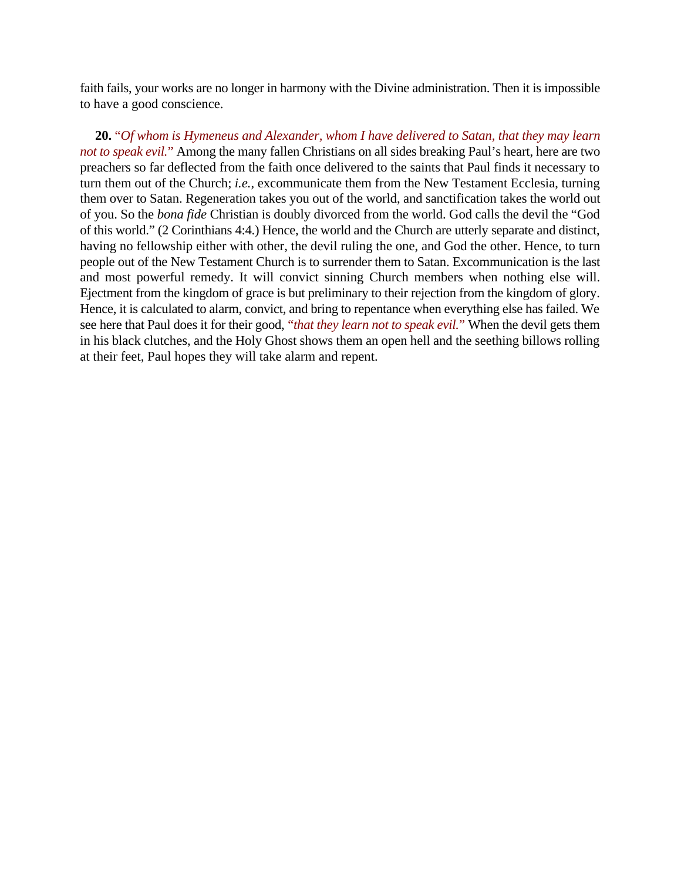faith fails, your works are no longer in harmony with the Divine administration. Then it is impossible to have a good conscience.

**20.** *"Of whom is Hymeneus and Alexander, whom I have delivered to Satan, that they may learn not to speak evil."* Among the many fallen Christians on all sides breaking Paul's heart, here are two preachers so far deflected from the faith once delivered to the saints that Paul finds it necessary to turn them out of the Church; *i.e.*, excommunicate them from the New Testament Ecclesia, turning them over to Satan. Regeneration takes you out of the world, and sanctification takes the world out of you. So the *bona fide* Christian is doubly divorced from the world. God calls the devil the "God of this world." (2 Corinthians 4:4.) Hence, the world and the Church are utterly separate and distinct, having no fellowship either with other, the devil ruling the one, and God the other. Hence, to turn people out of the New Testament Church is to surrender them to Satan. Excommunication is the last and most powerful remedy. It will convict sinning Church members when nothing else will. Ejectment from the kingdom of grace is but preliminary to their rejection from the kingdom of glory. Hence, it is calculated to alarm, convict, and bring to repentance when everything else has failed. We see here that Paul does it for their good, *"that they learn not to speak evil."* When the devil gets them in his black clutches, and the Holy Ghost shows them an open hell and the seething billows rolling at their feet, Paul hopes they will take alarm and repent.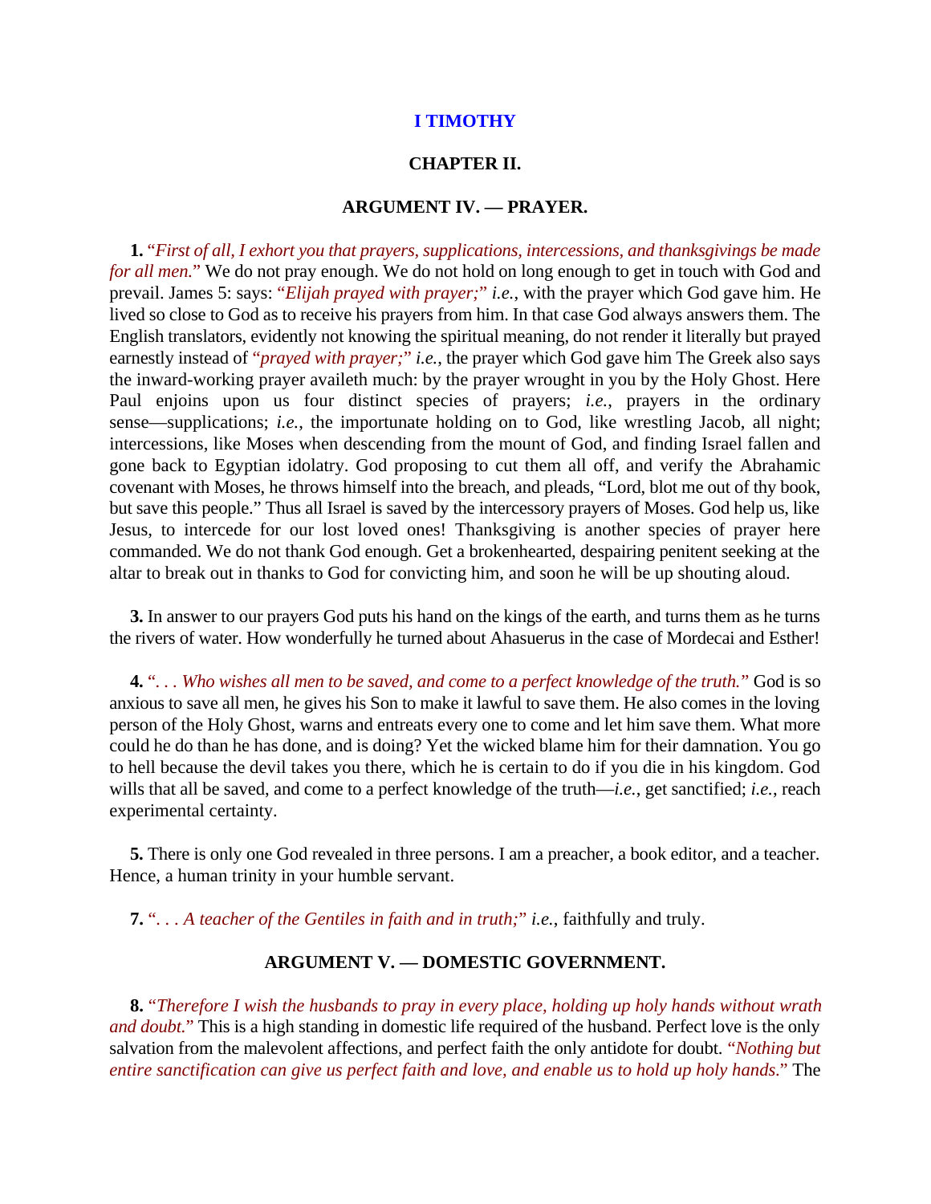# I TIMOTHY

## CHAPTER II.

### ARGUMENT IV. — PRAYER.

**1.** "*First of all, I exhort you that prayers, supplications, intercessions, and thanksgivings be made for all men.*" We do not pray enough. We do not hold on long enough to get in touch with God and prevail. James 5: says: "*Elijah prayed with prayer;*" *i.e.*, with the prayer which God gave him. He lived so close to God as to receive his prayers from him. In that case God always answers them. The English translators, evidently not knowing the spiritual meaning, do not render it literally but prayed earnestly instead of "*prayed with prayer;*" *i.e.*, the prayer which God gave him The Greek also says the inward-working prayer availeth much: by the prayer wrought in you by the Holy Ghost. Here Paul enjoins upon us four distinct species of prayers; *i.e.*, prayers in the ordinary sense—supplications; *i.e.*, the importunate holding on to God, like wrestling Jacob, all night; intercessions, like Moses when descending from the mount of God, and finding Israel fallen and gone back to Egyptian idolatry. God proposing to cut them all off, and verify the Abrahamic covenant with Moses, he throws himself into the breach, and pleads, "Lord, blot me out of thy book, but save this people." Thus all Israel is saved by the intercessory prayers of Moses. God help us, like Jesus, to intercede for our lost loved ones! Thanksgiving is another species of prayer here commanded. We do not thank God enough. Get a brokenhearted, despairing penitent seeking at the altar to break out in thanks to God for convicting him, and soon he will be up shouting aloud.

**3.** In answer to our prayers God puts his hand on the kings of the earth, and turns them as he turns the rivers of water. How wonderfully he turned about Ahasuerus in the case of Mordecai and Esther!

**4.** "*. . . Who wishes all men to be saved, and come to a perfect knowledge of the truth.*" God is so anxious to save all men, he gives his Son to make it lawful to save them. He also comes in the loving person of the Holy Ghost, warns and entreats every one to come and let him save them. What more could he do than he has done, and is doing? Yet the wicked blame him for their damnation. You go to hell because the devil takes you there, which he is certain to do if you die in his kingdom. God wills that all be saved, and come to a perfect knowledge of the truth—*i.e.*, get sanctified; *i.e.*, reach experimental certainty.

**5.** There is only one God revealed in three persons. I am a preacher, a book editor, and a teacher. Hence, a human trinity in your humble servant.

**7.** "*. . . A teacher of the Gentiles in faith and in truth;*" *i.e.*, faithfully and truly.

### ARGUMENT V. — DOMESTIC GOVERNMENT.

**8.** "*Therefore I wish the husbands to pray in every place, holding up holy hands without wrath and doubt.*" This is a high standing in domestic life required of the husband. Perfect love is the only salvation from the malevolent affections, and perfect faith the only antidote for doubt. "*Nothing but entire sanctification can give us perfect faith and love, and enable us to hold up holy hands.*" The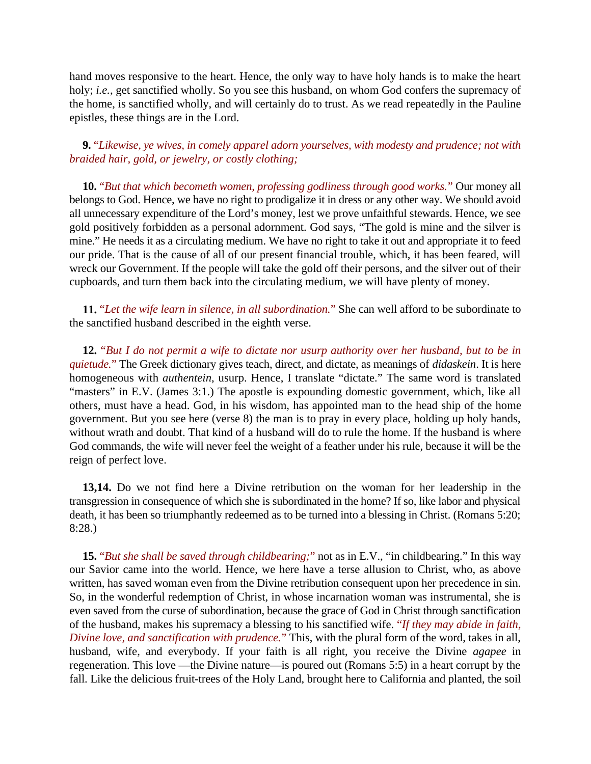hand moves responsive to the heart. Hence, the only way to have holy hands is to make the heart holy; *i.e.*, get sanctified wholly. So you see this husband, on whom God confers the supremacy of the home, is sanctified wholly, and will certainly do to trust. As we read repeatedly in the Pauline epistles, these things are in the Lord.

**9.** "*Likewise, ye wives, in comely apparel adorn yourselves, with modesty and prudence; not with braided hair, gold, or jewelry, or costly clothing;*

**10.** "*But that which becometh women, professing godliness through good works.*" Our money all belongs to God. Hence, we have no right to prodigalize it in dress or any other way. We should avoid all unnecessary expenditure of the Lord's money, lest we prove unfaithful stewards. Hence, we see gold positively forbidden as a personal adornment. God says, "The gold is mine and the silver is mine." He needs it as a circulating medium. We have no right to take it out and appropriate it to feed our pride. That is the cause of all of our present financial trouble, which, it has been feared, will wreck our Government. If the people will take the gold off their persons, and the silver out of their cupboards, and turn them back into the circulating medium, we will have plenty of money.

**11.** "*Let the wife learn in silence, in all subordination.*" She can well afford to be subordinate to the sanctified husband described in the eighth verse.

**12.** "*But I do not permit a wife to dictate nor usurp authority over her husband, but to be in quietude.*" The Greek dictionary gives teach, direct, and dictate, as meanings of *didaskein*. It is here homogeneous with *authentein*, usurp. Hence, I translate "dictate." The same word is translated "masters" in E.V. (James 3:1.) The apostle is expounding domestic government, which, like all others, must have a head. God, in his wisdom, has appointed man to the head ship of the home government. But you see here (verse 8) the man is to pray in every place, holding up holy hands, without wrath and doubt. That kind of a husband will do to rule the home. If the husband is where God commands, the wife will never feel the weight of a feather under his rule, because it will be the reign of perfect love.

**13,14.** Do we not find here a Divine retribution on the woman for her leadership in the transgression in consequence of which she is subordinated in the home? If so, like labor and physical death, it has been so triumphantly redeemed as to be turned into a blessing in Christ. (Romans 5:20; 8:28.)

**15.** "*But she shall be saved through childbearing;*" not as in E.V., "in childbearing." In this way our Savior came into the world. Hence, we here have a terse allusion to Christ, who, as above written, has saved woman even from the Divine retribution consequent upon her precedence in sin. So, in the wonderful redemption of Christ, in whose incarnation woman was instrumental, she is even saved from the curse of subordination, because the grace of God in Christ through sanctification of the husband, makes his supremacy a blessing to his sanctified wife. "*If they may abide in faith, Divine love, and sanctification with prudence.*" This, with the plural form of the word, takes in all, husband, wife, and everybody. If your faith is all right, you receive the Divine *agapee* in regeneration. This love —the Divine nature—is poured out (Romans 5:5) in a heart corrupt by the fall. Like the delicious fruit-trees of the Holy Land, brought here to California and planted, the soil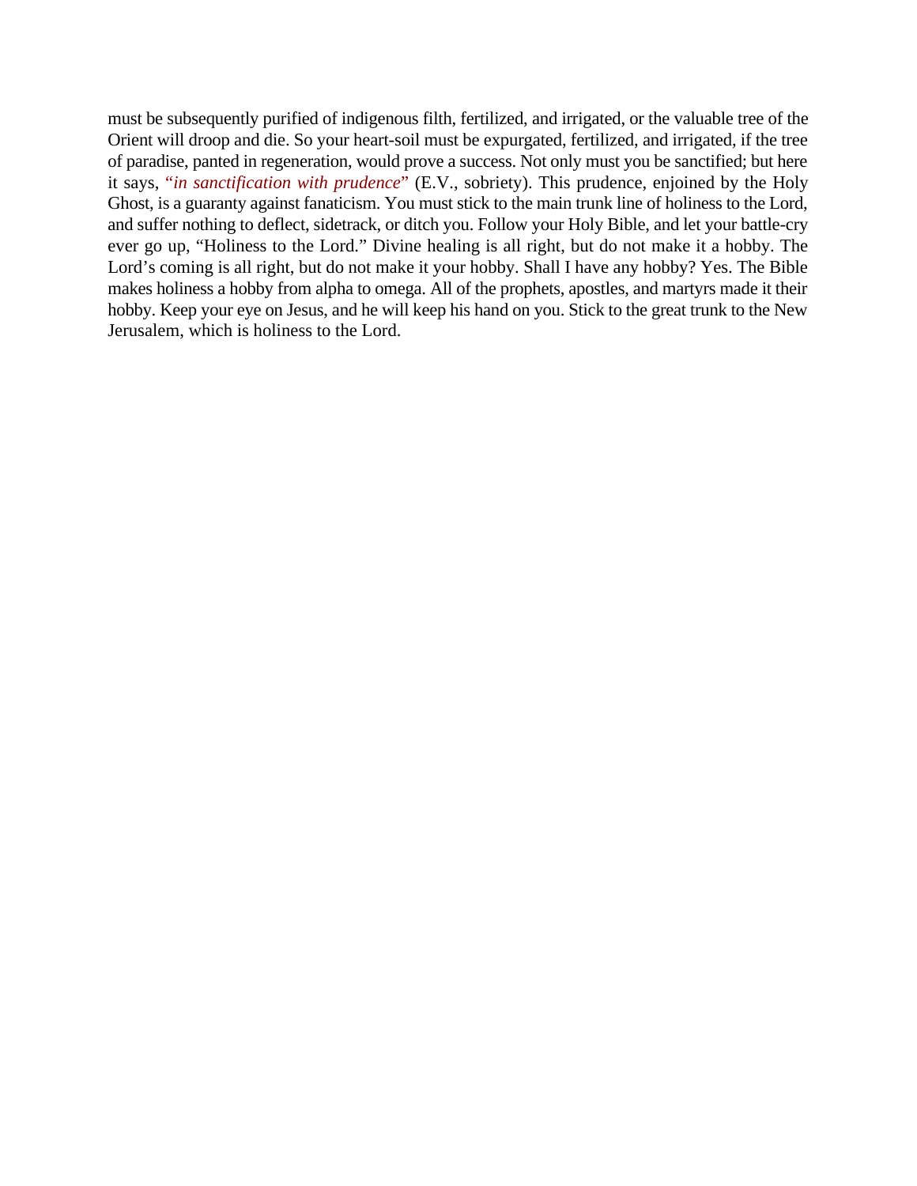must be subsequently purified of indigenous filth, fertilized, and irrigated, or the valuable tree of the Orient will droop and die. So your heart-soil must be expurgated, fertilized, and irrigated, if the tree of paradise, panted in regeneration, would prove a success. Not only must you be sanctified; but here it says, "*in sanctification with prudence*" (E.V., sobriety). This prudence, enjoined by the Holy Ghost, is a guaranty against fanaticism. You must stick to the main trunk line of holiness to the Lord, and suffer nothing to deflect, sidetrack, or ditch you. Follow your Holy Bible, and let your battle-cry ever go up, "Holiness to the Lord." Divine healing is all right, but do not make it a hobby. The Lord's coming is all right, but do not make it your hobby. Shall I have any hobby? Yes. The Bible makes holiness a hobby from alpha to omega. All of the prophets, apostles, and martyrs made it their hobby. Keep your eye on Jesus, and he will keep his hand on you. Stick to the great trunk to the New Jerusalem, which is holiness to the Lord.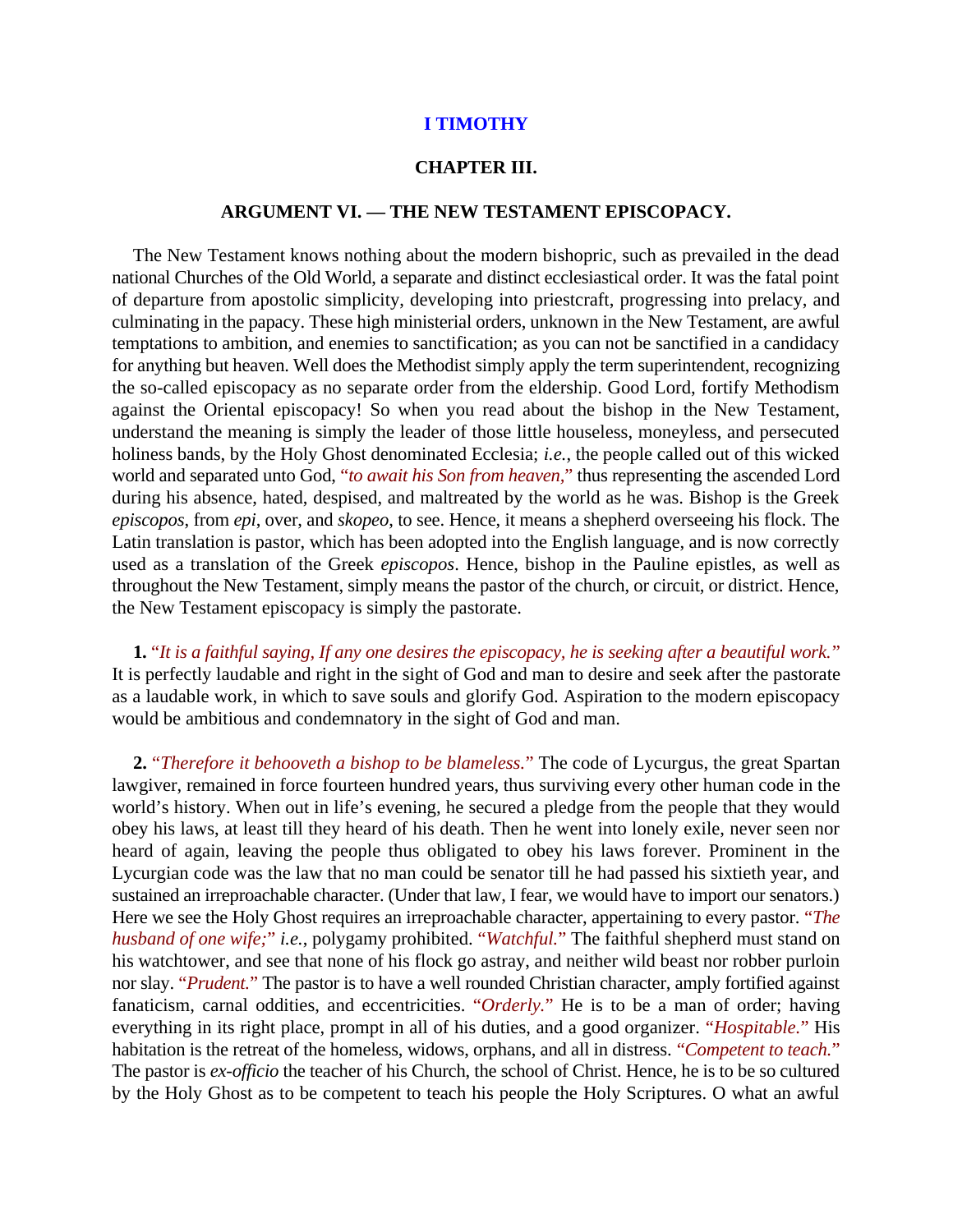## I TIMOTHY

### CHAPTER III.

### ARGUMENT VI. — THE NEW TESTAMENT EPISCOPACY.

The New Testament knows nothing about the modern bishopric, such as prevailed in the dead national Churches of the Old World, a separate and distinct ecclesiastical order. It was the fatal point of departure from apostolic simplicity, developing into priestcraft, progressing into prelacy, and culminating in the papacy. These high ministerial orders, unknown in the New Testament, are awful temptations to ambition, and enemies to sanctification; as you can not be sanctified in a candidacy for anything but heaven. Well does the Methodist simply apply the term superintendent, recognizing the so-called episcopacy as no separate order from the eldership. Good Lord, fortify Methodism against the Oriental episcopacy! So when you read about the bishop in the New Testament, understand the meaning is simply the leader of those little houseless, moneyless, and persecuted holiness bands, by the Holy Ghost denominated Ecclesia; *i.e.*, the people called out of this wicked world and separated unto God, "*to await his Son from heaven,*" thus representing the ascended Lord during his absence, hated, despised, and maltreated by the world as he was. Bishop is the Greek *episcopos*, from *epi*, over, and *skopeo*, to see. Hence, it means a shepherd overseeing his flock. The Latin translation is pastor, which has been adopted into the English language, and is now correctly used as a translation of the Greek *episcopos*. Hence, bishop in the Pauline epistles, as well as throughout the New Testament, simply means the pastor of the church, or circuit, or district. Hence, the New Testament episcopacy is simply the pastorate.

**1.** "*It is a faithful saying, If any one desires the episcopacy, he is seeking after a beautiful work.*" It is perfectly laudable and right in the sight of God and man to desire and seek after the pastorate as a laudable work, in which to save souls and glorify God. Aspiration to the modern episcopacy would be ambitious and condemnatory in the sight of God and man.

**2.** "*Therefore it behooveth a bishop to be blameless.*" The code of Lycurgus, the great Spartan lawgiver, remained in force fourteen hundred years, thus surviving every other human code in the world's history. When out in life's evening, he secured a pledge from the people that they would obey his laws, at least till they heard of his death. Then he went into lonely exile, never seen nor heard of again, leaving the people thus obligated to obey his laws forever. Prominent in the Lycurgian code was the law that no man could be senator till he had passed his sixtieth year, and sustained an irreproachable character. (Under that law, I fear, we would have to import our senators.) Here we see the Holy Ghost requires an irreproachable character, appertaining to every pastor. "*The husband of one wife;*" *i.e.*, polygamy prohibited. "*Watchful.*" The faithful shepherd must stand on his watchtower, and see that none of his flock go astray, and neither wild beast nor robber purloin nor slay. "*Prudent.*" The pastor is to have a well rounded Christian character, amply fortified against fanaticism, carnal oddities, and eccentricities. "*Orderly.*" He is to be a man of order; having everything in its right place, prompt in all of his duties, and a good organizer. "*Hospitable.*" His habitation is the retreat of the homeless, widows, orphans, and all in distress. "*Competent to teach.*" The pastor is *ex-officio* the teacher of his Church, the school of Christ. Hence, he is to be so cultured by the Holy Ghost as to be competent to teach his people the Holy Scriptures. O what an awful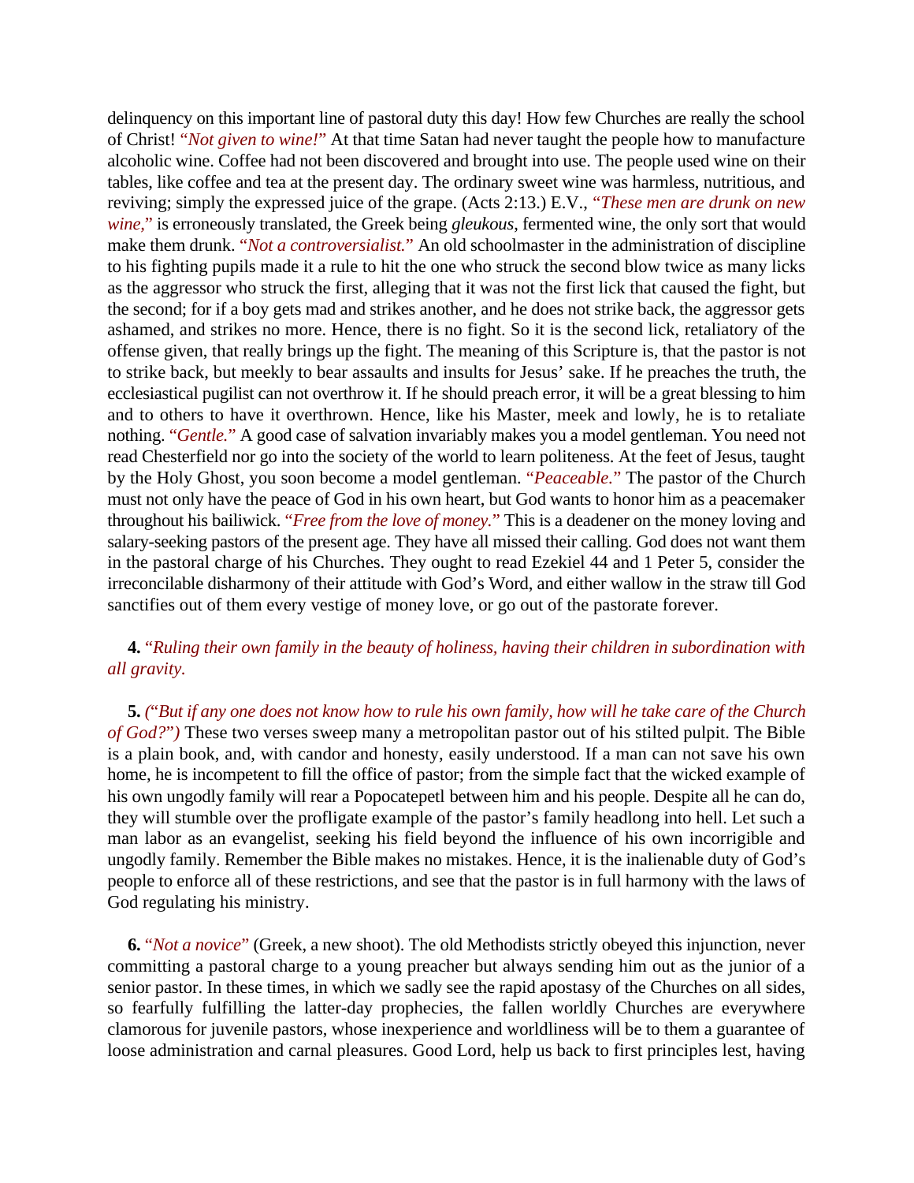delinquency on this important line of pastoral duty this day! How few Churches are really the school of Christ! "*Not given to wine!*" At that time Satan had never taught the people how to manufacture alcoholic wine. Coffee had not been discovered and brought into use. The people used wine on their tables, like coffee and tea at the present day. The ordinary sweet wine was harmless, nutritious, and reviving; simply the expressed juice of the grape. (Acts 2:13.) E.V., "*These men are drunk on new wine,*" is erroneously translated, the Greek being *gleukous*, fermented wine, the only sort that would make them drunk. "*Not a controversialist.*" An old schoolmaster in the administration of discipline to his fighting pupils made it a rule to hit the one who struck the second blow twice as many licks as the aggressor who struck the first, alleging that it was not the first lick that caused the fight, but the second; for if a boy gets mad and strikes another, and he does not strike back, the aggressor gets ashamed, and strikes no more. Hence, there is no fight. So it is the second lick, retaliatory of the offense given, that really brings up the fight. The meaning of this Scripture is, that the pastor is not to strike back, but meekly to bear assaults and insults for Jesus' sake. If he preaches the truth, the ecclesiastical pugilist can not overthrow it. If he should preach error, it will be a great blessing to him and to others to have it overthrown. Hence, like his Master, meek and lowly, he is to retaliate nothing. "*Gentle.*" A good case of salvation invariably makes you a model gentleman. You need not read Chesterfield nor go into the society of the world to learn politeness. At the feet of Jesus, taught by the Holy Ghost, you soon become a model gentleman. "*Peaceable.*" The pastor of the Church must not only have the peace of God in his own heart, but God wants to honor him as a peacemaker throughout his bailiwick. "*Free from the love of money.*" This is a deadener on the money loving and salary-seeking pastors of the present age. They have all missed their calling. God does not want them in the pastoral charge of his Churches. They ought to read Ezekiel 44 and 1 Peter 5, consider the irreconcilable disharmony of their attitude with God's Word, and either wallow in the straw till God sanctifies out of them every vestige of money love, or go out of the pastorate forever.

**4.** "*Ruling their own family in the beauty of holiness, having their children in subordination with all gravity.*

**5.** *("But if any one does not know how to rule his own family, how will he take care of the Church of God?")* These two verses sweep many a metropolitan pastor out of his stilted pulpit. The Bible is a plain book, and, with candor and honesty, easily understood. If a man can not save his own home, he is incompetent to fill the office of pastor; from the simple fact that the wicked example of his own ungodly family will rear a Popocatepetl between him and his people. Despite all he can do, they will stumble over the profligate example of the pastor's family headlong into hell. Let such a man labor as an evangelist, seeking his field beyond the influence of his own incorrigible and ungodly family. Remember the Bible makes no mistakes. Hence, it is the inalienable duty of God's people to enforce all of these restrictions, and see that the pastor is in full harmony with the laws of God regulating his ministry.

**6.** "*Not a novice*" (Greek, a new shoot). The old Methodists strictly obeyed this injunction, never committing a pastoral charge to a young preacher but always sending him out as the junior of a senior pastor. In these times, in which we sadly see the rapid apostasy of the Churches on all sides, so fearfully fulfilling the latter-day prophecies, the fallen worldly Churches are everywhere clamorous for juvenile pastors, whose inexperience and worldliness will be to them a guarantee of loose administration and carnal pleasures. Good Lord, help us back to first principles lest, having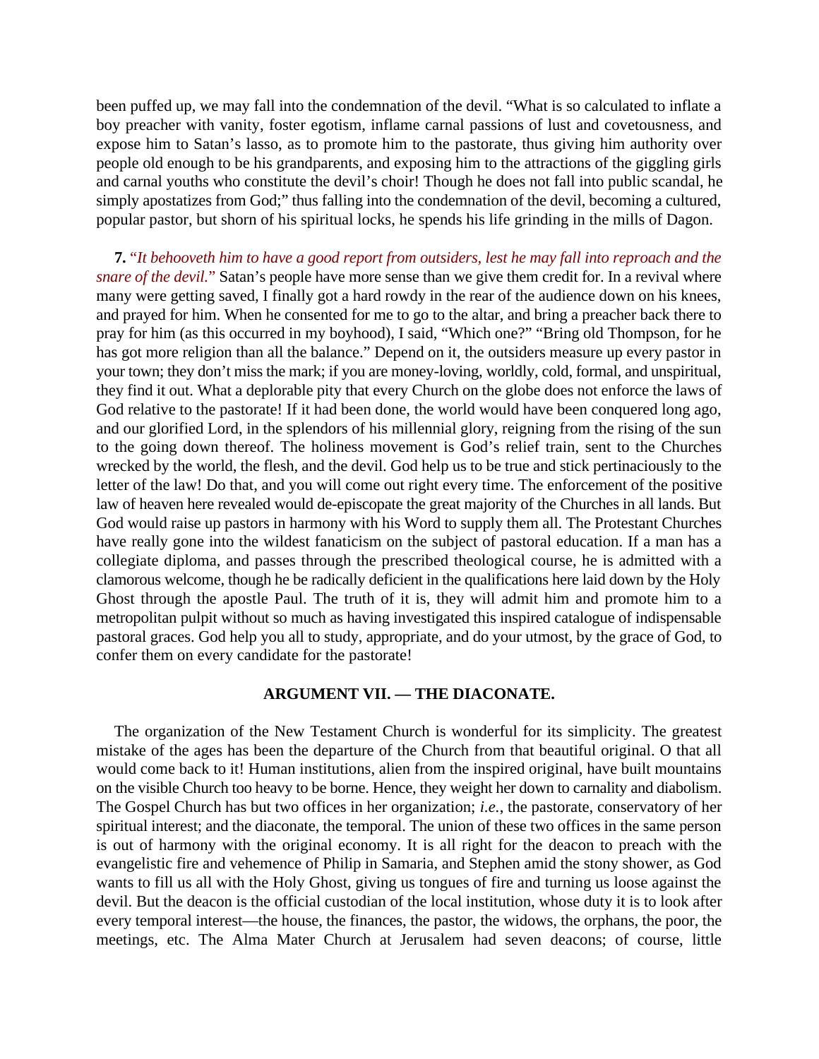been puffed up, we may fall into the condemnation of the devil. “What is so calculated to inflate a boy preacher with vanity, foster egotism, inflame carnal passions of lust and covetousness, and expose him to Satan’s lasso, as to promote him to the pastorate, thus giving him authority over people old enough to be his grandparents, and exposing him to the attractions of the giggling girls and carnal youths who constitute the devil’s choir! Though he does not fall into public scandal, he simply apostatizes from God;” thus falling into the condemnation of the devil, becoming a cultured, popular pastor, but shorn of his spiritual locks, he spends his life grinding in the mills of Dagon.

**7.** *“It behooveth him to have a good report from outsiders, lest he may fall into reproach and the snare of the devil.”* Satan’s people have more sense than we give them credit for. In a revival where many were getting saved, I finally got a hard rowdy in the rear of the audience down on his knees, and prayed for him. When he consented for me to go to the altar, and bring a preacher back there to pray for him (as this occurred in my boyhood), I said, “Which one?” “Bring old Thompson, for he has got more religion than all the balance.” Depend on it, the outsiders measure up every pastor in your town; they don’t miss the mark; if you are money-loving, worldly, cold, formal, and unspiritual, they find it out. What a deplorable pity that every Church on the globe does not enforce the laws of God relative to the pastorate! If it had been done, the world would have been conquered long ago, and our glorified Lord, in the splendors of his millennial glory, reigning from the rising of the sun to the going down thereof. The holiness movement is God’s relief train, sent to the Churches wrecked by the world, the flesh, and the devil. God help us to be true and stick pertinaciously to the letter of the law! Do that, and you will come out right every time. The enforcement of the positive law of heaven here revealed would de-episcopate the great majority of the Churches in all lands. But God would raise up pastors in harmony with his Word to supply them all. The Protestant Churches have really gone into the wildest fanaticism on the subject of pastoral education. If a man has a collegiate diploma, and passes through the prescribed theological course, he is admitted with a clamorous welcome, though he be radically deficient in the qualifications here laid down by the Holy Ghost through the apostle Paul. The truth of it is, they will admit him and promote him to a metropolitan pulpit without so much as having investigated this inspired catalogue of indispensable pastoral graces. God help you all to study, appropriate, and do your utmost, by the grace of God, to confer them on every candidate for the pastorate!

### ARGUMENT VII. — THE DIACONATE.

The organization of the New Testament Church is wonderful for its simplicity. The greatest mistake of the ages has been the departure of the Church from that beautiful original. O that all would come back to it! Human institutions, alien from the inspired original, have built mountains on the visible Church too heavy to be borne. Hence, they weight her down to carnality and diabolism. The Gospel Church has but two offices in her organization; *i.e.*, the pastorate, conservatory of her spiritual interest; and the diaconate, the temporal. The union of these two offices in the same person is out of harmony with the original economy. It is all right for the deacon to preach with the evangelistic fire and vehemence of Philip in Samaria, and Stephen amid the stony shower, as God wants to fill us all with the Holy Ghost, giving us tongues of fire and turning us loose against the devil. But the deacon is the official custodian of the local institution, whose duty it is to look after every temporal interest—the house, the finances, the pastor, the widows, the orphans, the poor, the meetings, etc. The Alma Mater Church at Jerusalem had seven deacons; of course, little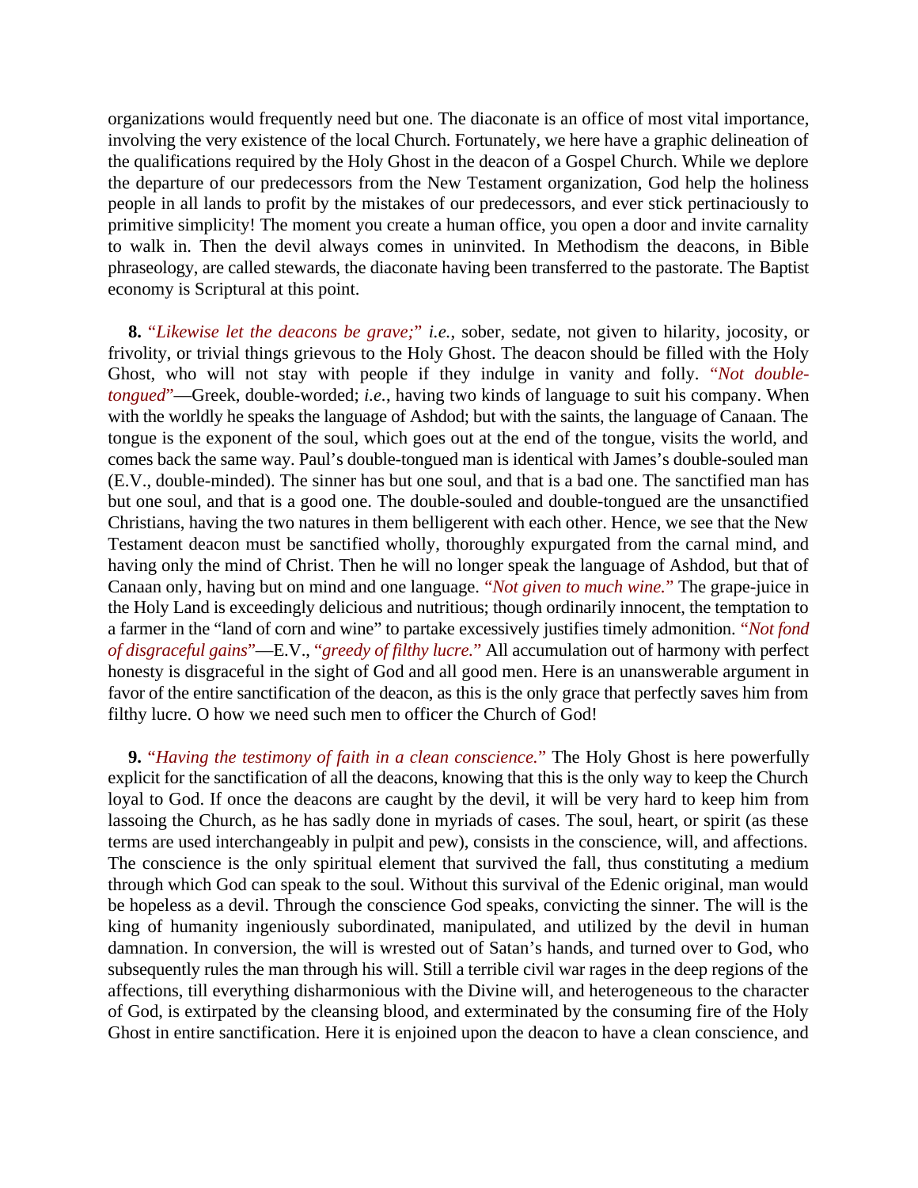organizations would frequently need but one. The diaconate is an office of most vital importance, involving the very existence of the local Church. Fortunately, we here have a graphic delineation of the qualifications required by the Holy Ghost in the deacon of a Gospel Church. While we deplore the departure of our predecessors from the New Testament organization, God help the holiness people in all lands to profit by the mistakes of our predecessors, and ever stick pertinaciously to primitive simplicity! The moment you create a human office, you open a door and invite carnality to walk in. Then the devil always comes in uninvited. In Methodism the deacons, in Bible phraseology, are called stewards, the diaconate having been transferred to the pastorate. The Baptist economy is Scriptural at this point.

**8.** "*Likewise let the deacons be grave;*" *i.e.*, sober, sedate, not given to hilarity, jocosity, or frivolity, or trivial things grievous to the Holy Ghost. The deacon should be filled with the Holy Ghost, who will not stay with people if they indulge in vanity and folly. "*Not double-tongued*"—Greek, double-worded; *i.e.*, having two kinds of language to suit his company. When with the worldly he speaks the language of Ashdod; but with the saints, the language of Canaan. The tongue is the exponent of the soul, which goes out at the end of the tongue, visits the world, and comes back the same way. Paul's double-tongued man is identical with James's double-souled man (E.V., double-minded). The sinner has but one soul, and that is a bad one. The sanctified man has but one soul, and that is a good one. The double-souled and double-tongued are the unsanctified Christians, having the two natures in them belligerent with each other. Hence, we see that the New Testament deacon must be sanctified wholly, thoroughly expurgated from the carnal mind, and having only the mind of Christ. Then he will no longer speak the language of Ashdod, but that of Canaan only, having but on mind and one language. "*Not given to much wine.*" The grape-juice in the Holy Land is exceedingly delicious and nutritious; though ordinarily innocent, the temptation to a farmer in the "land of corn and wine" to partake excessively justifies timely admonition. "*Not fond of disgraceful gains*"—E.V., "*greedy of filthy lucre.*" All accumulation out of harmony with perfect honesty is disgraceful in the sight of God and all good men. Here is an unanswerable argument in favor of the entire sanctification of the deacon, as this is the only grace that perfectly saves him from filthy lucre. O how we need such men to officer the Church of God!

**9.** "*Having the testimony of faith in a clean conscience.*" The Holy Ghost is here powerfully explicit for the sanctification of all the deacons, knowing that this is the only way to keep the Church loyal to God. If once the deacons are caught by the devil, it will be very hard to keep him from lassoing the Church, as he has sadly done in myriads of cases. The soul, heart, or spirit (as these terms are used interchangeably in pulpit and pew), consists in the conscience, will, and affections. The conscience is the only spiritual element that survived the fall, thus constituting a medium through which God can speak to the soul. Without this survival of the Edenic original, man would be hopeless as a devil. Through the conscience God speaks, convicting the sinner. The will is the king of humanity ingeniously subordinated, manipulated, and utilized by the devil in human damnation. In conversion, the will is wrested out of Satan's hands, and turned over to God, who subsequently rules the man through his will. Still a terrible civil war rages in the deep regions of the affections, till everything disharmonious with the Divine will, and heterogeneous to the character of God, is extirpated by the cleansing blood, and exterminated by the consuming fire of the Holy Ghost in entire sanctification. Here it is enjoined upon the deacon to have a clean conscience, and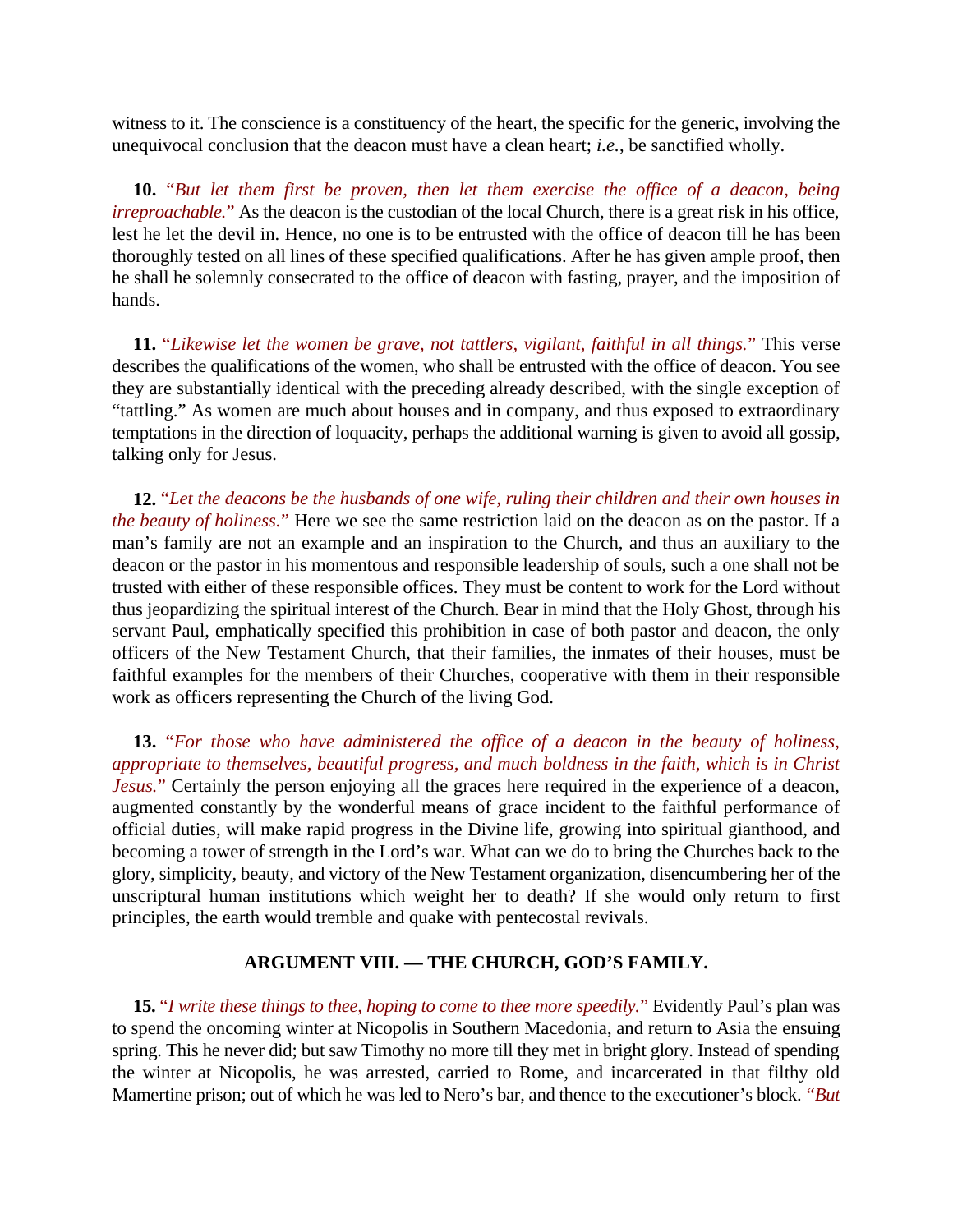witness to it. The conscience is a constituency of the heart, the specific for the generic, involving the unequivocal conclusion that the deacon must have a clean heart; *i.e.*, be sanctified wholly.

**10.** "*But let them first be proven, then let them exercise the office of a deacon, being irreproachable.*" As the deacon is the custodian of the local Church, there is a great risk in his office, lest he let the devil in. Hence, no one is to be entrusted with the office of deacon till he has been thoroughly tested on all lines of these specified qualifications. After he has given ample proof, then he shall he solemnly consecrated to the office of deacon with fasting, prayer, and the imposition of hands.

**11.** "*Likewise let the women be grave, not tattlers, vigilant, faithful in all things.*" This verse describes the qualifications of the women, who shall be entrusted with the office of deacon. You see they are substantially identical with the preceding already described, with the single exception of "tattling." As women are much about houses and in company, and thus exposed to extraordinary temptations in the direction of loquacity, perhaps the additional warning is given to avoid all gossip, talking only for Jesus.

**12.** "*Let the deacons be the husbands of one wife, ruling their children and their own houses in the beauty of holiness.*" Here we see the same restriction laid on the deacon as on the pastor. If a man's family are not an example and an inspiration to the Church, and thus an auxiliary to the deacon or the pastor in his momentous and responsible leadership of souls, such a one shall not be trusted with either of these responsible offices. They must be content to work for the Lord without thus jeopardizing the spiritual interest of the Church. Bear in mind that the Holy Ghost, through his servant Paul, emphatically specified this prohibition in case of both pastor and deacon, the only officers of the New Testament Church, that their families, the inmates of their houses, must be faithful examples for the members of their Churches, cooperative with them in their responsible work as officers representing the Church of the living God.

**13.** "*For those who have administered the office of a deacon in the beauty of holiness, appropriate to themselves, beautiful progress, and much boldness in the faith, which is in Christ Jesus.*" Certainly the person enjoying all the graces here required in the experience of a deacon, augmented constantly by the wonderful means of grace incident to the faithful performance of official duties, will make rapid progress in the Divine life, growing into spiritual gianthood, and becoming a tower of strength in the Lord's war. What can we do to bring the Churches back to the glory, simplicity, beauty, and victory of the New Testament organization, disencumbering her of the unscriptural human institutions which weight her to death? If she would only return to first principles, the earth would tremble and quake with pentecostal revivals.

## ARGUMENT VIII. — THE CHURCH, GOD'S FAMILY.

**15.** "*I write these things to thee, hoping to come to thee more speedily.*" Evidently Paul's plan was to spend the oncoming winter at Nicopolis in Southern Macedonia, and return to Asia the ensuing spring. This he never did; but saw Timothy no more till they met in bright glory. Instead of spending the winter at Nicopolis, he was arrested, carried to Rome, and incarcerated in that filthy old Mamertine prison; out of which he was led to Nero's bar, and thence to the executioner's block. "*But*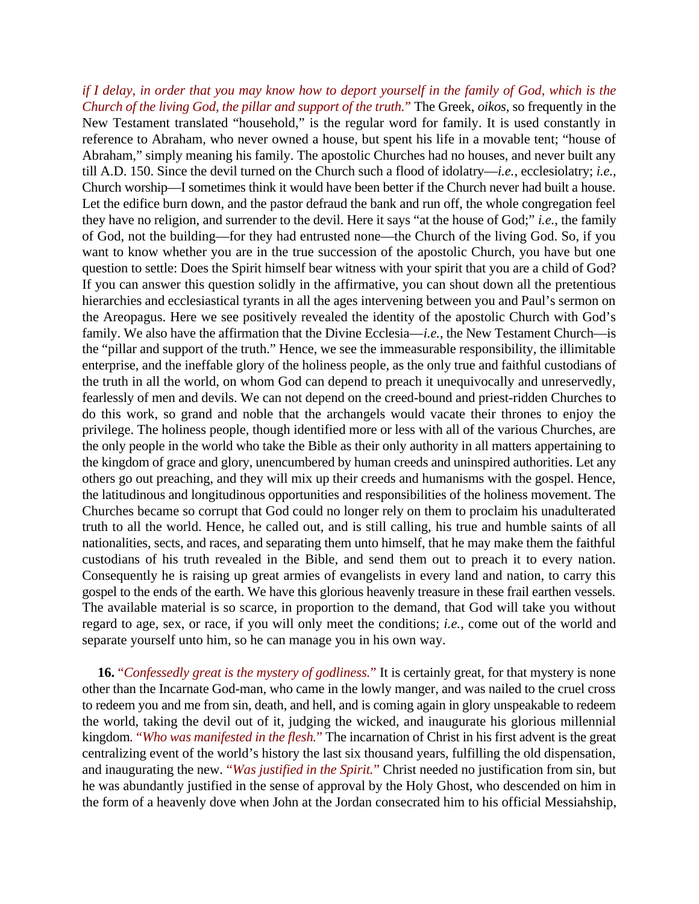*if I delay, in order that you may know how to deport yourself in the family of God, which is the Church of the living God, the pillar and support of the truth.*" The Greek, *oikos*, so frequently in the New Testament translated "household," is the regular word for family. It is used constantly in reference to Abraham, who never owned a house, but spent his life in a movable tent; "house of Abraham," simply meaning his family. The apostolic Churches had no houses, and never built any till A.D. 150. Since the devil turned on the Church such a flood of idolatry—*i.e.*, ecclesiolatry; *i.e.*, Church worship—I sometimes think it would have been better if the Church never had built a house. Let the edifice burn down, and the pastor defraud the bank and run off, the whole congregation feel they have no religion, and surrender to the devil. Here it says "at the house of God;" *i.e.*, the family of God, not the building—for they had entrusted none—the Church of the living God. So, if you want to know whether you are in the true succession of the apostolic Church, you have but one question to settle: Does the Spirit himself bear witness with your spirit that you are a child of God? If you can answer this question solidly in the affirmative, you can shout down all the pretentious hierarchies and ecclesiastical tyrants in all the ages intervening between you and Paul's sermon on the Areopagus. Here we see positively revealed the identity of the apostolic Church with God's family. We also have the affirmation that the Divine Ecclesia—*i.e.*, the New Testament Church—is the "pillar and support of the truth." Hence, we see the immeasurable responsibility, the illimitable enterprise, and the ineffable glory of the holiness people, as the only true and faithful custodians of the truth in all the world, on whom God can depend to preach it unequivocally and unreservedly, fearlessly of men and devils. We can not depend on the creed-bound and priest-ridden Churches to do this work, so grand and noble that the archangels would vacate their thrones to enjoy the privilege. The holiness people, though identified more or less with all of the various Churches, are the only people in the world who take the Bible as their only authority in all matters appertaining to the kingdom of grace and glory, unencumbered by human creeds and uninspired authorities. Let any others go out preaching, and they will mix up their creeds and humanisms with the gospel. Hence, the latitudinous and longitudinous opportunities and responsibilities of the holiness movement. The Churches became so corrupt that God could no longer rely on them to proclaim his unadulterated truth to all the world. Hence, he called out, and is still calling, his true and humble saints of all nationalities, sects, and races, and separating them unto himself, that he may make them the faithful custodians of his truth revealed in the Bible, and send them out to preach it to every nation. Consequently he is raising up great armies of evangelists in every land and nation, to carry this gospel to the ends of the earth. We have this glorious heavenly treasure in these frail earthen vessels. The available material is so scarce, in proportion to the demand, that God will take you without regard to age, sex, or race, if you will only meet the conditions; *i.e.*, come out of the world and separate yourself unto him, so he can manage you in his own way.

**16.** "*Confessedly great is the mystery of godliness.*" It is certainly great, for that mystery is none other than the Incarnate God-man, who came in the lowly manger, and was nailed to the cruel cross to redeem you and me from sin, death, and hell, and is coming again in glory unspeakable to redeem the world, taking the devil out of it, judging the wicked, and inaugurate his glorious millennial kingdom. "*Who was manifested in the flesh.*" The incarnation of Christ in his first advent is the great centralizing event of the world's history the last six thousand years, fulfilling the old dispensation, and inaugurating the new. "*Was justified in the Spirit.*" Christ needed no justification from sin, but he was abundantly justified in the sense of approval by the Holy Ghost, who descended on him in the form of a heavenly dove when John at the Jordan consecrated him to his official Messiahship,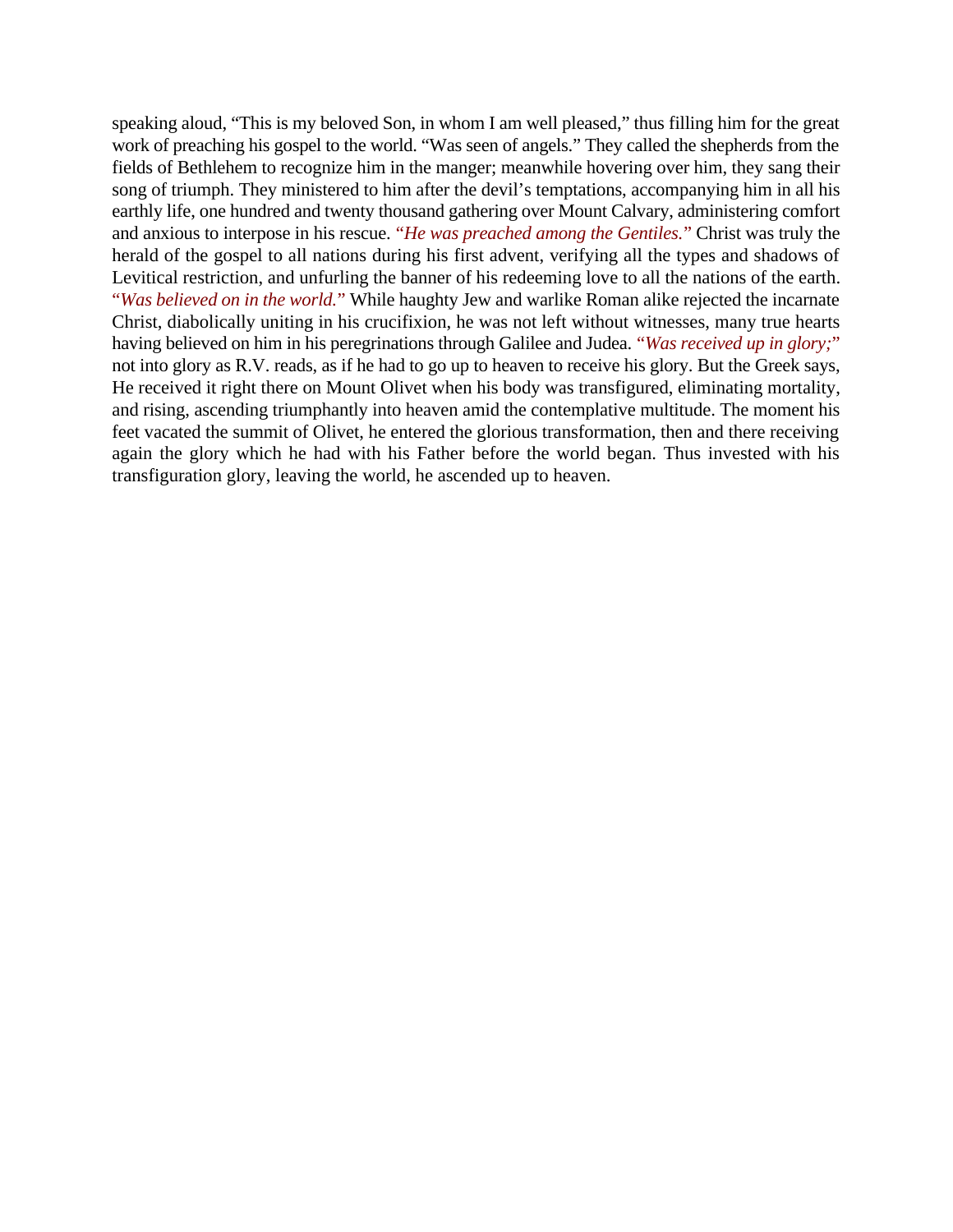speaking aloud, "This is my beloved Son, in whom I am well pleased," thus filling him for the great work of preaching his gospel to the world. "Was seen of angels." They called the shepherds from the fields of Bethlehem to recognize him in the manger; meanwhile hovering over him, they sang their song of triumph. They ministered to him after the devil's temptations, accompanying him in all his earthly life, one hundred and twenty thousand gathering over Mount Calvary, administering comfort and anxious to interpose in his rescue. *"He was preached among the Gentiles."* Christ was truly the herald of the gospel to all nations during his first advent, verifying all the types and shadows of Levitical restriction, and unfurling the banner of his redeeming love to all the nations of the earth. *"Was believed on in the world."* While haughty Jew and warlike Roman alike rejected the incarnate Christ, diabolically uniting in his crucifixion, he was not left without witnesses, many true hearts having believed on him in his peregrinations through Galilee and Judea. *"Was received up in glory;"* not into glory as R.V. reads, as if he had to go up to heaven to receive his glory. But the Greek says, He received it right there on Mount Olivet when his body was transfigured, eliminating mortality, and rising, ascending triumphantly into heaven amid the contemplative multitude. The moment his feet vacated the summit of Olivet, he entered the glorious transformation, then and there receiving again the glory which he had with his Father before the world began. Thus invested with his transfiguration glory, leaving the world, he ascended up to heaven.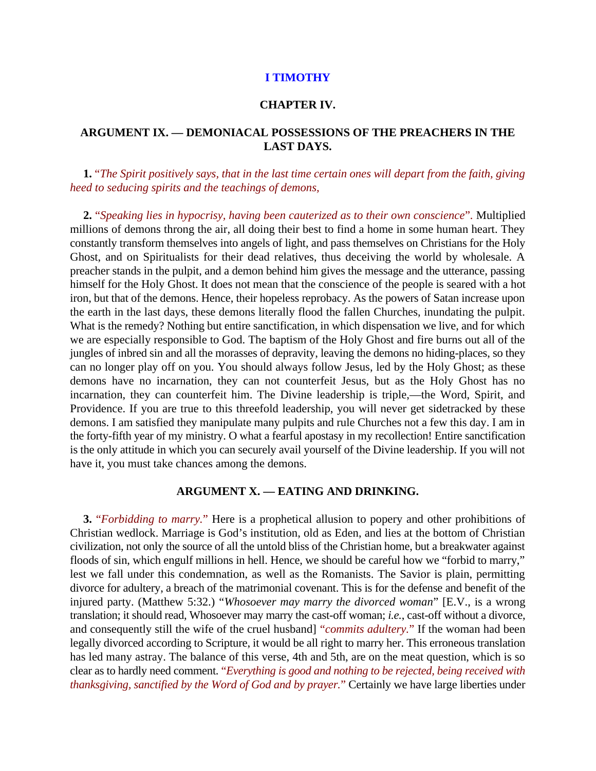## I TIMOTHY

### CHAPTER IV.

### ARGUMENT IX. — DEMONIACAL POSSESSIONS OF THE PREACHERS IN THE LAST DAYS.

**1.** “*The Spirit positively says, that in the last time certain ones will depart from the faith, giving heed to seducing spirits and the teachings of demons,*

**2.** “*Speaking lies in hypocrisy, having been cauterized as to their own conscience*”. Multiplied millions of demons throng the air, all doing their best to find a home in some human heart. They constantly transform themselves into angels of light, and pass themselves on Christians for the Holy Ghost, and on Spiritualists for their dead relatives, thus deceiving the world by wholesale. A preacher stands in the pulpit, and a demon behind him gives the message and the utterance, passing himself for the Holy Ghost. It does not mean that the conscience of the people is seared with a hot iron, but that of the demons. Hence, their hopeless reprobacy. As the powers of Satan increase upon the earth in the last days, these demons literally flood the fallen Churches, inundating the pulpit. What is the remedy? Nothing but entire sanctification, in which dispensation we live, and for which we are especially responsible to God. The baptism of the Holy Ghost and fire burns out all of the jungles of inbred sin and all the morasses of depravity, leaving the demons no hiding-places, so they can no longer play off on you. You should always follow Jesus, led by the Holy Ghost; as these demons have no incarnation, they can not counterfeit Jesus, but as the Holy Ghost has no incarnation, they can counterfeit him. The Divine leadership is triple,—the Word, Spirit, and Providence. If you are true to this threefold leadership, you will never get sidetracked by these demons. I am satisfied they manipulate many pulpits and rule Churches not a few this day. I am in the forty-fifth year of my ministry. O what a fearful apostasy in my recollection! Entire sanctification is the only attitude in which you can securely avail yourself of the Divine leadership. If you will not have it, you must take chances among the demons.

### ARGUMENT X. — EATING AND DRINKING.

**3.** “*Forbidding to marry.*” Here is a prophetical allusion to popery and other prohibitions of Christian wedlock. Marriage is God’s institution, old as Eden, and lies at the bottom of Christian civilization, not only the source of all the untold bliss of the Christian home, but a breakwater against floods of sin, which engulf millions in hell. Hence, we should be careful how we “forbid to marry,” lest we fall under this condemnation, as well as the Romanists. The Savior is plain, permitting divorce for adultery, a breach of the matrimonial covenant. This is for the defense and benefit of the injured party. (Matthew 5:32.) “*Whosoever may marry the divorced woman*” [E.V., is a wrong translation; it should read, Whosoever may marry the cast-off woman; *i.e.*, cast-off without a divorce, and consequently still the wife of the cruel husband] “*commits adultery.*” If the woman had been legally divorced according to Scripture, it would be all right to marry her. This erroneous translation has led many astray. The balance of this verse, 4th and 5th, are on the meat question, which is so clear as to hardly need comment. “*Everything is good and nothing to be rejected, being received with thanksgiving, sanctified by the Word of God and by prayer.*” Certainly we have large liberties under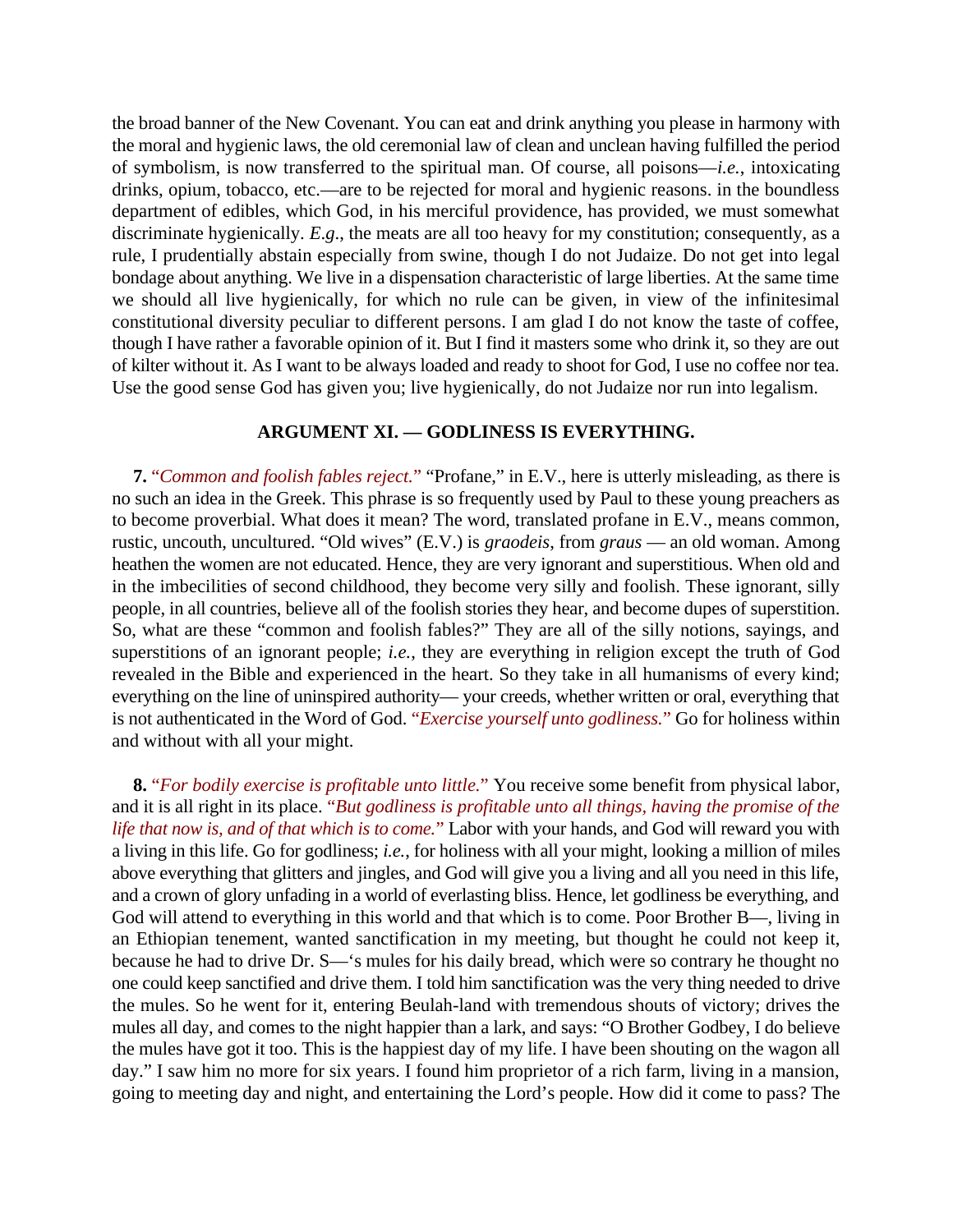the broad banner of the New Covenant. You can eat and drink anything you please in harmony with the moral and hygienic laws, the old ceremonial law of clean and unclean having fulfilled the period of symbolism, is now transferred to the spiritual man. Of course, all poisons—*i.e.*, intoxicating drinks, opium, tobacco, etc.—are to be rejected for moral and hygienic reasons. in the boundless department of edibles, which God, in his merciful providence, has provided, we must somewhat discriminate hygienically. *E.g.*, the meats are all too heavy for my constitution; consequently, as a rule, I prudentially abstain especially from swine, though I do not Judaize. Do not get into legal bondage about anything. We live in a dispensation characteristic of large liberties. At the same time we should all live hygienically, for which no rule can be given, in view of the infinitesimal constitutional diversity peculiar to different persons. I am glad I do not know the taste of coffee, though I have rather a favorable opinion of it. But I find it masters some who drink it, so they are out of kilter without it. As I want to be always loaded and ready to shoot for God, I use no coffee nor tea. Use the good sense God has given you; live hygienically, do not Judaize nor run into legalism.

### ARGUMENT XI. — GODLINESS IS EVERYTHING.

**7.** "*Common and foolish fables reject.*" "Profane," in E.V., here is utterly misleading, as there is no such an idea in the Greek. This phrase is so frequently used by Paul to these young preachers as to become proverbial. What does it mean? The word, translated profane in E.V., means common, rustic, uncouth, uncultured. "Old wives" (E.V.) is *graodeis*, from *graus* — an old woman. Among heathen the women are not educated. Hence, they are very ignorant and superstitious. When old and in the imbecilities of second childhood, they become very silly and foolish. These ignorant, silly people, in all countries, believe all of the foolish stories they hear, and become dupes of superstition. So, what are these "common and foolish fables?" They are all of the silly notions, sayings, and superstitions of an ignorant people; *i.e.*, they are everything in religion except the truth of God revealed in the Bible and experienced in the heart. So they take in all humanisms of every kind; everything on the line of uninspired authority— your creeds, whether written or oral, everything that is not authenticated in the Word of God. "*Exercise yourself unto godliness.*" Go for holiness within and without with all your might.

**8.** "*For bodily exercise is profitable unto little.*" You receive some benefit from physical labor, and it is all right in its place. "*But godliness is profitable unto all things, having the promise of the life that now is, and of that which is to come.*" Labor with your hands, and God will reward you with a living in this life. Go for godliness; *i.e.*, for holiness with all your might, looking a million of miles above everything that glitters and jingles, and God will give you a living and all you need in this life, and a crown of glory unfading in a world of everlasting bliss. Hence, let godliness be everything, and God will attend to everything in this world and that which is to come. Poor Brother B—, living in an Ethiopian tenement, wanted sanctification in my meeting, but thought he could not keep it, because he had to drive Dr. S—'s mules for his daily bread, which were so contrary he thought no one could keep sanctified and drive them. I told him sanctification was the very thing needed to drive the mules. So he went for it, entering Beulah-land with tremendous shouts of victory; drives the mules all day, and comes to the night happier than a lark, and says: "O Brother Godbey, I do believe the mules have got it too. This is the happiest day of my life. I have been shouting on the wagon all day." I saw him no more for six years. I found him proprietor of a rich farm, living in a mansion, going to meeting day and night, and entertaining the Lord's people. How did it come to pass? The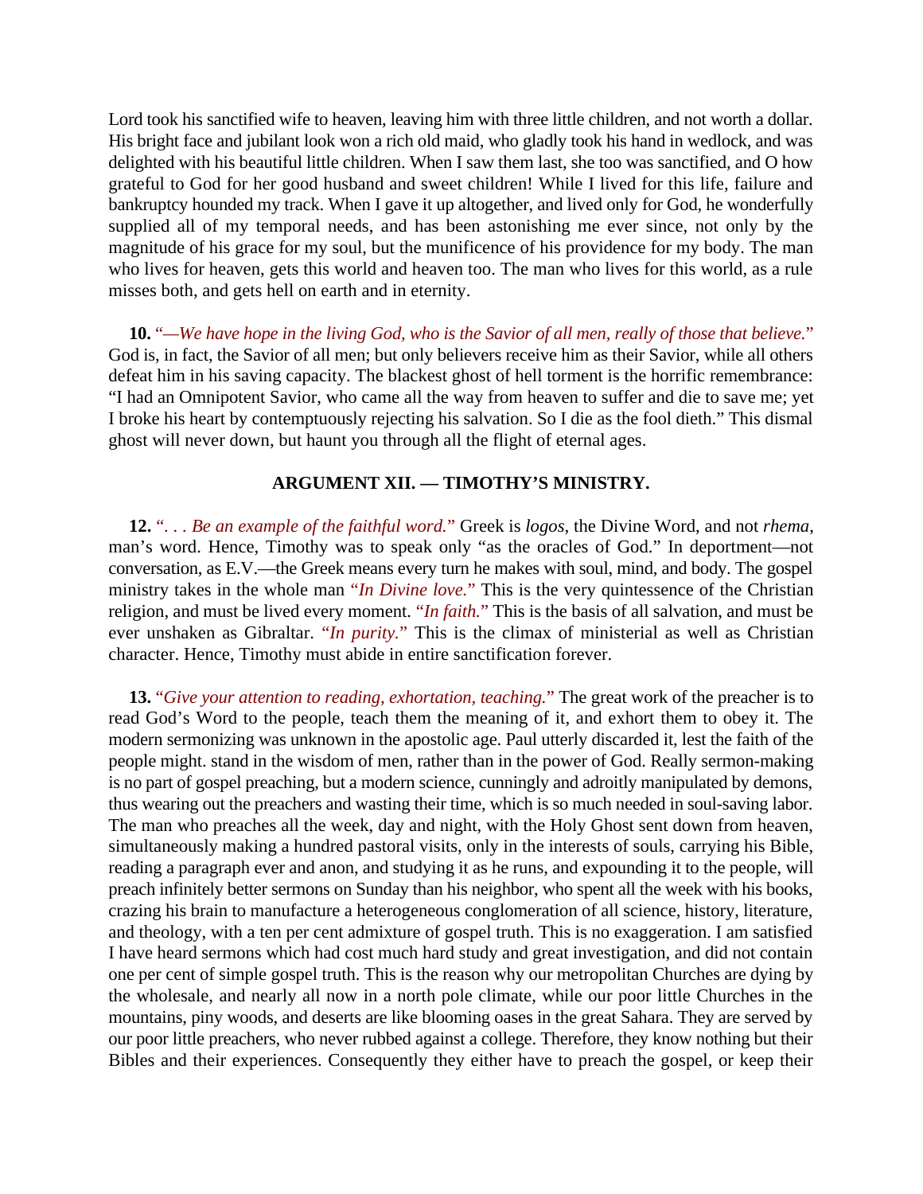Lord took his sanctified wife to heaven, leaving him with three little children, and not worth a dollar. His bright face and jubilant look won a rich old maid, who gladly took his hand in wedlock, and was delighted with his beautiful little children. When I saw them last, she too was sanctified, and O how grateful to God for her good husband and sweet children! While I lived for this life, failure and bankruptcy hounded my track. When I gave it up altogether, and lived only for God, he wonderfully supplied all of my temporal needs, and has been astonishing me ever since, not only by the magnitude of his grace for my soul, but the munificence of his providence for my body. The man who lives for heaven, gets this world and heaven too. The man who lives for this world, as a rule misses both, and gets hell on earth and in eternity.

**10.** *"—We have hope in the living God, who is the Savior of all men, really of those that believe."* God is, in fact, the Savior of all men; but only believers receive him as their Savior, while all others defeat him in his saving capacity. The blackest ghost of hell torment is the horrific remembrance: "I had an Omnipotent Savior, who came all the way from heaven to suffer and die to save me; yet I broke his heart by contemptuously rejecting his salvation. So I die as the fool dieth." This dismal ghost will never down, but haunt you through all the flight of eternal ages.

### ARGUMENT XII. — TIMOTHY'S MINISTRY.

**12.** *". . . Be an example of the faithful word."* Greek is *logos*, the Divine Word, and not *rhema*, man's word. Hence, Timothy was to speak only "as the oracles of God." In deportment—not conversation, as E.V.—the Greek means every turn he makes with soul, mind, and body. The gospel ministry takes in the whole man *"In Divine love."* This is the very quintessence of the Christian religion, and must be lived every moment. *"In faith."* This is the basis of all salvation, and must be ever unshaken as Gibraltar. *"In purity."* This is the climax of ministerial as well as Christian character. Hence, Timothy must abide in entire sanctification forever.

**13.** *"Give your attention to reading, exhortation, teaching."* The great work of the preacher is to read God's Word to the people, teach them the meaning of it, and exhort them to obey it. The modern sermonizing was unknown in the apostolic age. Paul utterly discarded it, lest the faith of the people might. stand in the wisdom of men, rather than in the power of God. Really sermon-making is no part of gospel preaching, but a modern science, cunningly and adroitly manipulated by demons, thus wearing out the preachers and wasting their time, which is so much needed in soul-saving labor. The man who preaches all the week, day and night, with the Holy Ghost sent down from heaven, simultaneously making a hundred pastoral visits, only in the interests of souls, carrying his Bible, reading a paragraph ever and anon, and studying it as he runs, and expounding it to the people, will preach infinitely better sermons on Sunday than his neighbor, who spent all the week with his books, crazing his brain to manufacture a heterogeneous conglomeration of all science, history, literature, and theology, with a ten per cent admixture of gospel truth. This is no exaggeration. I am satisfied I have heard sermons which had cost much hard study and great investigation, and did not contain one per cent of simple gospel truth. This is the reason why our metropolitan Churches are dying by the wholesale, and nearly all now in a north pole climate, while our poor little Churches in the mountains, piny woods, and deserts are like blooming oases in the great Sahara. They are served by our poor little preachers, who never rubbed against a college. Therefore, they know nothing but their Bibles and their experiences. Consequently they either have to preach the gospel, or keep their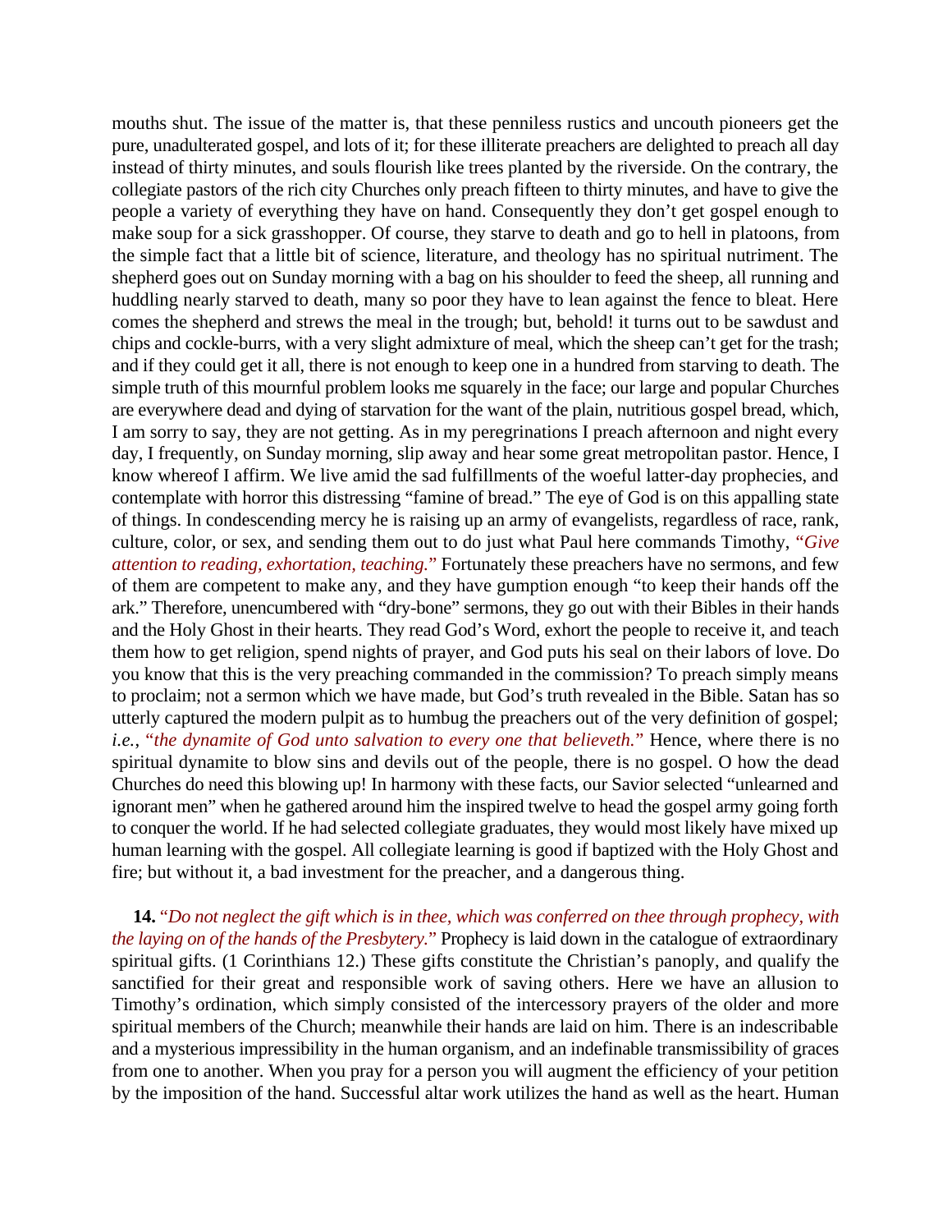mouths shut. The issue of the matter is, that these penniless rustics and uncouth pioneers get the pure, unadulterated gospel, and lots of it; for these illiterate preachers are delighted to preach all day instead of thirty minutes, and souls flourish like trees planted by the riverside. On the contrary, the collegiate pastors of the rich city Churches only preach fifteen to thirty minutes, and have to give the people a variety of everything they have on hand. Consequently they don't get gospel enough to make soup for a sick grasshopper. Of course, they starve to death and go to hell in platoons, from the simple fact that a little bit of science, literature, and theology has no spiritual nutriment. The shepherd goes out on Sunday morning with a bag on his shoulder to feed the sheep, all running and huddling nearly starved to death, many so poor they have to lean against the fence to bleat. Here comes the shepherd and strews the meal in the trough; but, behold! it turns out to be sawdust and chips and cockle-burrs, with a very slight admixture of meal, which the sheep can't get for the trash; and if they could get it all, there is not enough to keep one in a hundred from starving to death. The simple truth of this mournful problem looks me squarely in the face; our large and popular Churches are everywhere dead and dying of starvation for the want of the plain, nutritious gospel bread, which, I am sorry to say, they are not getting. As in my peregrinations I preach afternoon and night every day, I frequently, on Sunday morning, slip away and hear some great metropolitan pastor. Hence, I know whereof I affirm. We live amid the sad fulfillments of the woeful latter-day prophecies, and contemplate with horror this distressing "famine of bread." The eye of God is on this appalling state of things. In condescending mercy he is raising up an army of evangelists, regardless of race, rank, culture, color, or sex, and sending them out to do just what Paul here commands Timothy, "*Give attention to reading, exhortation, teaching.*" Fortunately these preachers have no sermons, and few of them are competent to make any, and they have gumption enough "to keep their hands off the ark." Therefore, unencumbered with "dry-bone" sermons, they go out with their Bibles in their hands and the Holy Ghost in their hearts. They read God's Word, exhort the people to receive it, and teach them how to get religion, spend nights of prayer, and God puts his seal on their labors of love. Do you know that this is the very preaching commanded in the commission? To preach simply means to proclaim; not a sermon which we have made, but God's truth revealed in the Bible. Satan has so utterly captured the modern pulpit as to humbug the preachers out of the very definition of gospel; *i.e.*, "*the dynamite of God unto salvation to every one that believeth.*" Hence, where there is no spiritual dynamite to blow sins and devils out of the people, there is no gospel. O how the dead Churches do need this blowing up! In harmony with these facts, our Savior selected "unlearned and ignorant men" when he gathered around him the inspired twelve to head the gospel army going forth to conquer the world. If he had selected collegiate graduates, they would most likely have mixed up human learning with the gospel. All collegiate learning is good if baptized with the Holy Ghost and fire; but without it, a bad investment for the preacher, and a dangerous thing.

**14.** "*Do not neglect the gift which is in thee, which was conferred on thee through prophecy, with the laying on of the hands of the Presbytery.*" Prophecy is laid down in the catalogue of extraordinary spiritual gifts. (1 Corinthians 12.) These gifts constitute the Christian's panoply, and qualify the sanctified for their great and responsible work of saving others. Here we have an allusion to Timothy's ordination, which simply consisted of the intercessory prayers of the older and more spiritual members of the Church; meanwhile their hands are laid on him. There is an indescribable and a mysterious impressibility in the human organism, and an indefinable transmissibility of graces from one to another. When you pray for a person you will augment the efficiency of your petition by the imposition of the hand. Successful altar work utilizes the hand as well as the heart. Human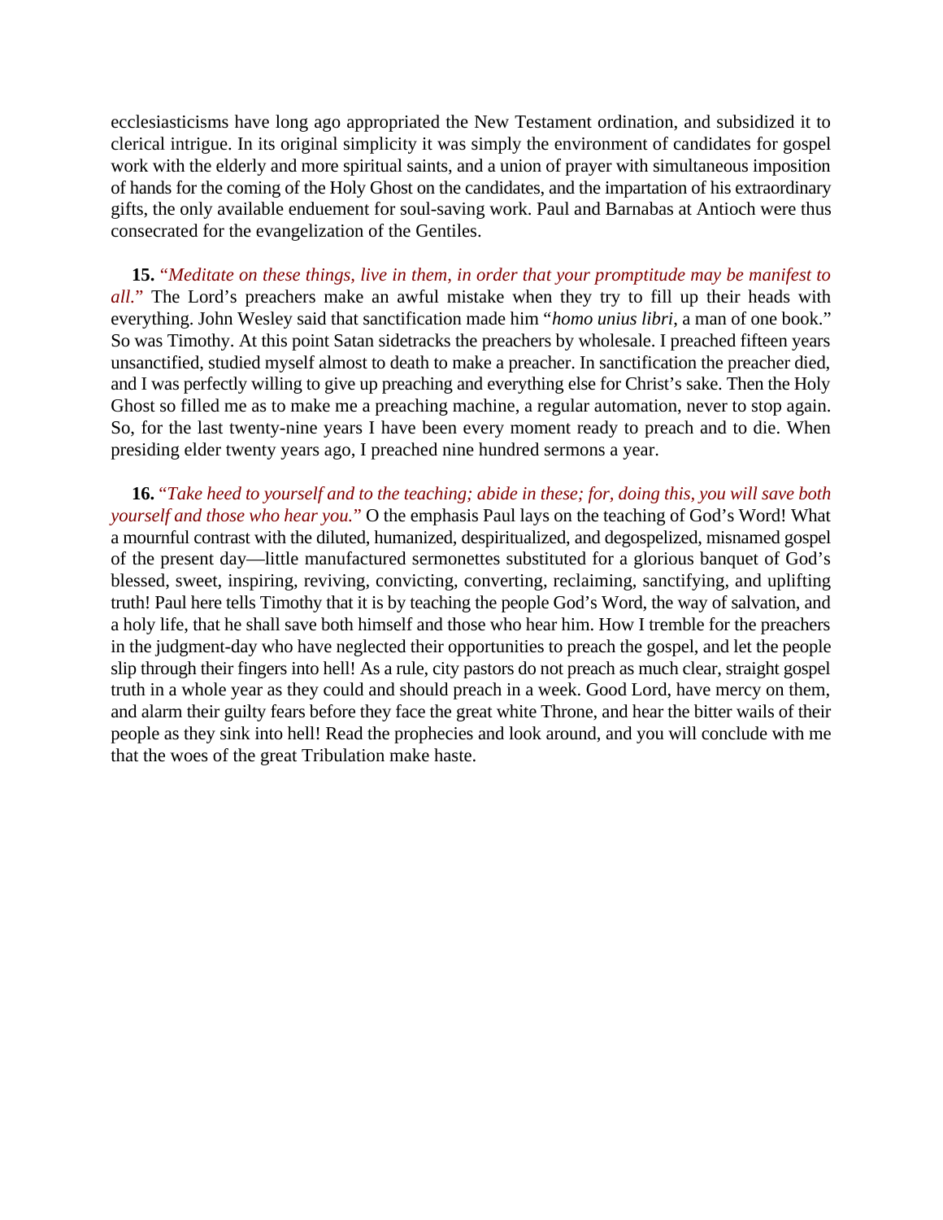ecclesiasticisms have long ago appropriated the New Testament ordination, and subsidized it to clerical intrigue. In its original simplicity it was simply the environment of candidates for gospel work with the elderly and more spiritual saints, and a union of prayer with simultaneous imposition of hands for the coming of the Holy Ghost on the candidates, and the impartation of his extraordinary gifts, the only available enduement for soul-saving work. Paul and Barnabas at Antioch were thus consecrated for the evangelization of the Gentiles.

**15.** "*Meditate on these things, live in them, in order that your promptitude may be manifest to all.*" The Lord's preachers make an awful mistake when they try to fill up their heads with everything. John Wesley said that sanctification made him "*homo unius libri*, a man of one book." So was Timothy. At this point Satan sidetracks the preachers by wholesale. I preached fifteen years unsanctified, studied myself almost to death to make a preacher. In sanctification the preacher died, and I was perfectly willing to give up preaching and everything else for Christ's sake. Then the Holy Ghost so filled me as to make me a preaching machine, a regular automation, never to stop again. So, for the last twenty-nine years I have been every moment ready to preach and to die. When presiding elder twenty years ago, I preached nine hundred sermons a year.

**16.** "*Take heed to yourself and to the teaching; abide in these; for, doing this, you will save both yourself and those who hear you.*" O the emphasis Paul lays on the teaching of God's Word! What a mournful contrast with the diluted, humanized, despiritualized, and degospelized, misnamed gospel of the present day—little manufactured sermonettes substituted for a glorious banquet of God's blessed, sweet, inspiring, reviving, convicting, converting, reclaiming, sanctifying, and uplifting truth! Paul here tells Timothy that it is by teaching the people God's Word, the way of salvation, and a holy life, that he shall save both himself and those who hear him. How I tremble for the preachers in the judgment-day who have neglected their opportunities to preach the gospel, and let the people slip through their fingers into hell! As a rule, city pastors do not preach as much clear, straight gospel truth in a whole year as they could and should preach in a week. Good Lord, have mercy on them, and alarm their guilty fears before they face the great white Throne, and hear the bitter wails of their people as they sink into hell! Read the prophecies and look around, and you will conclude with me that the woes of the great Tribulation make haste.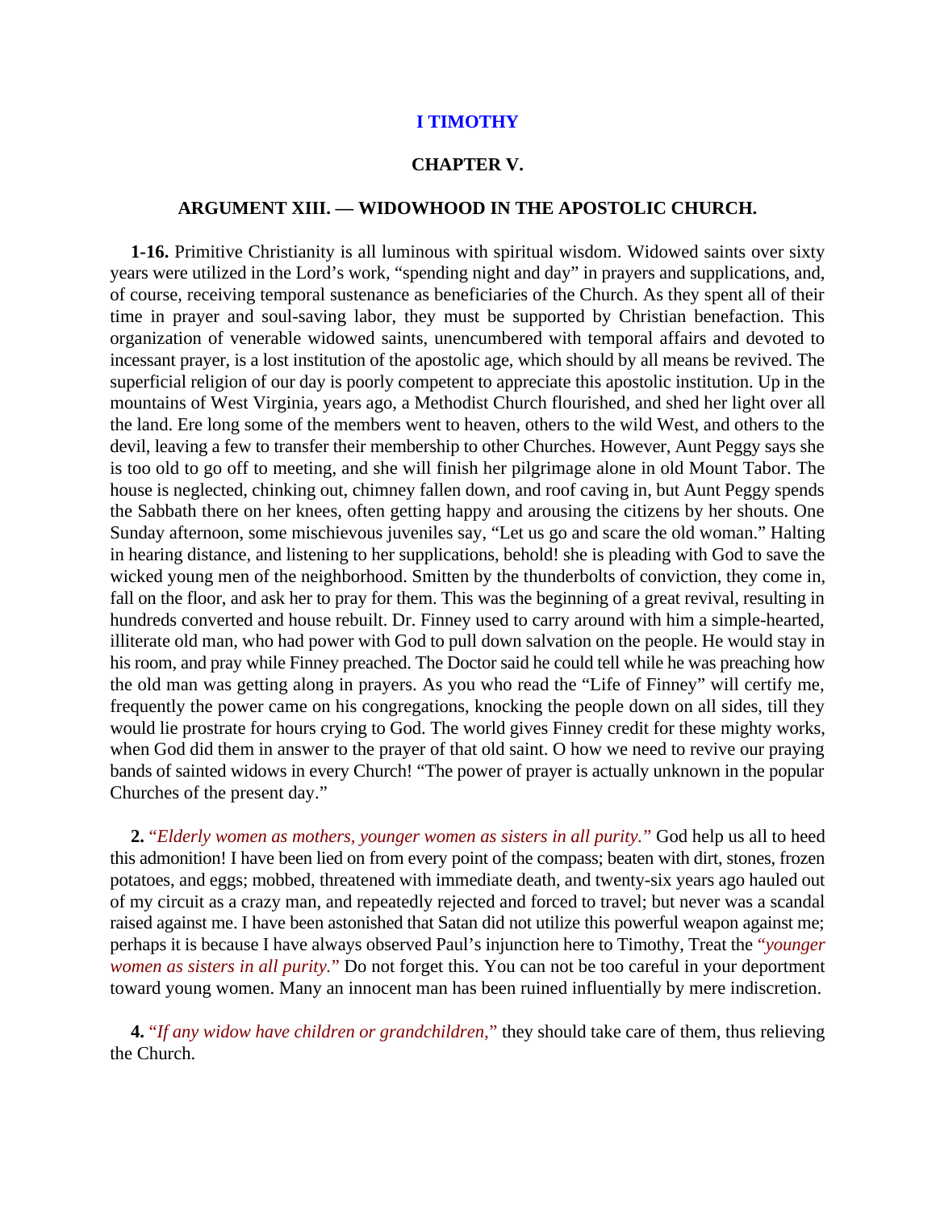## I TIMOTHY

### CHAPTER V.

### ARGUMENT XIII. — WIDOWHOOD IN THE APOSTOLIC CHURCH.

**1-16.** Primitive Christianity is all luminous with spiritual wisdom. Widowed saints over sixty years were utilized in the Lord's work, "spending night and day" in prayers and supplications, and, of course, receiving temporal sustenance as beneficiaries of the Church. As they spent all of their time in prayer and soul-saving labor, they must be supported by Christian benefaction. This organization of venerable widowed saints, unencumbered with temporal affairs and devoted to incessant prayer, is a lost institution of the apostolic age, which should by all means be revived. The superficial religion of our day is poorly competent to appreciate this apostolic institution. Up in the mountains of West Virginia, years ago, a Methodist Church flourished, and shed her light over all the land. Ere long some of the members went to heaven, others to the wild West, and others to the devil, leaving a few to transfer their membership to other Churches. However, Aunt Peggy says she is too old to go off to meeting, and she will finish her pilgrimage alone in old Mount Tabor. The house is neglected, chinking out, chimney fallen down, and roof caving in, but Aunt Peggy spends the Sabbath there on her knees, often getting happy and arousing the citizens by her shouts. One Sunday afternoon, some mischievous juveniles say, "Let us go and scare the old woman." Halting in hearing distance, and listening to her supplications, behold! she is pleading with God to save the wicked young men of the neighborhood. Smitten by the thunderbolts of conviction, they come in, fall on the floor, and ask her to pray for them. This was the beginning of a great revival, resulting in hundreds converted and house rebuilt. Dr. Finney used to carry around with him a simple-hearted, illiterate old man, who had power with God to pull down salvation on the people. He would stay in his room, and pray while Finney preached. The Doctor said he could tell while he was preaching how the old man was getting along in prayers. As you who read the "Life of Finney" will certify me, frequently the power came on his congregations, knocking the people down on all sides, till they would lie prostrate for hours crying to God. The world gives Finney credit for these mighty works, when God did them in answer to the prayer of that old saint. O how we need to revive our praying bands of sainted widows in every Church! "The power of prayer is actually unknown in the popular Churches of the present day."

**2.** *"Elderly women as mothers, younger women as sisters in all purity."* God help us all to heed this admonition! I have been lied on from every point of the compass; beaten with dirt, stones, frozen potatoes, and eggs; mobbed, threatened with immediate death, and twenty-six years ago hauled out of my circuit as a crazy man, and repeatedly rejected and forced to travel; but never was a scandal raised against me. I have been astonished that Satan did not utilize this powerful weapon against me; perhaps it is because I have always observed Paul's injunction here to Timothy, Treat the *"younger women as sisters in all purity."* Do not forget this. You can not be too careful in your deportment toward young women. Many an innocent man has been ruined influentially by mere indiscretion.

**4.** *"If any widow have children or grandchildren,"* they should take care of them, thus relieving the Church.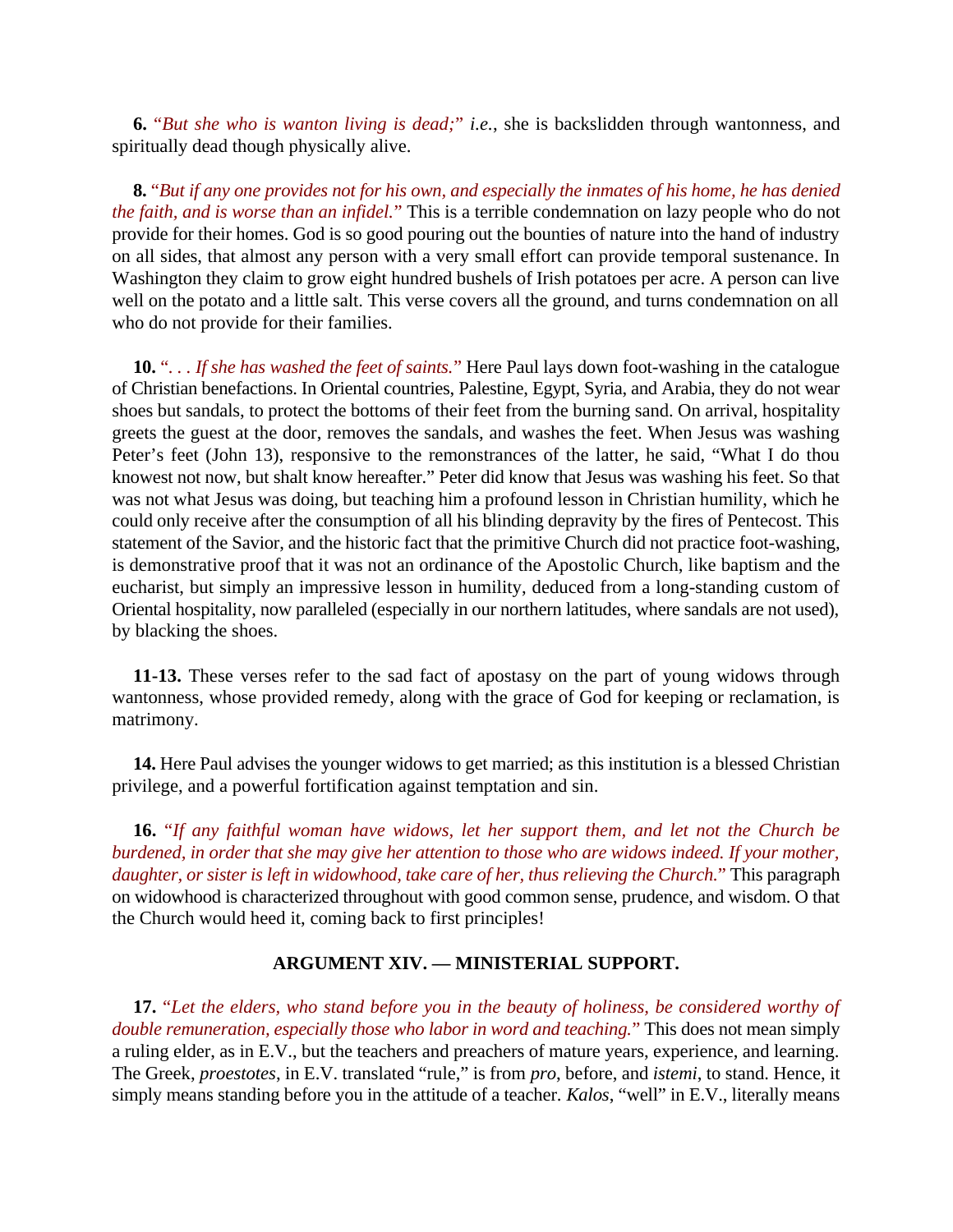**6.** "*But she who is wanton living is dead;*" *i.e.*, she is backslidden through wantonness, and spiritually dead though physically alive.

**8.** "*But if any one provides not for his own, and especially the inmates of his home, he has denied the faith, and is worse than an infidel.*" This is a terrible condemnation on lazy people who do not provide for their homes. God is so good pouring out the bounties of nature into the hand of industry on all sides, that almost any person with a very small effort can provide temporal sustenance. In Washington they claim to grow eight hundred bushels of Irish potatoes per acre. A person can live well on the potato and a little salt. This verse covers all the ground, and turns condemnation on all who do not provide for their families.

**10.** "*. . . If she has washed the feet of saints.*" Here Paul lays down foot-washing in the catalogue of Christian benefactions. In Oriental countries, Palestine, Egypt, Syria, and Arabia, they do not wear shoes but sandals, to protect the bottoms of their feet from the burning sand. On arrival, hospitality greets the guest at the door, removes the sandals, and washes the feet. When Jesus was washing Peter's feet (John 13), responsive to the remonstrances of the latter, he said, "What I do thou knowest not now, but shalt know hereafter." Peter did know that Jesus was washing his feet. So that was not what Jesus was doing, but teaching him a profound lesson in Christian humility, which he could only receive after the consumption of all his blinding depravity by the fires of Pentecost. This statement of the Savior, and the historic fact that the primitive Church did not practice foot-washing, is demonstrative proof that it was not an ordinance of the Apostolic Church, like baptism and the eucharist, but simply an impressive lesson in humility, deduced from a long-standing custom of Oriental hospitality, now paralleled (especially in our northern latitudes, where sandals are not used), by blacking the shoes.

**11-13.** These verses refer to the sad fact of apostasy on the part of young widows through wantonness, whose provided remedy, along with the grace of God for keeping or reclamation, is matrimony.

**14.** Here Paul advises the younger widows to get married; as this institution is a blessed Christian privilege, and a powerful fortification against temptation and sin.

**16.** "*If any faithful woman have widows, let her support them, and let not the Church be burdened, in order that she may give her attention to those who are widows indeed. If your mother, daughter, or sister is left in widowhood, take care of her, thus relieving the Church.*" This paragraph on widowhood is characterized throughout with good common sense, prudence, and wisdom. O that the Church would heed it, coming back to first principles!

### ARGUMENT XIV. — MINISTERIAL SUPPORT.

**17.** "*Let the elders, who stand before you in the beauty of holiness, be considered worthy of double remuneration, especially those who labor in word and teaching.*" This does not mean simply a ruling elder, as in E.V., but the teachers and preachers of mature years, experience, and learning. The Greek, *proestotes*, in E.V. translated "rule," is from *pro*, before, and *istemi*, to stand. Hence, it simply means standing before you in the attitude of a teacher. *Kalos*, "well" in E.V., literally means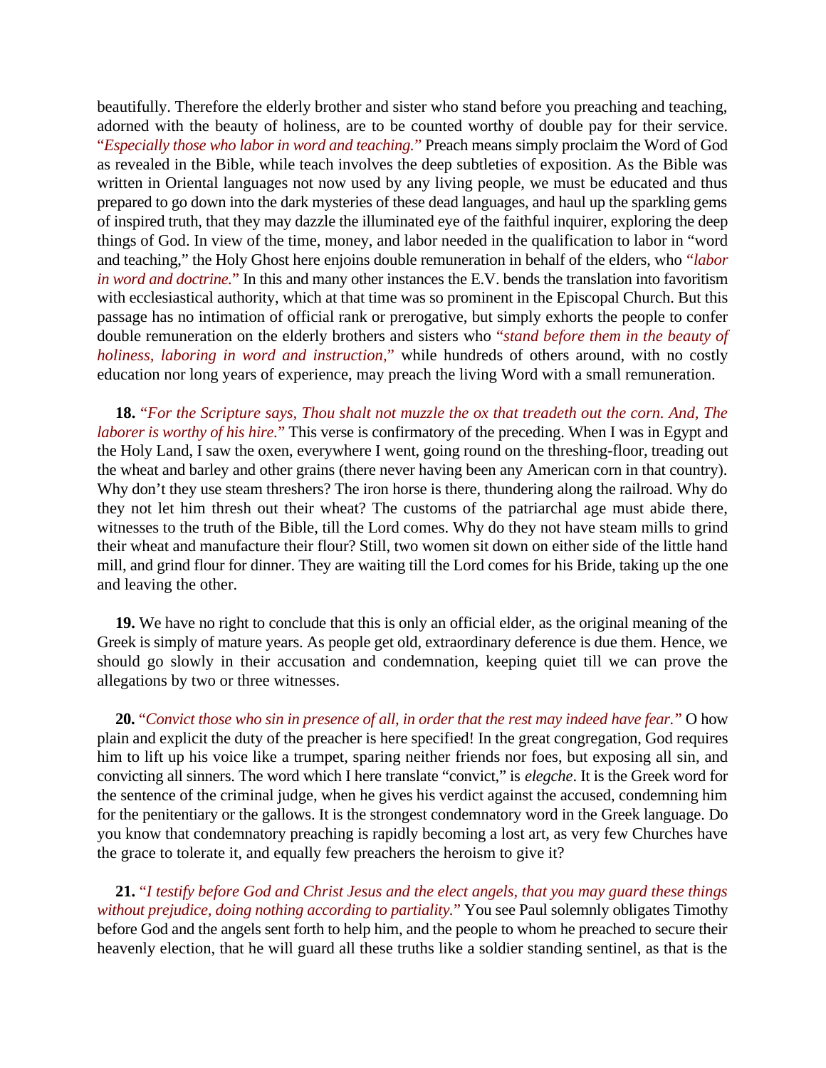beautifully. Therefore the elderly brother and sister who stand before you preaching and teaching, adorned with the beauty of holiness, are to be counted worthy of double pay for their service. "*Especially those who labor in word and teaching.*" Preach means simply proclaim the Word of God as revealed in the Bible, while teach involves the deep subtleties of exposition. As the Bible was written in Oriental languages not now used by any living people, we must be educated and thus prepared to go down into the dark mysteries of these dead languages, and haul up the sparkling gems of inspired truth, that they may dazzle the illuminated eye of the faithful inquirer, exploring the deep things of God. In view of the time, money, and labor needed in the qualification to labor in "word and teaching," the Holy Ghost here enjoins double remuneration in behalf of the elders, who *"labor in word and doctrine."* In this and many other instances the E.V. bends the translation into favoritism with ecclesiastical authority, which at that time was so prominent in the Episcopal Church. But this passage has no intimation of official rank or prerogative, but simply exhorts the people to confer double remuneration on the elderly brothers and sisters who "*stand before them in the beauty of holiness, laboring in word and instruction,*" while hundreds of others around, with no costly education nor long years of experience, may preach the living Word with a small remuneration.

**18.** "*For the Scripture says, Thou shalt not muzzle the ox that treadeth out the corn. And, The laborer is worthy of his hire.*" This verse is confirmatory of the preceding. When I was in Egypt and the Holy Land, I saw the oxen, everywhere I went, going round on the threshing-floor, treading out the wheat and barley and other grains (there never having been any American corn in that country). Why don't they use steam threshers? The iron horse is there, thundering along the railroad. Why do they not let him thresh out their wheat? The customs of the patriarchal age must abide there, witnesses to the truth of the Bible, till the Lord comes. Why do they not have steam mills to grind their wheat and manufacture their flour? Still, two women sit down on either side of the little hand mill, and grind flour for dinner. They are waiting till the Lord comes for his Bride, taking up the one and leaving the other.

**19.** We have no right to conclude that this is only an official elder, as the original meaning of the Greek is simply of mature years. As people get old, extraordinary deference is due them. Hence, we should go slowly in their accusation and condemnation, keeping quiet till we can prove the allegations by two or three witnesses.

**20.** "*Convict those who sin in presence of all, in order that the rest may indeed have fear.*" O how plain and explicit the duty of the preacher is here specified! In the great congregation, God requires him to lift up his voice like a trumpet, sparing neither friends nor foes, but exposing all sin, and convicting all sinners. The word which I here translate "convict," is *elegche*. It is the Greek word for the sentence of the criminal judge, when he gives his verdict against the accused, condemning him for the penitentiary or the gallows. It is the strongest condemnatory word in the Greek language. Do you know that condemnatory preaching is rapidly becoming a lost art, as very few Churches have the grace to tolerate it, and equally few preachers the heroism to give it?

**21.** "*I testify before God and Christ Jesus and the elect angels, that you may guard these things without prejudice, doing nothing according to partiality.*" You see Paul solemnly obligates Timothy before God and the angels sent forth to help him, and the people to whom he preached to secure their heavenly election, that he will guard all these truths like a soldier standing sentinel, as that is the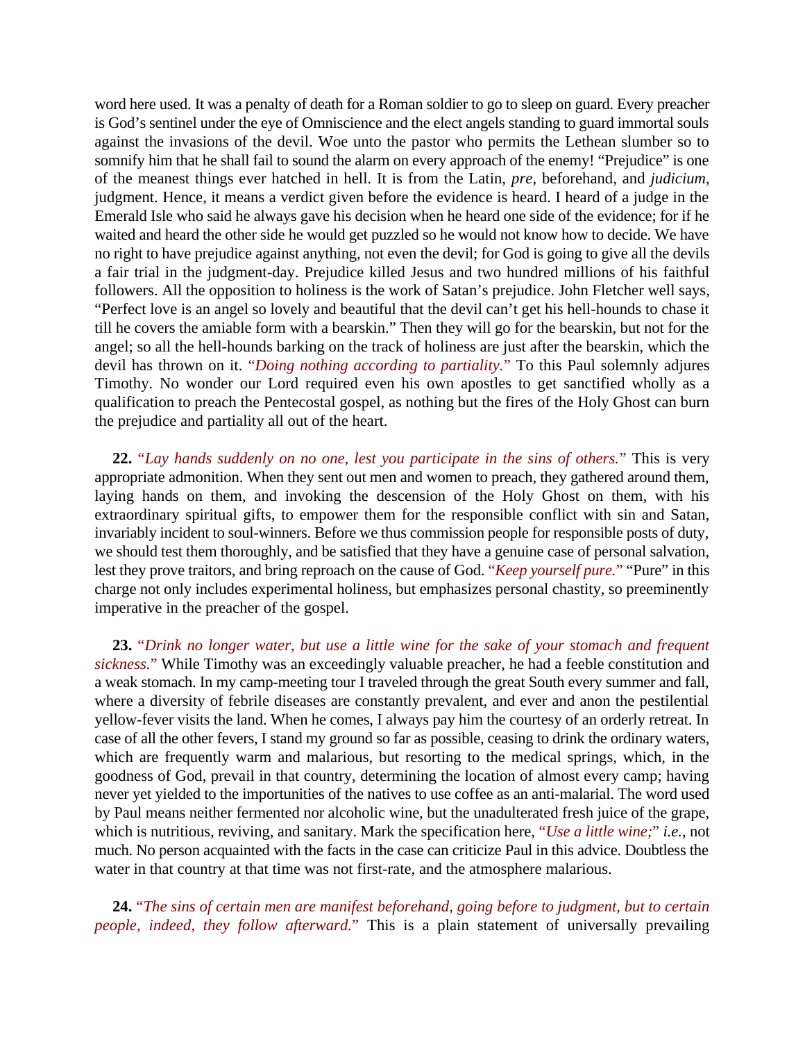word here used. It was a penalty of death for a Roman soldier to go to sleep on guard. Every preacher is God's sentinel under the eye of Omniscience and the elect angels standing to guard immortal souls against the invasions of the devil. Woe unto the pastor who permits the Lethean slumber so to somnify him that he shall fail to sound the alarm on every approach of the enemy! "Prejudice" is one of the meanest things ever hatched in hell. It is from the Latin, *pre*, beforehand, and *judicium*, judgment. Hence, it means a verdict given before the evidence is heard. I heard of a judge in the Emerald Isle who said he always gave his decision when he heard one side of the evidence; for if he waited and heard the other side he would get puzzled so he would not know how to decide. We have no right to have prejudice against anything, not even the devil; for God is going to give all the devils a fair trial in the judgment-day. Prejudice killed Jesus and two hundred millions of his faithful followers. All the opposition to holiness is the work of Satan's prejudice. John Fletcher well says, "Perfect love is an angel so lovely and beautiful that the devil can't get his hell-hounds to chase it till he covers the amiable form with a bearskin." Then they will go for the bearskin, but not for the angel; so all the hell-hounds barking on the track of holiness are just after the bearskin, which the devil has thrown on it. "*Doing nothing according to partiality.*" To this Paul solemnly adjures Timothy. No wonder our Lord required even his own apostles to get sanctified wholly as a qualification to preach the Pentecostal gospel, as nothing but the fires of the Holy Ghost can burn the prejudice and partiality all out of the heart.

**22.** "*Lay hands suddenly on no one, lest you participate in the sins of others.*" This is very appropriate admonition. When they sent out men and women to preach, they gathered around them, laying hands on them, and invoking the descension of the Holy Ghost on them, with his extraordinary spiritual gifts, to empower them for the responsible conflict with sin and Satan, invariably incident to soul-winners. Before we thus commission people for responsible posts of duty, we should test them thoroughly, and be satisfied that they have a genuine case of personal salvation, lest they prove traitors, and bring reproach on the cause of God. "*Keep yourself pure.*" "Pure" in this charge not only includes experimental holiness, but emphasizes personal chastity, so preeminently imperative in the preacher of the gospel.

**23.** "*Drink no longer water, but use a little wine for the sake of your stomach and frequent sickness.*" While Timothy was an exceedingly valuable preacher, he had a feeble constitution and a weak stomach. In my camp-meeting tour I traveled through the great South every summer and fall, where a diversity of febrile diseases are constantly prevalent, and ever and anon the pestilential yellow-fever visits the land. When he comes, I always pay him the courtesy of an orderly retreat. In case of all the other fevers, I stand my ground so far as possible, ceasing to drink the ordinary waters, which are frequently warm and malarious, but resorting to the medical springs, which, in the goodness of God, prevail in that country, determining the location of almost every camp; having never yet yielded to the importunities of the natives to use coffee as an anti-malarial. The word used by Paul means neither fermented nor alcoholic wine, but the unadulterated fresh juice of the grape, which is nutritious, reviving, and sanitary. Mark the specification here, "*Use a little wine;*" *i.e.*, not much. No person acquainted with the facts in the case can criticize Paul in this advice. Doubtless the water in that country at that time was not first-rate, and the atmosphere malarious.

**24.** "*The sins of certain men are manifest beforehand, going before to judgment, but to certain people, indeed, they follow afterward.*" This is a plain statement of universally prevailing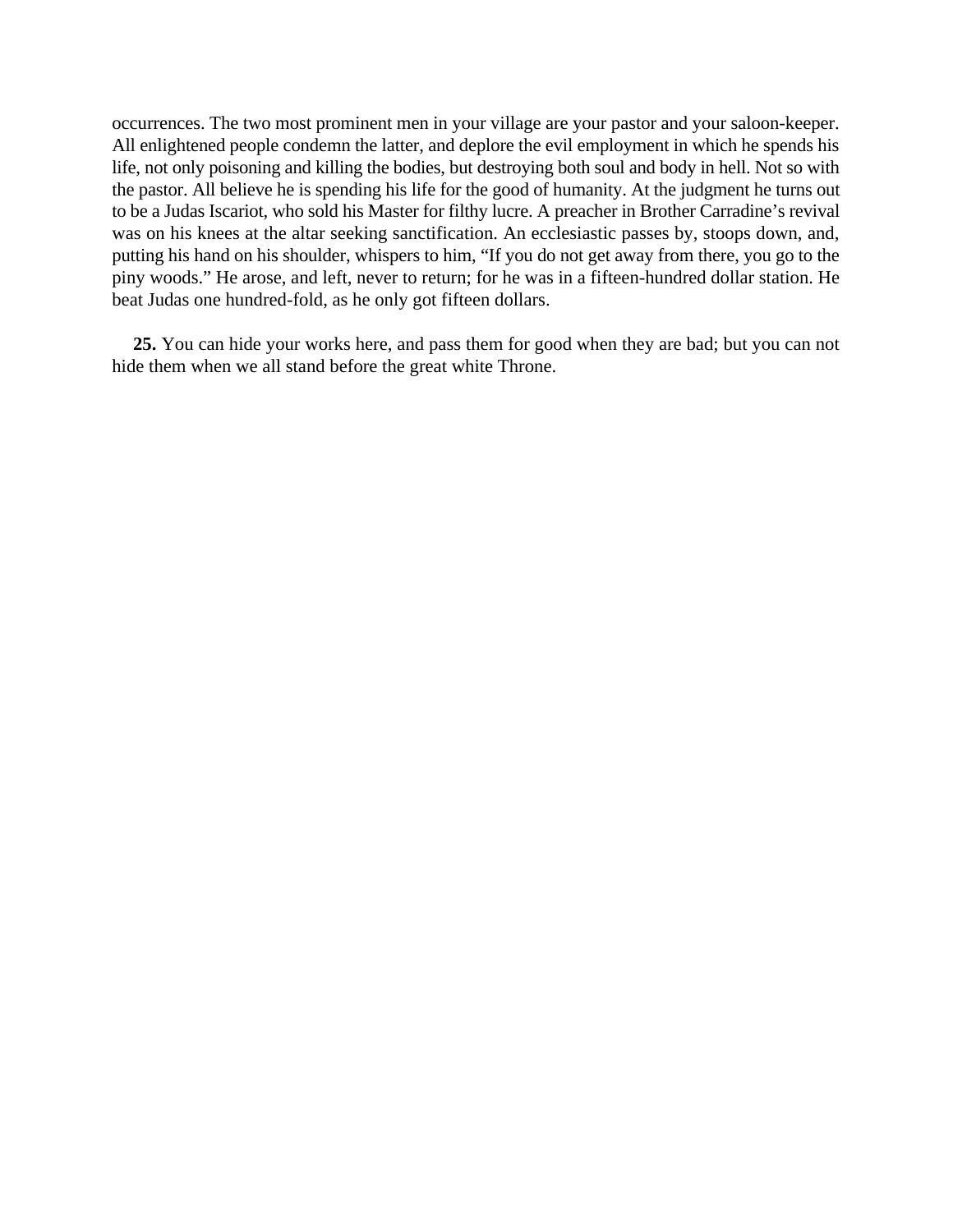occurrences. The two most prominent men in your village are your pastor and your saloon-keeper. All enlightened people condemn the latter, and deplore the evil employment in which he spends his life, not only poisoning and killing the bodies, but destroying both soul and body in hell. Not so with the pastor. All believe he is spending his life for the good of humanity. At the judgment he turns out to be a Judas Iscariot, who sold his Master for filthy lucre. A preacher in Brother Carradine's revival was on his knees at the altar seeking sanctification. An ecclesiastic passes by, stoops down, and, putting his hand on his shoulder, whispers to him, "If you do not get away from there, you go to the piny woods." He arose, and left, never to return; for he was in a fifteen-hundred dollar station. He beat Judas one hundred-fold, as he only got fifteen dollars.

**25.** You can hide your works here, and pass them for good when they are bad; but you can not hide them when we all stand before the great white Throne.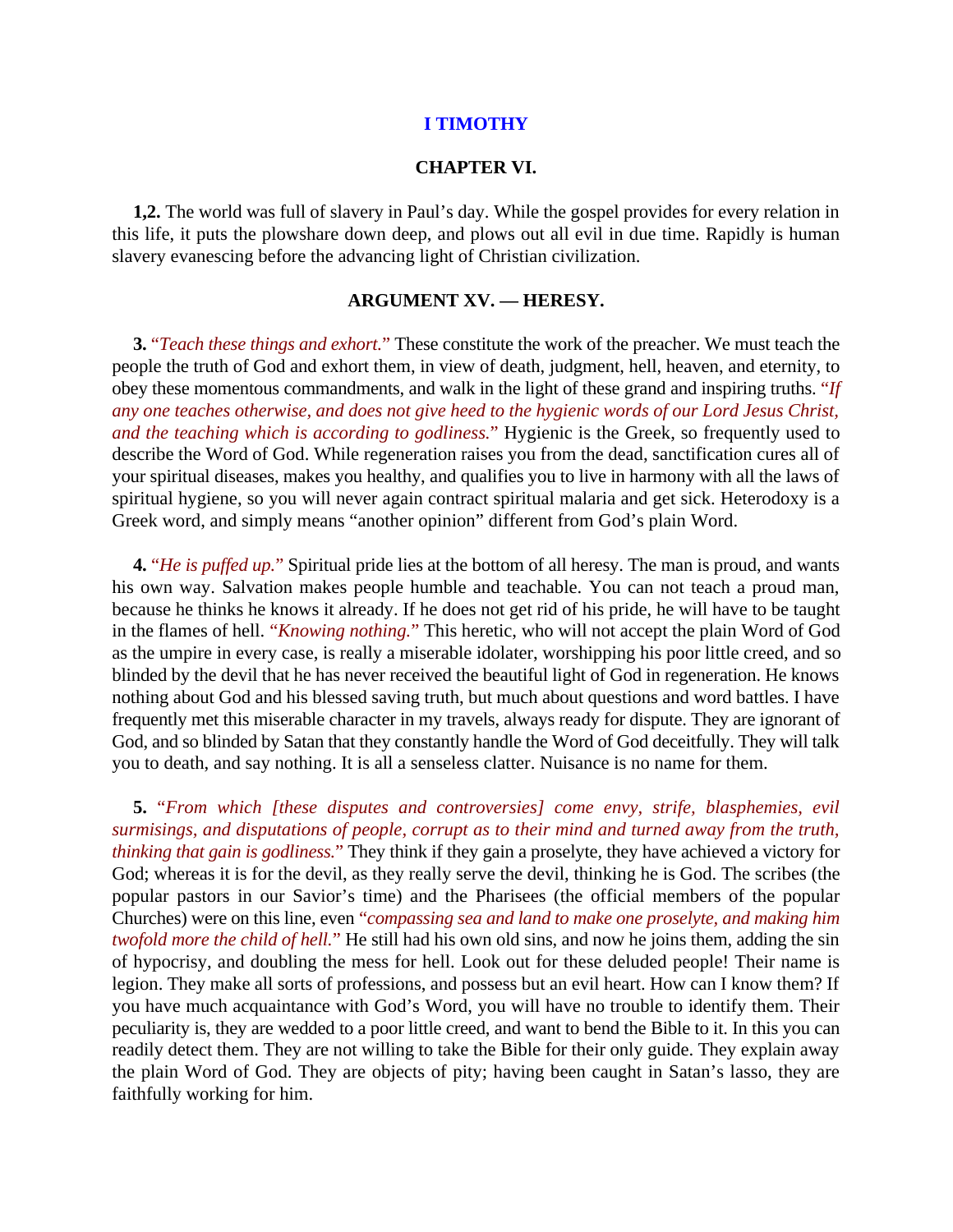# I TIMOTHY

## CHAPTER VI.

**1,2.** The world was full of slavery in Paul's day. While the gospel provides for every relation in this life, it puts the plowshare down deep, and plows out all evil in due time. Rapidly is human slavery evanescing before the advancing light of Christian civilization.

### ARGUMENT XV. — HERESY.

**3.** "*Teach these things and exhort.*" These constitute the work of the preacher. We must teach the people the truth of God and exhort them, in view of death, judgment, hell, heaven, and eternity, to obey these momentous commandments, and walk in the light of these grand and inspiring truths. "*If any one teaches otherwise, and does not give heed to the hygienic words of our Lord Jesus Christ, and the teaching which is according to godliness.*" Hygienic is the Greek, so frequently used to describe the Word of God. While regeneration raises you from the dead, sanctification cures all of your spiritual diseases, makes you healthy, and qualifies you to live in harmony with all the laws of spiritual hygiene, so you will never again contract spiritual malaria and get sick. Heterodoxy is a Greek word, and simply means "another opinion" different from God's plain Word.

**4.** "*He is puffed up.*" Spiritual pride lies at the bottom of all heresy. The man is proud, and wants his own way. Salvation makes people humble and teachable. You can not teach a proud man, because he thinks he knows it already. If he does not get rid of his pride, he will have to be taught in the flames of hell. "*Knowing nothing.*" This heretic, who will not accept the plain Word of God as the umpire in every case, is really a miserable idolater, worshipping his poor little creed, and so blinded by the devil that he has never received the beautiful light of God in regeneration. He knows nothing about God and his blessed saving truth, but much about questions and word battles. I have frequently met this miserable character in my travels, always ready for dispute. They are ignorant of God, and so blinded by Satan that they constantly handle the Word of God deceitfully. They will talk you to death, and say nothing. It is all a senseless clatter. Nuisance is no name for them.

**5.** "*From which [these disputes and controversies] come envy, strife, blasphemies, evil surmisings, and disputations of people, corrupt as to their mind and turned away from the truth, thinking that gain is godliness.*" They think if they gain a proselyte, they have achieved a victory for God; whereas it is for the devil, as they really serve the devil, thinking he is God. The scribes (the popular pastors in our Savior's time) and the Pharisees (the official members of the popular Churches) were on this line, even "*compassing sea and land to make one proselyte, and making him twofold more the child of hell.*" He still had his own old sins, and now he joins them, adding the sin of hypocrisy, and doubling the mess for hell. Look out for these deluded people! Their name is legion. They make all sorts of professions, and possess but an evil heart. How can I know them? If you have much acquaintance with God's Word, you will have no trouble to identify them. Their peculiarity is, they are wedded to a poor little creed, and want to bend the Bible to it. In this you can readily detect them. They are not willing to take the Bible for their only guide. They explain away the plain Word of God. They are objects of pity; having been caught in Satan's lasso, they are faithfully working for him.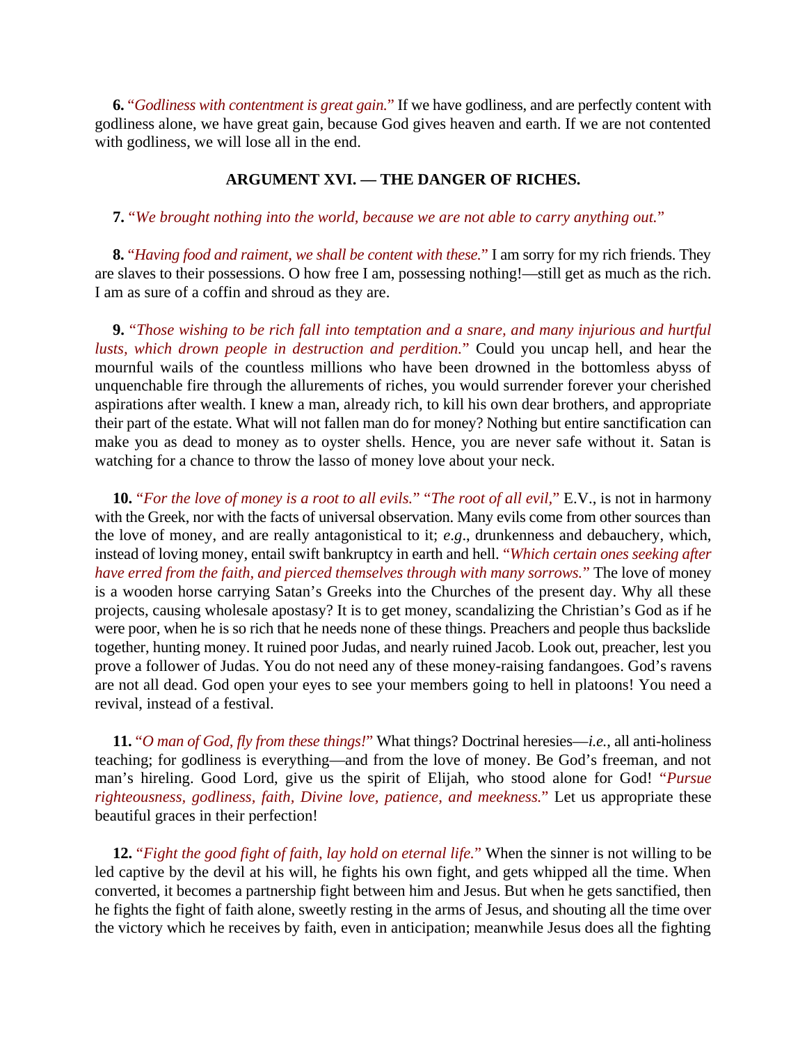**6.** "*Godliness with contentment is great gain.*" If we have godliness, and are perfectly content with godliness alone, we have great gain, because God gives heaven and earth. If we are not contented with godliness, we will lose all in the end.

### ARGUMENT XVI. — THE DANGER OF RICHES.

**7.** "*We brought nothing into the world, because we are not able to carry anything out.*"

**8.** "*Having food and raiment, we shall be content with these.*" I am sorry for my rich friends. They are slaves to their possessions. O how free I am, possessing nothing!—still get as much as the rich. I am as sure of a coffin and shroud as they are.

**9.** "*Those wishing to be rich fall into temptation and a snare, and many injurious and hurtful lusts, which drown people in destruction and perdition.*" Could you uncap hell, and hear the mournful wails of the countless millions who have been drowned in the bottomless abyss of unquenchable fire through the allurements of riches, you would surrender forever your cherished aspirations after wealth. I knew a man, already rich, to kill his own dear brothers, and appropriate their part of the estate. What will not fallen man do for money? Nothing but entire sanctification can make you as dead to money as to oyster shells. Hence, you are never safe without it. Satan is watching for a chance to throw the lasso of money love about your neck.

**10.** "*For the love of money is a root to all evils.*" "*The root of all evil,*" E.V., is not in harmony with the Greek, nor with the facts of universal observation. Many evils come from other sources than the love of money, and are really antagonistical to it; *e.g*., drunkenness and debauchery, which, instead of loving money, entail swift bankruptcy in earth and hell. "*Which certain ones seeking after have erred from the faith, and pierced themselves through with many sorrows.*" The love of money is a wooden horse carrying Satan's Greeks into the Churches of the present day. Why all these projects, causing wholesale apostasy? It is to get money, scandalizing the Christian's God as if he were poor, when he is so rich that he needs none of these things. Preachers and people thus backslide together, hunting money. It ruined poor Judas, and nearly ruined Jacob. Look out, preacher, lest you prove a follower of Judas. You do not need any of these money-raising fandangoes. God's ravens are not all dead. God open your eyes to see your members going to hell in platoons! You need a revival, instead of a festival.

**11.** "*O man of God, fly from these things!*" What things? Doctrinal heresies—*i.e.*, all anti-holiness teaching; for godliness is everything—and from the love of money. Be God's freeman, and not man's hireling. Good Lord, give us the spirit of Elijah, who stood alone for God! "*Pursue righteousness, godliness, faith, Divine love, patience, and meekness.*" Let us appropriate these beautiful graces in their perfection!

**12.** "*Fight the good fight of faith, lay hold on eternal life.*" When the sinner is not willing to be led captive by the devil at his will, he fights his own fight, and gets whipped all the time. When converted, it becomes a partnership fight between him and Jesus. But when he gets sanctified, then he fights the fight of faith alone, sweetly resting in the arms of Jesus, and shouting all the time over the victory which he receives by faith, even in anticipation; meanwhile Jesus does all the fighting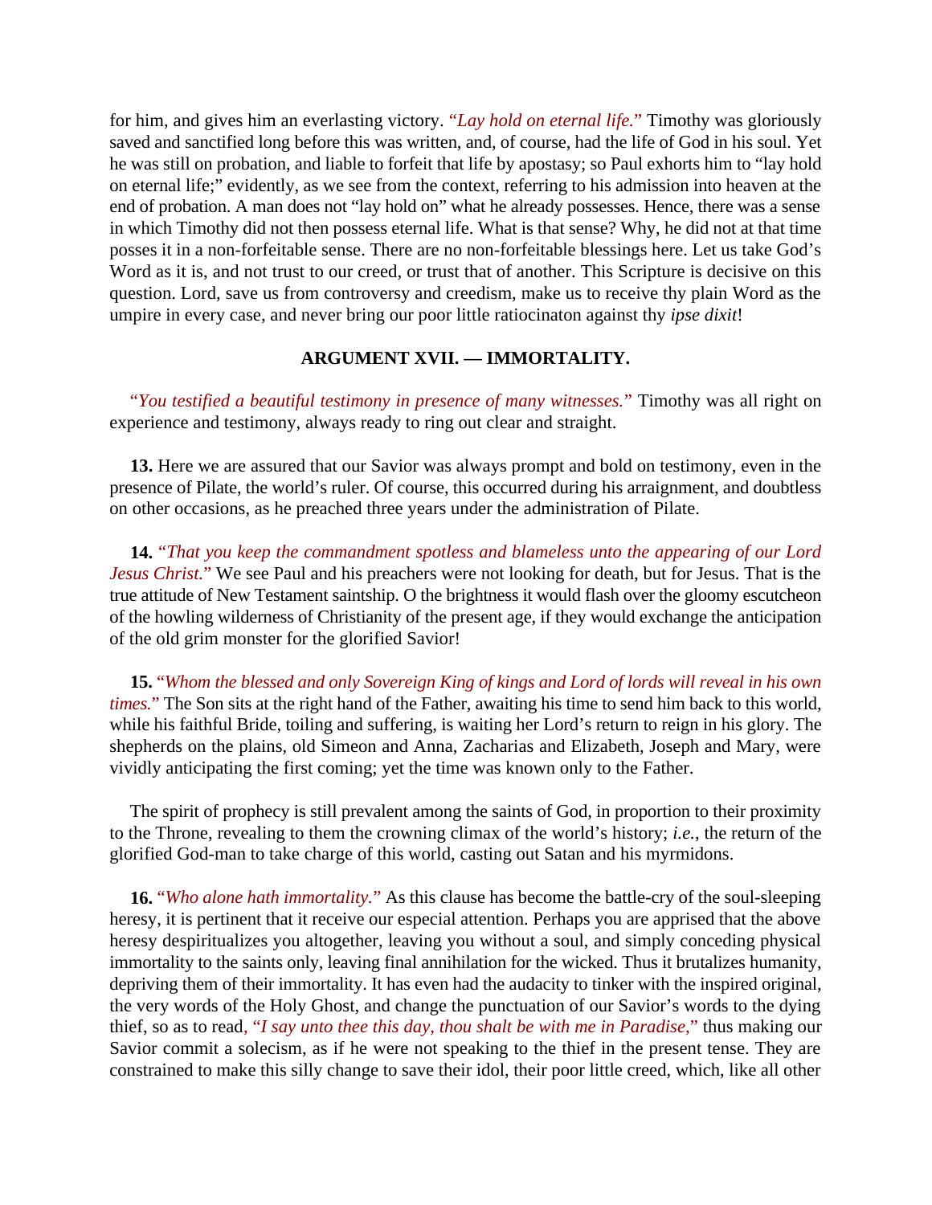for him, and gives him an everlasting victory. "*Lay hold on eternal life.*" Timothy was gloriously saved and sanctified long before this was written, and, of course, had the life of God in his soul. Yet he was still on probation, and liable to forfeit that life by apostasy; so Paul exhorts him to "lay hold on eternal life;" evidently, as we see from the context, referring to his admission into heaven at the end of probation. A man does not "lay hold on" what he already possesses. Hence, there was a sense in which Timothy did not then possess eternal life. What is that sense? Why, he did not at that time posses it in a non-forfeitable sense. There are no non-forfeitable blessings here. Let us take God's Word as it is, and not trust to our creed, or trust that of another. This Scripture is decisive on this question. Lord, save us from controversy and creedism, make us to receive thy plain Word as the umpire in every case, and never bring our poor little ratiocinaton against thy *ipse dixit*!

### ARGUMENT XVII. — IMMORTALITY.

"*You testified a beautiful testimony in presence of many witnesses.*" Timothy was all right on experience and testimony, always ready to ring out clear and straight.

**13.** Here we are assured that our Savior was always prompt and bold on testimony, even in the presence of Pilate, the world's ruler. Of course, this occurred during his arraignment, and doubtless on other occasions, as he preached three years under the administration of Pilate.

**14.** "*That you keep the commandment spotless and blameless unto the appearing of our Lord Jesus Christ.*" We see Paul and his preachers were not looking for death, but for Jesus. That is the true attitude of New Testament saintship. O the brightness it would flash over the gloomy escutcheon of the howling wilderness of Christianity of the present age, if they would exchange the anticipation of the old grim monster for the glorified Savior!

**15.** "*Whom the blessed and only Sovereign King of kings and Lord of lords will reveal in his own times.*" The Son sits at the right hand of the Father, awaiting his time to send him back to this world, while his faithful Bride, toiling and suffering, is waiting her Lord's return to reign in his glory. The shepherds on the plains, old Simeon and Anna, Zacharias and Elizabeth, Joseph and Mary, were vividly anticipating the first coming; yet the time was known only to the Father.

The spirit of prophecy is still prevalent among the saints of God, in proportion to their proximity to the Throne, revealing to them the crowning climax of the world's history; *i.e.*, the return of the glorified God-man to take charge of this world, casting out Satan and his myrmidons.

**16.** "*Who alone hath immortality.*" As this clause has become the battle-cry of the soul-sleeping heresy, it is pertinent that it receive our especial attention. Perhaps you are apprised that the above heresy despiritualizes you altogether, leaving you without a soul, and simply conceding physical immortality to the saints only, leaving final annihilation for the wicked. Thus it brutalizes humanity, depriving them of their immortality. It has even had the audacity to tinker with the inspired original, the very words of the Holy Ghost, and change the punctuation of our Savior's words to the dying thief, so as to read, "*I say unto thee this day, thou shalt be with me in Paradise,*" thus making our Savior commit a solecism, as if he were not speaking to the thief in the present tense. They are constrained to make this silly change to save their idol, their poor little creed, which, like all other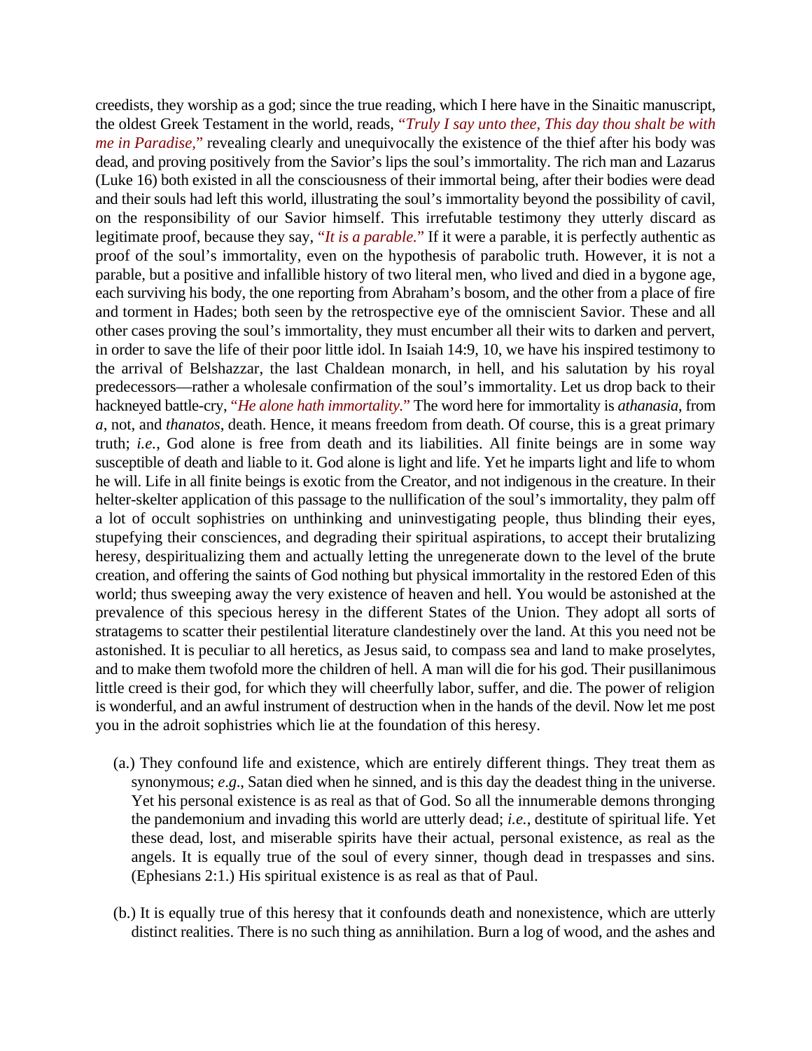creedists, they worship as a god; since the true reading, which I here have in the Sinaitic manuscript, the oldest Greek Testament in the world, reads, "*Truly I say unto thee, This day thou shalt be with me in Paradise,*" revealing clearly and unequivocally the existence of the thief after his body was dead, and proving positively from the Savior's lips the soul's immortality. The rich man and Lazarus (Luke 16) both existed in all the consciousness of their immortal being, after their bodies were dead and their souls had left this world, illustrating the soul's immortality beyond the possibility of cavil, on the responsibility of our Savior himself. This irrefutable testimony they utterly discard as legitimate proof, because they say, "*It is a parable.*" If it were a parable, it is perfectly authentic as proof of the soul's immortality, even on the hypothesis of parabolic truth. However, it is not a parable, but a positive and infallible history of two literal men, who lived and died in a bygone age, each surviving his body, the one reporting from Abraham's bosom, and the other from a place of fire and torment in Hades; both seen by the retrospective eye of the omniscient Savior. These and all other cases proving the soul's immortality, they must encumber all their wits to darken and pervert, in order to save the life of their poor little idol. In Isaiah 14:9, 10, we have his inspired testimony to the arrival of Belshazzar, the last Chaldean monarch, in hell, and his salutation by his royal predecessors—rather a wholesale confirmation of the soul's immortality. Let us drop back to their hackneyed battle-cry, "*He alone hath immortality.*" The word here for immortality is *athanasia*, from *a*, not, and *thanatos*, death. Hence, it means freedom from death. Of course, this is a great primary truth; *i.e.*, God alone is free from death and its liabilities. All finite beings are in some way susceptible of death and liable to it. God alone is light and life. Yet he imparts light and life to whom he will. Life in all finite beings is exotic from the Creator, and not indigenous in the creature. In their helter-skelter application of this passage to the nullification of the soul's immortality, they palm off a lot of occult sophistries on unthinking and uninvestigating people, thus blinding their eyes, stupefying their consciences, and degrading their spiritual aspirations, to accept their brutalizing heresy, despiritualizing them and actually letting the unregenerate down to the level of the brute creation, and offering the saints of God nothing but physical immortality in the restored Eden of this world; thus sweeping away the very existence of heaven and hell. You would be astonished at the prevalence of this specious heresy in the different States of the Union. They adopt all sorts of stratagems to scatter their pestilential literature clandestinely over the land. At this you need not be astonished. It is peculiar to all heretics, as Jesus said, to compass sea and land to make proselytes, and to make them twofold more the children of hell. A man will die for his god. Their pusillanimous little creed is their god, for which they will cheerfully labor, suffer, and die. The power of religion is wonderful, and an awful instrument of destruction when in the hands of the devil. Now let me post you in the adroit sophistries which lie at the foundation of this heresy.

(a.) They confound life and existence, which are entirely different things. They treat them as synonymous; *e.g.*, Satan died when he sinned, and is this day the deadest thing in the universe. Yet his personal existence is as real as that of God. So all the innumerable demons thronging the pandemonium and invading this world are utterly dead; *i.e.*, destitute of spiritual life. Yet these dead, lost, and miserable spirits have their actual, personal existence, as real as the angels. It is equally true of the soul of every sinner, though dead in trespasses and sins. (Ephesians 2:1.) His spiritual existence is as real as that of Paul.

(b.) It is equally true of this heresy that it confounds death and nonexistence, which are utterly distinct realities. There is no such thing as annihilation. Burn a log of wood, and the ashes and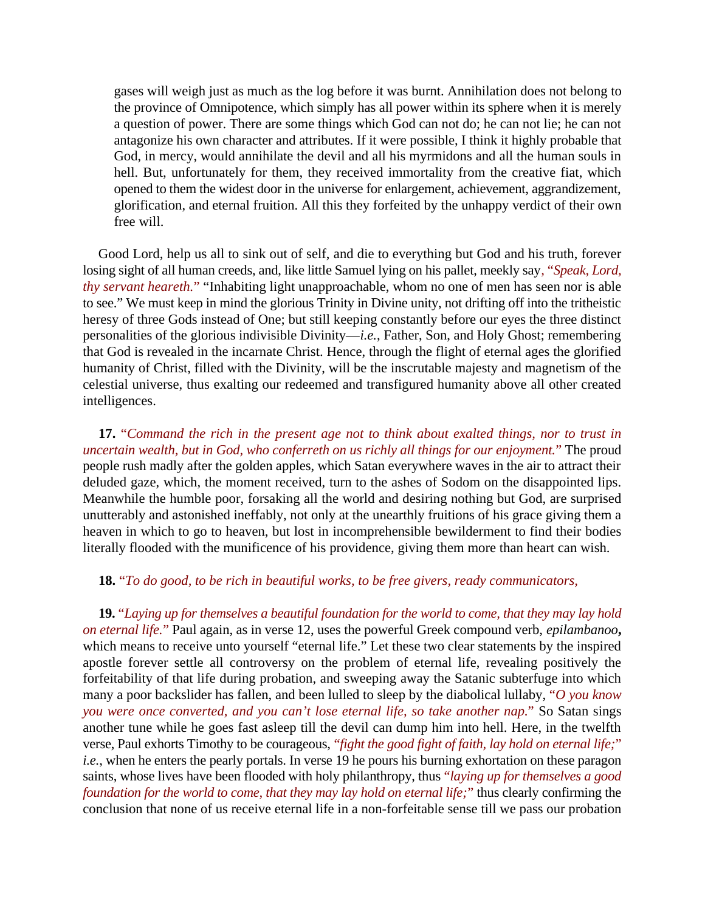> gases will weigh just as much as the log before it was burnt. Annihilation does not belong to the province of Omnipotence, which simply has all power within its sphere when it is merely a question of power. There are some things which God can not do; he can not lie; he can not antagonize his own character and attributes. If it were possible, I think it highly probable that God, in mercy, would annihilate the devil and all his myrmidons and all the human souls in hell. But, unfortunately for them, they received immortality from the creative fiat, which opened to them the widest door in the universe for enlargement, achievement, aggrandizement, glorification, and eternal fruition. All this they forfeited by the unhappy verdict of their own free will.

Good Lord, help us all to sink out of self, and die to everything but God and his truth, forever losing sight of all human creeds, and, like little Samuel lying on his pallet, meekly say, "*Speak, Lord, thy servant heareth.*" "Inhabiting light unapproachable, whom no one of men has seen nor is able to see." We must keep in mind the glorious Trinity in Divine unity, not drifting off into the tritheistic heresy of three Gods instead of One; but still keeping constantly before our eyes the three distinct personalities of the glorious indivisible Divinity—*i.e.*, Father, Son, and Holy Ghost; remembering that God is revealed in the incarnate Christ. Hence, through the flight of eternal ages the glorified humanity of Christ, filled with the Divinity, will be the inscrutable majesty and magnetism of the celestial universe, thus exalting our redeemed and transfigured humanity above all other created intelligences.

**17.** "*Command the rich in the present age not to think about exalted things, nor to trust in uncertain wealth, but in God, who conferreth on us richly all things for our enjoyment.*" The proud people rush madly after the golden apples, which Satan everywhere waves in the air to attract their deluded gaze, which, the moment received, turn to the ashes of Sodom on the disappointed lips. Meanwhile the humble poor, forsaking all the world and desiring nothing but God, are surprised unutterably and astonished ineffably, not only at the unearthly fruitions of his grace giving them a heaven in which to go to heaven, but lost in incomprehensible bewilderment to find their bodies literally flooded with the munificence of his providence, giving them more than heart can wish.

**18.** "*To do good, to be rich in beautiful works, to be free givers, ready communicators,*

**19.** "*Laying up for themselves a beautiful foundation for the world to come, that they may lay hold on eternal life.*" Paul again, as in verse 12, uses the powerful Greek compound verb, *epilambanoo***,** which means to receive unto yourself "eternal life." Let these two clear statements by the inspired apostle forever settle all controversy on the problem of eternal life, revealing positively the forfeitability of that life during probation, and sweeping away the Satanic subterfuge into which many a poor backslider has fallen, and been lulled to sleep by the diabolical lullaby, "*O you know you were once converted, and you can't lose eternal life, so take another nap.*" So Satan sings another tune while he goes fast asleep till the devil can dump him into hell. Here, in the twelfth verse, Paul exhorts Timothy to be courageous, "*fight the good fight of faith, lay hold on eternal life;*" *i.e.*, when he enters the pearly portals. In verse 19 he pours his burning exhortation on these paragon saints, whose lives have been flooded with holy philanthropy, thus "*laying up for themselves a good foundation for the world to come, that they may lay hold on eternal life;*" thus clearly confirming the conclusion that none of us receive eternal life in a non-forfeitable sense till we pass our probation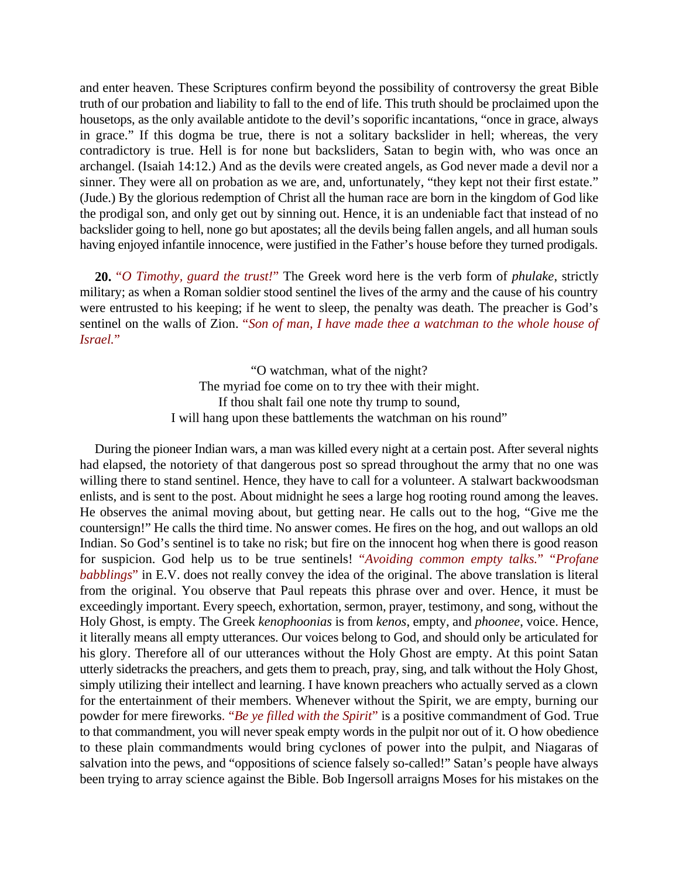and enter heaven. These Scriptures confirm beyond the possibility of controversy the great Bible truth of our probation and liability to fall to the end of life. This truth should be proclaimed upon the housetops, as the only available antidote to the devil's soporific incantations, "once in grace, always in grace." If this dogma be true, there is not a solitary backslider in hell; whereas, the very contradictory is true. Hell is for none but backsliders, Satan to begin with, who was once an archangel. (Isaiah 14:12.) And as the devils were created angels, as God never made a devil nor a sinner. They were all on probation as we are, and, unfortunately, "they kept not their first estate." (Jude.) By the glorious redemption of Christ all the human race are born in the kingdom of God like the prodigal son, and only get out by sinning out. Hence, it is an undeniable fact that instead of no backslider going to hell, none go but apostates; all the devils being fallen angels, and all human souls having enjoyed infantile innocence, were justified in the Father's house before they turned prodigals.

**20.** "*O Timothy, guard the trust!*" The Greek word here is the verb form of *phulake*, strictly military; as when a Roman soldier stood sentinel the lives of the army and the cause of his country were entrusted to his keeping; if he went to sleep, the penalty was death. The preacher is God's sentinel on the walls of Zion. "*Son of man, I have made thee a watchman to the whole house of Israel.*"

"O watchman, what of the night?
The myriad foe come on to try thee with their might.
If thou shalt fail one note thy trump to sound,
I will hang upon these battlements the watchman on his round"

During the pioneer Indian wars, a man was killed every night at a certain post. After several nights had elapsed, the notoriety of that dangerous post so spread throughout the army that no one was willing there to stand sentinel. Hence, they have to call for a volunteer. A stalwart backwoodsman enlists, and is sent to the post. About midnight he sees a large hog rooting round among the leaves. He observes the animal moving about, but getting near. He calls out to the hog, "Give me the countersign!" He calls the third time. No answer comes. He fires on the hog, and out wallops an old Indian. So God's sentinel is to take no risk; but fire on the innocent hog when there is good reason for suspicion. God help us to be true sentinels! "*Avoiding common empty talks.*" "*Profane babblings*" in E.V. does not really convey the idea of the original. The above translation is literal from the original. You observe that Paul repeats this phrase over and over. Hence, it must be exceedingly important. Every speech, exhortation, sermon, prayer, testimony, and song, without the Holy Ghost, is empty. The Greek *kenophoonias* is from *kenos*, empty, and *phoonee*, voice. Hence, it literally means all empty utterances. Our voices belong to God, and should only be articulated for his glory. Therefore all of our utterances without the Holy Ghost are empty. At this point Satan utterly sidetracks the preachers, and gets them to preach, pray, sing, and talk without the Holy Ghost, simply utilizing their intellect and learning. I have known preachers who actually served as a clown for the entertainment of their members. Whenever without the Spirit, we are empty, burning our powder for mere fireworks. "*Be ye filled with the Spirit*" is a positive commandment of God. True to that commandment, you will never speak empty words in the pulpit nor out of it. O how obedience to these plain commandments would bring cyclones of power into the pulpit, and Niagaras of salvation into the pews, and "oppositions of science falsely so-called!" Satan's people have always been trying to array science against the Bible. Bob Ingersoll arraigns Moses for his mistakes on the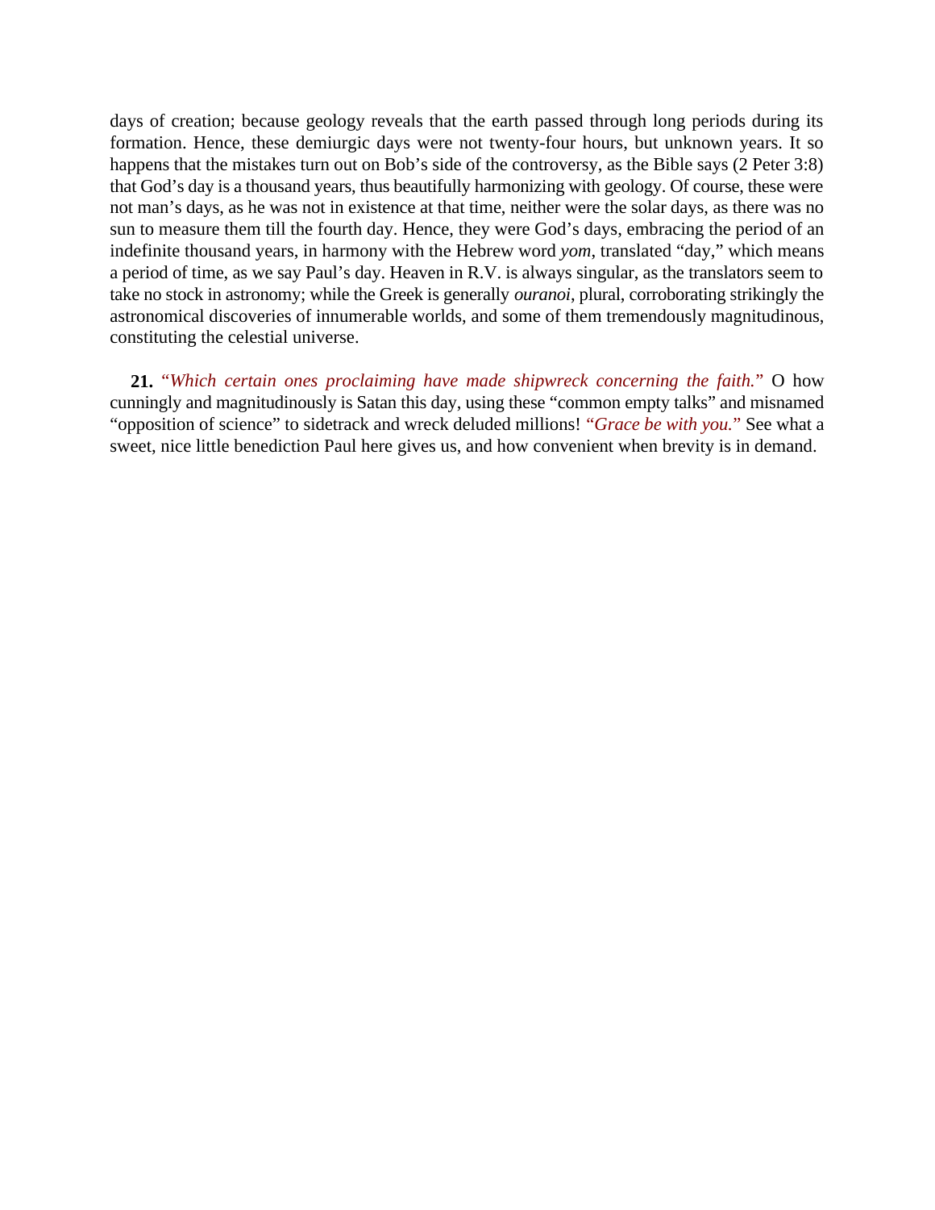days of creation; because geology reveals that the earth passed through long periods during its formation. Hence, these demiurgic days were not twenty-four hours, but unknown years. It so happens that the mistakes turn out on Bob's side of the controversy, as the Bible says (2 Peter 3:8) that God's day is a thousand years, thus beautifully harmonizing with geology. Of course, these were not man's days, as he was not in existence at that time, neither were the solar days, as there was no sun to measure them till the fourth day. Hence, they were God's days, embracing the period of an indefinite thousand years, in harmony with the Hebrew word *yom*, translated "day," which means a period of time, as we say Paul's day. Heaven in R.V. is always singular, as the translators seem to take no stock in astronomy; while the Greek is generally *ouranoi*, plural, corroborating strikingly the astronomical discoveries of innumerable worlds, and some of them tremendously magnitudinous, constituting the celestial universe.

**21.** *"Which certain ones proclaiming have made shipwreck concerning the faith."* O how cunningly and magnitudinously is Satan this day, using these "common empty talks" and misnamed "opposition of science" to sidetrack and wreck deluded millions! *"Grace be with you."* See what a sweet, nice little benediction Paul here gives us, and how convenient when brevity is in demand.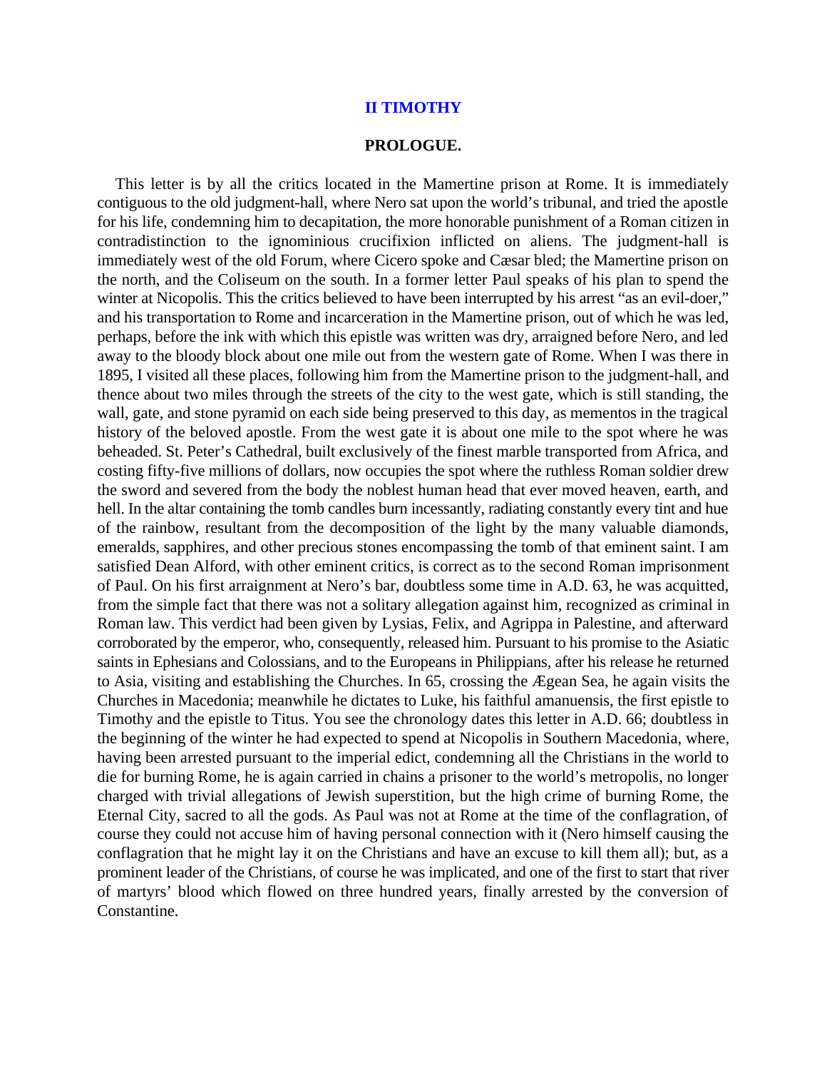# II TIMOTHY

## PROLOGUE.

This letter is by all the critics located in the Mamertine prison at Rome. It is immediately contiguous to the old judgment-hall, where Nero sat upon the world's tribunal, and tried the apostle for his life, condemning him to decapitation, the more honorable punishment of a Roman citizen in contradistinction to the ignominious crucifixion inflicted on aliens. The judgment-hall is immediately west of the old Forum, where Cicero spoke and Cæsar bled; the Mamertine prison on the north, and the Coliseum on the south. In a former letter Paul speaks of his plan to spend the winter at Nicopolis. This the critics believed to have been interrupted by his arrest "as an evil-doer," and his transportation to Rome and incarceration in the Mamertine prison, out of which he was led, perhaps, before the ink with which this epistle was written was dry, arraigned before Nero, and led away to the bloody block about one mile out from the western gate of Rome. When I was there in 1895, I visited all these places, following him from the Mamertine prison to the judgment-hall, and thence about two miles through the streets of the city to the west gate, which is still standing, the wall, gate, and stone pyramid on each side being preserved to this day, as mementos in the tragical history of the beloved apostle. From the west gate it is about one mile to the spot where he was beheaded. St. Peter's Cathedral, built exclusively of the finest marble transported from Africa, and costing fifty-five millions of dollars, now occupies the spot where the ruthless Roman soldier drew the sword and severed from the body the noblest human head that ever moved heaven, earth, and hell. In the altar containing the tomb candles burn incessantly, radiating constantly every tint and hue of the rainbow, resultant from the decomposition of the light by the many valuable diamonds, emeralds, sapphires, and other precious stones encompassing the tomb of that eminent saint. I am satisfied Dean Alford, with other eminent critics, is correct as to the second Roman imprisonment of Paul. On his first arraignment at Nero's bar, doubtless some time in A.D. 63, he was acquitted, from the simple fact that there was not a solitary allegation against him, recognized as criminal in Roman law. This verdict had been given by Lysias, Felix, and Agrippa in Palestine, and afterward corroborated by the emperor, who, consequently, released him. Pursuant to his promise to the Asiatic saints in Ephesians and Colossians, and to the Europeans in Philippians, after his release he returned to Asia, visiting and establishing the Churches. In 65, crossing the Ægean Sea, he again visits the Churches in Macedonia; meanwhile he dictates to Luke, his faithful amanuensis, the first epistle to Timothy and the epistle to Titus. You see the chronology dates this letter in A.D. 66; doubtless in the beginning of the winter he had expected to spend at Nicopolis in Southern Macedonia, where, having been arrested pursuant to the imperial edict, condemning all the Christians in the world to die for burning Rome, he is again carried in chains a prisoner to the world's metropolis, no longer charged with trivial allegations of Jewish superstition, but the high crime of burning Rome, the Eternal City, sacred to all the gods. As Paul was not at Rome at the time of the conflagration, of course they could not accuse him of having personal connection with it (Nero himself causing the conflagration that he might lay it on the Christians and have an excuse to kill them all); but, as a prominent leader of the Christians, of course he was implicated, and one of the first to start that river of martyrs' blood which flowed on three hundred years, finally arrested by the conversion of Constantine.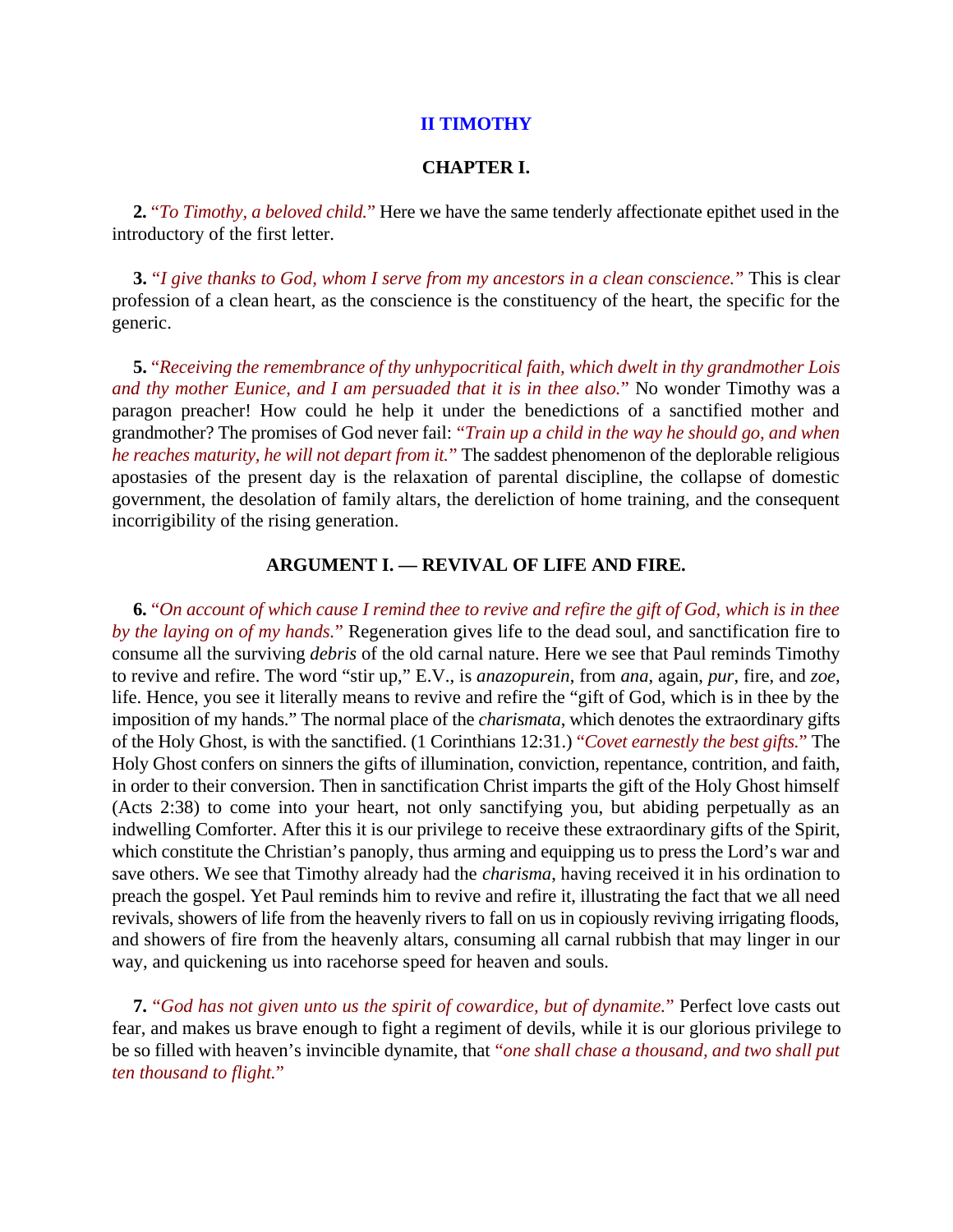## II TIMOTHY

### CHAPTER I.

**2.** "*To Timothy, a beloved child.*" Here we have the same tenderly affectionate epithet used in the introductory of the first letter.

**3.** "*I give thanks to God, whom I serve from my ancestors in a clean conscience.*" This is clear profession of a clean heart, as the conscience is the constituency of the heart, the specific for the generic.

**5.** "*Receiving the remembrance of thy unhypocritical faith, which dwelt in thy grandmother Lois and thy mother Eunice, and I am persuaded that it is in thee also.*" No wonder Timothy was a paragon preacher! How could he help it under the benedictions of a sanctified mother and grandmother? The promises of God never fail: "*Train up a child in the way he should go, and when he reaches maturity, he will not depart from it.*" The saddest phenomenon of the deplorable religious apostasies of the present day is the relaxation of parental discipline, the collapse of domestic government, the desolation of family altars, the dereliction of home training, and the consequent incorrigibility of the rising generation.

### ARGUMENT I. — REVIVAL OF LIFE AND FIRE.

**6.** "*On account of which cause I remind thee to revive and refire the gift of God, which is in thee by the laying on of my hands.*" Regeneration gives life to the dead soul, and sanctification fire to consume all the surviving *debris* of the old carnal nature. Here we see that Paul reminds Timothy to revive and refire. The word "stir up," E.V., is *anazopurein*, from *ana*, again, *pur*, fire, and *zoe*, life. Hence, you see it literally means to revive and refire the "gift of God, which is in thee by the imposition of my hands." The normal place of the *charismata*, which denotes the extraordinary gifts of the Holy Ghost, is with the sanctified. (1 Corinthians 12:31.) "*Covet earnestly the best gifts.*" The Holy Ghost confers on sinners the gifts of illumination, conviction, repentance, contrition, and faith, in order to their conversion. Then in sanctification Christ imparts the gift of the Holy Ghost himself (Acts 2:38) to come into your heart, not only sanctifying you, but abiding perpetually as an indwelling Comforter. After this it is our privilege to receive these extraordinary gifts of the Spirit, which constitute the Christian's panoply, thus arming and equipping us to press the Lord's war and save others. We see that Timothy already had the *charisma*, having received it in his ordination to preach the gospel. Yet Paul reminds him to revive and refire it, illustrating the fact that we all need revivals, showers of life from the heavenly rivers to fall on us in copiously reviving irrigating floods, and showers of fire from the heavenly altars, consuming all carnal rubbish that may linger in our way, and quickening us into racehorse speed for heaven and souls.

**7.** "*God has not given unto us the spirit of cowardice, but of dynamite.*" Perfect love casts out fear, and makes us brave enough to fight a regiment of devils, while it is our glorious privilege to be so filled with heaven's invincible dynamite, that "*one shall chase a thousand, and two shall put ten thousand to flight.*"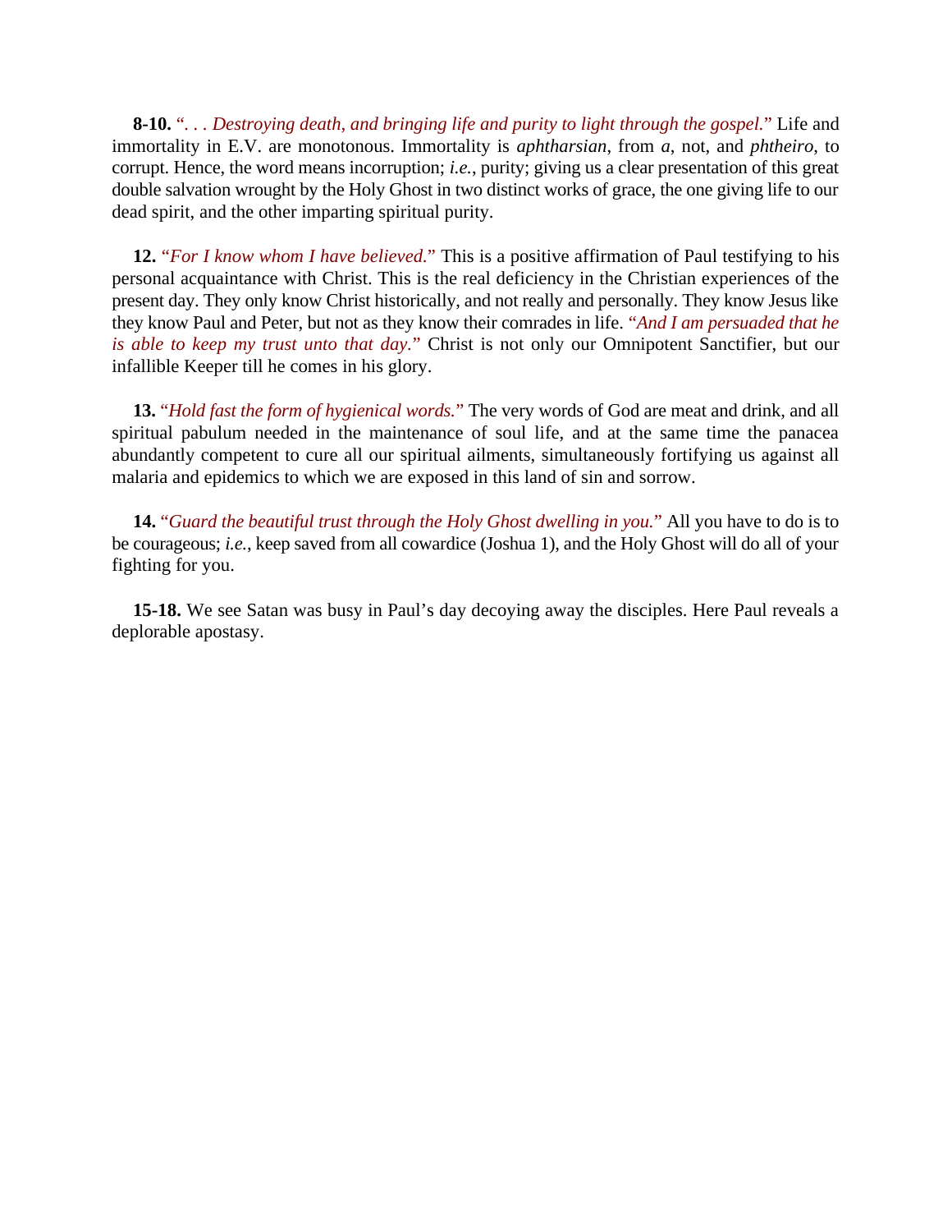**8-10.** "*. . . Destroying death, and bringing life and purity to light through the gospel.*" Life and immortality in E.V. are monotonous. Immortality is *aphtharsian*, from *a*, not, and *phtheiro*, to corrupt. Hence, the word means incorruption; *i.e.*, purity; giving us a clear presentation of this great double salvation wrought by the Holy Ghost in two distinct works of grace, the one giving life to our dead spirit, and the other imparting spiritual purity.

**12.** "*For I know whom I have believed.*" This is a positive affirmation of Paul testifying to his personal acquaintance with Christ. This is the real deficiency in the Christian experiences of the present day. They only know Christ historically, and not really and personally. They know Jesus like they know Paul and Peter, but not as they know their comrades in life. "*And I am persuaded that he is able to keep my trust unto that day.*" Christ is not only our Omnipotent Sanctifier, but our infallible Keeper till he comes in his glory.

**13.** "*Hold fast the form of hygienical words.*" The very words of God are meat and drink, and all spiritual pabulum needed in the maintenance of soul life, and at the same time the panacea abundantly competent to cure all our spiritual ailments, simultaneously fortifying us against all malaria and epidemics to which we are exposed in this land of sin and sorrow.

**14.** "*Guard the beautiful trust through the Holy Ghost dwelling in you.*" All you have to do is to be courageous; *i.e.*, keep saved from all cowardice (Joshua 1), and the Holy Ghost will do all of your fighting for you.

**15-18.** We see Satan was busy in Paul's day decoying away the disciples. Here Paul reveals a deplorable apostasy.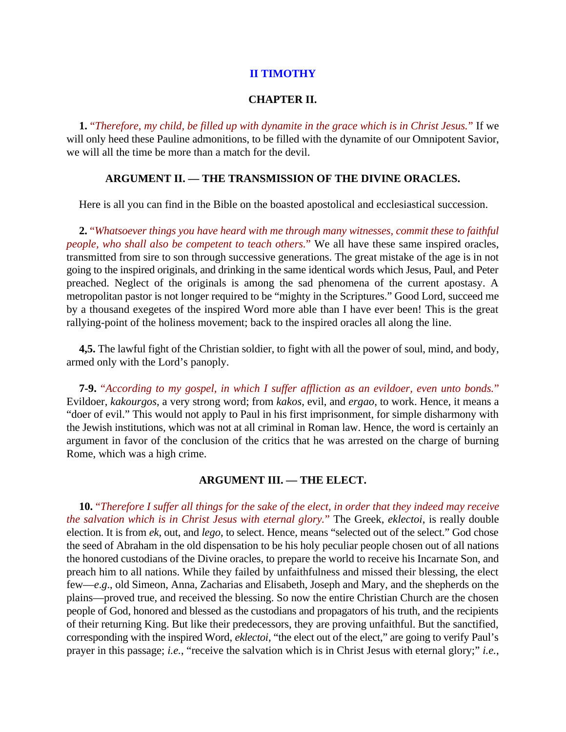## II TIMOTHY

### CHAPTER II.

**1.** *"Therefore, my child, be filled up with dynamite in the grace which is in Christ Jesus."* If we will only heed these Pauline admonitions, to be filled with the dynamite of our Omnipotent Savior, we will all the time be more than a match for the devil.

### ARGUMENT II. — THE TRANSMISSION OF THE DIVINE ORACLES.

Here is all you can find in the Bible on the boasted apostolical and ecclesiastical succession.

**2.** *"Whatsoever things you have heard with me through many witnesses, commit these to faithful people, who shall also be competent to teach others."* We all have these same inspired oracles, transmitted from sire to son through successive generations. The great mistake of the age is in not going to the inspired originals, and drinking in the same identical words which Jesus, Paul, and Peter preached. Neglect of the originals is among the sad phenomena of the current apostasy. A metropolitan pastor is not longer required to be "mighty in the Scriptures." Good Lord, succeed me by a thousand exegetes of the inspired Word more able than I have ever been! This is the great rallying-point of the holiness movement; back to the inspired oracles all along the line.

**4,5.** The lawful fight of the Christian soldier, to fight with all the power of soul, mind, and body, armed only with the Lord's panoply.

**7-9.** *"According to my gospel, in which I suffer affliction as an evildoer, even unto bonds."* Evildoer, *kakourgos*, a very strong word; from *kakos*, evil, and *ergao*, to work. Hence, it means a "doer of evil." This would not apply to Paul in his first imprisonment, for simple disharmony with the Jewish institutions, which was not at all criminal in Roman law. Hence, the word is certainly an argument in favor of the conclusion of the critics that he was arrested on the charge of burning Rome, which was a high crime.

### ARGUMENT III. — THE ELECT.

**10.** *"Therefore I suffer all things for the sake of the elect, in order that they indeed may receive the salvation which is in Christ Jesus with eternal glory."* The Greek, *eklectoi*, is really double election. It is from *ek*, out, and *lego*, to select. Hence, means "selected out of the select." God chose the seed of Abraham in the old dispensation to be his holy peculiar people chosen out of all nations the honored custodians of the Divine oracles, to prepare the world to receive his Incarnate Son, and preach him to all nations. While they failed by unfaithfulness and missed their blessing, the elect few—*e.g.*, old Simeon, Anna, Zacharias and Elisabeth, Joseph and Mary, and the shepherds on the plains—proved true, and received the blessing. So now the entire Christian Church are the chosen people of God, honored and blessed as the custodians and propagators of his truth, and the recipients of their returning King. But like their predecessors, they are proving unfaithful. But the sanctified, corresponding with the inspired Word, *eklectoi*, "the elect out of the elect," are going to verify Paul's prayer in this passage; *i.e.*, "receive the salvation which is in Christ Jesus with eternal glory;" *i.e.*,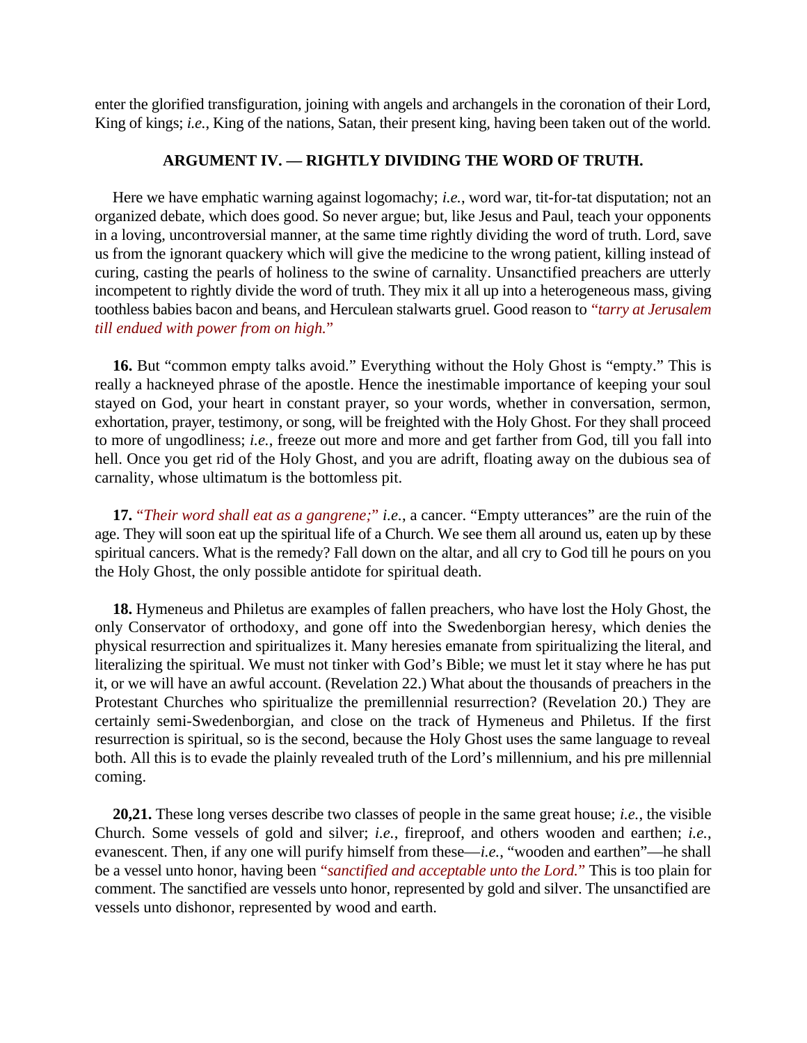enter the glorified transfiguration, joining with angels and archangels in the coronation of their Lord, King of kings; *i.e.*, King of the nations, Satan, their present king, having been taken out of the world.

### ARGUMENT IV. — RIGHTLY DIVIDING THE WORD OF TRUTH.

Here we have emphatic warning against logomachy; *i.e.*, word war, tit-for-tat disputation; not an organized debate, which does good. So never argue; but, like Jesus and Paul, teach your opponents in a loving, uncontroversial manner, at the same time rightly dividing the word of truth. Lord, save us from the ignorant quackery which will give the medicine to the wrong patient, killing instead of curing, casting the pearls of holiness to the swine of carnality. Unsanctified preachers are utterly incompetent to rightly divide the word of truth. They mix it all up into a heterogeneous mass, giving toothless babies bacon and beans, and Herculean stalwarts gruel. Good reason to *"tarry at Jerusalem till endued with power from on high."*

**16.** But "common empty talks avoid." Everything without the Holy Ghost is "empty." This is really a hackneyed phrase of the apostle. Hence the inestimable importance of keeping your soul stayed on God, your heart in constant prayer, so your words, whether in conversation, sermon, exhortation, prayer, testimony, or song, will be freighted with the Holy Ghost. For they shall proceed to more of ungodliness; *i.e.*, freeze out more and more and get farther from God, till you fall into hell. Once you get rid of the Holy Ghost, and you are adrift, floating away on the dubious sea of carnality, whose ultimatum is the bottomless pit.

**17.** *"Their word shall eat as a gangrene;"* *i.e.*, a cancer. "Empty utterances" are the ruin of the age. They will soon eat up the spiritual life of a Church. We see them all around us, eaten up by these spiritual cancers. What is the remedy? Fall down on the altar, and all cry to God till he pours on you the Holy Ghost, the only possible antidote for spiritual death.

**18.** Hymeneus and Philetus are examples of fallen preachers, who have lost the Holy Ghost, the only Conservator of orthodoxy, and gone off into the Swedenborgian heresy, which denies the physical resurrection and spiritualizes it. Many heresies emanate from spiritualizing the literal, and literalizing the spiritual. We must not tinker with God's Bible; we must let it stay where he has put it, or we will have an awful account. (Revelation 22.) What about the thousands of preachers in the Protestant Churches who spiritualize the premillennial resurrection? (Revelation 20.) They are certainly semi-Swedenborgian, and close on the track of Hymeneus and Philetus. If the first resurrection is spiritual, so is the second, because the Holy Ghost uses the same language to reveal both. All this is to evade the plainly revealed truth of the Lord's millennium, and his pre millennial coming.

**20,21.** These long verses describe two classes of people in the same great house; *i.e.*, the visible Church. Some vessels of gold and silver; *i.e.*, fireproof, and others wooden and earthen; *i.e.*, evanescent. Then, if any one will purify himself from these—*i.e.*, "wooden and earthen"—he shall be a vessel unto honor, having been *"sanctified and acceptable unto the Lord."* This is too plain for comment. The sanctified are vessels unto honor, represented by gold and silver. The unsanctified are vessels unto dishonor, represented by wood and earth.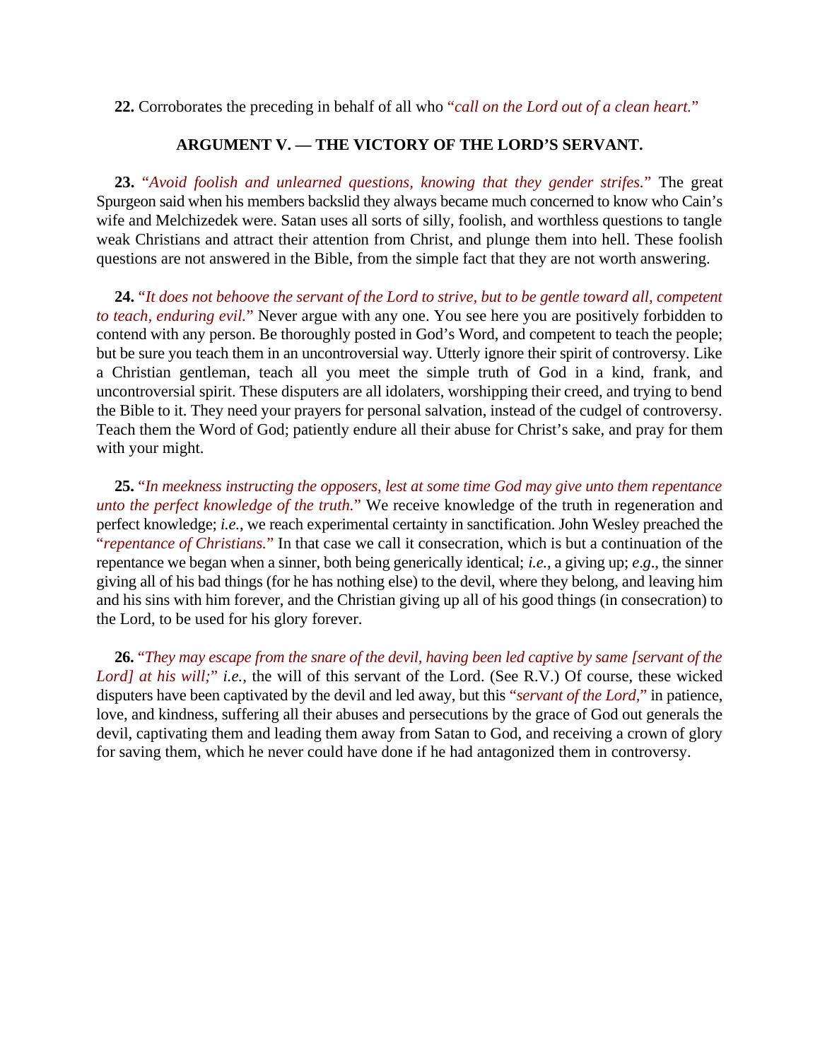**22.** Corroborates the preceding in behalf of all who "*call on the Lord out of a clean heart.*"

### ARGUMENT V. — THE VICTORY OF THE LORD'S SERVANT.

**23.** "*Avoid foolish and unlearned questions, knowing that they gender strifes.*" The great Spurgeon said when his members backslid they always became much concerned to know who Cain's wife and Melchizedek were. Satan uses all sorts of silly, foolish, and worthless questions to tangle weak Christians and attract their attention from Christ, and plunge them into hell. These foolish questions are not answered in the Bible, from the simple fact that they are not worth answering.

**24.** "*It does not behoove the servant of the Lord to strive, but to be gentle toward all, competent to teach, enduring evil.*" Never argue with any one. You see here you are positively forbidden to contend with any person. Be thoroughly posted in God's Word, and competent to teach the people; but be sure you teach them in an uncontroversial way. Utterly ignore their spirit of controversy. Like a Christian gentleman, teach all you meet the simple truth of God in a kind, frank, and uncontroversial spirit. These disputers are all idolaters, worshipping their creed, and trying to bend the Bible to it. They need your prayers for personal salvation, instead of the cudgel of controversy. Teach them the Word of God; patiently endure all their abuse for Christ's sake, and pray for them with your might.

**25.** "*In meekness instructing the opposers, lest at some time God may give unto them repentance unto the perfect knowledge of the truth.*" We receive knowledge of the truth in regeneration and perfect knowledge; *i.e.*, we reach experimental certainty in sanctification. John Wesley preached the "*repentance of Christians.*" In that case we call it consecration, which is but a continuation of the repentance we began when a sinner, both being generically identical; *i.e.*, a giving up; *e.g*., the sinner giving all of his bad things (for he has nothing else) to the devil, where they belong, and leaving him and his sins with him forever, and the Christian giving up all of his good things (in consecration) to the Lord, to be used for his glory forever.

**26.** "*They may escape from the snare of the devil, having been led captive by same [servant of the Lord] at his will;*" *i.e.*, the will of this servant of the Lord. (See R.V.) Of course, these wicked disputers have been captivated by the devil and led away, but this "*servant of the Lord,*" in patience, love, and kindness, suffering all their abuses and persecutions by the grace of God out generals the devil, captivating them and leading them away from Satan to God, and receiving a crown of glory for saving them, which he never could have done if he had antagonized them in controversy.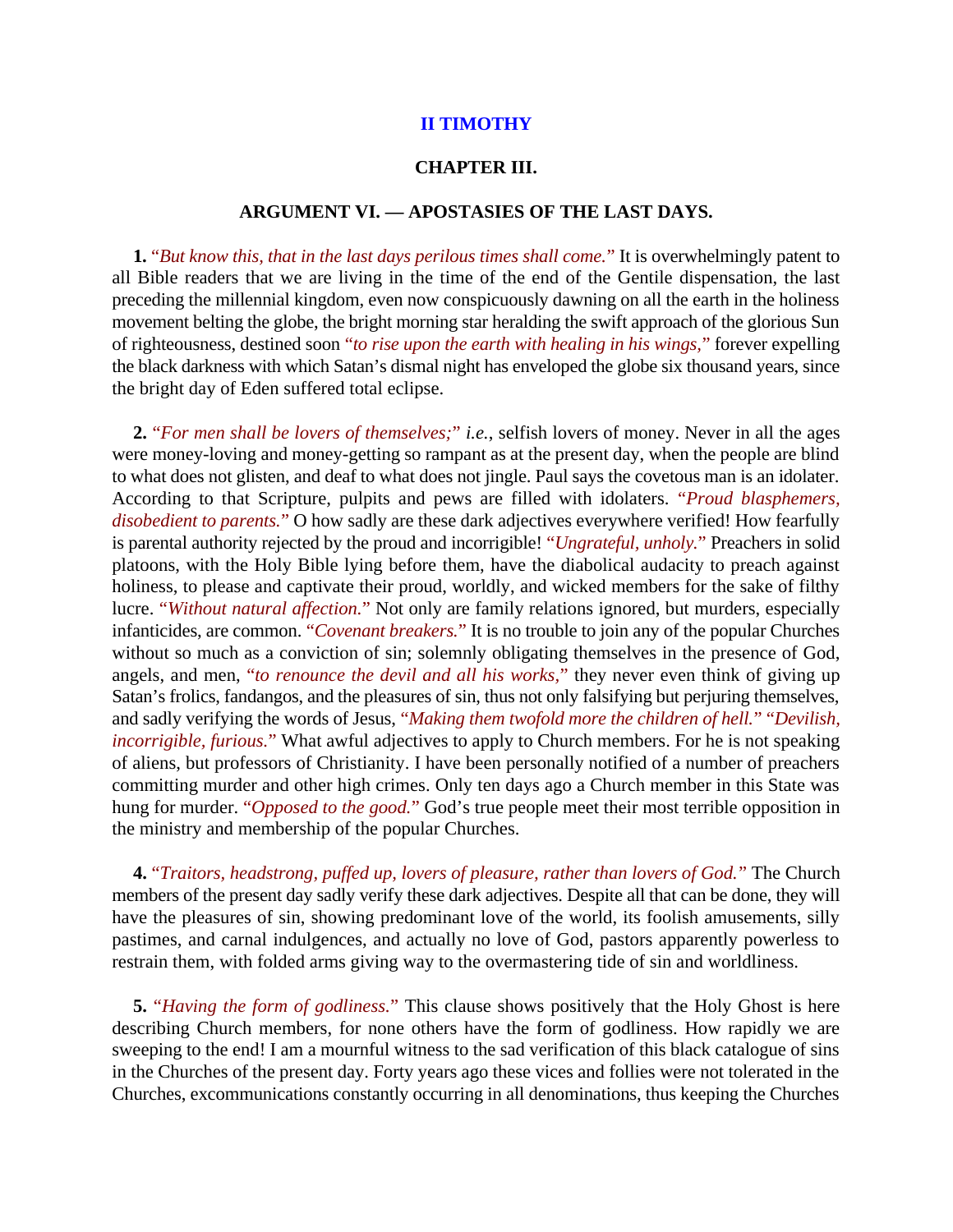## II TIMOTHY

### CHAPTER III.

### ARGUMENT VI. — APOSTASIES OF THE LAST DAYS.

**1.** *"But know this, that in the last days perilous times shall come."* It is overwhelmingly patent to all Bible readers that we are living in the time of the end of the Gentile dispensation, the last preceding the millennial kingdom, even now conspicuously dawning on all the earth in the holiness movement belting the globe, the bright morning star heralding the swift approach of the glorious Sun of righteousness, destined soon *"to rise upon the earth with healing in his wings,"* forever expelling the black darkness with which Satan's dismal night has enveloped the globe six thousand years, since the bright day of Eden suffered total eclipse.

**2.** *"For men shall be lovers of themselves;" i.e.*, selfish lovers of money. Never in all the ages were money-loving and money-getting so rampant as at the present day, when the people are blind to what does not glisten, and deaf to what does not jingle. Paul says the covetous man is an idolater. According to that Scripture, pulpits and pews are filled with idolaters. *"Proud blasphemers, disobedient to parents."* O how sadly are these dark adjectives everywhere verified! How fearfully is parental authority rejected by the proud and incorrigible! *"Ungrateful, unholy."* Preachers in solid platoons, with the Holy Bible lying before them, have the diabolical audacity to preach against holiness, to please and captivate their proud, worldly, and wicked members for the sake of filthy lucre. *"Without natural affection."* Not only are family relations ignored, but murders, especially infanticides, are common. *"Covenant breakers."* It is no trouble to join any of the popular Churches without so much as a conviction of sin; solemnly obligating themselves in the presence of God, angels, and men, *"to renounce the devil and all his works,"* they never even think of giving up Satan's frolics, fandangos, and the pleasures of sin, thus not only falsifying but perjuring themselves, and sadly verifying the words of Jesus, *"Making them twofold more the children of hell." "Devilish, incorrigible, furious."* What awful adjectives to apply to Church members. For he is not speaking of aliens, but professors of Christianity. I have been personally notified of a number of preachers committing murder and other high crimes. Only ten days ago a Church member in this State was hung for murder. *"Opposed to the good."* God's true people meet their most terrible opposition in the ministry and membership of the popular Churches.

**4.** *"Traitors, headstrong, puffed up, lovers of pleasure, rather than lovers of God."* The Church members of the present day sadly verify these dark adjectives. Despite all that can be done, they will have the pleasures of sin, showing predominant love of the world, its foolish amusements, silly pastimes, and carnal indulgences, and actually no love of God, pastors apparently powerless to restrain them, with folded arms giving way to the overmastering tide of sin and worldliness.

**5.** *"Having the form of godliness."* This clause shows positively that the Holy Ghost is here describing Church members, for none others have the form of godliness. How rapidly we are sweeping to the end! I am a mournful witness to the sad verification of this black catalogue of sins in the Churches of the present day. Forty years ago these vices and follies were not tolerated in the Churches, excommunications constantly occurring in all denominations, thus keeping the Churches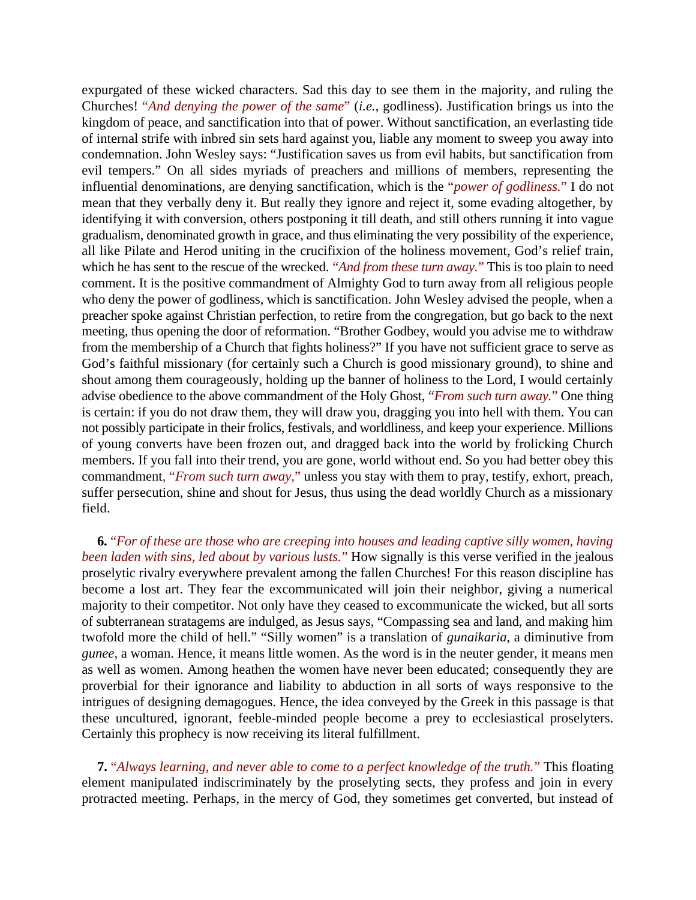expurgated of these wicked characters. Sad this day to see them in the majority, and ruling the Churches! "*And denying the power of the same*" (*i.e.*, godliness). Justification brings us into the kingdom of peace, and sanctification into that of power. Without sanctification, an everlasting tide of internal strife with inbred sin sets hard against you, liable any moment to sweep you away into condemnation. John Wesley says: "Justification saves us from evil habits, but sanctification from evil tempers." On all sides myriads of preachers and millions of members, representing the influential denominations, are denying sanctification, which is the "*power of godliness.*" I do not mean that they verbally deny it. But really they ignore and reject it, some evading altogether, by identifying it with conversion, others postponing it till death, and still others running it into vague gradualism, denominated growth in grace, and thus eliminating the very possibility of the experience, all like Pilate and Herod uniting in the crucifixion of the holiness movement, God's relief train, which he has sent to the rescue of the wrecked. "*And from these turn away.*" This is too plain to need comment. It is the positive commandment of Almighty God to turn away from all religious people who deny the power of godliness, which is sanctification. John Wesley advised the people, when a preacher spoke against Christian perfection, to retire from the congregation, but go back to the next meeting, thus opening the door of reformation. "Brother Godbey, would you advise me to withdraw from the membership of a Church that fights holiness?" If you have not sufficient grace to serve as God's faithful missionary (for certainly such a Church is good missionary ground), to shine and shout among them courageously, holding up the banner of holiness to the Lord, I would certainly advise obedience to the above commandment of the Holy Ghost, "*From such turn away.*" One thing is certain: if you do not draw them, they will draw you, dragging you into hell with them. You can not possibly participate in their frolics, festivals, and worldliness, and keep your experience. Millions of young converts have been frozen out, and dragged back into the world by frolicking Church members. If you fall into their trend, you are gone, world without end. So you had better obey this commandment, "*From such turn away,*" unless you stay with them to pray, testify, exhort, preach, suffer persecution, shine and shout for Jesus, thus using the dead worldly Church as a missionary field.

**6.** "*For of these are those who are creeping into houses and leading captive silly women, having been laden with sins, led about by various lusts.*" How signally is this verse verified in the jealous proselytic rivalry everywhere prevalent among the fallen Churches! For this reason discipline has become a lost art. They fear the excommunicated will join their neighbor, giving a numerical majority to their competitor. Not only have they ceased to excommunicate the wicked, but all sorts of subterranean stratagems are indulged, as Jesus says, "Compassing sea and land, and making him twofold more the child of hell." "Silly women" is a translation of *gunaikaria*, a diminutive from *gunee*, a woman. Hence, it means little women. As the word is in the neuter gender, it means men as well as women. Among heathen the women have never been educated; consequently they are proverbial for their ignorance and liability to abduction in all sorts of ways responsive to the intrigues of designing demagogues. Hence, the idea conveyed by the Greek in this passage is that these uncultured, ignorant, feeble-minded people become a prey to ecclesiastical proselyters. Certainly this prophecy is now receiving its literal fulfillment.

**7.** "*Always learning, and never able to come to a perfect knowledge of the truth.*" This floating element manipulated indiscriminately by the proselyting sects, they profess and join in every protracted meeting. Perhaps, in the mercy of God, they sometimes get converted, but instead of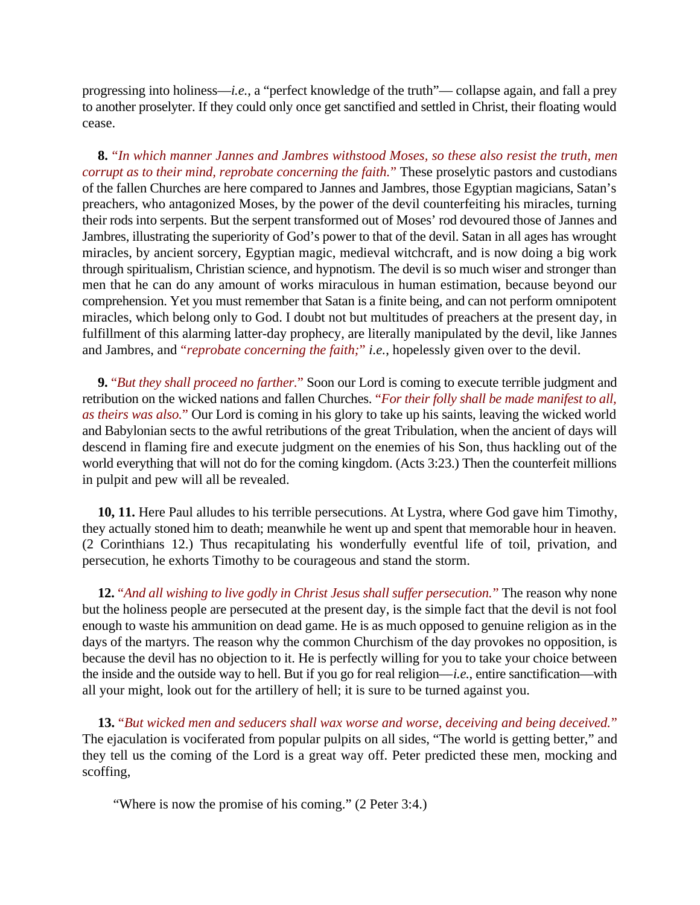progressing into holiness—*i.e.*, a "perfect knowledge of the truth"— collapse again, and fall a prey to another proselyter. If they could only once get sanctified and settled in Christ, their floating would cease.

**8.** "*In which manner Jannes and Jambres withstood Moses, so these also resist the truth, men corrupt as to their mind, reprobate concerning the faith.*" These proselytic pastors and custodians of the fallen Churches are here compared to Jannes and Jambres, those Egyptian magicians, Satan's preachers, who antagonized Moses, by the power of the devil counterfeiting his miracles, turning their rods into serpents. But the serpent transformed out of Moses' rod devoured those of Jannes and Jambres, illustrating the superiority of God's power to that of the devil. Satan in all ages has wrought miracles, by ancient sorcery, Egyptian magic, medieval witchcraft, and is now doing a big work through spiritualism, Christian science, and hypnotism. The devil is so much wiser and stronger than men that he can do any amount of works miraculous in human estimation, because beyond our comprehension. Yet you must remember that Satan is a finite being, and can not perform omnipotent miracles, which belong only to God. I doubt not but multitudes of preachers at the present day, in fulfillment of this alarming latter-day prophecy, are literally manipulated by the devil, like Jannes and Jambres, and "*reprobate concerning the faith;*" *i.e.*, hopelessly given over to the devil.

**9.** "*But they shall proceed no farther.*" Soon our Lord is coming to execute terrible judgment and retribution on the wicked nations and fallen Churches. "*For their folly shall be made manifest to all, as theirs was also.*" Our Lord is coming in his glory to take up his saints, leaving the wicked world and Babylonian sects to the awful retributions of the great Tribulation, when the ancient of days will descend in flaming fire and execute judgment on the enemies of his Son, thus hackling out of the world everything that will not do for the coming kingdom. (Acts 3:23.) Then the counterfeit millions in pulpit and pew will all be revealed.

**10, 11.** Here Paul alludes to his terrible persecutions. At Lystra, where God gave him Timothy, they actually stoned him to death; meanwhile he went up and spent that memorable hour in heaven. (2 Corinthians 12.) Thus recapitulating his wonderfully eventful life of toil, privation, and persecution, he exhorts Timothy to be courageous and stand the storm.

**12.** "*And all wishing to live godly in Christ Jesus shall suffer persecution.*" The reason why none but the holiness people are persecuted at the present day, is the simple fact that the devil is not fool enough to waste his ammunition on dead game. He is as much opposed to genuine religion as in the days of the martyrs. The reason why the common Churchism of the day provokes no opposition, is because the devil has no objection to it. He is perfectly willing for you to take your choice between the inside and the outside way to hell. But if you go for real religion—*i.e.*, entire sanctification—with all your might, look out for the artillery of hell; it is sure to be turned against you.

**13.** "*But wicked men and seducers shall wax worse and worse, deceiving and being deceived.*" The ejaculation is vociferated from popular pulpits on all sides, "The world is getting better," and they tell us the coming of the Lord is a great way off. Peter predicted these men, mocking and scoffing,

> "Where is now the promise of his coming." (2 Peter 3:4.)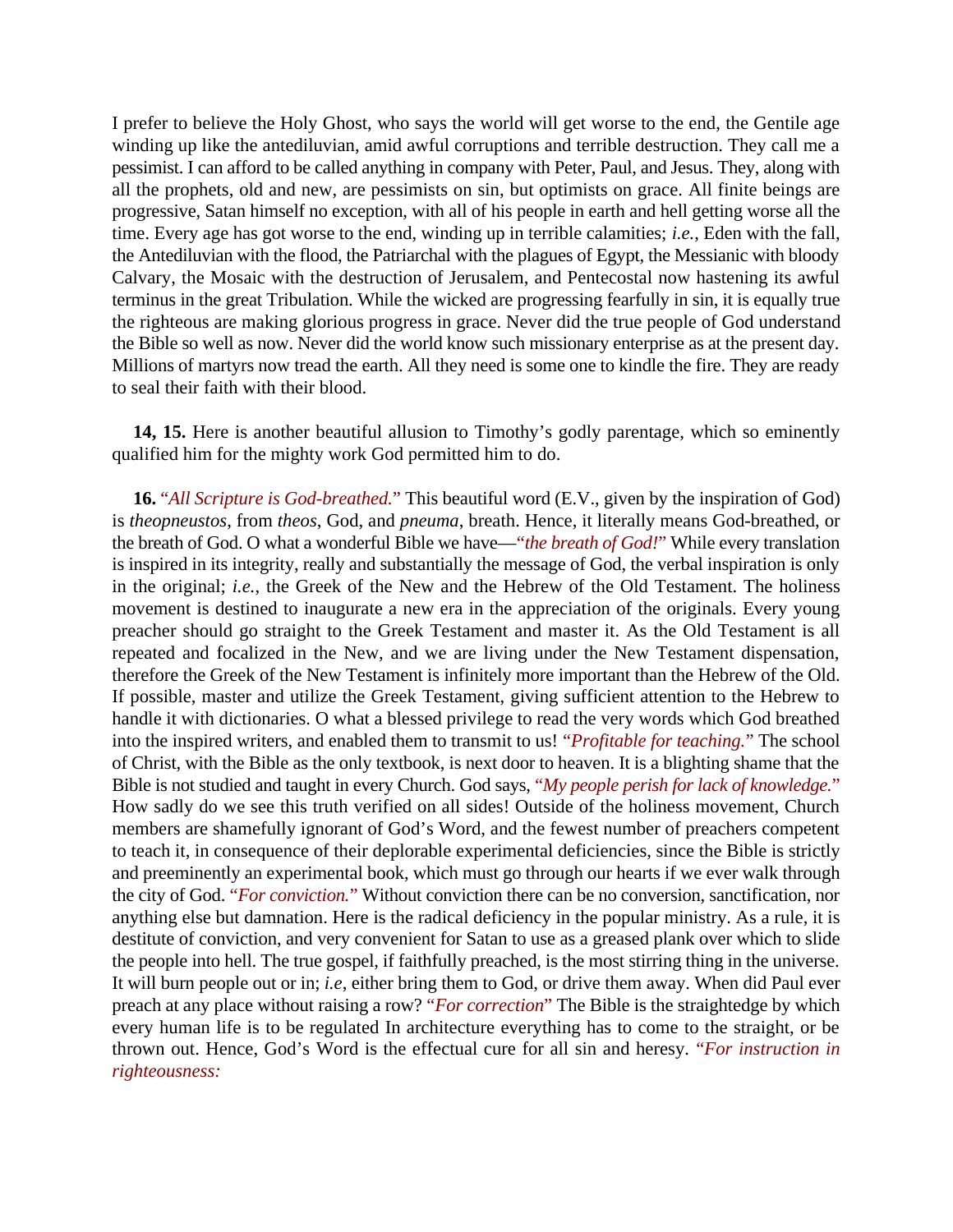I prefer to believe the Holy Ghost, who says the world will get worse to the end, the Gentile age winding up like the antediluvian, amid awful corruptions and terrible destruction. They call me a pessimist. I can afford to be called anything in company with Peter, Paul, and Jesus. They, along with all the prophets, old and new, are pessimists on sin, but optimists on grace. All finite beings are progressive, Satan himself no exception, with all of his people in earth and hell getting worse all the time. Every age has got worse to the end, winding up in terrible calamities; *i.e.*, Eden with the fall, the Antediluvian with the flood, the Patriarchal with the plagues of Egypt, the Messianic with bloody Calvary, the Mosaic with the destruction of Jerusalem, and Pentecostal now hastening its awful terminus in the great Tribulation. While the wicked are progressing fearfully in sin, it is equally true the righteous are making glorious progress in grace. Never did the true people of God understand the Bible so well as now. Never did the world know such missionary enterprise as at the present day. Millions of martyrs now tread the earth. All they need is some one to kindle the fire. They are ready to seal their faith with their blood.

**14, 15.** Here is another beautiful allusion to Timothy's godly parentage, which so eminently qualified him for the mighty work God permitted him to do.

**16.** "*All Scripture is God-breathed.*" This beautiful word (E.V., given by the inspiration of God) is *theopneustos*, from *theos*, God, and *pneuma*, breath. Hence, it literally means God-breathed, or the breath of God. O what a wonderful Bible we have—"*the breath of God!*" While every translation is inspired in its integrity, really and substantially the message of God, the verbal inspiration is only in the original; *i.e.*, the Greek of the New and the Hebrew of the Old Testament. The holiness movement is destined to inaugurate a new era in the appreciation of the originals. Every young preacher should go straight to the Greek Testament and master it. As the Old Testament is all repeated and focalized in the New, and we are living under the New Testament dispensation, therefore the Greek of the New Testament is infinitely more important than the Hebrew of the Old. If possible, master and utilize the Greek Testament, giving sufficient attention to the Hebrew to handle it with dictionaries. O what a blessed privilege to read the very words which God breathed into the inspired writers, and enabled them to transmit to us! "*Profitable for teaching.*" The school of Christ, with the Bible as the only textbook, is next door to heaven. It is a blighting shame that the Bible is not studied and taught in every Church. God says, "*My people perish for lack of knowledge.*" How sadly do we see this truth verified on all sides! Outside of the holiness movement, Church members are shamefully ignorant of God's Word, and the fewest number of preachers competent to teach it, in consequence of their deplorable experimental deficiencies, since the Bible is strictly and preeminently an experimental book, which must go through our hearts if we ever walk through the city of God. "*For conviction.*" Without conviction there can be no conversion, sanctification, nor anything else but damnation. Here is the radical deficiency in the popular ministry. As a rule, it is destitute of conviction, and very convenient for Satan to use as a greased plank over which to slide the people into hell. The true gospel, if faithfully preached, is the most stirring thing in the universe. It will burn people out or in; *i.e*, either bring them to God, or drive them away. When did Paul ever preach at any place without raising a row? "*For correction*" The Bible is the straightedge by which every human life is to be regulated In architecture everything has to come to the straight, or be thrown out. Hence, God's Word is the effectual cure for all sin and heresy. "*For instruction in righteousness:*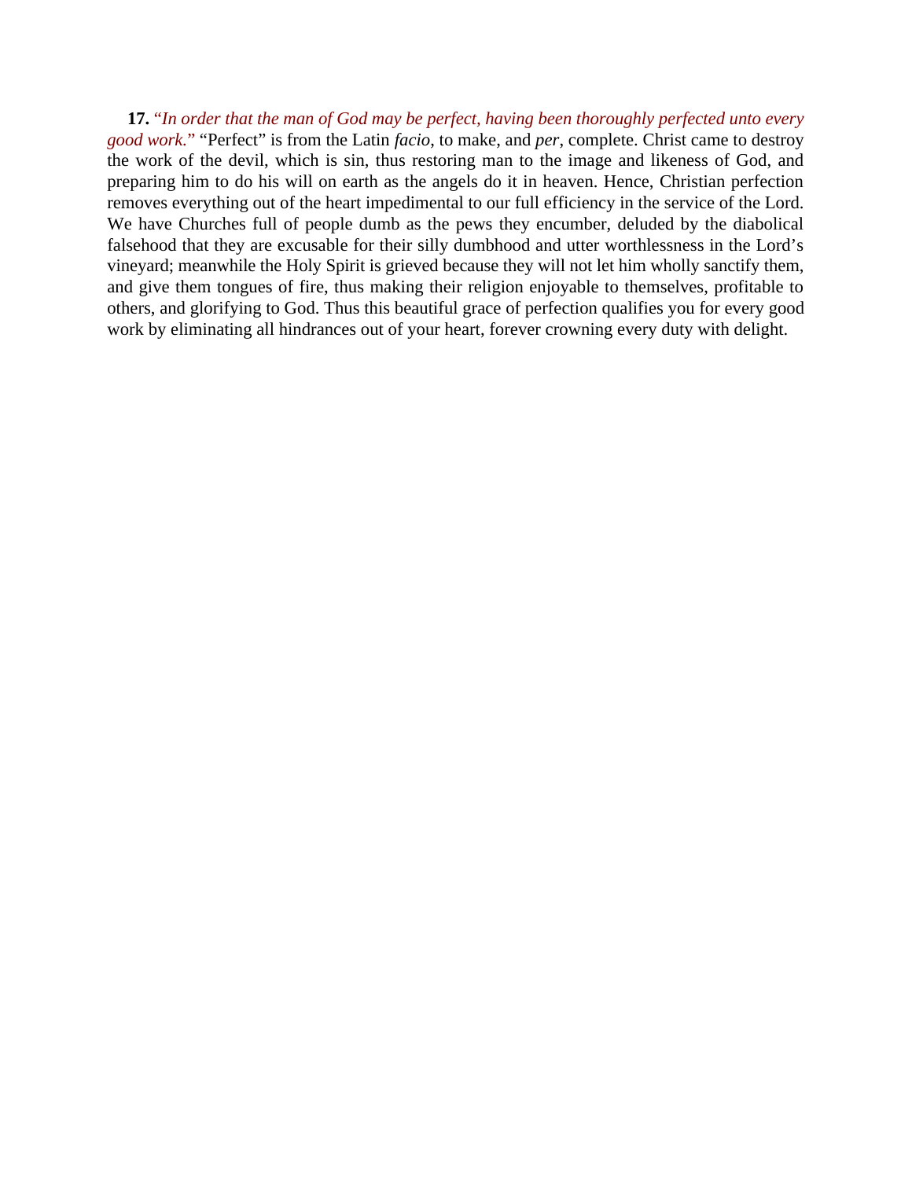**17.** *"In order that the man of God may be perfect, having been thoroughly perfected unto every good work."* "Perfect" is from the Latin *facio*, to make, and *per*, complete. Christ came to destroy the work of the devil, which is sin, thus restoring man to the image and likeness of God, and preparing him to do his will on earth as the angels do it in heaven. Hence, Christian perfection removes everything out of the heart impedimental to our full efficiency in the service of the Lord. We have Churches full of people dumb as the pews they encumber, deluded by the diabolical falsehood that they are excusable for their silly dumbhood and utter worthlessness in the Lord's vineyard; meanwhile the Holy Spirit is grieved because they will not let him wholly sanctify them, and give them tongues of fire, thus making their religion enjoyable to themselves, profitable to others, and glorifying to God. Thus this beautiful grace of perfection qualifies you for every good work by eliminating all hindrances out of your heart, forever crowning every duty with delight.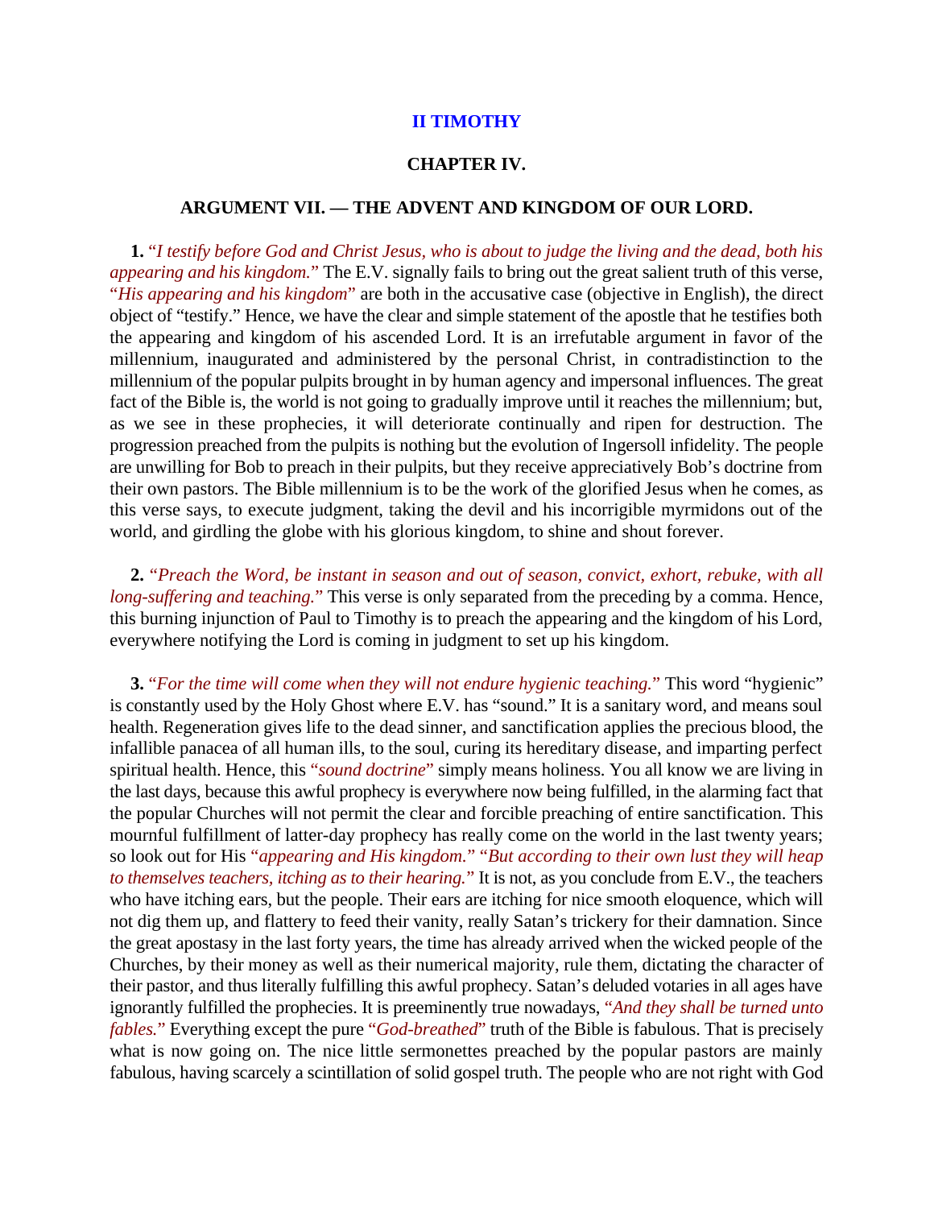## II TIMOTHY

### CHAPTER IV.

### ARGUMENT VII. — THE ADVENT AND KINGDOM OF OUR LORD.

**1.** "*I testify before God and Christ Jesus, who is about to judge the living and the dead, both his appearing and his kingdom.*" The E.V. signally fails to bring out the great salient truth of this verse, "*His appearing and his kingdom*" are both in the accusative case (objective in English), the direct object of "testify." Hence, we have the clear and simple statement of the apostle that he testifies both the appearing and kingdom of his ascended Lord. It is an irrefutable argument in favor of the millennium, inaugurated and administered by the personal Christ, in contradistinction to the millennium of the popular pulpits brought in by human agency and impersonal influences. The great fact of the Bible is, the world is not going to gradually improve until it reaches the millennium; but, as we see in these prophecies, it will deteriorate continually and ripen for destruction. The progression preached from the pulpits is nothing but the evolution of Ingersoll infidelity. The people are unwilling for Bob to preach in their pulpits, but they receive appreciatively Bob's doctrine from their own pastors. The Bible millennium is to be the work of the glorified Jesus when he comes, as this verse says, to execute judgment, taking the devil and his incorrigible myrmidons out of the world, and girdling the globe with his glorious kingdom, to shine and shout forever.

**2.** "*Preach the Word, be instant in season and out of season, convict, exhort, rebuke, with all long-suffering and teaching.*" This verse is only separated from the preceding by a comma. Hence, this burning injunction of Paul to Timothy is to preach the appearing and the kingdom of his Lord, everywhere notifying the Lord is coming in judgment to set up his kingdom.

**3.** "*For the time will come when they will not endure hygienic teaching.*" This word "hygienic" is constantly used by the Holy Ghost where E.V. has "sound." It is a sanitary word, and means soul health. Regeneration gives life to the dead sinner, and sanctification applies the precious blood, the infallible panacea of all human ills, to the soul, curing its hereditary disease, and imparting perfect spiritual health. Hence, this "*sound doctrine*" simply means holiness. You all know we are living in the last days, because this awful prophecy is everywhere now being fulfilled, in the alarming fact that the popular Churches will not permit the clear and forcible preaching of entire sanctification. This mournful fulfillment of latter-day prophecy has really come on the world in the last twenty years; so look out for His "*appearing and His kingdom.*" "*But according to their own lust they will heap to themselves teachers, itching as to their hearing.*" It is not, as you conclude from E.V., the teachers who have itching ears, but the people. Their ears are itching for nice smooth eloquence, which will not dig them up, and flattery to feed their vanity, really Satan's trickery for their damnation. Since the great apostasy in the last forty years, the time has already arrived when the wicked people of the Churches, by their money as well as their numerical majority, rule them, dictating the character of their pastor, and thus literally fulfilling this awful prophecy. Satan's deluded votaries in all ages have ignorantly fulfilled the prophecies. It is preeminently true nowadays, "*And they shall be turned unto fables.*" Everything except the pure "*God-breathed*" truth of the Bible is fabulous. That is precisely what is now going on. The nice little sermonettes preached by the popular pastors are mainly fabulous, having scarcely a scintillation of solid gospel truth. The people who are not right with God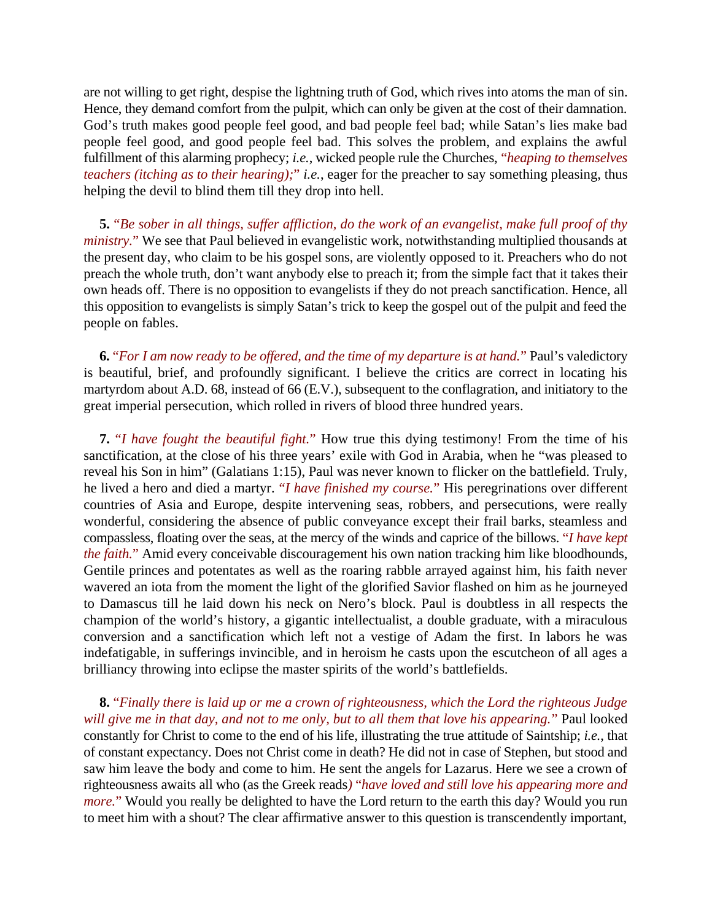are not willing to get right, despise the lightning truth of God, which rives into atoms the man of sin. Hence, they demand comfort from the pulpit, which can only be given at the cost of their damnation. God's truth makes good people feel good, and bad people feel bad; while Satan's lies make bad people feel good, and good people feel bad. This solves the problem, and explains the awful fulfillment of this alarming prophecy; *i.e.*, wicked people rule the Churches, "*heaping to themselves teachers (itching as to their hearing);*" *i.e.*, eager for the preacher to say something pleasing, thus helping the devil to blind them till they drop into hell.

**5.** "*Be sober in all things, suffer affliction, do the work of an evangelist, make full proof of thy ministry*." We see that Paul believed in evangelistic work, notwithstanding multiplied thousands at the present day, who claim to be his gospel sons, are violently opposed to it. Preachers who do not preach the whole truth, don't want anybody else to preach it; from the simple fact that it takes their own heads off. There is no opposition to evangelists if they do not preach sanctification. Hence, all this opposition to evangelists is simply Satan's trick to keep the gospel out of the pulpit and feed the people on fables.

**6.** "*For I am now ready to be offered, and the time of my departure is at hand.*" Paul's valedictory is beautiful, brief, and profoundly significant. I believe the critics are correct in locating his martyrdom about A.D. 68, instead of 66 (E.V.), subsequent to the conflagration, and initiatory to the great imperial persecution, which rolled in rivers of blood three hundred years.

**7.** "*I have fought the beautiful fight.*" How true this dying testimony! From the time of his sanctification, at the close of his three years' exile with God in Arabia, when he "was pleased to reveal his Son in him" (Galatians 1:15), Paul was never known to flicker on the battlefield. Truly, he lived a hero and died a martyr. "*I have finished my course.*" His peregrinations over different countries of Asia and Europe, despite intervening seas, robbers, and persecutions, were really wonderful, considering the absence of public conveyance except their frail barks, steamless and compassless, floating over the seas, at the mercy of the winds and caprice of the billows. "*I have kept the faith.*" Amid every conceivable discouragement his own nation tracking him like bloodhounds, Gentile princes and potentates as well as the roaring rabble arrayed against him, his faith never wavered an iota from the moment the light of the glorified Savior flashed on him as he journeyed to Damascus till he laid down his neck on Nero's block. Paul is doubtless in all respects the champion of the world's history, a gigantic intellectualist, a double graduate, with a miraculous conversion and a sanctification which left not a vestige of Adam the first. In labors he was indefatigable, in sufferings invincible, and in heroism he casts upon the escutcheon of all ages a brilliancy throwing into eclipse the master spirits of the world's battlefields.

**8.** "*Finally there is laid up or me a crown of righteousness, which the Lord the righteous Judge will give me in that day, and not to me only, but to all them that love his appearing.*" Paul looked constantly for Christ to come to the end of his life, illustrating the true attitude of Saintship; *i.e.*, that of constant expectancy. Does not Christ come in death? He did not in case of Stephen, but stood and saw him leave the body and come to him. He sent the angels for Lazarus. Here we see a crown of righteousness awaits all who (as the Greek reads) "*have loved and still love his appearing more and more.*" Would you really be delighted to have the Lord return to the earth this day? Would you run to meet him with a shout? The clear affirmative answer to this question is transcendently important,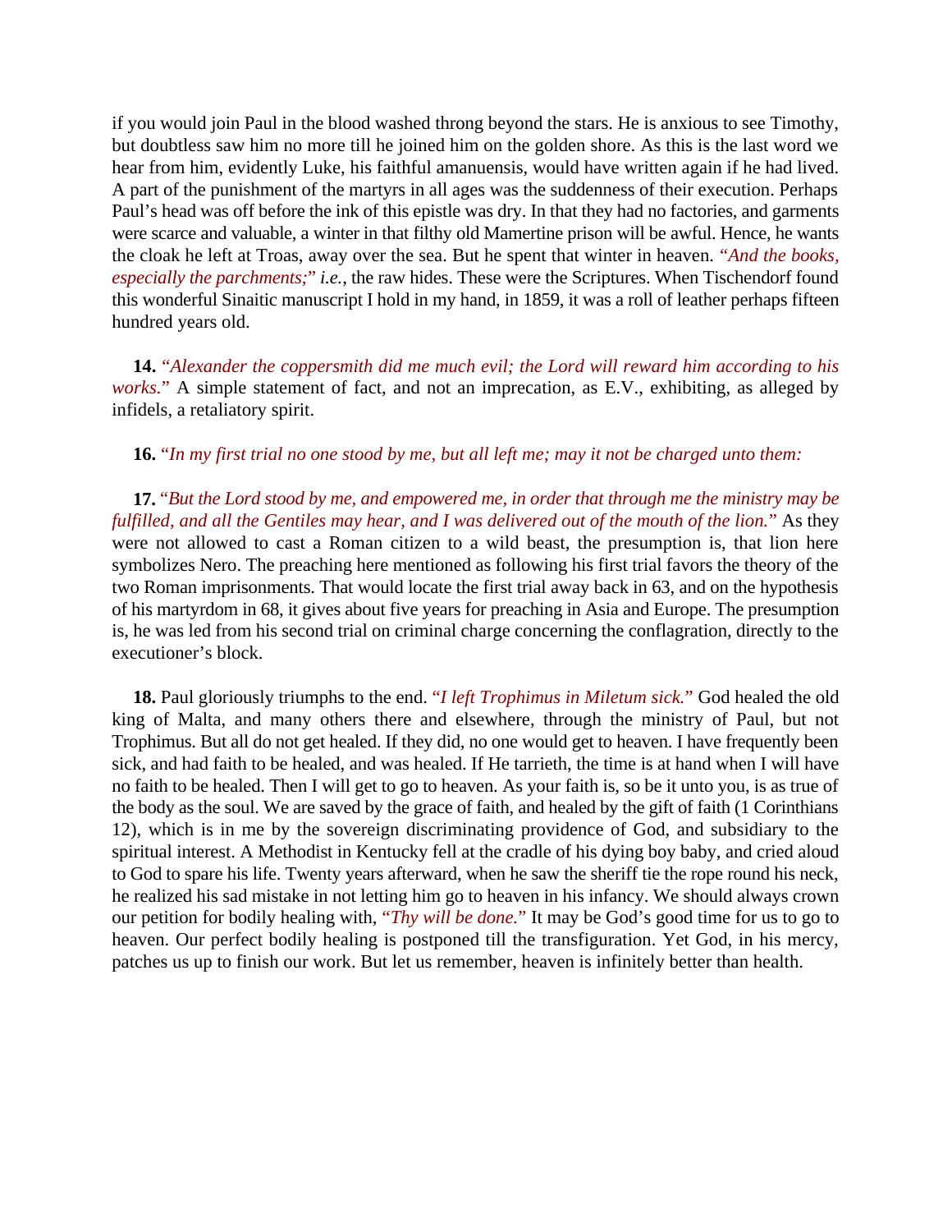if you would join Paul in the blood washed throng beyond the stars. He is anxious to see Timothy, but doubtless saw him no more till he joined him on the golden shore. As this is the last word we hear from him, evidently Luke, his faithful amanuensis, would have written again if he had lived. A part of the punishment of the martyrs in all ages was the suddenness of their execution. Perhaps Paul's head was off before the ink of this epistle was dry. In that they had no factories, and garments were scarce and valuable, a winter in that filthy old Mamertine prison will be awful. Hence, he wants the cloak he left at Troas, away over the sea. But he spent that winter in heaven. "*And the books, especially the parchments;*" *i.e.*, the raw hides. These were the Scriptures. When Tischendorf found this wonderful Sinaitic manuscript I hold in my hand, in 1859, it was a roll of leather perhaps fifteen hundred years old.

**14.** "*Alexander the coppersmith did me much evil; the Lord will reward him according to his works.*" A simple statement of fact, and not an imprecation, as E.V., exhibiting, as alleged by infidels, a retaliatory spirit.

**16.** "*In my first trial no one stood by me, but all left me; may it not be charged unto them:*

**17.** "*But the Lord stood by me, and empowered me, in order that through me the ministry may be fulfilled, and all the Gentiles may hear, and I was delivered out of the mouth of the lion.*" As they were not allowed to cast a Roman citizen to a wild beast, the presumption is, that lion here symbolizes Nero. The preaching here mentioned as following his first trial favors the theory of the two Roman imprisonments. That would locate the first trial away back in 63, and on the hypothesis of his martyrdom in 68, it gives about five years for preaching in Asia and Europe. The presumption is, he was led from his second trial on criminal charge concerning the conflagration, directly to the executioner's block.

**18.** Paul gloriously triumphs to the end. "*I left Trophimus in Miletum sick.*" God healed the old king of Malta, and many others there and elsewhere, through the ministry of Paul, but not Trophimus. But all do not get healed. If they did, no one would get to heaven. I have frequently been sick, and had faith to be healed, and was healed. If He tarrieth, the time is at hand when I will have no faith to be healed. Then I will get to go to heaven. As your faith is, so be it unto you, is as true of the body as the soul. We are saved by the grace of faith, and healed by the gift of faith (1 Corinthians 12), which is in me by the sovereign discriminating providence of God, and subsidiary to the spiritual interest. A Methodist in Kentucky fell at the cradle of his dying boy baby, and cried aloud to God to spare his life. Twenty years afterward, when he saw the sheriff tie the rope round his neck, he realized his sad mistake in not letting him go to heaven in his infancy. We should always crown our petition for bodily healing with, "*Thy will be done.*" It may be God's good time for us to go to heaven. Our perfect bodily healing is postponed till the transfiguration. Yet God, in his mercy, patches us up to finish our work. But let us remember, heaven is infinitely better than health.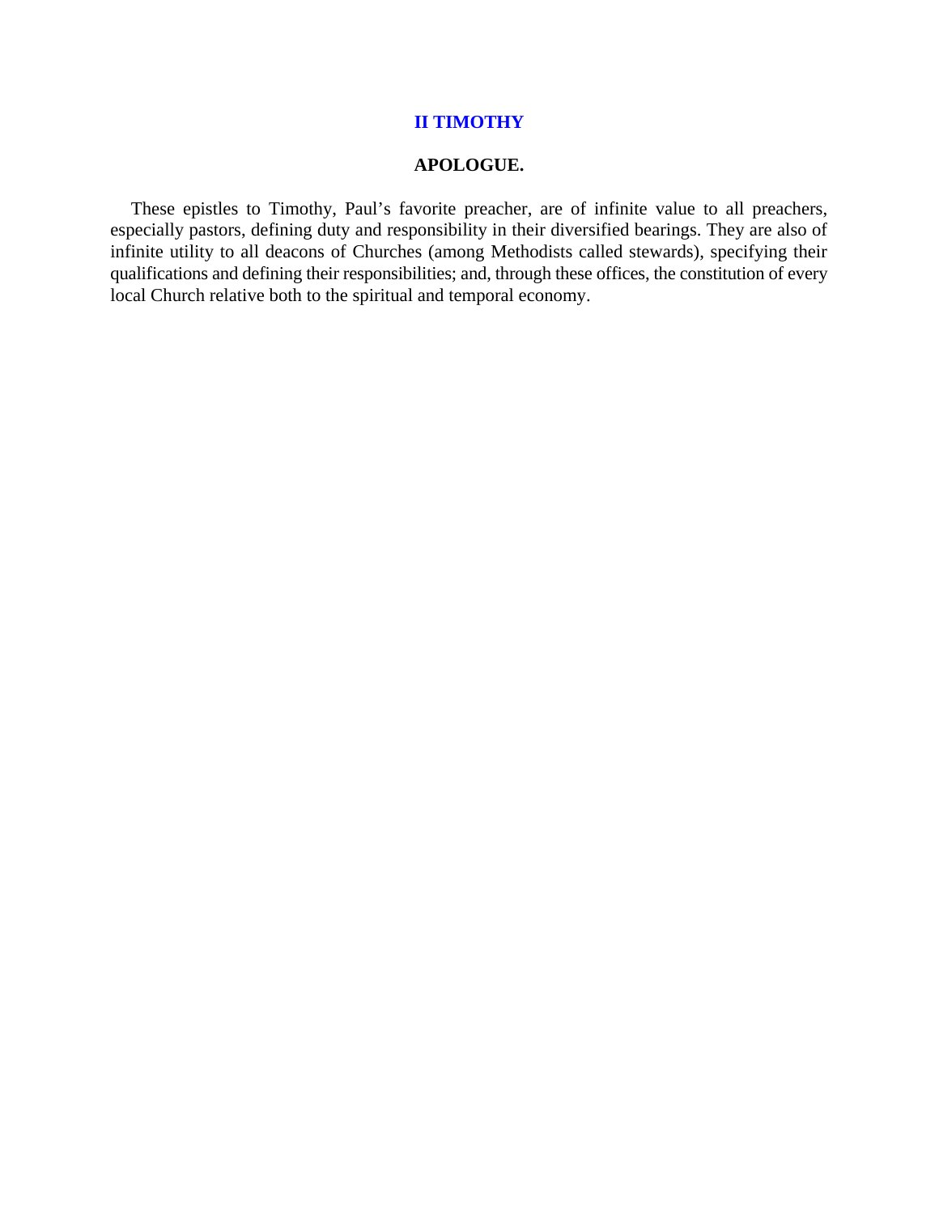# II TIMOTHY

## APOLOGUE.

These epistles to Timothy, Paul's favorite preacher, are of infinite value to all preachers, especially pastors, defining duty and responsibility in their diversified bearings. They are also of infinite utility to all deacons of Churches (among Methodists called stewards), specifying their qualifications and defining their responsibilities; and, through these offices, the constitution of every local Church relative both to the spiritual and temporal economy.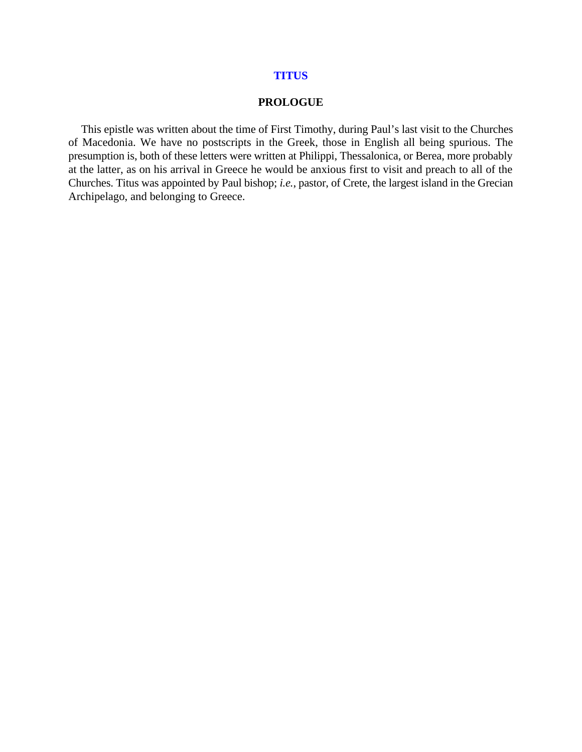# TITUS

## PROLOGUE

This epistle was written about the time of First Timothy, during Paul's last visit to the Churches of Macedonia. We have no postscripts in the Greek, those in English all being spurious. The presumption is, both of these letters were written at Philippi, Thessalonica, or Berea, more probably at the latter, as on his arrival in Greece he would be anxious first to visit and preach to all of the Churches. Titus was appointed by Paul bishop; *i.e.*, pastor, of Crete, the largest island in the Grecian Archipelago, and belonging to Greece.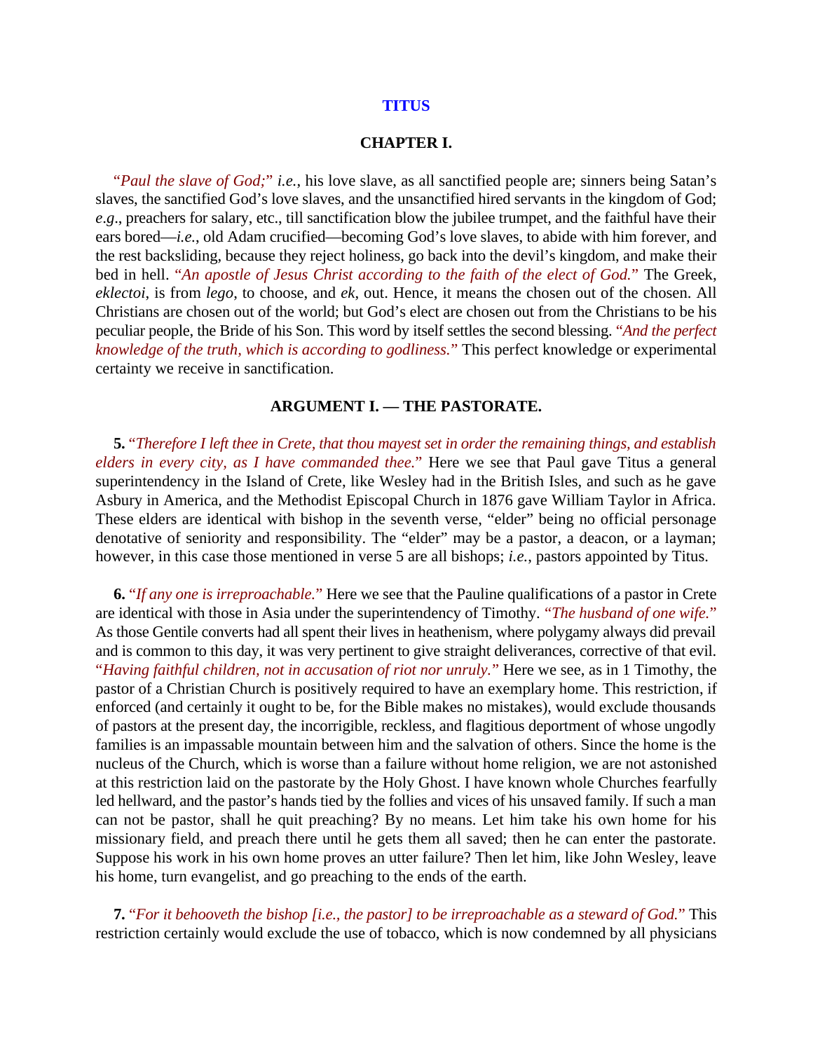# TITUS

## CHAPTER I.

"*Paul the slave of God;*" *i.e.*, his love slave, as all sanctified people are; sinners being Satan's slaves, the sanctified God's love slaves, and the unsanctified hired servants in the kingdom of God; *e.g*., preachers for salary, etc., till sanctification blow the jubilee trumpet, and the faithful have their ears bored—*i.e.*, old Adam crucified—becoming God's love slaves, to abide with him forever, and the rest backsliding, because they reject holiness, go back into the devil's kingdom, and make their bed in hell. "*An apostle of Jesus Christ according to the faith of the elect of God.*" The Greek, *eklectoi*, is from *lego*, to choose, and *ek*, out. Hence, it means the chosen out of the chosen. All Christians are chosen out of the world; but God's elect are chosen out from the Christians to be his peculiar people, the Bride of his Son. This word by itself settles the second blessing. "*And the perfect knowledge of the truth, which is according to godliness.*" This perfect knowledge or experimental certainty we receive in sanctification.

### ARGUMENT I. — THE PASTORATE.

**5.** "*Therefore I left thee in Crete, that thou mayest set in order the remaining things, and establish elders in every city, as I have commanded thee.*" Here we see that Paul gave Titus a general superintendency in the Island of Crete, like Wesley had in the British Isles, and such as he gave Asbury in America, and the Methodist Episcopal Church in 1876 gave William Taylor in Africa. These elders are identical with bishop in the seventh verse, "elder" being no official personage denotative of seniority and responsibility. The "elder" may be a pastor, a deacon, or a layman; however, in this case those mentioned in verse 5 are all bishops; *i.e.*, pastors appointed by Titus.

**6.** "*If any one is irreproachable.*" Here we see that the Pauline qualifications of a pastor in Crete are identical with those in Asia under the superintendency of Timothy. "*The husband of one wife.*" As those Gentile converts had all spent their lives in heathenism, where polygamy always did prevail and is common to this day, it was very pertinent to give straight deliverances, corrective of that evil. "*Having faithful children, not in accusation of riot nor unruly.*" Here we see, as in 1 Timothy, the pastor of a Christian Church is positively required to have an exemplary home. This restriction, if enforced (and certainly it ought to be, for the Bible makes no mistakes), would exclude thousands of pastors at the present day, the incorrigible, reckless, and flagitious deportment of whose ungodly families is an impassable mountain between him and the salvation of others. Since the home is the nucleus of the Church, which is worse than a failure without home religion, we are not astonished at this restriction laid on the pastorate by the Holy Ghost. I have known whole Churches fearfully led hellward, and the pastor's hands tied by the follies and vices of his unsaved family. If such a man can not be pastor, shall he quit preaching? By no means. Let him take his own home for his missionary field, and preach there until he gets them all saved; then he can enter the pastorate. Suppose his work in his own home proves an utter failure? Then let him, like John Wesley, leave his home, turn evangelist, and go preaching to the ends of the earth.

**7.** "*For it behooveth the bishop [i.e., the pastor] to be irreproachable as a steward of God.*" This restriction certainly would exclude the use of tobacco, which is now condemned by all physicians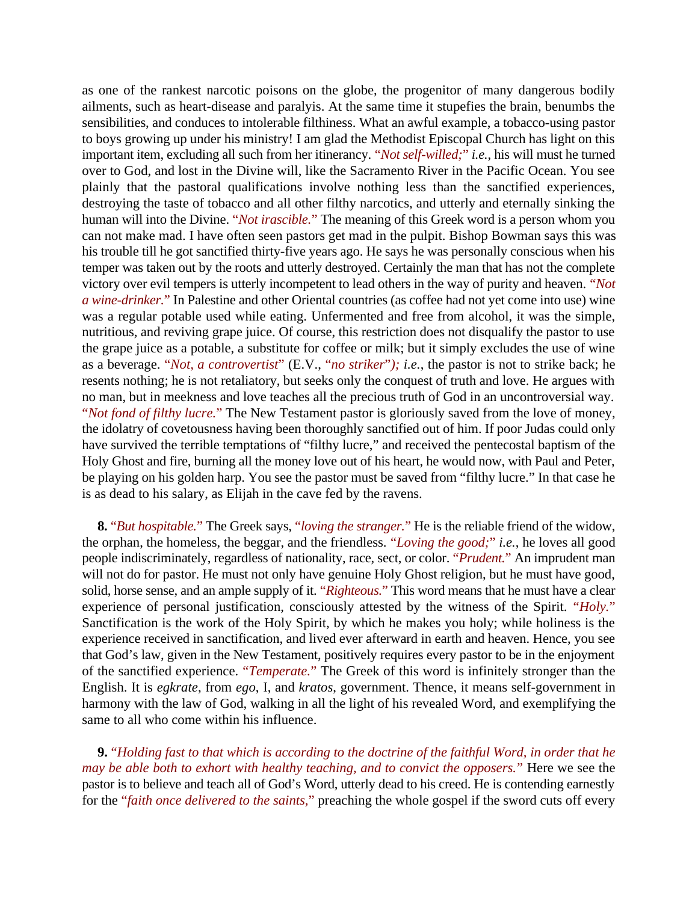as one of the rankest narcotic poisons on the globe, the progenitor of many dangerous bodily ailments, such as heart-disease and paralyis. At the same time it stupefies the brain, benumbs the sensibilities, and conduces to intolerable filthiness. What an awful example, a tobacco-using pastor to boys growing up under his ministry! I am glad the Methodist Episcopal Church has light on this important item, excluding all such from her itinerancy. "*Not self-willed;*" *i.e.*, his will must he turned over to God, and lost in the Divine will, like the Sacramento River in the Pacific Ocean. You see plainly that the pastoral qualifications involve nothing less than the sanctified experiences, destroying the taste of tobacco and all other filthy narcotics, and utterly and eternally sinking the human will into the Divine. "*Not irascible.*" The meaning of this Greek word is a person whom you can not make mad. I have often seen pastors get mad in the pulpit. Bishop Bowman says this was his trouble till he got sanctified thirty-five years ago. He says he was personally conscious when his temper was taken out by the roots and utterly destroyed. Certainly the man that has not the complete victory over evil tempers is utterly incompetent to lead others in the way of purity and heaven. "*Not a wine-drinker.*" In Palestine and other Oriental countries (as coffee had not yet come into use) wine was a regular potable used while eating. Unfermented and free from alcohol, it was the simple, nutritious, and reviving grape juice. Of course, this restriction does not disqualify the pastor to use the grape juice as a potable, a substitute for coffee or milk; but it simply excludes the use of wine as a beverage. "*Not, a controvertist*" (E.V., "*no striker*"*); i.e.*, the pastor is not to strike back; he resents nothing; he is not retaliatory, but seeks only the conquest of truth and love. He argues with no man, but in meekness and love teaches all the precious truth of God in an uncontroversial way. "*Not fond of filthy lucre.*" The New Testament pastor is gloriously saved from the love of money, the idolatry of covetousness having been thoroughly sanctified out of him. If poor Judas could only have survived the terrible temptations of "filthy lucre," and received the pentecostal baptism of the Holy Ghost and fire, burning all the money love out of his heart, he would now, with Paul and Peter, be playing on his golden harp. You see the pastor must be saved from "filthy lucre." In that case he is as dead to his salary, as Elijah in the cave fed by the ravens.

**8.** "*But hospitable.*" The Greek says, "*loving the stranger.*" He is the reliable friend of the widow, the orphan, the homeless, the beggar, and the friendless. "*Loving the good;*" *i.e.*, he loves all good people indiscriminately, regardless of nationality, race, sect, or color. "*Prudent.*" An imprudent man will not do for pastor. He must not only have genuine Holy Ghost religion, but he must have good, solid, horse sense, and an ample supply of it. "*Righteous.*" This word means that he must have a clear experience of personal justification, consciously attested by the witness of the Spirit. "*Holy.*" Sanctification is the work of the Holy Spirit, by which he makes you holy; while holiness is the experience received in sanctification, and lived ever afterward in earth and heaven. Hence, you see that God's law, given in the New Testament, positively requires every pastor to be in the enjoyment of the sanctified experience. "*Temperate.*" The Greek of this word is infinitely stronger than the English. It is *egkrate*, from *ego*, I, and *kratos*, government. Thence, it means self-government in harmony with the law of God, walking in all the light of his revealed Word, and exemplifying the same to all who come within his influence.

**9.** "*Holding fast to that which is according to the doctrine of the faithful Word, in order that he may be able both to exhort with healthy teaching, and to convict the opposers.*" Here we see the pastor is to believe and teach all of God's Word, utterly dead to his creed. He is contending earnestly for the "*faith once delivered to the saints,*" preaching the whole gospel if the sword cuts off every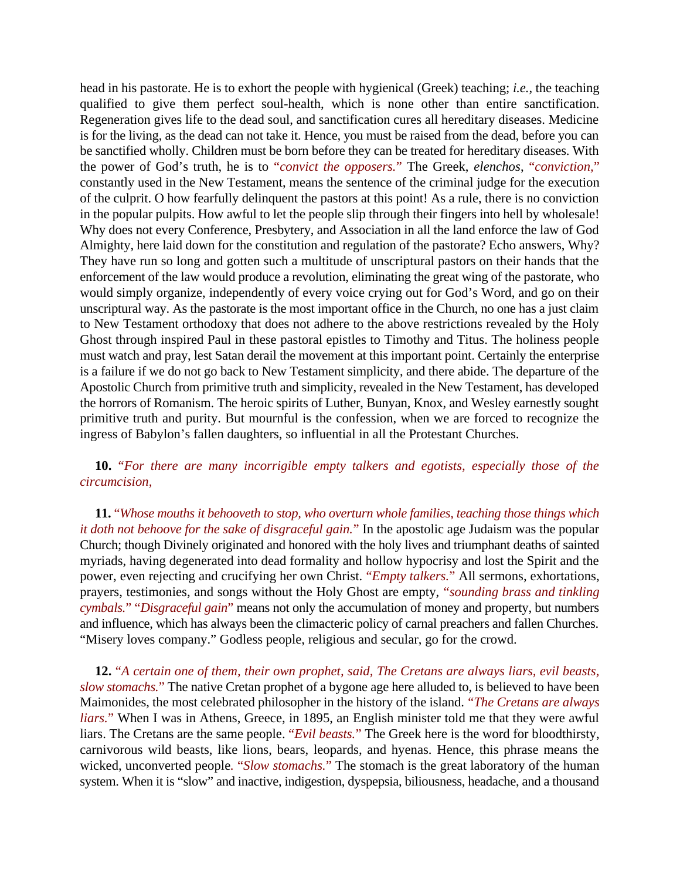head in his pastorate. He is to exhort the people with hygienical (Greek) teaching; *i.e.*, the teaching qualified to give them perfect soul-health, which is none other than entire sanctification. Regeneration gives life to the dead soul, and sanctification cures all hereditary diseases. Medicine is for the living, as the dead can not take it. Hence, you must be raised from the dead, before you can be sanctified wholly. Children must be born before they can be treated for hereditary diseases. With the power of God's truth, he is to "*convict the opposers.*" The Greek, *elenchos*, "*conviction,*" constantly used in the New Testament, means the sentence of the criminal judge for the execution of the culprit. O how fearfully delinquent the pastors at this point! As a rule, there is no conviction in the popular pulpits. How awful to let the people slip through their fingers into hell by wholesale! Why does not every Conference, Presbytery, and Association in all the land enforce the law of God Almighty, here laid down for the constitution and regulation of the pastorate? Echo answers, Why? They have run so long and gotten such a multitude of unscriptural pastors on their hands that the enforcement of the law would produce a revolution, eliminating the great wing of the pastorate, who would simply organize, independently of every voice crying out for God's Word, and go on their unscriptural way. As the pastorate is the most important office in the Church, no one has a just claim to New Testament orthodoxy that does not adhere to the above restrictions revealed by the Holy Ghost through inspired Paul in these pastoral epistles to Timothy and Titus. The holiness people must watch and pray, lest Satan derail the movement at this important point. Certainly the enterprise is a failure if we do not go back to New Testament simplicity, and there abide. The departure of the Apostolic Church from primitive truth and simplicity, revealed in the New Testament, has developed the horrors of Romanism. The heroic spirits of Luther, Bunyan, Knox, and Wesley earnestly sought primitive truth and purity. But mournful is the confession, when we are forced to recognize the ingress of Babylon's fallen daughters, so influential in all the Protestant Churches.

**10.** "*For there are many incorrigible empty talkers and egotists, especially those of the circumcision,*

**11.** "*Whose mouths it behooveth to stop, who overturn whole families, teaching those things which it doth not behoove for the sake of disgraceful gain.*" In the apostolic age Judaism was the popular Church; though Divinely originated and honored with the holy lives and triumphant deaths of sainted myriads, having degenerated into dead formality and hollow hypocrisy and lost the Spirit and the power, even rejecting and crucifying her own Christ. "*Empty talkers.*" All sermons, exhortations, prayers, testimonies, and songs without the Holy Ghost are empty, "*sounding brass and tinkling cymbals.*" "*Disgraceful gain*" means not only the accumulation of money and property, but numbers and influence, which has always been the climacteric policy of carnal preachers and fallen Churches. "Misery loves company." Godless people, religious and secular, go for the crowd.

**12.** "*A certain one of them, their own prophet, said, The Cretans are always liars, evil beasts, slow stomachs.*" The native Cretan prophet of a bygone age here alluded to, is believed to have been Maimonides, the most celebrated philosopher in the history of the island. "*The Cretans are always liars.*" When I was in Athens, Greece, in 1895, an English minister told me that they were awful liars. The Cretans are the same people. "*Evil beasts.*" The Greek here is the word for bloodthirsty, carnivorous wild beasts, like lions, bears, leopards, and hyenas. Hence, this phrase means the wicked, unconverted people. "*Slow stomachs.*" The stomach is the great laboratory of the human system. When it is "slow" and inactive, indigestion, dyspepsia, biliousness, headache, and a thousand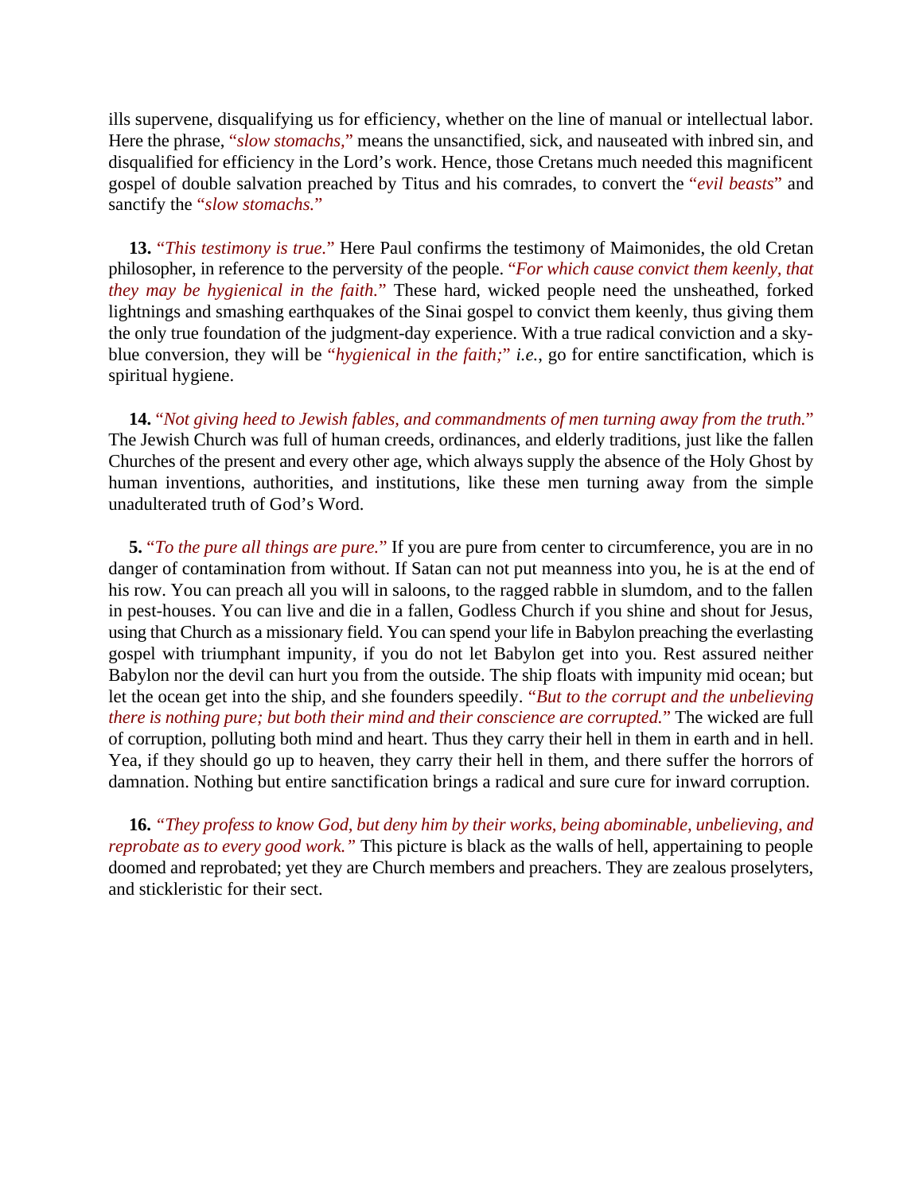ills supervene, disqualifying us for efficiency, whether on the line of manual or intellectual labor. Here the phrase, "*slow stomachs,*" means the unsanctified, sick, and nauseated with inbred sin, and disqualified for efficiency in the Lord's work. Hence, those Cretans much needed this magnificent gospel of double salvation preached by Titus and his comrades, to convert the "*evil beasts*" and sanctify the "*slow stomachs.*"

**13.** "*This testimony is true.*" Here Paul confirms the testimony of Maimonides, the old Cretan philosopher, in reference to the perversity of the people. "*For which cause convict them keenly, that they may be hygienical in the faith.*" These hard, wicked people need the unsheathed, forked lightnings and smashing earthquakes of the Sinai gospel to convict them keenly, thus giving them the only true foundation of the judgment-day experience. With a true radical conviction and a sky-blue conversion, they will be "*hygienical in the faith;*" *i.e.*, go for entire sanctification, which is spiritual hygiene.

**14.** "*Not giving heed to Jewish fables, and commandments of men turning away from the truth.*" The Jewish Church was full of human creeds, ordinances, and elderly traditions, just like the fallen Churches of the present and every other age, which always supply the absence of the Holy Ghost by human inventions, authorities, and institutions, like these men turning away from the simple unadulterated truth of God's Word.

**5.** "*To the pure all things are pure.*" If you are pure from center to circumference, you are in no danger of contamination from without. If Satan can not put meanness into you, he is at the end of his row. You can preach all you will in saloons, to the ragged rabble in slumdom, and to the fallen in pest-houses. You can live and die in a fallen, Godless Church if you shine and shout for Jesus, using that Church as a missionary field. You can spend your life in Babylon preaching the everlasting gospel with triumphant impunity, if you do not let Babylon get into you. Rest assured neither Babylon nor the devil can hurt you from the outside. The ship floats with impunity mid ocean; but let the ocean get into the ship, and she founders speedily. "*But to the corrupt and the unbelieving there is nothing pure; but both their mind and their conscience are corrupted.*" The wicked are full of corruption, polluting both mind and heart. Thus they carry their hell in them in earth and in hell. Yea, if they should go up to heaven, they carry their hell in them, and there suffer the horrors of damnation. Nothing but entire sanctification brings a radical and sure cure for inward corruption.

**16.** *"They profess to know God, but deny him by their works, being abominable, unbelieving, and reprobate as to every good work."* This picture is black as the walls of hell, appertaining to people doomed and reprobated; yet they are Church members and preachers. They are zealous proselyters, and stickleristic for their sect.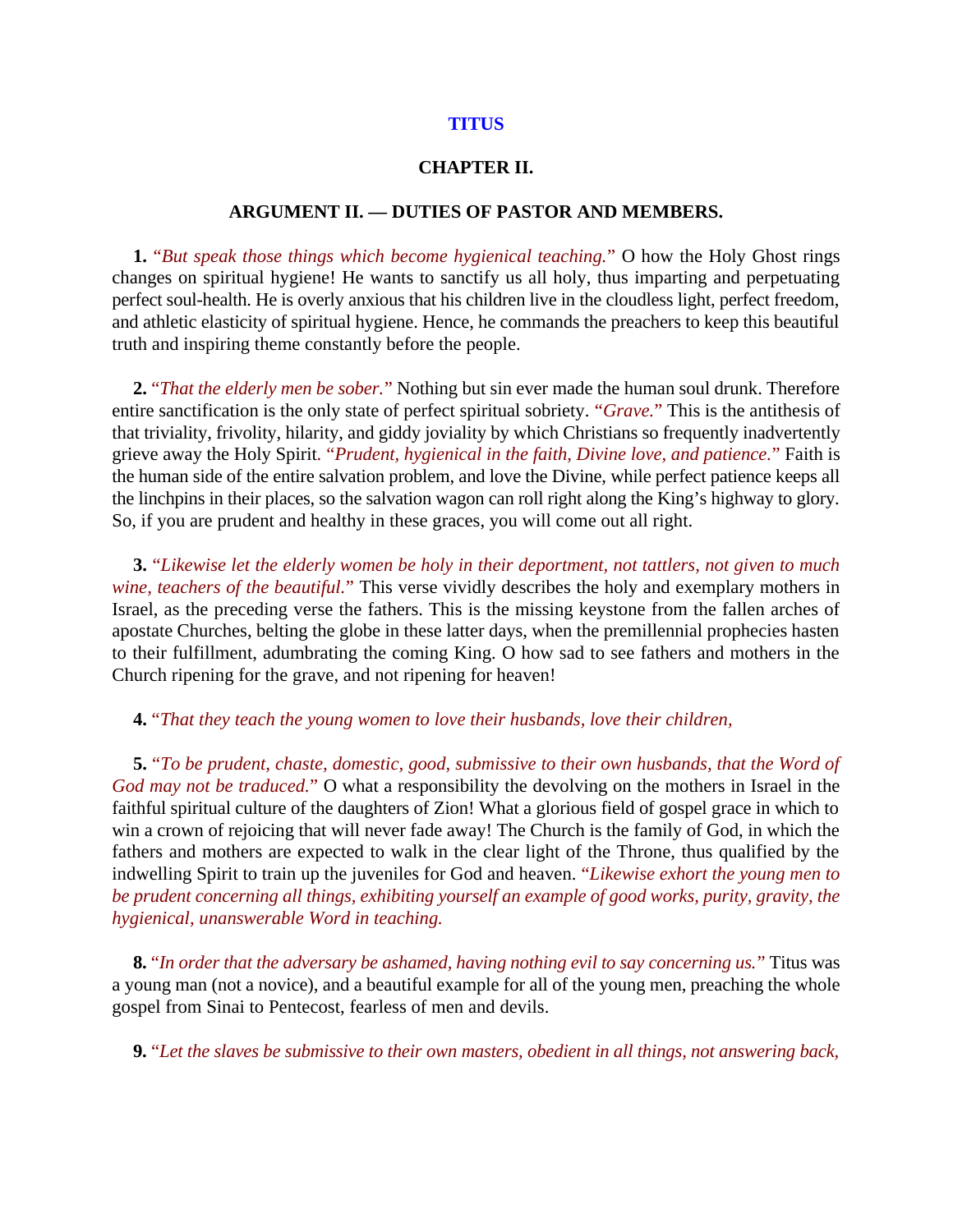## TITUS

### CHAPTER II.

### ARGUMENT II. — DUTIES OF PASTOR AND MEMBERS.

**1.** "*But speak those things which become hygienical teaching.*" O how the Holy Ghost rings changes on spiritual hygiene! He wants to sanctify us all holy, thus imparting and perpetuating perfect soul-health. He is overly anxious that his children live in the cloudless light, perfect freedom, and athletic elasticity of spiritual hygiene. Hence, he commands the preachers to keep this beautiful truth and inspiring theme constantly before the people.

**2.** "*That the elderly men be sober.*" Nothing but sin ever made the human soul drunk. Therefore entire sanctification is the only state of perfect spiritual sobriety. "*Grave.*" This is the antithesis of that triviality, frivolity, hilarity, and giddy joviality by which Christians so frequently inadvertently grieve away the Holy Spirit. "*Prudent, hygienical in the faith, Divine love, and patience.*" Faith is the human side of the entire salvation problem, and love the Divine, while perfect patience keeps all the linchpins in their places, so the salvation wagon can roll right along the King's highway to glory. So, if you are prudent and healthy in these graces, you will come out all right.

**3.** "*Likewise let the elderly women be holy in their deportment, not tattlers, not given to much wine, teachers of the beautiful.*" This verse vividly describes the holy and exemplary mothers in Israel, as the preceding verse the fathers. This is the missing keystone from the fallen arches of apostate Churches, belting the globe in these latter days, when the premillennial prophecies hasten to their fulfillment, adumbrating the coming King. O how sad to see fathers and mothers in the Church ripening for the grave, and not ripening for heaven!

**4.** "*That they teach the young women to love their husbands, love their children,*

**5.** "*To be prudent, chaste, domestic, good, submissive to their own husbands, that the Word of God may not be traduced.*" O what a responsibility the devolving on the mothers in Israel in the faithful spiritual culture of the daughters of Zion! What a glorious field of gospel grace in which to win a crown of rejoicing that will never fade away! The Church is the family of God, in which the fathers and mothers are expected to walk in the clear light of the Throne, thus qualified by the indwelling Spirit to train up the juveniles for God and heaven. "*Likewise exhort the young men to be prudent concerning all things, exhibiting yourself an example of good works, purity, gravity, the hygienical, unanswerable Word in teaching.*

**8.** "*In order that the adversary be ashamed, having nothing evil to say concerning us.*" Titus was a young man (not a novice), and a beautiful example for all of the young men, preaching the whole gospel from Sinai to Pentecost, fearless of men and devils.

**9.** "*Let the slaves be submissive to their own masters, obedient in all things, not answering back,*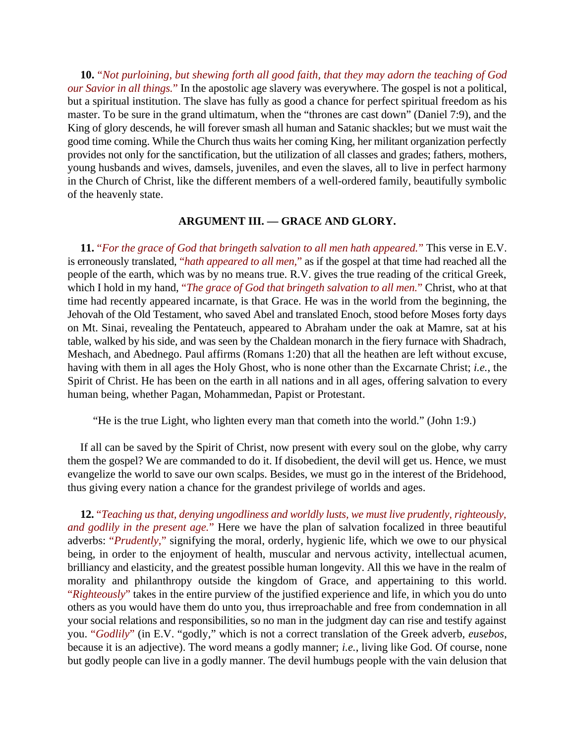**10.** “*Not purloining, but shewing forth all good faith, that they may adorn the teaching of God our Savior in all things.*” In the apostolic age slavery was everywhere. The gospel is not a political, but a spiritual institution. The slave has fully as good a chance for perfect spiritual freedom as his master. To be sure in the grand ultimatum, when the “thrones are cast down” (Daniel 7:9), and the King of glory descends, he will forever smash all human and Satanic shackles; but we must wait the good time coming. While the Church thus waits her coming King, her militant organization perfectly provides not only for the sanctification, but the utilization of all classes and grades; fathers, mothers, young husbands and wives, damsels, juveniles, and even the slaves, all to live in perfect harmony in the Church of Christ, like the different members of a well-ordered family, beautifully symbolic of the heavenly state.

### ARGUMENT III. — GRACE AND GLORY.

**11.** “*For the grace of God that bringeth salvation to all men hath appeared.*” This verse in E.V. is erroneously translated, “*hath appeared to all men,*” as if the gospel at that time had reached all the people of the earth, which was by no means true. R.V. gives the true reading of the critical Greek, which I hold in my hand, “*The grace of God that bringeth salvation to all men.*” Christ, who at that time had recently appeared incarnate, is that Grace. He was in the world from the beginning, the Jehovah of the Old Testament, who saved Abel and translated Enoch, stood before Moses forty days on Mt. Sinai, revealing the Pentateuch, appeared to Abraham under the oak at Mamre, sat at his table, walked by his side, and was seen by the Chaldean monarch in the fiery furnace with Shadrach, Meshach, and Abednego. Paul affirms (Romans 1:20) that all the heathen are left without excuse, having with them in all ages the Holy Ghost, who is none other than the Excarnate Christ; *i.e.*, the Spirit of Christ. He has been on the earth in all nations and in all ages, offering salvation to every human being, whether Pagan, Mohammedan, Papist or Protestant.

“He is the true Light, who lighten every man that cometh into the world.” (John 1:9.)

If all can be saved by the Spirit of Christ, now present with every soul on the globe, why carry them the gospel? We are commanded to do it. If disobedient, the devil will get us. Hence, we must evangelize the world to save our own scalps. Besides, we must go in the interest of the Bridehood, thus giving every nation a chance for the grandest privilege of worlds and ages.

**12.** “*Teaching us that, denying ungodliness and worldly lusts, we must live prudently, righteously, and godlily in the present age.*” Here we have the plan of salvation focalized in three beautiful adverbs: “*Prudently,*” signifying the moral, orderly, hygienic life, which we owe to our physical being, in order to the enjoyment of health, muscular and nervous activity, intellectual acumen, brilliancy and elasticity, and the greatest possible human longevity. All this we have in the realm of morality and philanthropy outside the kingdom of Grace, and appertaining to this world. “*Righteously*” takes in the entire purview of the justified experience and life, in which you do unto others as you would have them do unto you, thus irreproachable and free from condemnation in all your social relations and responsibilities, so no man in the judgment day can rise and testify against you. “*Godlily*” (in E.V. “godly,” which is not a correct translation of the Greek adverb, *eusebos*, because it is an adjective). The word means a godly manner; *i.e.*, living like God. Of course, none but godly people can live in a godly manner. The devil humbugs people with the vain delusion that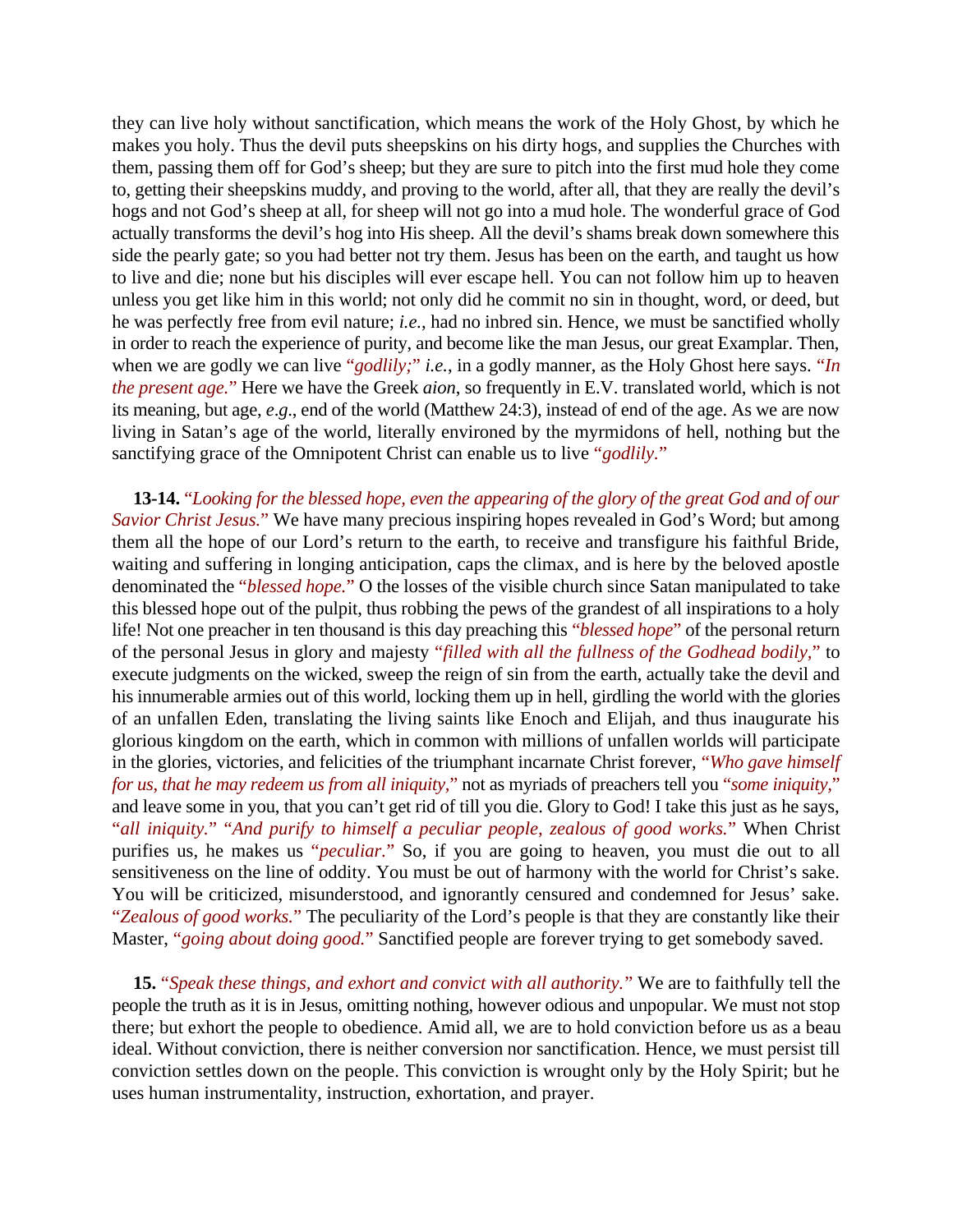they can live holy without sanctification, which means the work of the Holy Ghost, by which he makes you holy. Thus the devil puts sheepskins on his dirty hogs, and supplies the Churches with them, passing them off for God's sheep; but they are sure to pitch into the first mud hole they come to, getting their sheepskins muddy, and proving to the world, after all, that they are really the devil's hogs and not God's sheep at all, for sheep will not go into a mud hole. The wonderful grace of God actually transforms the devil's hog into His sheep. All the devil's shams break down somewhere this side the pearly gate; so you had better not try them. Jesus has been on the earth, and taught us how to live and die; none but his disciples will ever escape hell. You can not follow him up to heaven unless you get like him in this world; not only did he commit no sin in thought, word, or deed, but he was perfectly free from evil nature; *i.e.*, had no inbred sin. Hence, we must be sanctified wholly in order to reach the experience of purity, and become like the man Jesus, our great Examplar. Then, when we are godly we can live "*godlily;*" *i.e.*, in a godly manner, as the Holy Ghost here says. "*In the present age.*" Here we have the Greek *aion*, so frequently in E.V. translated world, which is not its meaning, but age, *e.g*., end of the world (Matthew 24:3), instead of end of the age. As we are now living in Satan's age of the world, literally environed by the myrmidons of hell, nothing but the sanctifying grace of the Omnipotent Christ can enable us to live "*godlily.*"

**13-14.** "*Looking for the blessed hope, even the appearing of the glory of the great God and of our Savior Christ Jesus.*" We have many precious inspiring hopes revealed in God's Word; but among them all the hope of our Lord's return to the earth, to receive and transfigure his faithful Bride, waiting and suffering in longing anticipation, caps the climax, and is here by the beloved apostle denominated the "*blessed hope.*" O the losses of the visible church since Satan manipulated to take this blessed hope out of the pulpit, thus robbing the pews of the grandest of all inspirations to a holy life! Not one preacher in ten thousand is this day preaching this "*blessed hope*" of the personal return of the personal Jesus in glory and majesty "*filled with all the fullness of the Godhead bodily,*" to execute judgments on the wicked, sweep the reign of sin from the earth, actually take the devil and his innumerable armies out of this world, locking them up in hell, girdling the world with the glories of an unfallen Eden, translating the living saints like Enoch and Elijah, and thus inaugurate his glorious kingdom on the earth, which in common with millions of unfallen worlds will participate in the glories, victories, and felicities of the triumphant incarnate Christ forever, "*Who gave himself for us, that he may redeem us from all iniquity,*" not as myriads of preachers tell you "*some iniquity,*" and leave some in you, that you can't get rid of till you die. Glory to God! I take this just as he says, "*all iniquity.*" "*And purify to himself a peculiar people, zealous of good works.*" When Christ purifies us, he makes us "*peculiar.*" So, if you are going to heaven, you must die out to all sensitiveness on the line of oddity. You must be out of harmony with the world for Christ's sake. You will be criticized, misunderstood, and ignorantly censured and condemned for Jesus' sake. "*Zealous of good works.*" The peculiarity of the Lord's people is that they are constantly like their Master, "*going about doing good.*" Sanctified people are forever trying to get somebody saved.

**15.** "*Speak these things, and exhort and convict with all authority.*" We are to faithfully tell the people the truth as it is in Jesus, omitting nothing, however odious and unpopular. We must not stop there; but exhort the people to obedience. Amid all, we are to hold conviction before us as a beau ideal. Without conviction, there is neither conversion nor sanctification. Hence, we must persist till conviction settles down on the people. This conviction is wrought only by the Holy Spirit; but he uses human instrumentality, instruction, exhortation, and prayer.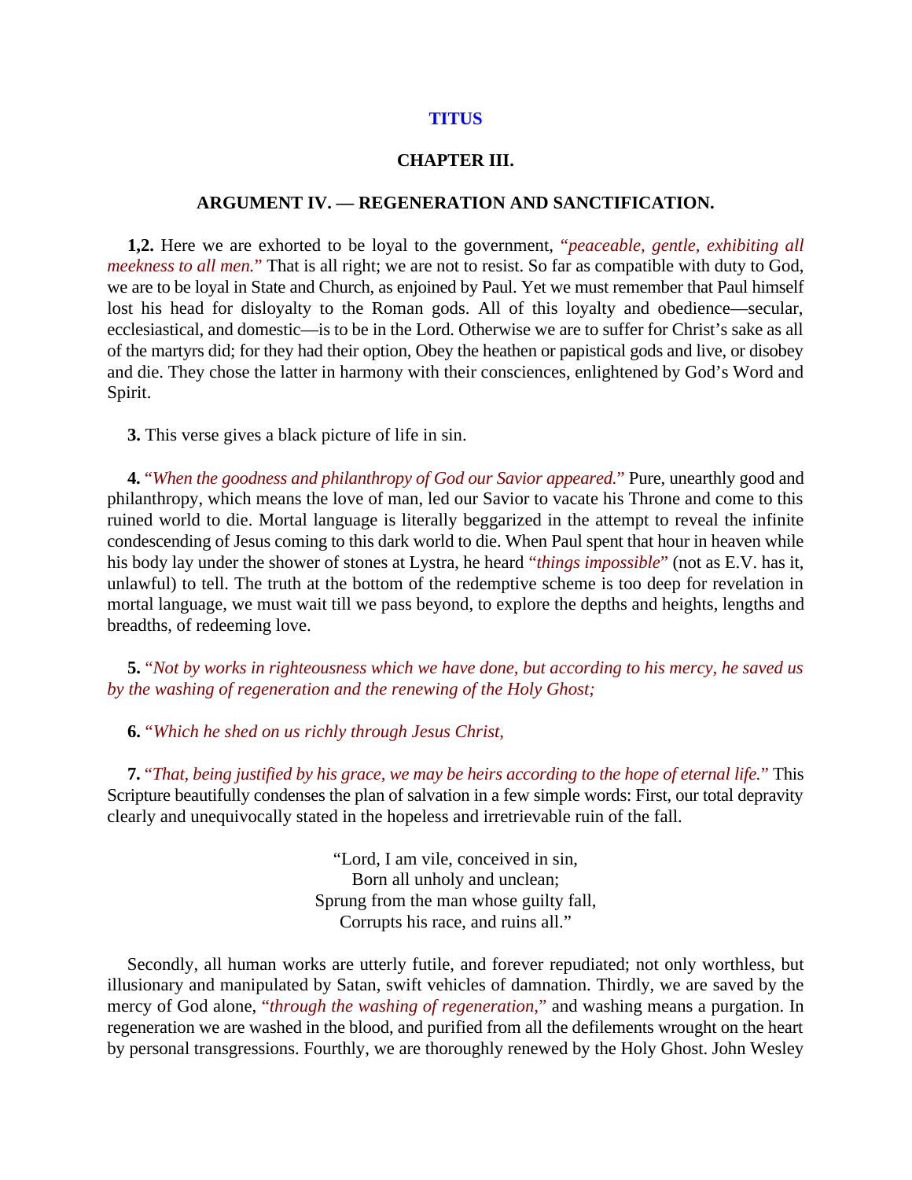## TITUS

### CHAPTER III.

### ARGUMENT IV. — REGENERATION AND SANCTIFICATION.

**1,2.** Here we are exhorted to be loyal to the government, "*peaceable, gentle, exhibiting all meekness to all men.*" That is all right; we are not to resist. So far as compatible with duty to God, we are to be loyal in State and Church, as enjoined by Paul. Yet we must remember that Paul himself lost his head for disloyalty to the Roman gods. All of this loyalty and obedience—secular, ecclesiastical, and domestic—is to be in the Lord. Otherwise we are to suffer for Christ's sake as all of the martyrs did; for they had their option, Obey the heathen or papistical gods and live, or disobey and die. They chose the latter in harmony with their consciences, enlightened by God's Word and Spirit.

**3.** This verse gives a black picture of life in sin.

**4.** "*When the goodness and philanthropy of God our Savior appeared.*" Pure, unearthly good and philanthropy, which means the love of man, led our Savior to vacate his Throne and come to this ruined world to die. Mortal language is literally beggarized in the attempt to reveal the infinite condescending of Jesus coming to this dark world to die. When Paul spent that hour in heaven while his body lay under the shower of stones at Lystra, he heard "*things impossible*" (not as E.V. has it, unlawful) to tell. The truth at the bottom of the redemptive scheme is too deep for revelation in mortal language, we must wait till we pass beyond, to explore the depths and heights, lengths and breadths, of redeeming love.

**5.** "*Not by works in righteousness which we have done, but according to his mercy, he saved us by the washing of regeneration and the renewing of the Holy Ghost;*

**6.** "*Which he shed on us richly through Jesus Christ,*

**7.** "*That, being justified by his grace, we may be heirs according to the hope of eternal life.*" This Scripture beautifully condenses the plan of salvation in a few simple words: First, our total depravity clearly and unequivocally stated in the hopeless and irretrievable ruin of the fall.

"Lord, I am vile, conceived in sin,
Born all unholy and unclean;
Sprung from the man whose guilty fall,
Corrupts his race, and ruins all."

Secondly, all human works are utterly futile, and forever repudiated; not only worthless, but illusionary and manipulated by Satan, swift vehicles of damnation. Thirdly, we are saved by the mercy of God alone, "*through the washing of regeneration,*" and washing means a purgation. In regeneration we are washed in the blood, and purified from all the defilements wrought on the heart by personal transgressions. Fourthly, we are thoroughly renewed by the Holy Ghost. John Wesley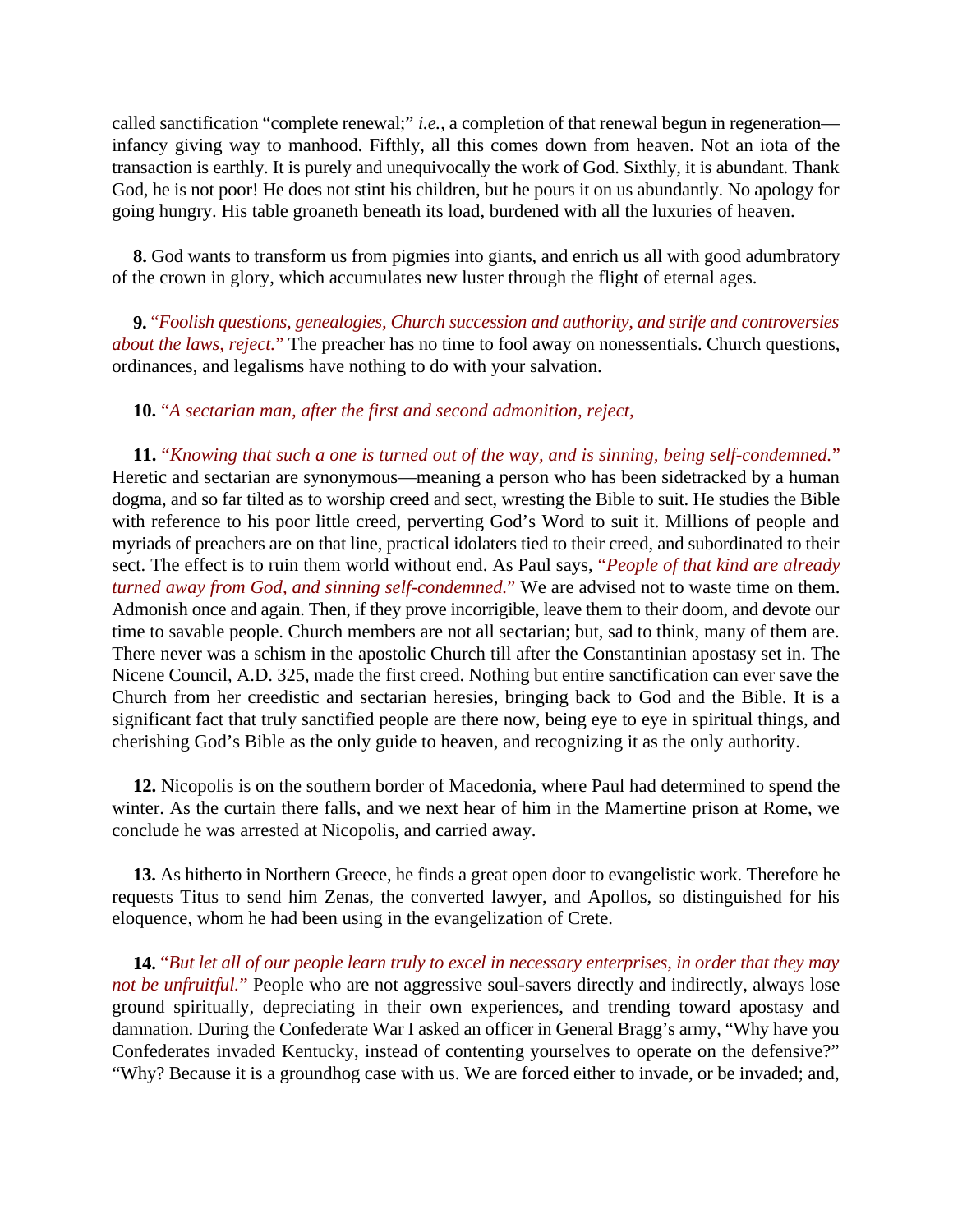called sanctification "complete renewal;" *i.e.*, a completion of that renewal begun in regeneration—infancy giving way to manhood. Fifthly, all this comes down from heaven. Not an iota of the transaction is earthly. It is purely and unequivocally the work of God. Sixthly, it is abundant. Thank God, he is not poor! He does not stint his children, but he pours it on us abundantly. No apology for going hungry. His table groaneth beneath its load, burdened with all the luxuries of heaven.

**8.** God wants to transform us from pigmies into giants, and enrich us all with good adumbratory of the crown in glory, which accumulates new luster through the flight of eternal ages.

**9.** "*Foolish questions, genealogies, Church succession and authority, and strife and controversies about the laws, reject.*" The preacher has no time to fool away on nonessentials. Church questions, ordinances, and legalisms have nothing to do with your salvation.

**10.** "*A sectarian man, after the first and second admonition, reject,*

**11.** "*Knowing that such a one is turned out of the way, and is sinning, being self-condemned.*" Heretic and sectarian are synonymous—meaning a person who has been sidetracked by a human dogma, and so far tilted as to worship creed and sect, wresting the Bible to suit. He studies the Bible with reference to his poor little creed, perverting God's Word to suit it. Millions of people and myriads of preachers are on that line, practical idolaters tied to their creed, and subordinated to their sect. The effect is to ruin them world without end. As Paul says, "*People of that kind are already turned away from God, and sinning self-condemned.*" We are advised not to waste time on them. Admonish once and again. Then, if they prove incorrigible, leave them to their doom, and devote our time to savable people. Church members are not all sectarian; but, sad to think, many of them are. There never was a schism in the apostolic Church till after the Constantinian apostasy set in. The Nicene Council, A.D. 325, made the first creed. Nothing but entire sanctification can ever save the Church from her creedistic and sectarian heresies, bringing back to God and the Bible. It is a significant fact that truly sanctified people are there now, being eye to eye in spiritual things, and cherishing God's Bible as the only guide to heaven, and recognizing it as the only authority.

**12.** Nicopolis is on the southern border of Macedonia, where Paul had determined to spend the winter. As the curtain there falls, and we next hear of him in the Mamertine prison at Rome, we conclude he was arrested at Nicopolis, and carried away.

**13.** As hitherto in Northern Greece, he finds a great open door to evangelistic work. Therefore he requests Titus to send him Zenas, the converted lawyer, and Apollos, so distinguished for his eloquence, whom he had been using in the evangelization of Crete.

**14.** "*But let all of our people learn truly to excel in necessary enterprises, in order that they may not be unfruitful.*" People who are not aggressive soul-savers directly and indirectly, always lose ground spiritually, depreciating in their own experiences, and trending toward apostasy and damnation. During the Confederate War I asked an officer in General Bragg's army, "Why have you Confederates invaded Kentucky, instead of contenting yourselves to operate on the defensive?" "Why? Because it is a groundhog case with us. We are forced either to invade, or be invaded; and,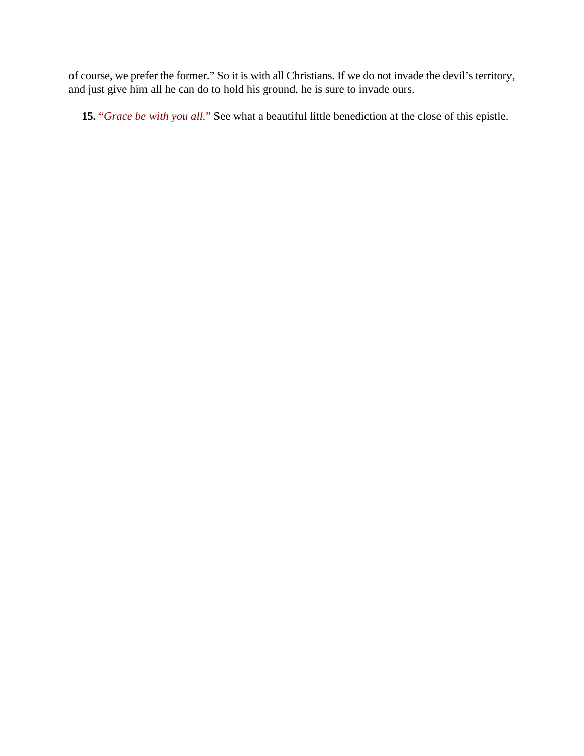of course, we prefer the former." So it is with all Christians. If we do not invade the devil's territory, and just give him all he can do to hold his ground, he is sure to invade ours.

**15.** *"Grace be with you all."* See what a beautiful little benediction at the close of this epistle.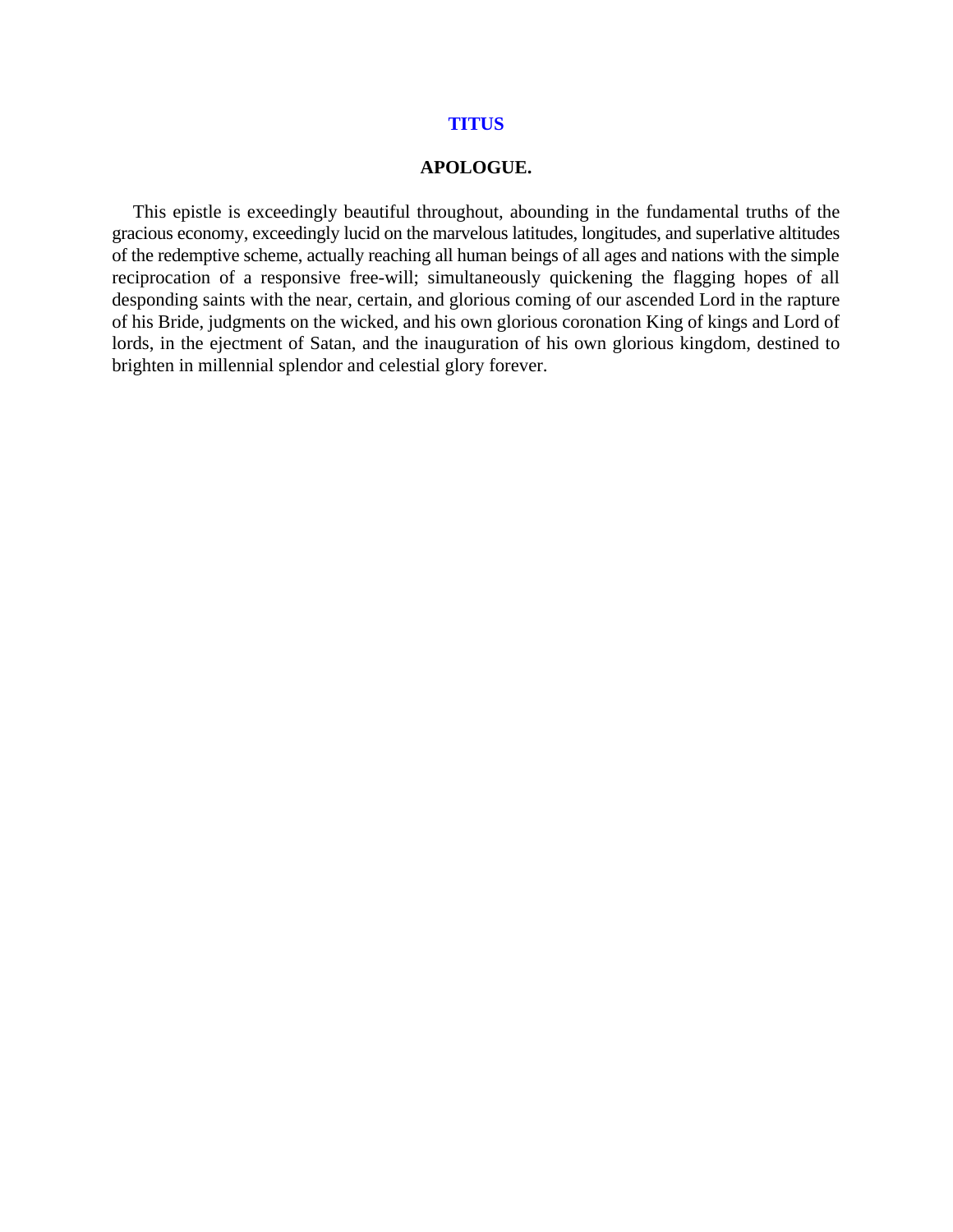# TITUS

## APOLOGUE.

This epistle is exceedingly beautiful throughout, abounding in the fundamental truths of the gracious economy, exceedingly lucid on the marvelous latitudes, longitudes, and superlative altitudes of the redemptive scheme, actually reaching all human beings of all ages and nations with the simple reciprocation of a responsive free-will; simultaneously quickening the flagging hopes of all desponding saints with the near, certain, and glorious coming of our ascended Lord in the rapture of his Bride, judgments on the wicked, and his own glorious coronation King of kings and Lord of lords, in the ejectment of Satan, and the inauguration of his own glorious kingdom, destined to brighten in millennial splendor and celestial glory forever.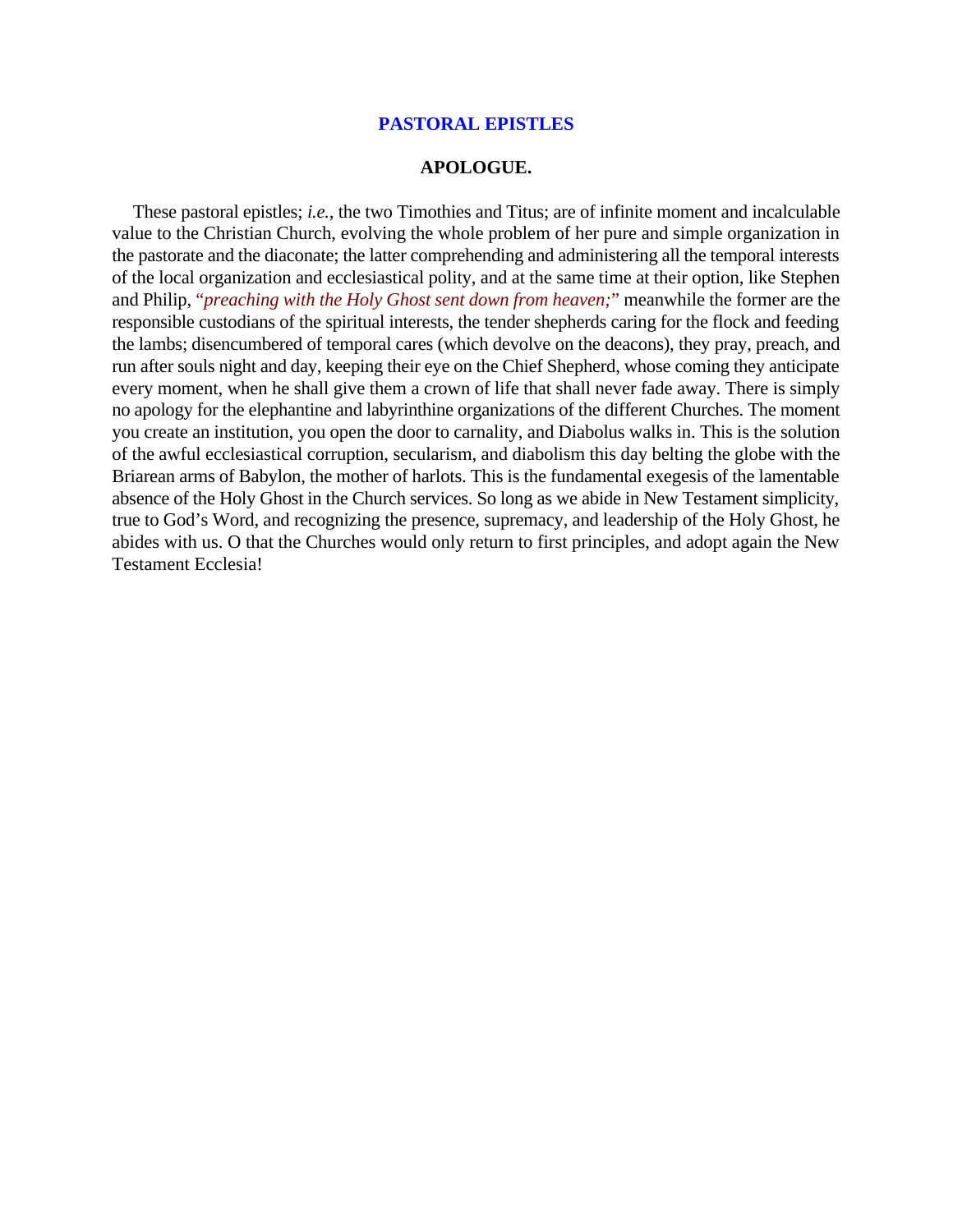# PASTORAL EPISTLES

## APOLOGUE.

These pastoral epistles; *i.e.*, the two Timothies and Titus; are of infinite moment and incalculable value to the Christian Church, evolving the whole problem of her pure and simple organization in the pastorate and the diaconate; the latter comprehending and administering all the temporal interests of the local organization and ecclesiastical polity, and at the same time at their option, like Stephen and Philip, *"preaching with the Holy Ghost sent down from heaven;"* meanwhile the former are the responsible custodians of the spiritual interests, the tender shepherds caring for the flock and feeding the lambs; disencumbered of temporal cares (which devolve on the deacons), they pray, preach, and run after souls night and day, keeping their eye on the Chief Shepherd, whose coming they anticipate every moment, when he shall give them a crown of life that shall never fade away. There is simply no apology for the elephantine and labyrinthine organizations of the different Churches. The moment you create an institution, you open the door to carnality, and Diabolus walks in. This is the solution of the awful ecclesiastical corruption, secularism, and diabolism this day belting the globe with the Briarean arms of Babylon, the mother of harlots. This is the fundamental exegesis of the lamentable absence of the Holy Ghost in the Church services. So long as we abide in New Testament simplicity, true to God's Word, and recognizing the presence, supremacy, and leadership of the Holy Ghost, he abides with us. O that the Churches would only return to first principles, and adopt again the New Testament Ecclesia!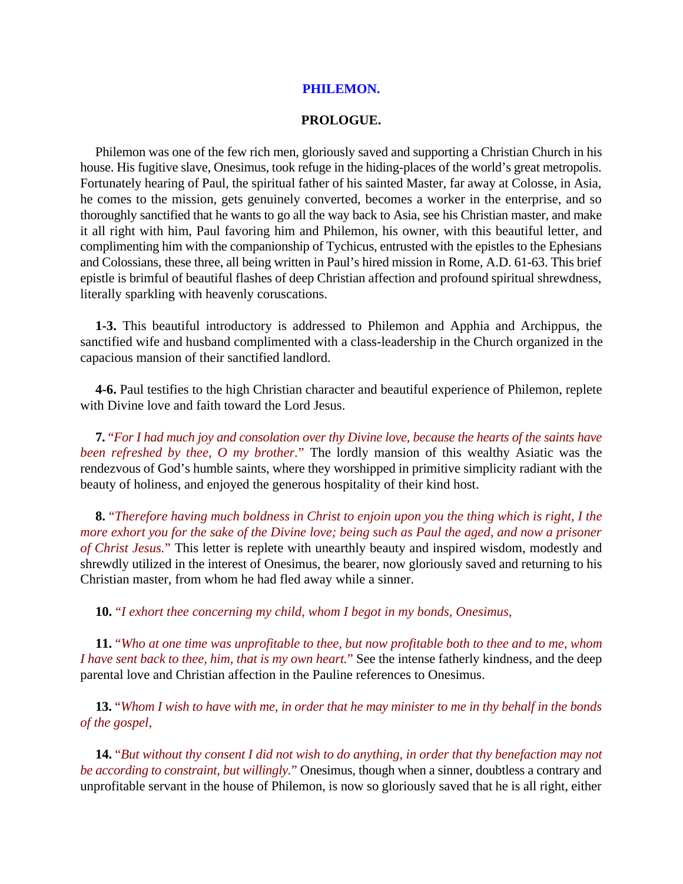# PHILEMON.

## PROLOGUE.

Philemon was one of the few rich men, gloriously saved and supporting a Christian Church in his house. His fugitive slave, Onesimus, took refuge in the hiding-places of the world's great metropolis. Fortunately hearing of Paul, the spiritual father of his sainted Master, far away at Colosse, in Asia, he comes to the mission, gets genuinely converted, becomes a worker in the enterprise, and so thoroughly sanctified that he wants to go all the way back to Asia, see his Christian master, and make it all right with him, Paul favoring him and Philemon, his owner, with this beautiful letter, and complimenting him with the companionship of Tychicus, entrusted with the epistles to the Ephesians and Colossians, these three, all being written in Paul's hired mission in Rome, A.D. 61-63. This brief epistle is brimful of beautiful flashes of deep Christian affection and profound spiritual shrewdness, literally sparkling with heavenly coruscations.

**1-3.** This beautiful introductory is addressed to Philemon and Apphia and Archippus, the sanctified wife and husband complimented with a class-leadership in the Church organized in the capacious mansion of their sanctified landlord.

**4-6.** Paul testifies to the high Christian character and beautiful experience of Philemon, replete with Divine love and faith toward the Lord Jesus.

**7.** "*For I had much joy and consolation over thy Divine love, because the hearts of the saints have been refreshed by thee, O my brother.*" The lordly mansion of this wealthy Asiatic was the rendezvous of God's humble saints, where they worshipped in primitive simplicity radiant with the beauty of holiness, and enjoyed the generous hospitality of their kind host.

**8.** "*Therefore having much boldness in Christ to enjoin upon you the thing which is right, I the more exhort you for the sake of the Divine love; being such as Paul the aged, and now a prisoner of Christ Jesus.*" This letter is replete with unearthly beauty and inspired wisdom, modestly and shrewdly utilized in the interest of Onesimus, the bearer, now gloriously saved and returning to his Christian master, from whom he had fled away while a sinner.

**10.** *"I exhort thee concerning my child, whom I begot in my bonds, Onesimus,*

**11.** "*Who at one time was unprofitable to thee, but now profitable both to thee and to me, whom I have sent back to thee, him, that is my own heart.*" See the intense fatherly kindness, and the deep parental love and Christian affection in the Pauline references to Onesimus.

**13.** "*Whom I wish to have with me, in order that he may minister to me in thy behalf in the bonds of the gospel,*

**14.** "*But without thy consent I did not wish to do anything, in order that thy benefaction may not be according to constraint, but willingly.*" Onesimus, though when a sinner, doubtless a contrary and unprofitable servant in the house of Philemon, is now so gloriously saved that he is all right, either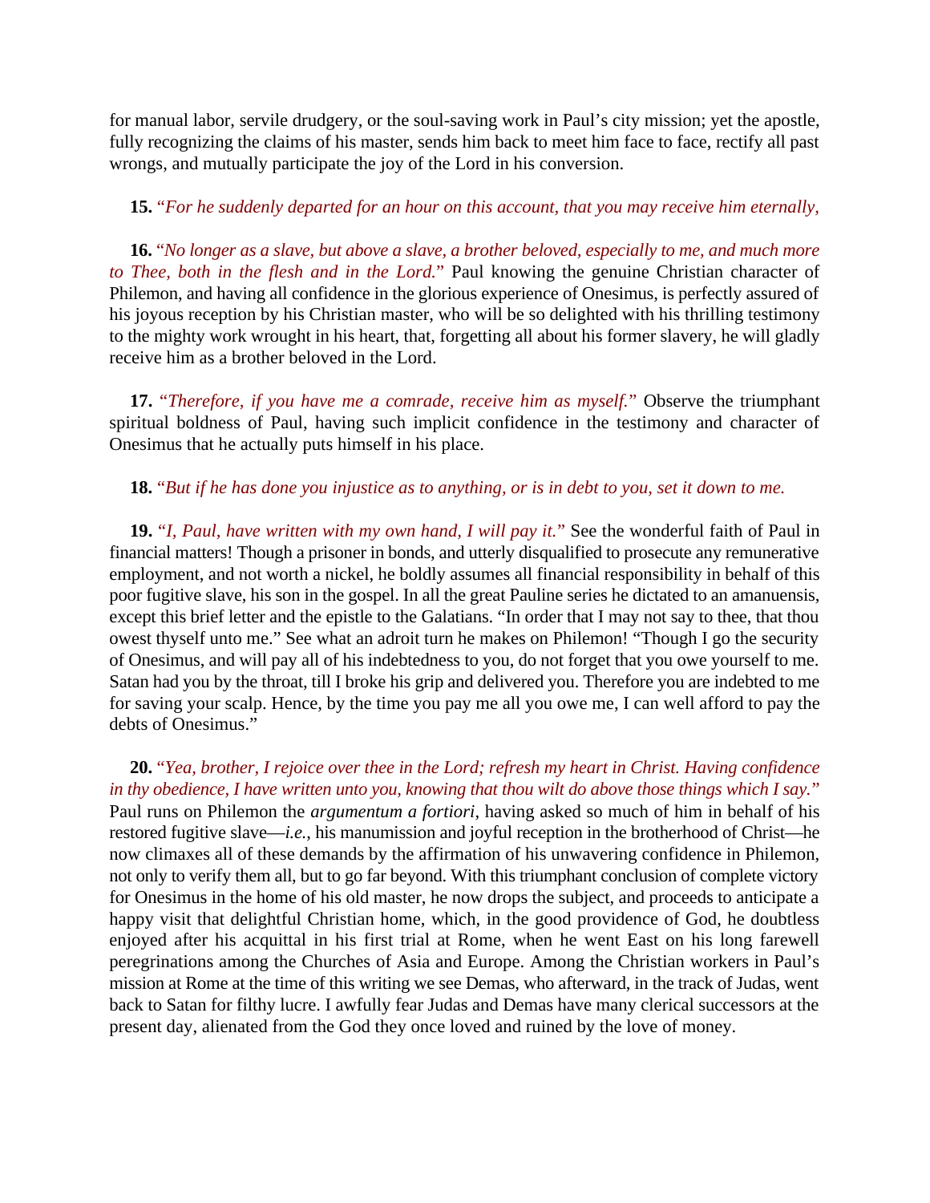for manual labor, servile drudgery, or the soul-saving work in Paul's city mission; yet the apostle, fully recognizing the claims of his master, sends him back to meet him face to face, rectify all past wrongs, and mutually participate the joy of the Lord in his conversion.

**15.** "*For he suddenly departed for an hour on this account, that you may receive him eternally,*

**16.** "*No longer as a slave, but above a slave, a brother beloved, especially to me, and much more to Thee, both in the flesh and in the Lord.*" Paul knowing the genuine Christian character of Philemon, and having all confidence in the glorious experience of Onesimus, is perfectly assured of his joyous reception by his Christian master, who will be so delighted with his thrilling testimony to the mighty work wrought in his heart, that, forgetting all about his former slavery, he will gladly receive him as a brother beloved in the Lord.

**17.** "*Therefore, if you have me a comrade, receive him as myself.*" Observe the triumphant spiritual boldness of Paul, having such implicit confidence in the testimony and character of Onesimus that he actually puts himself in his place.

**18.** "*But if he has done you injustice as to anything, or is in debt to you, set it down to me.*

**19.** "*I, Paul, have written with my own hand, I will pay it.*" See the wonderful faith of Paul in financial matters! Though a prisoner in bonds, and utterly disqualified to prosecute any remunerative employment, and not worth a nickel, he boldly assumes all financial responsibility in behalf of this poor fugitive slave, his son in the gospel. In all the great Pauline series he dictated to an amanuensis, except this brief letter and the epistle to the Galatians. "In order that I may not say to thee, that thou owest thyself unto me." See what an adroit turn he makes on Philemon! "Though I go the security of Onesimus, and will pay all of his indebtedness to you, do not forget that you owe yourself to me. Satan had you by the throat, till I broke his grip and delivered you. Therefore you are indebted to me for saving your scalp. Hence, by the time you pay me all you owe me, I can well afford to pay the debts of Onesimus."

**20.** "*Yea, brother, I rejoice over thee in the Lord; refresh my heart in Christ. Having confidence in thy obedience, I have written unto you, knowing that thou wilt do above those things which I say.*" Paul runs on Philemon the *argumentum a fortiori*, having asked so much of him in behalf of his restored fugitive slave—*i.e.*, his manumission and joyful reception in the brotherhood of Christ—he now climaxes all of these demands by the affirmation of his unwavering confidence in Philemon, not only to verify them all, but to go far beyond. With this triumphant conclusion of complete victory for Onesimus in the home of his old master, he now drops the subject, and proceeds to anticipate a happy visit that delightful Christian home, which, in the good providence of God, he doubtless enjoyed after his acquittal in his first trial at Rome, when he went East on his long farewell peregrinations among the Churches of Asia and Europe. Among the Christian workers in Paul's mission at Rome at the time of this writing we see Demas, who afterward, in the track of Judas, went back to Satan for filthy lucre. I awfully fear Judas and Demas have many clerical successors at the present day, alienated from the God they once loved and ruined by the love of money.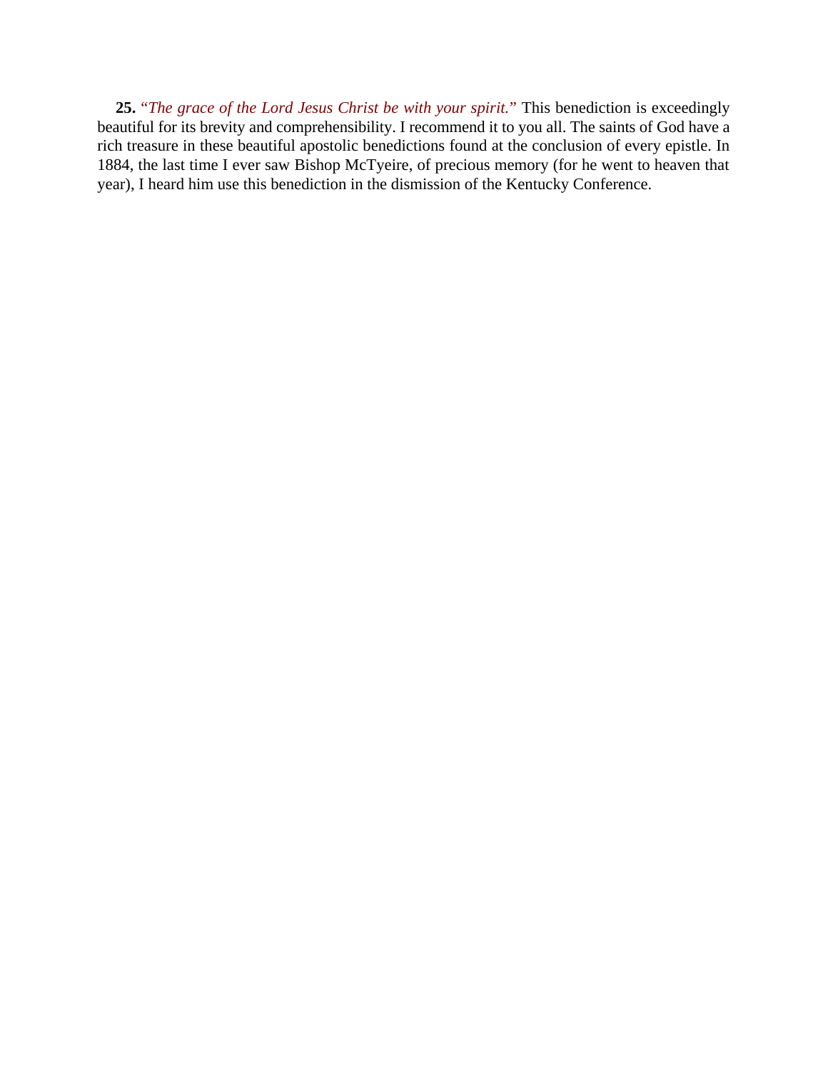**25.** *"The grace of the Lord Jesus Christ be with your spirit."* This benediction is exceedingly beautiful for its brevity and comprehensibility. I recommend it to you all. The saints of God have a rich treasure in these beautiful apostolic benedictions found at the conclusion of every epistle. In 1884, the last time I ever saw Bishop McTyeire, of precious memory (for he went to heaven that year), I heard him use this benediction in the dismission of the Kentucky Conference.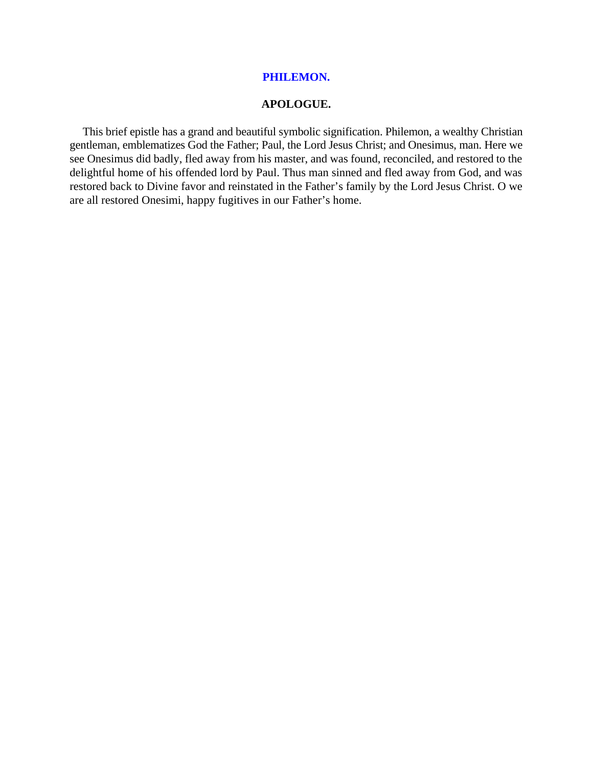# PHILEMON.

## APOLOGUE.

This brief epistle has a grand and beautiful symbolic signification. Philemon, a wealthy Christian gentleman, emblematizes God the Father; Paul, the Lord Jesus Christ; and Onesimus, man. Here we see Onesimus did badly, fled away from his master, and was found, reconciled, and restored to the delightful home of his offended lord by Paul. Thus man sinned and fled away from God, and was restored back to Divine favor and reinstated in the Father's family by the Lord Jesus Christ. O we are all restored Onesimi, happy fugitives in our Father's home.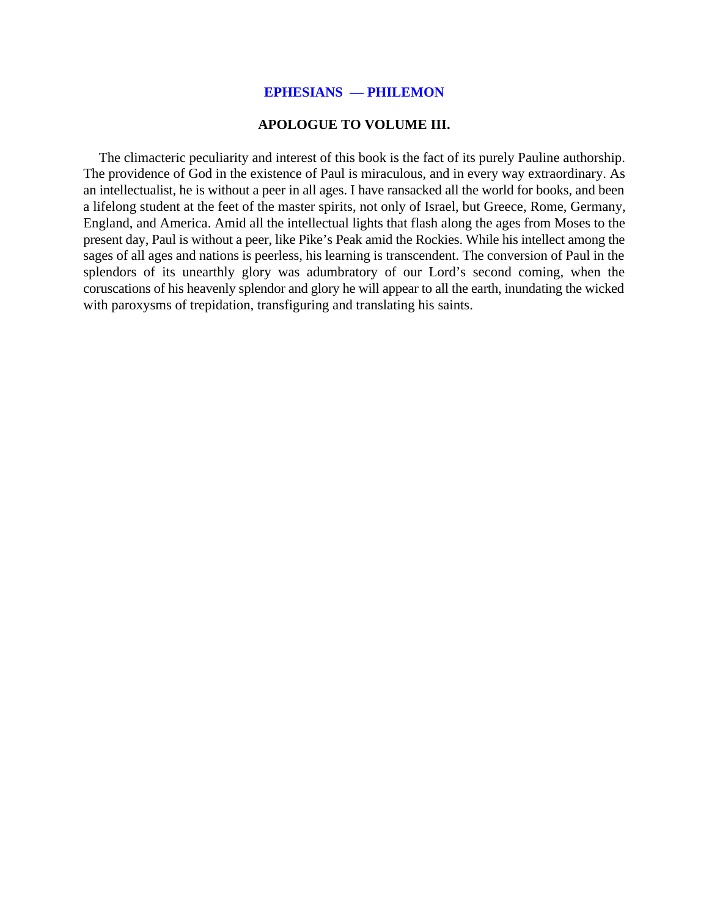## EPHESIANS — PHILEMON

### APOLOGUE TO VOLUME III.

The climacteric peculiarity and interest of this book is the fact of its purely Pauline authorship. The providence of God in the existence of Paul is miraculous, and in every way extraordinary. As an intellectualist, he is without a peer in all ages. I have ransacked all the world for books, and been a lifelong student at the feet of the master spirits, not only of Israel, but Greece, Rome, Germany, England, and America. Amid all the intellectual lights that flash along the ages from Moses to the present day, Paul is without a peer, like Pike's Peak amid the Rockies. While his intellect among the sages of all ages and nations is peerless, his learning is transcendent. The conversion of Paul in the splendors of its unearthly glory was adumbratory of our Lord's second coming, when the coruscations of his heavenly splendor and glory he will appear to all the earth, inundating the wicked with paroxysms of trepidation, transfiguring and translating his saints.